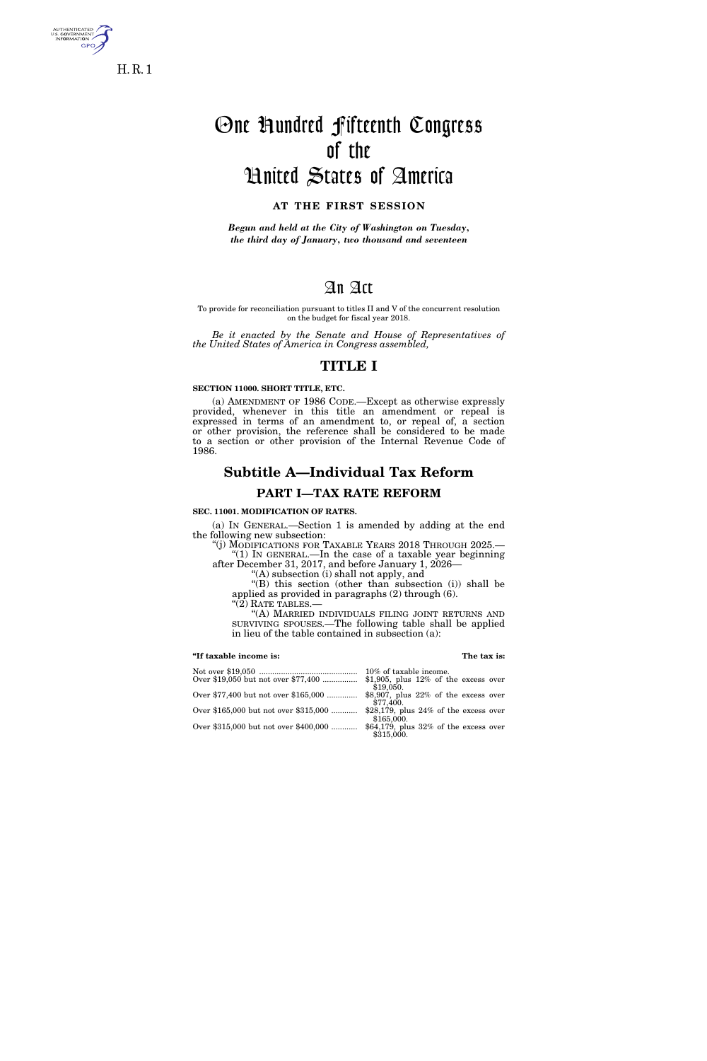H. R. 1

# One Hundred Fifteenth Congress of the United States of America

**AT THE FIRST SESSION**

*Begun and held at the City of Washington on Tuesday, the third day of January, two thousand and seventeen*

# An Act

To provide for reconciliation pursuant to titles II and V of the concurrent resolution on the budget for fiscal year 2018.

*Be it enacted by the Senate and House of Representatives of the United States of America in Congress assembled,*

## TITLE I

**SECTION 11000. SHORT TITLE, ETC.**

(a) AMENDMENT OF 1986 CODE.—Except as otherwise expressly provided, whenever in this title an amendment or repeal is expressed in terms of an amendment to, or repeal of, a section or other provision, the reference shall be considered to be made to a section or other provision of the Internal Revenue Code of 1986.

## Subtitle A—Individual Tax Reform

### PART I—TAX RATE REFORM

**SEC. 11001. MODIFICATION OF RATES.**

(a) IN GENERAL.—Section 1 is amended by adding at the end the following new subsection:

"(j) MODIFICATIONS FOR TAXABLE YEARS 2018 THROUGH 2025.—

"(1) IN GENERAL.—In the case of a taxable year beginning after December 31, 2017, and before January 1, 2026—

"(A) subsection (i) shall not apply, and

"(B) this section (other than subsection (i)) shall be applied as provided in paragraphs (2) through (6).

"(2) RATE TABLES.—

"(A) MARRIED INDIVIDUALS FILING JOINT RETURNS AND SURVIVING SPOUSES.—The following table shall be applied in lieu of the table contained in subsection (a):

| "If taxable income is: | The tax is: |
|---|---|
| Not over $19,050 | 10% of taxable income. |
| Over $19,050 but not over $77,400 | $1,905, plus 12% of the excess over $19,050. |
| Over $77,400 but not over $165,000 | $8,907, plus 22% of the excess over $77,400. |
| Over $165,000 but not over $315,000 | $28,179, plus 24% of the excess over $165,000. |
| Over $315,000 but not over $400,000 | $64,179, plus 32% of the excess over $315,000. |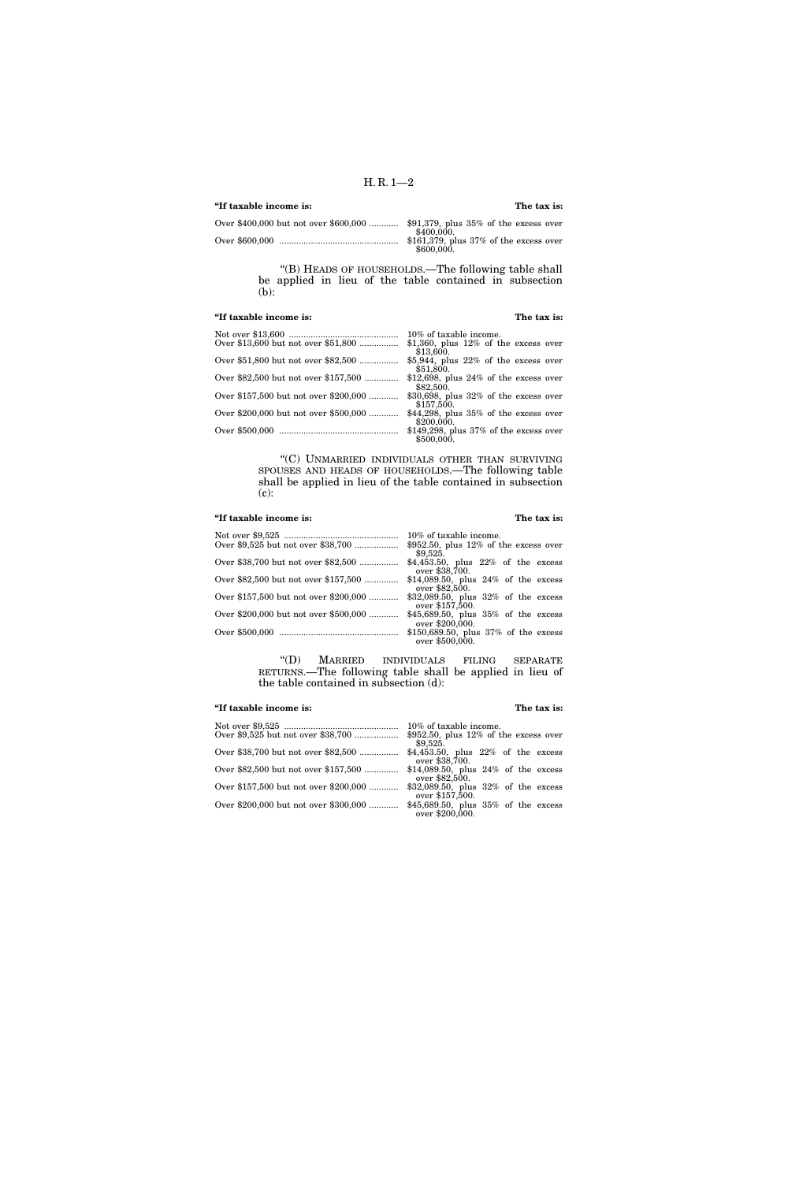| "If taxable income is: | The tax is: |
| --- | --- |
| Over $400,000 but not over $600,000 | $91,379, plus 35% of the excess over $400,000. |
| Over $600,000 | $161,379, plus 37% of the excess over $600,000. |

"(B) HEADS OF HOUSEHOLDS.—The following table shall be applied in lieu of the table contained in subsection (b):

| "If taxable income is: | The tax is: |
| --- | --- |
| Not over $13,600 | 10% of taxable income. |
| Over $13,600 but not over $51,800 | $1,360, plus 12% of the excess over $13,600. |
| Over $51,800 but not over $82,500 | $5,944, plus 22% of the excess over $51,800. |
| Over $82,500 but not over $157,500 | $12,698, plus 24% of the excess over $82,500. |
| Over $157,500 but not over $200,000 | $30,698, plus 32% of the excess over $157,500. |
| Over $200,000 but not over $500,000 | $44,298, plus 35% of the excess over $200,000. |
| Over $500,000 | $149,298, plus 37% of the excess over $500,000. |

"(C) UNMARRIED INDIVIDUALS OTHER THAN SURVIVING SPOUSES AND HEADS OF HOUSEHOLDS.—The following table shall be applied in lieu of the table contained in subsection (c):

| "If taxable income is: | The tax is: |
| --- | --- |
| Not over $9,525 | 10% of taxable income. |
| Over $9,525 but not over $38,700 | $952.50, plus 12% of the excess over $9,525. |
| Over $38,700 but not over $82,500 | $4,453.50, plus 22% of the excess over $38,700. |
| Over $82,500 but not over $157,500 | $14,089.50, plus 24% of the excess over $82,500. |
| Over $157,500 but not over $200,000 | $32,089.50, plus 32% of the excess over $157,500. |
| Over $200,000 but not over $500,000 | $45,689.50, plus 35% of the excess over $200,000. |
| Over $500,000 | $150,689.50, plus 37% of the excess over $500,000. |

"(D) MARRIED INDIVIDUALS FILING SEPARATE RETURNS.—The following table shall be applied in lieu of the table contained in subsection (d):

| "If taxable income is: | The tax is: |
| --- | --- |
| Not over $9,525 | 10% of taxable income. |
| Over $9,525 but not over $38,700 | $952.50, plus 12% of the excess over $9,525. |
| Over $38,700 but not over $82,500 | $4,453.50, plus 22% of the excess over $38,700. |
| Over $82,500 but not over $157,500 | $14,089.50, plus 24% of the excess over $82,500. |
| Over $157,500 but not over $200,000 | $32,089.50, plus 32% of the excess over $157,500. |
| Over $200,000 but not over $300,000 | $45,689.50, plus 35% of the excess over $200,000. |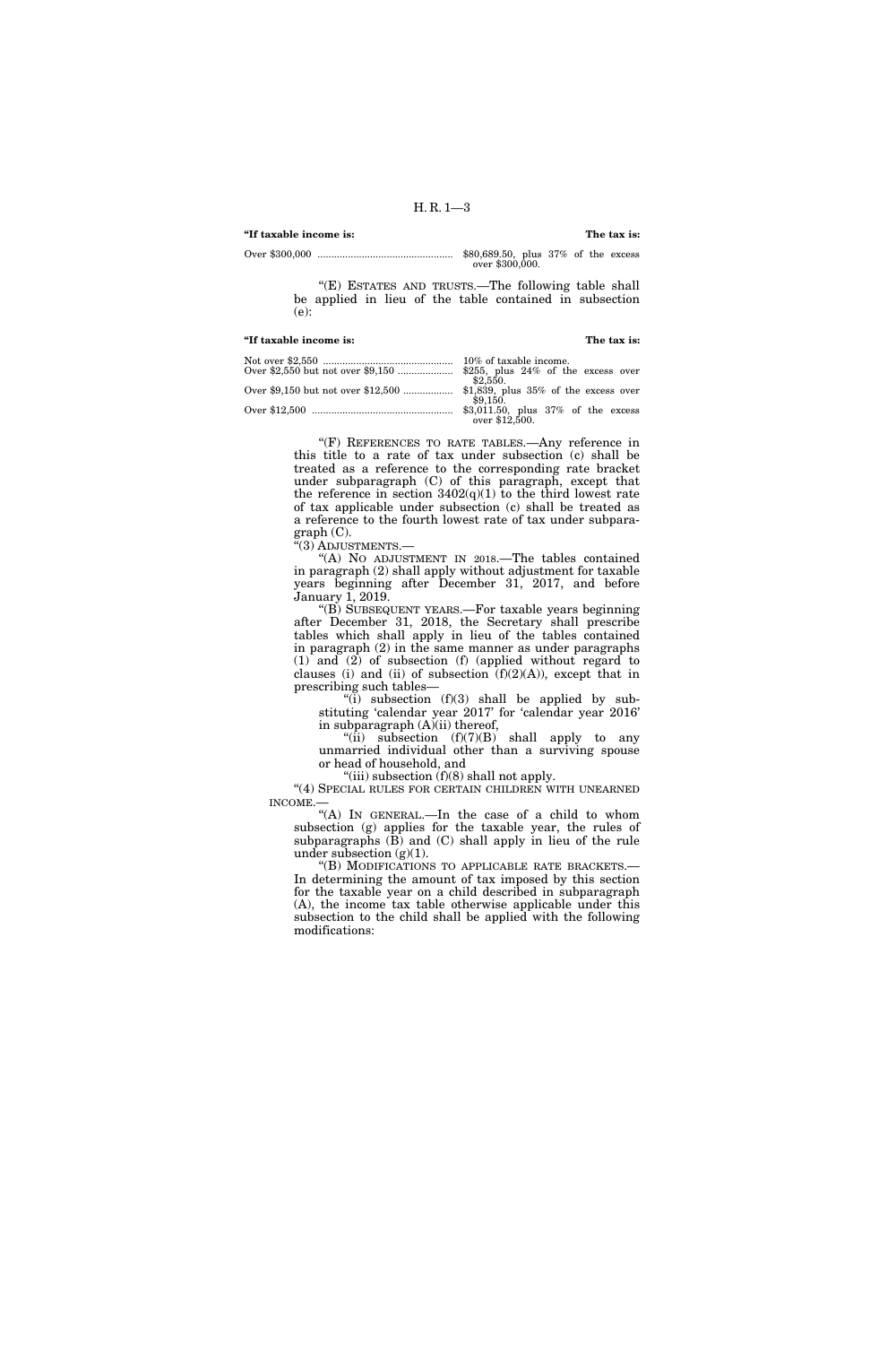| "If taxable income is: | The tax is: |
|---|---|
| Over $300,000 | $80,689.50, plus 37% of the excess over $300,000. |

"(E) ESTATES AND TRUSTS.—The following table shall be applied in lieu of the table contained in subsection (e):

| "If taxable income is: | The tax is: |
|---|---|
| Not over $2,550 | 10% of taxable income. |
| Over $2,550 but not over $9,150 | $255, plus 24% of the excess over $2,550. |
| Over $9,150 but not over $12,500 | $1,839, plus 35% of the excess over $9,150. |
| Over $12,500 | $3,011.50, plus 37% of the excess over $12,500. |

"(F) REFERENCES TO RATE TABLES.—Any reference in this title to a rate of tax under subsection (c) shall be treated as a reference to the corresponding rate bracket under subparagraph (C) of this paragraph, except that the reference in section 3402(q)(1) to the third lowest rate of tax applicable under subsection (c) shall be treated as a reference to the fourth lowest rate of tax under subparagraph (C).

"(3) ADJUSTMENTS.—

"(A) NO ADJUSTMENT IN 2018.—The tables contained in paragraph (2) shall apply without adjustment for taxable years beginning after December 31, 2017, and before January 1, 2019.

"(B) SUBSEQUENT YEARS.—For taxable years beginning after December 31, 2018, the Secretary shall prescribe tables which shall apply in lieu of the tables contained in paragraph (2) in the same manner as under paragraphs (1) and (2) of subsection (f) (applied without regard to clauses (i) and (ii) of subsection (f)(2)(A)), except that in prescribing such tables—

"(i) subsection (f)(3) shall be applied by substituting 'calendar year 2017' for 'calendar year 2016' in subparagraph (A)(ii) thereof,

"(ii) subsection (f)(7)(B) shall apply to any unmarried individual other than a surviving spouse or head of household, and

"(iii) subsection (f)(8) shall not apply.

"(4) SPECIAL RULES FOR CERTAIN CHILDREN WITH UNEARNED INCOME.—

"(A) IN GENERAL.—In the case of a child to whom subsection (g) applies for the taxable year, the rules of subparagraphs (B) and (C) shall apply in lieu of the rule under subsection (g)(1).

"(B) MODIFICATIONS TO APPLICABLE RATE BRACKETS.—In determining the amount of tax imposed by this section for the taxable year on a child described in subparagraph (A), the income tax table otherwise applicable under this subsection to the child shall be applied with the following modifications: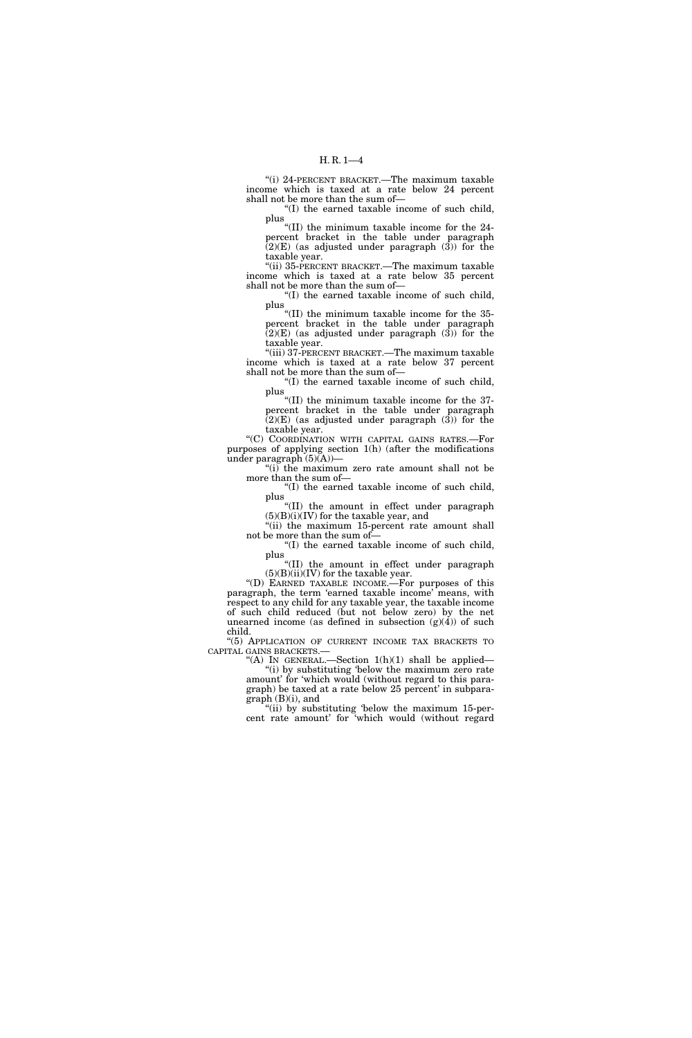"(i) 24-PERCENT BRACKET.—The maximum taxable income which is taxed at a rate below 24 percent shall not be more than the sum of—

"(I) the earned taxable income of such child, plus

"(II) the minimum taxable income for the 24-percent bracket in the table under paragraph (2)(E) (as adjusted under paragraph (3)) for the taxable year.

"(ii) 35-PERCENT BRACKET.—The maximum taxable income which is taxed at a rate below 35 percent shall not be more than the sum of—

"(I) the earned taxable income of such child, plus

"(II) the minimum taxable income for the 35-percent bracket in the table under paragraph (2)(E) (as adjusted under paragraph (3)) for the taxable year.

"(iii) 37-PERCENT BRACKET.—The maximum taxable income which is taxed at a rate below 37 percent shall not be more than the sum of—

"(I) the earned taxable income of such child, plus

"(II) the minimum taxable income for the 37-percent bracket in the table under paragraph (2)(E) (as adjusted under paragraph (3)) for the taxable year.

"(C) COORDINATION WITH CAPITAL GAINS RATES.—For purposes of applying section 1(h) (after the modifications under paragraph (5)(A))—

"(i) the maximum zero rate amount shall not be more than the sum of—

"(I) the earned taxable income of such child, plus

"(II) the amount in effect under paragraph (5)(B)(i)(IV) for the taxable year, and

"(ii) the maximum 15-percent rate amount shall not be more than the sum of—

"(I) the earned taxable income of such child, plus

"(II) the amount in effect under paragraph (5)(B)(ii)(IV) for the taxable year.

"(D) EARNED TAXABLE INCOME.—For purposes of this paragraph, the term 'earned taxable income' means, with respect to any child for any taxable year, the taxable income of such child reduced (but not below zero) by the net unearned income (as defined in subsection (g)(4)) of such child.

"(5) APPLICATION OF CURRENT INCOME TAX BRACKETS TO CAPITAL GAINS BRACKETS.—

"(A) IN GENERAL.—Section 1(h)(1) shall be applied—

"(i) by substituting 'below the maximum zero rate amount' for 'which would (without regard to this paragraph) be taxed at a rate below 25 percent' in subparagraph (B)(i), and

"(ii) by substituting 'below the maximum 15-percent rate amount' for 'which would (without regard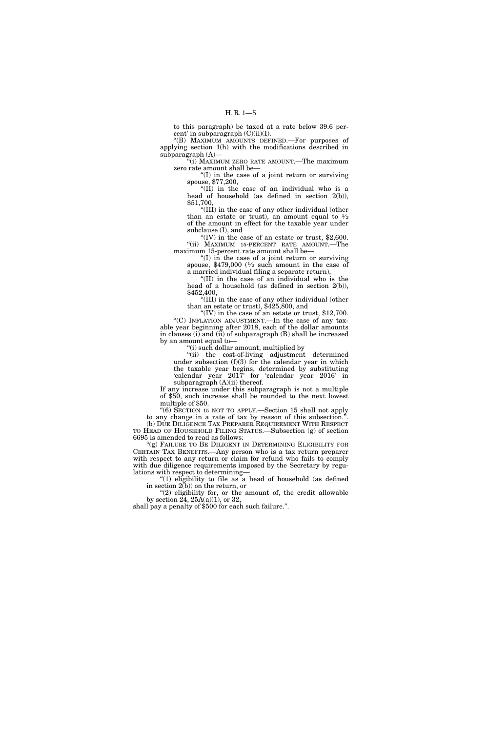to this paragraph) be taxed at a rate below 39.6 percent' in subparagraph (C)(ii)(I).

"(B) MAXIMUM AMOUNTS DEFINED.—For purposes of applying section 1(h) with the modifications described in subparagraph (A)—

"(i) MAXIMUM ZERO RATE AMOUNT.—The maximum zero rate amount shall be—

"(I) in the case of a joint return or surviving spouse, $77,200,

"(II) in the case of an individual who is a head of household (as defined in section 2(b)), $51,700,

"(III) in the case of any other individual (other than an estate or trust), an amount equal to ½ of the amount in effect for the taxable year under subclause (I), and

"(IV) in the case of an estate or trust, $2,600.

"(ii) MAXIMUM 15-PERCENT RATE AMOUNT.—The maximum 15-percent rate amount shall be—

"(I) in the case of a joint return or surviving spouse, $479,000 (½ such amount in the case of a married individual filing a separate return),

"(II) in the case of an individual who is the head of a household (as defined in section 2(b)), $452,400,

"(III) in the case of any other individual (other than an estate or trust), $425,800, and

"(IV) in the case of an estate or trust, $12,700.

"(C) INFLATION ADJUSTMENT.—In the case of any taxable year beginning after 2018, each of the dollar amounts in clauses (i) and (ii) of subparagraph (B) shall be increased by an amount equal to—

"(i) such dollar amount, multiplied by

"(ii) the cost-of-living adjustment determined under subsection (f)(3) for the calendar year in which the taxable year begins, determined by substituting 'calendar year 2017' for 'calendar year 2016' in subparagraph (A)(ii) thereof.

If any increase under this subparagraph is not a multiple of $50, such increase shall be rounded to the next lowest multiple of $50.

"(6) SECTION 15 NOT TO APPLY.—Section 15 shall not apply to any change in a rate of tax by reason of this subsection.".

(b) DUE DILIGENCE TAX PREPARER REQUIREMENT WITH RESPECT TO HEAD OF HOUSEHOLD FILING STATUS.—Subsection (g) of section 6695 is amended to read as follows:

"(g) FAILURE TO BE DILIGENT IN DETERMINING ELIGIBILITY FOR CERTAIN TAX BENEFITS.—Any person who is a tax return preparer with respect to any return or claim for refund who fails to comply with due diligence requirements imposed by the Secretary by regulations with respect to determining—

"(1) eligibility to file as a head of household (as defined in section 2(b)) on the return, or

"(2) eligibility for, or the amount of, the credit allowable by section 24, 25A(a)(1), or 32,

shall pay a penalty of $500 for each such failure.".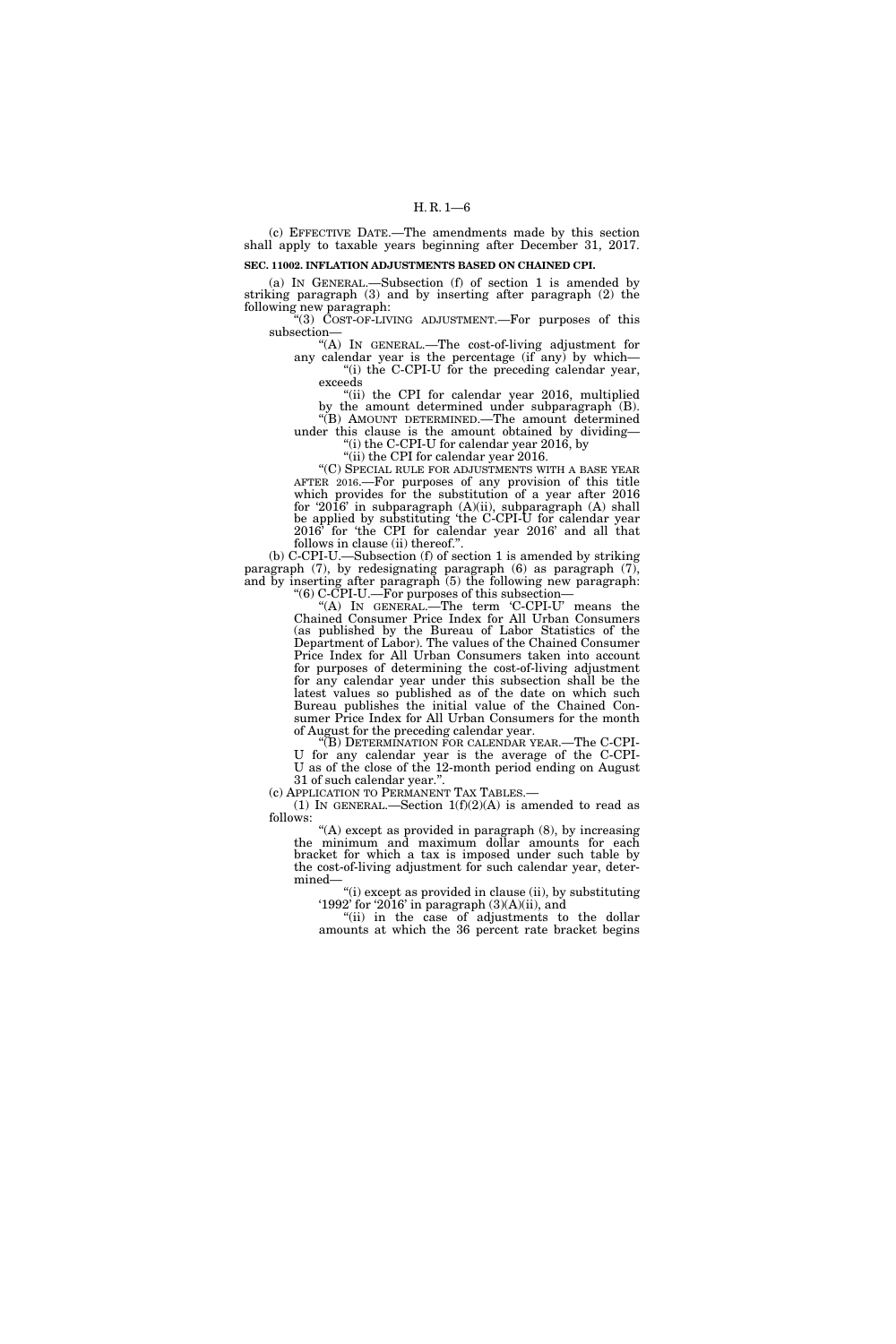(c) EFFECTIVE DATE.—The amendments made by this section shall apply to taxable years beginning after December 31, 2017.

**SEC. 11002. INFLATION ADJUSTMENTS BASED ON CHAINED CPI.**

(a) IN GENERAL.—Subsection (f) of section 1 is amended by striking paragraph (3) and by inserting after paragraph (2) the following new paragraph:

"(3) COST-OF-LIVING ADJUSTMENT.—For purposes of this subsection—

"(A) IN GENERAL.—The cost-of-living adjustment for any calendar year is the percentage (if any) by which—

"(i) the C-CPI-U for the preceding calendar year, exceeds

"(ii) the CPI for calendar year 2016, multiplied by the amount determined under subparagraph (B).

"(B) AMOUNT DETERMINED.—The amount determined under this clause is the amount obtained by dividing—

"(i) the C-CPI-U for calendar year 2016, by

"(ii) the CPI for calendar year 2016.

"(C) SPECIAL RULE FOR ADJUSTMENTS WITH A BASE YEAR AFTER 2016.—For purposes of any provision of this title which provides for the substitution of a year after 2016 for '2016' in subparagraph (A)(ii), subparagraph (A) shall be applied by substituting 'the C-CPI-U for calendar year 2016' for 'the CPI for calendar year 2016' and all that follows in clause (ii) thereof.".

(b) C-CPI-U.—Subsection (f) of section 1 is amended by striking paragraph (7), by redesignating paragraph (6) as paragraph (7), and by inserting after paragraph (5) the following new paragraph:

"(6) C-CPI-U.—For purposes of this subsection—

"(A) IN GENERAL.—The term 'C-CPI-U' means the Chained Consumer Price Index for All Urban Consumers (as published by the Bureau of Labor Statistics of the Department of Labor). The values of the Chained Consumer Price Index for All Urban Consumers taken into account for purposes of determining the cost-of-living adjustment for any calendar year under this subsection shall be the latest values so published as of the date on which such Bureau publishes the initial value of the Chained Consumer Price Index for All Urban Consumers for the month of August for the preceding calendar year.

"(B) DETERMINATION FOR CALENDAR YEAR.—The C-CPI-U for any calendar year is the average of the C-CPI-U as of the close of the 12-month period ending on August 31 of such calendar year.".

(c) APPLICATION TO PERMANENT TAX TABLES.—

(1) IN GENERAL.—Section 1(f)(2)(A) is amended to read as follows:

"(A) except as provided in paragraph (8), by increasing the minimum and maximum dollar amounts for each bracket for which a tax is imposed under such table by the cost-of-living adjustment for such calendar year, determined—

"(i) except as provided in clause (ii), by substituting '1992' for '2016' in paragraph (3)(A)(ii), and

"(ii) in the case of adjustments to the dollar amounts at which the 36 percent rate bracket begins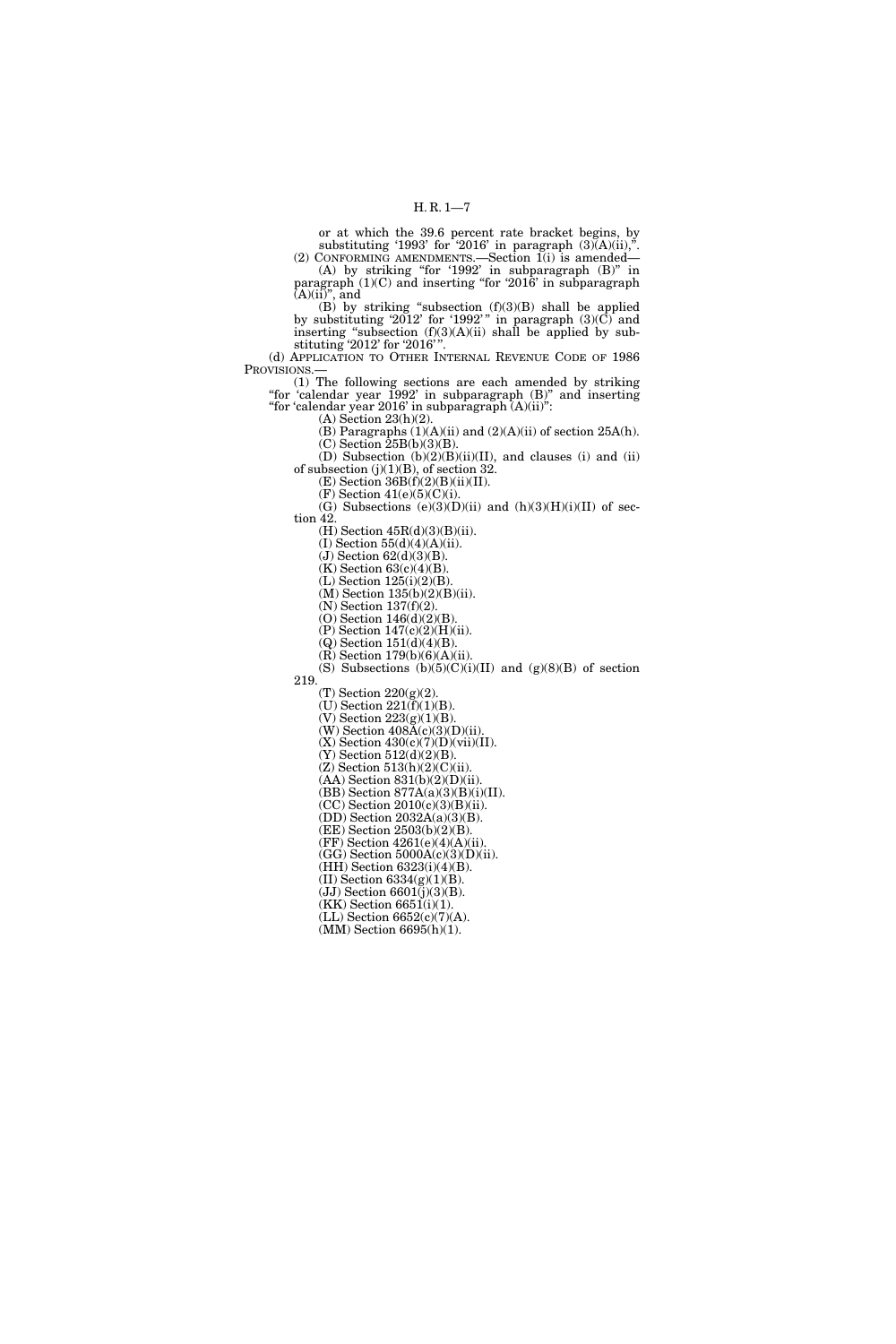or at which the 39.6 percent rate bracket begins, by substituting '1993' for '2016' in paragraph (3)(A)(ii),".

(2) CONFORMING AMENDMENTS.—Section 1(i) is amended—

(A) by striking "for '1992' in subparagraph (B)" in paragraph (1)(C) and inserting "for '2016' in subparagraph (A)(ii)", and

(B) by striking "subsection (f)(3)(B) shall be applied by substituting '2012' for '1992' " in paragraph (3)(C) and inserting "subsection (f)(3)(A)(ii) shall be applied by substituting '2012' for '2016' ".

(d) APPLICATION TO OTHER INTERNAL REVENUE CODE OF 1986 PROVISIONS.—

(1) The following sections are each amended by striking "for 'calendar year 1992' in subparagraph (B)" and inserting "for 'calendar year 2016' in subparagraph (A)(ii)":

(A) Section 23(h)(2).

(B) Paragraphs (1)(A)(ii) and (2)(A)(ii) of section 25A(h).

(C) Section 25B(b)(3)(B).

(D) Subsection (b)(2)(B)(ii)(II), and clauses (i) and (ii) of subsection (j)(1)(B), of section 32.

(E) Section 36B(f)(2)(B)(ii)(II).

(F) Section 41(e)(5)(C)(i).

(G) Subsections (e)(3)(D)(ii) and (h)(3)(H)(i)(II) of section 42.

(H) Section 45R(d)(3)(B)(ii).

(I) Section 55(d)(4)(A)(ii).

(J) Section 62(d)(3)(B).

(K) Section 63(c)(4)(B).

(L) Section 125(i)(2)(B).

(M) Section 135(b)(2)(B)(ii).

(N) Section 137(f)(2).

(O) Section 146(d)(2)(B).

(P) Section 147(c)(2)(H)(ii).

(Q) Section 151(d)(4)(B).

(R) Section 179(b)(6)(A)(ii).

(S) Subsections (b)(5)(C)(i)(II) and (g)(8)(B) of section 219.

(T) Section 220(g)(2).

(U) Section 221(f)(1)(B).

(V) Section 223(g)(1)(B).

(W) Section 408A(c)(3)(D)(ii).

(X) Section 430(c)(7)(D)(vii)(II).

(Y) Section 512(d)(2)(B).

(Z) Section 513(h)(2)(C)(ii).

(AA) Section 831(b)(2)(D)(ii).

(BB) Section 877A(a)(3)(B)(i)(II).

(CC) Section 2010(c)(3)(B)(ii).

(DD) Section 2032A(a)(3)(B).

(EE) Section 2503(b)(2)(B).

(FF) Section 4261(e)(4)(A)(ii).

(GG) Section 5000A(c)(3)(D)(ii).

(HH) Section 6323(i)(4)(B).

(II) Section 6334(g)(1)(B).

(JJ) Section 6601(j)(3)(B).

(KK) Section 6651(i)(1).

(LL) Section 6652(c)(7)(A).

(MM) Section 6695(h)(1).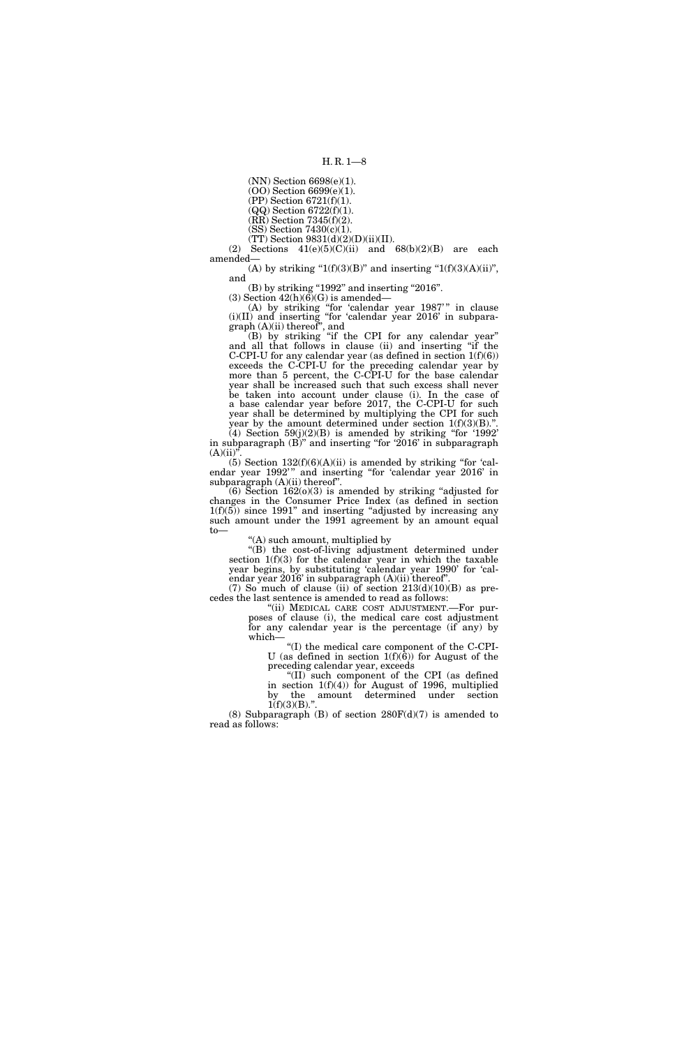(NN) Section 6698(e)(1).

(OO) Section 6699(e)(1).

(PP) Section 6721(f)(1).

(QQ) Section 6722(f)(1).

(RR) Section 7345(f)(2).

(SS) Section 7430(c)(1).

(TT) Section 9831(d)(2)(D)(ii)(II).

(2) Sections 41(e)(5)(C)(ii) and 68(b)(2)(B) are each amended—

(A) by striking "1(f)(3)(B)" and inserting "1(f)(3)(A)(ii)", and

(B) by striking "1992" and inserting "2016".

(3) Section 42(h)(6)(G) is amended—

(A) by striking "for 'calendar year 1987'" in clause (i)(II) and inserting "for 'calendar year 2016' in subparagraph (A)(ii) thereof", and

(B) by striking "if the CPI for any calendar year" and all that follows in clause (ii) and inserting "if the C-CPI-U for any calendar year (as defined in section 1(f)(6)) exceeds the C-CPI-U for the preceding calendar year by more than 5 percent, the C-CPI-U for the base calendar year shall be increased such that such excess shall never be taken into account under clause (i). In the case of a base calendar year before 2017, the C-CPI-U for such year shall be determined by multiplying the CPI for such year by the amount determined under section 1(f)(3)(B).".

(4) Section 59(j)(2)(B) is amended by striking "for '1992' in subparagraph (B)" and inserting "for '2016' in subparagraph (A)(ii)".

(5) Section 132(f)(6)(A)(ii) is amended by striking "for 'calendar year 1992'" and inserting "for 'calendar year 2016' in subparagraph (A)(ii) thereof".

(6) Section 162(o)(3) is amended by striking "adjusted for changes in the Consumer Price Index (as defined in section 1(f)(5)) since 1991" and inserting "adjusted by increasing any such amount under the 1991 agreement by an amount equal to—

"(A) such amount, multiplied by

"(B) the cost-of-living adjustment determined under section 1(f)(3) for the calendar year in which the taxable year begins, by substituting 'calendar year 1990' for 'calendar year 2016' in subparagraph (A)(ii) thereof".

(7) So much of clause (ii) of section 213(d)(10)(B) as precedes the last sentence is amended to read as follows:

"(ii) MEDICAL CARE COST ADJUSTMENT.—For purposes of clause (i), the medical care cost adjustment for any calendar year is the percentage (if any) by which—

"(I) the medical care component of the C-CPI-U (as defined in section 1(f)(6)) for August of the preceding calendar year, exceeds

"(II) such component of the CPI (as defined in section 1(f)(4)) for August of 1996, multiplied by the amount determined under section 1(f)(3)(B).".

(8) Subparagraph (B) of section 280F(d)(7) is amended to read as follows: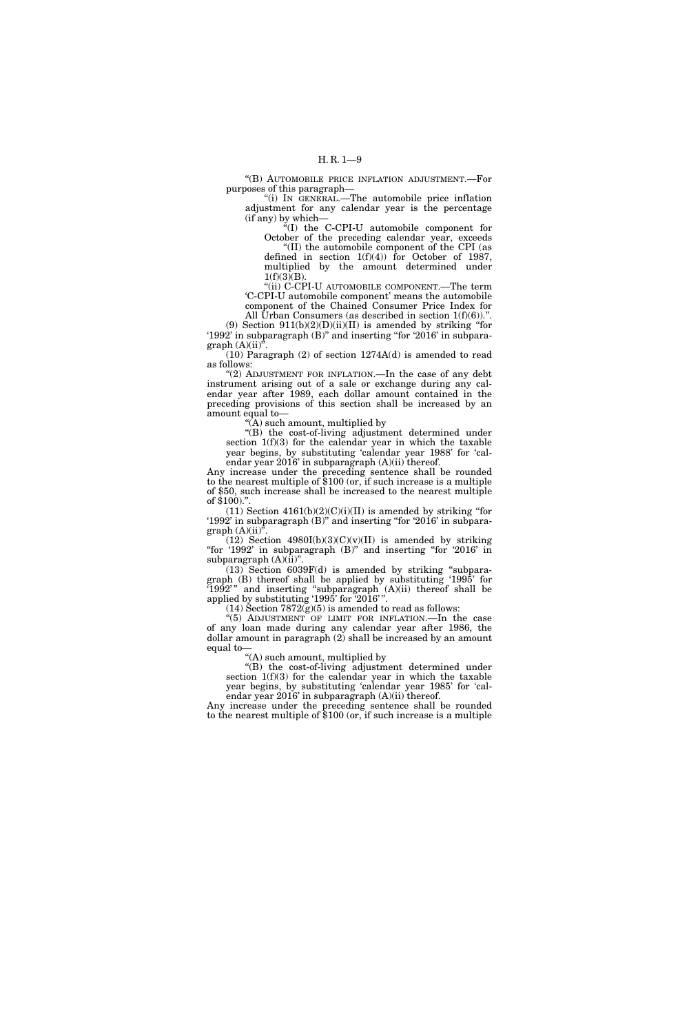"(B) AUTOMOBILE PRICE INFLATION ADJUSTMENT.—For purposes of this paragraph—

"(i) IN GENERAL.—The automobile price inflation adjustment for any calendar year is the percentage (if any) by which—

"(I) the C-CPI-U automobile component for October of the preceding calendar year, exceeds

"(II) the automobile component of the CPI (as defined in section 1(f)(4)) for October of 1987, multiplied by the amount determined under 1(f)(3)(B).

"(ii) C-CPI-U AUTOMOBILE COMPONENT.—The term 'C-CPI-U automobile component' means the automobile component of the Chained Consumer Price Index for All Urban Consumers (as described in section 1(f)(6)).".

(9) Section 911(b)(2)(D)(ii)(II) is amended by striking "for '1992' in subparagraph (B)" and inserting "for '2016' in subparagraph (A)(ii)".

(10) Paragraph (2) of section 1274A(d) is amended to read as follows:

"(2) ADJUSTMENT FOR INFLATION.—In the case of any debt instrument arising out of a sale or exchange during any calendar year after 1989, each dollar amount contained in the preceding provisions of this section shall be increased by an amount equal to—

"(A) such amount, multiplied by

"(B) the cost-of-living adjustment determined under section 1(f)(3) for the calendar year in which the taxable year begins, by substituting 'calendar year 1988' for 'calendar year 2016' in subparagraph (A)(ii) thereof.

Any increase under the preceding sentence shall be rounded to the nearest multiple of $100 (or, if such increase is a multiple of $50, such increase shall be increased to the nearest multiple of $100).".

(11) Section 4161(b)(2)(C)(i)(II) is amended by striking "for '1992' in subparagraph (B)" and inserting "for '2016' in subparagraph (A)(ii)".

(12) Section 4980I(b)(3)(C)(v)(II) is amended by striking "for '1992' in subparagraph (B)" and inserting "for '2016' in subparagraph (A)(ii)".

(13) Section 6039F(d) is amended by striking "subparagraph (B) thereof shall be applied by substituting '1995' for '1992'" and inserting "subparagraph (A)(ii) thereof shall be applied by substituting '1995' for '2016'".

(14) Section 7872(g)(5) is amended to read as follows:

"(5) ADJUSTMENT OF LIMIT FOR INFLATION.—In the case of any loan made during any calendar year after 1986, the dollar amount in paragraph (2) shall be increased by an amount equal to—

"(A) such amount, multiplied by

"(B) the cost-of-living adjustment determined under section 1(f)(3) for the calendar year in which the taxable year begins, by substituting 'calendar year 1985' for 'calendar year 2016' in subparagraph (A)(ii) thereof.

Any increase under the preceding sentence shall be rounded to the nearest multiple of $100 (or, if such increase is a multiple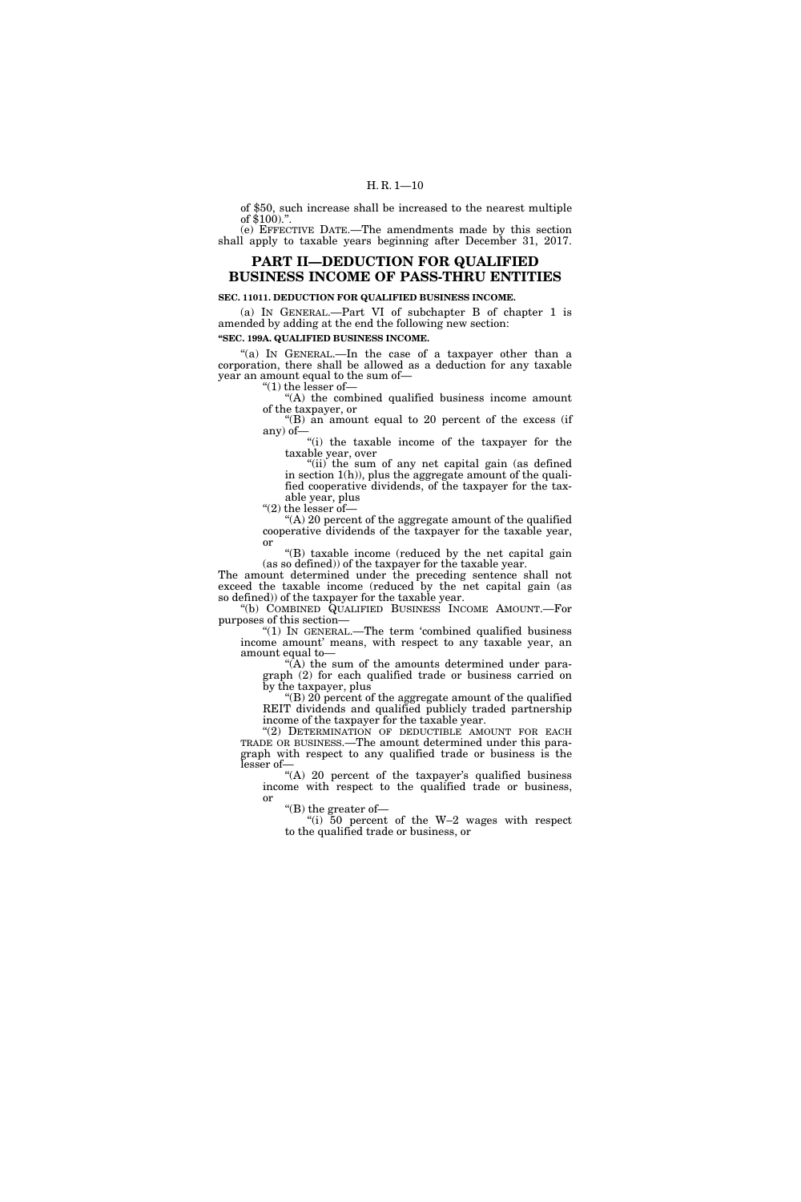of $50, such increase shall be increased to the nearest multiple of $100).''.

(e) EFFECTIVE DATE.—The amendments made by this section shall apply to taxable years beginning after December 31, 2017.

## PART II—DEDUCTION FOR QUALIFIED BUSINESS INCOME OF PASS-THRU ENTITIES

**SEC. 11011. DEDUCTION FOR QUALIFIED BUSINESS INCOME.**

(a) IN GENERAL.—Part VI of subchapter B of chapter 1 is amended by adding at the end the following new section:

**''SEC. 199A. QUALIFIED BUSINESS INCOME.**

''(a) IN GENERAL.—In the case of a taxpayer other than a corporation, there shall be allowed as a deduction for any taxable year an amount equal to the sum of—

''(1) the lesser of—

''(A) the combined qualified business income amount of the taxpayer, or

''(B) an amount equal to 20 percent of the excess (if any) of—

''(i) the taxable income of the taxpayer for the taxable year, over

''(ii) the sum of any net capital gain (as defined in section 1(h)), plus the aggregate amount of the qualified cooperative dividends, of the taxpayer for the taxable year, plus

''(2) the lesser of—

''(A) 20 percent of the aggregate amount of the qualified cooperative dividends of the taxpayer for the taxable year, or

''(B) taxable income (reduced by the net capital gain (as so defined)) of the taxpayer for the taxable year.

The amount determined under the preceding sentence shall not exceed the taxable income (reduced by the net capital gain (as so defined)) of the taxpayer for the taxable year.

''(b) COMBINED QUALIFIED BUSINESS INCOME AMOUNT.—For purposes of this section—

''(1) IN GENERAL.—The term 'combined qualified business income amount' means, with respect to any taxable year, an amount equal to—

''(A) the sum of the amounts determined under paragraph (2) for each qualified trade or business carried on by the taxpayer, plus

''(B) 20 percent of the aggregate amount of the qualified REIT dividends and qualified publicly traded partnership income of the taxpayer for the taxable year.

''(2) DETERMINATION OF DEDUCTIBLE AMOUNT FOR EACH TRADE OR BUSINESS.—The amount determined under this paragraph with respect to any qualified trade or business is the lesser of—

''(A) 20 percent of the taxpayer's qualified business income with respect to the qualified trade or business, or

''(B) the greater of—

''(i) 50 percent of the W–2 wages with respect to the qualified trade or business, or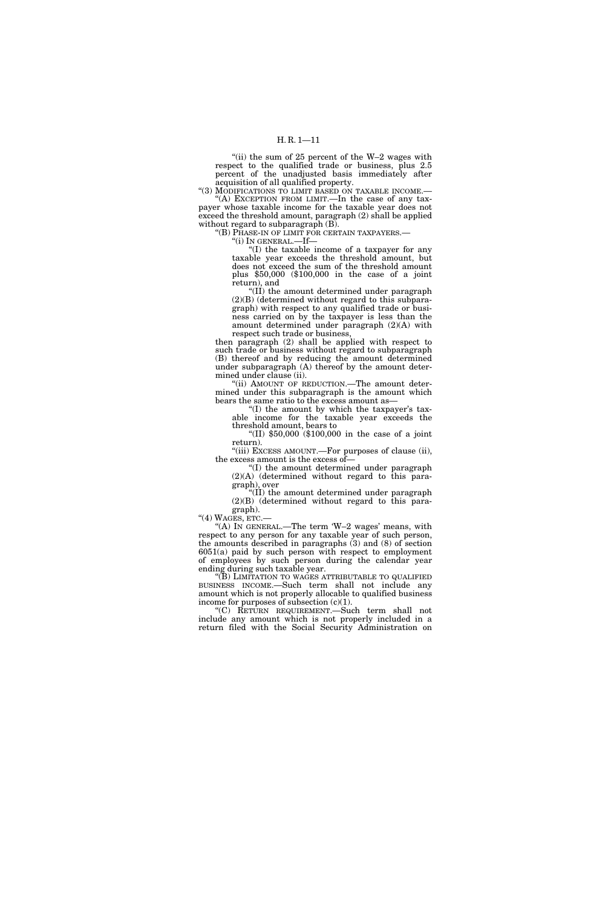"(ii) the sum of 25 percent of the W–2 wages with respect to the qualified trade or business, plus 2.5 percent of the unadjusted basis immediately after acquisition of all qualified property.

"(3) MODIFICATIONS TO LIMIT BASED ON TAXABLE INCOME.—

"(A) EXCEPTION FROM LIMIT.—In the case of any taxpayer whose taxable income for the taxable year does not exceed the threshold amount, paragraph (2) shall be applied without regard to subparagraph (B).

"(B) PHASE-IN OF LIMIT FOR CERTAIN TAXPAYERS.—

"(i) IN GENERAL.—If—

"(I) the taxable income of a taxpayer for any taxable year exceeds the threshold amount, but does not exceed the sum of the threshold amount plus $50,000 ($100,000 in the case of a joint return), and

"(II) the amount determined under paragraph (2)(B) (determined without regard to this subparagraph) with respect to any qualified trade or business carried on by the taxpayer is less than the amount determined under paragraph (2)(A) with respect such trade or business,

then paragraph (2) shall be applied with respect to such trade or business without regard to subparagraph (B) thereof and by reducing the amount determined under subparagraph (A) thereof by the amount determined under clause (ii).

"(ii) AMOUNT OF REDUCTION.—The amount determined under this subparagraph is the amount which bears the same ratio to the excess amount as—

"(I) the amount by which the taxpayer's taxable income for the taxable year exceeds the threshold amount, bears to

"(II) $50,000 ($100,000 in the case of a joint return).

"(iii) EXCESS AMOUNT.—For purposes of clause (ii), the excess amount is the excess of—

"(I) the amount determined under paragraph (2)(A) (determined without regard to this paragraph), over

"(II) the amount determined under paragraph (2)(B) (determined without regard to this paragraph).

"(4) WAGES, ETC.—

"(A) IN GENERAL.—The term 'W–2 wages' means, with respect to any person for any taxable year of such person, the amounts described in paragraphs (3) and (8) of section 6051(a) paid by such person with respect to employment of employees by such person during the calendar year ending during such taxable year.

"(B) LIMITATION TO WAGES ATTRIBUTABLE TO QUALIFIED BUSINESS INCOME.—Such term shall not include any amount which is not properly allocable to qualified business income for purposes of subsection (c)(1).

"(C) RETURN REQUIREMENT.—Such term shall not include any amount which is not properly included in a return filed with the Social Security Administration on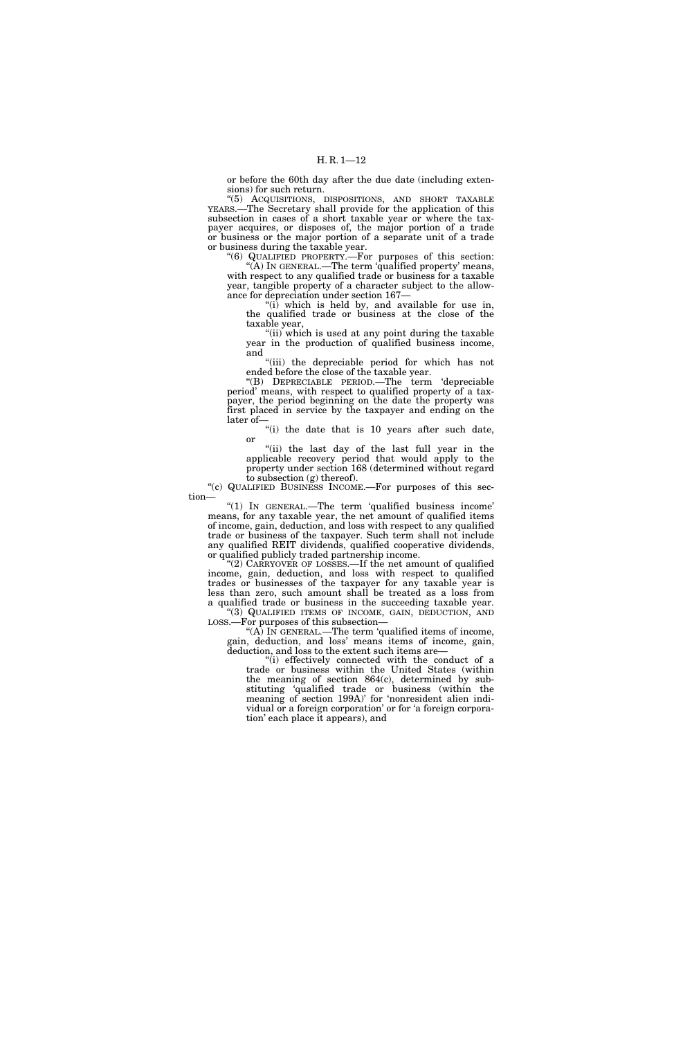or before the 60th day after the due date (including extensions) for such return.

"(5) ACQUISITIONS, DISPOSITIONS, AND SHORT TAXABLE YEARS.—The Secretary shall provide for the application of this subsection in cases of a short taxable year or where the taxpayer acquires, or disposes of, the major portion of a trade or business or the major portion of a separate unit of a trade or business during the taxable year.

"(6) QUALIFIED PROPERTY.—For purposes of this section:

"(A) IN GENERAL.—The term 'qualified property' means, with respect to any qualified trade or business for a taxable year, tangible property of a character subject to the allowance for depreciation under section 167—

"(i) which is held by, and available for use in, the qualified trade or business at the close of the taxable year,

"(ii) which is used at any point during the taxable year in the production of qualified business income, and

"(iii) the depreciable period for which has not ended before the close of the taxable year.

"(B) DEPRECIABLE PERIOD.—The term 'depreciable period' means, with respect to qualified property of a taxpayer, the period beginning on the date the property was first placed in service by the taxpayer and ending on the later of—

"(i) the date that is 10 years after such date, or

"(ii) the last day of the last full year in the applicable recovery period that would apply to the property under section 168 (determined without regard to subsection (g) thereof).

"(c) QUALIFIED BUSINESS INCOME.—For purposes of this section—

"(1) IN GENERAL.—The term 'qualified business income' means, for any taxable year, the net amount of qualified items of income, gain, deduction, and loss with respect to any qualified trade or business of the taxpayer. Such term shall not include any qualified REIT dividends, qualified cooperative dividends, or qualified publicly traded partnership income.

"(2) CARRYOVER OF LOSSES.—If the net amount of qualified income, gain, deduction, and loss with respect to qualified trades or businesses of the taxpayer for any taxable year is less than zero, such amount shall be treated as a loss from a qualified trade or business in the succeeding taxable year.

"(3) QUALIFIED ITEMS OF INCOME, GAIN, DEDUCTION, AND LOSS.—For purposes of this subsection—

"(A) IN GENERAL.—The term 'qualified items of income, gain, deduction, and loss' means items of income, gain, deduction, and loss to the extent such items are—

"(i) effectively connected with the conduct of a trade or business within the United States (within the meaning of section 864(c), determined by substituting 'qualified trade or business (within the meaning of section 199A)' for 'nonresident alien individual or a foreign corporation' or for 'a foreign corporation' each place it appears), and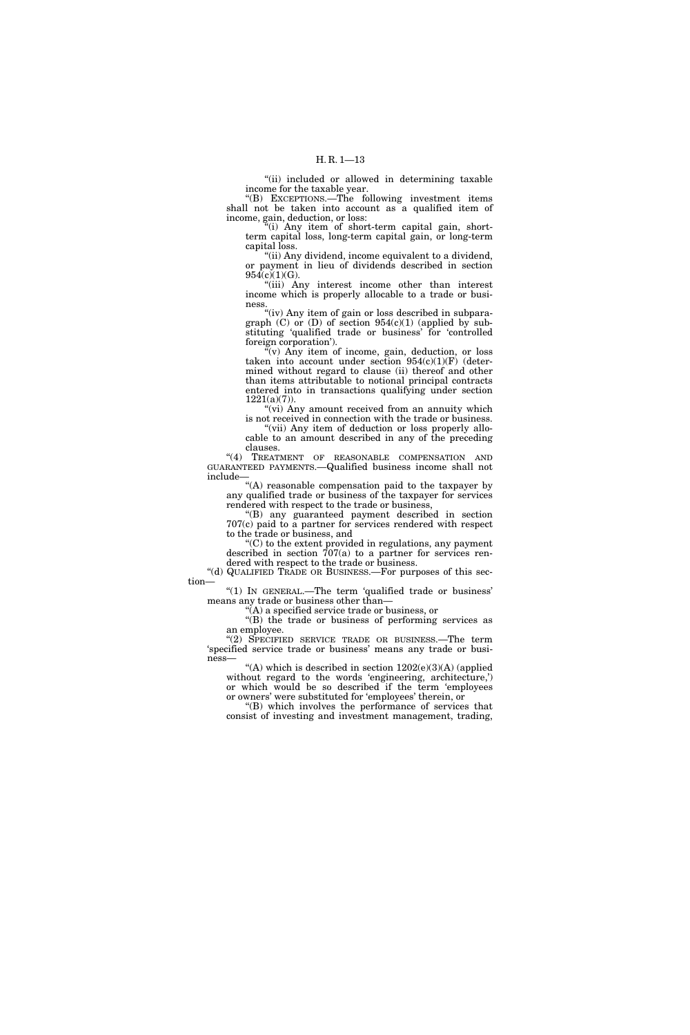"(ii) included or allowed in determining taxable income for the taxable year.

"(B) EXCEPTIONS.—The following investment items shall not be taken into account as a qualified item of income, gain, deduction, or loss:

"(i) Any item of short-term capital gain, short-term capital loss, long-term capital gain, or long-term capital loss.

"(ii) Any dividend, income equivalent to a dividend, or payment in lieu of dividends described in section 954(c)(1)(G).

"(iii) Any interest income other than interest income which is properly allocable to a trade or business.

"(iv) Any item of gain or loss described in subparagraph (C) or (D) of section 954(c)(1) (applied by substituting 'qualified trade or business' for 'controlled foreign corporation').

"(v) Any item of income, gain, deduction, or loss taken into account under section 954(c)(1)(F) (determined without regard to clause (ii) thereof and other than items attributable to notional principal contracts entered into in transactions qualifying under section 1221(a)(7)).

"(vi) Any amount received from an annuity which is not received in connection with the trade or business.

"(vii) Any item of deduction or loss properly allocable to an amount described in any of the preceding clauses.

"(4) TREATMENT OF REASONABLE COMPENSATION AND GUARANTEED PAYMENTS.—Qualified business income shall not include—

"(A) reasonable compensation paid to the taxpayer by any qualified trade or business of the taxpayer for services rendered with respect to the trade or business,

"(B) any guaranteed payment described in section 707(c) paid to a partner for services rendered with respect to the trade or business, and

"(C) to the extent provided in regulations, any payment described in section 707(a) to a partner for services rendered with respect to the trade or business.

"(d) QUALIFIED TRADE OR BUSINESS.—For purposes of this section—

"(1) IN GENERAL.—The term 'qualified trade or business' means any trade or business other than—

"(A) a specified service trade or business, or

"(B) the trade or business of performing services as an employee.

"(2) SPECIFIED SERVICE TRADE OR BUSINESS.—The term 'specified service trade or business' means any trade or business—

"(A) which is described in section 1202(e)(3)(A) (applied without regard to the words 'engineering, architecture,') or which would be so described if the term 'employees or owners' were substituted for 'employees' therein, or

"(B) which involves the performance of services that consist of investing and investment management, trading,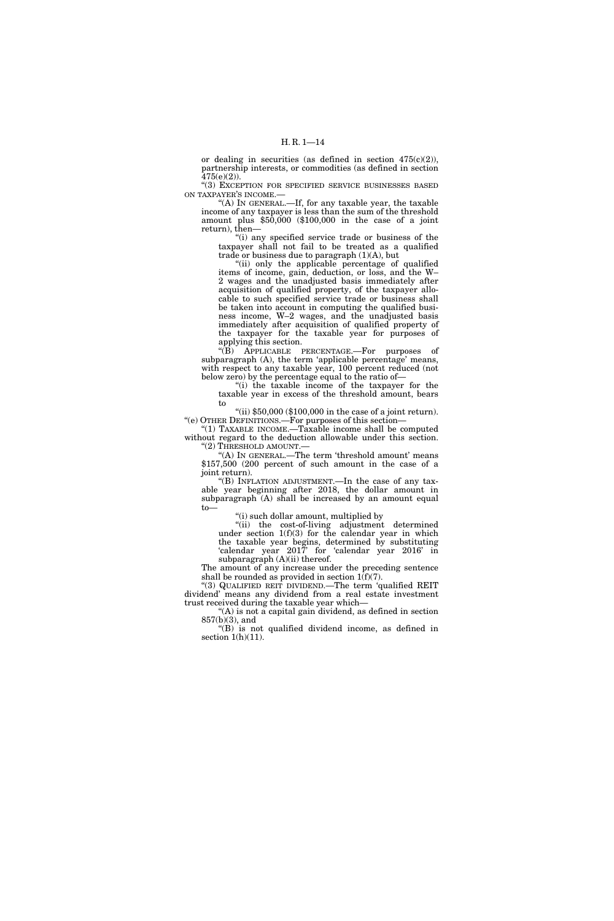or dealing in securities (as defined in section 475(c)(2)), partnership interests, or commodities (as defined in section 475(e)(2)).

"(3) EXCEPTION FOR SPECIFIED SERVICE BUSINESSES BASED ON TAXPAYER'S INCOME.—

"(A) IN GENERAL.—If, for any taxable year, the taxable income of any taxpayer is less than the sum of the threshold amount plus $50,000 ($100,000 in the case of a joint return), then—

"(i) any specified service trade or business of the taxpayer shall not fail to be treated as a qualified trade or business due to paragraph (1)(A), but

"(ii) only the applicable percentage of qualified items of income, gain, deduction, or loss, and the W–2 wages and the unadjusted basis immediately after acquisition of qualified property, of the taxpayer allocable to such specified service trade or business shall be taken into account in computing the qualified business income, W–2 wages, and the unadjusted basis immediately after acquisition of qualified property of the taxpayer for the taxable year for purposes of applying this section.

"(B) APPLICABLE PERCENTAGE.—For purposes of subparagraph (A), the term 'applicable percentage' means, with respect to any taxable year, 100 percent reduced (not below zero) by the percentage equal to the ratio of—

"(i) the taxable income of the taxpayer for the taxable year in excess of the threshold amount, bears to

"(ii) $50,000 ($100,000 in the case of a joint return).

"(e) OTHER DEFINITIONS.—For purposes of this section—

"(1) TAXABLE INCOME.—Taxable income shall be computed without regard to the deduction allowable under this section.

"(2) THRESHOLD AMOUNT.—

"(A) IN GENERAL.—The term 'threshold amount' means $157,500 (200 percent of such amount in the case of a joint return).

"(B) INFLATION ADJUSTMENT.—In the case of any taxable year beginning after 2018, the dollar amount in subparagraph (A) shall be increased by an amount equal to—

"(i) such dollar amount, multiplied by

"(ii) the cost-of-living adjustment determined under section 1(f)(3) for the calendar year in which the taxable year begins, determined by substituting 'calendar year 2017' for 'calendar year 2016' in subparagraph (A)(ii) thereof.

The amount of any increase under the preceding sentence shall be rounded as provided in section 1(f)(7).

"(3) QUALIFIED REIT DIVIDEND.—The term 'qualified REIT dividend' means any dividend from a real estate investment trust received during the taxable year which—

"(A) is not a capital gain dividend, as defined in section 857(b)(3), and

"(B) is not qualified dividend income, as defined in section 1(h)(11).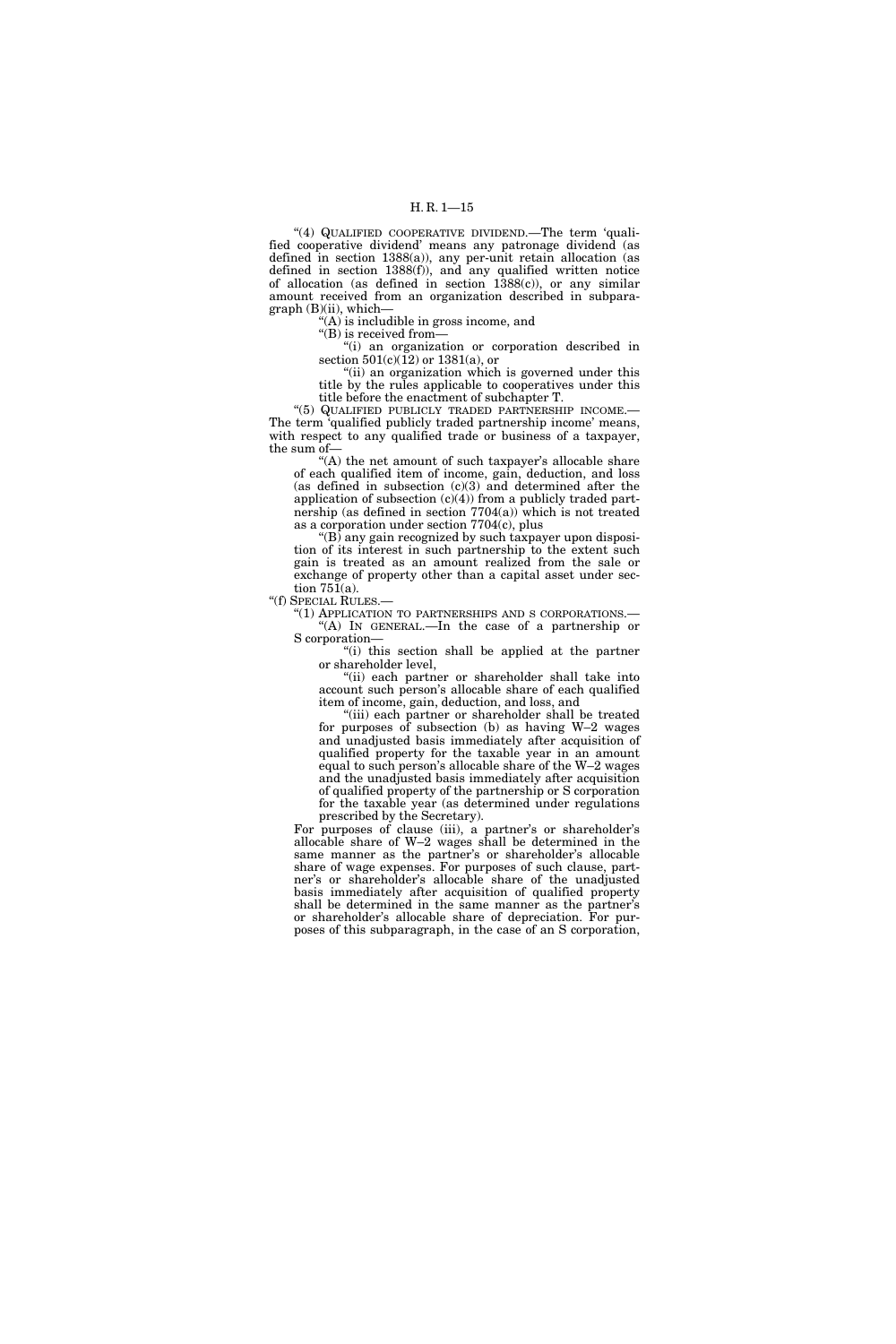"(4) QUALIFIED COOPERATIVE DIVIDEND.—The term 'qualified cooperative dividend' means any patronage dividend (as defined in section 1388(a)), any per-unit retain allocation (as defined in section 1388(f)), and any qualified written notice of allocation (as defined in section 1388(c)), or any similar amount received from an organization described in subparagraph (B)(ii), which—

"(A) is includible in gross income, and

"(B) is received from—

"(i) an organization or corporation described in section 501(c)(12) or 1381(a), or

"(ii) an organization which is governed under this title by the rules applicable to cooperatives under this title before the enactment of subchapter T.

"(5) QUALIFIED PUBLICLY TRADED PARTNERSHIP INCOME.—The term 'qualified publicly traded partnership income' means, with respect to any qualified trade or business of a taxpayer, the sum of—

"(A) the net amount of such taxpayer's allocable share of each qualified item of income, gain, deduction, and loss (as defined in subsection (c)(3) and determined after the application of subsection (c)(4)) from a publicly traded partnership (as defined in section 7704(a)) which is not treated as a corporation under section 7704(c), plus

"(B) any gain recognized by such taxpayer upon disposition of its interest in such partnership to the extent such gain is treated as an amount realized from the sale or exchange of property other than a capital asset under section 751(a).

"(f) SPECIAL RULES.—

"(1) APPLICATION TO PARTNERSHIPS AND S CORPORATIONS.—

"(A) IN GENERAL.—In the case of a partnership or S corporation—

"(i) this section shall be applied at the partner or shareholder level,

"(ii) each partner or shareholder shall take into account such person's allocable share of each qualified item of income, gain, deduction, and loss, and

"(iii) each partner or shareholder shall be treated for purposes of subsection (b) as having W–2 wages and unadjusted basis immediately after acquisition of qualified property for the taxable year in an amount equal to such person's allocable share of the W–2 wages and the unadjusted basis immediately after acquisition of qualified property of the partnership or S corporation for the taxable year (as determined under regulations prescribed by the Secretary).

For purposes of clause (iii), a partner's or shareholder's allocable share of W–2 wages shall be determined in the same manner as the partner's or shareholder's allocable share of wage expenses. For purposes of such clause, partner's or shareholder's allocable share of the unadjusted basis immediately after acquisition of qualified property shall be determined in the same manner as the partner's or shareholder's allocable share of depreciation. For purposes of this subparagraph, in the case of an S corporation,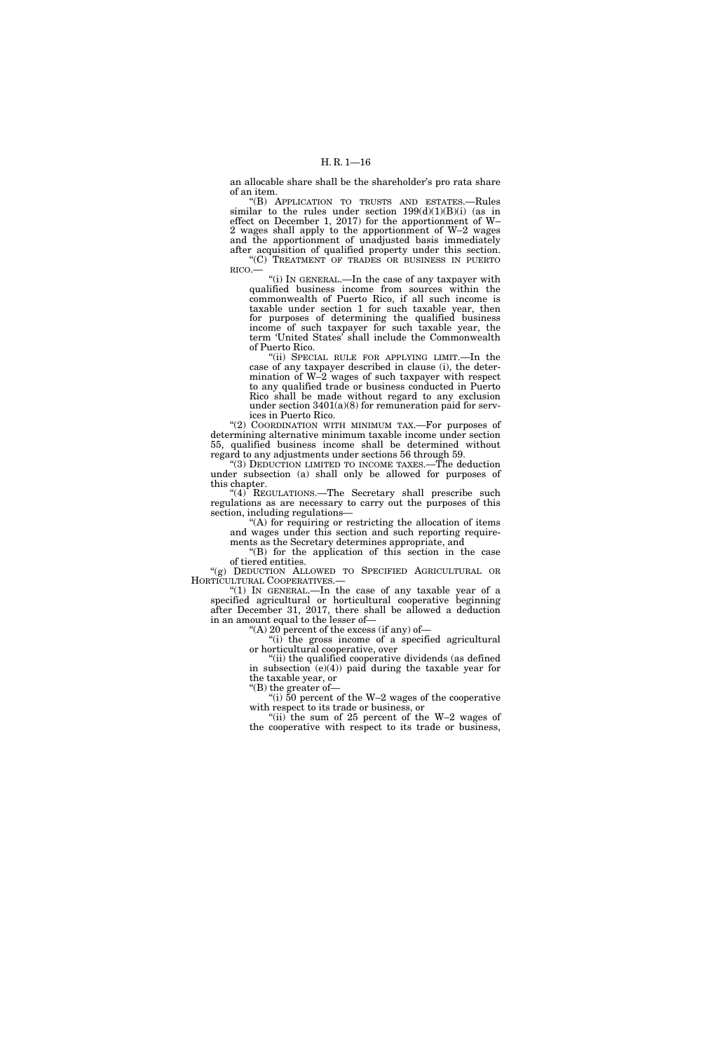an allocable share shall be the shareholder's pro rata share of an item.

"(B) APPLICATION TO TRUSTS AND ESTATES.—Rules similar to the rules under section 199(d)(1)(B)(i) (as in effect on December 1, 2017) for the apportionment of W–2 wages shall apply to the apportionment of W–2 wages and the apportionment of unadjusted basis immediately after acquisition of qualified property under this section.

"(C) TREATMENT OF TRADES OR BUSINESS IN PUERTO RICO.—

"(i) IN GENERAL.—In the case of any taxpayer with qualified business income from sources within the commonwealth of Puerto Rico, if all such income is taxable under section 1 for such taxable year, then for purposes of determining the qualified business income of such taxpayer for such taxable year, the term 'United States' shall include the Commonwealth of Puerto Rico.

"(ii) SPECIAL RULE FOR APPLYING LIMIT.—In the case of any taxpayer described in clause (i), the determination of W–2 wages of such taxpayer with respect to any qualified trade or business conducted in Puerto Rico shall be made without regard to any exclusion under section 3401(a)(8) for remuneration paid for services in Puerto Rico.

"(2) COORDINATION WITH MINIMUM TAX.—For purposes of determining alternative minimum taxable income under section 55, qualified business income shall be determined without regard to any adjustments under sections 56 through 59.

"(3) DEDUCTION LIMITED TO INCOME TAXES.—The deduction under subsection (a) shall only be allowed for purposes of this chapter.

"(4) REGULATIONS.—The Secretary shall prescribe such regulations as are necessary to carry out the purposes of this section, including regulations—

"(A) for requiring or restricting the allocation of items and wages under this section and such reporting requirements as the Secretary determines appropriate, and

"(B) for the application of this section in the case of tiered entities.

"(g) DEDUCTION ALLOWED TO SPECIFIED AGRICULTURAL OR HORTICULTURAL COOPERATIVES.—

"(1) IN GENERAL.—In the case of any taxable year of a specified agricultural or horticultural cooperative beginning after December 31, 2017, there shall be allowed a deduction in an amount equal to the lesser of—

"(A) 20 percent of the excess (if any) of—

"(i) the gross income of a specified agricultural or horticultural cooperative, over

"(ii) the qualified cooperative dividends (as defined in subsection (e)(4)) paid during the taxable year for the taxable year, or

"(B) the greater of—

"(i) 50 percent of the W–2 wages of the cooperative with respect to its trade or business, or

"(ii) the sum of 25 percent of the W–2 wages of the cooperative with respect to its trade or business,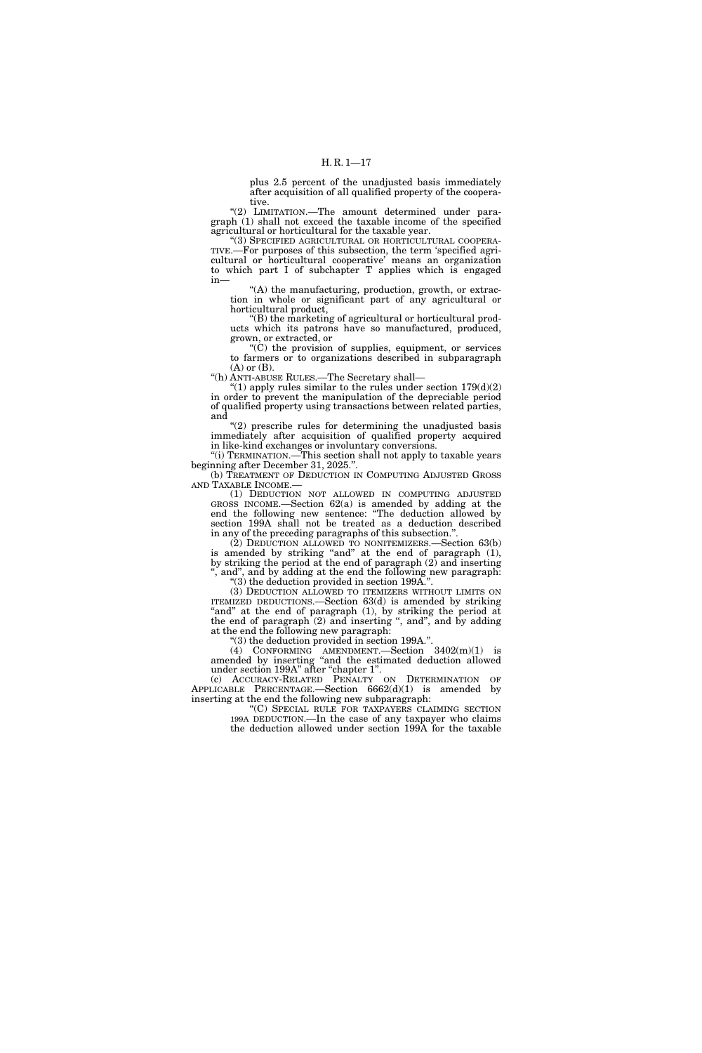plus 2.5 percent of the unadjusted basis immediately after acquisition of all qualified property of the cooperative.

"(2) LIMITATION.—The amount determined under paragraph (1) shall not exceed the taxable income of the specified agricultural or horticultural for the taxable year.

"(3) SPECIFIED AGRICULTURAL OR HORTICULTURAL COOPERATIVE.—For purposes of this subsection, the term 'specified agricultural or horticultural cooperative' means an organization to which part I of subchapter T applies which is engaged in—

"(A) the manufacturing, production, growth, or extraction in whole or significant part of any agricultural or horticultural product,

"(B) the marketing of agricultural or horticultural products which its patrons have so manufactured, produced, grown, or extracted, or

"(C) the provision of supplies, equipment, or services to farmers or to organizations described in subparagraph (A) or (B).

"(h) ANTI-ABUSE RULES.—The Secretary shall—

"(1) apply rules similar to the rules under section 179(d)(2) in order to prevent the manipulation of the depreciable period of qualified property using transactions between related parties, and

"(2) prescribe rules for determining the unadjusted basis immediately after acquisition of qualified property acquired in like-kind exchanges or involuntary conversions.

"(i) TERMINATION.—This section shall not apply to taxable years beginning after December 31, 2025.".

(b) TREATMENT OF DEDUCTION IN COMPUTING ADJUSTED GROSS AND TAXABLE INCOME.—

(1) DEDUCTION NOT ALLOWED IN COMPUTING ADJUSTED GROSS INCOME.—Section 62(a) is amended by adding at the end the following new sentence: "The deduction allowed by section 199A shall not be treated as a deduction described in any of the preceding paragraphs of this subsection.".

(2) DEDUCTION ALLOWED TO NONITEMIZERS.—Section 63(b) is amended by striking "and" at the end of paragraph (1), by striking the period at the end of paragraph (2) and inserting ", and", and by adding at the end the following new paragraph:

"(3) the deduction provided in section 199A.".

(3) DEDUCTION ALLOWED TO ITEMIZERS WITHOUT LIMITS ON ITEMIZED DEDUCTIONS.—Section 63(d) is amended by striking "and" at the end of paragraph (1), by striking the period at the end of paragraph (2) and inserting ", and", and by adding at the end the following new paragraph:

"(3) the deduction provided in section 199A.".

(4) CONFORMING AMENDMENT.—Section 3402(m)(1) is amended by inserting "and the estimated deduction allowed under section 199A" after "chapter 1".

(c) ACCURACY-RELATED PENALTY ON DETERMINATION OF APPLICABLE PERCENTAGE.—Section 6662(d)(1) is amended by inserting at the end the following new subparagraph:

"(C) SPECIAL RULE FOR TAXPAYERS CLAIMING SECTION 199A DEDUCTION.—In the case of any taxpayer who claims the deduction allowed under section 199A for the taxable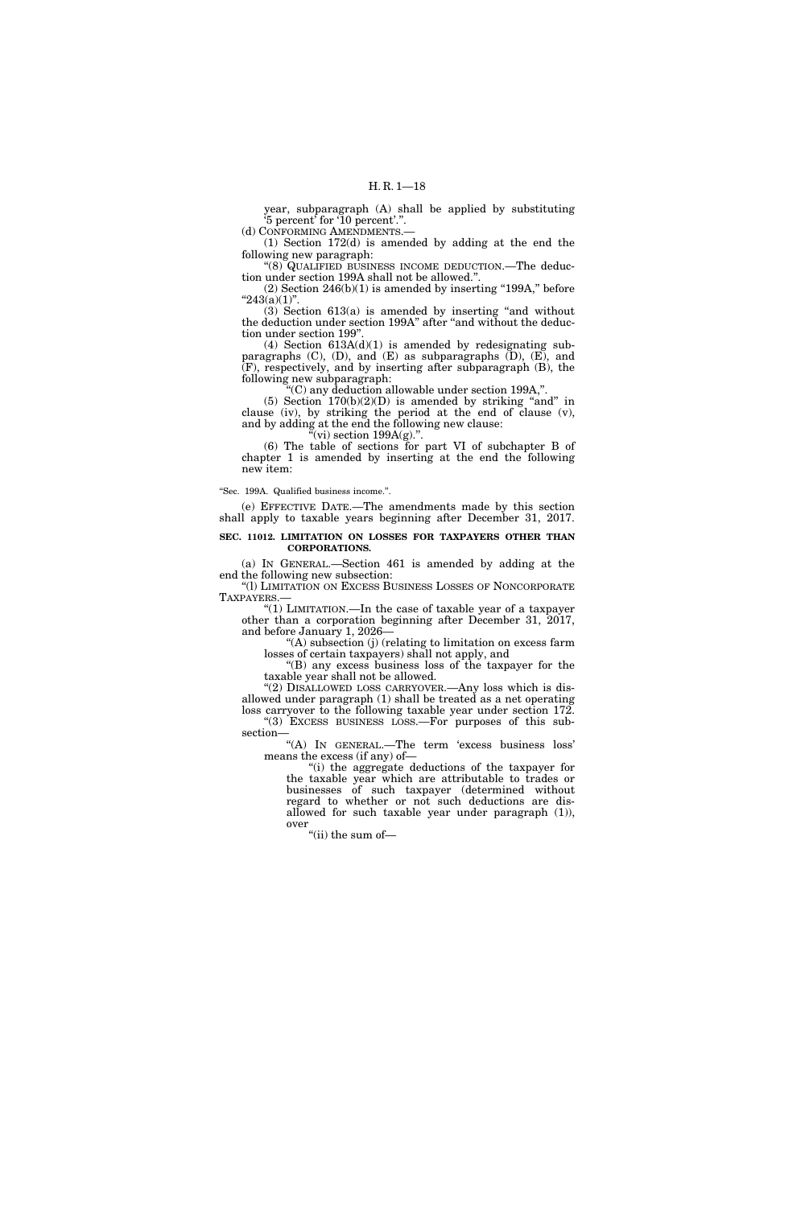year, subparagraph (A) shall be applied by substituting '5 percent' for '10 percent'.".

(d) CONFORMING AMENDMENTS.—

(1) Section 172(d) is amended by adding at the end the following new paragraph:

"(8) QUALIFIED BUSINESS INCOME DEDUCTION.—The deduction under section 199A shall not be allowed.".

(2) Section 246(b)(1) is amended by inserting "199A," before "243(a)(1)".

(3) Section 613(a) is amended by inserting "and without the deduction under section 199A" after "and without the deduction under section 199".

(4) Section 613A(d)(1) is amended by redesignating subparagraphs (C), (D), and (E) as subparagraphs (D), (E), and (F), respectively, and by inserting after subparagraph (B), the following new subparagraph:

"(C) any deduction allowable under section 199A,".

(5) Section 170(b)(2)(D) is amended by striking "and" in clause (iv), by striking the period at the end of clause (v), and by adding at the end the following new clause:

"(vi) section 199A(g).".

(6) The table of sections for part VI of subchapter B of chapter 1 is amended by inserting at the end the following new item:

"Sec. 199A. Qualified business income.".

(e) EFFECTIVE DATE.—The amendments made by this section shall apply to taxable years beginning after December 31, 2017.

**SEC. 11012. LIMITATION ON LOSSES FOR TAXPAYERS OTHER THAN CORPORATIONS.**

(a) IN GENERAL.—Section 461 is amended by adding at the end the following new subsection:

"(l) LIMITATION ON EXCESS BUSINESS LOSSES OF NONCORPORATE TAXPAYERS.—

"(1) LIMITATION.—In the case of taxable year of a taxpayer other than a corporation beginning after December 31, 2017, and before January 1, 2026—

"(A) subsection (j) (relating to limitation on excess farm losses of certain taxpayers) shall not apply, and

"(B) any excess business loss of the taxpayer for the taxable year shall not be allowed.

"(2) DISALLOWED LOSS CARRYOVER.—Any loss which is disallowed under paragraph (1) shall be treated as a net operating loss carryover to the following taxable year under section 172.

"(3) EXCESS BUSINESS LOSS.—For purposes of this subsection—

"(A) IN GENERAL.—The term 'excess business loss' means the excess (if any) of—

"(i) the aggregate deductions of the taxpayer for the taxable year which are attributable to trades or businesses of such taxpayer (determined without regard to whether or not such deductions are disallowed for such taxable year under paragraph (1)), over

"(ii) the sum of—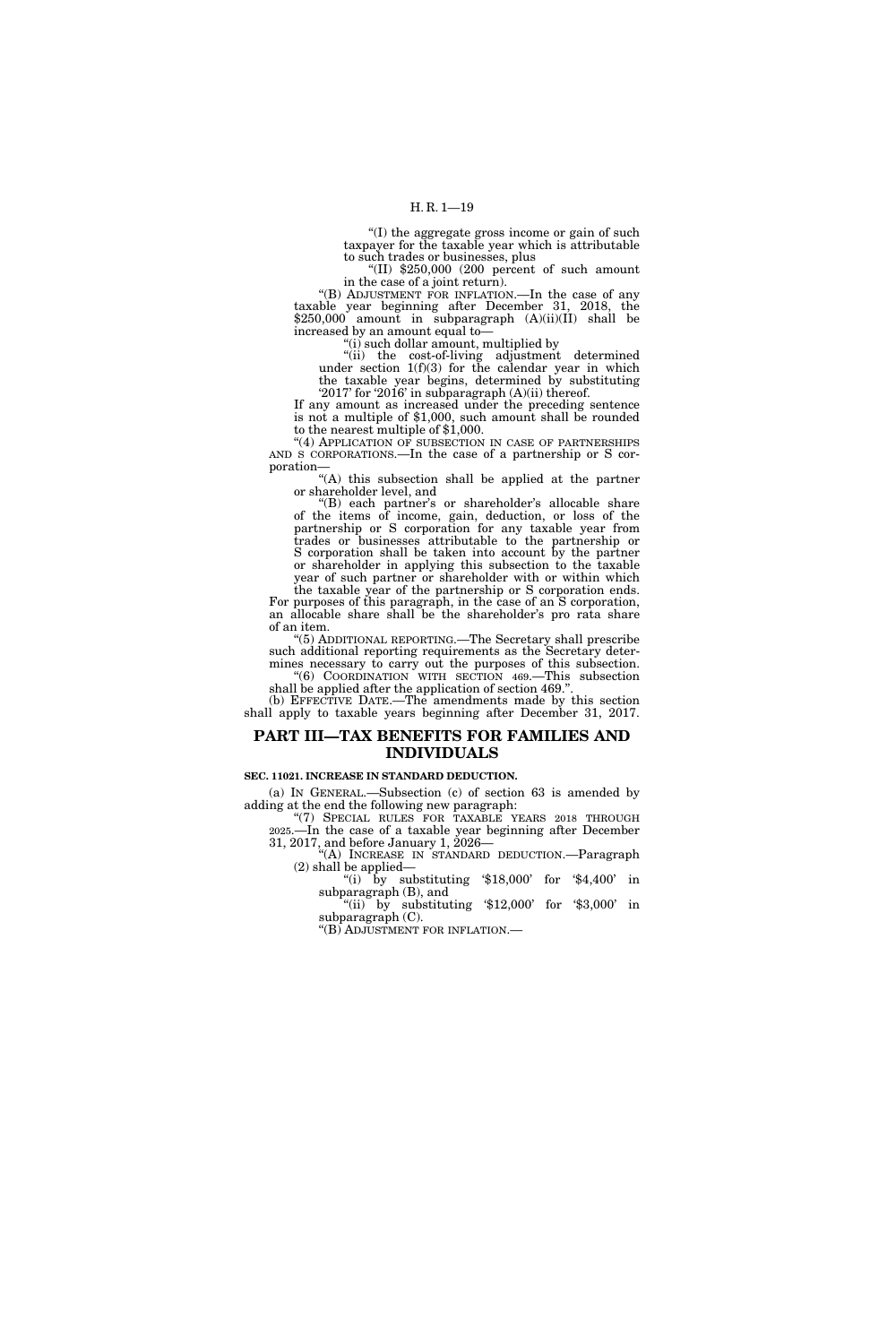"(I) the aggregate gross income or gain of such taxpayer for the taxable year which is attributable to such trades or businesses, plus

"(II) $250,000 (200 percent of such amount in the case of a joint return).

"(B) ADJUSTMENT FOR INFLATION.—In the case of any taxable year beginning after December 31, 2018, the $250,000 amount in subparagraph (A)(ii)(II) shall be increased by an amount equal to—

"(i) such dollar amount, multiplied by

"(ii) the cost-of-living adjustment determined under section 1(f)(3) for the calendar year in which the taxable year begins, determined by substituting '2017' for '2016' in subparagraph (A)(ii) thereof.

If any amount as increased under the preceding sentence is not a multiple of $1,000, such amount shall be rounded to the nearest multiple of $1,000.

"(4) APPLICATION OF SUBSECTION IN CASE OF PARTNERSHIPS AND S CORPORATIONS.—In the case of a partnership or S corporation—

"(A) this subsection shall be applied at the partner or shareholder level, and

"(B) each partner's or shareholder's allocable share of the items of income, gain, deduction, or loss of the partnership or S corporation for any taxable year from trades or businesses attributable to the partnership or S corporation shall be taken into account by the partner or shareholder in applying this subsection to the taxable year of such partner or shareholder with or within which the taxable year of the partnership or S corporation ends.

For purposes of this paragraph, in the case of an S corporation, an allocable share shall be the shareholder's pro rata share of an item.

"(5) ADDITIONAL REPORTING.—The Secretary shall prescribe such additional reporting requirements as the Secretary determines necessary to carry out the purposes of this subsection.

"(6) COORDINATION WITH SECTION 469.—This subsection shall be applied after the application of section 469.".

(b) EFFECTIVE DATE.—The amendments made by this section shall apply to taxable years beginning after December 31, 2017.

## PART III—TAX BENEFITS FOR FAMILIES AND INDIVIDUALS

### SEC. 11021. INCREASE IN STANDARD DEDUCTION.

(a) IN GENERAL.—Subsection (c) of section 63 is amended by adding at the end the following new paragraph:

"(7) SPECIAL RULES FOR TAXABLE YEARS 2018 THROUGH 2025.—In the case of a taxable year beginning after December 31, 2017, and before January 1, 2026—

"(A) INCREASE IN STANDARD DEDUCTION.—Paragraph (2) shall be applied—

"(i) by substituting '$18,000' for '$4,400' in subparagraph (B), and

"(ii) by substituting '$12,000' for '$3,000' in subparagraph (C).

"(B) ADJUSTMENT FOR INFLATION.—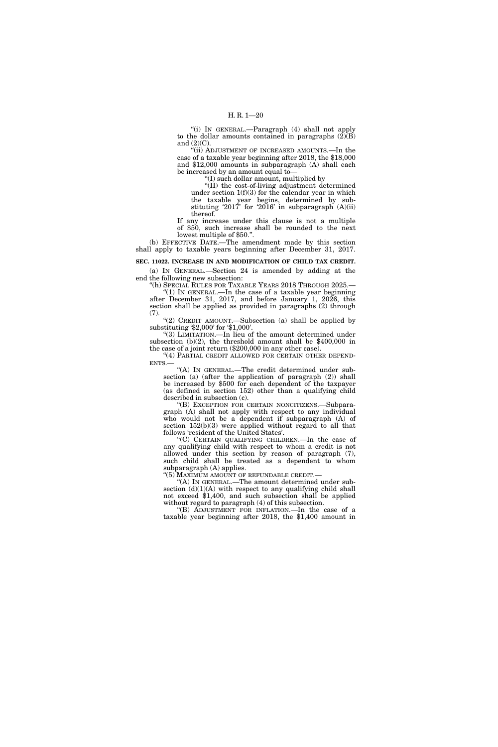"(i) IN GENERAL.—Paragraph (4) shall not apply to the dollar amounts contained in paragraphs (2)(B) and (2)(C).

"(ii) ADJUSTMENT OF INCREASED AMOUNTS.—In the case of a taxable year beginning after 2018, the $18,000 and $12,000 amounts in subparagraph (A) shall each be increased by an amount equal to—

"(I) such dollar amount, multiplied by

"(II) the cost-of-living adjustment determined under section 1(f)(3) for the calendar year in which the taxable year begins, determined by substituting '2017' for '2016' in subparagraph (A)(ii) thereof.

If any increase under this clause is not a multiple of $50, such increase shall be rounded to the next lowest multiple of $50.".

(b) EFFECTIVE DATE.—The amendment made by this section shall apply to taxable years beginning after December 31, 2017.

**SEC. 11022. INCREASE IN AND MODIFICATION OF CHILD TAX CREDIT.**

(a) IN GENERAL.—Section 24 is amended by adding at the end the following new subsection:

"(h) SPECIAL RULES FOR TAXABLE YEARS 2018 THROUGH 2025.—

"(1) IN GENERAL.—In the case of a taxable year beginning after December 31, 2017, and before January 1, 2026, this section shall be applied as provided in paragraphs (2) through (7).

"(2) CREDIT AMOUNT.—Subsection (a) shall be applied by substituting '$2,000' for '$1,000'.

"(3) LIMITATION.—In lieu of the amount determined under subsection (b)(2), the threshold amount shall be $400,000 in the case of a joint return ($200,000 in any other case).

"(4) PARTIAL CREDIT ALLOWED FOR CERTAIN OTHER DEPENDENTS.—

"(A) IN GENERAL.—The credit determined under subsection (a) (after the application of paragraph (2)) shall be increased by $500 for each dependent of the taxpayer (as defined in section 152) other than a qualifying child described in subsection (c).

"(B) EXCEPTION FOR CERTAIN NONCITIZENS.—Subparagraph (A) shall not apply with respect to any individual who would not be a dependent if subparagraph (A) of section 152(b)(3) were applied without regard to all that follows 'resident of the United States'.

"(C) CERTAIN QUALIFYING CHILDREN.—In the case of any qualifying child with respect to whom a credit is not allowed under this section by reason of paragraph (7), such child shall be treated as a dependent to whom subparagraph (A) applies.

"(5) MAXIMUM AMOUNT OF REFUNDABLE CREDIT.—

"(A) IN GENERAL.—The amount determined under subsection (d)(1)(A) with respect to any qualifying child shall not exceed $1,400, and such subsection shall be applied without regard to paragraph (4) of this subsection.

"(B) ADJUSTMENT FOR INFLATION.—In the case of a taxable year beginning after 2018, the $1,400 amount in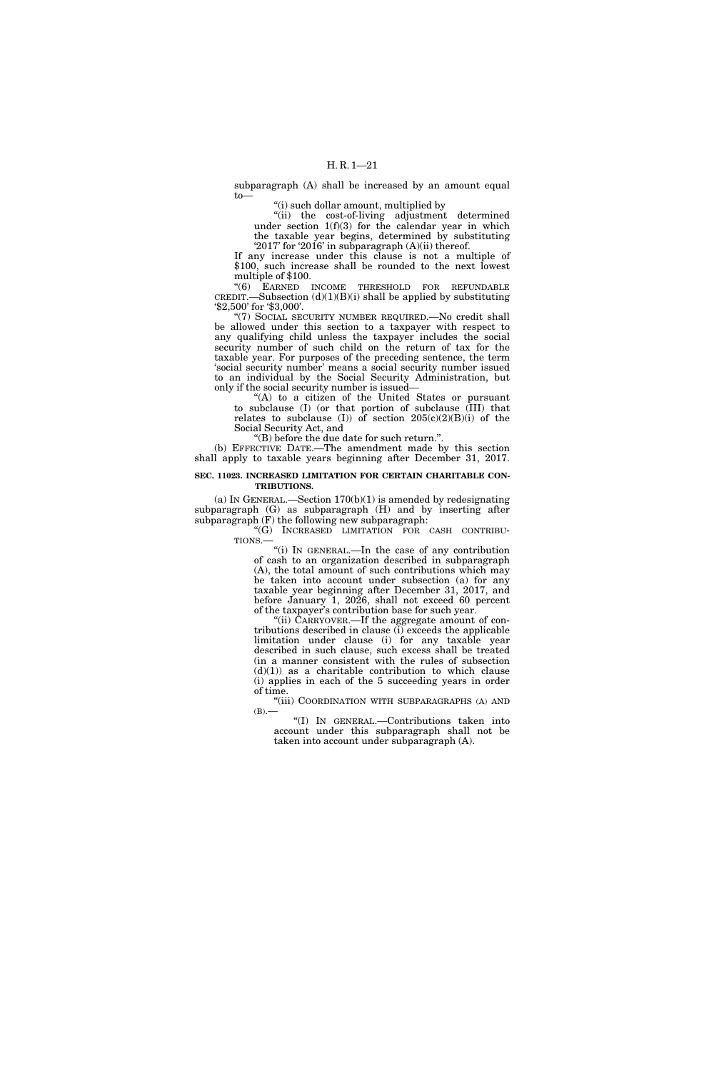subparagraph (A) shall be increased by an amount equal to—

"(i) such dollar amount, multiplied by

"(ii) the cost-of-living adjustment determined under section 1(f)(3) for the calendar year in which the taxable year begins, determined by substituting '2017' for '2016' in subparagraph (A)(ii) thereof.

If any increase under this clause is not a multiple of $100, such increase shall be rounded to the next lowest multiple of $100.

"(6) EARNED INCOME THRESHOLD FOR REFUNDABLE CREDIT.—Subsection (d)(1)(B)(i) shall be applied by substituting '$2,500' for '$3,000'.

"(7) SOCIAL SECURITY NUMBER REQUIRED.—No credit shall be allowed under this section to a taxpayer with respect to any qualifying child unless the taxpayer includes the social security number of such child on the return of tax for the taxable year. For purposes of the preceding sentence, the term 'social security number' means a social security number issued to an individual by the Social Security Administration, but only if the social security number is issued—

"(A) to a citizen of the United States or pursuant to subclause (I) (or that portion of subclause (III) that relates to subclause (I)) of section 205(c)(2)(B)(i) of the Social Security Act, and

"(B) before the due date for such return.".

(b) EFFECTIVE DATE.—The amendment made by this section shall apply to taxable years beginning after December 31, 2017.

**SEC. 11023. INCREASED LIMITATION FOR CERTAIN CHARITABLE CONTRIBUTIONS.**

(a) IN GENERAL.—Section 170(b)(1) is amended by redesignating subparagraph (G) as subparagraph (H) and by inserting after subparagraph (F) the following new subparagraph:

"(G) INCREASED LIMITATION FOR CASH CONTRIBUTIONS.—

"(i) IN GENERAL.—In the case of any contribution of cash to an organization described in subparagraph (A), the total amount of such contributions which may be taken into account under subsection (a) for any taxable year beginning after December 31, 2017, and before January 1, 2026, shall not exceed 60 percent of the taxpayer's contribution base for such year.

"(ii) CARRYOVER.—If the aggregate amount of contributions described in clause (i) exceeds the applicable limitation under clause (i) for any taxable year described in such clause, such excess shall be treated (in a manner consistent with the rules of subsection (d)(1)) as a charitable contribution to which clause (i) applies in each of the 5 succeeding years in order of time.

"(iii) COORDINATION WITH SUBPARAGRAPHS (A) AND (B).—

"(I) IN GENERAL.—Contributions taken into account under this subparagraph shall not be taken into account under subparagraph (A).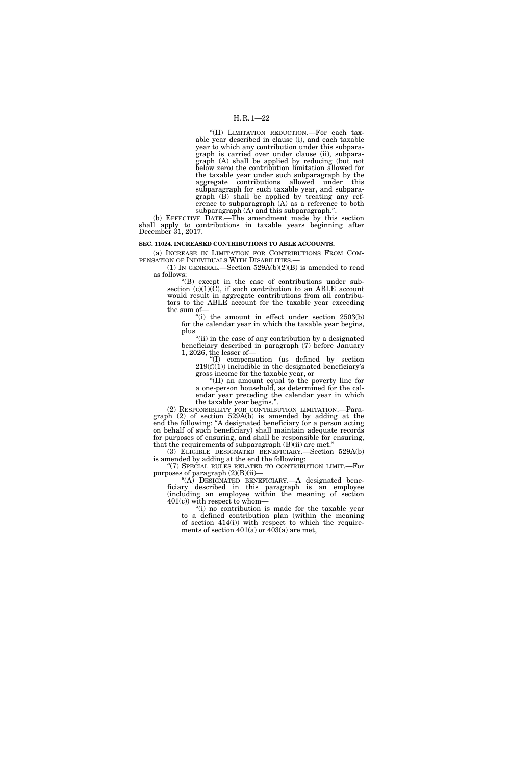"(II) LIMITATION REDUCTION.—For each taxable year described in clause (i), and each taxable year to which any contribution under this subparagraph is carried over under clause (ii), subparagraph (A) shall be applied by reducing (but not below zero) the contribution limitation allowed for the taxable year under such subparagraph by the aggregate contributions allowed under this subparagraph for such taxable year, and subparagraph (B) shall be applied by treating any reference to subparagraph (A) as a reference to both subparagraph (A) and this subparagraph.".

(b) EFFECTIVE DATE.—The amendment made by this section shall apply to contributions in taxable years beginning after December 31, 2017.

**SEC. 11024. INCREASED CONTRIBUTIONS TO ABLE ACCOUNTS.**

(a) INCREASE IN LIMITATION FOR CONTRIBUTIONS FROM COMPENSATION OF INDIVIDUALS WITH DISABILITIES.—

(1) IN GENERAL.—Section 529A(b)(2)(B) is amended to read as follows:

"(B) except in the case of contributions under subsection (c)(1)(C), if such contribution to an ABLE account would result in aggregate contributions from all contributors to the ABLE account for the taxable year exceeding the sum of—

"(i) the amount in effect under section 2503(b) for the calendar year in which the taxable year begins, plus

"(ii) in the case of any contribution by a designated beneficiary described in paragraph (7) before January 1, 2026, the lesser of—

"(I) compensation (as defined by section 219(f)(1)) includible in the designated beneficiary's gross income for the taxable year, or

"(II) an amount equal to the poverty line for a one-person household, as determined for the calendar year preceding the calendar year in which the taxable year begins.".

(2) RESPONSIBILITY FOR CONTRIBUTION LIMITATION.—Paragraph (2) of section 529A(b) is amended by adding at the end the following: "A designated beneficiary (or a person acting on behalf of such beneficiary) shall maintain adequate records for purposes of ensuring, and shall be responsible for ensuring, that the requirements of subparagraph (B)(ii) are met."

(3) ELIGIBLE DESIGNATED BENEFICIARY.—Section 529A(b) is amended by adding at the end the following:

"(7) SPECIAL RULES RELATED TO CONTRIBUTION LIMIT.—For purposes of paragraph (2)(B)(ii)—

"(A) DESIGNATED BENEFICIARY.—A designated beneficiary described in this paragraph is an employee (including an employee within the meaning of section 401(c)) with respect to whom—

"(i) no contribution is made for the taxable year to a defined contribution plan (within the meaning of section 414(i)) with respect to which the requirements of section 401(a) or 403(a) are met,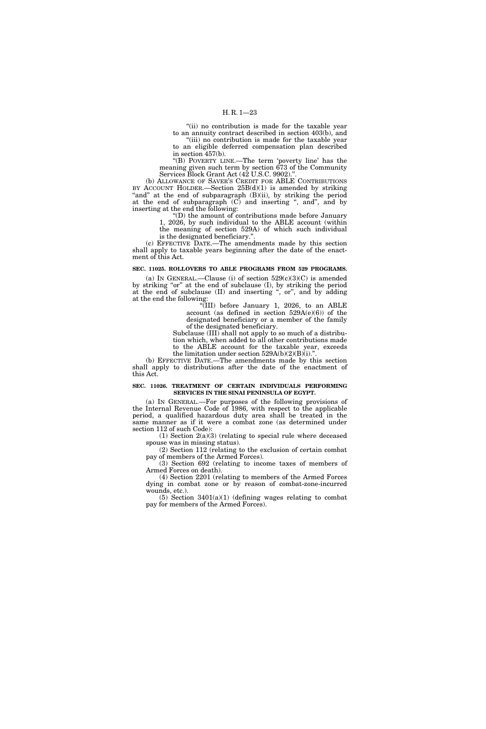"(ii) no contribution is made for the taxable year to an annuity contract described in section 403(b), and

"(iii) no contribution is made for the taxable year to an eligible deferred compensation plan described in section 457(b).

"(B) POVERTY LINE.—The term 'poverty line' has the meaning given such term by section 673 of the Community Services Block Grant Act (42 U.S.C. 9902).".

(b) ALLOWANCE OF SAVER'S CREDIT FOR ABLE CONTRIBUTIONS BY ACCOUNT HOLDER.—Section 25B(d)(1) is amended by striking "and" at the end of subparagraph (B)(ii), by striking the period at the end of subparagraph (C) and inserting ", and", and by inserting at the end the following:

"(D) the amount of contributions made before January 1, 2026, by such individual to the ABLE account (within the meaning of section 529A) of which such individual is the designated beneficiary.".

(c) EFFECTIVE DATE.—The amendments made by this section shall apply to taxable years beginning after the date of the enactment of this Act.

**SEC. 11025. ROLLOVERS TO ABLE PROGRAMS FROM 529 PROGRAMS.**

(a) IN GENERAL.—Clause (i) of section 529(c)(3)(C) is amended by striking "or" at the end of subclause (I), by striking the period at the end of subclause (II) and inserting ", or", and by adding at the end the following:

"(III) before January 1, 2026, to an ABLE account (as defined in section 529A(e)(6)) of the designated beneficiary or a member of the family of the designated beneficiary.

Subclause (III) shall not apply to so much of a distribution which, when added to all other contributions made to the ABLE account for the taxable year, exceeds the limitation under section 529A(b)(2)(B)(i).".

(b) EFFECTIVE DATE.—The amendments made by this section shall apply to distributions after the date of the enactment of this Act.

**SEC. 11026. TREATMENT OF CERTAIN INDIVIDUALS PERFORMING SERVICES IN THE SINAI PENINSULA OF EGYPT.**

(a) IN GENERAL.—For purposes of the following provisions of the Internal Revenue Code of 1986, with respect to the applicable period, a qualified hazardous duty area shall be treated in the same manner as if it were a combat zone (as determined under section 112 of such Code):

(1) Section 2(a)(3) (relating to special rule where deceased spouse was in missing status).

(2) Section 112 (relating to the exclusion of certain combat pay of members of the Armed Forces).

(3) Section 692 (relating to income taxes of members of Armed Forces on death).

(4) Section 2201 (relating to members of the Armed Forces dying in combat zone or by reason of combat-zone-incurred wounds, etc.).

(5) Section 3401(a)(1) (defining wages relating to combat pay for members of the Armed Forces).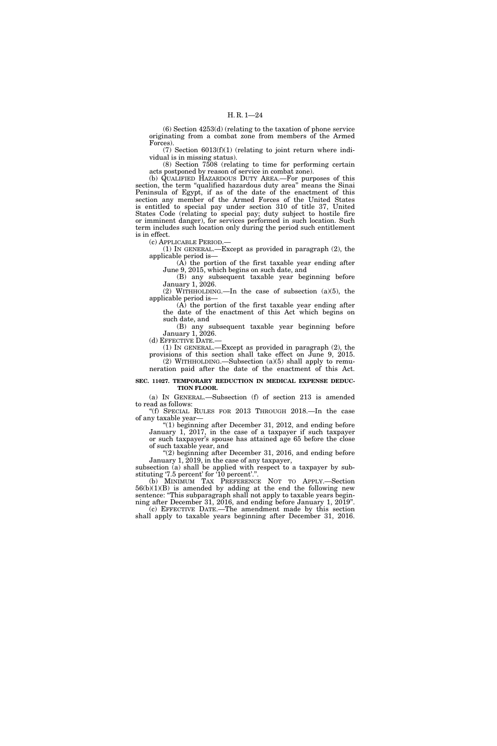(6) Section 4253(d) (relating to the taxation of phone service originating from a combat zone from members of the Armed Forces).

(7) Section 6013(f)(1) (relating to joint return where individual is in missing status).

(8) Section 7508 (relating to time for performing certain acts postponed by reason of service in combat zone).

(b) QUALIFIED HAZARDOUS DUTY AREA.—For purposes of this section, the term "qualified hazardous duty area" means the Sinai Peninsula of Egypt, if as of the date of the enactment of this section any member of the Armed Forces of the United States is entitled to special pay under section 310 of title 37, United States Code (relating to special pay; duty subject to hostile fire or imminent danger), for services performed in such location. Such term includes such location only during the period such entitlement is in effect.

(c) APPLICABLE PERIOD.—

(1) IN GENERAL.—Except as provided in paragraph (2), the applicable period is—

(A) the portion of the first taxable year ending after June 9, 2015, which begins on such date, and

(B) any subsequent taxable year beginning before January 1, 2026.

(2) WITHHOLDING.—In the case of subsection (a)(5), the applicable period is—

(A) the portion of the first taxable year ending after the date of the enactment of this Act which begins on such date, and

(B) any subsequent taxable year beginning before January 1, 2026.

(d) EFFECTIVE DATE.—

(1) IN GENERAL.—Except as provided in paragraph (2), the provisions of this section shall take effect on June 9, 2015.

(2) WITHHOLDING.—Subsection (a)(5) shall apply to remuneration paid after the date of the enactment of this Act.

**SEC. 11027. TEMPORARY REDUCTION IN MEDICAL EXPENSE DEDUCTION FLOOR.**

(a) IN GENERAL.—Subsection (f) of section 213 is amended to read as follows:

"(f) SPECIAL RULES FOR 2013 THROUGH 2018.—In the case of any taxable year—

"(1) beginning after December 31, 2012, and ending before January 1, 2017, in the case of a taxpayer if such taxpayer or such taxpayer's spouse has attained age 65 before the close of such taxable year, and

"(2) beginning after December 31, 2016, and ending before January 1, 2019, in the case of any taxpayer,

subsection (a) shall be applied with respect to a taxpayer by substituting '7.5 percent' for '10 percent'.".

(b) MINIMUM TAX PREFERENCE NOT TO APPLY.—Section 56(b)(1)(B) is amended by adding at the end the following new sentence: "This subparagraph shall not apply to taxable years beginning after December 31, 2016, and ending before January 1, 2019".

(c) EFFECTIVE DATE.—The amendment made by this section shall apply to taxable years beginning after December 31, 2016.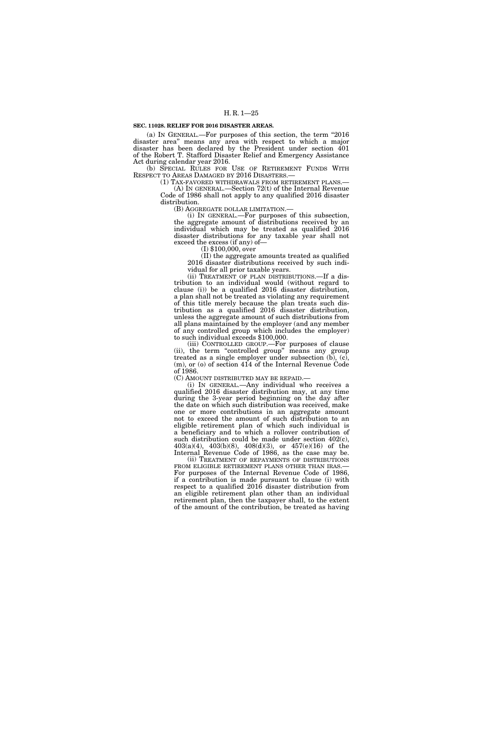**SEC. 11028. RELIEF FOR 2016 DISASTER AREAS.**

(a) IN GENERAL.—For purposes of this section, the term "2016 disaster area" means any area with respect to which a major disaster has been declared by the President under section 401 of the Robert T. Stafford Disaster Relief and Emergency Assistance Act during calendar year 2016.

(b) SPECIAL RULES FOR USE OF RETIREMENT FUNDS WITH RESPECT TO AREAS DAMAGED BY 2016 DISASTERS.—

(1) TAX-FAVORED WITHDRAWALS FROM RETIREMENT PLANS.—

(A) IN GENERAL.—Section 72(t) of the Internal Revenue Code of 1986 shall not apply to any qualified 2016 disaster distribution.

(B) AGGREGATE DOLLAR LIMITATION.—

(i) IN GENERAL.—For purposes of this subsection, the aggregate amount of distributions received by an individual which may be treated as qualified 2016 disaster distributions for any taxable year shall not exceed the excess (if any) of—

(I) $100,000, over

(II) the aggregate amounts treated as qualified 2016 disaster distributions received by such individual for all prior taxable years.

(ii) TREATMENT OF PLAN DISTRIBUTIONS.—If a distribution to an individual would (without regard to clause (i)) be a qualified 2016 disaster distribution, a plan shall not be treated as violating any requirement of this title merely because the plan treats such distribution as a qualified 2016 disaster distribution, unless the aggregate amount of such distributions from all plans maintained by the employer (and any member of any controlled group which includes the employer) to such individual exceeds $100,000.

(iii) CONTROLLED GROUP.—For purposes of clause (ii), the term "controlled group" means any group treated as a single employer under subsection (b), (c), (m), or (o) of section 414 of the Internal Revenue Code of 1986.

(C) AMOUNT DISTRIBUTED MAY BE REPAID.—

(i) IN GENERAL.—Any individual who receives a qualified 2016 disaster distribution may, at any time during the 3-year period beginning on the day after the date on which such distribution was received, make one or more contributions in an aggregate amount not to exceed the amount of such distribution to an eligible retirement plan of which such individual is a beneficiary and to which a rollover contribution of such distribution could be made under section 402(c), 403(a)(4), 403(b)(8), 408(d)(3), or 457(e)(16) of the Internal Revenue Code of 1986, as the case may be.

(ii) TREATMENT OF REPAYMENTS OF DISTRIBUTIONS FROM ELIGIBLE RETIREMENT PLANS OTHER THAN IRAS.—For purposes of the Internal Revenue Code of 1986, if a contribution is made pursuant to clause (i) with respect to a qualified 2016 disaster distribution from an eligible retirement plan other than an individual retirement plan, then the taxpayer shall, to the extent of the amount of the contribution, be treated as having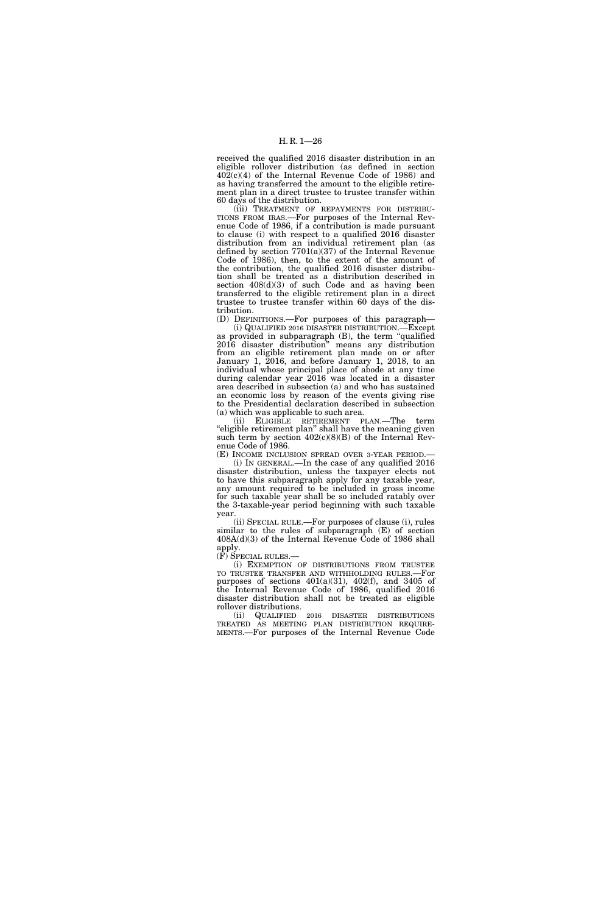received the qualified 2016 disaster distribution in an eligible rollover distribution (as defined in section 402(c)(4) of the Internal Revenue Code of 1986) and as having transferred the amount to the eligible retirement plan in a direct trustee to trustee transfer within 60 days of the distribution.

(iii) TREATMENT OF REPAYMENTS FOR DISTRIBUTIONS FROM IRAS.—For purposes of the Internal Revenue Code of 1986, if a contribution is made pursuant to clause (i) with respect to a qualified 2016 disaster distribution from an individual retirement plan (as defined by section 7701(a)(37) of the Internal Revenue Code of 1986), then, to the extent of the amount of the contribution, the qualified 2016 disaster distribution shall be treated as a distribution described in section 408(d)(3) of such Code and as having been transferred to the eligible retirement plan in a direct trustee to trustee transfer within 60 days of the distribution.

(D) DEFINITIONS.—For purposes of this paragraph—

(i) QUALIFIED 2016 DISASTER DISTRIBUTION.—Except as provided in subparagraph (B), the term "qualified 2016 disaster distribution" means any distribution from an eligible retirement plan made on or after January 1, 2016, and before January 1, 2018, to an individual whose principal place of abode at any time during calendar year 2016 was located in a disaster area described in subsection (a) and who has sustained an economic loss by reason of the events giving rise to the Presidential declaration described in subsection (a) which was applicable to such area.

(ii) ELIGIBLE RETIREMENT PLAN.—The term "eligible retirement plan" shall have the meaning given such term by section 402(c)(8)(B) of the Internal Revenue Code of 1986.

(E) INCOME INCLUSION SPREAD OVER 3-YEAR PERIOD.—

(i) IN GENERAL.—In the case of any qualified 2016 disaster distribution, unless the taxpayer elects not to have this subparagraph apply for any taxable year, any amount required to be included in gross income for such taxable year shall be so included ratably over the 3-taxable-year period beginning with such taxable year.

(ii) SPECIAL RULE.—For purposes of clause (i), rules similar to the rules of subparagraph (E) of section 408A(d)(3) of the Internal Revenue Code of 1986 shall apply.

(F) SPECIAL RULES.—

(i) EXEMPTION OF DISTRIBUTIONS FROM TRUSTEE TO TRUSTEE TRANSFER AND WITHHOLDING RULES.—For purposes of sections 401(a)(31), 402(f), and 3405 of the Internal Revenue Code of 1986, qualified 2016 disaster distribution shall not be treated as eligible rollover distributions.

(ii) QUALIFIED 2016 DISASTER DISTRIBUTIONS TREATED AS MEETING PLAN DISTRIBUTION REQUIREMENTS.—For purposes of the Internal Revenue Code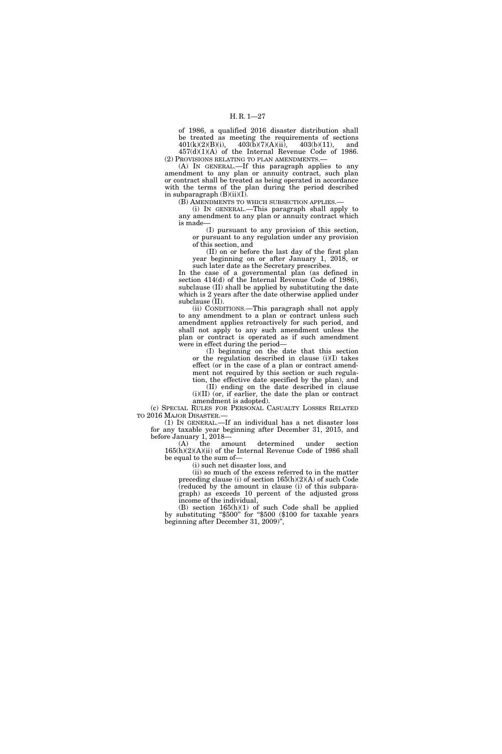of 1986, a qualified 2016 disaster distribution shall be treated as meeting the requirements of sections 401(k)(2)(B)(i), 403(b)(7)(A)(ii), 403(b)(11), and 457(d)(1)(A) of the Internal Revenue Code of 1986.

(2) PROVISIONS RELATING TO PLAN AMENDMENTS.—

(A) IN GENERAL.—If this paragraph applies to any amendment to any plan or annuity contract, such plan or contract shall be treated as being operated in accordance with the terms of the plan during the period described in subparagraph (B)(ii)(I).

(B) AMENDMENTS TO WHICH SUBSECTION APPLIES.—

(i) IN GENERAL.—This paragraph shall apply to any amendment to any plan or annuity contract which is made—

(I) pursuant to any provision of this section, or pursuant to any regulation under any provision of this section, and

(II) on or before the last day of the first plan year beginning on or after January 1, 2018, or such later date as the Secretary prescribes.

In the case of a governmental plan (as defined in section 414(d) of the Internal Revenue Code of 1986), subclause (II) shall be applied by substituting the date which is 2 years after the date otherwise applied under subclause (II).

(ii) CONDITIONS.—This paragraph shall not apply to any amendment to a plan or contract unless such amendment applies retroactively for such period, and shall not apply to any such amendment unless the plan or contract is operated as if such amendment were in effect during the period—

(I) beginning on the date that this section or the regulation described in clause (i)(I) takes effect (or in the case of a plan or contract amendment not required by this section or such regulation, the effective date specified by the plan), and

(II) ending on the date described in clause (i)(II) (or, if earlier, the date the plan or contract amendment is adopted).

(c) SPECIAL RULES FOR PERSONAL CASUALTY LOSSES RELATED TO 2016 MAJOR DISASTER.—

(1) IN GENERAL.—If an individual has a net disaster loss for any taxable year beginning after December 31, 2015, and before January 1, 2018—

(A) the amount determined under section 165(h)(2)(A)(ii) of the Internal Revenue Code of 1986 shall be equal to the sum of—

(i) such net disaster loss, and

(ii) so much of the excess referred to in the matter preceding clause (i) of section 165(h)(2)(A) of such Code (reduced by the amount in clause (i) of this subparagraph) as exceeds 10 percent of the adjusted gross income of the individual,

(B) section 165(h)(1) of such Code shall be applied by substituting "$500" for "$500 ($100 for taxable years beginning after December 31, 2009)",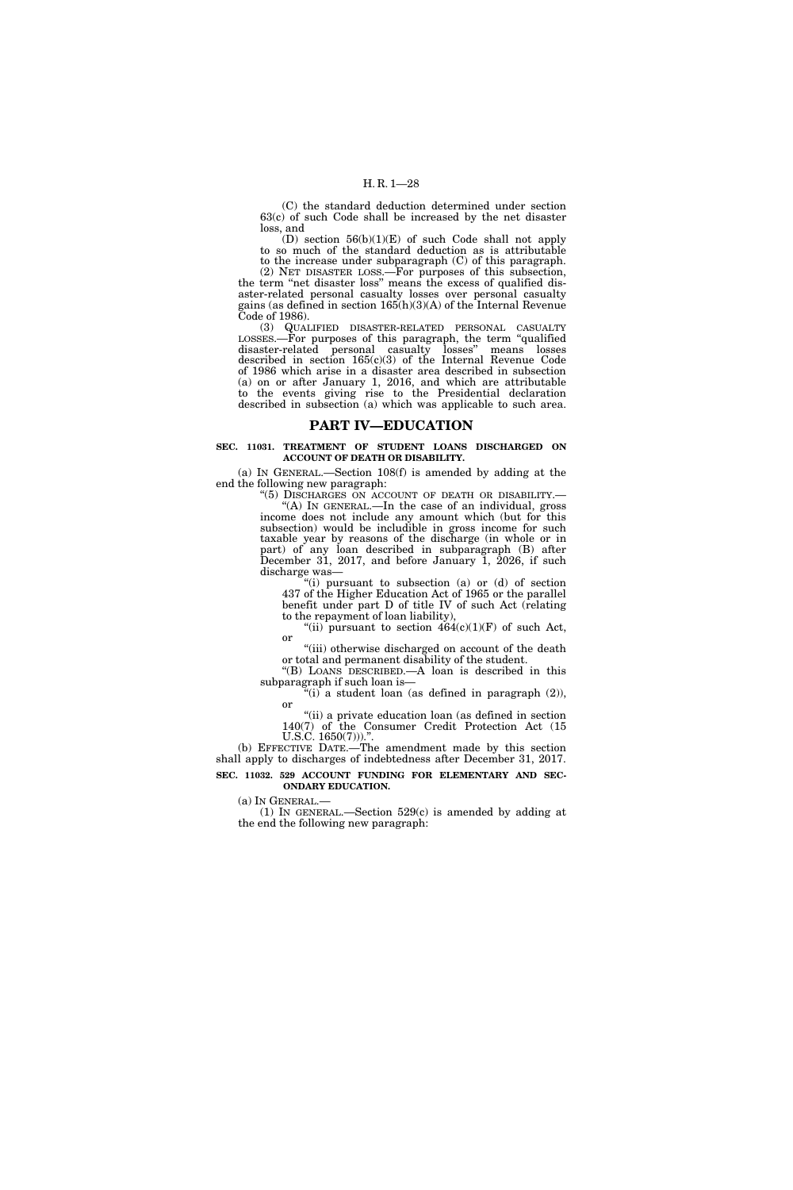(C) the standard deduction determined under section 63(c) of such Code shall be increased by the net disaster loss, and

(D) section 56(b)(1)(E) of such Code shall not apply to so much of the standard deduction as is attributable to the increase under subparagraph (C) of this paragraph.

(2) NET DISASTER LOSS.—For purposes of this subsection, the term "net disaster loss" means the excess of qualified disaster-related personal casualty losses over personal casualty gains (as defined in section 165(h)(3)(A) of the Internal Revenue Code of 1986).

(3) QUALIFIED DISASTER-RELATED PERSONAL CASUALTY LOSSES.—For purposes of this paragraph, the term "qualified disaster-related personal casualty losses" means losses described in section 165(c)(3) of the Internal Revenue Code of 1986 which arise in a disaster area described in subsection (a) on or after January 1, 2016, and which are attributable to the events giving rise to the Presidential declaration described in subsection (a) which was applicable to such area.

## PART IV—EDUCATION

**SEC. 11031. TREATMENT OF STUDENT LOANS DISCHARGED ON ACCOUNT OF DEATH OR DISABILITY.**

(a) IN GENERAL.—Section 108(f) is amended by adding at the end the following new paragraph:

"(5) DISCHARGES ON ACCOUNT OF DEATH OR DISABILITY.—

"(A) IN GENERAL.—In the case of an individual, gross income does not include any amount which (but for this subsection) would be includible in gross income for such taxable year by reasons of the discharge (in whole or in part) of any loan described in subparagraph (B) after December 31, 2017, and before January 1, 2026, if such discharge was—

"(i) pursuant to subsection (a) or (d) of section 437 of the Higher Education Act of 1965 or the parallel benefit under part D of title IV of such Act (relating to the repayment of loan liability),

"(ii) pursuant to section 464(c)(1)(F) of such Act, or

"(iii) otherwise discharged on account of the death or total and permanent disability of the student.

"(B) LOANS DESCRIBED.—A loan is described in this subparagraph if such loan is—

"(i) a student loan (as defined in paragraph (2)), or

"(ii) a private education loan (as defined in section 140(7) of the Consumer Credit Protection Act (15 U.S.C. 1650(7)))."

(b) EFFECTIVE DATE.—The amendment made by this section shall apply to discharges of indebtedness after December 31, 2017.

**SEC. 11032. 529 ACCOUNT FUNDING FOR ELEMENTARY AND SECONDARY EDUCATION.**

(a) IN GENERAL.—

(1) IN GENERAL.—Section 529(c) is amended by adding at the end the following new paragraph: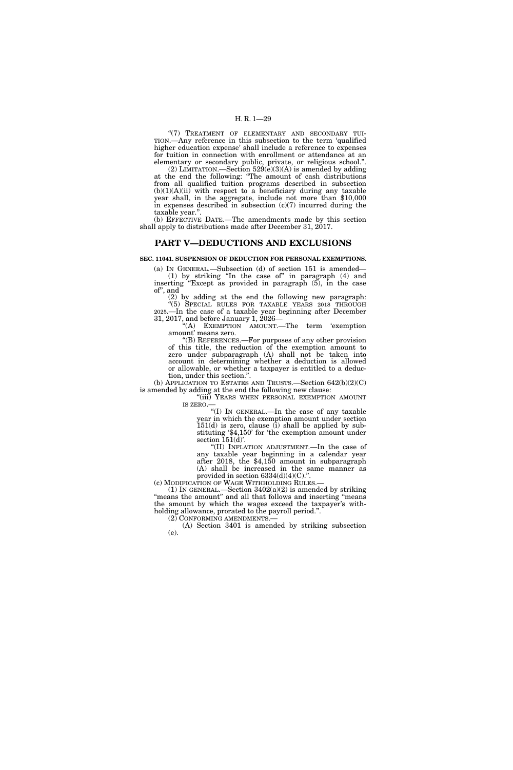"(7) TREATMENT OF ELEMENTARY AND SECONDARY TUITION.—Any reference in this subsection to the term 'qualified higher education expense' shall include a reference to expenses for tuition in connection with enrollment or attendance at an elementary or secondary public, private, or religious school.".

(2) LIMITATION.—Section 529(e)(3)(A) is amended by adding at the end the following: "The amount of cash distributions from all qualified tuition programs described in subsection (b)(1)(A)(ii) with respect to a beneficiary during any taxable year shall, in the aggregate, include not more than $10,000 in expenses described in subsection (c)(7) incurred during the taxable year.".

(b) EFFECTIVE DATE.—The amendments made by this section shall apply to distributions made after December 31, 2017.

## PART V—DEDUCTIONS AND EXCLUSIONS

**SEC. 11041. SUSPENSION OF DEDUCTION FOR PERSONAL EXEMPTIONS.**

(a) IN GENERAL.—Subsection (d) of section 151 is amended—

(1) by striking "In the case of" in paragraph (4) and inserting "Except as provided in paragraph (5), in the case of", and

(2) by adding at the end the following new paragraph:

"(5) SPECIAL RULES FOR TAXABLE YEARS 2018 THROUGH 2025.—In the case of a taxable year beginning after December 31, 2017, and before January 1, 2026—

"(A) EXEMPTION AMOUNT.—The term 'exemption amount' means zero.

"(B) REFERENCES.—For purposes of any other provision of this title, the reduction of the exemption amount to zero under subparagraph (A) shall not be taken into account in determining whether a deduction is allowed or allowable, or whether a taxpayer is entitled to a deduction, under this section.".

(b) APPLICATION TO ESTATES AND TRUSTS.—Section 642(b)(2)(C) is amended by adding at the end the following new clause:

"(iii) YEARS WHEN PERSONAL EXEMPTION AMOUNT IS ZERO.—

"(I) IN GENERAL.—In the case of any taxable year in which the exemption amount under section 151(d) is zero, clause (i) shall be applied by substituting '$4,150' for 'the exemption amount under section 151(d)'.

"(II) INFLATION ADJUSTMENT.—In the case of any taxable year beginning in a calendar year after 2018, the $4,150 amount in subparagraph (A) shall be increased in the same manner as provided in section 6334(d)(4)(C).".

(c) MODIFICATION OF WAGE WITHHOLDING RULES.—

(1) IN GENERAL.—Section 3402(a)(2) is amended by striking "means the amount" and all that follows and inserting "means the amount by which the wages exceed the taxpayer's withholding allowance, prorated to the payroll period.".

(2) CONFORMING AMENDMENTS.—

(A) Section 3401 is amended by striking subsection (e).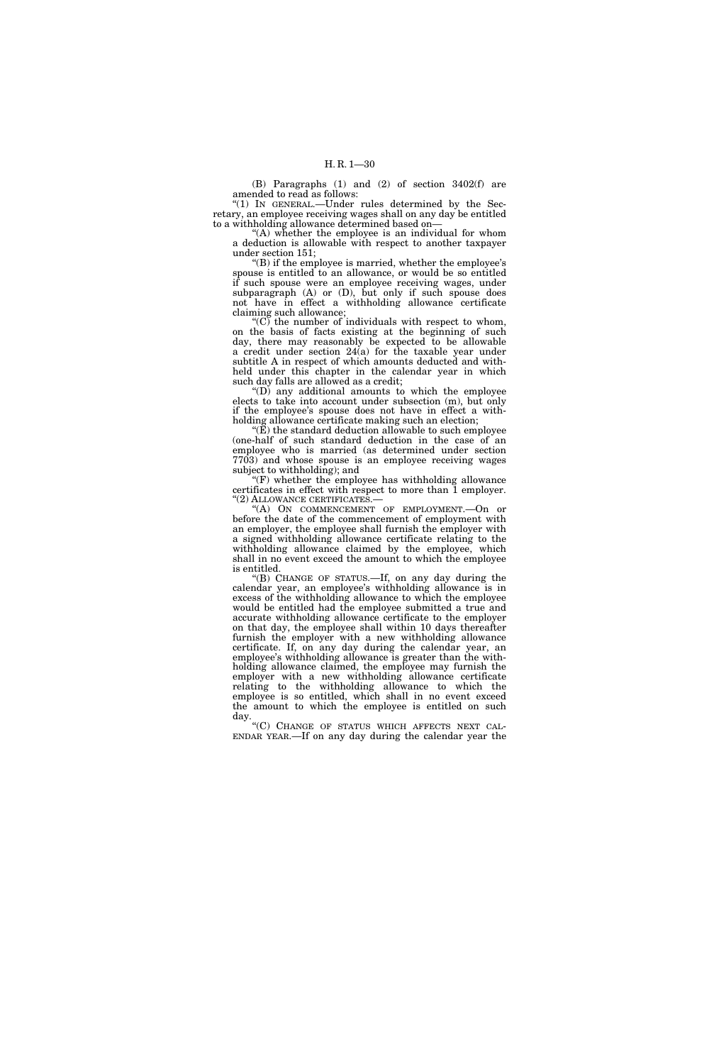(B) Paragraphs (1) and (2) of section 3402(f) are amended to read as follows:

"(1) IN GENERAL.—Under rules determined by the Secretary, an employee receiving wages shall on any day be entitled to a withholding allowance determined based on—

"(A) whether the employee is an individual for whom a deduction is allowable with respect to another taxpayer under section 151;

"(B) if the employee is married, whether the employee's spouse is entitled to an allowance, or would be so entitled if such spouse were an employee receiving wages, under subparagraph (A) or (D), but only if such spouse does not have in effect a withholding allowance certificate claiming such allowance;

"(C) the number of individuals with respect to whom, on the basis of facts existing at the beginning of such day, there may reasonably be expected to be allowable a credit under section 24(a) for the taxable year under subtitle A in respect of which amounts deducted and withheld under this chapter in the calendar year in which such day falls are allowed as a credit;

"(D) any additional amounts to which the employee elects to take into account under subsection (m), but only if the employee's spouse does not have in effect a withholding allowance certificate making such an election;

"(E) the standard deduction allowable to such employee (one-half of such standard deduction in the case of an employee who is married (as determined under section 7703) and whose spouse is an employee receiving wages subject to withholding); and

"(F) whether the employee has withholding allowance certificates in effect with respect to more than 1 employer.

"(2) ALLOWANCE CERTIFICATES.—

"(A) ON COMMENCEMENT OF EMPLOYMENT.—On or before the date of the commencement of employment with an employer, the employee shall furnish the employer with a signed withholding allowance certificate relating to the withholding allowance claimed by the employee, which shall in no event exceed the amount to which the employee is entitled.

"(B) CHANGE OF STATUS.—If, on any day during the calendar year, an employee's withholding allowance is in excess of the withholding allowance to which the employee would be entitled had the employee submitted a true and accurate withholding allowance certificate to the employer on that day, the employee shall within 10 days thereafter furnish the employer with a new withholding allowance certificate. If, on any day during the calendar year, an employee's withholding allowance is greater than the withholding allowance claimed, the employee may furnish the employer with a new withholding allowance certificate relating to the withholding allowance to which the employee is so entitled, which shall in no event exceed the amount to which the employee is entitled on such day.

"(C) CHANGE OF STATUS WHICH AFFECTS NEXT CALENDAR YEAR.—If on any day during the calendar year the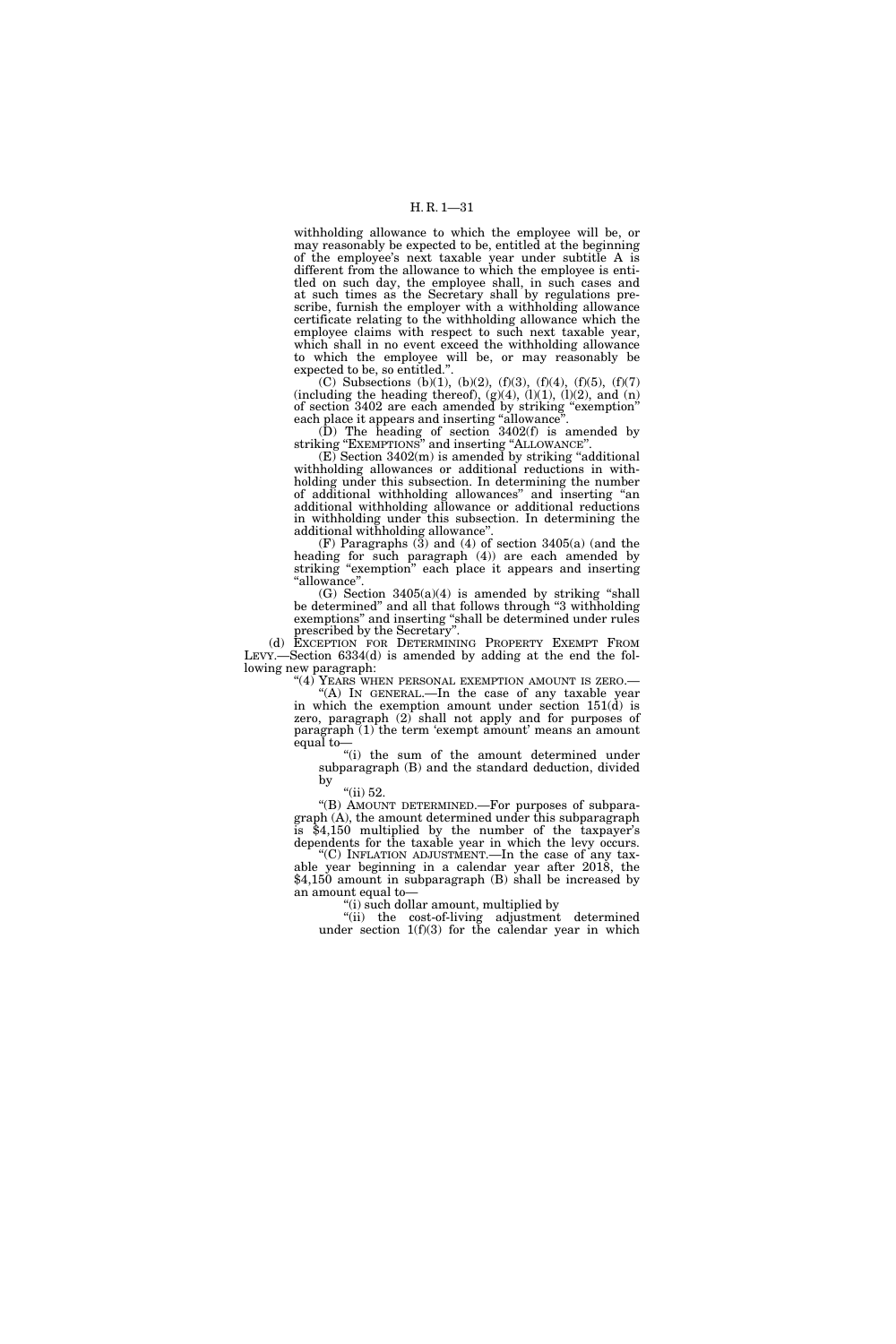withholding allowance to which the employee will be, or may reasonably be expected to be, entitled at the beginning of the employee's next taxable year under subtitle A is different from the allowance to which the employee is entitled on such day, the employee shall, in such cases and at such times as the Secretary shall by regulations prescribe, furnish the employer with a withholding allowance certificate relating to the withholding allowance which the employee claims with respect to such next taxable year, which shall in no event exceed the withholding allowance to which the employee will be, or may reasonably be expected to be, so entitled.''.

(C) Subsections (b)(1), (b)(2), (f)(3), (f)(4), (f)(5), (f)(7) (including the heading thereof), (g)(4), (l)(1), (l)(2), and (n) of section 3402 are each amended by striking ''exemption'' each place it appears and inserting ''allowance''.

(D) The heading of section 3402(f) is amended by striking ''EXEMPTIONS'' and inserting ''ALLOWANCE''.

(E) Section 3402(m) is amended by striking ''additional withholding allowances or additional reductions in withholding under this subsection. In determining the number of additional withholding allowances'' and inserting ''an additional withholding allowance or additional reductions in withholding under this subsection. In determining the additional withholding allowance''.

(F) Paragraphs (3) and (4) of section 3405(a) (and the heading for such paragraph (4)) are each amended by striking ''exemption'' each place it appears and inserting ''allowance''.

(G) Section 3405(a)(4) is amended by striking ''shall be determined'' and all that follows through ''3 withholding exemptions'' and inserting ''shall be determined under rules prescribed by the Secretary''.

(d) EXCEPTION FOR DETERMINING PROPERTY EXEMPT FROM LEVY.—Section 6334(d) is amended by adding at the end the following new paragraph:

''(4) YEARS WHEN PERSONAL EXEMPTION AMOUNT IS ZERO.—

''(A) IN GENERAL.—In the case of any taxable year in which the exemption amount under section 151(d) is zero, paragraph (2) shall not apply and for purposes of paragraph (1) the term 'exempt amount' means an amount equal to—

''(i) the sum of the amount determined under subparagraph (B) and the standard deduction, divided by

''(ii) 52.

''(B) AMOUNT DETERMINED.—For purposes of subparagraph (A), the amount determined under this subparagraph is $4,150 multiplied by the number of the taxpayer's dependents for the taxable year in which the levy occurs.

''(C) INFLATION ADJUSTMENT.—In the case of any taxable year beginning in a calendar year after 2018, the $4,150 amount in subparagraph (B) shall be increased by an amount equal to—

''(i) such dollar amount, multiplied by

''(ii) the cost-of-living adjustment determined under section 1(f)(3) for the calendar year in which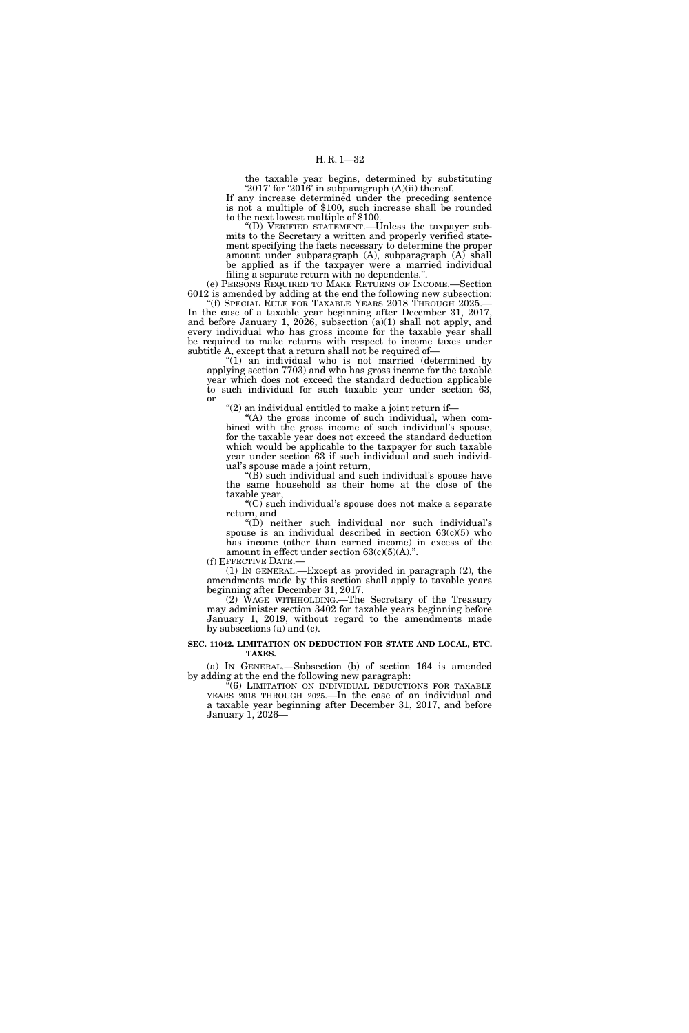the taxable year begins, determined by substituting '2017' for '2016' in subparagraph (A)(ii) thereof.

If any increase determined under the preceding sentence is not a multiple of $100, such increase shall be rounded to the next lowest multiple of $100.

"(D) VERIFIED STATEMENT.—Unless the taxpayer submits to the Secretary a written and properly verified statement specifying the facts necessary to determine the proper amount under subparagraph (A), subparagraph (A) shall be applied as if the taxpayer were a married individual filing a separate return with no dependents.".

(e) PERSONS REQUIRED TO MAKE RETURNS OF INCOME.—Section 6012 is amended by adding at the end the following new subsection:

"(f) SPECIAL RULE FOR TAXABLE YEARS 2018 THROUGH 2025.—In the case of a taxable year beginning after December 31, 2017, and before January 1, 2026, subsection (a)(1) shall not apply, and every individual who has gross income for the taxable year shall be required to make returns with respect to income taxes under subtitle A, except that a return shall not be required of—

"(1) an individual who is not married (determined by applying section 7703) and who has gross income for the taxable year which does not exceed the standard deduction applicable to such individual for such taxable year under section 63, or

"(2) an individual entitled to make a joint return if—

"(A) the gross income of such individual, when combined with the gross income of such individual's spouse, for the taxable year does not exceed the standard deduction which would be applicable to the taxpayer for such taxable year under section 63 if such individual and such individual's spouse made a joint return,

"(B) such individual and such individual's spouse have the same household as their home at the close of the taxable year,

"(C) such individual's spouse does not make a separate return, and

"(D) neither such individual nor such individual's spouse is an individual described in section 63(c)(5) who has income (other than earned income) in excess of the amount in effect under section 63(c)(5)(A).".

(f) EFFECTIVE DATE.—

(1) IN GENERAL.—Except as provided in paragraph (2), the amendments made by this section shall apply to taxable years beginning after December 31, 2017.

(2) WAGE WITHHOLDING.—The Secretary of the Treasury may administer section 3402 for taxable years beginning before January 1, 2019, without regard to the amendments made by subsections (a) and (c).

**SEC. 11042. LIMITATION ON DEDUCTION FOR STATE AND LOCAL, ETC. TAXES.**

(a) IN GENERAL.—Subsection (b) of section 164 is amended by adding at the end the following new paragraph:

"(6) LIMITATION ON INDIVIDUAL DEDUCTIONS FOR TAXABLE YEARS 2018 THROUGH 2025.—In the case of an individual and a taxable year beginning after December 31, 2017, and before January 1, 2026—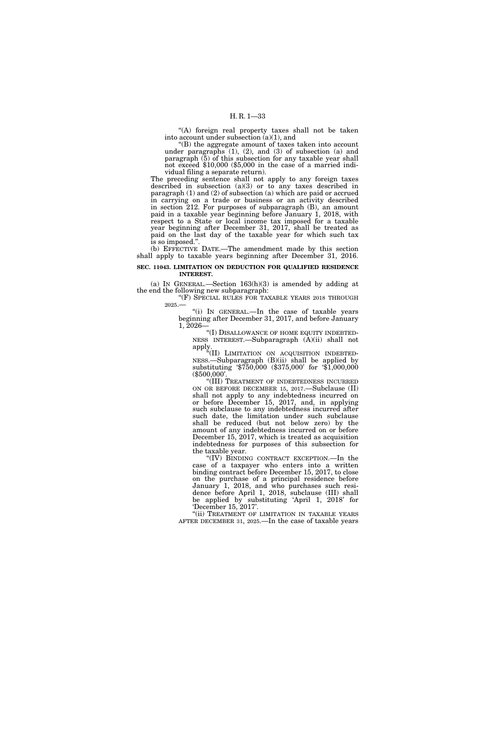"(A) foreign real property taxes shall not be taken into account under subsection (a)(1), and

"(B) the aggregate amount of taxes taken into account under paragraphs (1), (2), and (3) of subsection (a) and paragraph (5) of this subsection for any taxable year shall not exceed $10,000 ($5,000 in the case of a married individual filing a separate return).

The preceding sentence shall not apply to any foreign taxes described in subsection (a)(3) or to any taxes described in paragraph (1) and (2) of subsection (a) which are paid or accrued in carrying on a trade or business or an activity described in section 212. For purposes of subparagraph (B), an amount paid in a taxable year beginning before January 1, 2018, with respect to a State or local income tax imposed for a taxable year beginning after December 31, 2017, shall be treated as paid on the last day of the taxable year for which such tax is so imposed.".

(b) EFFECTIVE DATE.—The amendment made by this section shall apply to taxable years beginning after December 31, 2016.

**SEC. 11043. LIMITATION ON DEDUCTION FOR QUALIFIED RESIDENCE INTEREST.**

(a) IN GENERAL.—Section 163(h)(3) is amended by adding at the end the following new subparagraph:

"(F) SPECIAL RULES FOR TAXABLE YEARS 2018 THROUGH 2025.—

"(i) IN GENERAL.—In the case of taxable years beginning after December 31, 2017, and before January 1, 2026—

"(I) DISALLOWANCE OF HOME EQUITY INDEBTEDNESS INTEREST.—Subparagraph (A)(ii) shall not apply.

"(II) LIMITATION ON ACQUISITION INDEBTEDNESS.—Subparagraph (B)(ii) shall be applied by substituting '$750,000 ($375,000' for '$1,000,000 ($500,000'.

"(III) TREATMENT OF INDEBTEDNESS INCURRED ON OR BEFORE DECEMBER 15, 2017.—Subclause (II) shall not apply to any indebtedness incurred on or before December 15, 2017, and, in applying such subclause to any indebtedness incurred after such date, the limitation under such subclause shall be reduced (but not below zero) by the amount of any indebtedness incurred on or before December 15, 2017, which is treated as acquisition indebtedness for purposes of this subsection for the taxable year.

"(IV) BINDING CONTRACT EXCEPTION.—In the case of a taxpayer who enters into a written binding contract before December 15, 2017, to close on the purchase of a principal residence before January 1, 2018, and who purchases such residence before April 1, 2018, subclause (III) shall be applied by substituting 'April 1, 2018' for 'December 15, 2017'.

"(ii) TREATMENT OF LIMITATION IN TAXABLE YEARS AFTER DECEMBER 31, 2025.—In the case of taxable years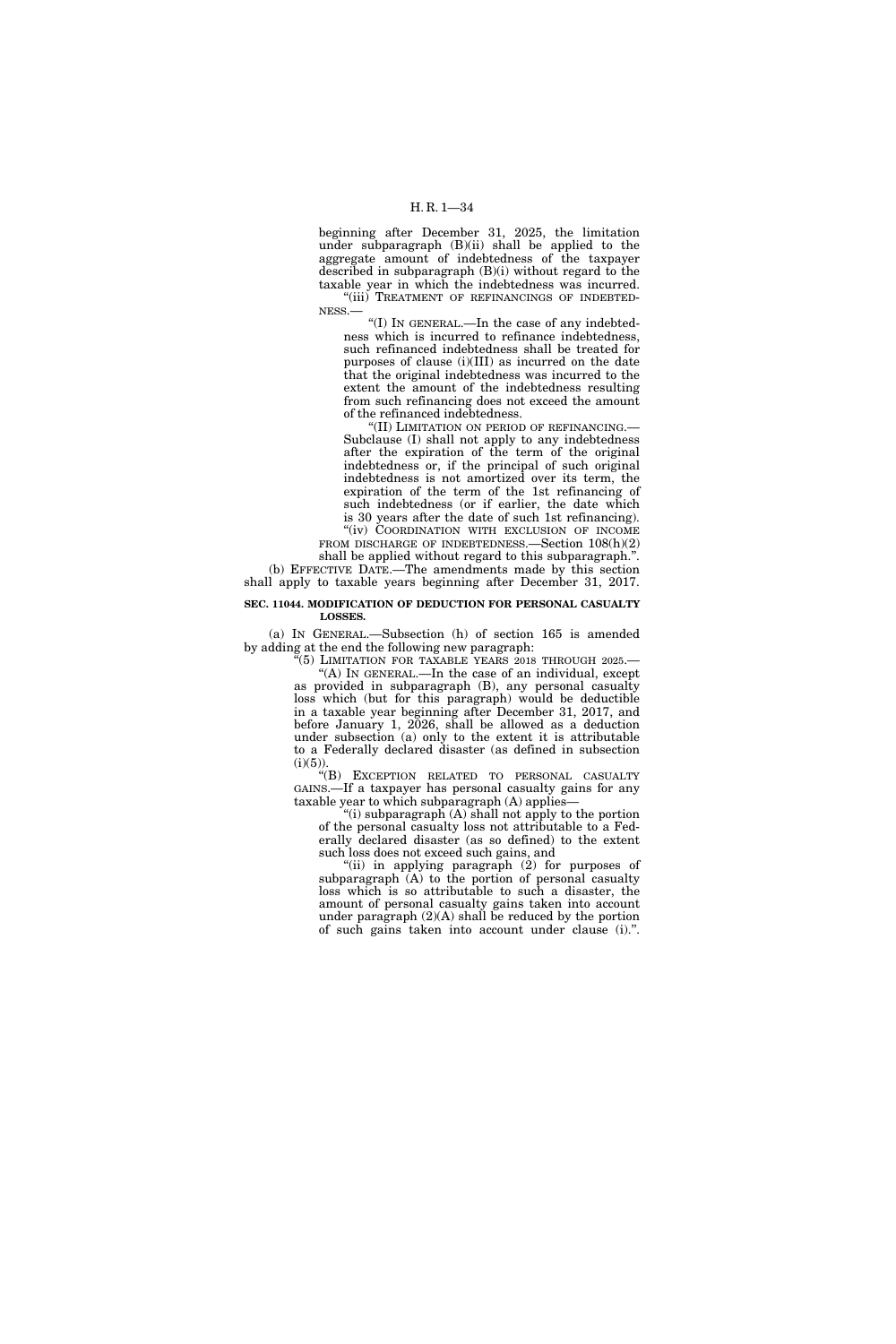beginning after December 31, 2025, the limitation under subparagraph (B)(ii) shall be applied to the aggregate amount of indebtedness of the taxpayer described in subparagraph (B)(i) without regard to the taxable year in which the indebtedness was incurred.

"(iii) TREATMENT OF REFINANCINGS OF INDEBTEDNESS.—

"(I) IN GENERAL.—In the case of any indebtedness which is incurred to refinance indebtedness, such refinanced indebtedness shall be treated for purposes of clause (i)(III) as incurred on the date that the original indebtedness was incurred to the extent the amount of the indebtedness resulting from such refinancing does not exceed the amount of the refinanced indebtedness.

"(II) LIMITATION ON PERIOD OF REFINANCING.— Subclause (I) shall not apply to any indebtedness after the expiration of the term of the original indebtedness or, if the principal of such original indebtedness is not amortized over its term, the expiration of the term of the 1st refinancing of such indebtedness (or if earlier, the date which is 30 years after the date of such 1st refinancing).

"(iv) COORDINATION WITH EXCLUSION OF INCOME FROM DISCHARGE OF INDEBTEDNESS.—Section 108(h)(2) shall be applied without regard to this subparagraph.".

(b) EFFECTIVE DATE.—The amendments made by this section shall apply to taxable years beginning after December 31, 2017.

**SEC. 11044. MODIFICATION OF DEDUCTION FOR PERSONAL CASUALTY LOSSES.**

(a) IN GENERAL.—Subsection (h) of section 165 is amended by adding at the end the following new paragraph:

"(5) LIMITATION FOR TAXABLE YEARS 2018 THROUGH 2025.—

"(A) IN GENERAL.—In the case of an individual, except as provided in subparagraph (B), any personal casualty loss which (but for this paragraph) would be deductible in a taxable year beginning after December 31, 2017, and before January 1, 2026, shall be allowed as a deduction under subsection (a) only to the extent it is attributable to a Federally declared disaster (as defined in subsection (i)(5)).

"(B) EXCEPTION RELATED TO PERSONAL CASUALTY GAINS.—If a taxpayer has personal casualty gains for any taxable year to which subparagraph (A) applies—

"(i) subparagraph (A) shall not apply to the portion of the personal casualty loss not attributable to a Federally declared disaster (as so defined) to the extent such loss does not exceed such gains, and

"(ii) in applying paragraph (2) for purposes of subparagraph (A) to the portion of personal casualty loss which is so attributable to such a disaster, the amount of personal casualty gains taken into account under paragraph (2)(A) shall be reduced by the portion of such gains taken into account under clause (i).".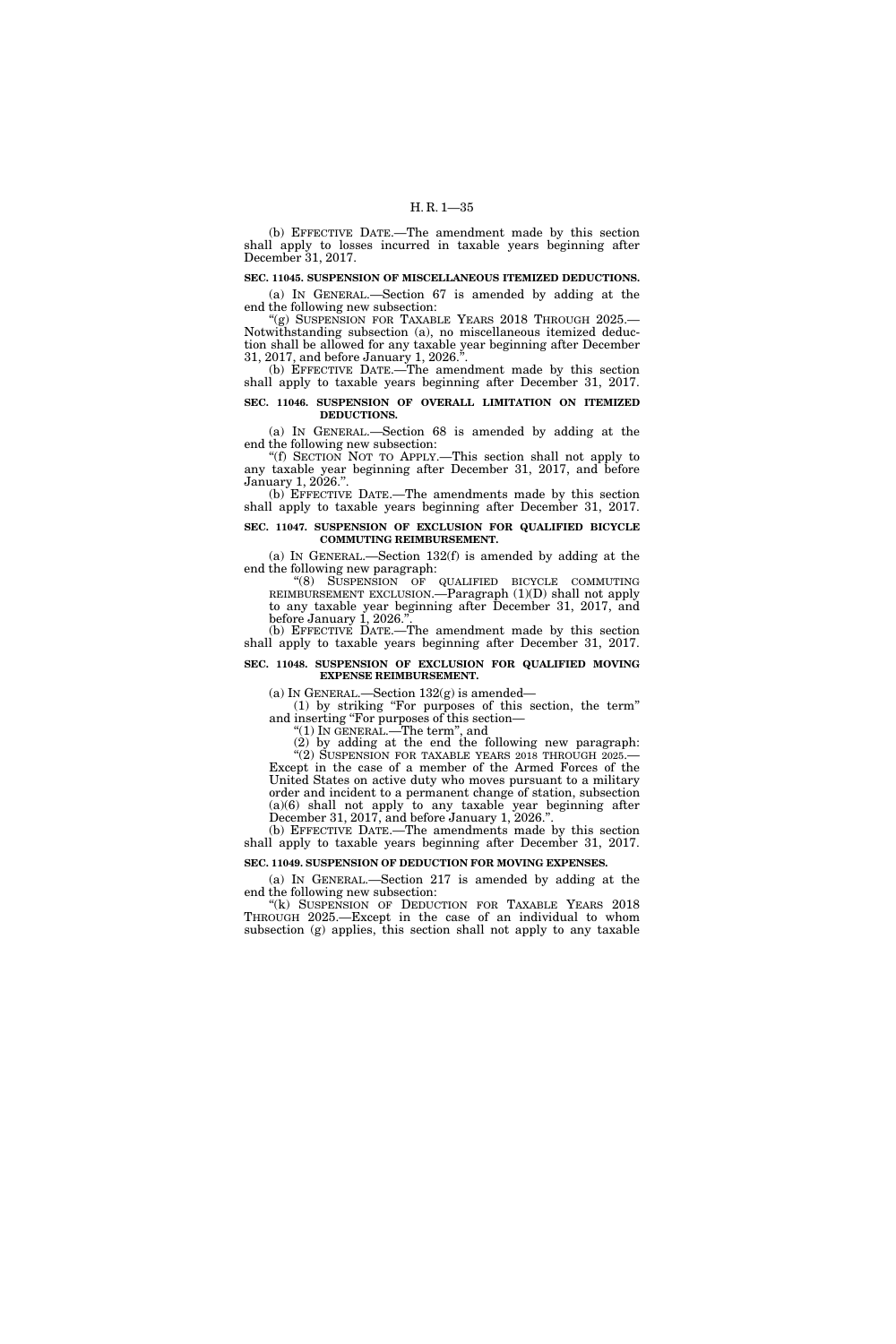(b) EFFECTIVE DATE.—The amendment made by this section shall apply to losses incurred in taxable years beginning after December 31, 2017.

**SEC. 11045. SUSPENSION OF MISCELLANEOUS ITEMIZED DEDUCTIONS.**

(a) IN GENERAL.—Section 67 is amended by adding at the end the following new subsection:

"(g) SUSPENSION FOR TAXABLE YEARS 2018 THROUGH 2025.—Notwithstanding subsection (a), no miscellaneous itemized deduction shall be allowed for any taxable year beginning after December 31, 2017, and before January 1, 2026.".

(b) EFFECTIVE DATE.—The amendment made by this section shall apply to taxable years beginning after December 31, 2017.

**SEC. 11046. SUSPENSION OF OVERALL LIMITATION ON ITEMIZED DEDUCTIONS.**

(a) IN GENERAL.—Section 68 is amended by adding at the end the following new subsection:

"(f) SECTION NOT TO APPLY.—This section shall not apply to any taxable year beginning after December 31, 2017, and before January 1, 2026.".

(b) EFFECTIVE DATE.—The amendments made by this section shall apply to taxable years beginning after December 31, 2017.

**SEC. 11047. SUSPENSION OF EXCLUSION FOR QUALIFIED BICYCLE COMMUTING REIMBURSEMENT.**

(a) IN GENERAL.—Section 132(f) is amended by adding at the end the following new paragraph:

"(8) SUSPENSION OF QUALIFIED BICYCLE COMMUTING REIMBURSEMENT EXCLUSION.—Paragraph (1)(D) shall not apply to any taxable year beginning after December 31, 2017, and before January 1, 2026.".

(b) EFFECTIVE DATE.—The amendment made by this section shall apply to taxable years beginning after December 31, 2017.

**SEC. 11048. SUSPENSION OF EXCLUSION FOR QUALIFIED MOVING EXPENSE REIMBURSEMENT.**

(a) IN GENERAL.—Section 132(g) is amended—

(1) by striking "For purposes of this section, the term" and inserting "For purposes of this section—

"(1) IN GENERAL.—The term", and

(2) by adding at the end the following new paragraph:

"(2) SUSPENSION FOR TAXABLE YEARS 2018 THROUGH 2025.—Except in the case of a member of the Armed Forces of the United States on active duty who moves pursuant to a military order and incident to a permanent change of station, subsection (a)(6) shall not apply to any taxable year beginning after December 31, 2017, and before January 1, 2026.".

(b) EFFECTIVE DATE.—The amendments made by this section shall apply to taxable years beginning after December 31, 2017.

**SEC. 11049. SUSPENSION OF DEDUCTION FOR MOVING EXPENSES.**

(a) IN GENERAL.—Section 217 is amended by adding at the end the following new subsection:

"(k) SUSPENSION OF DEDUCTION FOR TAXABLE YEARS 2018 THROUGH 2025.—Except in the case of an individual to whom subsection (g) applies, this section shall not apply to any taxable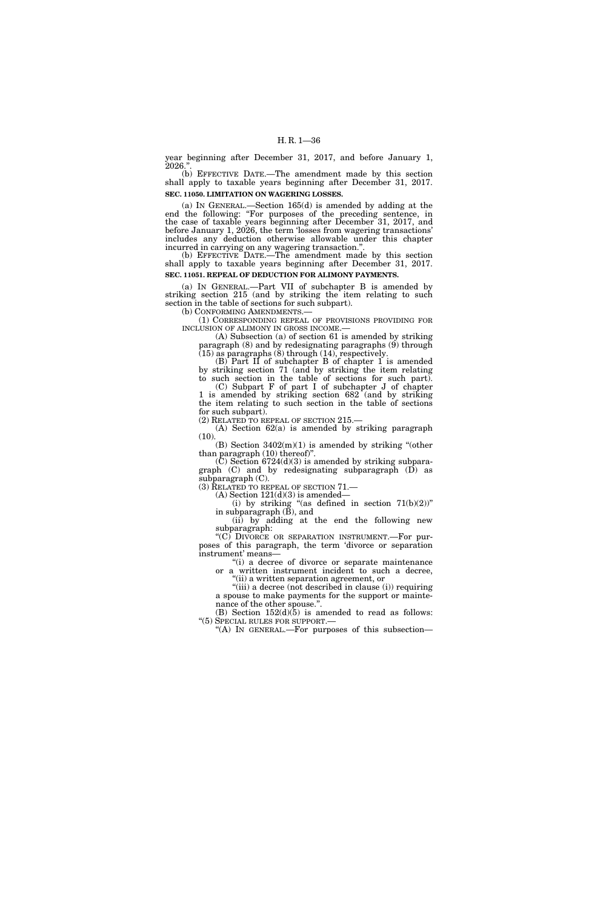year beginning after December 31, 2017, and before January 1, 2026.".

(b) EFFECTIVE DATE.—The amendment made by this section shall apply to taxable years beginning after December 31, 2017.

**SEC. 11050. LIMITATION ON WAGERING LOSSES.**

(a) IN GENERAL.—Section 165(d) is amended by adding at the end the following: "For purposes of the preceding sentence, in the case of taxable years beginning after December 31, 2017, and before January 1, 2026, the term 'losses from wagering transactions' includes any deduction otherwise allowable under this chapter incurred in carrying on any wagering transaction.".

(b) EFFECTIVE DATE.—The amendment made by this section shall apply to taxable years beginning after December 31, 2017.

**SEC. 11051. REPEAL OF DEDUCTION FOR ALIMONY PAYMENTS.**

(a) IN GENERAL.—Part VII of subchapter B is amended by striking section 215 (and by striking the item relating to such section in the table of sections for such subpart).

(b) CONFORMING AMENDMENTS.—

(1) CORRESPONDING REPEAL OF PROVISIONS PROVIDING FOR INCLUSION OF ALIMONY IN GROSS INCOME.—

(A) Subsection (a) of section 61 is amended by striking paragraph (8) and by redesignating paragraphs (9) through (15) as paragraphs (8) through (14), respectively.

(B) Part II of subchapter B of chapter 1 is amended by striking section 71 (and by striking the item relating to such section in the table of sections for such part).

(C) Subpart F of part I of subchapter J of chapter 1 is amended by striking section 682 (and by striking the item relating to such section in the table of sections for such subpart).

(2) RELATED TO REPEAL OF SECTION 215.—

(A) Section 62(a) is amended by striking paragraph (10).

(B) Section 3402(m)(1) is amended by striking "(other than paragraph (10) thereof)".

(C) Section 6724(d)(3) is amended by striking subparagraph (C) and by redesignating subparagraph (D) as subparagraph (C).

(3) RELATED TO REPEAL OF SECTION 71.—

(A) Section 121(d)(3) is amended—

(i) by striking "(as defined in section 71(b)(2))" in subparagraph (B), and

(ii) by adding at the end the following new subparagraph:

"(C) DIVORCE OR SEPARATION INSTRUMENT.—For purposes of this paragraph, the term 'divorce or separation instrument' means—

"(i) a decree of divorce or separate maintenance or a written instrument incident to such a decree,

"(ii) a written separation agreement, or

"(iii) a decree (not described in clause (i)) requiring a spouse to make payments for the support or maintenance of the other spouse.".

(B) Section 152(d)(5) is amended to read as follows:

"(5) SPECIAL RULES FOR SUPPORT.—

"(A) IN GENERAL.—For purposes of this subsection—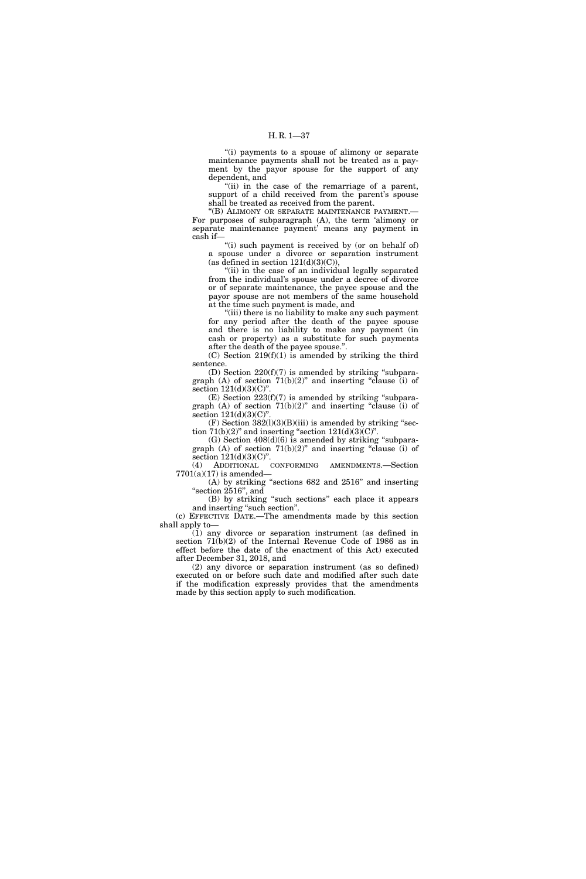"(i) payments to a spouse of alimony or separate maintenance payments shall not be treated as a payment by the payor spouse for the support of any dependent, and

"(ii) in the case of the remarriage of a parent, support of a child received from the parent's spouse shall be treated as received from the parent.

"(B) ALIMONY OR SEPARATE MAINTENANCE PAYMENT.— For purposes of subparagraph (A), the term 'alimony or separate maintenance payment' means any payment in cash if—

"(i) such payment is received by (or on behalf of) a spouse under a divorce or separation instrument (as defined in section 121(d)(3)(C)),

"(ii) in the case of an individual legally separated from the individual's spouse under a decree of divorce or of separate maintenance, the payee spouse and the payor spouse are not members of the same household at the time such payment is made, and

"(iii) there is no liability to make any such payment for any period after the death of the payee spouse and there is no liability to make any payment (in cash or property) as a substitute for such payments after the death of the payee spouse.".

(C) Section 219(f)(1) is amended by striking the third sentence.

(D) Section 220(f)(7) is amended by striking "subparagraph (A) of section 71(b)(2)" and inserting "clause (i) of section 121(d)(3)(C)".

(E) Section 223(f)(7) is amended by striking "subparagraph (A) of section 71(b)(2)" and inserting "clause (i) of section 121(d)(3)(C)".

(F) Section 382(l)(3)(B)(iii) is amended by striking "section 71(b)(2)" and inserting "section 121(d)(3)(C)".

(G) Section 408(d)(6) is amended by striking "subparagraph (A) of section 71(b)(2)" and inserting "clause (i) of section 121(d)(3)(C)".

(4) ADDITIONAL CONFORMING AMENDMENTS.—Section 7701(a)(17) is amended—

(A) by striking "sections 682 and 2516" and inserting "section 2516", and

(B) by striking "such sections" each place it appears and inserting "such section".

(c) EFFECTIVE DATE.—The amendments made by this section shall apply to—

(1) any divorce or separation instrument (as defined in section 71(b)(2) of the Internal Revenue Code of 1986 as in effect before the date of the enactment of this Act) executed after December 31, 2018, and

(2) any divorce or separation instrument (as so defined) executed on or before such date and modified after such date if the modification expressly provides that the amendments made by this section apply to such modification.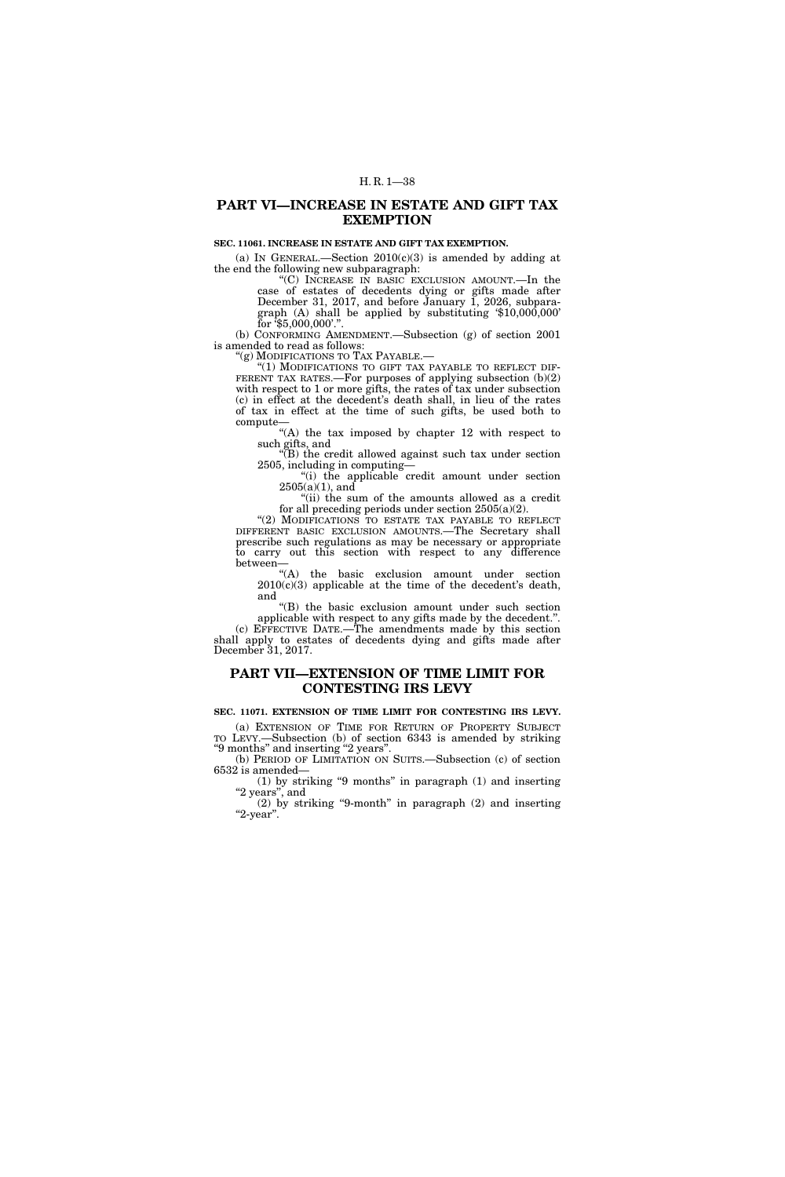## PART VI—INCREASE IN ESTATE AND GIFT TAX EXEMPTION

**SEC. 11061. INCREASE IN ESTATE AND GIFT TAX EXEMPTION.**

(a) IN GENERAL.—Section 2010(c)(3) is amended by adding at the end the following new subparagraph:

"(C) INCREASE IN BASIC EXCLUSION AMOUNT.—In the case of estates of decedents dying or gifts made after December 31, 2017, and before January 1, 2026, subparagraph (A) shall be applied by substituting '$10,000,000' for '$5,000,000'.".

(b) CONFORMING AMENDMENT.—Subsection (g) of section 2001 is amended to read as follows:

"(g) MODIFICATIONS TO TAX PAYABLE.—

"(1) MODIFICATIONS TO GIFT TAX PAYABLE TO REFLECT DIFFERENT TAX RATES.—For purposes of applying subsection (b)(2) with respect to 1 or more gifts, the rates of tax under subsection (c) in effect at the decedent's death shall, in lieu of the rates of tax in effect at the time of such gifts, be used both to compute—

"(A) the tax imposed by chapter 12 with respect to such gifts, and

"(B) the credit allowed against such tax under section 2505, including in computing—

"(i) the applicable credit amount under section 2505(a)(1), and

"(ii) the sum of the amounts allowed as a credit for all preceding periods under section 2505(a)(2).

"(2) MODIFICATIONS TO ESTATE TAX PAYABLE TO REFLECT DIFFERENT BASIC EXCLUSION AMOUNTS.—The Secretary shall prescribe such regulations as may be necessary or appropriate to carry out this section with respect to any difference between—

"(A) the basic exclusion amount under section 2010(c)(3) applicable at the time of the decedent's death, and

"(B) the basic exclusion amount under such section applicable with respect to any gifts made by the decedent.".

(c) EFFECTIVE DATE.—The amendments made by this section shall apply to estates of decedents dying and gifts made after December 31, 2017.

## PART VII—EXTENSION OF TIME LIMIT FOR CONTESTING IRS LEVY

**SEC. 11071. EXTENSION OF TIME LIMIT FOR CONTESTING IRS LEVY.**

(a) EXTENSION OF TIME FOR RETURN OF PROPERTY SUBJECT TO LEVY.—Subsection (b) of section 6343 is amended by striking "9 months" and inserting "2 years".

(b) PERIOD OF LIMITATION ON SUITS.—Subsection (c) of section 6532 is amended—

(1) by striking "9 months" in paragraph (1) and inserting "2 years", and

(2) by striking "9-month" in paragraph (2) and inserting "2-year".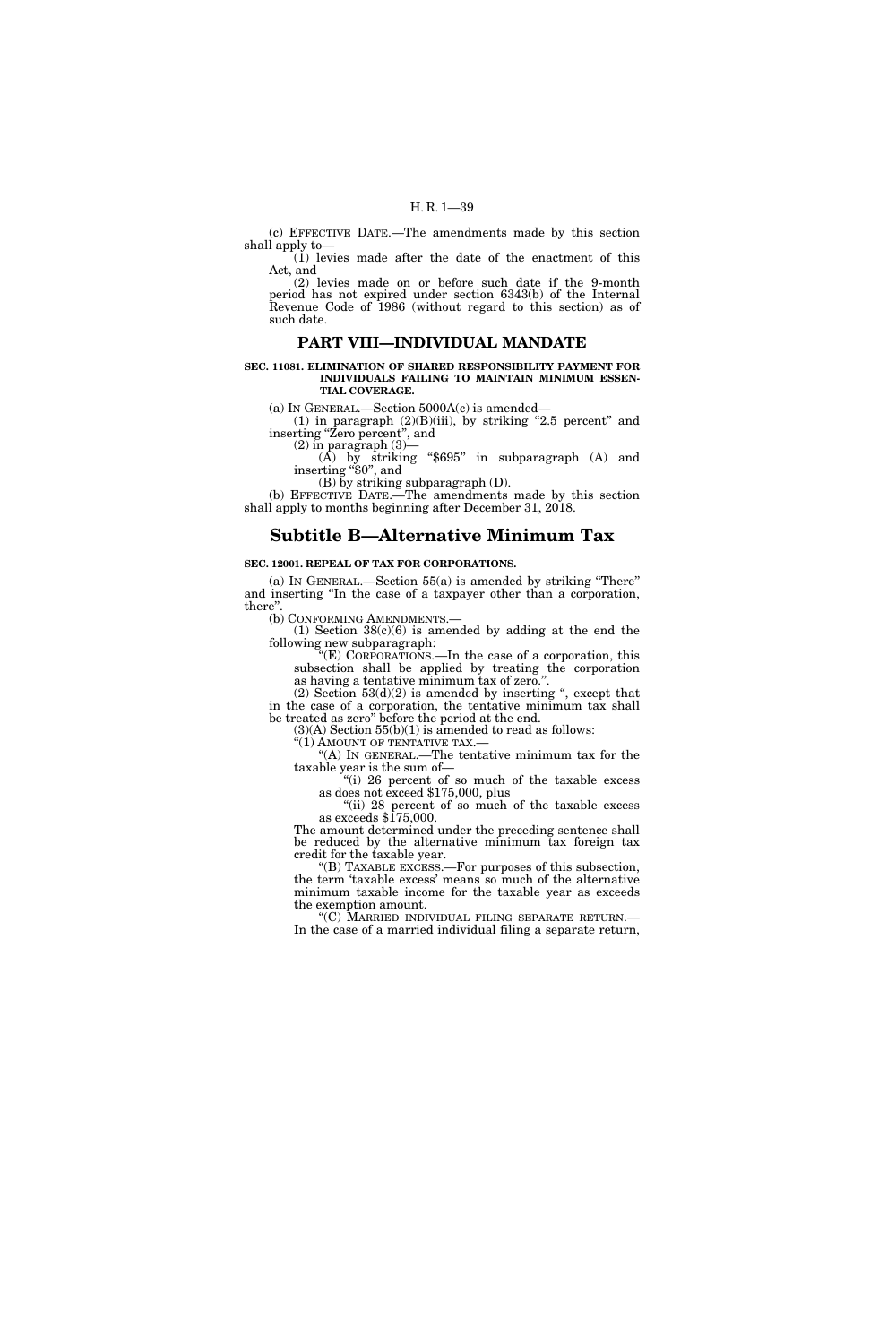(c) EFFECTIVE DATE.—The amendments made by this section shall apply to—

(1) levies made after the date of the enactment of this Act, and

(2) levies made on or before such date if the 9-month period has not expired under section 6343(b) of the Internal Revenue Code of 1986 (without regard to this section) as of such date.

## PART VIII—INDIVIDUAL MANDATE

**SEC. 11081. ELIMINATION OF SHARED RESPONSIBILITY PAYMENT FOR INDIVIDUALS FAILING TO MAINTAIN MINIMUM ESSENTIAL COVERAGE.**

(a) IN GENERAL.—Section 5000A(c) is amended—

(1) in paragraph (2)(B)(iii), by striking "2.5 percent" and inserting "Zero percent", and

(2) in paragraph (3)—

(A) by striking "$695" in subparagraph (A) and inserting "$0", and

(B) by striking subparagraph (D).

(b) EFFECTIVE DATE.—The amendments made by this section shall apply to months beginning after December 31, 2018.

# Subtitle B—Alternative Minimum Tax

**SEC. 12001. REPEAL OF TAX FOR CORPORATIONS.**

(a) IN GENERAL.—Section 55(a) is amended by striking "There" and inserting "In the case of a taxpayer other than a corporation, there".

(b) CONFORMING AMENDMENTS.—

(1) Section 38(c)(6) is amended by adding at the end the following new subparagraph:

"(E) CORPORATIONS.—In the case of a corporation, this subsection shall be applied by treating the corporation as having a tentative minimum tax of zero.".

(2) Section 53(d)(2) is amended by inserting ", except that in the case of a corporation, the tentative minimum tax shall be treated as zero" before the period at the end.

(3)(A) Section 55(b)(1) is amended to read as follows:

"(1) AMOUNT OF TENTATIVE TAX.—

"(A) IN GENERAL.—The tentative minimum tax for the taxable year is the sum of—

"(i) 26 percent of so much of the taxable excess as does not exceed $175,000, plus

"(ii) 28 percent of so much of the taxable excess as exceeds $175,000.

The amount determined under the preceding sentence shall be reduced by the alternative minimum tax foreign tax credit for the taxable year.

"(B) TAXABLE EXCESS.—For purposes of this subsection, the term 'taxable excess' means so much of the alternative minimum taxable income for the taxable year as exceeds the exemption amount.

"(C) MARRIED INDIVIDUAL FILING SEPARATE RETURN.—In the case of a married individual filing a separate return,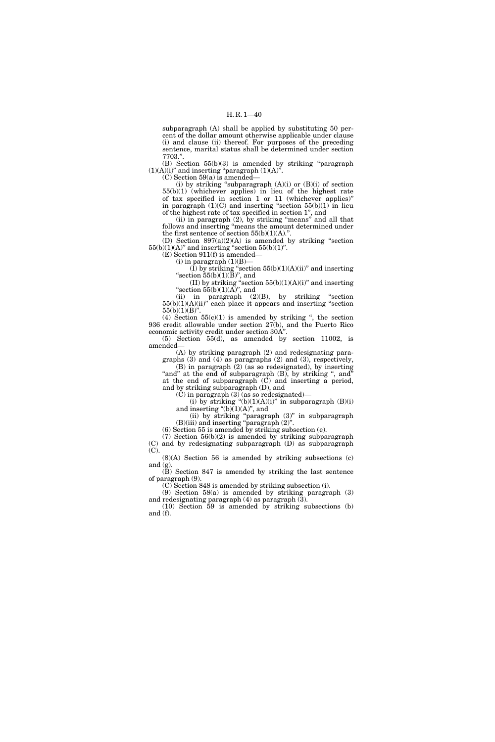subparagraph (A) shall be applied by substituting 50 percent of the dollar amount otherwise applicable under clause (i) and clause (ii) thereof. For purposes of the preceding sentence, marital status shall be determined under section 7703.".

(B) Section 55(b)(3) is amended by striking "paragraph (1)(A)(i)" and inserting "paragraph (1)(A)".

(C) Section 59(a) is amended—

(i) by striking "subparagraph (A)(i) or (B)(i) of section 55(b)(1) (whichever applies) in lieu of the highest rate of tax specified in section 1 or 11 (whichever applies)" in paragraph (1)(C) and inserting "section 55(b)(1) in lieu of the highest rate of tax specified in section 1", and

(ii) in paragraph (2), by striking "means" and all that follows and inserting "means the amount determined under the first sentence of section 55(b)(1)(A).".

(D) Section 897(a)(2)(A) is amended by striking "section 55(b)(1)(A)" and inserting "section 55(b)(1)".

(E) Section 911(f) is amended—

(i) in paragraph (1)(B)—

(I) by striking "section 55(b)(1)(A)(ii)" and inserting "section 55(b)(1)(B)", and

(II) by striking "section 55(b)(1)(A)(i)" and inserting "section 55(b)(1)(A)", and

(ii) in paragraph (2)(B), by striking "section 55(b)(1)(A)(ii)" each place it appears and inserting "section 55(b)(1)(B)".

(4) Section 55(c)(1) is amended by striking ", the section 936 credit allowable under section 27(b), and the Puerto Rico economic activity credit under section 30A".

(5) Section 55(d), as amended by section 11002, is amended—

(A) by striking paragraph (2) and redesignating paragraphs (3) and (4) as paragraphs (2) and (3), respectively,

(B) in paragraph (2) (as so redesignated), by inserting "and" at the end of subparagraph (B), by striking ", and" at the end of subparagraph (C) and inserting a period, and by striking subparagraph (D), and

(C) in paragraph (3) (as so redesignated)—

(i) by striking "(b)(1)(A)(i)" in subparagraph (B)(i) and inserting "(b)(1)(A)", and

(ii) by striking "paragraph (3)" in subparagraph (B)(iii) and inserting "paragraph (2)".

(6) Section 55 is amended by striking subsection (e).

(7) Section 56(b)(2) is amended by striking subparagraph (C) and by redesignating subparagraph (D) as subparagraph (C).

(8)(A) Section 56 is amended by striking subsections (c) and (g).

(B) Section 847 is amended by striking the last sentence of paragraph (9).

(C) Section 848 is amended by striking subsection (i).

(9) Section 58(a) is amended by striking paragraph (3) and redesignating paragraph (4) as paragraph (3).

(10) Section 59 is amended by striking subsections (b) and (f).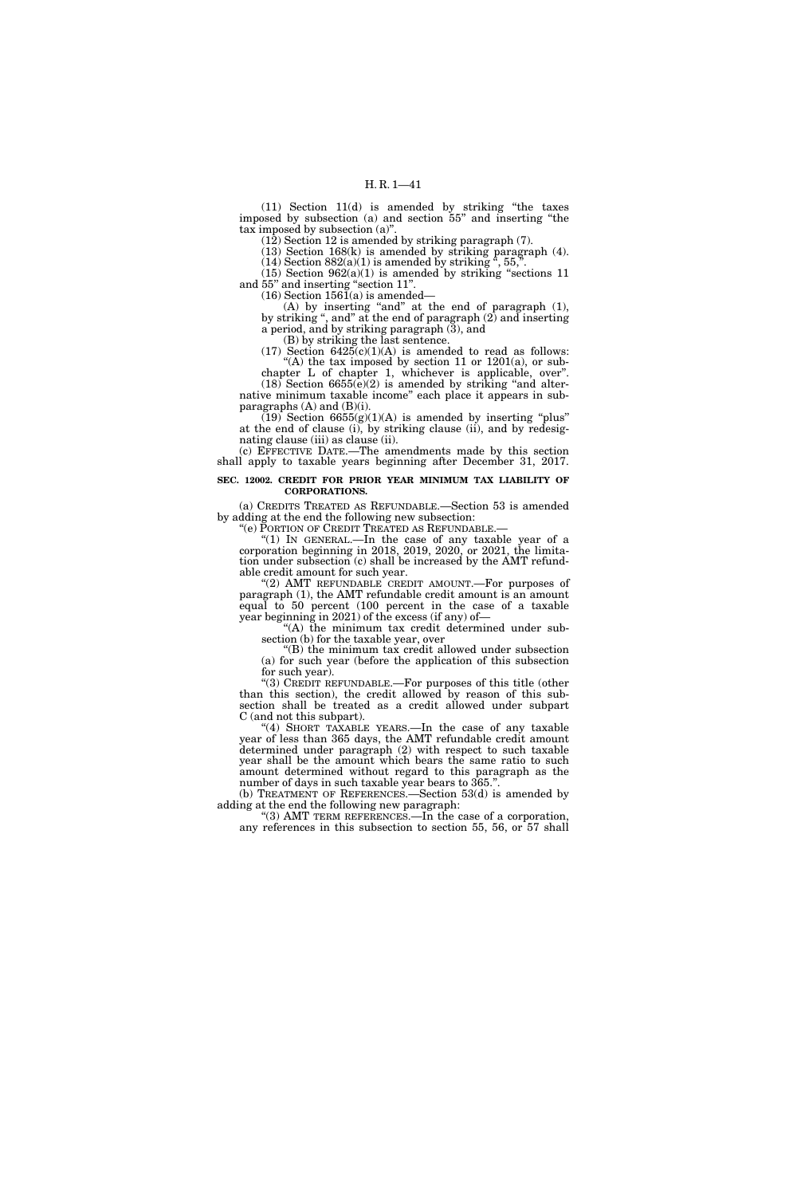(11) Section 11(d) is amended by striking "the taxes imposed by subsection (a) and section 55" and inserting "the tax imposed by subsection (a)".

(12) Section 12 is amended by striking paragraph (7).

(13) Section 168(k) is amended by striking paragraph (4).

(14) Section 882(a)(1) is amended by striking ", 55,".

(15) Section 962(a)(1) is amended by striking "sections 11 and 55" and inserting "section 11".

(16) Section 1561(a) is amended—

(A) by inserting "and" at the end of paragraph (1), by striking ", and" at the end of paragraph (2) and inserting a period, and by striking paragraph (3), and

(B) by striking the last sentence.

(17) Section 6425(c)(1)(A) is amended to read as follows:

"(A) the tax imposed by section 11 or 1201(a), or subchapter L of chapter 1, whichever is applicable, over".

(18) Section 6655(e)(2) is amended by striking "and alternative minimum taxable income" each place it appears in subparagraphs (A) and (B)(i).

(19) Section 6655(g)(1)(A) is amended by inserting "plus" at the end of clause (i), by striking clause (ii), and by redesignating clause (iii) as clause (ii).

(c) EFFECTIVE DATE.—The amendments made by this section shall apply to taxable years beginning after December 31, 2017.

**SEC. 12002. CREDIT FOR PRIOR YEAR MINIMUM TAX LIABILITY OF CORPORATIONS.**

(a) CREDITS TREATED AS REFUNDABLE.—Section 53 is amended by adding at the end the following new subsection:

"(e) PORTION OF CREDIT TREATED AS REFUNDABLE.—

"(1) IN GENERAL.—In the case of any taxable year of a corporation beginning in 2018, 2019, 2020, or 2021, the limitation under subsection (c) shall be increased by the AMT refundable credit amount for such year.

"(2) AMT REFUNDABLE CREDIT AMOUNT.—For purposes of paragraph (1), the AMT refundable credit amount is an amount equal to 50 percent (100 percent in the case of a taxable year beginning in 2021) of the excess (if any) of—

"(A) the minimum tax credit determined under subsection (b) for the taxable year, over

"(B) the minimum tax credit allowed under subsection (a) for such year (before the application of this subsection for such year).

"(3) CREDIT REFUNDABLE.—For purposes of this title (other than this section), the credit allowed by reason of this subsection shall be treated as a credit allowed under subpart C (and not this subpart).

"(4) SHORT TAXABLE YEARS.—In the case of any taxable year of less than 365 days, the AMT refundable credit amount determined under paragraph (2) with respect to such taxable year shall be the amount which bears the same ratio to such amount determined without regard to this paragraph as the number of days in such taxable year bears to 365.".

(b) TREATMENT OF REFERENCES.—Section 53(d) is amended by adding at the end the following new paragraph:

"(3) AMT TERM REFERENCES.—In the case of a corporation, any references in this subsection to section 55, 56, or 57 shall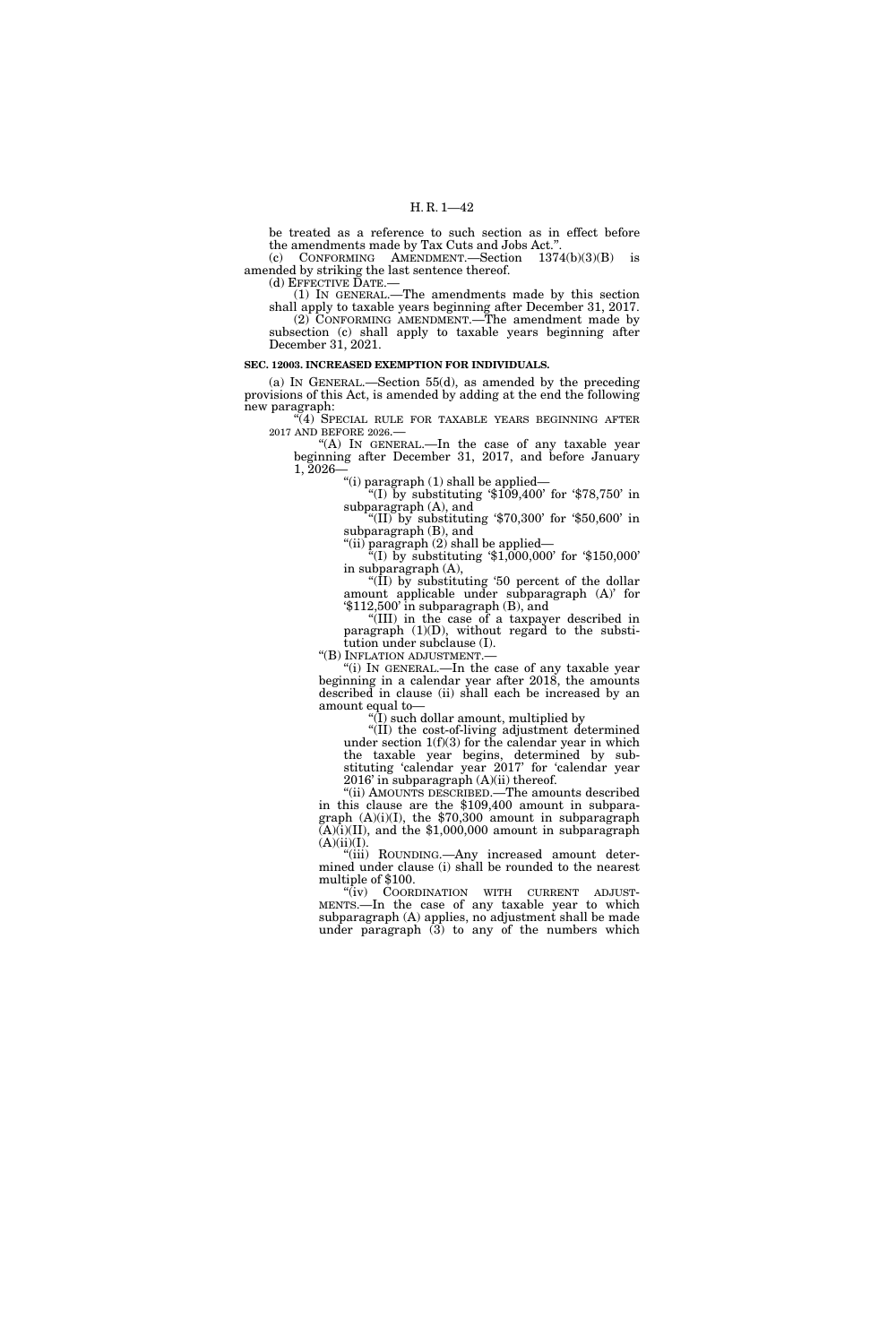be treated as a reference to such section as in effect before the amendments made by Tax Cuts and Jobs Act.".

(c) CONFORMING AMENDMENT.—Section 1374(b)(3)(B) is amended by striking the last sentence thereof.

(d) EFFECTIVE DATE.—

(1) IN GENERAL.—The amendments made by this section shall apply to taxable years beginning after December 31, 2017.

(2) CONFORMING AMENDMENT.—The amendment made by subsection (c) shall apply to taxable years beginning after December 31, 2021.

**SEC. 12003. INCREASED EXEMPTION FOR INDIVIDUALS.**

(a) IN GENERAL.—Section 55(d), as amended by the preceding provisions of this Act, is amended by adding at the end the following new paragraph:

"(4) SPECIAL RULE FOR TAXABLE YEARS BEGINNING AFTER 2017 AND BEFORE 2026.—

"(A) IN GENERAL.—In the case of any taxable year beginning after December 31, 2017, and before January 1, 2026—

"(i) paragraph (1) shall be applied—

"(I) by substituting '$109,400' for '$78,750' in subparagraph (A), and

"(II) by substituting '$70,300' for '$50,600' in subparagraph (B), and

"(ii) paragraph (2) shall be applied—

"(I) by substituting '$1,000,000' for '$150,000' in subparagraph (A),

"(II) by substituting '50 percent of the dollar amount applicable under subparagraph (A)' for '$112,500' in subparagraph (B), and

"(III) in the case of a taxpayer described in paragraph (1)(D), without regard to the substitution under subclause (I).

"(B) INFLATION ADJUSTMENT.—

"(i) IN GENERAL.—In the case of any taxable year beginning in a calendar year after 2018, the amounts described in clause (ii) shall each be increased by an amount equal to—

"(I) such dollar amount, multiplied by

"(II) the cost-of-living adjustment determined under section 1(f)(3) for the calendar year in which the taxable year begins, determined by substituting 'calendar year 2017' for 'calendar year 2016' in subparagraph (A)(ii) thereof.

"(ii) AMOUNTS DESCRIBED.—The amounts described in this clause are the $109,400 amount in subparagraph (A)(i)(I), the $70,300 amount in subparagraph (A)(i)(II), and the $1,000,000 amount in subparagraph (A)(ii)(I).

"(iii) ROUNDING.—Any increased amount determined under clause (i) shall be rounded to the nearest multiple of $100.

"(iv) COORDINATION WITH CURRENT ADJUSTMENTS.—In the case of any taxable year to which subparagraph (A) applies, no adjustment shall be made under paragraph (3) to any of the numbers which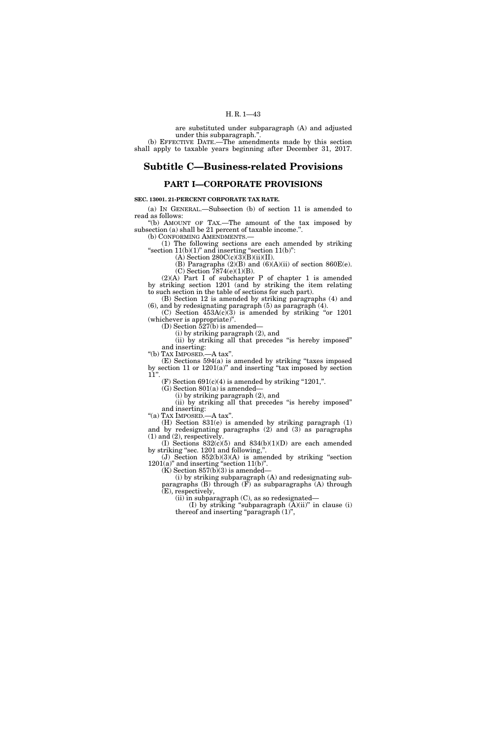are substituted under subparagraph (A) and adjusted under this subparagraph.".

(b) EFFECTIVE DATE.—The amendments made by this section shall apply to taxable years beginning after December 31, 2017.

# Subtitle C—Business-related Provisions

## PART I—CORPORATE PROVISIONS

### SEC. 13001. 21-PERCENT CORPORATE TAX RATE.

(a) IN GENERAL.—Subsection (b) of section 11 is amended to read as follows:

"(b) AMOUNT OF TAX.—The amount of the tax imposed by subsection (a) shall be 21 percent of taxable income.".

(b) CONFORMING AMENDMENTS.—

(1) The following sections are each amended by striking "section 11(b)(1)" and inserting "section 11(b)":

(A) Section 280C(c)(3)(B)(ii)(II).

(B) Paragraphs (2)(B) and (6)(A)(ii) of section 860E(e).

(C) Section 7874(e)(1)(B).

(2)(A) Part I of subchapter P of chapter 1 is amended by striking section 1201 (and by striking the item relating to such section in the table of sections for such part).

(B) Section 12 is amended by striking paragraphs (4) and (6), and by redesignating paragraph (5) as paragraph (4).

(C) Section 453A(c)(3) is amended by striking "or 1201 (whichever is appropriate)".

(D) Section 527(b) is amended—

(i) by striking paragraph (2), and

(ii) by striking all that precedes "is hereby imposed" and inserting:

"(b) TAX IMPOSED.—A tax".

(E) Sections 594(a) is amended by striking "taxes imposed by section 11 or 1201(a)" and inserting "tax imposed by section 11".

(F) Section 691(c)(4) is amended by striking "1201,".

(G) Section 801(a) is amended—

(i) by striking paragraph (2), and

(ii) by striking all that precedes "is hereby imposed" and inserting:

"(a) TAX IMPOSED.—A tax".

(H) Section 831(e) is amended by striking paragraph (1) and by redesignating paragraphs (2) and (3) as paragraphs (1) and (2), respectively.

(I) Sections 832(c)(5) and 834(b)(1)(D) are each amended by striking "sec. 1201 and following,".

(J) Section 852(b)(3)(A) is amended by striking "section 1201(a)" and inserting "section 11(b)".

(K) Section 857(b)(3) is amended—

(i) by striking subparagraph (A) and redesignating subparagraphs (B) through (F) as subparagraphs (A) through (E), respectively,

(ii) in subparagraph (C), as so redesignated—

(I) by striking "subparagraph (A)(ii)" in clause (i) thereof and inserting "paragraph (1)",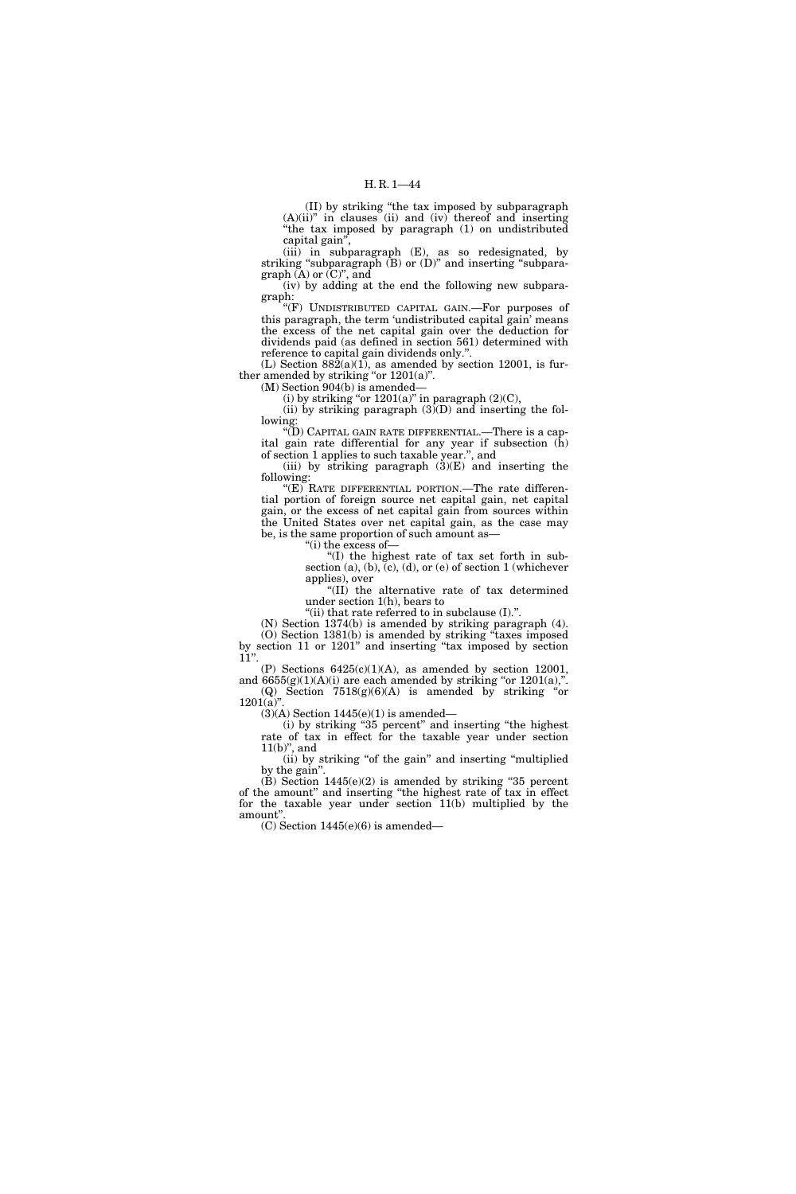(II) by striking "the tax imposed by subparagraph (A)(ii)" in clauses (ii) and (iv) thereof and inserting "the tax imposed by paragraph (1) on undistributed capital gain",

(iii) in subparagraph (E), as so redesignated, by striking "subparagraph (B) or (D)" and inserting "subparagraph (A) or (C)", and

(iv) by adding at the end the following new subparagraph:

"(F) UNDISTRIBUTED CAPITAL GAIN.—For purposes of this paragraph, the term 'undistributed capital gain' means the excess of the net capital gain over the deduction for dividends paid (as defined in section 561) determined with reference to capital gain dividends only.".

(L) Section 882(a)(1), as amended by section 12001, is further amended by striking "or 1201(a)".

(M) Section 904(b) is amended—

(i) by striking "or 1201(a)" in paragraph (2)(C),

(ii) by striking paragraph (3)(D) and inserting the following:

"(D) CAPITAL GAIN RATE DIFFERENTIAL.—There is a capital gain rate differential for any year if subsection (h) of section 1 applies to such taxable year.", and

(iii) by striking paragraph (3)(E) and inserting the following:

"(E) RATE DIFFERENTIAL PORTION.—The rate differential portion of foreign source net capital gain, net capital gain, or the excess of net capital gain from sources within the United States over net capital gain, as the case may be, is the same proportion of such amount as—

"(i) the excess of—

"(I) the highest rate of tax set forth in subsection (a), (b), (c), (d), or (e) of section 1 (whichever applies), over

"(II) the alternative rate of tax determined under section 1(h), bears to

"(ii) that rate referred to in subclause (I).".

(N) Section 1374(b) is amended by striking paragraph (4).

(O) Section 1381(b) is amended by striking "taxes imposed by section 11 or 1201" and inserting "tax imposed by section 11".

(P) Sections 6425(c)(1)(A), as amended by section 12001, and 6655(g)(1)(A)(i) are each amended by striking "or 1201(a),".

(Q) Section 7518(g)(6)(A) is amended by striking "or 1201(a)".

(3)(A) Section 1445(e)(1) is amended—

(i) by striking "35 percent" and inserting "the highest rate of tax in effect for the taxable year under section 11(b)", and

(ii) by striking "of the gain" and inserting "multiplied by the gain".

(B) Section 1445(e)(2) is amended by striking "35 percent of the amount" and inserting "the highest rate of tax in effect for the taxable year under section 11(b) multiplied by the amount".

(C) Section 1445(e)(6) is amended—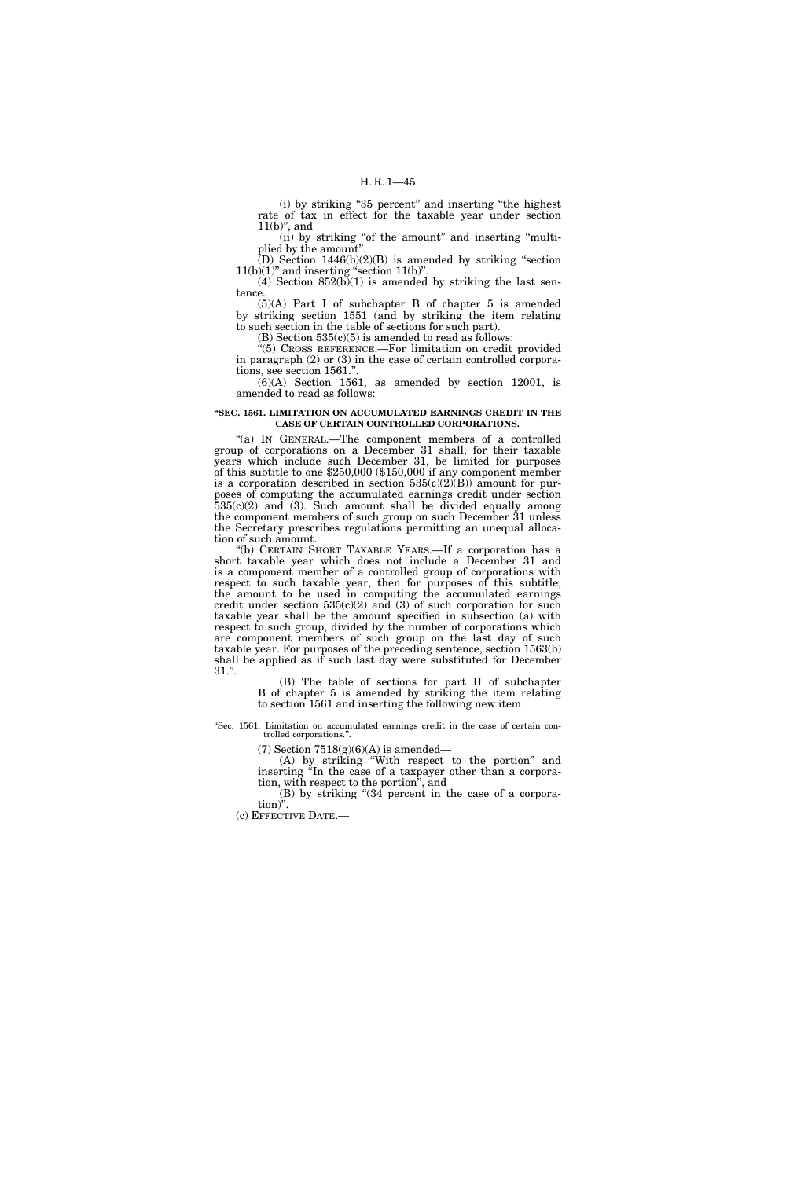(i) by striking "35 percent" and inserting "the highest rate of tax in effect for the taxable year under section 11(b)", and

(ii) by striking "of the amount" and inserting "multiplied by the amount".

(D) Section 1446(b)(2)(B) is amended by striking "section 11(b)(1)" and inserting "section 11(b)".

(4) Section 852(b)(1) is amended by striking the last sentence.

(5)(A) Part I of subchapter B of chapter 5 is amended by striking section 1551 (and by striking the item relating to such section in the table of sections for such part).

(B) Section 535(c)(5) is amended to read as follows:

"(5) CROSS REFERENCE.—For limitation on credit provided in paragraph (2) or (3) in the case of certain controlled corporations, see section 1561.".

(6)(A) Section 1561, as amended by section 12001, is amended to read as follows:

**"SEC. 1561. LIMITATION ON ACCUMULATED EARNINGS CREDIT IN THE CASE OF CERTAIN CONTROLLED CORPORATIONS.**

"(a) IN GENERAL.—The component members of a controlled group of corporations on a December 31 shall, for their taxable years which include such December 31, be limited for purposes of this subtitle to one $250,000 ($150,000 if any component member is a corporation described in section 535(c)(2)(B)) amount for purposes of computing the accumulated earnings credit under section 535(c)(2) and (3). Such amount shall be divided equally among the component members of such group on such December 31 unless the Secretary prescribes regulations permitting an unequal allocation of such amount.

"(b) CERTAIN SHORT TAXABLE YEARS.—If a corporation has a short taxable year which does not include a December 31 and is a component member of a controlled group of corporations with respect to such taxable year, then for purposes of this subtitle, the amount to be used in computing the accumulated earnings credit under section 535(c)(2) and (3) of such corporation for such taxable year shall be the amount specified in subsection (a) with respect to such group, divided by the number of corporations which are component members of such group on the last day of such taxable year. For purposes of the preceding sentence, section 1563(b) shall be applied as if such last day were substituted for December 31.".

(B) The table of sections for part II of subchapter B of chapter 5 is amended by striking the item relating to section 1561 and inserting the following new item:

"Sec. 1561. Limitation on accumulated earnings credit in the case of certain controlled corporations.".

(7) Section 7518(g)(6)(A) is amended—

(A) by striking "With respect to the portion" and inserting "In the case of a taxpayer other than a corporation, with respect to the portion", and

(B) by striking "(34 percent in the case of a corporation)".

(c) EFFECTIVE DATE.—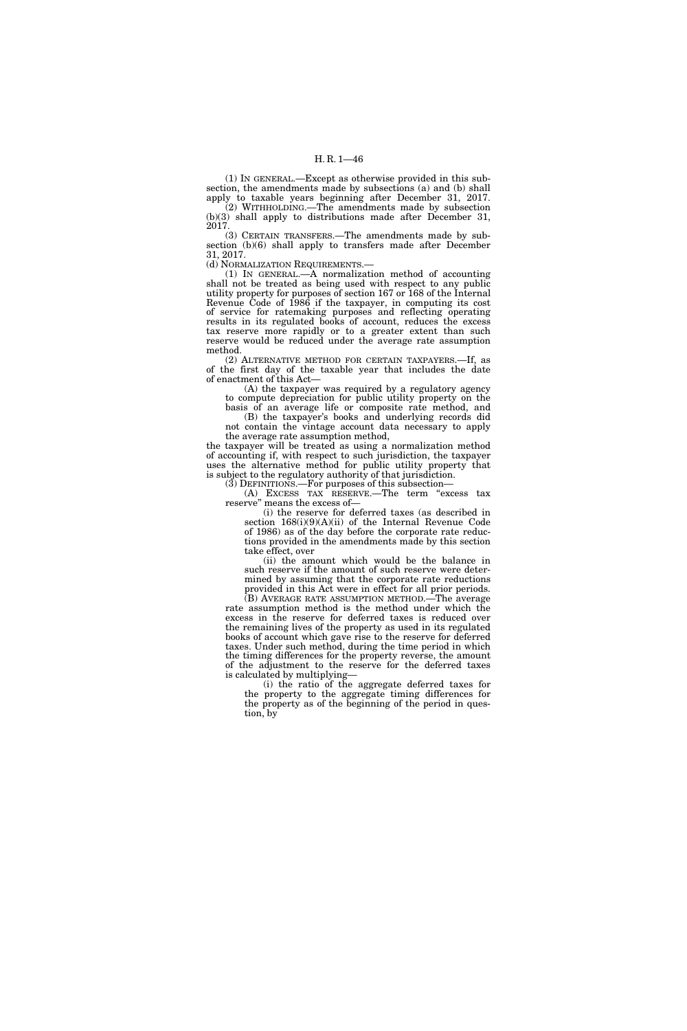(1) IN GENERAL.—Except as otherwise provided in this subsection, the amendments made by subsections (a) and (b) shall apply to taxable years beginning after December 31, 2017.

(2) WITHHOLDING.—The amendments made by subsection (b)(3) shall apply to distributions made after December 31, 2017.

(3) CERTAIN TRANSFERS.—The amendments made by subsection (b)(6) shall apply to transfers made after December 31, 2017.

(d) NORMALIZATION REQUIREMENTS.—

(1) IN GENERAL.—A normalization method of accounting shall not be treated as being used with respect to any public utility property for purposes of section 167 or 168 of the Internal Revenue Code of 1986 if the taxpayer, in computing its cost of service for ratemaking purposes and reflecting operating results in its regulated books of account, reduces the excess tax reserve more rapidly or to a greater extent than such reserve would be reduced under the average rate assumption method.

(2) ALTERNATIVE METHOD FOR CERTAIN TAXPAYERS.—If, as of the first day of the taxable year that includes the date of enactment of this Act—

(A) the taxpayer was required by a regulatory agency to compute depreciation for public utility property on the basis of an average life or composite rate method, and

(B) the taxpayer's books and underlying records did not contain the vintage account data necessary to apply the average rate assumption method,

the taxpayer will be treated as using a normalization method of accounting if, with respect to such jurisdiction, the taxpayer uses the alternative method for public utility property that is subject to the regulatory authority of that jurisdiction.

(3) DEFINITIONS.—For purposes of this subsection—

(A) EXCESS TAX RESERVE.—The term "excess tax reserve" means the excess of—

(i) the reserve for deferred taxes (as described in section 168(i)(9)(A)(ii) of the Internal Revenue Code of 1986) as of the day before the corporate rate reductions provided in the amendments made by this section take effect, over

(ii) the amount which would be the balance in such reserve if the amount of such reserve were determined by assuming that the corporate rate reductions provided in this Act were in effect for all prior periods.

(B) AVERAGE RATE ASSUMPTION METHOD.—The average rate assumption method is the method under which the excess in the reserve for deferred taxes is reduced over the remaining lives of the property as used in its regulated books of account which gave rise to the reserve for deferred taxes. Under such method, during the time period in which the timing differences for the property reverse, the amount of the adjustment to the reserve for the deferred taxes is calculated by multiplying—

(i) the ratio of the aggregate deferred taxes for the property to the aggregate timing differences for the property as of the beginning of the period in question, by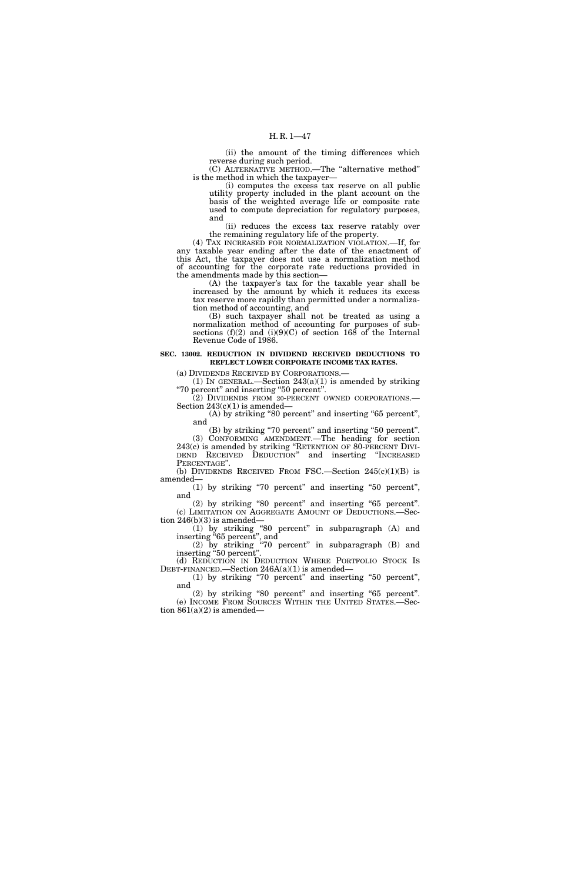(ii) the amount of the timing differences which reverse during such period.

(C) ALTERNATIVE METHOD.—The "alternative method" is the method in which the taxpayer—

(i) computes the excess tax reserve on all public utility property included in the plant account on the basis of the weighted average life or composite rate used to compute depreciation for regulatory purposes, and

(ii) reduces the excess tax reserve ratably over the remaining regulatory life of the property.

(4) TAX INCREASED FOR NORMALIZATION VIOLATION.—If, for any taxable year ending after the date of the enactment of this Act, the taxpayer does not use a normalization method of accounting for the corporate rate reductions provided in the amendments made by this section—

(A) the taxpayer's tax for the taxable year shall be increased by the amount by which it reduces its excess tax reserve more rapidly than permitted under a normalization method of accounting, and

(B) such taxpayer shall not be treated as using a normalization method of accounting for purposes of subsections (f)(2) and (i)(9)(C) of section 168 of the Internal Revenue Code of 1986.

**SEC. 13002. REDUCTION IN DIVIDEND RECEIVED DEDUCTIONS TO REFLECT LOWER CORPORATE INCOME TAX RATES.**

(a) DIVIDENDS RECEIVED BY CORPORATIONS.—

(1) IN GENERAL.—Section 243(a)(1) is amended by striking "70 percent" and inserting "50 percent".

(2) DIVIDENDS FROM 20-PERCENT OWNED CORPORATIONS.—Section 243(c)(1) is amended—

(A) by striking "80 percent" and inserting "65 percent", and

(B) by striking "70 percent" and inserting "50 percent".

(3) CONFORMING AMENDMENT.—The heading for section 243(c) is amended by striking "RETENTION OF 80-PERCENT DIVIDEND RECEIVED DEDUCTION" and inserting "INCREASED PERCENTAGE".

(b) DIVIDENDS RECEIVED FROM FSC.—Section 245(c)(1)(B) is amended—

(1) by striking "70 percent" and inserting "50 percent", and

(2) by striking "80 percent" and inserting "65 percent".

(c) LIMITATION ON AGGREGATE AMOUNT OF DEDUCTIONS.—Section 246(b)(3) is amended—

(1) by striking "80 percent" in subparagraph (A) and inserting "65 percent", and

(2) by striking "70 percent" in subparagraph (B) and inserting "50 percent".

(d) REDUCTION IN DEDUCTION WHERE PORTFOLIO STOCK IS DEBT-FINANCED.—Section 246A(a)(1) is amended—

(1) by striking "70 percent" and inserting "50 percent", and

(2) by striking "80 percent" and inserting "65 percent".

(e) INCOME FROM SOURCES WITHIN THE UNITED STATES.—Section 861(a)(2) is amended—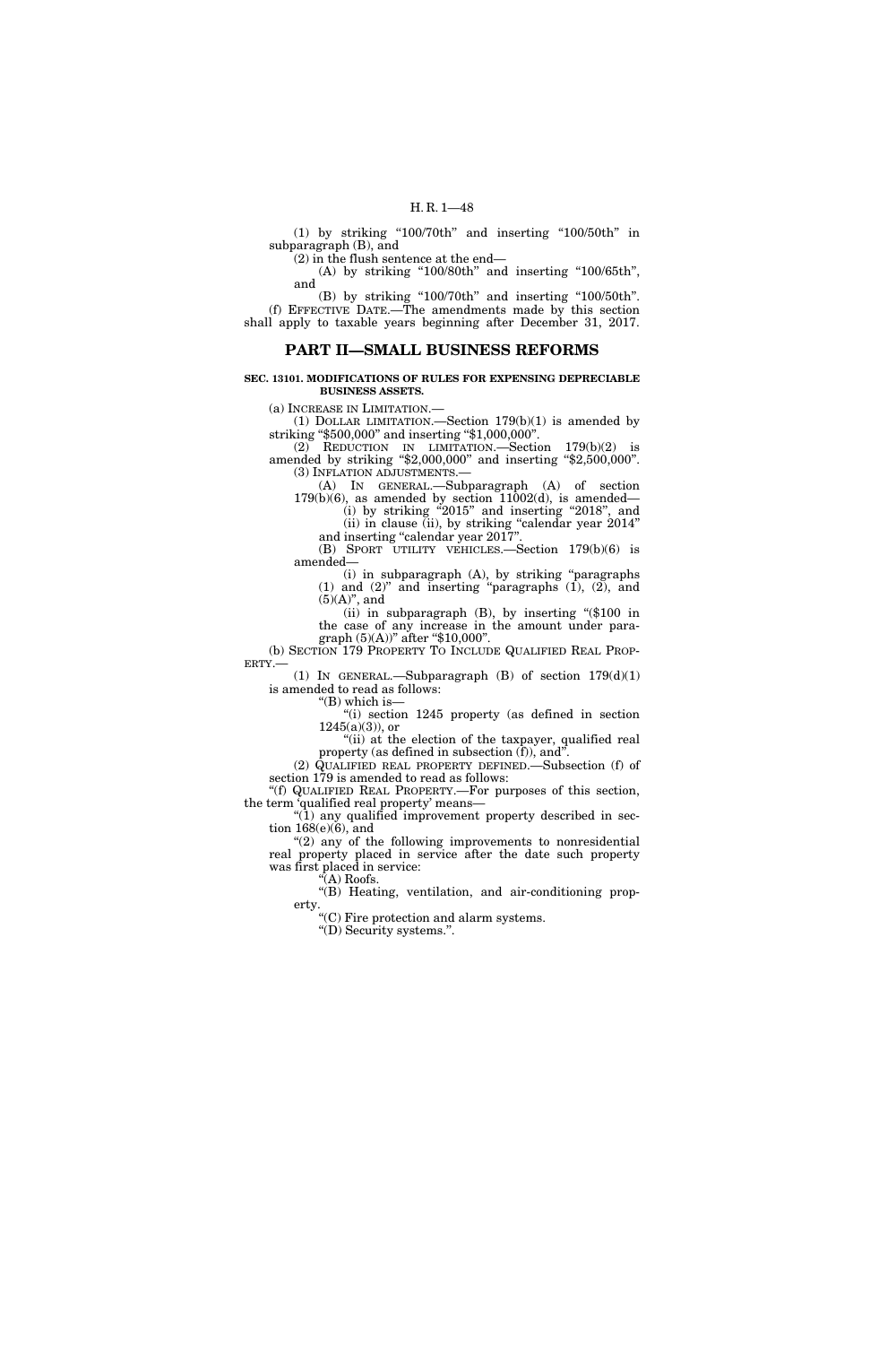(1) by striking "100/70th" and inserting "100/50th" in subparagraph (B), and

(2) in the flush sentence at the end—

(A) by striking "100/80th" and inserting "100/65th", and

(B) by striking "100/70th" and inserting "100/50th".

(f) EFFECTIVE DATE.—The amendments made by this section shall apply to taxable years beginning after December 31, 2017.

## PART II—SMALL BUSINESS REFORMS

**SEC. 13101. MODIFICATIONS OF RULES FOR EXPENSING DEPRECIABLE BUSINESS ASSETS.**

(a) INCREASE IN LIMITATION.—

(1) DOLLAR LIMITATION.—Section 179(b)(1) is amended by striking "$500,000" and inserting "$1,000,000".

(2) REDUCTION IN LIMITATION.—Section 179(b)(2) is amended by striking "$2,000,000" and inserting "$2,500,000".

(3) INFLATION ADJUSTMENTS.—

(A) IN GENERAL.—Subparagraph (A) of section 179(b)(6), as amended by section 11002(d), is amended—

(i) by striking "2015" and inserting "2018", and

(ii) in clause (ii), by striking "calendar year 2014" and inserting "calendar year 2017".

(B) SPORT UTILITY VEHICLES.—Section 179(b)(6) is amended—

(i) in subparagraph (A), by striking "paragraphs (1) and (2)" and inserting "paragraphs (1), (2), and (5)(A)", and

(ii) in subparagraph (B), by inserting "($100 in the case of any increase in the amount under paragraph (5)(A))" after "$10,000".

(b) SECTION 179 PROPERTY TO INCLUDE QUALIFIED REAL PROPERTY.—

(1) IN GENERAL.—Subparagraph (B) of section 179(d)(1) is amended to read as follows:

"(B) which is—

"(i) section 1245 property (as defined in section 1245(a)(3)), or

"(ii) at the election of the taxpayer, qualified real property (as defined in subsection (f)), and".

(2) QUALIFIED REAL PROPERTY DEFINED.—Subsection (f) of section 179 is amended to read as follows:

"(f) QUALIFIED REAL PROPERTY.—For purposes of this section, the term 'qualified real property' means—

"(1) any qualified improvement property described in section 168(e)(6), and

"(2) any of the following improvements to nonresidential real property placed in service after the date such property was first placed in service:

"(A) Roofs.

"(B) Heating, ventilation, and air-conditioning property.

"(C) Fire protection and alarm systems.

"(D) Security systems.".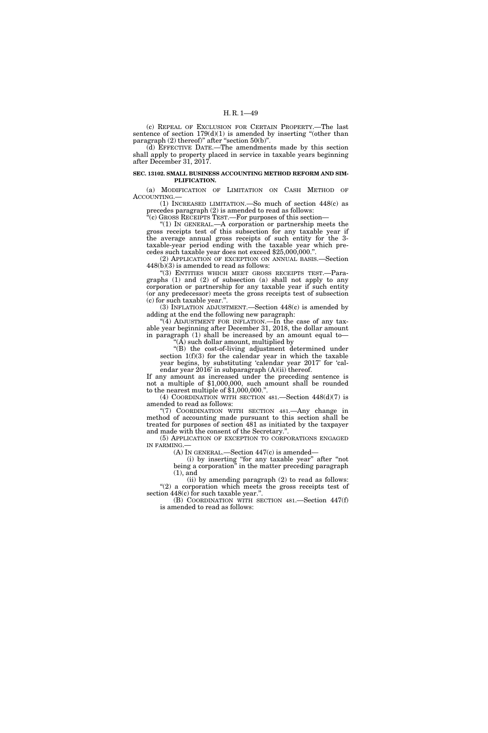(c) REPEAL OF EXCLUSION FOR CERTAIN PROPERTY.—The last sentence of section 179(d)(1) is amended by inserting "(other than paragraph (2) thereof)" after "section 50(b)".

(d) EFFECTIVE DATE.—The amendments made by this section shall apply to property placed in service in taxable years beginning after December 31, 2017.

**SEC. 13102. SMALL BUSINESS ACCOUNTING METHOD REFORM AND SIMPLIFICATION.**

(a) MODIFICATION OF LIMITATION ON CASH METHOD OF ACCOUNTING.—

(1) INCREASED LIMITATION.—So much of section 448(c) as precedes paragraph (2) is amended to read as follows:

"(c) GROSS RECEIPTS TEST.—For purposes of this section—

"(1) IN GENERAL.—A corporation or partnership meets the gross receipts test of this subsection for any taxable year if the average annual gross receipts of such entity for the 3-taxable-year period ending with the taxable year which precedes such taxable year does not exceed $25,000,000.".

(2) APPLICATION OF EXCEPTION ON ANNUAL BASIS.—Section 448(b)(3) is amended to read as follows:

"(3) ENTITIES WHICH MEET GROSS RECEIPTS TEST.—Paragraphs (1) and (2) of subsection (a) shall not apply to any corporation or partnership for any taxable year if such entity (or any predecessor) meets the gross receipts test of subsection (c) for such taxable year.".

(3) INFLATION ADJUSTMENT.—Section 448(c) is amended by adding at the end the following new paragraph:

"(4) ADJUSTMENT FOR INFLATION.—In the case of any taxable year beginning after December 31, 2018, the dollar amount in paragraph (1) shall be increased by an amount equal to—

"(A) such dollar amount, multiplied by

"(B) the cost-of-living adjustment determined under section 1(f)(3) for the calendar year in which the taxable year begins, by substituting 'calendar year 2017' for 'calendar year 2016' in subparagraph (A)(ii) thereof.

If any amount as increased under the preceding sentence is not a multiple of $1,000,000, such amount shall be rounded to the nearest multiple of $1,000,000.".

(4) COORDINATION WITH SECTION 481.—Section 448(d)(7) is amended to read as follows:

"(7) COORDINATION WITH SECTION 481.—Any change in method of accounting made pursuant to this section shall be treated for purposes of section 481 as initiated by the taxpayer and made with the consent of the Secretary.".

(5) APPLICATION OF EXCEPTION TO CORPORATIONS ENGAGED IN FARMING.—

(A) IN GENERAL.—Section 447(c) is amended—

(i) by inserting "for any taxable year" after "not being a corporation" in the matter preceding paragraph (1), and

(ii) by amending paragraph (2) to read as follows:

"(2) a corporation which meets the gross receipts test of section 448(c) for such taxable year.".

(B) COORDINATION WITH SECTION 481.—Section 447(f) is amended to read as follows: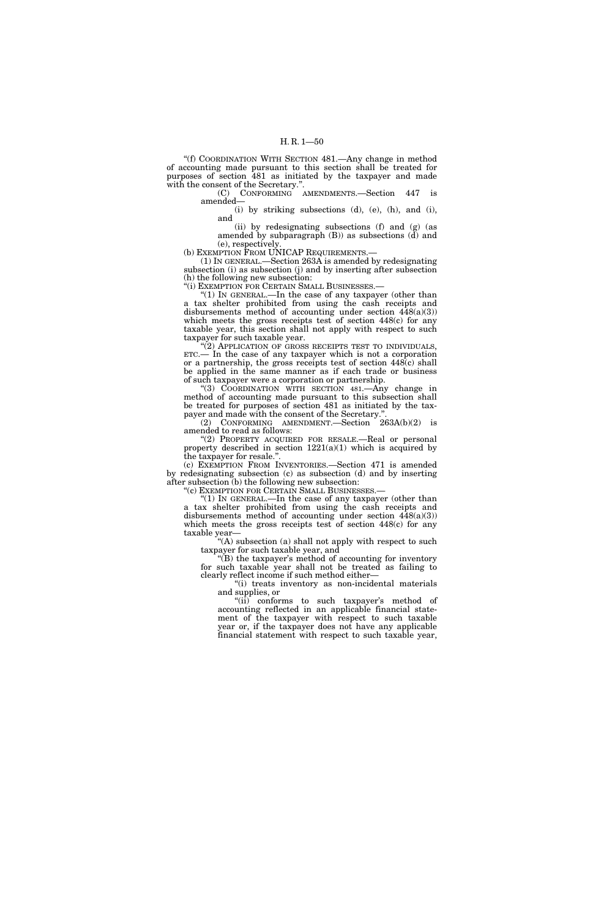"(f) COORDINATION WITH SECTION 481.—Any change in method of accounting made pursuant to this section shall be treated for purposes of section 481 as initiated by the taxpayer and made with the consent of the Secretary.".

(C) CONFORMING AMENDMENTS.—Section 447 is amended—

(i) by striking subsections (d), (e), (h), and (i), and

(ii) by redesignating subsections (f) and (g) (as amended by subparagraph (B)) as subsections (d) and (e), respectively.

(b) EXEMPTION FROM UNICAP REQUIREMENTS.—

(1) IN GENERAL.—Section 263A is amended by redesignating subsection (i) as subsection (j) and by inserting after subsection (h) the following new subsection:

"(i) EXEMPTION FOR CERTAIN SMALL BUSINESSES.—

"(1) IN GENERAL.—In the case of any taxpayer (other than a tax shelter prohibited from using the cash receipts and disbursements method of accounting under section 448(a)(3)) which meets the gross receipts test of section 448(c) for any taxable year, this section shall not apply with respect to such taxpayer for such taxable year.

"(2) APPLICATION OF GROSS RECEIPTS TEST TO INDIVIDUALS, ETC.— In the case of any taxpayer which is not a corporation or a partnership, the gross receipts test of section 448(c) shall be applied in the same manner as if each trade or business of such taxpayer were a corporation or partnership.

"(3) COORDINATION WITH SECTION 481.—Any change in method of accounting made pursuant to this subsection shall be treated for purposes of section 481 as initiated by the taxpayer and made with the consent of the Secretary.".

(2) CONFORMING AMENDMENT.—Section 263A(b)(2) is amended to read as follows:

"(2) PROPERTY ACQUIRED FOR RESALE.—Real or personal property described in section 1221(a)(1) which is acquired by the taxpayer for resale.".

(c) EXEMPTION FROM INVENTORIES.—Section 471 is amended by redesignating subsection (c) as subsection (d) and by inserting after subsection (b) the following new subsection:

"(c) EXEMPTION FOR CERTAIN SMALL BUSINESSES.—

"(1) IN GENERAL.—In the case of any taxpayer (other than a tax shelter prohibited from using the cash receipts and disbursements method of accounting under section 448(a)(3)) which meets the gross receipts test of section 448(c) for any taxable year—

"(A) subsection (a) shall not apply with respect to such taxpayer for such taxable year, and

"(B) the taxpayer's method of accounting for inventory for such taxable year shall not be treated as failing to clearly reflect income if such method either—

"(i) treats inventory as non-incidental materials and supplies, or

"(ii) conforms to such taxpayer's method of accounting reflected in an applicable financial statement of the taxpayer with respect to such taxable year or, if the taxpayer does not have any applicable financial statement with respect to such taxable year,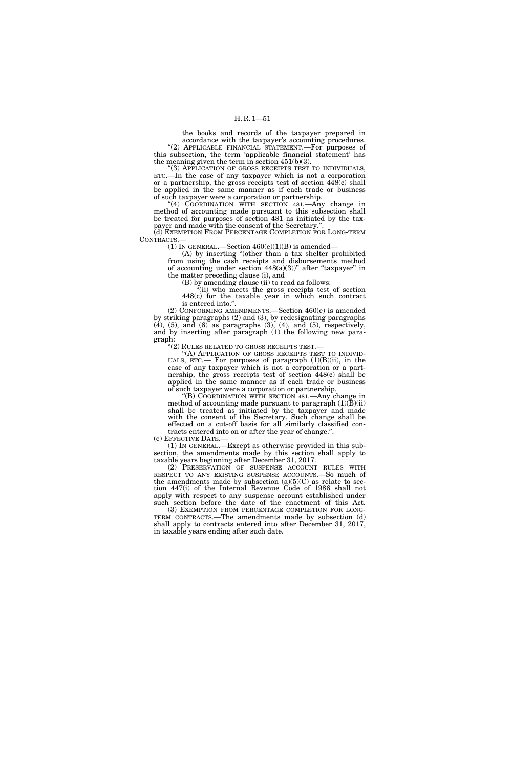the books and records of the taxpayer prepared in accordance with the taxpayer's accounting procedures.

"(2) APPLICABLE FINANCIAL STATEMENT.—For purposes of this subsection, the term 'applicable financial statement' has the meaning given the term in section 451(b)(3).

"(3) APPLICATION OF GROSS RECEIPTS TEST TO INDIVIDUALS, ETC.—In the case of any taxpayer which is not a corporation or a partnership, the gross receipts test of section 448(c) shall be applied in the same manner as if each trade or business of such taxpayer were a corporation or partnership.

"(4) COORDINATION WITH SECTION 481.—Any change in method of accounting made pursuant to this subsection shall be treated for purposes of section 481 as initiated by the taxpayer and made with the consent of the Secretary.".

(d) EXEMPTION FROM PERCENTAGE COMPLETION FOR LONG-TERM CONTRACTS.—

(1) IN GENERAL.—Section 460(e)(1)(B) is amended—

(A) by inserting "(other than a tax shelter prohibited from using the cash receipts and disbursements method of accounting under section 448(a)(3))" after "taxpayer" in the matter preceding clause (i), and

(B) by amending clause (ii) to read as follows:

"(ii) who meets the gross receipts test of section 448(c) for the taxable year in which such contract is entered into.".

(2) CONFORMING AMENDMENTS.—Section 460(e) is amended by striking paragraphs (2) and (3), by redesignating paragraphs (4), (5), and (6) as paragraphs (3), (4), and (5), respectively, and by inserting after paragraph (1) the following new paragraph:

"(2) RULES RELATED TO GROSS RECEIPTS TEST.—

"(A) APPLICATION OF GROSS RECEIPTS TEST TO INDIVIDUALS, ETC.— For purposes of paragraph (1)(B)(ii), in the case of any taxpayer which is not a corporation or a partnership, the gross receipts test of section 448(c) shall be applied in the same manner as if each trade or business of such taxpayer were a corporation or partnership.

"(B) COORDINATION WITH SECTION 481.—Any change in method of accounting made pursuant to paragraph (1)(B)(ii) shall be treated as initiated by the taxpayer and made with the consent of the Secretary. Such change shall be effected on a cut-off basis for all similarly classified contracts entered into on or after the year of change.".

(e) EFFECTIVE DATE.—

(1) IN GENERAL.—Except as otherwise provided in this subsection, the amendments made by this section shall apply to taxable years beginning after December 31, 2017.

(2) PRESERVATION OF SUSPENSE ACCOUNT RULES WITH RESPECT TO ANY EXISTING SUSPENSE ACCOUNTS.—So much of the amendments made by subsection (a)(5)(C) as relate to section 447(i) of the Internal Revenue Code of 1986 shall not apply with respect to any suspense account established under such section before the date of the enactment of this Act.

(3) EXEMPTION FROM PERCENTAGE COMPLETION FOR LONG-TERM CONTRACTS.—The amendments made by subsection (d) shall apply to contracts entered into after December 31, 2017, in taxable years ending after such date.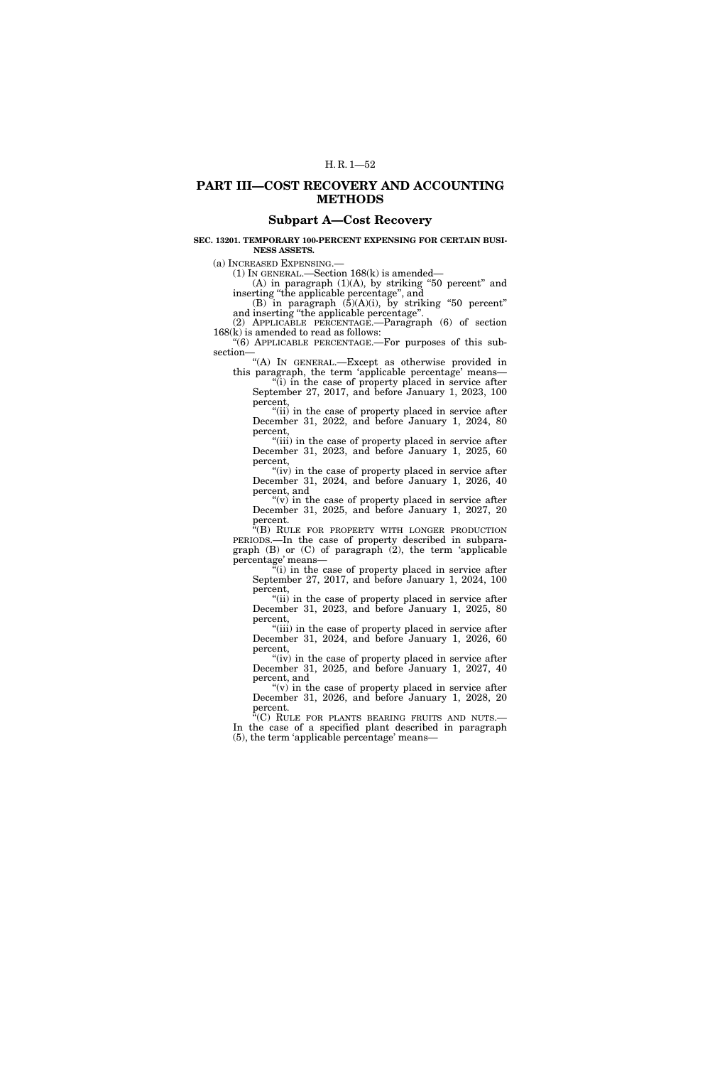## PART III—COST RECOVERY AND ACCOUNTING METHODS

### Subpart A—Cost Recovery

**SEC. 13201. TEMPORARY 100-PERCENT EXPENSING FOR CERTAIN BUSINESS ASSETS.**

(a) INCREASED EXPENSING.—

(1) IN GENERAL.—Section 168(k) is amended—

(A) in paragraph (1)(A), by striking "50 percent" and inserting "the applicable percentage", and

(B) in paragraph (5)(A)(i), by striking "50 percent" and inserting "the applicable percentage".

(2) APPLICABLE PERCENTAGE.—Paragraph (6) of section 168(k) is amended to read as follows:

"(6) APPLICABLE PERCENTAGE.—For purposes of this subsection—

"(A) IN GENERAL.—Except as otherwise provided in this paragraph, the term 'applicable percentage' means—

"(i) in the case of property placed in service after September 27, 2017, and before January 1, 2023, 100 percent,

"(ii) in the case of property placed in service after December 31, 2022, and before January 1, 2024, 80 percent,

"(iii) in the case of property placed in service after December 31, 2023, and before January 1, 2025, 60 percent,

"(iv) in the case of property placed in service after December 31, 2024, and before January 1, 2026, 40 percent, and

"(v) in the case of property placed in service after December 31, 2025, and before January 1, 2027, 20 percent.

"(B) RULE FOR PROPERTY WITH LONGER PRODUCTION PERIODS.—In the case of property described in subparagraph (B) or (C) of paragraph (2), the term 'applicable percentage' means—

"(i) in the case of property placed in service after September 27, 2017, and before January 1, 2024, 100 percent,

"(ii) in the case of property placed in service after December 31, 2023, and before January 1, 2025, 80 percent,

"(iii) in the case of property placed in service after December 31, 2024, and before January 1, 2026, 60 percent,

"(iv) in the case of property placed in service after December 31, 2025, and before January 1, 2027, 40 percent, and

"(v) in the case of property placed in service after December 31, 2026, and before January 1, 2028, 20 percent.

"(C) RULE FOR PLANTS BEARING FRUITS AND NUTS.—In the case of a specified plant described in paragraph (5), the term 'applicable percentage' means—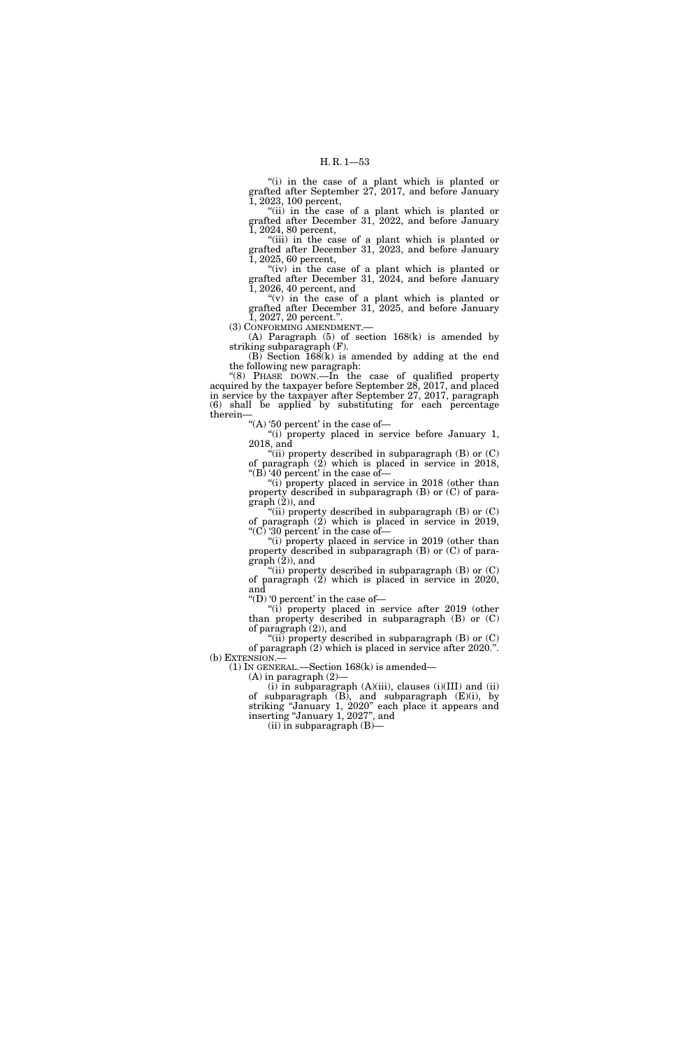"(i) in the case of a plant which is planted or grafted after September 27, 2017, and before January 1, 2023, 100 percent,

"(ii) in the case of a plant which is planted or grafted after December 31, 2022, and before January 1, 2024, 80 percent,

"(iii) in the case of a plant which is planted or grafted after December 31, 2023, and before January 1, 2025, 60 percent,

"(iv) in the case of a plant which is planted or grafted after December 31, 2024, and before January 1, 2026, 40 percent, and

"(v) in the case of a plant which is planted or grafted after December 31, 2025, and before January 1, 2027, 20 percent.".

(3) CONFORMING AMENDMENT.—

(A) Paragraph (5) of section 168(k) is amended by striking subparagraph (F).

(B) Section 168(k) is amended by adding at the end the following new paragraph:

"(8) PHASE DOWN.—In the case of qualified property acquired by the taxpayer before September 28, 2017, and placed in service by the taxpayer after September 27, 2017, paragraph (6) shall be applied by substituting for each percentage therein—

"(A) '50 percent' in the case of—

"(i) property placed in service before January 1, 2018, and

"(ii) property described in subparagraph (B) or (C) of paragraph (2) which is placed in service in 2018,

"(B) '40 percent' in the case of—

"(i) property placed in service in 2018 (other than property described in subparagraph (B) or (C) of paragraph (2)), and

"(ii) property described in subparagraph (B) or (C) of paragraph (2) which is placed in service in 2019,

"(C) '30 percent' in the case of—

"(i) property placed in service in 2019 (other than property described in subparagraph (B) or (C) of paragraph (2)), and

"(ii) property described in subparagraph (B) or (C) of paragraph (2) which is placed in service in 2020, and

"(D) '0 percent' in the case of—

"(i) property placed in service after 2019 (other than property described in subparagraph (B) or (C) of paragraph (2)), and

"(ii) property described in subparagraph (B) or (C) of paragraph (2) which is placed in service after 2020.".

(b) EXTENSION.—

(1) IN GENERAL.—Section 168(k) is amended—

(A) in paragraph (2)—

(i) in subparagraph (A)(iii), clauses (i)(III) and (ii) of subparagraph (B), and subparagraph (E)(i), by striking "January 1, 2020" each place it appears and inserting "January 1, 2027", and

(ii) in subparagraph (B)—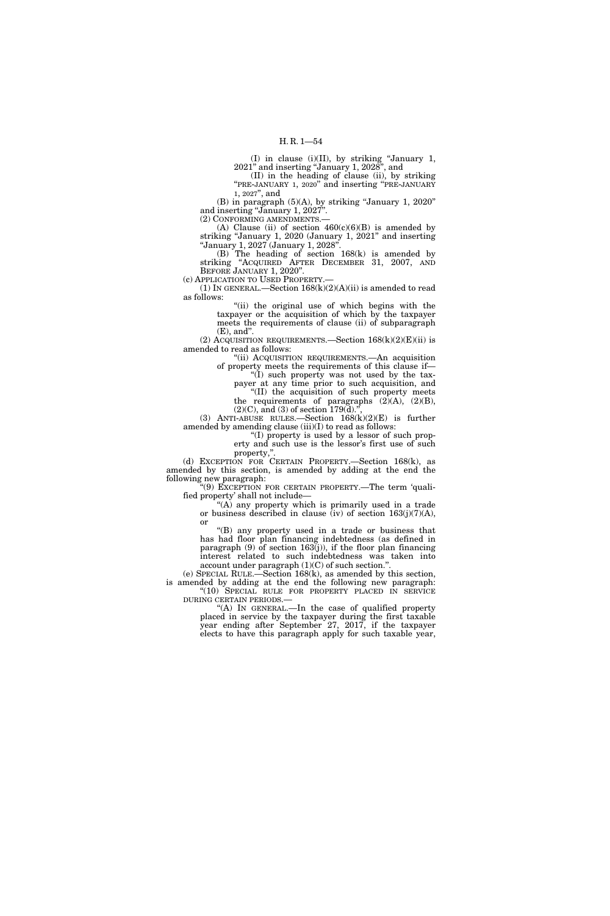(I) in clause (i)(II), by striking "January 1, 2021" and inserting "January 1, 2028", and

(II) in the heading of clause (ii), by striking "PRE-JANUARY 1, 2020" and inserting "PRE-JANUARY 1, 2027", and

(B) in paragraph (5)(A), by striking "January 1, 2020" and inserting "January 1, 2027".

(2) CONFORMING AMENDMENTS.—

(A) Clause (ii) of section 460(c)(6)(B) is amended by striking "January 1, 2020 (January 1, 2021" and inserting "January 1, 2027 (January 1, 2028".

(B) The heading of section 168(k) is amended by striking "ACQUIRED AFTER DECEMBER 31, 2007, AND BEFORE JANUARY 1, 2020".

(c) APPLICATION TO USED PROPERTY.—

(1) IN GENERAL.—Section 168(k)(2)(A)(ii) is amended to read as follows:

"(ii) the original use of which begins with the taxpayer or the acquisition of which by the taxpayer meets the requirements of clause (ii) of subparagraph (E), and".

(2) ACQUISITION REQUIREMENTS.—Section 168(k)(2)(E)(ii) is amended to read as follows:

"(ii) ACQUISITION REQUIREMENTS.—An acquisition of property meets the requirements of this clause if—

"(I) such property was not used by the taxpayer at any time prior to such acquisition, and

"(II) the acquisition of such property meets the requirements of paragraphs (2)(A), (2)(B), (2)(C), and (3) of section 179(d).",

(3) ANTI-ABUSE RULES.—Section 168(k)(2)(E) is further amended by amending clause (iii)(I) to read as follows:

"(I) property is used by a lessor of such property and such use is the lessor's first use of such property,".

(d) EXCEPTION FOR CERTAIN PROPERTY.—Section 168(k), as amended by this section, is amended by adding at the end the following new paragraph:

"(9) EXCEPTION FOR CERTAIN PROPERTY.—The term 'qualified property' shall not include—

"(A) any property which is primarily used in a trade or business described in clause (iv) of section 163(j)(7)(A), or

"(B) any property used in a trade or business that has had floor plan financing indebtedness (as defined in paragraph (9) of section 163(j)), if the floor plan financing interest related to such indebtedness was taken into account under paragraph (1)(C) of such section.".

(e) SPECIAL RULE.—Section 168(k), as amended by this section, is amended by adding at the end the following new paragraph:

"(10) SPECIAL RULE FOR PROPERTY PLACED IN SERVICE DURING CERTAIN PERIODS.—

"(A) IN GENERAL.—In the case of qualified property placed in service by the taxpayer during the first taxable year ending after September 27, 2017, if the taxpayer elects to have this paragraph apply for such taxable year,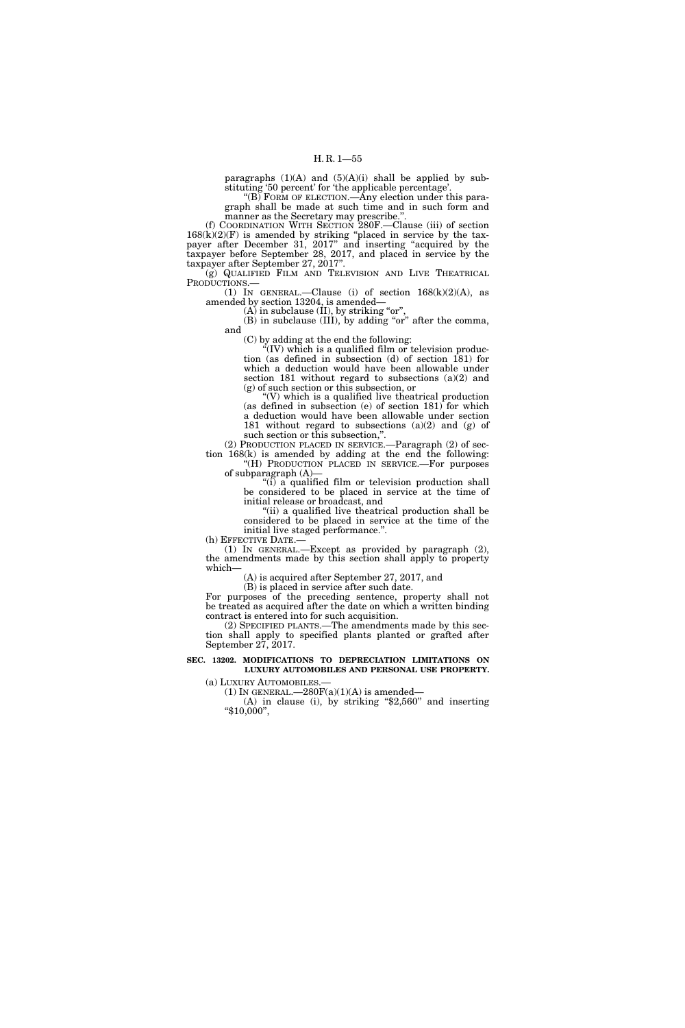paragraphs (1)(A) and (5)(A)(i) shall be applied by substituting '50 percent' for 'the applicable percentage'.

"(B) FORM OF ELECTION.—Any election under this paragraph shall be made at such time and in such form and manner as the Secretary may prescribe.".

(f) COORDINATION WITH SECTION 280F.—Clause (iii) of section 168(k)(2)(F) is amended by striking "placed in service by the taxpayer after December 31, 2017" and inserting "acquired by the taxpayer before September 28, 2017, and placed in service by the taxpayer after September 27, 2017".

(g) QUALIFIED FILM AND TELEVISION AND LIVE THEATRICAL PRODUCTIONS.—

(1) IN GENERAL.—Clause (i) of section 168(k)(2)(A), as amended by section 13204, is amended—

(A) in subclause (II), by striking "or",

(B) in subclause (III), by adding "or" after the comma, and

(C) by adding at the end the following:

"(IV) which is a qualified film or television production (as defined in subsection (d) of section 181) for which a deduction would have been allowable under section 181 without regard to subsections (a)(2) and (g) of such section or this subsection, or

"(V) which is a qualified live theatrical production (as defined in subsection (e) of section 181) for which a deduction would have been allowable under section 181 without regard to subsections (a)(2) and (g) of such section or this subsection,".

(2) PRODUCTION PLACED IN SERVICE.—Paragraph (2) of section 168(k) is amended by adding at the end the following:

"(H) PRODUCTION PLACED IN SERVICE.—For purposes of subparagraph (A)—

"(i) a qualified film or television production shall be considered to be placed in service at the time of initial release or broadcast, and

"(ii) a qualified live theatrical production shall be considered to be placed in service at the time of the initial live staged performance.".

(h) EFFECTIVE DATE.—

(1) IN GENERAL.—Except as provided by paragraph (2), the amendments made by this section shall apply to property which—

(A) is acquired after September 27, 2017, and

(B) is placed in service after such date.

For purposes of the preceding sentence, property shall not be treated as acquired after the date on which a written binding contract is entered into for such acquisition.

(2) SPECIFIED PLANTS.—The amendments made by this section shall apply to specified plants planted or grafted after September 27, 2017.

**SEC. 13202. MODIFICATIONS TO DEPRECIATION LIMITATIONS ON LUXURY AUTOMOBILES AND PERSONAL USE PROPERTY.**

(a) LUXURY AUTOMOBILES.—

(1) IN GENERAL.—280F(a)(1)(A) is amended—

(A) in clause (i), by striking "$2,560" and inserting "$10,000",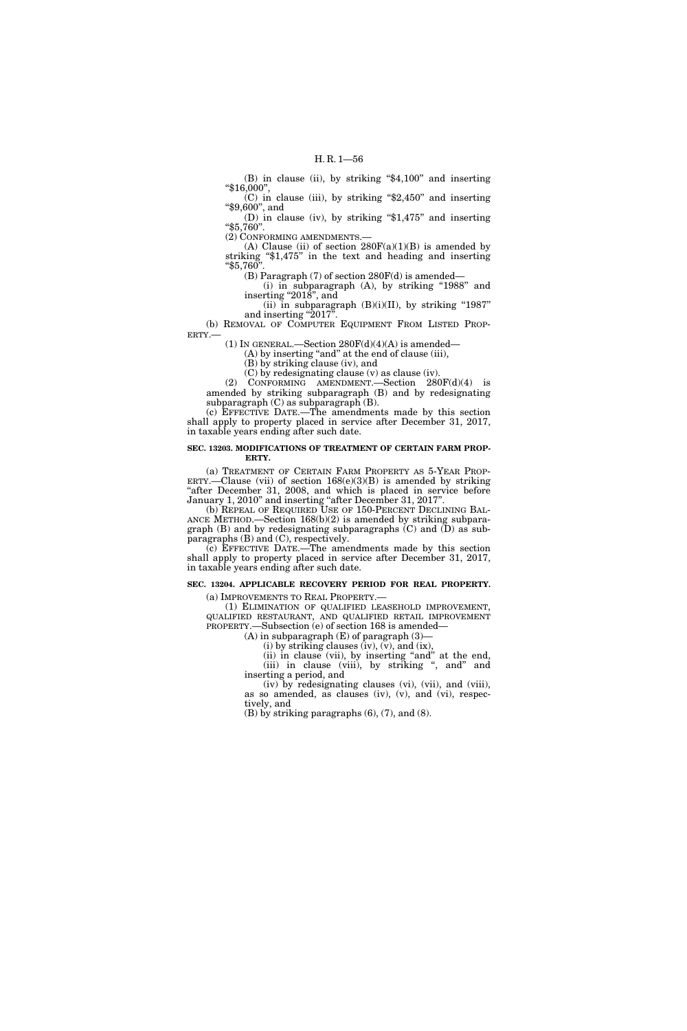(B) in clause (ii), by striking "$4,100" and inserting "$16,000",

(C) in clause (iii), by striking "$2,450" and inserting "$9,600", and

(D) in clause (iv), by striking "$1,475" and inserting "$5,760".

(2) CONFORMING AMENDMENTS.—

(A) Clause (ii) of section 280F(a)(1)(B) is amended by striking "$1,475" in the text and heading and inserting "$5,760".

(B) Paragraph (7) of section 280F(d) is amended—

(i) in subparagraph (A), by striking "1988" and inserting "2018", and

(ii) in subparagraph (B)(i)(II), by striking "1987" and inserting "2017".

(b) REMOVAL OF COMPUTER EQUIPMENT FROM LISTED PROPERTY.—

(1) IN GENERAL.—Section 280F(d)(4)(A) is amended—

(A) by inserting "and" at the end of clause (iii),

(B) by striking clause (iv), and

(C) by redesignating clause (v) as clause (iv).

(2) CONFORMING AMENDMENT.—Section 280F(d)(4) is amended by striking subparagraph (B) and by redesignating subparagraph (C) as subparagraph (B).

(c) EFFECTIVE DATE.—The amendments made by this section shall apply to property placed in service after December 31, 2017, in taxable years ending after such date.

**SEC. 13203. MODIFICATIONS OF TREATMENT OF CERTAIN FARM PROPERTY.**

(a) TREATMENT OF CERTAIN FARM PROPERTY AS 5-YEAR PROPERTY.—Clause (vii) of section 168(e)(3)(B) is amended by striking "after December 31, 2008, and which is placed in service before January 1, 2010" and inserting "after December 31, 2017".

(b) REPEAL OF REQUIRED USE OF 150-PERCENT DECLINING BALANCE METHOD.—Section 168(b)(2) is amended by striking subparagraph (B) and by redesignating subparagraphs (C) and (D) as subparagraphs (B) and (C), respectively.

(c) EFFECTIVE DATE.—The amendments made by this section shall apply to property placed in service after December 31, 2017, in taxable years ending after such date.

**SEC. 13204. APPLICABLE RECOVERY PERIOD FOR REAL PROPERTY.**

(a) IMPROVEMENTS TO REAL PROPERTY.—

(1) ELIMINATION OF QUALIFIED LEASEHOLD IMPROVEMENT, QUALIFIED RESTAURANT, AND QUALIFIED RETAIL IMPROVEMENT PROPERTY.—Subsection (e) of section 168 is amended—

(A) in subparagraph (E) of paragraph (3)—

(i) by striking clauses (iv), (v), and (ix),

(ii) in clause (vii), by inserting "and" at the end,

(iii) in clause (viii), by striking ", and" and inserting a period, and

(iv) by redesignating clauses (vi), (vii), and (viii), as so amended, as clauses (iv), (v), and (vi), respectively, and

(B) by striking paragraphs (6), (7), and (8).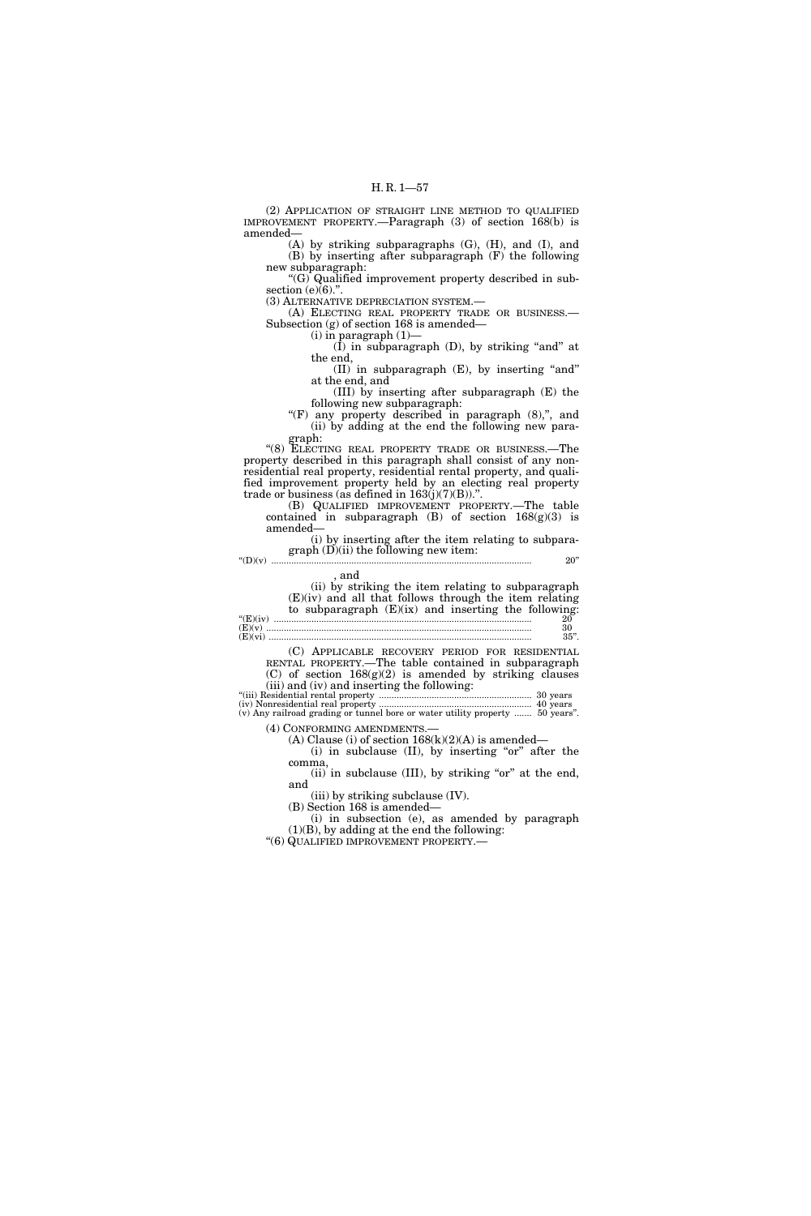(2) APPLICATION OF STRAIGHT LINE METHOD TO QUALIFIED IMPROVEMENT PROPERTY.—Paragraph (3) of section 168(b) is amended—

(A) by striking subparagraphs (G), (H), and (I), and

(B) by inserting after subparagraph (F) the following new subparagraph:

"(G) Qualified improvement property described in subsection (e)(6).".

(3) ALTERNATIVE DEPRECIATION SYSTEM.—

(A) ELECTING REAL PROPERTY TRADE OR BUSINESS.—Subsection (g) of section 168 is amended—

(i) in paragraph (1)—

(I) in subparagraph (D), by striking "and" at the end,

(II) in subparagraph (E), by inserting "and" at the end, and

(III) by inserting after subparagraph (E) the following new subparagraph:

"(F) any property described in paragraph (8),", and

(ii) by adding at the end the following new paragraph:

"(8) ELECTING REAL PROPERTY TRADE OR BUSINESS.—The property described in this paragraph shall consist of any nonresidential real property, residential rental property, and qualified improvement property held by an electing real property trade or business (as defined in 163(j)(7)(B)).".

(B) QUALIFIED IMPROVEMENT PROPERTY.—The table contained in subparagraph (B) of section 168(g)(3) is amended—

(i) by inserting after the item relating to subparagraph (D)(ii) the following new item:

| | |
|---|---|
| "(D)(v) | 20" |

, and

(ii) by striking the item relating to subparagraph (E)(iv) and all that follows through the item relating to subparagraph (E)(ix) and inserting the following:

| | |
|---|---|
| "(E)(iv) | 20 |
| (E)(v) | 30 |
| (E)(vi) | 35". |

(C) APPLICABLE RECOVERY PERIOD FOR RESIDENTIAL RENTAL PROPERTY.—The table contained in subparagraph (C) of section 168(g)(2) is amended by striking clauses (iii) and (iv) and inserting the following:

| | |
|---|---|
| "(iii) Residential rental property | 30 years |
| (iv) Nonresidential real property | 40 years |
| (v) Any railroad grading or tunnel bore or water utility property | 50 years". |

(4) CONFORMING AMENDMENTS.—

(A) Clause (i) of section 168(k)(2)(A) is amended—

(i) in subclause (II), by inserting "or" after the comma,

(ii) in subclause (III), by striking "or" at the end, and

(iii) by striking subclause (IV).

(B) Section 168 is amended—

(i) in subsection (e), as amended by paragraph (1)(B), by adding at the end the following:

"(6) QUALIFIED IMPROVEMENT PROPERTY.—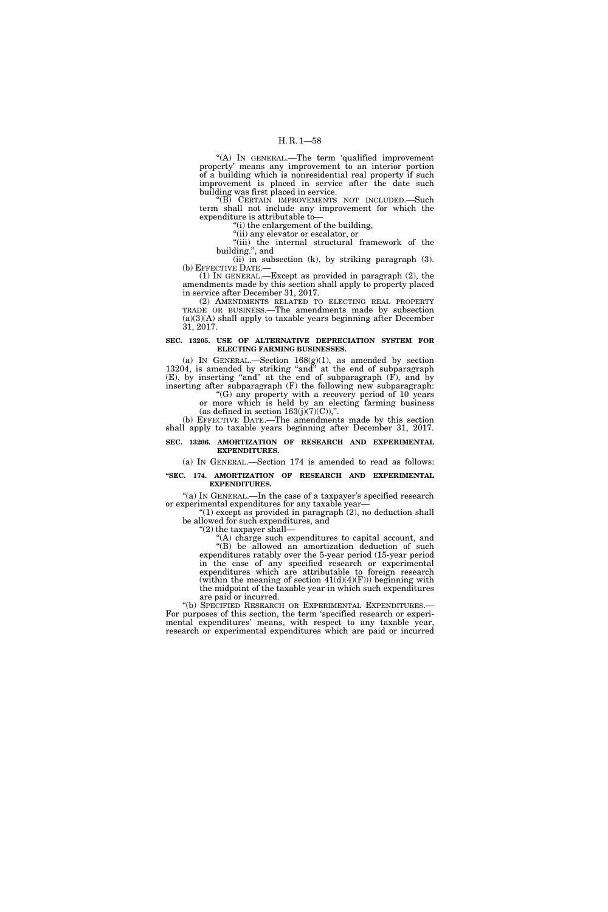"(A) IN GENERAL.—The term 'qualified improvement property' means any improvement to an interior portion of a building which is nonresidential real property if such improvement is placed in service after the date such building was first placed in service.

"(B) CERTAIN IMPROVEMENTS NOT INCLUDED.—Such term shall not include any improvement for which the expenditure is attributable to—

"(i) the enlargement of the building,

"(ii) any elevator or escalator, or

"(iii) the internal structural framework of the building.", and

(ii) in subsection (k), by striking paragraph (3).

(b) EFFECTIVE DATE.—

(1) IN GENERAL.—Except as provided in paragraph (2), the amendments made by this section shall apply to property placed in service after December 31, 2017.

(2) AMENDMENTS RELATED TO ELECTING REAL PROPERTY TRADE OR BUSINESS.—The amendments made by subsection (a)(3)(A) shall apply to taxable years beginning after December 31, 2017.

**SEC. 13205. USE OF ALTERNATIVE DEPRECIATION SYSTEM FOR ELECTING FARMING BUSINESSES.**

(a) IN GENERAL.—Section 168(g)(1), as amended by section 13204, is amended by striking "and" at the end of subparagraph (E), by inserting "and" at the end of subparagraph (F), and by inserting after subparagraph (F) the following new subparagraph:

"(G) any property with a recovery period of 10 years or more which is held by an electing farming business (as defined in section 163(j)(7)(C)),".

(b) EFFECTIVE DATE.—The amendments made by this section shall apply to taxable years beginning after December 31, 2017.

**SEC. 13206. AMORTIZATION OF RESEARCH AND EXPERIMENTAL EXPENDITURES.**

(a) IN GENERAL.—Section 174 is amended to read as follows:

**"SEC. 174. AMORTIZATION OF RESEARCH AND EXPERIMENTAL EXPENDITURES.**

"(a) IN GENERAL.—In the case of a taxpayer's specified research or experimental expenditures for any taxable year—

"(1) except as provided in paragraph (2), no deduction shall be allowed for such expenditures, and

"(2) the taxpayer shall—

"(A) charge such expenditures to capital account, and

"(B) be allowed an amortization deduction of such expenditures ratably over the 5-year period (15-year period in the case of any specified research or experimental expenditures which are attributable to foreign research (within the meaning of section 41(d)(4)(F))) beginning with the midpoint of the taxable year in which such expenditures are paid or incurred.

"(b) SPECIFIED RESEARCH OR EXPERIMENTAL EXPENDITURES.—For purposes of this section, the term 'specified research or experimental expenditures' means, with respect to any taxable year, research or experimental expenditures which are paid or incurred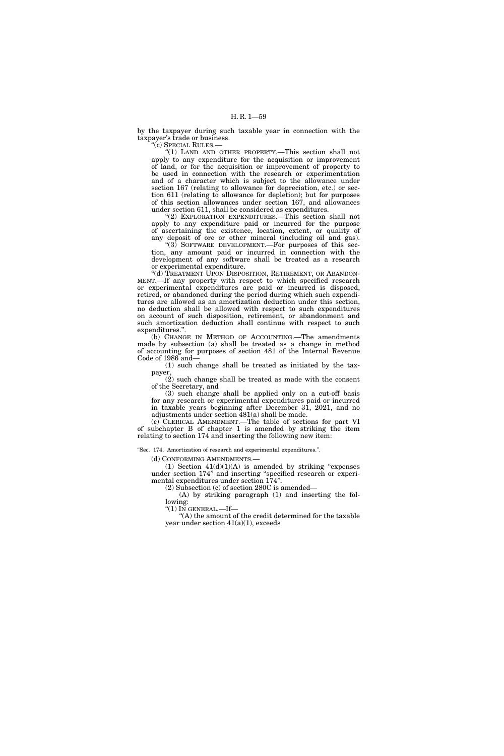by the taxpayer during such taxable year in connection with the taxpayer's trade or business.

"(c) SPECIAL RULES.—

"(1) LAND AND OTHER PROPERTY.—This section shall not apply to any expenditure for the acquisition or improvement of land, or for the acquisition or improvement of property to be used in connection with the research or experimentation and of a character which is subject to the allowance under section 167 (relating to allowance for depreciation, etc.) or section 611 (relating to allowance for depletion); but for purposes of this section allowances under section 167, and allowances under section 611, shall be considered as expenditures.

"(2) EXPLORATION EXPENDITURES.—This section shall not apply to any expenditure paid or incurred for the purpose of ascertaining the existence, location, extent, or quality of any deposit of ore or other mineral (including oil and gas).

"(3) SOFTWARE DEVELOPMENT.—For purposes of this section, any amount paid or incurred in connection with the development of any software shall be treated as a research or experimental expenditure.

"(d) TREATMENT UPON DISPOSITION, RETIREMENT, OR ABANDONMENT.—If any property with respect to which specified research or experimental expenditures are paid or incurred is disposed, retired, or abandoned during the period during which such expenditures are allowed as an amortization deduction under this section, no deduction shall be allowed with respect to such expenditures on account of such disposition, retirement, or abandonment and such amortization deduction shall continue with respect to such expenditures.".

(b) CHANGE IN METHOD OF ACCOUNTING.—The amendments made by subsection (a) shall be treated as a change in method of accounting for purposes of section 481 of the Internal Revenue Code of 1986 and—

(1) such change shall be treated as initiated by the taxpayer,

(2) such change shall be treated as made with the consent of the Secretary, and

(3) such change shall be applied only on a cut-off basis for any research or experimental expenditures paid or incurred in taxable years beginning after December 31, 2021, and no adjustments under section 481(a) shall be made.

(c) CLERICAL AMENDMENT.—The table of sections for part VI of subchapter B of chapter 1 is amended by striking the item relating to section 174 and inserting the following new item:

"Sec. 174. Amortization of research and experimental expenditures.".

(d) CONFORMING AMENDMENTS.—

(1) Section 41(d)(1)(A) is amended by striking "expenses under section 174" and inserting "specified research or experimental expenditures under section 174".

(2) Subsection (c) of section 280C is amended—

(A) by striking paragraph (1) and inserting the following:

"(1) IN GENERAL.—If—

"(A) the amount of the credit determined for the taxable year under section 41(a)(1), exceeds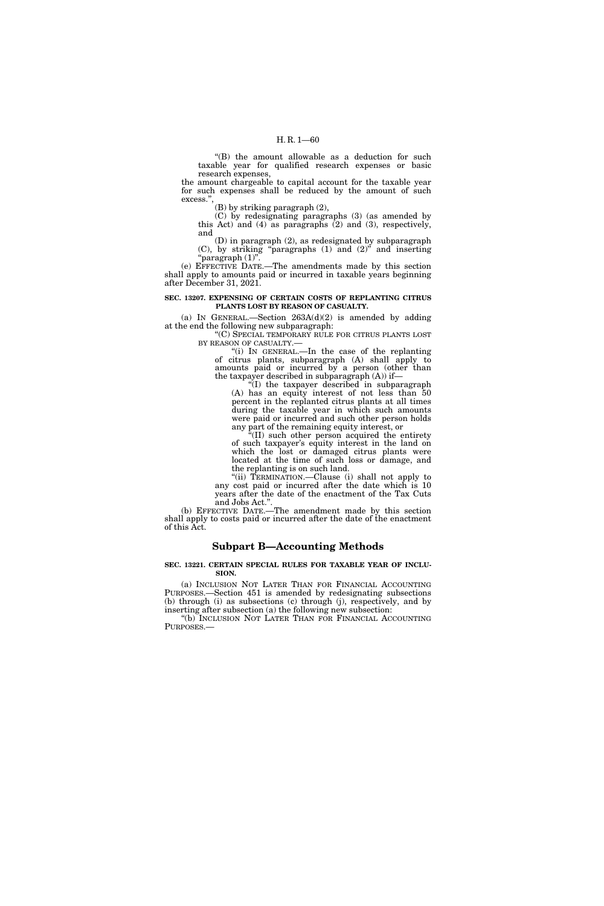"(B) the amount allowable as a deduction for such taxable year for qualified research expenses or basic research expenses,

the amount chargeable to capital account for the taxable year for such expenses shall be reduced by the amount of such excess.",

(B) by striking paragraph (2),

(C) by redesignating paragraphs (3) (as amended by this Act) and (4) as paragraphs (2) and (3), respectively, and

(D) in paragraph (2), as redesignated by subparagraph (C), by striking "paragraphs (1) and (2)" and inserting "paragraph (1)".

(e) EFFECTIVE DATE.—The amendments made by this section shall apply to amounts paid or incurred in taxable years beginning after December 31, 2021.

**SEC. 13207. EXPENSING OF CERTAIN COSTS OF REPLANTING CITRUS PLANTS LOST BY REASON OF CASUALTY.**

(a) IN GENERAL.—Section 263A(d)(2) is amended by adding at the end the following new subparagraph:

"(C) SPECIAL TEMPORARY RULE FOR CITRUS PLANTS LOST BY REASON OF CASUALTY.—

"(i) IN GENERAL.—In the case of the replanting of citrus plants, subparagraph (A) shall apply to amounts paid or incurred by a person (other than the taxpayer described in subparagraph (A)) if—

"(I) the taxpayer described in subparagraph (A) has an equity interest of not less than 50 percent in the replanted citrus plants at all times during the taxable year in which such amounts were paid or incurred and such other person holds any part of the remaining equity interest, or

"(II) such other person acquired the entirety of such taxpayer's equity interest in the land on which the lost or damaged citrus plants were located at the time of such loss or damage, and the replanting is on such land.

"(ii) TERMINATION.—Clause (i) shall not apply to any cost paid or incurred after the date which is 10 years after the date of the enactment of the Tax Cuts and Jobs Act.".

(b) EFFECTIVE DATE.—The amendment made by this section shall apply to costs paid or incurred after the date of the enactment of this Act.

## Subpart B—Accounting Methods

**SEC. 13221. CERTAIN SPECIAL RULES FOR TAXABLE YEAR OF INCLUSION.**

(a) INCLUSION NOT LATER THAN FOR FINANCIAL ACCOUNTING PURPOSES.—Section 451 is amended by redesignating subsections (b) through (i) as subsections (c) through (j), respectively, and by inserting after subsection (a) the following new subsection:

"(b) INCLUSION NOT LATER THAN FOR FINANCIAL ACCOUNTING PURPOSES.—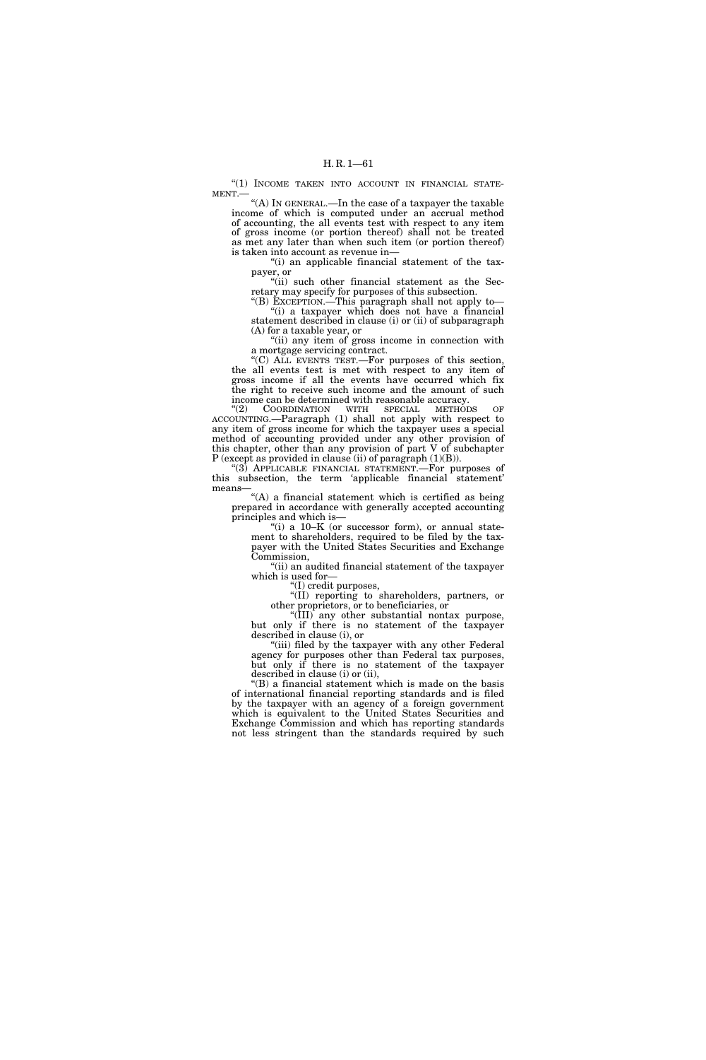"(1) INCOME TAKEN INTO ACCOUNT IN FINANCIAL STATEMENT.—

"(A) IN GENERAL.—In the case of a taxpayer the taxable income of which is computed under an accrual method of accounting, the all events test with respect to any item of gross income (or portion thereof) shall not be treated as met any later than when such item (or portion thereof) is taken into account as revenue in—

"(i) an applicable financial statement of the taxpayer, or

"(ii) such other financial statement as the Secretary may specify for purposes of this subsection.

"(B) EXCEPTION.—This paragraph shall not apply to—

"(i) a taxpayer which does not have a financial statement described in clause (i) or (ii) of subparagraph (A) for a taxable year, or

"(ii) any item of gross income in connection with a mortgage servicing contract.

"(C) ALL EVENTS TEST.—For purposes of this section, the all events test is met with respect to any item of gross income if all the events have occurred which fix the right to receive such income and the amount of such income can be determined with reasonable accuracy.

"(2) COORDINATION WITH SPECIAL METHODS OF ACCOUNTING.—Paragraph (1) shall not apply with respect to any item of gross income for which the taxpayer uses a special method of accounting provided under any other provision of this chapter, other than any provision of part V of subchapter P (except as provided in clause (ii) of paragraph (1)(B)).

"(3) APPLICABLE FINANCIAL STATEMENT.—For purposes of this subsection, the term 'applicable financial statement' means—

"(A) a financial statement which is certified as being prepared in accordance with generally accepted accounting principles and which is—

"(i) a 10–K (or successor form), or annual statement to shareholders, required to be filed by the taxpayer with the United States Securities and Exchange Commission,

"(ii) an audited financial statement of the taxpayer which is used for—

"(I) credit purposes,

"(II) reporting to shareholders, partners, or other proprietors, or to beneficiaries, or

"(III) any other substantial nontax purpose,

but only if there is no statement of the taxpayer described in clause (i), or

"(iii) filed by the taxpayer with any other Federal agency for purposes other than Federal tax purposes, but only if there is no statement of the taxpayer described in clause (i) or (ii),

"(B) a financial statement which is made on the basis of international financial reporting standards and is filed by the taxpayer with an agency of a foreign government which is equivalent to the United States Securities and Exchange Commission and which has reporting standards not less stringent than the standards required by such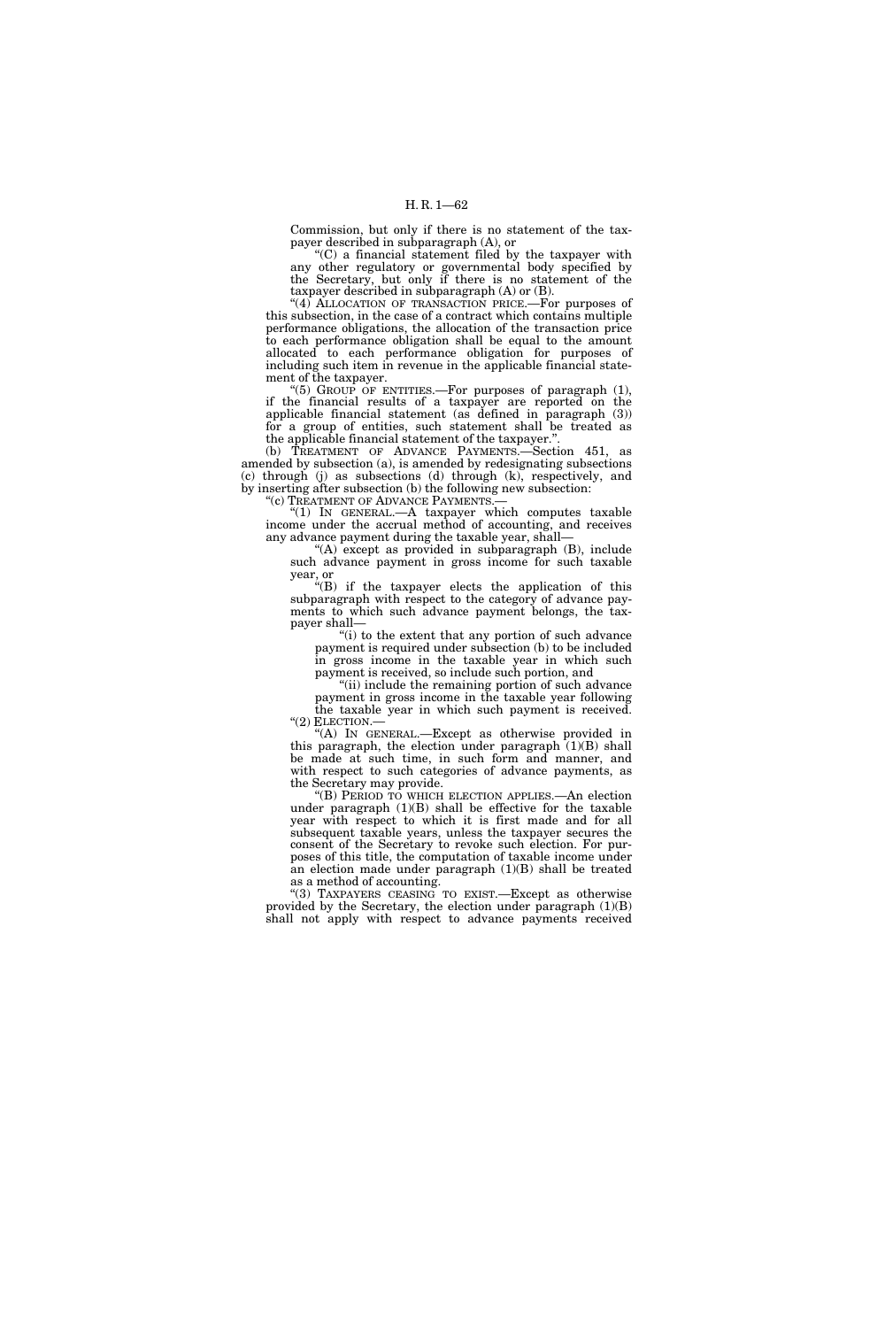Commission, but only if there is no statement of the taxpayer described in subparagraph (A), or

"(C) a financial statement filed by the taxpayer with any other regulatory or governmental body specified by the Secretary, but only if there is no statement of the taxpayer described in subparagraph (A) or (B).

"(4) ALLOCATION OF TRANSACTION PRICE.—For purposes of this subsection, in the case of a contract which contains multiple performance obligations, the allocation of the transaction price to each performance obligation shall be equal to the amount allocated to each performance obligation for purposes of including such item in revenue in the applicable financial statement of the taxpayer.

"(5) GROUP OF ENTITIES.—For purposes of paragraph (1), if the financial results of a taxpayer are reported on the applicable financial statement (as defined in paragraph (3)) for a group of entities, such statement shall be treated as the applicable financial statement of the taxpayer.".

(b) TREATMENT OF ADVANCE PAYMENTS.—Section 451, as amended by subsection (a), is amended by redesignating subsections (c) through (j) as subsections (d) through (k), respectively, and by inserting after subsection (b) the following new subsection:

"(c) TREATMENT OF ADVANCE PAYMENTS.—

"(1) IN GENERAL.—A taxpayer which computes taxable income under the accrual method of accounting, and receives any advance payment during the taxable year, shall—

"(A) except as provided in subparagraph (B), include such advance payment in gross income for such taxable year, or

"(B) if the taxpayer elects the application of this subparagraph with respect to the category of advance payments to which such advance payment belongs, the taxpayer shall—

"(i) to the extent that any portion of such advance payment is required under subsection (b) to be included in gross income in the taxable year in which such payment is received, so include such portion, and

"(ii) include the remaining portion of such advance payment in gross income in the taxable year following the taxable year in which such payment is received.

"(2) ELECTION.—

"(A) IN GENERAL.—Except as otherwise provided in this paragraph, the election under paragraph (1)(B) shall be made at such time, in such form and manner, and with respect to such categories of advance payments, as the Secretary may provide.

"(B) PERIOD TO WHICH ELECTION APPLIES.—An election under paragraph (1)(B) shall be effective for the taxable year with respect to which it is first made and for all subsequent taxable years, unless the taxpayer secures the consent of the Secretary to revoke such election. For purposes of this title, the computation of taxable income under an election made under paragraph (1)(B) shall be treated as a method of accounting.

"(3) TAXPAYERS CEASING TO EXIST.—Except as otherwise provided by the Secretary, the election under paragraph (1)(B) shall not apply with respect to advance payments received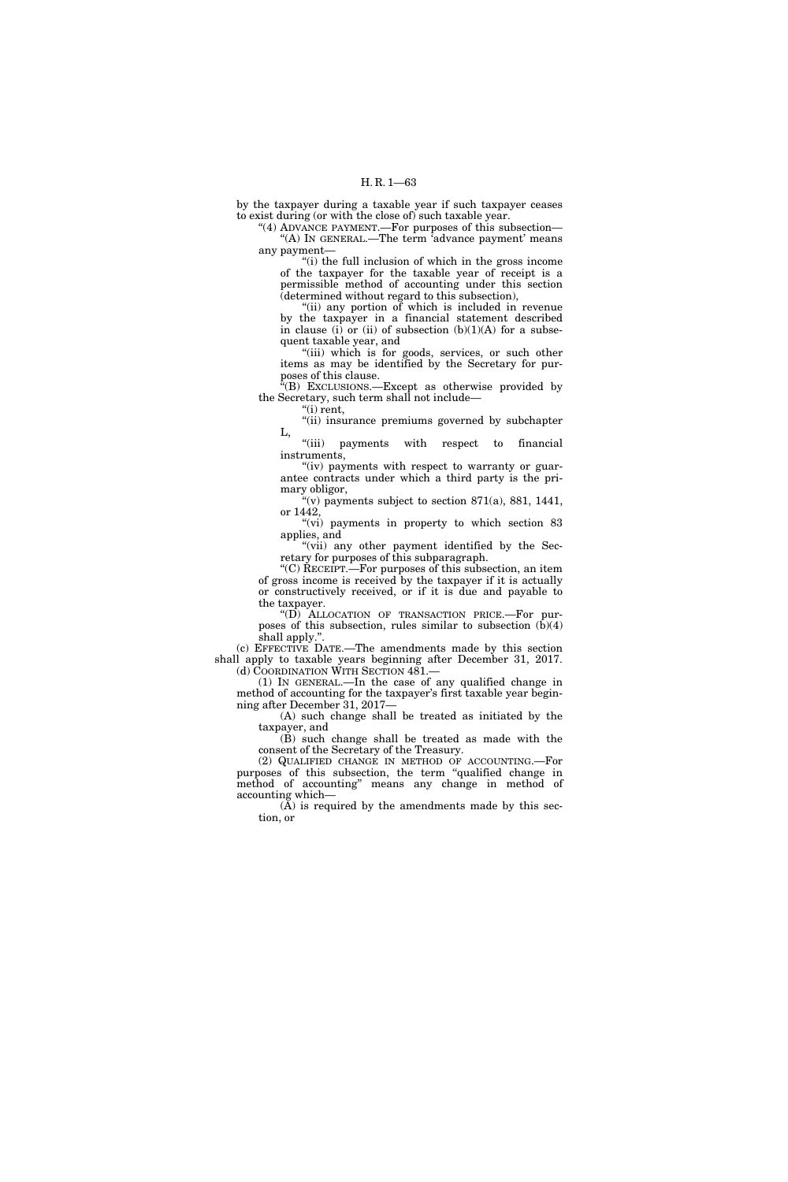by the taxpayer during a taxable year if such taxpayer ceases to exist during (or with the close of) such taxable year.

"(4) ADVANCE PAYMENT.—For purposes of this subsection—

"(A) IN GENERAL.—The term 'advance payment' means any payment—

"(i) the full inclusion of which in the gross income of the taxpayer for the taxable year of receipt is a permissible method of accounting under this section (determined without regard to this subsection),

"(ii) any portion of which is included in revenue by the taxpayer in a financial statement described in clause (i) or (ii) of subsection (b)(1)(A) for a subsequent taxable year, and

"(iii) which is for goods, services, or such other items as may be identified by the Secretary for purposes of this clause.

"(B) EXCLUSIONS.—Except as otherwise provided by the Secretary, such term shall not include—

"(i) rent,

"(ii) insurance premiums governed by subchapter L,

"(iii) payments with respect to financial instruments,

"(iv) payments with respect to warranty or guarantee contracts under which a third party is the primary obligor,

"(v) payments subject to section 871(a), 881, 1441, or 1442,

"(vi) payments in property to which section 83 applies, and

"(vii) any other payment identified by the Secretary for purposes of this subparagraph.

"(C) RECEIPT.—For purposes of this subsection, an item of gross income is received by the taxpayer if it is actually or constructively received, or if it is due and payable to the taxpayer.

"(D) ALLOCATION OF TRANSACTION PRICE.—For purposes of this subsection, rules similar to subsection (b)(4) shall apply.".

(c) EFFECTIVE DATE.—The amendments made by this section shall apply to taxable years beginning after December 31, 2017.

(d) COORDINATION WITH SECTION 481.—

(1) IN GENERAL.—In the case of any qualified change in method of accounting for the taxpayer's first taxable year beginning after December 31, 2017—

(A) such change shall be treated as initiated by the taxpayer, and

(B) such change shall be treated as made with the consent of the Secretary of the Treasury.

(2) QUALIFIED CHANGE IN METHOD OF ACCOUNTING.—For purposes of this subsection, the term "qualified change in method of accounting" means any change in method of accounting which—

(A) is required by the amendments made by this section, or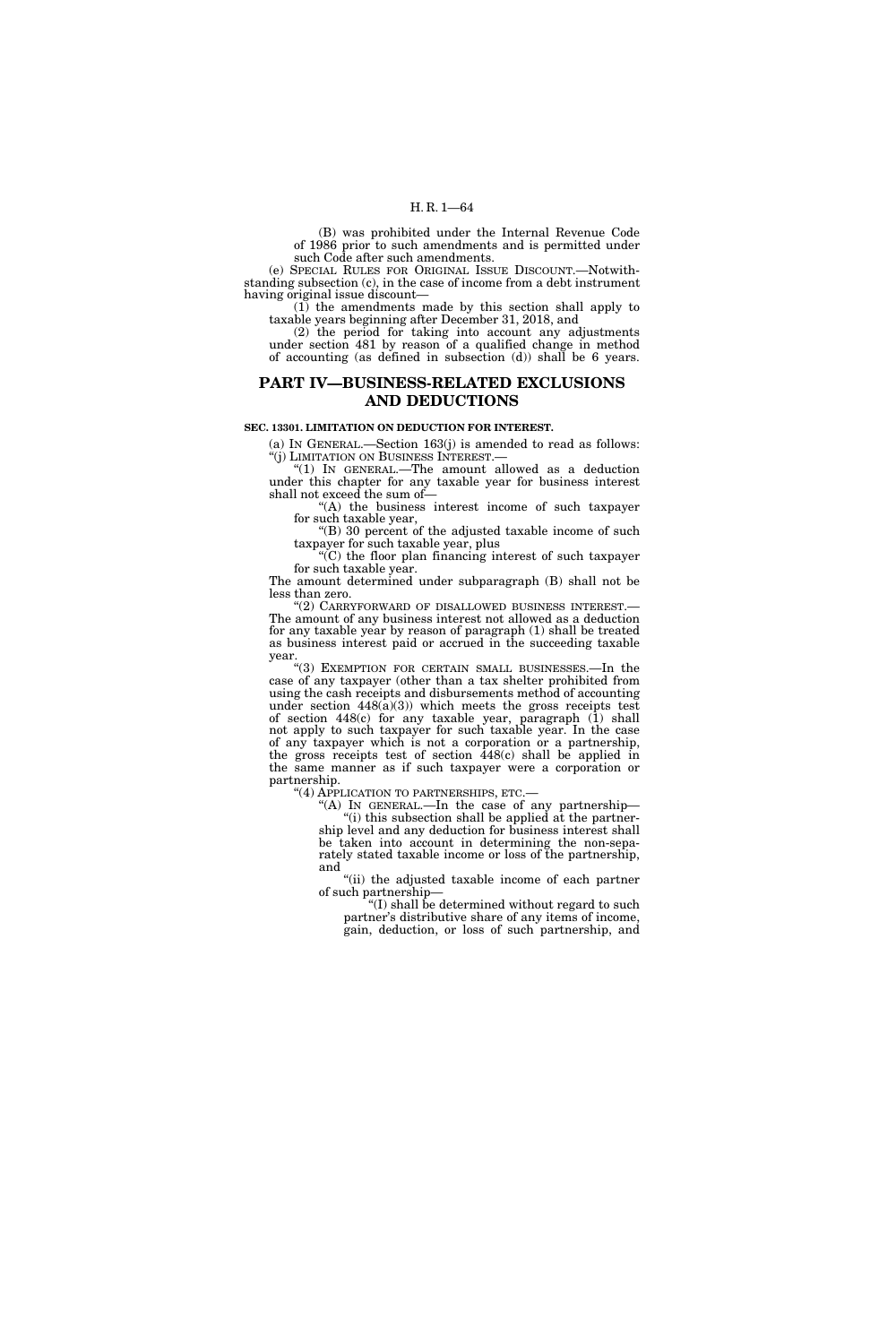(B) was prohibited under the Internal Revenue Code of 1986 prior to such amendments and is permitted under such Code after such amendments.

(e) SPECIAL RULES FOR ORIGINAL ISSUE DISCOUNT.—Notwithstanding subsection (c), in the case of income from a debt instrument having original issue discount—

(1) the amendments made by this section shall apply to taxable years beginning after December 31, 2018, and

(2) the period for taking into account any adjustments under section 481 by reason of a qualified change in method of accounting (as defined in subsection (d)) shall be 6 years.

## PART IV—BUSINESS-RELATED EXCLUSIONS AND DEDUCTIONS

**SEC. 13301. LIMITATION ON DEDUCTION FOR INTEREST.**

(a) IN GENERAL.—Section 163(j) is amended to read as follows:

"(j) LIMITATION ON BUSINESS INTEREST.—

"(1) IN GENERAL.—The amount allowed as a deduction under this chapter for any taxable year for business interest shall not exceed the sum of—

"(A) the business interest income of such taxpayer for such taxable year,

"(B) 30 percent of the adjusted taxable income of such taxpayer for such taxable year, plus

"(C) the floor plan financing interest of such taxpayer for such taxable year.

The amount determined under subparagraph (B) shall not be less than zero.

"(2) CARRYFORWARD OF DISALLOWED BUSINESS INTEREST.—The amount of any business interest not allowed as a deduction for any taxable year by reason of paragraph (1) shall be treated as business interest paid or accrued in the succeeding taxable year.

"(3) EXEMPTION FOR CERTAIN SMALL BUSINESSES.—In the case of any taxpayer (other than a tax shelter prohibited from using the cash receipts and disbursements method of accounting under section 448(a)(3)) which meets the gross receipts test of section 448(c) for any taxable year, paragraph (1) shall not apply to such taxpayer for such taxable year. In the case of any taxpayer which is not a corporation or a partnership, the gross receipts test of section 448(c) shall be applied in the same manner as if such taxpayer were a corporation or partnership.

"(4) APPLICATION TO PARTNERSHIPS, ETC.—

"(A) IN GENERAL.—In the case of any partnership—

"(i) this subsection shall be applied at the partnership level and any deduction for business interest shall be taken into account in determining the non-separately stated taxable income or loss of the partnership, and

"(ii) the adjusted taxable income of each partner of such partnership—

"(I) shall be determined without regard to such partner's distributive share of any items of income, gain, deduction, or loss of such partnership, and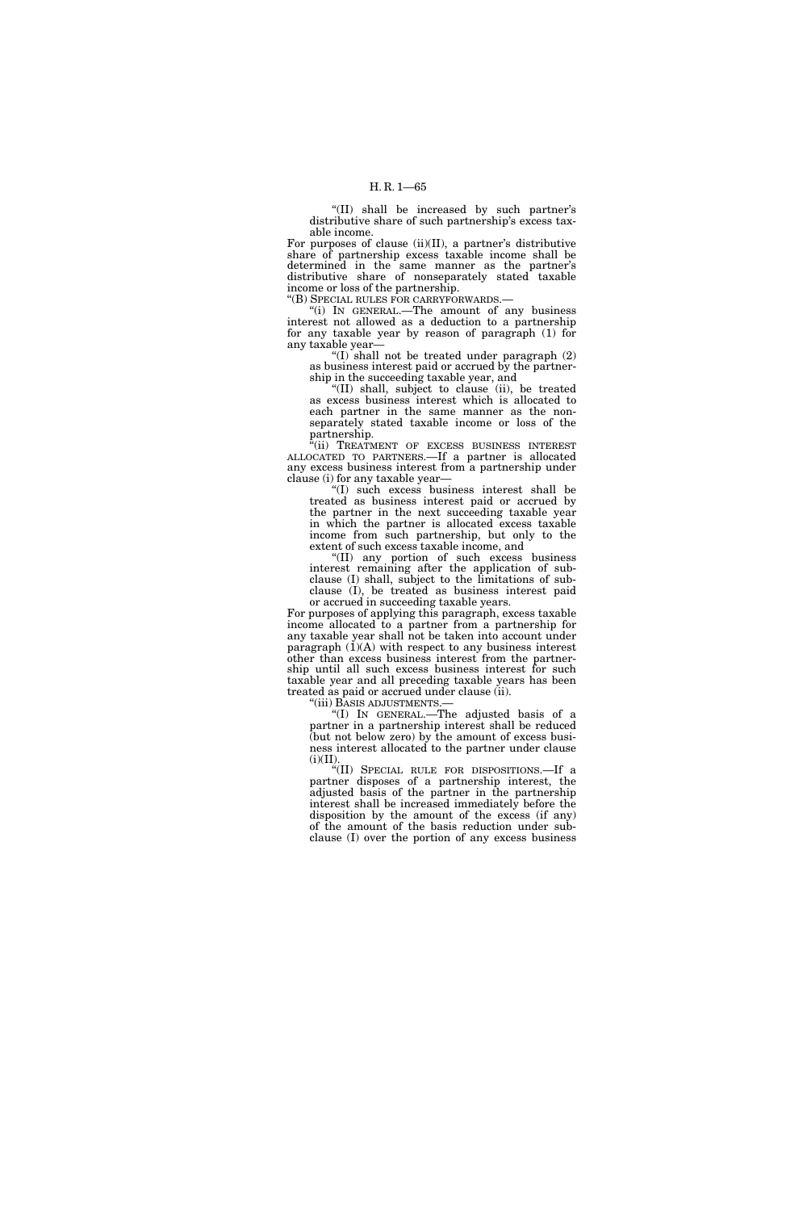"(II) shall be increased by such partner's distributive share of such partnership's excess taxable income.

For purposes of clause (ii)(II), a partner's distributive share of partnership excess taxable income shall be determined in the same manner as the partner's distributive share of nonseparately stated taxable income or loss of the partnership.

"(B) SPECIAL RULES FOR CARRYFORWARDS.—

"(i) IN GENERAL.—The amount of any business interest not allowed as a deduction to a partnership for any taxable year by reason of paragraph (1) for any taxable year—

"(I) shall not be treated under paragraph (2) as business interest paid or accrued by the partnership in the succeeding taxable year, and

"(II) shall, subject to clause (ii), be treated as excess business interest which is allocated to each partner in the same manner as the nonseparately stated taxable income or loss of the partnership.

"(ii) TREATMENT OF EXCESS BUSINESS INTEREST ALLOCATED TO PARTNERS.—If a partner is allocated any excess business interest from a partnership under clause (i) for any taxable year—

"(I) such excess business interest shall be treated as business interest paid or accrued by the partner in the next succeeding taxable year in which the partner is allocated excess taxable income from such partnership, but only to the extent of such excess taxable income, and

"(II) any portion of such excess business interest remaining after the application of subclause (I) shall, subject to the limitations of subclause (I), be treated as business interest paid or accrued in succeeding taxable years.

For purposes of applying this paragraph, excess taxable income allocated to a partner from a partnership for any taxable year shall not be taken into account under paragraph (1)(A) with respect to any business interest other than excess business interest from the partnership until all such excess business interest for such taxable year and all preceding taxable years has been treated as paid or accrued under clause (ii).

"(iii) BASIS ADJUSTMENTS.—

"(I) IN GENERAL.—The adjusted basis of a partner in a partnership interest shall be reduced (but not below zero) by the amount of excess business interest allocated to the partner under clause (i)(II).

"(II) SPECIAL RULE FOR DISPOSITIONS.—If a partner disposes of a partnership interest, the adjusted basis of the partner in the partnership interest shall be increased immediately before the disposition by the amount of the excess (if any) of the amount of the basis reduction under subclause (I) over the portion of any excess business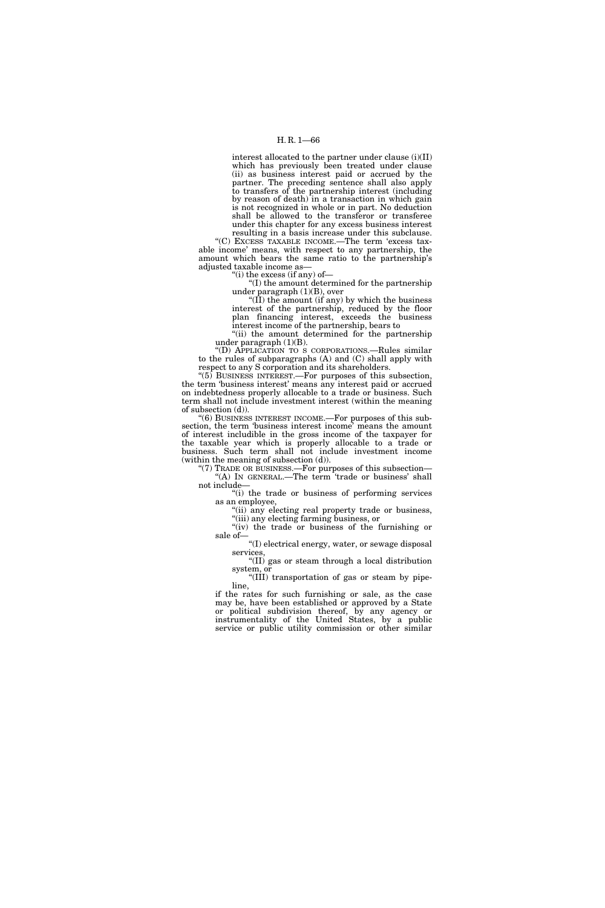interest allocated to the partner under clause (i)(II) which has previously been treated under clause (ii) as business interest paid or accrued by the partner. The preceding sentence shall also apply to transfers of the partnership interest (including by reason of death) in a transaction in which gain is not recognized in whole or in part. No deduction shall be allowed to the transferor or transferee under this chapter for any excess business interest resulting in a basis increase under this subclause.

"(C) EXCESS TAXABLE INCOME.—The term 'excess taxable income' means, with respect to any partnership, the amount which bears the same ratio to the partnership's adjusted taxable income as—

"(i) the excess (if any) of—

"(I) the amount determined for the partnership under paragraph (1)(B), over

"(II) the amount (if any) by which the business interest of the partnership, reduced by the floor plan financing interest, exceeds the business interest income of the partnership, bears to

"(ii) the amount determined for the partnership under paragraph (1)(B).

"(D) APPLICATION TO S CORPORATIONS.—Rules similar to the rules of subparagraphs (A) and (C) shall apply with respect to any S corporation and its shareholders.

"(5) BUSINESS INTEREST.—For purposes of this subsection, the term 'business interest' means any interest paid or accrued on indebtedness properly allocable to a trade or business. Such term shall not include investment interest (within the meaning of subsection (d)).

"(6) BUSINESS INTEREST INCOME.—For purposes of this subsection, the term 'business interest income' means the amount of interest includible in the gross income of the taxpayer for the taxable year which is properly allocable to a trade or business. Such term shall not include investment income (within the meaning of subsection (d)).

"(7) TRADE OR BUSINESS.—For purposes of this subsection—

"(A) IN GENERAL.—The term 'trade or business' shall not include—

"(i) the trade or business of performing services as an employee,

"(ii) any electing real property trade or business,

"(iii) any electing farming business, or

"(iv) the trade or business of the furnishing or sale of—

"(I) electrical energy, water, or sewage disposal services,

"(II) gas or steam through a local distribution system, or

"(III) transportation of gas or steam by pipeline,

if the rates for such furnishing or sale, as the case may be, have been established or approved by a State or political subdivision thereof, by any agency or instrumentality of the United States, by a public service or public utility commission or other similar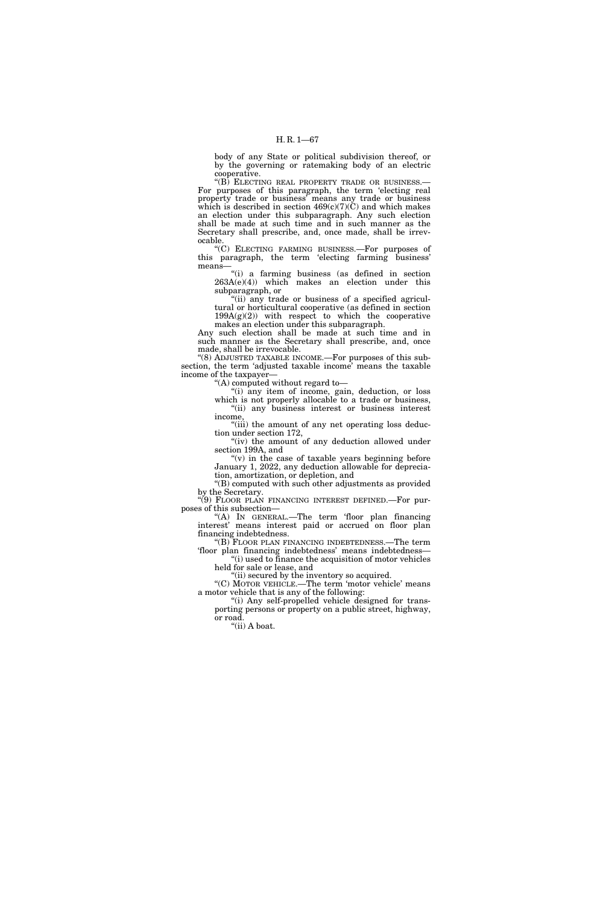body of any State or political subdivision thereof, or by the governing or ratemaking body of an electric cooperative.

"(B) ELECTING REAL PROPERTY TRADE OR BUSINESS.—For purposes of this paragraph, the term 'electing real property trade or business' means any trade or business which is described in section 469(c)(7)(C) and which makes an election under this subparagraph. Any such election shall be made at such time and in such manner as the Secretary shall prescribe, and, once made, shall be irrevocable.

"(C) ELECTING FARMING BUSINESS.—For purposes of this paragraph, the term 'electing farming business' means—

"(i) a farming business (as defined in section 263A(e)(4)) which makes an election under this subparagraph, or

"(ii) any trade or business of a specified agricultural or horticultural cooperative (as defined in section 199A(g)(2)) with respect to which the cooperative makes an election under this subparagraph.

Any such election shall be made at such time and in such manner as the Secretary shall prescribe, and, once made, shall be irrevocable.

"(8) ADJUSTED TAXABLE INCOME.—For purposes of this subsection, the term 'adjusted taxable income' means the taxable income of the taxpayer—

"(A) computed without regard to—

"(i) any item of income, gain, deduction, or loss which is not properly allocable to a trade or business,

"(ii) any business interest or business interest income,

"(iii) the amount of any net operating loss deduction under section 172,

"(iv) the amount of any deduction allowed under section 199A, and

"(v) in the case of taxable years beginning before January 1, 2022, any deduction allowable for depreciation, amortization, or depletion, and

"(B) computed with such other adjustments as provided by the Secretary.

"(9) FLOOR PLAN FINANCING INTEREST DEFINED.—For purposes of this subsection—

"(A) IN GENERAL.—The term 'floor plan financing interest' means interest paid or accrued on floor plan financing indebtedness.

"(B) FLOOR PLAN FINANCING INDEBTEDNESS.—The term 'floor plan financing indebtedness' means indebtedness—

"(i) used to finance the acquisition of motor vehicles held for sale or lease, and

"(ii) secured by the inventory so acquired.

"(C) MOTOR VEHICLE.—The term 'motor vehicle' means a motor vehicle that is any of the following:

"(i) Any self-propelled vehicle designed for transporting persons or property on a public street, highway, or road.

"(ii) A boat.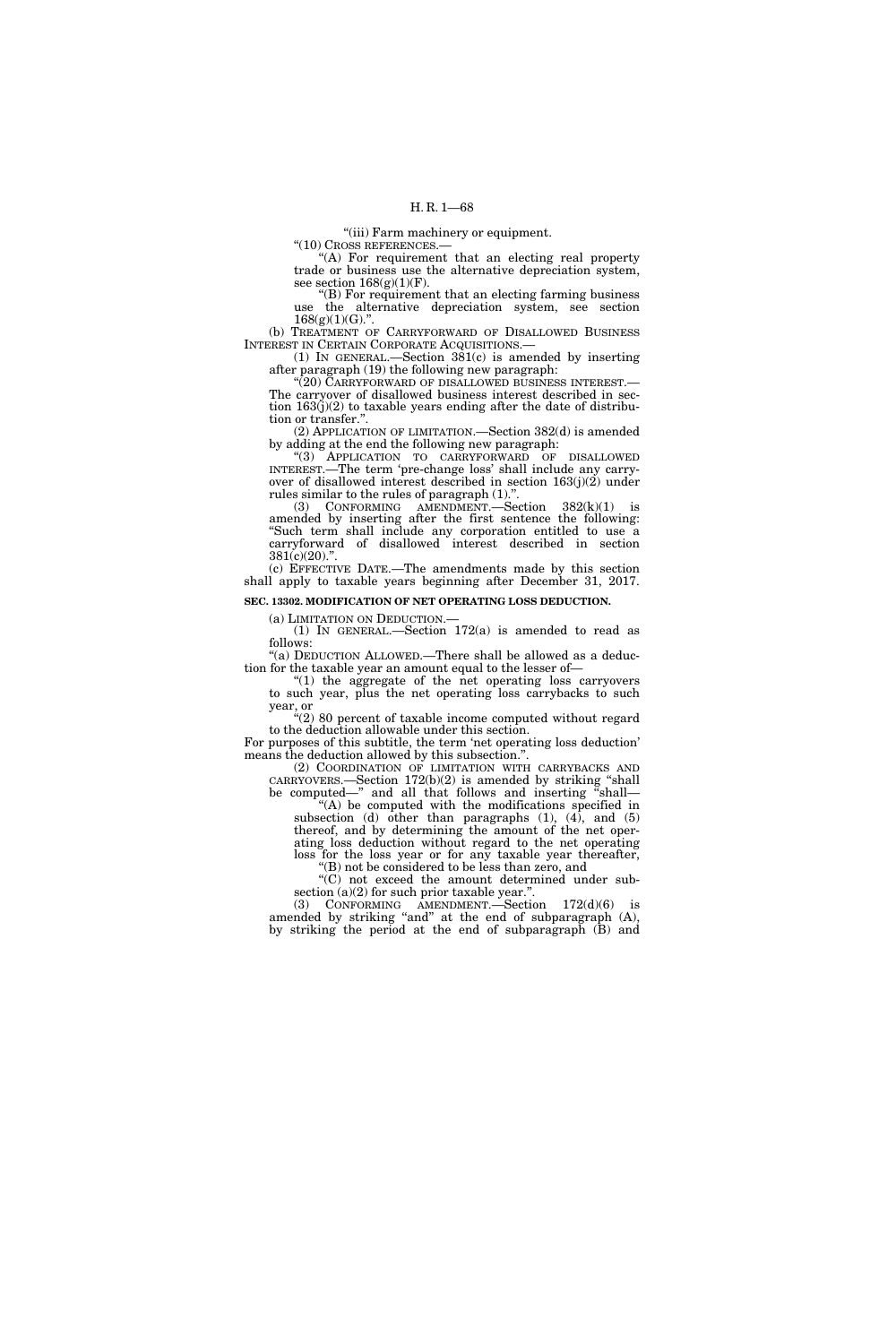"(iii) Farm machinery or equipment.

"(10) CROSS REFERENCES.—

"(A) For requirement that an electing real property trade or business use the alternative depreciation system, see section 168(g)(1)(F).

"(B) For requirement that an electing farming business use the alternative depreciation system, see section 168(g)(1)(G).".

(b) TREATMENT OF CARRYFORWARD OF DISALLOWED BUSINESS INTEREST IN CERTAIN CORPORATE ACQUISITIONS.—

(1) IN GENERAL.—Section 381(c) is amended by inserting after paragraph (19) the following new paragraph:

"(20) CARRYFORWARD OF DISALLOWED BUSINESS INTEREST.—The carryover of disallowed business interest described in section 163(j)(2) to taxable years ending after the date of distribution or transfer.".

(2) APPLICATION OF LIMITATION.—Section 382(d) is amended by adding at the end the following new paragraph:

"(3) APPLICATION TO CARRYFORWARD OF DISALLOWED INTEREST.—The term 'pre-change loss' shall include any carryover of disallowed interest described in section 163(j)(2) under rules similar to the rules of paragraph (1).".

(3) CONFORMING AMENDMENT.—Section 382(k)(1) is amended by inserting after the first sentence the following: "Such term shall include any corporation entitled to use a carryforward of disallowed interest described in section 381(c)(20).".

(c) EFFECTIVE DATE.—The amendments made by this section shall apply to taxable years beginning after December 31, 2017.

**SEC. 13302. MODIFICATION OF NET OPERATING LOSS DEDUCTION.**

(a) LIMITATION ON DEDUCTION.—

(1) IN GENERAL.—Section 172(a) is amended to read as follows:

"(a) DEDUCTION ALLOWED.—There shall be allowed as a deduction for the taxable year an amount equal to the lesser of—

"(1) the aggregate of the net operating loss carryovers to such year, plus the net operating loss carrybacks to such year, or

"(2) 80 percent of taxable income computed without regard to the deduction allowable under this section.

For purposes of this subtitle, the term 'net operating loss deduction' means the deduction allowed by this subsection.".

(2) COORDINATION OF LIMITATION WITH CARRYBACKS AND CARRYOVERS.—Section 172(b)(2) is amended by striking "shall be computed—" and all that follows and inserting "shall—

"(A) be computed with the modifications specified in subsection (d) other than paragraphs (1), (4), and (5) thereof, and by determining the amount of the net operating loss deduction without regard to the net operating loss for the loss year or for any taxable year thereafter,

"(B) not be considered to be less than zero, and

"(C) not exceed the amount determined under subsection (a)(2) for such prior taxable year.".

(3) CONFORMING AMENDMENT.—Section 172(d)(6) is amended by striking "and" at the end of subparagraph (A), by striking the period at the end of subparagraph (B) and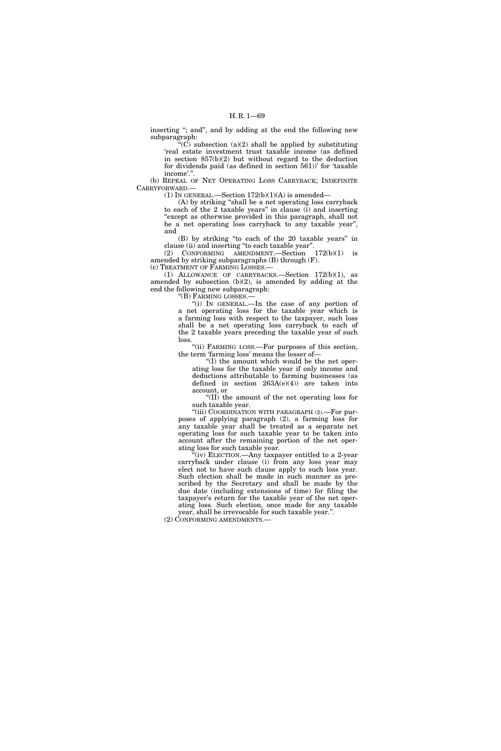inserting "; and", and by adding at the end the following new subparagraph:

"(C) subsection (a)(2) shall be applied by substituting 'real estate investment trust taxable income (as defined in section 857(b)(2) but without regard to the deduction for dividends paid (as defined in section 561))' for 'taxable income'.".

(b) REPEAL OF NET OPERATING LOSS CARRYBACK; INDEFINITE CARRYFORWARD.—

(1) IN GENERAL.—Section 172(b)(1)(A) is amended—

(A) by striking "shall be a net operating loss carryback to each of the 2 taxable years" in clause (i) and inserting "except as otherwise provided in this paragraph, shall not be a net operating loss carryback to any taxable year", and

(B) by striking "to each of the 20 taxable years" in clause (ii) and inserting "to each taxable year".

(2) CONFORMING AMENDMENT.—Section 172(b)(1) is amended by striking subparagraphs (B) through (F).

(c) TREATMENT OF FARMING LOSSES.—

(1) ALLOWANCE OF CARRYBACKS.—Section 172(b)(1), as amended by subsection (b)(2), is amended by adding at the end the following new subparagraph:

"(B) FARMING LOSSES.—

"(i) IN GENERAL.—In the case of any portion of a net operating loss for the taxable year which is a farming loss with respect to the taxpayer, such loss shall be a net operating loss carryback to each of the 2 taxable years preceding the taxable year of such loss.

"(ii) FARMING LOSS.—For purposes of this section, the term 'farming loss' means the lesser of—

"(I) the amount which would be the net operating loss for the taxable year if only income and deductions attributable to farming businesses (as defined in section 263A(e)(4)) are taken into account, or

"(II) the amount of the net operating loss for such taxable year.

"(iii) COORDINATION WITH PARAGRAPH (2).—For purposes of applying paragraph (2), a farming loss for any taxable year shall be treated as a separate net operating loss for such taxable year to be taken into account after the remaining portion of the net operating loss for such taxable year.

"(iv) ELECTION.—Any taxpayer entitled to a 2-year carryback under clause (i) from any loss year may elect not to have such clause apply to such loss year. Such election shall be made in such manner as prescribed by the Secretary and shall be made by the due date (including extensions of time) for filing the taxpayer's return for the taxable year of the net operating loss. Such election, once made for any taxable year, shall be irrevocable for such taxable year.".

(2) CONFORMING AMENDMENTS.—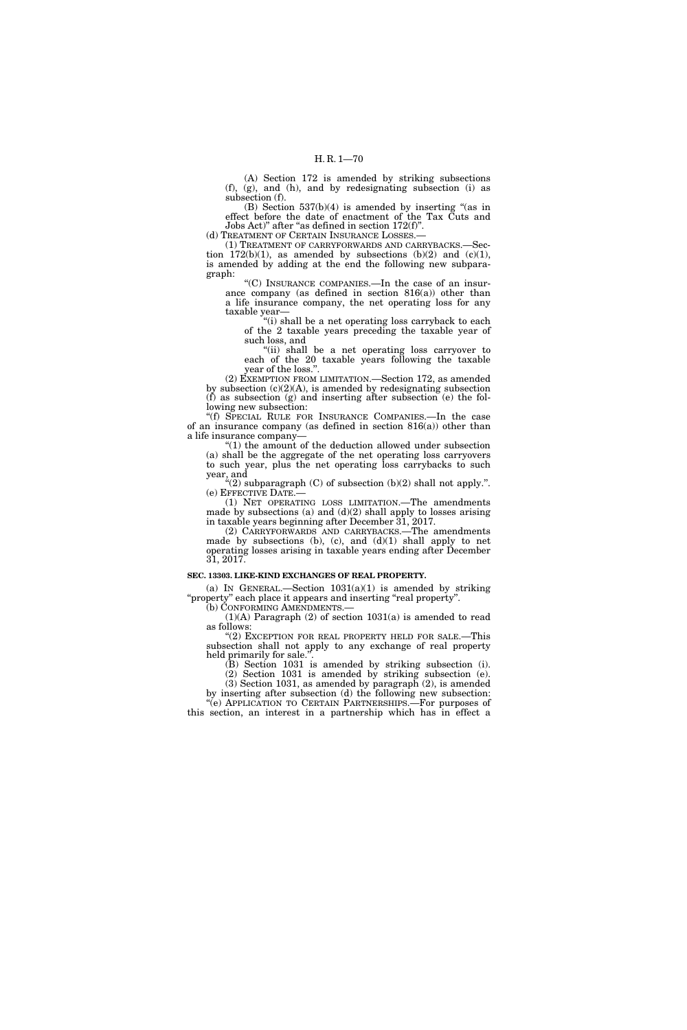(A) Section 172 is amended by striking subsections (f), (g), and (h), and by redesignating subsection (i) as subsection (f).

(B) Section 537(b)(4) is amended by inserting "(as in effect before the date of enactment of the Tax Cuts and Jobs Act)" after "as defined in section 172(f)".

(d) TREATMENT OF CERTAIN INSURANCE LOSSES.—

(1) TREATMENT OF CARRYFORWARDS AND CARRYBACKS.—Section 172(b)(1), as amended by subsections (b)(2) and (c)(1), is amended by adding at the end the following new subparagraph:

"(C) INSURANCE COMPANIES.—In the case of an insurance company (as defined in section 816(a)) other than a life insurance company, the net operating loss for any taxable year—

"(i) shall be a net operating loss carryback to each of the 2 taxable years preceding the taxable year of such loss, and

"(ii) shall be a net operating loss carryover to each of the 20 taxable years following the taxable year of the loss.".

(2) EXEMPTION FROM LIMITATION.—Section 172, as amended by subsection (c)(2)(A), is amended by redesignating subsection (f) as subsection (g) and inserting after subsection (e) the following new subsection:

"(f) SPECIAL RULE FOR INSURANCE COMPANIES.—In the case of an insurance company (as defined in section 816(a)) other than a life insurance company—

"(1) the amount of the deduction allowed under subsection (a) shall be the aggregate of the net operating loss carryovers to such year, plus the net operating loss carrybacks to such year, and

"(2) subparagraph (C) of subsection (b)(2) shall not apply.".

(e) EFFECTIVE DATE.—

(1) NET OPERATING LOSS LIMITATION.—The amendments made by subsections (a) and (d)(2) shall apply to losses arising in taxable years beginning after December 31, 2017.

(2) CARRYFORWARDS AND CARRYBACKS.—The amendments made by subsections (b), (c), and (d)(1) shall apply to net operating losses arising in taxable years ending after December 31, 2017.

**SEC. 13303. LIKE-KIND EXCHANGES OF REAL PROPERTY.**

(a) IN GENERAL.—Section 1031(a)(1) is amended by striking "property" each place it appears and inserting "real property".

(b) CONFORMING AMENDMENTS.—

(1)(A) Paragraph (2) of section 1031(a) is amended to read as follows:

"(2) EXCEPTION FOR REAL PROPERTY HELD FOR SALE.—This subsection shall not apply to any exchange of real property held primarily for sale.".

(B) Section 1031 is amended by striking subsection (i).

(2) Section 1031 is amended by striking subsection (e).

(3) Section 1031, as amended by paragraph (2), is amended by inserting after subsection (d) the following new subsection:

"(e) APPLICATION TO CERTAIN PARTNERSHIPS.—For purposes of this section, an interest in a partnership which has in effect a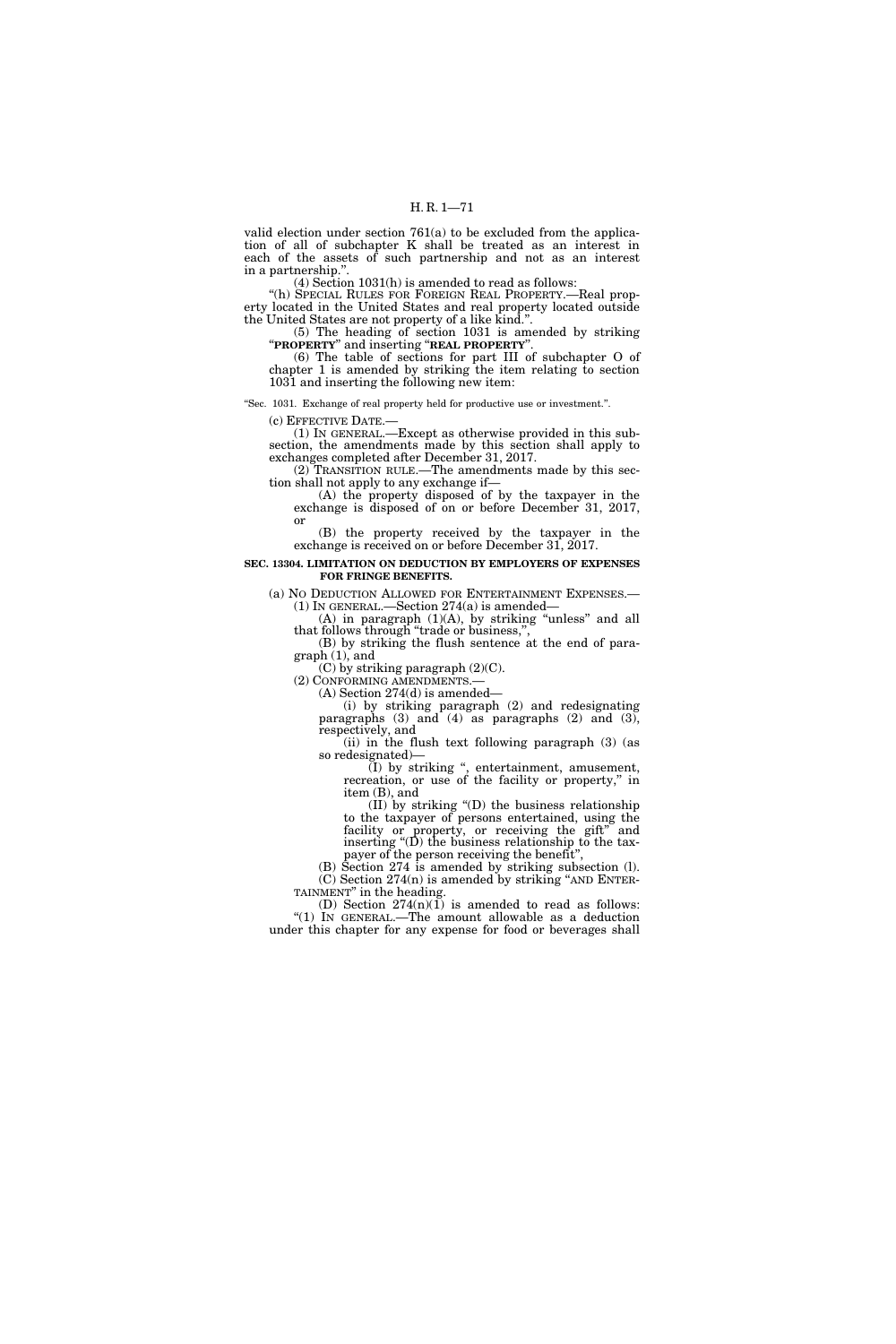valid election under section 761(a) to be excluded from the application of all of subchapter K shall be treated as an interest in each of the assets of such partnership and not as an interest in a partnership.''.

(4) Section 1031(h) is amended to read as follows:

''(h) SPECIAL RULES FOR FOREIGN REAL PROPERTY.—Real property located in the United States and real property located outside the United States are not property of a like kind.''.

(5) The heading of section 1031 is amended by striking ''**PROPERTY**'' and inserting ''**REAL PROPERTY**''.

(6) The table of sections for part III of subchapter O of chapter 1 is amended by striking the item relating to section 1031 and inserting the following new item:

''Sec. 1031. Exchange of real property held for productive use or investment.''.

(c) EFFECTIVE DATE.—

(1) IN GENERAL.—Except as otherwise provided in this subsection, the amendments made by this section shall apply to exchanges completed after December 31, 2017.

(2) TRANSITION RULE.—The amendments made by this section shall not apply to any exchange if—

(A) the property disposed of by the taxpayer in the exchange is disposed of on or before December 31, 2017, or

(B) the property received by the taxpayer in the exchange is received on or before December 31, 2017.

**SEC. 13304. LIMITATION ON DEDUCTION BY EMPLOYERS OF EXPENSES FOR FRINGE BENEFITS.**

(a) NO DEDUCTION ALLOWED FOR ENTERTAINMENT EXPENSES.—

(1) IN GENERAL.—Section 274(a) is amended—

(A) in paragraph (1)(A), by striking ''unless'' and all that follows through ''trade or business,'',

(B) by striking the flush sentence at the end of paragraph (1), and

(C) by striking paragraph (2)(C).

(2) CONFORMING AMENDMENTS.—

(A) Section 274(d) is amended—

(i) by striking paragraph (2) and redesignating paragraphs (3) and (4) as paragraphs (2) and (3), respectively, and

(ii) in the flush text following paragraph (3) (as so redesignated)—

(I) by striking '', entertainment, amusement, recreation, or use of the facility or property,'' in item (B), and

(II) by striking ''(D) the business relationship to the taxpayer of persons entertained, using the facility or property, or receiving the gift'' and inserting ''(D) the business relationship to the taxpayer of the person receiving the benefit'',

(B) Section 274 is amended by striking subsection (l).

(C) Section 274(n) is amended by striking ''AND ENTERTAINMENT'' in the heading.

(D) Section 274(n)(1) is amended to read as follows:

''(1) IN GENERAL.—The amount allowable as a deduction under this chapter for any expense for food or beverages shall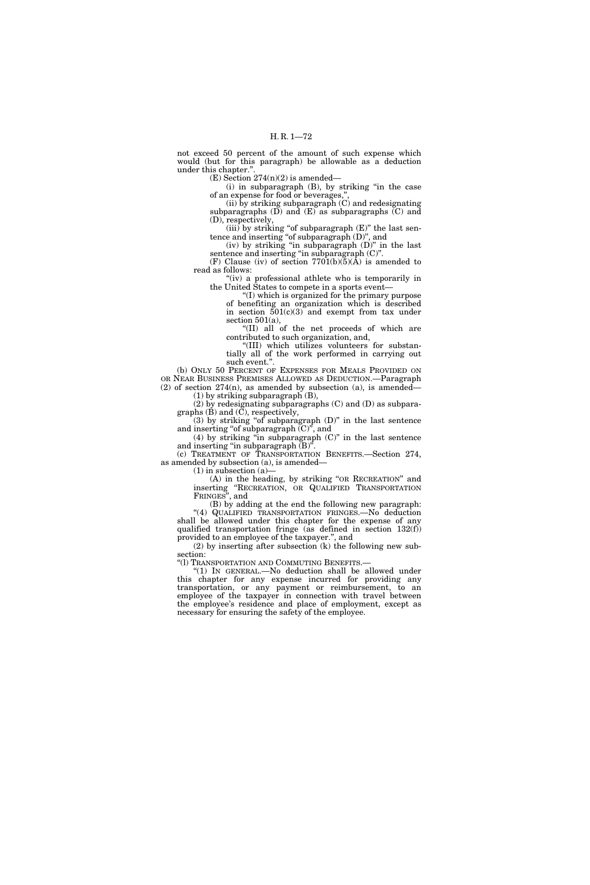not exceed 50 percent of the amount of such expense which would (but for this paragraph) be allowable as a deduction under this chapter.".

(E) Section 274(n)(2) is amended—

(i) in subparagraph (B), by striking "in the case of an expense for food or beverages,",

(ii) by striking subparagraph (C) and redesignating subparagraphs (D) and (E) as subparagraphs (C) and (D), respectively,

(iii) by striking "of subparagraph (E)" the last sentence and inserting "of subparagraph (D)", and

(iv) by striking "in subparagraph (D)" in the last sentence and inserting "in subparagraph (C)".

(F) Clause (iv) of section 7701(b)(5)(A) is amended to read as follows:

"(iv) a professional athlete who is temporarily in the United States to compete in a sports event—

"(I) which is organized for the primary purpose of benefiting an organization which is described in section 501(c)(3) and exempt from tax under section 501(a),

"(II) all of the net proceeds of which are contributed to such organization, and,

"(III) which utilizes volunteers for substantially all of the work performed in carrying out such event.".

(b) ONLY 50 PERCENT OF EXPENSES FOR MEALS PROVIDED ON OR NEAR BUSINESS PREMISES ALLOWED AS DEDUCTION.—Paragraph (2) of section 274(n), as amended by subsection (a), is amended—

(1) by striking subparagraph (B),

(2) by redesignating subparagraphs (C) and (D) as subparagraphs (B) and (C), respectively,

(3) by striking "of subparagraph (D)" in the last sentence and inserting "of subparagraph (C)", and

(4) by striking "in subparagraph (C)" in the last sentence and inserting "in subparagraph (B)".

(c) TREATMENT OF TRANSPORTATION BENEFITS.—Section 274, as amended by subsection (a), is amended—

(1) in subsection (a)—

(A) in the heading, by striking "OR RECREATION" and inserting "RECREATION, OR QUALIFIED TRANSPORTATION FRINGES", and

(B) by adding at the end the following new paragraph:

"(4) QUALIFIED TRANSPORTATION FRINGES.—No deduction shall be allowed under this chapter for the expense of any qualified transportation fringe (as defined in section 132(f)) provided to an employee of the taxpayer.", and

(2) by inserting after subsection (k) the following new subsection:

"(l) TRANSPORTATION AND COMMUTING BENEFITS.—

"(1) IN GENERAL.—No deduction shall be allowed under this chapter for any expense incurred for providing any transportation, or any payment or reimbursement, to an employee of the taxpayer in connection with travel between the employee's residence and place of employment, except as necessary for ensuring the safety of the employee.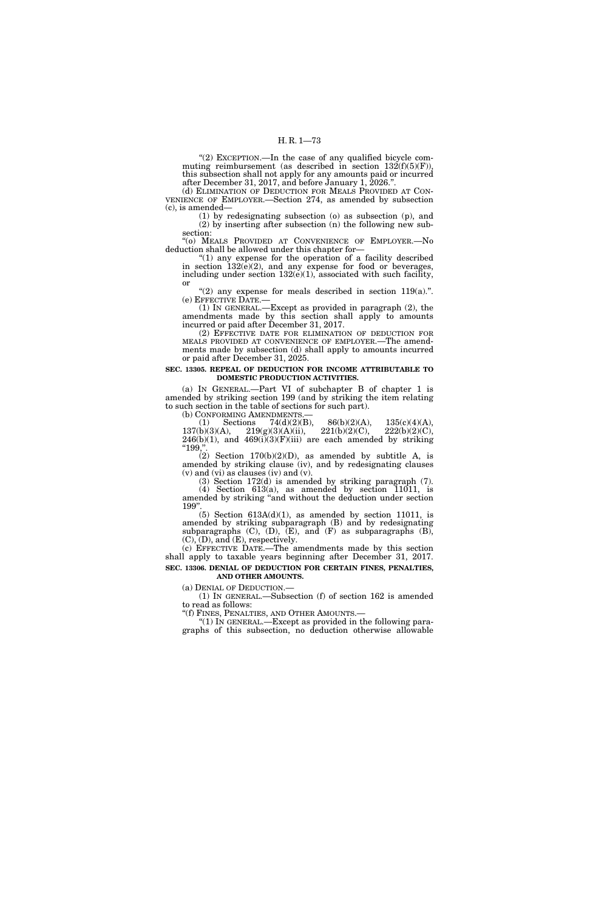"(2) EXCEPTION.—In the case of any qualified bicycle commuting reimbursement (as described in section 132(f)(5)(F)), this subsection shall not apply for any amounts paid or incurred after December 31, 2017, and before January 1, 2026.".

(d) ELIMINATION OF DEDUCTION FOR MEALS PROVIDED AT CONVENIENCE OF EMPLOYER.—Section 274, as amended by subsection (c), is amended—

(1) by redesignating subsection (o) as subsection (p), and

(2) by inserting after subsection (n) the following new subsection:

"(o) MEALS PROVIDED AT CONVENIENCE OF EMPLOYER.—No deduction shall be allowed under this chapter for—

"(1) any expense for the operation of a facility described in section 132(e)(2), and any expense for food or beverages, including under section 132(e)(1), associated with such facility, or

"(2) any expense for meals described in section 119(a).".

(e) EFFECTIVE DATE.—

(1) IN GENERAL.—Except as provided in paragraph (2), the amendments made by this section shall apply to amounts incurred or paid after December 31, 2017.

(2) EFFECTIVE DATE FOR ELIMINATION OF DEDUCTION FOR MEALS PROVIDED AT CONVENIENCE OF EMPLOYER.—The amendments made by subsection (d) shall apply to amounts incurred or paid after December 31, 2025.

**SEC. 13305. REPEAL OF DEDUCTION FOR INCOME ATTRIBUTABLE TO DOMESTIC PRODUCTION ACTIVITIES.**

(a) IN GENERAL.—Part VI of subchapter B of chapter 1 is amended by striking section 199 (and by striking the item relating to such section in the table of sections for such part).

(b) CONFORMING AMENDMENTS.—

(1) Sections 74(d)(2)(B), 86(b)(2)(A), 135(c)(4)(A), 137(b)(3)(A), 219(g)(3)(A)(ii), 221(b)(2)(C), 222(b)(2)(C), 246(b)(1), and 469(i)(3)(F)(iii) are each amended by striking "199,".

(2) Section 170(b)(2)(D), as amended by subtitle A, is amended by striking clause (iv), and by redesignating clauses (v) and (vi) as clauses (iv) and (v).

(3) Section 172(d) is amended by striking paragraph (7).

(4) Section 613(a), as amended by section 11011, is amended by striking "and without the deduction under section 199".

(5) Section 613A(d)(1), as amended by section 11011, is amended by striking subparagraph (B) and by redesignating subparagraphs (C), (D), (E), and (F) as subparagraphs (B), (C), (D), and (E), respectively.

(c) EFFECTIVE DATE.—The amendments made by this section shall apply to taxable years beginning after December 31, 2017.

**SEC. 13306. DENIAL OF DEDUCTION FOR CERTAIN FINES, PENALTIES, AND OTHER AMOUNTS.**

(a) DENIAL OF DEDUCTION.—

(1) IN GENERAL.—Subsection (f) of section 162 is amended to read as follows:

"(f) FINES, PENALTIES, AND OTHER AMOUNTS.—

"(1) IN GENERAL.—Except as provided in the following paragraphs of this subsection, no deduction otherwise allowable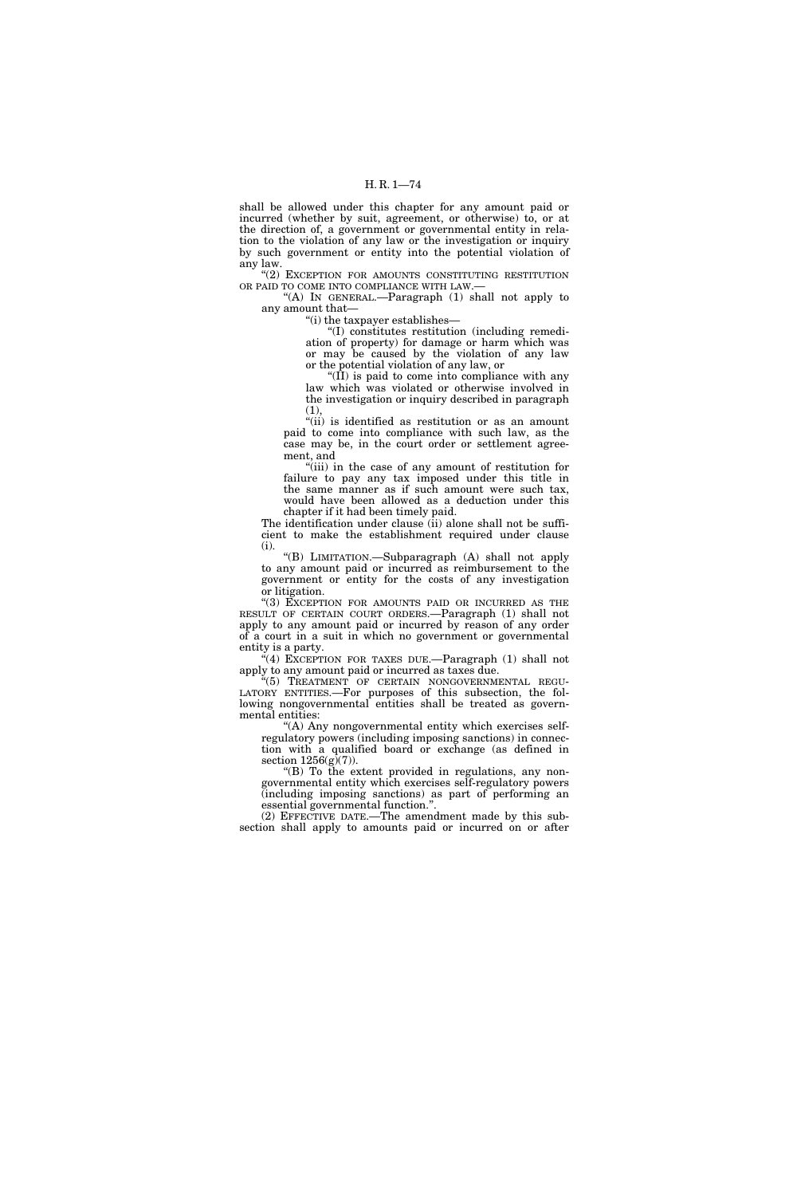shall be allowed under this chapter for any amount paid or incurred (whether by suit, agreement, or otherwise) to, or at the direction of, a government or governmental entity in relation to the violation of any law or the investigation or inquiry by such government or entity into the potential violation of any law.

"(2) EXCEPTION FOR AMOUNTS CONSTITUTING RESTITUTION OR PAID TO COME INTO COMPLIANCE WITH LAW.—

"(A) IN GENERAL.—Paragraph (1) shall not apply to any amount that—

"(i) the taxpayer establishes—

"(I) constitutes restitution (including remediation of property) for damage or harm which was or may be caused by the violation of any law or the potential violation of any law, or

"(II) is paid to come into compliance with any law which was violated or otherwise involved in the investigation or inquiry described in paragraph (1),

"(ii) is identified as restitution or as an amount paid to come into compliance with such law, as the case may be, in the court order or settlement agreement, and

"(iii) in the case of any amount of restitution for failure to pay any tax imposed under this title in the same manner as if such amount were such tax, would have been allowed as a deduction under this chapter if it had been timely paid.

The identification under clause (ii) alone shall not be sufficient to make the establishment required under clause (i).

"(B) LIMITATION.—Subparagraph (A) shall not apply to any amount paid or incurred as reimbursement to the government or entity for the costs of any investigation or litigation.

"(3) EXCEPTION FOR AMOUNTS PAID OR INCURRED AS THE RESULT OF CERTAIN COURT ORDERS.—Paragraph (1) shall not apply to any amount paid or incurred by reason of any order of a court in a suit in which no government or governmental entity is a party.

"(4) EXCEPTION FOR TAXES DUE.—Paragraph (1) shall not apply to any amount paid or incurred as taxes due.

"(5) TREATMENT OF CERTAIN NONGOVERNMENTAL REGULATORY ENTITIES.—For purposes of this subsection, the following nongovernmental entities shall be treated as governmental entities:

"(A) Any nongovernmental entity which exercises self-regulatory powers (including imposing sanctions) in connection with a qualified board or exchange (as defined in section 1256(g)(7)).

"(B) To the extent provided in regulations, any nongovernmental entity which exercises self-regulatory powers (including imposing sanctions) as part of performing an essential governmental function.".

(2) EFFECTIVE DATE.—The amendment made by this subsection shall apply to amounts paid or incurred on or after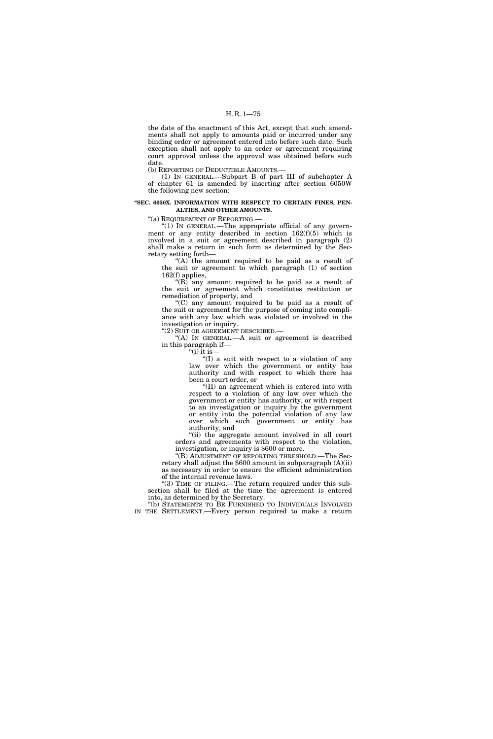the date of the enactment of this Act, except that such amendments shall not apply to amounts paid or incurred under any binding order or agreement entered into before such date. Such exception shall not apply to an order or agreement requiring court approval unless the approval was obtained before such date.

(b) REPORTING OF DEDUCTIBLE AMOUNTS.—

(1) IN GENERAL.—Subpart B of part III of subchapter A of chapter 61 is amended by inserting after section 6050W the following new section:

**"SEC. 6050X. INFORMATION WITH RESPECT TO CERTAIN FINES, PENALTIES, AND OTHER AMOUNTS.**

"(a) REQUIREMENT OF REPORTING.—

"(1) IN GENERAL.—The appropriate official of any government or any entity described in section 162(f)(5) which is involved in a suit or agreement described in paragraph (2) shall make a return in such form as determined by the Secretary setting forth—

"(A) the amount required to be paid as a result of the suit or agreement to which paragraph (1) of section 162(f) applies,

"(B) any amount required to be paid as a result of the suit or agreement which constitutes restitution or remediation of property, and

"(C) any amount required to be paid as a result of the suit or agreement for the purpose of coming into compliance with any law which was violated or involved in the investigation or inquiry.

"(2) SUIT OR AGREEMENT DESCRIBED.—

"(A) IN GENERAL.—A suit or agreement is described in this paragraph if—

"(i) it is—

"(I) a suit with respect to a violation of any law over which the government or entity has authority and with respect to which there has been a court order, or

"(II) an agreement which is entered into with respect to a violation of any law over which the government or entity has authority, or with respect to an investigation or inquiry by the government or entity into the potential violation of any law over which such government or entity has authority, and

"(ii) the aggregate amount involved in all court orders and agreements with respect to the violation, investigation, or inquiry is $600 or more.

"(B) ADJUSTMENT OF REPORTING THRESHOLD.—The Secretary shall adjust the $600 amount in subparagraph (A)(ii) as necessary in order to ensure the efficient administration of the internal revenue laws.

"(3) TIME OF FILING.—The return required under this subsection shall be filed at the time the agreement is entered into, as determined by the Secretary.

"(b) STATEMENTS TO BE FURNISHED TO INDIVIDUALS INVOLVED IN THE SETTLEMENT.—Every person required to make a return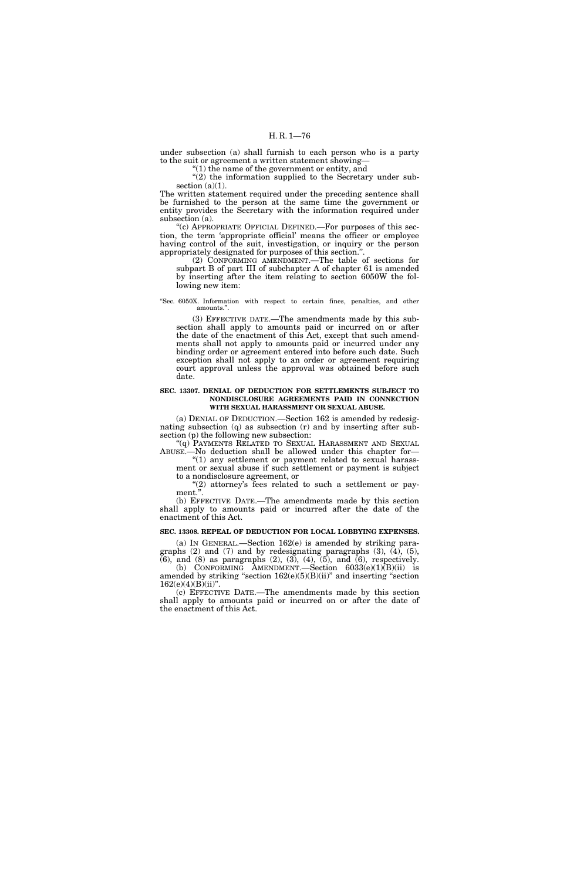under subsection (a) shall furnish to each person who is a party to the suit or agreement a written statement showing—

"(1) the name of the government or entity, and

"(2) the information supplied to the Secretary under subsection (a)(1).

The written statement required under the preceding sentence shall be furnished to the person at the same time the government or entity provides the Secretary with the information required under subsection (a).

"(c) APPROPRIATE OFFICIAL DEFINED.—For purposes of this section, the term 'appropriate official' means the officer or employee having control of the suit, investigation, or inquiry or the person appropriately designated for purposes of this section.".

(2) CONFORMING AMENDMENT.—The table of sections for subpart B of part III of subchapter A of chapter 61 is amended by inserting after the item relating to section 6050W the following new item:

"Sec. 6050X. Information with respect to certain fines, penalties, and other amounts.".

(3) EFFECTIVE DATE.—The amendments made by this subsection shall apply to amounts paid or incurred on or after the date of the enactment of this Act, except that such amendments shall not apply to amounts paid or incurred under any binding order or agreement entered into before such date. Such exception shall not apply to an order or agreement requiring court approval unless the approval was obtained before such date.

**SEC. 13307. DENIAL OF DEDUCTION FOR SETTLEMENTS SUBJECT TO NONDISCLOSURE AGREEMENTS PAID IN CONNECTION WITH SEXUAL HARASSMENT OR SEXUAL ABUSE.**

(a) DENIAL OF DEDUCTION.—Section 162 is amended by redesignating subsection (q) as subsection (r) and by inserting after subsection (p) the following new subsection:

"(q) PAYMENTS RELATED TO SEXUAL HARASSMENT AND SEXUAL ABUSE.—No deduction shall be allowed under this chapter for—

"(1) any settlement or payment related to sexual harassment or sexual abuse if such settlement or payment is subject to a nondisclosure agreement, or

"(2) attorney's fees related to such a settlement or payment.".

(b) EFFECTIVE DATE.—The amendments made by this section shall apply to amounts paid or incurred after the date of the enactment of this Act.

**SEC. 13308. REPEAL OF DEDUCTION FOR LOCAL LOBBYING EXPENSES.**

(a) IN GENERAL.—Section 162(e) is amended by striking paragraphs (2) and (7) and by redesignating paragraphs (3), (4), (5), (6), and (8) as paragraphs (2), (3), (4), (5), and (6), respectively.

(b) CONFORMING AMENDMENT.—Section 6033(e)(1)(B)(ii) is amended by striking "section 162(e)(5)(B)(ii)" and inserting "section 162(e)(4)(B)(ii)".

(c) EFFECTIVE DATE.—The amendments made by this section shall apply to amounts paid or incurred on or after the date of the enactment of this Act.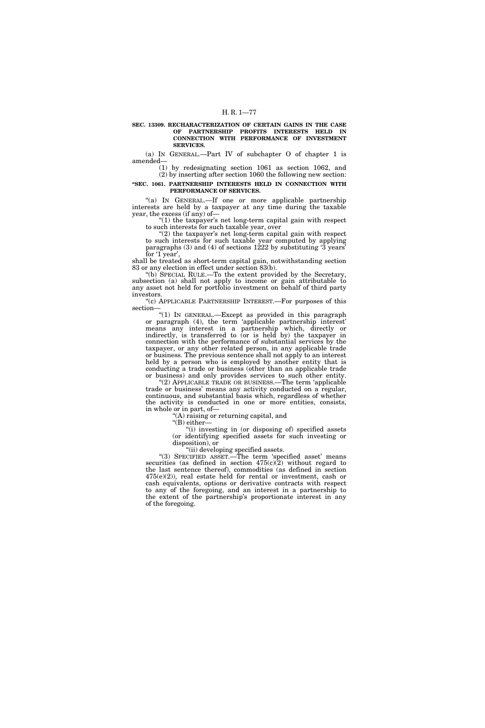**SEC. 13309. RECHARACTERIZATION OF CERTAIN GAINS IN THE CASE OF PARTNERSHIP PROFITS INTERESTS HELD IN CONNECTION WITH PERFORMANCE OF INVESTMENT SERVICES.**

(a) IN GENERAL.—Part IV of subchapter O of chapter 1 is amended—

(1) by redesignating section 1061 as section 1062, and

(2) by inserting after section 1060 the following new section:

**"SEC. 1061. PARTNERSHIP INTERESTS HELD IN CONNECTION WITH PERFORMANCE OF SERVICES.**

"(a) IN GENERAL.—If one or more applicable partnership interests are held by a taxpayer at any time during the taxable year, the excess (if any) of—

"(1) the taxpayer's net long-term capital gain with respect to such interests for such taxable year, over

"(2) the taxpayer's net long-term capital gain with respect to such interests for such taxable year computed by applying paragraphs (3) and (4) of sections 1222 by substituting '3 years' for '1 year',

shall be treated as short-term capital gain, notwithstanding section 83 or any election in effect under section 83(b).

"(b) SPECIAL RULE.—To the extent provided by the Secretary, subsection (a) shall not apply to income or gain attributable to any asset not held for portfolio investment on behalf of third party investors.

"(c) APPLICABLE PARTNERSHIP INTEREST.—For purposes of this section—

"(1) IN GENERAL.—Except as provided in this paragraph or paragraph (4), the term 'applicable partnership interest' means any interest in a partnership which, directly or indirectly, is transferred to (or is held by) the taxpayer in connection with the performance of substantial services by the taxpayer, or any other related person, in any applicable trade or business. The previous sentence shall not apply to an interest held by a person who is employed by another entity that is conducting a trade or business (other than an applicable trade or business) and only provides services to such other entity.

"(2) APPLICABLE TRADE OR BUSINESS.—The term 'applicable trade or business' means any activity conducted on a regular, continuous, and substantial basis which, regardless of whether the activity is conducted in one or more entities, consists, in whole or in part, of—

"(A) raising or returning capital, and

"(B) either—

"(i) investing in (or disposing of) specified assets (or identifying specified assets for such investing or disposition), or

"(ii) developing specified assets.

"(3) SPECIFIED ASSET.—The term 'specified asset' means securities (as defined in section 475(c)(2) without regard to the last sentence thereof), commodities (as defined in section 475(e)(2)), real estate held for rental or investment, cash or cash equivalents, options or derivative contracts with respect to any of the foregoing, and an interest in a partnership to the extent of the partnership's proportionate interest in any of the foregoing.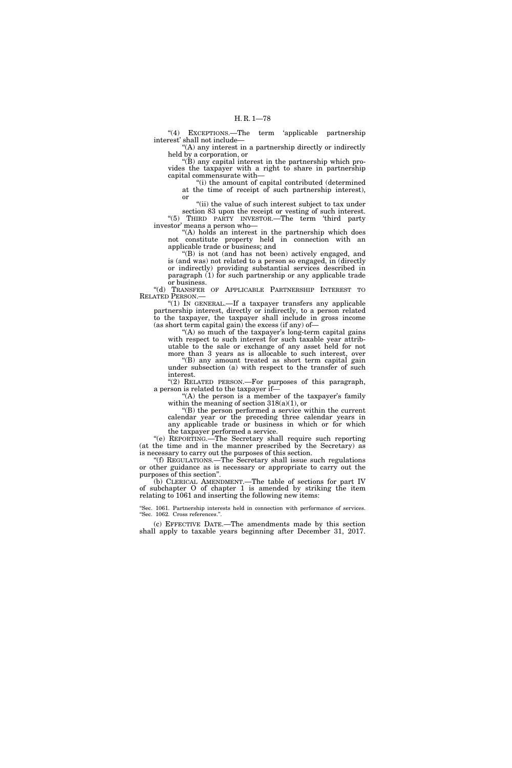"(4) EXCEPTIONS.—The term 'applicable partnership interest' shall not include—

"(A) any interest in a partnership directly or indirectly held by a corporation, or

"(B) any capital interest in the partnership which provides the taxpayer with a right to share in partnership capital commensurate with—

"(i) the amount of capital contributed (determined at the time of receipt of such partnership interest), or

"(ii) the value of such interest subject to tax under section 83 upon the receipt or vesting of such interest.

"(5) THIRD PARTY INVESTOR.—The term 'third party investor' means a person who—

"(A) holds an interest in the partnership which does not constitute property held in connection with an applicable trade or business; and

"(B) is not (and has not been) actively engaged, and is (and was) not related to a person so engaged, in (directly or indirectly) providing substantial services described in paragraph (1) for such partnership or any applicable trade or business.

"(d) TRANSFER OF APPLICABLE PARTNERSHIP INTEREST TO RELATED PERSON.—

"(1) IN GENERAL.—If a taxpayer transfers any applicable partnership interest, directly or indirectly, to a person related to the taxpayer, the taxpayer shall include in gross income (as short term capital gain) the excess (if any) of—

"(A) so much of the taxpayer's long-term capital gains with respect to such interest for such taxable year attributable to the sale or exchange of any asset held for not more than 3 years as is allocable to such interest, over

"(B) any amount treated as short term capital gain under subsection (a) with respect to the transfer of such interest.

"(2) RELATED PERSON.—For purposes of this paragraph, a person is related to the taxpayer if—

"(A) the person is a member of the taxpayer's family within the meaning of section 318(a)(1), or

"(B) the person performed a service within the current calendar year or the preceding three calendar years in any applicable trade or business in which or for which the taxpayer performed a service.

"(e) REPORTING.—The Secretary shall require such reporting (at the time and in the manner prescribed by the Secretary) as is necessary to carry out the purposes of this section.

"(f) REGULATIONS.—The Secretary shall issue such regulations or other guidance as is necessary or appropriate to carry out the purposes of this section".

(b) CLERICAL AMENDMENT.—The table of sections for part IV of subchapter O of chapter 1 is amended by striking the item relating to 1061 and inserting the following new items:

"Sec. 1061. Partnership interests held in connection with performance of services.
"Sec. 1062. Cross references.".

(c) EFFECTIVE DATE.—The amendments made by this section shall apply to taxable years beginning after December 31, 2017.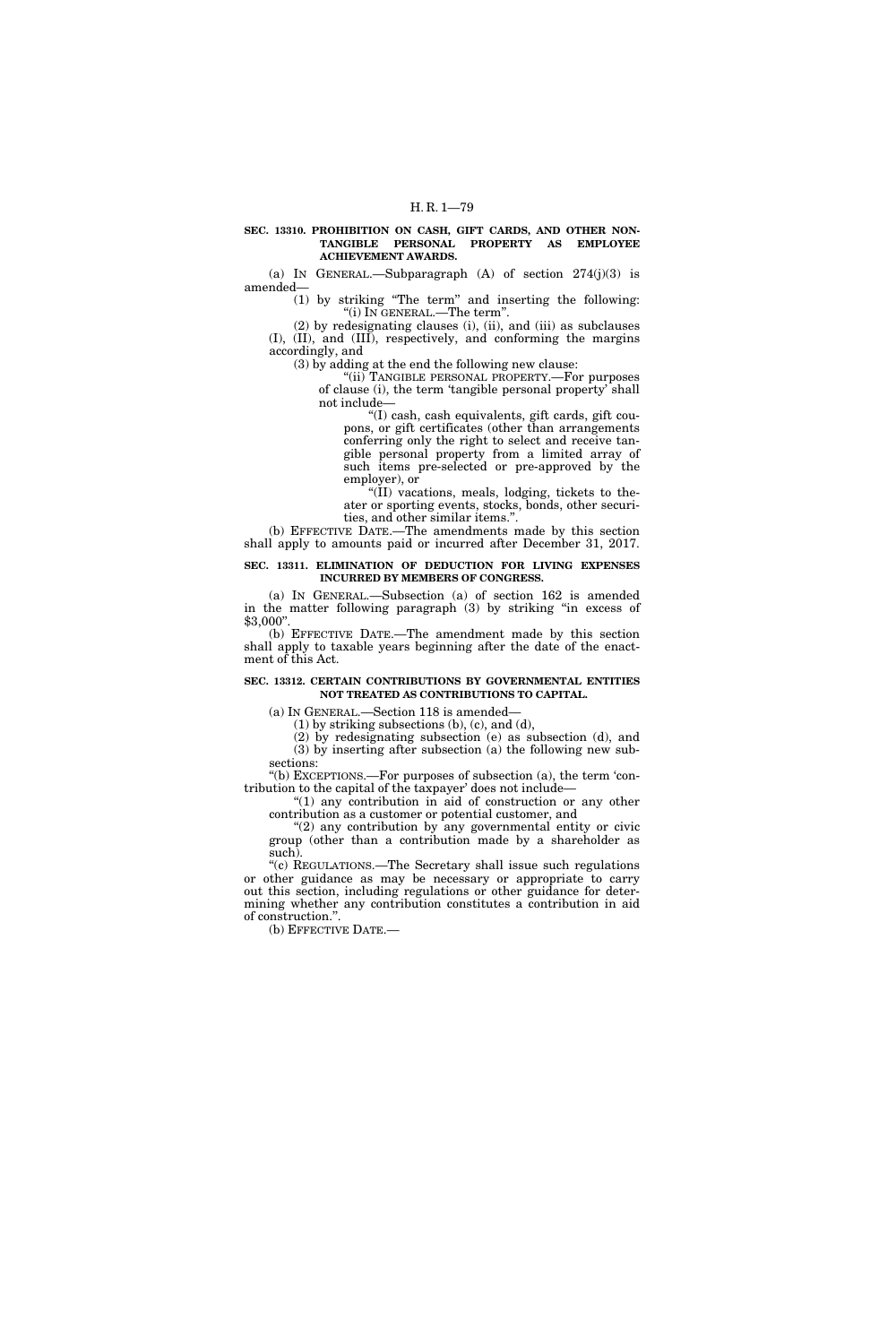**SEC. 13310. PROHIBITION ON CASH, GIFT CARDS, AND OTHER NON-TANGIBLE PERSONAL PROPERTY AS EMPLOYEE ACHIEVEMENT AWARDS.**

(a) IN GENERAL.—Subparagraph (A) of section 274(j)(3) is amended—

(1) by striking "The term" and inserting the following: "(i) IN GENERAL.—The term".

(2) by redesignating clauses (i), (ii), and (iii) as subclauses (I), (II), and (III), respectively, and conforming the margins accordingly, and

(3) by adding at the end the following new clause:

"(ii) TANGIBLE PERSONAL PROPERTY.—For purposes of clause (i), the term 'tangible personal property' shall not include—

"(I) cash, cash equivalents, gift cards, gift coupons, or gift certificates (other than arrangements conferring only the right to select and receive tangible personal property from a limited array of such items pre-selected or pre-approved by the employer), or

"(II) vacations, meals, lodging, tickets to theater or sporting events, stocks, bonds, other securities, and other similar items.".

(b) EFFECTIVE DATE.—The amendments made by this section shall apply to amounts paid or incurred after December 31, 2017.

**SEC. 13311. ELIMINATION OF DEDUCTION FOR LIVING EXPENSES INCURRED BY MEMBERS OF CONGRESS.**

(a) IN GENERAL.—Subsection (a) of section 162 is amended in the matter following paragraph (3) by striking "in excess of $3,000".

(b) EFFECTIVE DATE.—The amendment made by this section shall apply to taxable years beginning after the date of the enactment of this Act.

**SEC. 13312. CERTAIN CONTRIBUTIONS BY GOVERNMENTAL ENTITIES NOT TREATED AS CONTRIBUTIONS TO CAPITAL.**

(a) IN GENERAL.—Section 118 is amended—

(1) by striking subsections (b), (c), and (d),

(2) by redesignating subsection (e) as subsection (d), and

(3) by inserting after subsection (a) the following new subsections:

"(b) EXCEPTIONS.—For purposes of subsection (a), the term 'contribution to the capital of the taxpayer' does not include—

"(1) any contribution in aid of construction or any other contribution as a customer or potential customer, and

"(2) any contribution by any governmental entity or civic group (other than a contribution made by a shareholder as such).

"(c) REGULATIONS.—The Secretary shall issue such regulations or other guidance as may be necessary or appropriate to carry out this section, including regulations or other guidance for determining whether any contribution constitutes a contribution in aid of construction.".

(b) EFFECTIVE DATE.—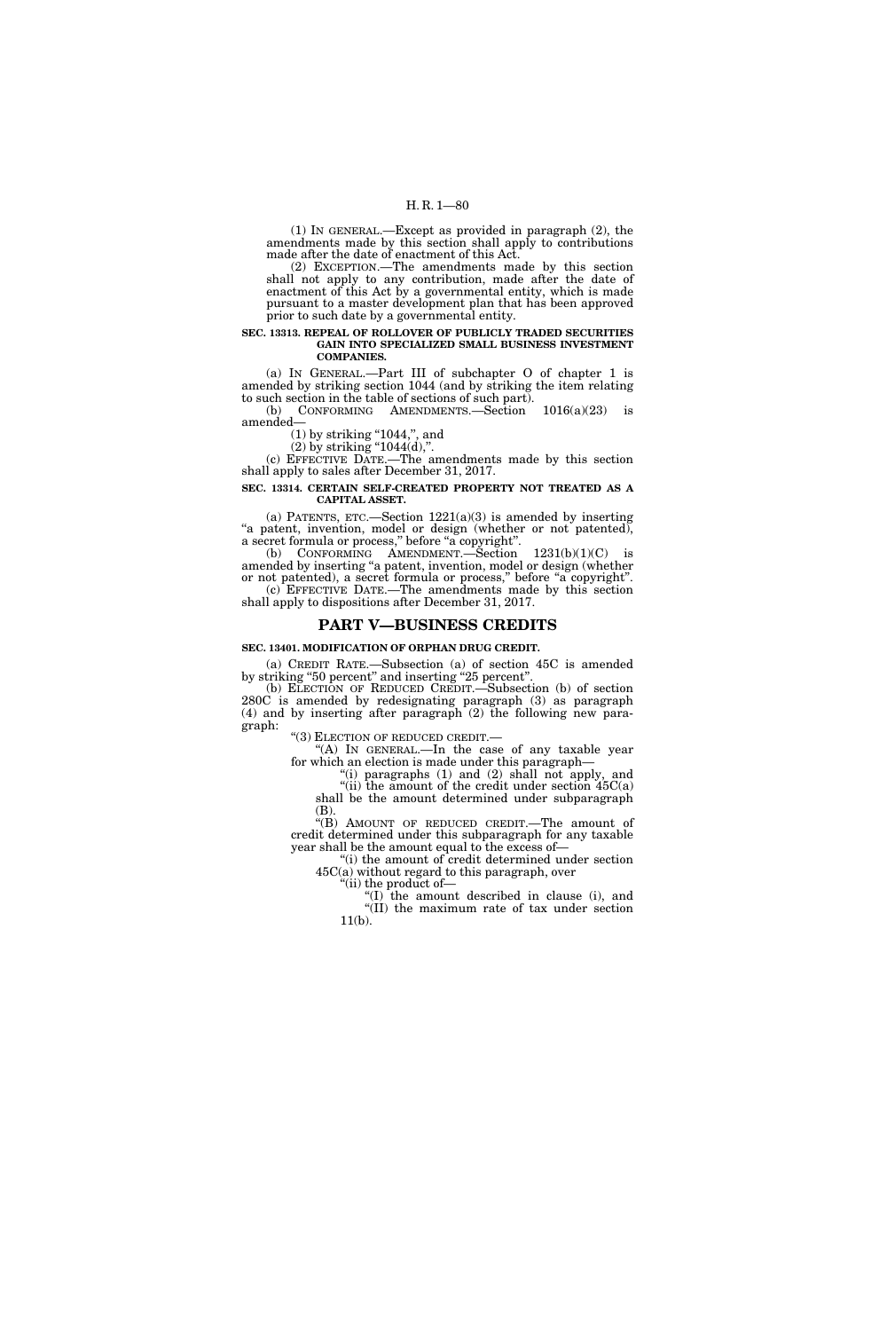(1) IN GENERAL.—Except as provided in paragraph (2), the amendments made by this section shall apply to contributions made after the date of enactment of this Act.

(2) EXCEPTION.—The amendments made by this section shall not apply to any contribution, made after the date of enactment of this Act by a governmental entity, which is made pursuant to a master development plan that has been approved prior to such date by a governmental entity.

**SEC. 13313. REPEAL OF ROLLOVER OF PUBLICLY TRADED SECURITIES GAIN INTO SPECIALIZED SMALL BUSINESS INVESTMENT COMPANIES.**

(a) IN GENERAL.—Part III of subchapter O of chapter 1 is amended by striking section 1044 (and by striking the item relating to such section in the table of sections of such part).

(b) CONFORMING AMENDMENTS.—Section 1016(a)(23) is amended—

(1) by striking "1044,", and

(2) by striking "1044(d),".

(c) EFFECTIVE DATE.—The amendments made by this section shall apply to sales after December 31, 2017.

**SEC. 13314. CERTAIN SELF-CREATED PROPERTY NOT TREATED AS A CAPITAL ASSET.**

(a) PATENTS, ETC.—Section 1221(a)(3) is amended by inserting "a patent, invention, model or design (whether or not patented), a secret formula or process," before "a copyright".

(b) CONFORMING AMENDMENT.—Section 1231(b)(1)(C) is amended by inserting "a patent, invention, model or design (whether or not patented), a secret formula or process," before "a copyright".

(c) EFFECTIVE DATE.—The amendments made by this section shall apply to dispositions after December 31, 2017.

## PART V—BUSINESS CREDITS

**SEC. 13401. MODIFICATION OF ORPHAN DRUG CREDIT.**

(a) CREDIT RATE.—Subsection (a) of section 45C is amended by striking "50 percent" and inserting "25 percent".

(b) ELECTION OF REDUCED CREDIT.—Subsection (b) of section 280C is amended by redesignating paragraph (3) as paragraph (4) and by inserting after paragraph (2) the following new paragraph:

"(3) ELECTION OF REDUCED CREDIT.—

"(A) IN GENERAL.—In the case of any taxable year for which an election is made under this paragraph—

"(i) paragraphs (1) and (2) shall not apply, and

"(ii) the amount of the credit under section 45C(a) shall be the amount determined under subparagraph (B).

"(B) AMOUNT OF REDUCED CREDIT.—The amount of credit determined under this subparagraph for any taxable year shall be the amount equal to the excess of—

"(i) the amount of credit determined under section 45C(a) without regard to this paragraph, over

"(ii) the product of—

"(I) the amount described in clause (i), and

"(II) the maximum rate of tax under section 11(b).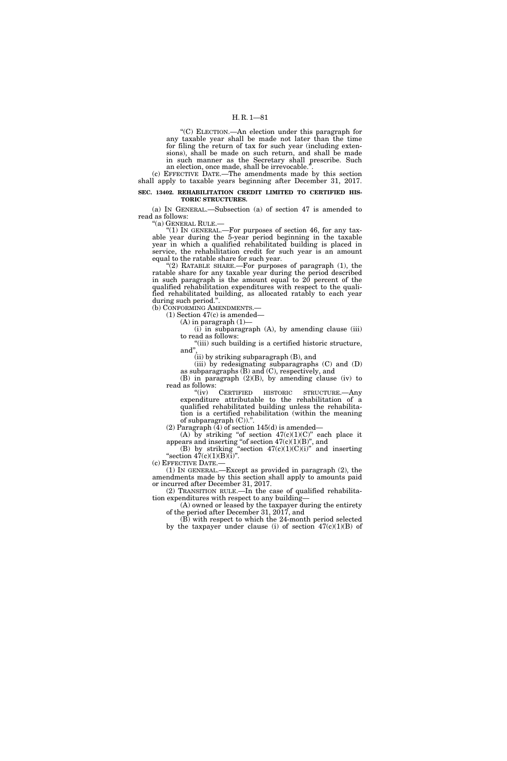"(C) ELECTION.—An election under this paragraph for any taxable year shall be made not later than the time for filing the return of tax for such year (including extensions), shall be made on such return, and shall be made in such manner as the Secretary shall prescribe. Such an election, once made, shall be irrevocable.".

(c) EFFECTIVE DATE.—The amendments made by this section shall apply to taxable years beginning after December 31, 2017.

**SEC. 13402. REHABILITATION CREDIT LIMITED TO CERTIFIED HISTORIC STRUCTURES.**

(a) IN GENERAL.—Subsection (a) of section 47 is amended to read as follows:

"(a) GENERAL RULE.—

"(1) IN GENERAL.—For purposes of section 46, for any taxable year during the 5-year period beginning in the taxable year in which a qualified rehabilitated building is placed in service, the rehabilitation credit for such year is an amount equal to the ratable share for such year.

"(2) RATABLE SHARE.—For purposes of paragraph (1), the ratable share for any taxable year during the period described in such paragraph is the amount equal to 20 percent of the qualified rehabilitation expenditures with respect to the qualified rehabilitated building, as allocated ratably to each year during such period.".

(b) CONFORMING AMENDMENTS.—

(1) Section 47(c) is amended—

(A) in paragraph (1)—

(i) in subparagraph (A), by amending clause (iii) to read as follows:

"(iii) such building is a certified historic structure, and",

(ii) by striking subparagraph (B), and

(iii) by redesignating subparagraphs (C) and (D) as subparagraphs (B) and (C), respectively, and

(B) in paragraph (2)(B), by amending clause (iv) to read as follows:

"(iv) CERTIFIED HISTORIC STRUCTURE.—Any expenditure attributable to the rehabilitation of a qualified rehabilitated building unless the rehabilitation is a certified rehabilitation (within the meaning of subparagraph (C)).".

(2) Paragraph (4) of section 145(d) is amended—

(A) by striking "of section 47(c)(1)(C)" each place it appears and inserting "of section 47(c)(1)(B)", and

(B) by striking "section 47(c)(1)(C)(i)" and inserting "section 47(c)(1)(B)(i)".

(c) EFFECTIVE DATE.—

(1) IN GENERAL.—Except as provided in paragraph (2), the amendments made by this section shall apply to amounts paid or incurred after December 31, 2017.

(2) TRANSITION RULE.—In the case of qualified rehabilitation expenditures with respect to any building—

(A) owned or leased by the taxpayer during the entirety of the period after December 31, 2017, and

(B) with respect to which the 24-month period selected by the taxpayer under clause (i) of section 47(c)(1)(B) of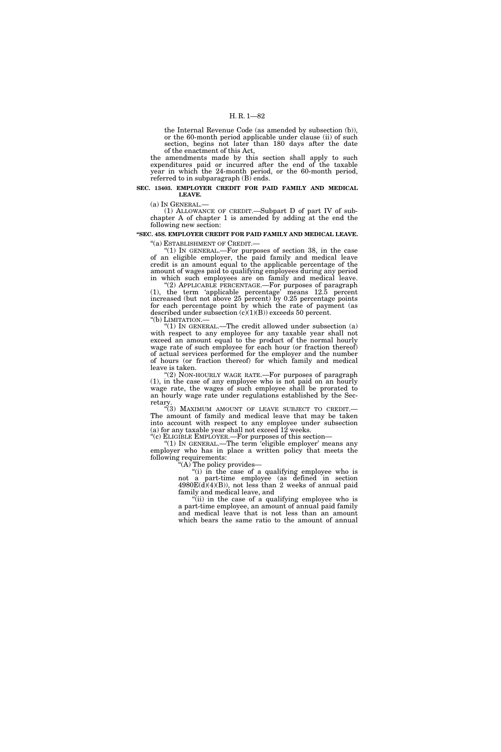the Internal Revenue Code (as amended by subsection (b)), or the 60-month period applicable under clause (ii) of such section, begins not later than 180 days after the date of the enactment of this Act,

the amendments made by this section shall apply to such expenditures paid or incurred after the end of the taxable year in which the 24-month period, or the 60-month period, referred to in subparagraph (B) ends.

**SEC. 13403. EMPLOYER CREDIT FOR PAID FAMILY AND MEDICAL LEAVE.**

(a) IN GENERAL.—

(1) ALLOWANCE OF CREDIT.—Subpart D of part IV of subchapter A of chapter 1 is amended by adding at the end the following new section:

**"SEC. 45S. EMPLOYER CREDIT FOR PAID FAMILY AND MEDICAL LEAVE.**

"(a) ESTABLISHMENT OF CREDIT.—

"(1) IN GENERAL.—For purposes of section 38, in the case of an eligible employer, the paid family and medical leave credit is an amount equal to the applicable percentage of the amount of wages paid to qualifying employees during any period in which such employees are on family and medical leave.

"(2) APPLICABLE PERCENTAGE.—For purposes of paragraph (1), the term 'applicable percentage' means 12.5 percent increased (but not above 25 percent) by 0.25 percentage points for each percentage point by which the rate of payment (as described under subsection (c)(1)(B)) exceeds 50 percent.

"(b) LIMITATION.—

"(1) IN GENERAL.—The credit allowed under subsection (a) with respect to any employee for any taxable year shall not exceed an amount equal to the product of the normal hourly wage rate of such employee for each hour (or fraction thereof) of actual services performed for the employer and the number of hours (or fraction thereof) for which family and medical leave is taken.

"(2) NON-HOURLY WAGE RATE.—For purposes of paragraph (1), in the case of any employee who is not paid on an hourly wage rate, the wages of such employee shall be prorated to an hourly wage rate under regulations established by the Secretary.

"(3) MAXIMUM AMOUNT OF LEAVE SUBJECT TO CREDIT.—The amount of family and medical leave that may be taken into account with respect to any employee under subsection (a) for any taxable year shall not exceed 12 weeks.

"(c) ELIGIBLE EMPLOYER.—For purposes of this section—

"(1) IN GENERAL.—The term 'eligible employer' means any employer who has in place a written policy that meets the following requirements:

"(A) The policy provides—

"(i) in the case of a qualifying employee who is not a part-time employee (as defined in section 4980E(d)(4)(B)), not less than 2 weeks of annual paid family and medical leave, and

"(ii) in the case of a qualifying employee who is a part-time employee, an amount of annual paid family and medical leave that is not less than an amount which bears the same ratio to the amount of annual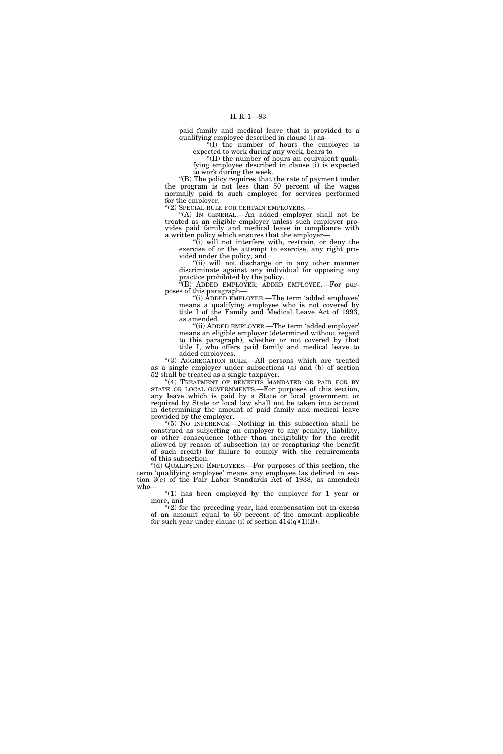paid family and medical leave that is provided to a qualifying employee described in clause (i) as—

"(I) the number of hours the employee is expected to work during any week, bears to

"(II) the number of hours an equivalent qualifying employee described in clause (i) is expected to work during the week.

"(B) The policy requires that the rate of payment under the program is not less than 50 percent of the wages normally paid to such employee for services performed for the employer.

"(2) SPECIAL RULE FOR CERTAIN EMPLOYERS.—

"(A) IN GENERAL.—An added employer shall not be treated as an eligible employer unless such employer provides paid family and medical leave in compliance with a written policy which ensures that the employer—

"(i) will not interfere with, restrain, or deny the exercise of or the attempt to exercise, any right provided under the policy, and

"(ii) will not discharge or in any other manner discriminate against any individual for opposing any practice prohibited by the policy.

"(B) ADDED EMPLOYER; ADDED EMPLOYEE.—For purposes of this paragraph—

"(i) ADDED EMPLOYEE.—The term 'added employee' means a qualifying employee who is not covered by title I of the Family and Medical Leave Act of 1993, as amended.

"(ii) ADDED EMPLOYER.—The term 'added employer' means an eligible employer (determined without regard to this paragraph), whether or not covered by that title I, who offers paid family and medical leave to added employees.

"(3) AGGREGATION RULE.—All persons which are treated as a single employer under subsections (a) and (b) of section 52 shall be treated as a single taxpayer.

"(4) TREATMENT OF BENEFITS MANDATED OR PAID FOR BY STATE OR LOCAL GOVERNMENTS.—For purposes of this section, any leave which is paid by a State or local government or required by State or local law shall not be taken into account in determining the amount of paid family and medical leave provided by the employer.

"(5) NO INFERENCE.—Nothing in this subsection shall be construed as subjecting an employer to any penalty, liability, or other consequence (other than ineligibility for the credit allowed by reason of subsection (a) or recapturing the benefit of such credit) for failure to comply with the requirements of this subsection.

"(d) QUALIFYING EMPLOYEES.—For purposes of this section, the term 'qualifying employee' means any employee (as defined in section 3(e) of the Fair Labor Standards Act of 1938, as amended) who—

"(1) has been employed by the employer for 1 year or more, and

"(2) for the preceding year, had compensation not in excess of an amount equal to 60 percent of the amount applicable for such year under clause (i) of section 414(q)(1)(B).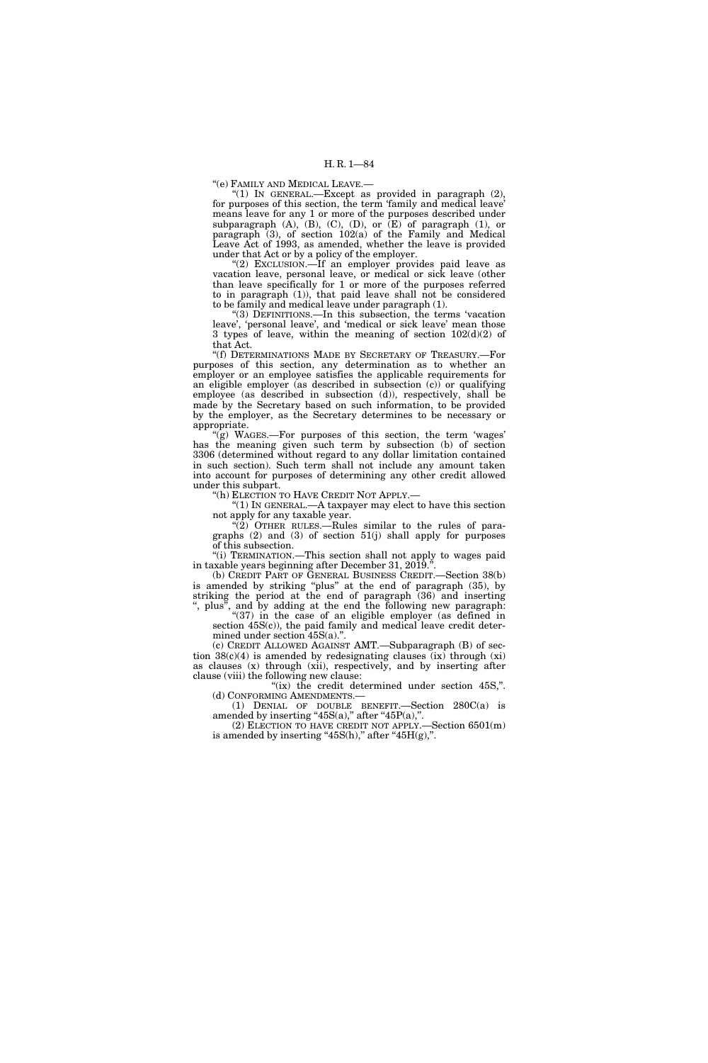"(e) FAMILY AND MEDICAL LEAVE.—

"(1) IN GENERAL.—Except as provided in paragraph (2), for purposes of this section, the term 'family and medical leave' means leave for any 1 or more of the purposes described under subparagraph (A), (B), (C), (D), or (E) of paragraph (1), or paragraph (3), of section 102(a) of the Family and Medical Leave Act of 1993, as amended, whether the leave is provided under that Act or by a policy of the employer.

"(2) EXCLUSION.—If an employer provides paid leave as vacation leave, personal leave, or medical or sick leave (other than leave specifically for 1 or more of the purposes referred to in paragraph (1)), that paid leave shall not be considered to be family and medical leave under paragraph (1).

"(3) DEFINITIONS.—In this subsection, the terms 'vacation leave', 'personal leave', and 'medical or sick leave' mean those 3 types of leave, within the meaning of section 102(d)(2) of that Act.

"(f) DETERMINATIONS MADE BY SECRETARY OF TREASURY.—For purposes of this section, any determination as to whether an employer or an employee satisfies the applicable requirements for an eligible employer (as described in subsection (c)) or qualifying employee (as described in subsection (d)), respectively, shall be made by the Secretary based on such information, to be provided by the employer, as the Secretary determines to be necessary or appropriate.

"(g) WAGES.—For purposes of this section, the term 'wages' has the meaning given such term by subsection (b) of section 3306 (determined without regard to any dollar limitation contained in such section). Such term shall not include any amount taken into account for purposes of determining any other credit allowed under this subpart.

"(h) ELECTION TO HAVE CREDIT NOT APPLY.—

"(1) IN GENERAL.—A taxpayer may elect to have this section not apply for any taxable year.

"(2) OTHER RULES.—Rules similar to the rules of paragraphs (2) and (3) of section 51(j) shall apply for purposes of this subsection.

"(i) TERMINATION.—This section shall not apply to wages paid in taxable years beginning after December 31, 2019.".

(b) CREDIT PART OF GENERAL BUSINESS CREDIT.—Section 38(b) is amended by striking "plus" at the end of paragraph (35), by striking the period at the end of paragraph (36) and inserting ", plus", and by adding at the end the following new paragraph:

"(37) in the case of an eligible employer (as defined in section 45S(c)), the paid family and medical leave credit determined under section 45S(a).".

(c) CREDIT ALLOWED AGAINST AMT.—Subparagraph (B) of section 38(c)(4) is amended by redesignating clauses (ix) through (xi) as clauses (x) through (xii), respectively, and by inserting after clause (viii) the following new clause:

"(ix) the credit determined under section 45S,".

(d) CONFORMING AMENDMENTS.—

(1) DENIAL OF DOUBLE BENEFIT.—Section 280C(a) is amended by inserting "45S(a)," after "45P(a),".

(2) ELECTION TO HAVE CREDIT NOT APPLY.—Section 6501(m) is amended by inserting "45S(h)," after "45H(g),".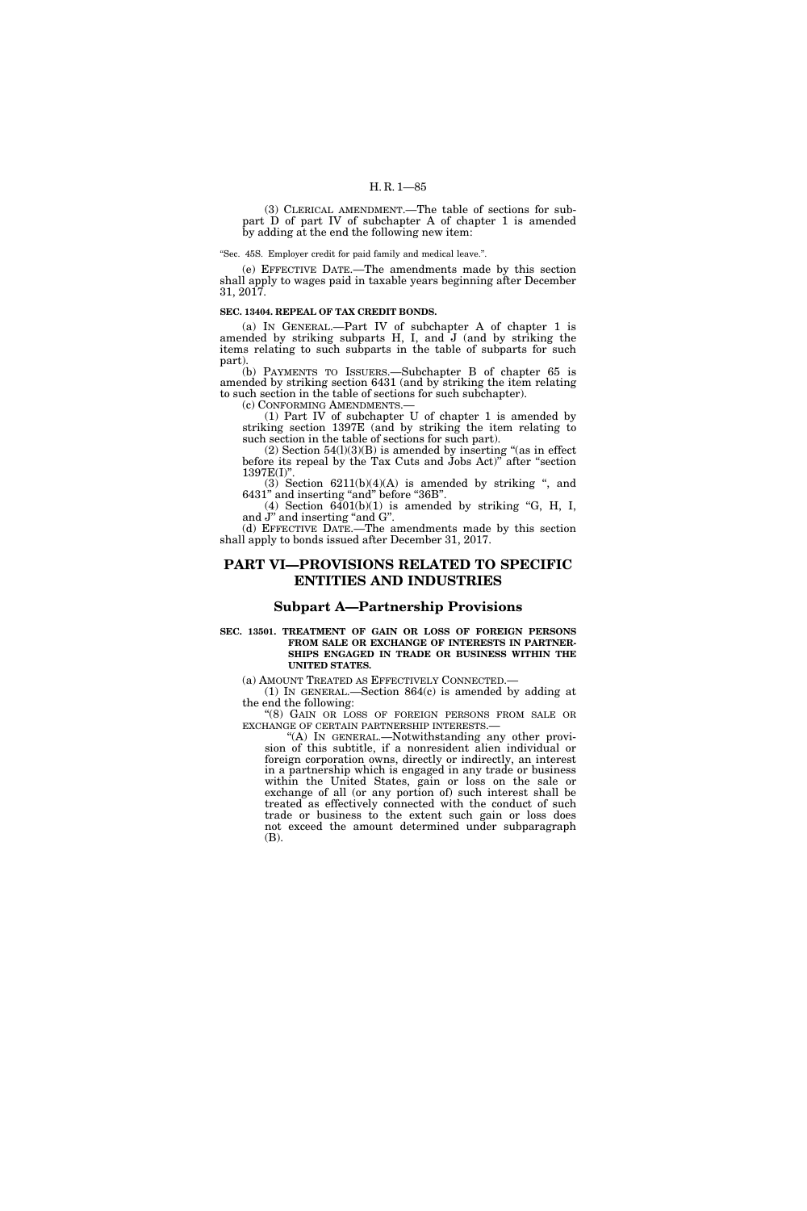(3) CLERICAL AMENDMENT.—The table of sections for subpart D of part IV of subchapter A of chapter 1 is amended by adding at the end the following new item:

"Sec. 45S. Employer credit for paid family and medical leave.".

(e) EFFECTIVE DATE.—The amendments made by this section shall apply to wages paid in taxable years beginning after December 31, 2017.

**SEC. 13404. REPEAL OF TAX CREDIT BONDS.**

(a) IN GENERAL.—Part IV of subchapter A of chapter 1 is amended by striking subparts H, I, and J (and by striking the items relating to such subparts in the table of subparts for such part).

(b) PAYMENTS TO ISSUERS.—Subchapter B of chapter 65 is amended by striking section 6431 (and by striking the item relating to such section in the table of sections for such subchapter).

(c) CONFORMING AMENDMENTS.—

(1) Part IV of subchapter U of chapter 1 is amended by striking section 1397E (and by striking the item relating to such section in the table of sections for such part).

(2) Section 54(l)(3)(B) is amended by inserting "(as in effect before its repeal by the Tax Cuts and Jobs Act)" after "section 1397E(I)".

(3) Section 6211(b)(4)(A) is amended by striking ", and 6431" and inserting "and" before "36B".

(4) Section 6401(b)(1) is amended by striking "G, H, I, and J" and inserting "and G".

(d) EFFECTIVE DATE.—The amendments made by this section shall apply to bonds issued after December 31, 2017.

# PART VI—PROVISIONS RELATED TO SPECIFIC ENTITIES AND INDUSTRIES

## Subpart A—Partnership Provisions

**SEC. 13501. TREATMENT OF GAIN OR LOSS OF FOREIGN PERSONS FROM SALE OR EXCHANGE OF INTERESTS IN PARTNERSHIPS ENGAGED IN TRADE OR BUSINESS WITHIN THE UNITED STATES.**

(a) AMOUNT TREATED AS EFFECTIVELY CONNECTED.—

(1) IN GENERAL.—Section 864(c) is amended by adding at the end the following:

"(8) GAIN OR LOSS OF FOREIGN PERSONS FROM SALE OR EXCHANGE OF CERTAIN PARTNERSHIP INTERESTS.—

"(A) IN GENERAL.—Notwithstanding any other provision of this subtitle, if a nonresident alien individual or foreign corporation owns, directly or indirectly, an interest in a partnership which is engaged in any trade or business within the United States, gain or loss on the sale or exchange of all (or any portion of) such interest shall be treated as effectively connected with the conduct of such trade or business to the extent such gain or loss does not exceed the amount determined under subparagraph (B).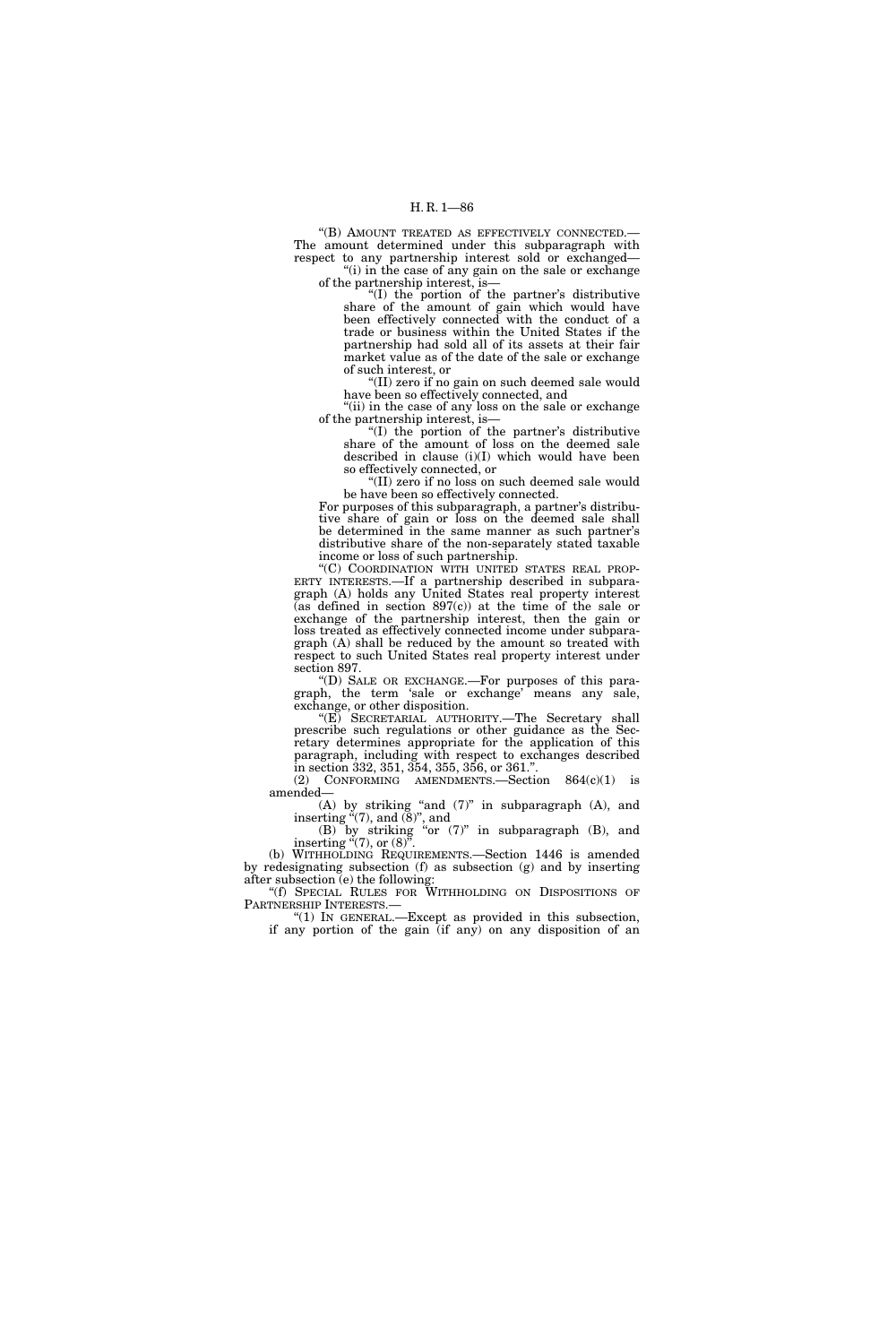"(B) AMOUNT TREATED AS EFFECTIVELY CONNECTED.—The amount determined under this subparagraph with respect to any partnership interest sold or exchanged—

"(i) in the case of any gain on the sale or exchange of the partnership interest, is—

"(I) the portion of the partner's distributive share of the amount of gain which would have been effectively connected with the conduct of a trade or business within the United States if the partnership had sold all of its assets at their fair market value as of the date of the sale or exchange of such interest, or

"(II) zero if no gain on such deemed sale would have been so effectively connected, and

"(ii) in the case of any loss on the sale or exchange of the partnership interest, is—

"(I) the portion of the partner's distributive share of the amount of loss on the deemed sale described in clause (i)(I) which would have been so effectively connected, or

"(II) zero if no loss on such deemed sale would be have been so effectively connected.

For purposes of this subparagraph, a partner's distributive share of gain or loss on the deemed sale shall be determined in the same manner as such partner's distributive share of the non-separately stated taxable income or loss of such partnership.

"(C) COORDINATION WITH UNITED STATES REAL PROPERTY INTERESTS.—If a partnership described in subparagraph (A) holds any United States real property interest (as defined in section 897(c)) at the time of the sale or exchange of the partnership interest, then the gain or loss treated as effectively connected income under subparagraph (A) shall be reduced by the amount so treated with respect to such United States real property interest under section 897.

"(D) SALE OR EXCHANGE.—For purposes of this paragraph, the term 'sale or exchange' means any sale, exchange, or other disposition.

"(E) SECRETARIAL AUTHORITY.—The Secretary shall prescribe such regulations or other guidance as the Secretary determines appropriate for the application of this paragraph, including with respect to exchanges described in section 332, 351, 354, 355, 356, or 361.".

(2) CONFORMING AMENDMENTS.—Section 864(c)(1) is amended—

(A) by striking "and (7)" in subparagraph (A), and inserting "(7), and (8)", and

(B) by striking "or (7)" in subparagraph (B), and inserting "(7), or (8)".

(b) WITHHOLDING REQUIREMENTS.—Section 1446 is amended by redesignating subsection (f) as subsection (g) and by inserting after subsection (e) the following:

"(f) SPECIAL RULES FOR WITHHOLDING ON DISPOSITIONS OF PARTNERSHIP INTERESTS.—

"(1) IN GENERAL.—Except as provided in this subsection, if any portion of the gain (if any) on any disposition of an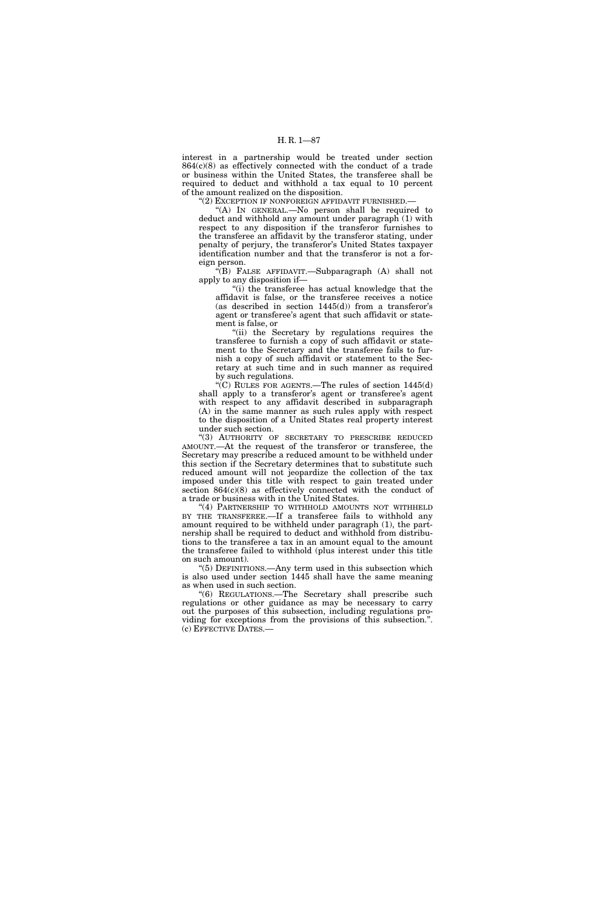interest in a partnership would be treated under section 864(c)(8) as effectively connected with the conduct of a trade or business within the United States, the transferee shall be required to deduct and withhold a tax equal to 10 percent of the amount realized on the disposition.

"(2) EXCEPTION IF NONFOREIGN AFFIDAVIT FURNISHED.—

"(A) IN GENERAL.—No person shall be required to deduct and withhold any amount under paragraph (1) with respect to any disposition if the transferor furnishes to the transferee an affidavit by the transferor stating, under penalty of perjury, the transferor's United States taxpayer identification number and that the transferor is not a foreign person.

"(B) FALSE AFFIDAVIT.—Subparagraph (A) shall not apply to any disposition if—

"(i) the transferee has actual knowledge that the affidavit is false, or the transferee receives a notice (as described in section 1445(d)) from a transferor's agent or transferee's agent that such affidavit or statement is false, or

"(ii) the Secretary by regulations requires the transferee to furnish a copy of such affidavit or statement to the Secretary and the transferee fails to furnish a copy of such affidavit or statement to the Secretary at such time and in such manner as required by such regulations.

"(C) RULES FOR AGENTS.—The rules of section 1445(d) shall apply to a transferor's agent or transferee's agent with respect to any affidavit described in subparagraph (A) in the same manner as such rules apply with respect to the disposition of a United States real property interest under such section.

"(3) AUTHORITY OF SECRETARY TO PRESCRIBE REDUCED AMOUNT.—At the request of the transferor or transferee, the Secretary may prescribe a reduced amount to be withheld under this section if the Secretary determines that to substitute such reduced amount will not jeopardize the collection of the tax imposed under this title with respect to gain treated under section 864(c)(8) as effectively connected with the conduct of a trade or business with in the United States.

"(4) PARTNERSHIP TO WITHHOLD AMOUNTS NOT WITHHELD BY THE TRANSFEREE.—If a transferee fails to withhold any amount required to be withheld under paragraph (1), the partnership shall be required to deduct and withhold from distributions to the transferee a tax in an amount equal to the amount the transferee failed to withhold (plus interest under this title on such amount).

"(5) DEFINITIONS.—Any term used in this subsection which is also used under section 1445 shall have the same meaning as when used in such section.

"(6) REGULATIONS.—The Secretary shall prescribe such regulations or other guidance as may be necessary to carry out the purposes of this subsection, including regulations providing for exceptions from the provisions of this subsection.".

(c) EFFECTIVE DATES.—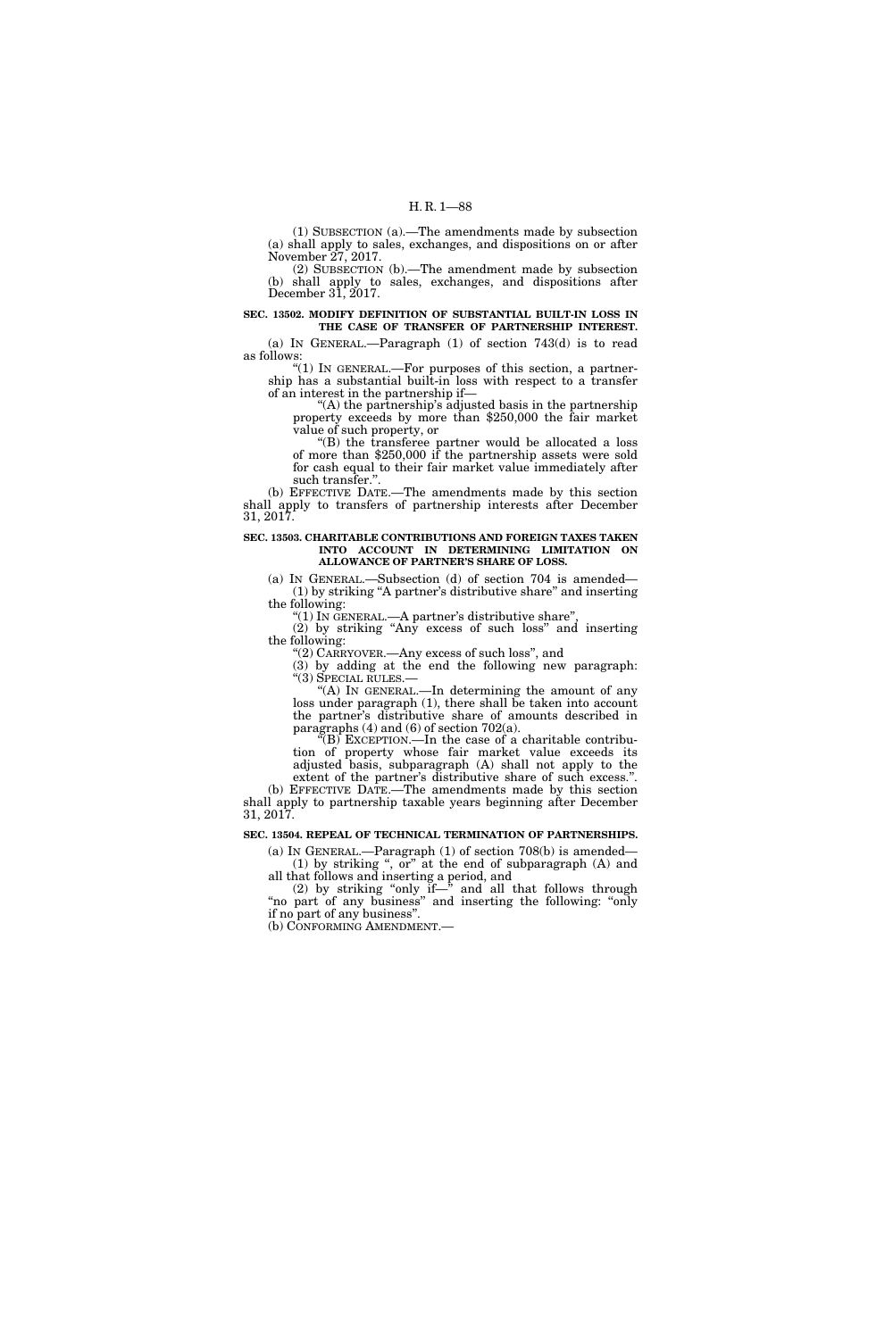(1) SUBSECTION (a).—The amendments made by subsection (a) shall apply to sales, exchanges, and dispositions on or after November 27, 2017.

(2) SUBSECTION (b).—The amendment made by subsection (b) shall apply to sales, exchanges, and dispositions after December 31, 2017.

**SEC. 13502. MODIFY DEFINITION OF SUBSTANTIAL BUILT-IN LOSS IN THE CASE OF TRANSFER OF PARTNERSHIP INTEREST.**

(a) IN GENERAL.—Paragraph (1) of section 743(d) is to read as follows:

"(1) IN GENERAL.—For purposes of this section, a partnership has a substantial built-in loss with respect to a transfer of an interest in the partnership if—

"(A) the partnership's adjusted basis in the partnership property exceeds by more than $250,000 the fair market value of such property, or

"(B) the transferee partner would be allocated a loss of more than $250,000 if the partnership assets were sold for cash equal to their fair market value immediately after such transfer.".

(b) EFFECTIVE DATE.—The amendments made by this section shall apply to transfers of partnership interests after December 31, 2017.

**SEC. 13503. CHARITABLE CONTRIBUTIONS AND FOREIGN TAXES TAKEN INTO ACCOUNT IN DETERMINING LIMITATION ON ALLOWANCE OF PARTNER'S SHARE OF LOSS.**

(a) IN GENERAL.—Subsection (d) of section 704 is amended—

(1) by striking "A partner's distributive share" and inserting the following:

"(1) IN GENERAL.—A partner's distributive share",

(2) by striking "Any excess of such loss" and inserting the following:

"(2) CARRYOVER.—Any excess of such loss", and

(3) by adding at the end the following new paragraph:

"(3) SPECIAL RULES.—

"(A) IN GENERAL.—In determining the amount of any loss under paragraph (1), there shall be taken into account the partner's distributive share of amounts described in paragraphs (4) and (6) of section 702(a).

"(B) EXCEPTION.—In the case of a charitable contribution of property whose fair market value exceeds its adjusted basis, subparagraph (A) shall not apply to the extent of the partner's distributive share of such excess.".

(b) EFFECTIVE DATE.—The amendments made by this section shall apply to partnership taxable years beginning after December 31, 2017.

**SEC. 13504. REPEAL OF TECHNICAL TERMINATION OF PARTNERSHIPS.**

(a) IN GENERAL.—Paragraph (1) of section 708(b) is amended—

(1) by striking ", or" at the end of subparagraph (A) and all that follows and inserting a period, and

(2) by striking "only if—" and all that follows through "no part of any business" and inserting the following: "only if no part of any business".

(b) CONFORMING AMENDMENT.—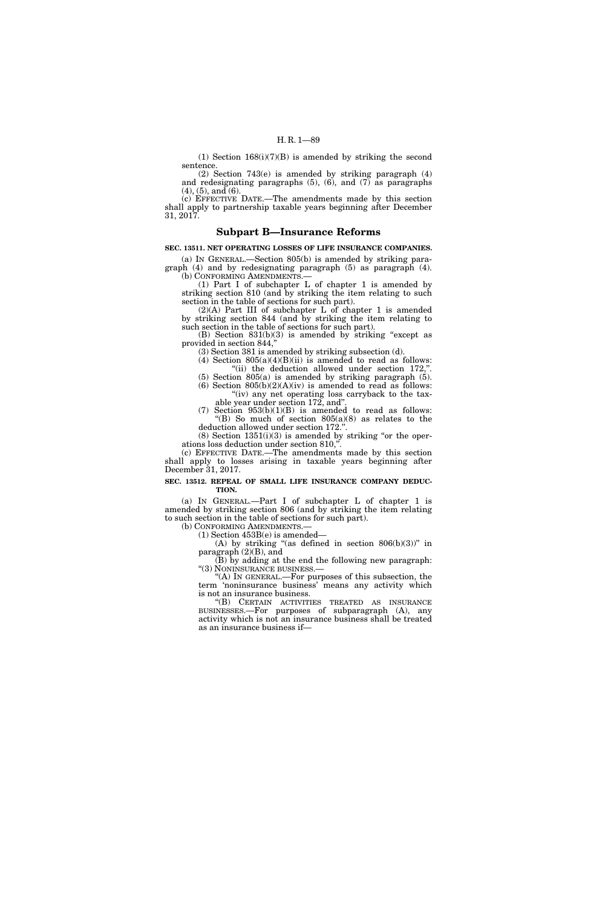(1) Section 168(i)(7)(B) is amended by striking the second sentence.

(2) Section 743(e) is amended by striking paragraph (4) and redesignating paragraphs (5), (6), and (7) as paragraphs (4), (5), and (6).

(c) EFFECTIVE DATE.—The amendments made by this section shall apply to partnership taxable years beginning after December 31, 2017.

## Subpart B—Insurance Reforms

**SEC. 13511. NET OPERATING LOSSES OF LIFE INSURANCE COMPANIES.**

(a) IN GENERAL.—Section 805(b) is amended by striking paragraph (4) and by redesignating paragraph (5) as paragraph (4).

(b) CONFORMING AMENDMENTS.—

(1) Part I of subchapter L of chapter 1 is amended by striking section 810 (and by striking the item relating to such section in the table of sections for such part).

(2)(A) Part III of subchapter L of chapter 1 is amended by striking section 844 (and by striking the item relating to such section in the table of sections for such part).

(B) Section 831(b)(3) is amended by striking "except as provided in section 844,"

(3) Section 381 is amended by striking subsection (d).

(4) Section 805(a)(4)(B)(ii) is amended to read as follows:

"(ii) the deduction allowed under section 172,".

(5) Section 805(a) is amended by striking paragraph (5).

(6) Section 805(b)(2)(A)(iv) is amended to read as follows:

"(iv) any net operating loss carryback to the taxable year under section 172, and".

(7) Section 953(b)(1)(B) is amended to read as follows:

"(B) So much of section 805(a)(8) as relates to the deduction allowed under section 172.".

(8) Section 1351(i)(3) is amended by striking "or the operations loss deduction under section 810,".

(c) EFFECTIVE DATE.—The amendments made by this section shall apply to losses arising in taxable years beginning after December 31, 2017.

**SEC. 13512. REPEAL OF SMALL LIFE INSURANCE COMPANY DEDUCTION.**

(a) IN GENERAL.—Part I of subchapter L of chapter 1 is amended by striking section 806 (and by striking the item relating to such section in the table of sections for such part).

(b) CONFORMING AMENDMENTS.—

(1) Section 453B(e) is amended—

(A) by striking "(as defined in section 806(b)(3))" in paragraph (2)(B), and

(B) by adding at the end the following new paragraph:

"(3) NONINSURANCE BUSINESS.—

"(A) IN GENERAL.—For purposes of this subsection, the term 'noninsurance business' means any activity which is not an insurance business.

"(B) CERTAIN ACTIVITIES TREATED AS INSURANCE BUSINESSES.—For purposes of subparagraph (A), any activity which is not an insurance business shall be treated as an insurance business if—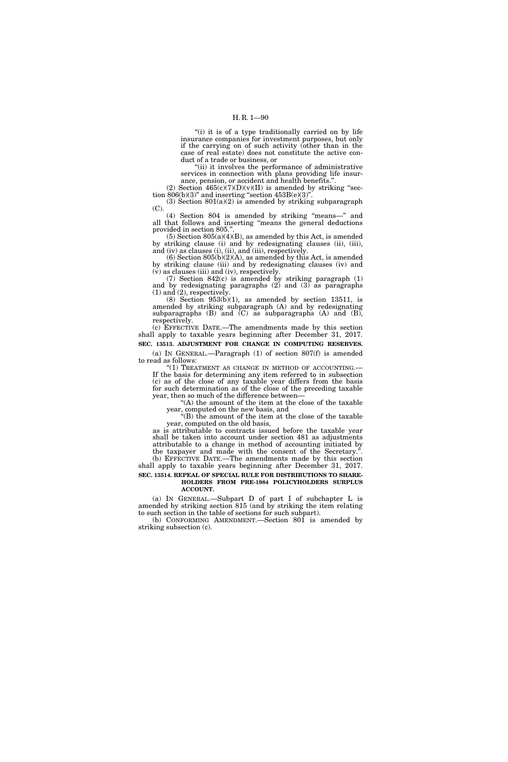"(i) it is of a type traditionally carried on by life insurance companies for investment purposes, but only if the carrying on of such activity (other than in the case of real estate) does not constitute the active conduct of a trade or business, or

"(ii) it involves the performance of administrative services in connection with plans providing life insurance, pension, or accident and health benefits.".

(2) Section 465(c)(7)(D)(v)(II) is amended by striking "section 806(b)(3)" and inserting "section 453B(e)(3)".

(3) Section 801(a)(2) is amended by striking subparagraph (C).

(4) Section 804 is amended by striking "means—" and all that follows and inserting "means the general deductions provided in section 805.".

(5) Section 805(a)(4)(B), as amended by this Act, is amended by striking clause (i) and by redesignating clauses (ii), (iii), and (iv) as clauses (i), (ii), and (iii), respectively.

(6) Section 805(b)(2)(A), as amended by this Act, is amended by striking clause (iii) and by redesignating clauses (iv) and (v) as clauses (iii) and (iv), respectively.

(7) Section 842(c) is amended by striking paragraph (1) and by redesignating paragraphs (2) and (3) as paragraphs (1) and (2), respectively.

(8) Section 953(b)(1), as amended by section 13511, is amended by striking subparagraph (A) and by redesignating subparagraphs (B) and (C) as subparagraphs (A) and (B), respectively.

(c) EFFECTIVE DATE.—The amendments made by this section shall apply to taxable years beginning after December 31, 2017.

**SEC. 13513. ADJUSTMENT FOR CHANGE IN COMPUTING RESERVES.**

(a) IN GENERAL.—Paragraph (1) of section 807(f) is amended to read as follows:

"(1) TREATMENT AS CHANGE IN METHOD OF ACCOUNTING.—If the basis for determining any item referred to in subsection (c) as of the close of any taxable year differs from the basis for such determination as of the close of the preceding taxable year, then so much of the difference between—

"(A) the amount of the item at the close of the taxable year, computed on the new basis, and

"(B) the amount of the item at the close of the taxable year, computed on the old basis,

as is attributable to contracts issued before the taxable year shall be taken into account under section 481 as adjustments attributable to a change in method of accounting initiated by the taxpayer and made with the consent of the Secretary.".

(b) EFFECTIVE DATE.—The amendments made by this section shall apply to taxable years beginning after December 31, 2017.

**SEC. 13514. REPEAL OF SPECIAL RULE FOR DISTRIBUTIONS TO SHAREHOLDERS FROM PRE-1984 POLICYHOLDERS SURPLUS ACCOUNT.**

(a) IN GENERAL.—Subpart D of part I of subchapter L is amended by striking section 815 (and by striking the item relating to such section in the table of sections for such subpart).

(b) CONFORMING AMENDMENT.—Section 801 is amended by striking subsection (c).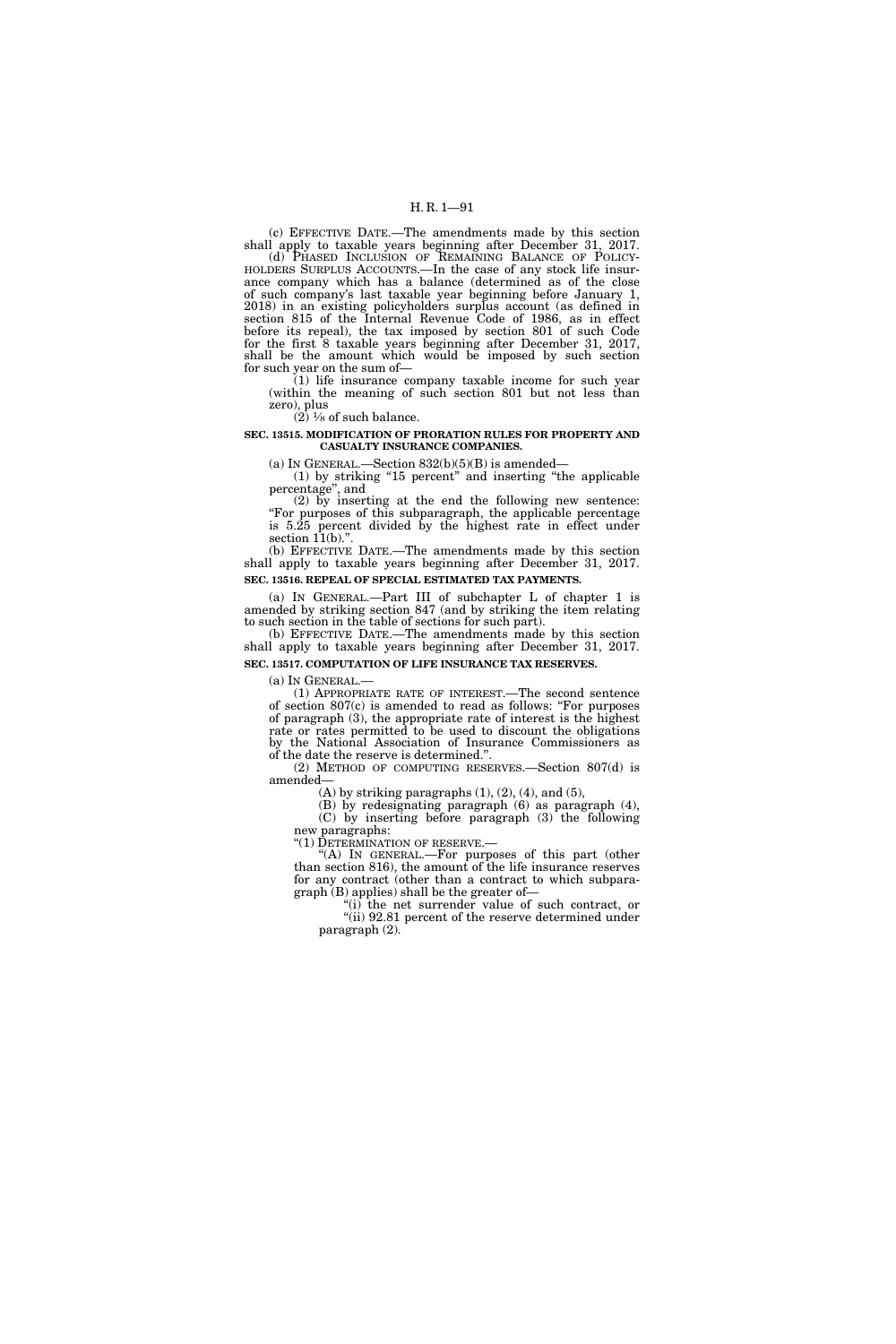(c) EFFECTIVE DATE.—The amendments made by this section shall apply to taxable years beginning after December 31, 2017.

(d) PHASED INCLUSION OF REMAINING BALANCE OF POLICYHOLDERS SURPLUS ACCOUNTS.—In the case of any stock life insurance company which has a balance (determined as of the close of such company's last taxable year beginning before January 1, 2018) in an existing policyholders surplus account (as defined in section 815 of the Internal Revenue Code of 1986, as in effect before its repeal), the tax imposed by section 801 of such Code for the first 8 taxable years beginning after December 31, 2017, shall be the amount which would be imposed by such section for such year on the sum of—

(1) life insurance company taxable income for such year (within the meaning of such section 801 but not less than zero), plus

(2) 1/8 of such balance.

**SEC. 13515. MODIFICATION OF PRORATION RULES FOR PROPERTY AND CASUALTY INSURANCE COMPANIES.**

(a) IN GENERAL.—Section 832(b)(5)(B) is amended—

(1) by striking "15 percent" and inserting "the applicable percentage", and

(2) by inserting at the end the following new sentence: "For purposes of this subparagraph, the applicable percentage is 5.25 percent divided by the highest rate in effect under section 11(b).".

(b) EFFECTIVE DATE.—The amendments made by this section shall apply to taxable years beginning after December 31, 2017.

**SEC. 13516. REPEAL OF SPECIAL ESTIMATED TAX PAYMENTS.**

(a) IN GENERAL.—Part III of subchapter L of chapter 1 is amended by striking section 847 (and by striking the item relating to such section in the table of sections for such part).

(b) EFFECTIVE DATE.—The amendments made by this section shall apply to taxable years beginning after December 31, 2017.

**SEC. 13517. COMPUTATION OF LIFE INSURANCE TAX RESERVES.**

(a) IN GENERAL.—

(1) APPROPRIATE RATE OF INTEREST.—The second sentence of section 807(c) is amended to read as follows: "For purposes of paragraph (3), the appropriate rate of interest is the highest rate or rates permitted to be used to discount the obligations by the National Association of Insurance Commissioners as of the date the reserve is determined.".

(2) METHOD OF COMPUTING RESERVES.—Section 807(d) is amended—

(A) by striking paragraphs (1), (2), (4), and (5),

(B) by redesignating paragraph (6) as paragraph (4),

(C) by inserting before paragraph (3) the following new paragraphs:

"(1) DETERMINATION OF RESERVE.—

"(A) IN GENERAL.—For purposes of this part (other than section 816), the amount of the life insurance reserves for any contract (other than a contract to which subparagraph (B) applies) shall be the greater of—

"(i) the net surrender value of such contract, or

"(ii) 92.81 percent of the reserve determined under paragraph (2).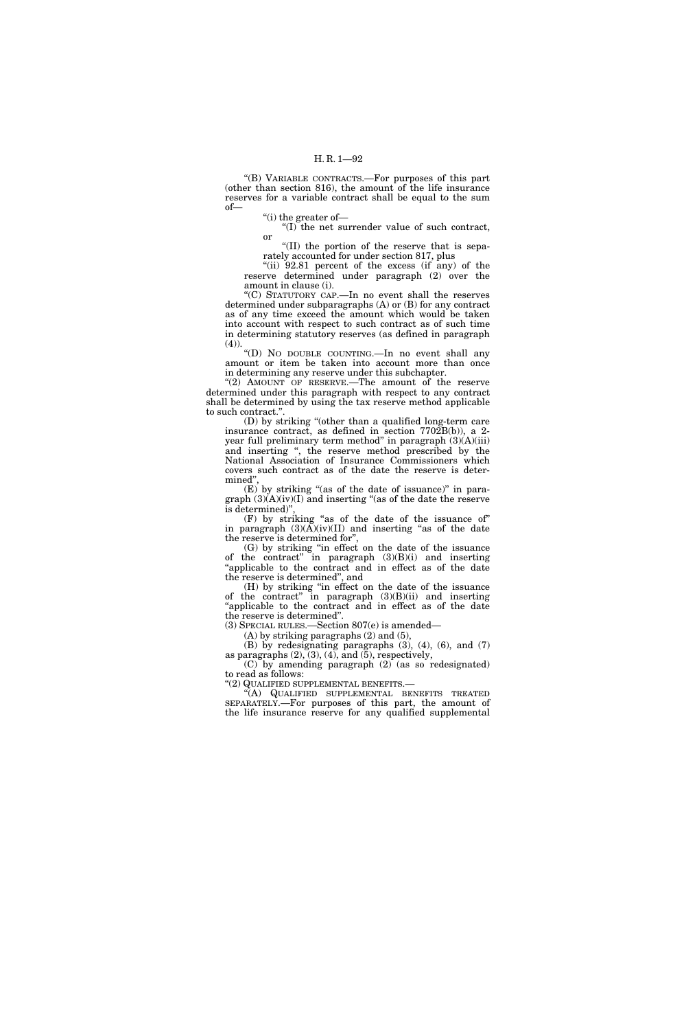"(B) VARIABLE CONTRACTS.—For purposes of this part (other than section 816), the amount of the life insurance reserves for a variable contract shall be equal to the sum of—

"(i) the greater of—

"(I) the net surrender value of such contract, or

"(II) the portion of the reserve that is separately accounted for under section 817, plus

"(ii) 92.81 percent of the excess (if any) of the reserve determined under paragraph (2) over the amount in clause (i).

"(C) STATUTORY CAP.—In no event shall the reserves determined under subparagraphs (A) or (B) for any contract as of any time exceed the amount which would be taken into account with respect to such contract as of such time in determining statutory reserves (as defined in paragraph (4)).

"(D) NO DOUBLE COUNTING.—In no event shall any amount or item be taken into account more than once in determining any reserve under this subchapter.

"(2) AMOUNT OF RESERVE.—The amount of the reserve determined under this paragraph with respect to any contract shall be determined by using the tax reserve method applicable to such contract.",

(D) by striking "(other than a qualified long-term care insurance contract, as defined in section 7702B(b)), a 2-year full preliminary term method" in paragraph (3)(A)(iii) and inserting ", the reserve method prescribed by the National Association of Insurance Commissioners which covers such contract as of the date the reserve is determined",

(E) by striking "(as of the date of issuance)" in paragraph (3)(A)(iv)(I) and inserting "(as of the date the reserve is determined)",

(F) by striking "as of the date of the issuance of" in paragraph (3)(A)(iv)(II) and inserting "as of the date the reserve is determined for",

(G) by striking "in effect on the date of the issuance of the contract" in paragraph (3)(B)(i) and inserting "applicable to the contract and in effect as of the date the reserve is determined", and

(H) by striking "in effect on the date of the issuance of the contract" in paragraph (3)(B)(ii) and inserting "applicable to the contract and in effect as of the date the reserve is determined".

(3) SPECIAL RULES.—Section 807(e) is amended—

(A) by striking paragraphs (2) and (5),

(B) by redesignating paragraphs (3), (4), (6), and (7) as paragraphs (2), (3), (4), and (5), respectively,

(C) by amending paragraph (2) (as so redesignated) to read as follows:

"(2) QUALIFIED SUPPLEMENTAL BENEFITS.—

"(A) QUALIFIED SUPPLEMENTAL BENEFITS TREATED SEPARATELY.—For purposes of this part, the amount of the life insurance reserve for any qualified supplemental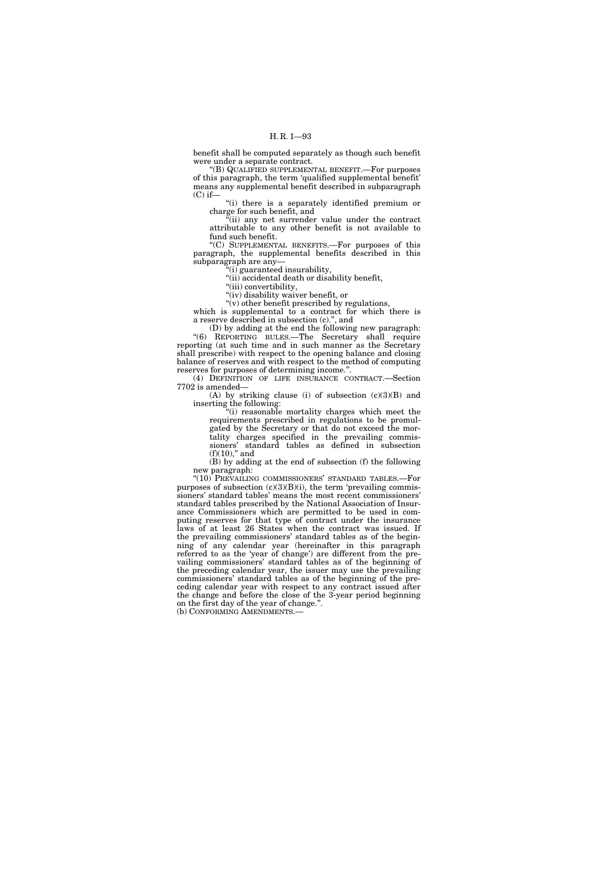benefit shall be computed separately as though such benefit were under a separate contract.

"(B) QUALIFIED SUPPLEMENTAL BENEFIT.—For purposes of this paragraph, the term 'qualified supplemental benefit' means any supplemental benefit described in subparagraph (C) if—

"(i) there is a separately identified premium or charge for such benefit, and

"(ii) any net surrender value under the contract attributable to any other benefit is not available to fund such benefit.

"(C) SUPPLEMENTAL BENEFITS.—For purposes of this paragraph, the supplemental benefits described in this subparagraph are any—

"(i) guaranteed insurability,

"(ii) accidental death or disability benefit,

"(iii) convertibility,

"(iv) disability waiver benefit, or

"(v) other benefit prescribed by regulations,

which is supplemental to a contract for which there is a reserve described in subsection (c).", and

(D) by adding at the end the following new paragraph:

"(6) REPORTING RULES.—The Secretary shall require reporting (at such time and in such manner as the Secretary shall prescribe) with respect to the opening balance and closing balance of reserves and with respect to the method of computing reserves for purposes of determining income.".

(4) DEFINITION OF LIFE INSURANCE CONTRACT.—Section 7702 is amended—

(A) by striking clause (i) of subsection (c)(3)(B) and inserting the following:

"(i) reasonable mortality charges which meet the requirements prescribed in regulations to be promulgated by the Secretary or that do not exceed the mortality charges specified in the prevailing commissioners' standard tables as defined in subsection (f)(10)," and

(B) by adding at the end of subsection (f) the following new paragraph:

"(10) PREVAILING COMMISSIONERS' STANDARD TABLES.—For purposes of subsection (c)(3)(B)(i), the term 'prevailing commissioners' standard tables' means the most recent commissioners' standard tables prescribed by the National Association of Insurance Commissioners which are permitted to be used in computing reserves for that type of contract under the insurance laws of at least 26 States when the contract was issued. If the prevailing commissioners' standard tables as of the beginning of any calendar year (hereinafter in this paragraph referred to as the 'year of change') are different from the prevailing commissioners' standard tables as of the beginning of the preceding calendar year, the issuer may use the prevailing commissioners' standard tables as of the beginning of the preceding calendar year with respect to any contract issued after the change and before the close of the 3-year period beginning on the first day of the year of change.".

(b) CONFORMING AMENDMENTS.—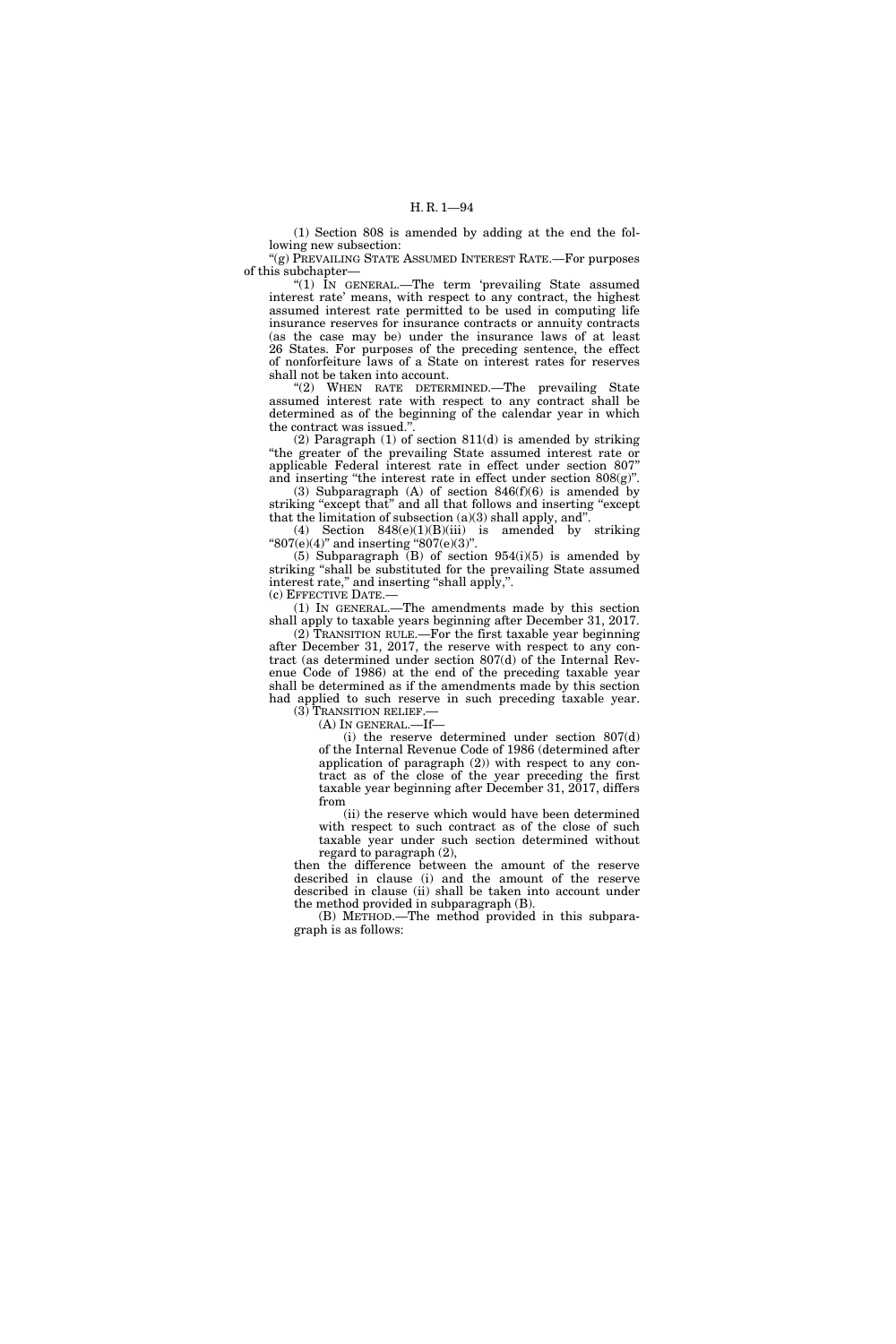(1) Section 808 is amended by adding at the end the following new subsection:

"(g) PREVAILING STATE ASSUMED INTEREST RATE.—For purposes of this subchapter—

"(1) IN GENERAL.—The term 'prevailing State assumed interest rate' means, with respect to any contract, the highest assumed interest rate permitted to be used in computing life insurance reserves for insurance contracts or annuity contracts (as the case may be) under the insurance laws of at least 26 States. For purposes of the preceding sentence, the effect of nonforfeiture laws of a State on interest rates for reserves shall not be taken into account.

"(2) WHEN RATE DETERMINED.—The prevailing State assumed interest rate with respect to any contract shall be determined as of the beginning of the calendar year in which the contract was issued.".

(2) Paragraph (1) of section 811(d) is amended by striking "the greater of the prevailing State assumed interest rate or applicable Federal interest rate in effect under section 807" and inserting "the interest rate in effect under section 808(g)".

(3) Subparagraph (A) of section 846(f)(6) is amended by striking "except that" and all that follows and inserting "except that the limitation of subsection (a)(3) shall apply, and".

(4) Section 848(e)(1)(B)(iii) is amended by striking "807(e)(4)" and inserting "807(e)(3)".

(5) Subparagraph (B) of section 954(i)(5) is amended by striking "shall be substituted for the prevailing State assumed interest rate," and inserting "shall apply,".

(c) EFFECTIVE DATE.—

(1) IN GENERAL.—The amendments made by this section shall apply to taxable years beginning after December 31, 2017.

(2) TRANSITION RULE.—For the first taxable year beginning after December 31, 2017, the reserve with respect to any contract (as determined under section 807(d) of the Internal Revenue Code of 1986) at the end of the preceding taxable year shall be determined as if the amendments made by this section had applied to such reserve in such preceding taxable year.

(3) TRANSITION RELIEF.—

(A) IN GENERAL.—If—

(i) the reserve determined under section 807(d) of the Internal Revenue Code of 1986 (determined after application of paragraph (2)) with respect to any contract as of the close of the year preceding the first taxable year beginning after December 31, 2017, differs from

(ii) the reserve which would have been determined with respect to such contract as of the close of such taxable year under such section determined without regard to paragraph (2),

then the difference between the amount of the reserve described in clause (i) and the amount of the reserve described in clause (ii) shall be taken into account under the method provided in subparagraph (B).

(B) METHOD.—The method provided in this subparagraph is as follows: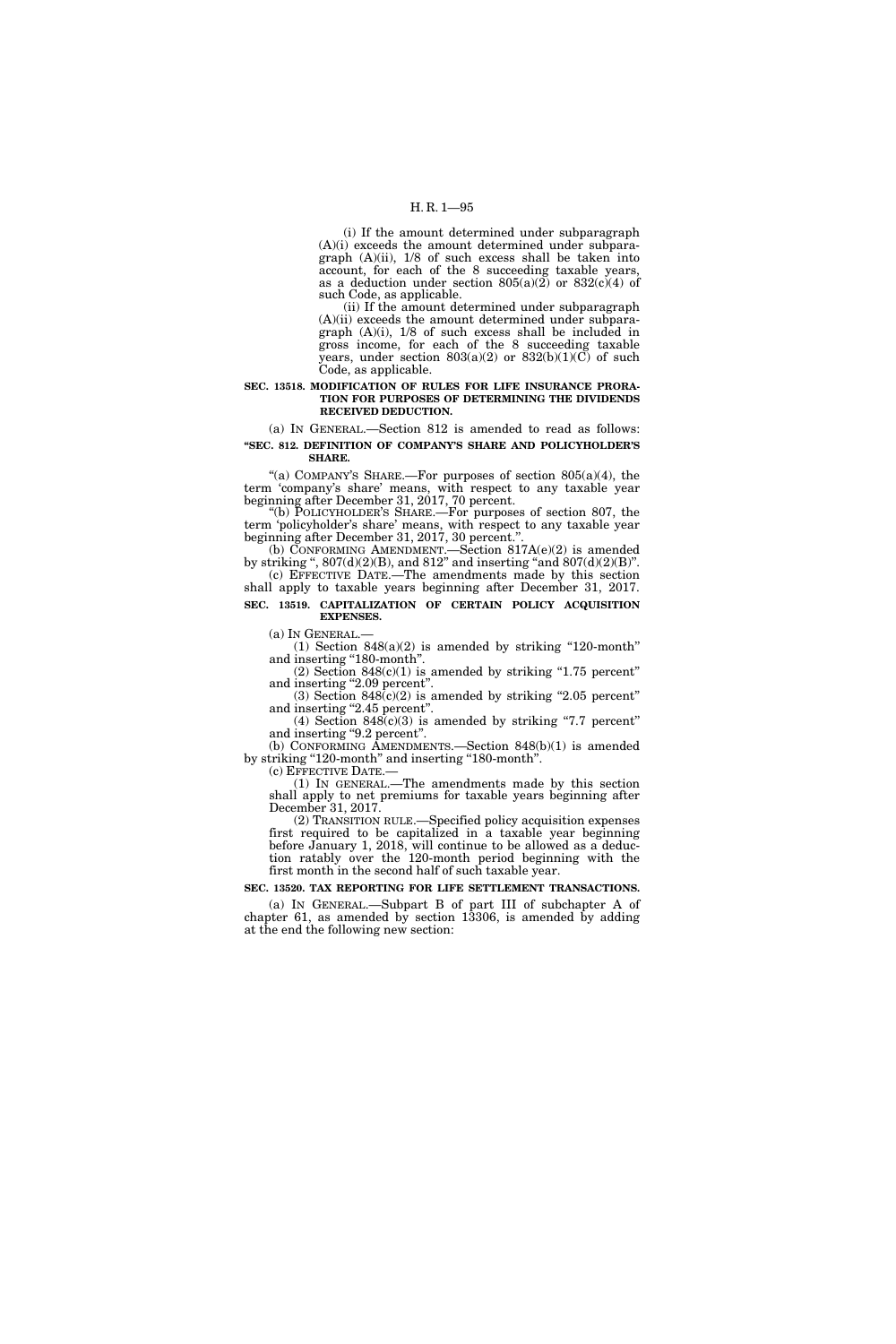(i) If the amount determined under subparagraph (A)(i) exceeds the amount determined under subparagraph (A)(ii), 1/8 of such excess shall be taken into account, for each of the 8 succeeding taxable years, as a deduction under section 805(a)(2) or 832(c)(4) of such Code, as applicable.

(ii) If the amount determined under subparagraph (A)(ii) exceeds the amount determined under subparagraph (A)(i), 1/8 of such excess shall be included in gross income, for each of the 8 succeeding taxable years, under section 803(a)(2) or 832(b)(1)(C) of such Code, as applicable.

**SEC. 13518. MODIFICATION OF RULES FOR LIFE INSURANCE PRORATION FOR PURPOSES OF DETERMINING THE DIVIDENDS RECEIVED DEDUCTION.**

(a) IN GENERAL.—Section 812 is amended to read as follows:

**"SEC. 812. DEFINITION OF COMPANY'S SHARE AND POLICYHOLDER'S SHARE.**

"(a) COMPANY'S SHARE.—For purposes of section 805(a)(4), the term 'company's share' means, with respect to any taxable year beginning after December 31, 2017, 70 percent.

"(b) POLICYHOLDER'S SHARE.—For purposes of section 807, the term 'policyholder's share' means, with respect to any taxable year beginning after December 31, 2017, 30 percent.".

(b) CONFORMING AMENDMENT.—Section 817A(e)(2) is amended by striking ", 807(d)(2)(B), and 812" and inserting "and 807(d)(2)(B)".

(c) EFFECTIVE DATE.—The amendments made by this section shall apply to taxable years beginning after December 31, 2017.

**SEC. 13519. CAPITALIZATION OF CERTAIN POLICY ACQUISITION EXPENSES.**

(a) IN GENERAL.—

(1) Section 848(a)(2) is amended by striking "120-month" and inserting "180-month".

(2) Section 848(c)(1) is amended by striking "1.75 percent" and inserting "2.09 percent".

(3) Section 848(c)(2) is amended by striking "2.05 percent" and inserting "2.45 percent".

(4) Section 848(c)(3) is amended by striking "7.7 percent" and inserting "9.2 percent".

(b) CONFORMING AMENDMENTS.—Section 848(b)(1) is amended by striking "120-month" and inserting "180-month".

(c) EFFECTIVE DATE.—

(1) IN GENERAL.—The amendments made by this section shall apply to net premiums for taxable years beginning after December 31, 2017.

(2) TRANSITION RULE.—Specified policy acquisition expenses first required to be capitalized in a taxable year beginning before January 1, 2018, will continue to be allowed as a deduction ratably over the 120-month period beginning with the first month in the second half of such taxable year.

**SEC. 13520. TAX REPORTING FOR LIFE SETTLEMENT TRANSACTIONS.**

(a) IN GENERAL.—Subpart B of part III of subchapter A of chapter 61, as amended by section 13306, is amended by adding at the end the following new section: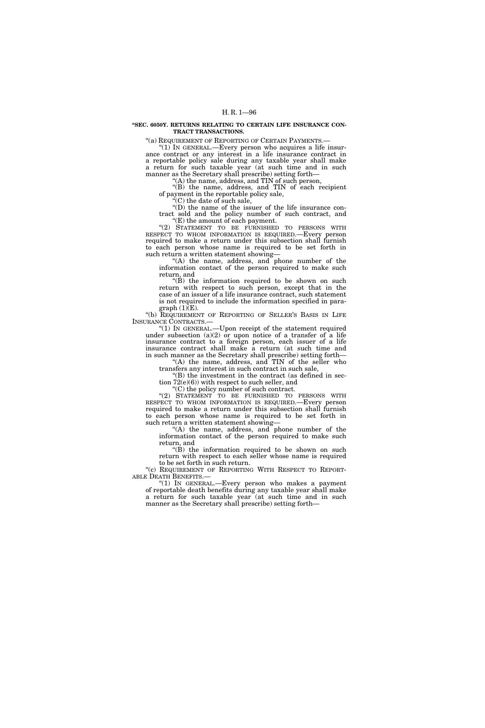**"SEC. 6050Y. RETURNS RELATING TO CERTAIN LIFE INSURANCE CONTRACT TRANSACTIONS.**

"(a) REQUIREMENT OF REPORTING OF CERTAIN PAYMENTS.—

"(1) IN GENERAL.—Every person who acquires a life insurance contract or any interest in a life insurance contract in a reportable policy sale during any taxable year shall make a return for such taxable year (at such time and in such manner as the Secretary shall prescribe) setting forth—

"(A) the name, address, and TIN of such person,

"(B) the name, address, and TIN of each recipient of payment in the reportable policy sale,

"(C) the date of such sale,

"(D) the name of the issuer of the life insurance contract sold and the policy number of such contract, and

"(E) the amount of each payment.

"(2) STATEMENT TO BE FURNISHED TO PERSONS WITH RESPECT TO WHOM INFORMATION IS REQUIRED.—Every person required to make a return under this subsection shall furnish to each person whose name is required to be set forth in such return a written statement showing—

"(A) the name, address, and phone number of the information contact of the person required to make such return, and

"(B) the information required to be shown on such return with respect to such person, except that in the case of an issuer of a life insurance contract, such statement is not required to include the information specified in paragraph (1)(E).

"(b) REQUIREMENT OF REPORTING OF SELLER'S BASIS IN LIFE INSURANCE CONTRACTS.—

"(1) IN GENERAL.—Upon receipt of the statement required under subsection (a)(2) or upon notice of a transfer of a life insurance contract to a foreign person, each issuer of a life insurance contract shall make a return (at such time and in such manner as the Secretary shall prescribe) setting forth—

"(A) the name, address, and TIN of the seller who transfers any interest in such contract in such sale,

"(B) the investment in the contract (as defined in section 72(e)(6)) with respect to such seller, and

"(C) the policy number of such contract.

"(2) STATEMENT TO BE FURNISHED TO PERSONS WITH RESPECT TO WHOM INFORMATION IS REQUIRED.—Every person required to make a return under this subsection shall furnish to each person whose name is required to be set forth in such return a written statement showing—

"(A) the name, address, and phone number of the information contact of the person required to make such return, and

"(B) the information required to be shown on such return with respect to each seller whose name is required to be set forth in such return.

"(c) REQUIREMENT OF REPORTING WITH RESPECT TO REPORTABLE DEATH BENEFITS.—

"(1) IN GENERAL.—Every person who makes a payment of reportable death benefits during any taxable year shall make a return for such taxable year (at such time and in such manner as the Secretary shall prescribe) setting forth—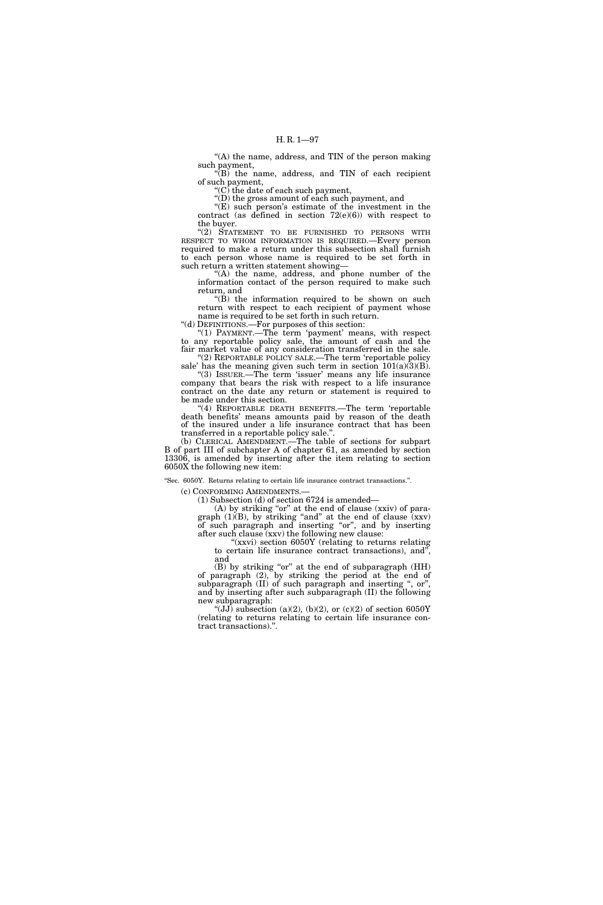"(A) the name, address, and TIN of the person making such payment,

"(B) the name, address, and TIN of each recipient of such payment,

"(C) the date of each such payment,

"(D) the gross amount of each such payment, and

"(E) such person's estimate of the investment in the contract (as defined in section 72(e)(6)) with respect to the buyer.

"(2) STATEMENT TO BE FURNISHED TO PERSONS WITH RESPECT TO WHOM INFORMATION IS REQUIRED.—Every person required to make a return under this subsection shall furnish to each person whose name is required to be set forth in such return a written statement showing—

"(A) the name, address, and phone number of the information contact of the person required to make such return, and

"(B) the information required to be shown on such return with respect to each recipient of payment whose name is required to be set forth in such return.

"(d) DEFINITIONS.—For purposes of this section:

"(1) PAYMENT.—The term 'payment' means, with respect to any reportable policy sale, the amount of cash and the fair market value of any consideration transferred in the sale.

"(2) REPORTABLE POLICY SALE.—The term 'reportable policy sale' has the meaning given such term in section 101(a)(3)(B).

"(3) ISSUER.—The term 'issuer' means any life insurance company that bears the risk with respect to a life insurance contract on the date any return or statement is required to be made under this section.

"(4) REPORTABLE DEATH BENEFITS.—The term 'reportable death benefits' means amounts paid by reason of the death of the insured under a life insurance contract that has been transferred in a reportable policy sale.".

(b) CLERICAL AMENDMENT.—The table of sections for subpart B of part III of subchapter A of chapter 61, as amended by section 13306, is amended by inserting after the item relating to section 6050X the following new item:

"Sec. 6050Y. Returns relating to certain life insurance contract transactions.".

(c) CONFORMING AMENDMENTS.—

(1) Subsection (d) of section 6724 is amended—

(A) by striking "or" at the end of clause (xxiv) of paragraph (1)(B), by striking "and" at the end of clause (xxv) of such paragraph and inserting "or", and by inserting after such clause (xxv) the following new clause:

"(xxvi) section 6050Y (relating to returns relating to certain life insurance contract transactions), and", and

(B) by striking "or" at the end of subparagraph (HH) of paragraph (2), by striking the period at the end of subparagraph (II) of such paragraph and inserting ", or", and by inserting after such subparagraph (II) the following new subparagraph:

"(JJ) subsection (a)(2), (b)(2), or (c)(2) of section 6050Y (relating to returns relating to certain life insurance contract transactions).".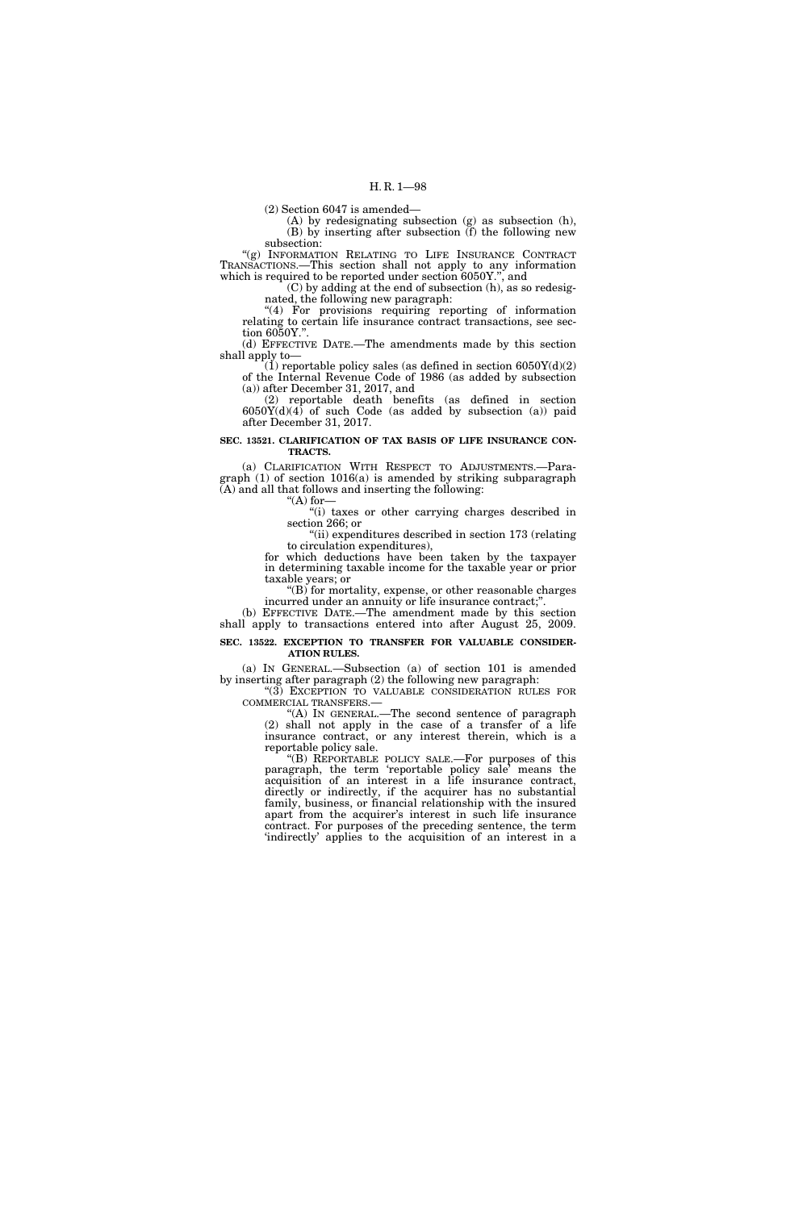(2) Section 6047 is amended—

(A) by redesignating subsection (g) as subsection (h),

(B) by inserting after subsection (f) the following new subsection:

"(g) INFORMATION RELATING TO LIFE INSURANCE CONTRACT TRANSACTIONS.—This section shall not apply to any information which is required to be reported under section 6050Y.", and

(C) by adding at the end of subsection (h), as so redesignated, the following new paragraph:

"(4) For provisions requiring reporting of information relating to certain life insurance contract transactions, see section 6050Y.".

(d) EFFECTIVE DATE.—The amendments made by this section shall apply to—

(1) reportable policy sales (as defined in section 6050Y(d)(2) of the Internal Revenue Code of 1986 (as added by subsection (a)) after December 31, 2017, and

(2) reportable death benefits (as defined in section 6050Y(d)(4) of such Code (as added by subsection (a)) paid after December 31, 2017.

**SEC. 13521. CLARIFICATION OF TAX BASIS OF LIFE INSURANCE CONTRACTS.**

(a) CLARIFICATION WITH RESPECT TO ADJUSTMENTS.—Paragraph (1) of section 1016(a) is amended by striking subparagraph (A) and all that follows and inserting the following:

"(A) for—

"(i) taxes or other carrying charges described in section 266; or

"(ii) expenditures described in section 173 (relating to circulation expenditures),

for which deductions have been taken by the taxpayer in determining taxable income for the taxable year or prior taxable years; or

"(B) for mortality, expense, or other reasonable charges incurred under an annuity or life insurance contract;".

(b) EFFECTIVE DATE.—The amendment made by this section shall apply to transactions entered into after August 25, 2009.

**SEC. 13522. EXCEPTION TO TRANSFER FOR VALUABLE CONSIDERATION RULES.**

(a) IN GENERAL.—Subsection (a) of section 101 is amended by inserting after paragraph (2) the following new paragraph:

"(3) EXCEPTION TO VALUABLE CONSIDERATION RULES FOR COMMERCIAL TRANSFERS.—

"(A) IN GENERAL.—The second sentence of paragraph (2) shall not apply in the case of a transfer of a life insurance contract, or any interest therein, which is a reportable policy sale.

"(B) REPORTABLE POLICY SALE.—For purposes of this paragraph, the term 'reportable policy sale' means the acquisition of an interest in a life insurance contract, directly or indirectly, if the acquirer has no substantial family, business, or financial relationship with the insured apart from the acquirer's interest in such life insurance contract. For purposes of the preceding sentence, the term 'indirectly' applies to the acquisition of an interest in a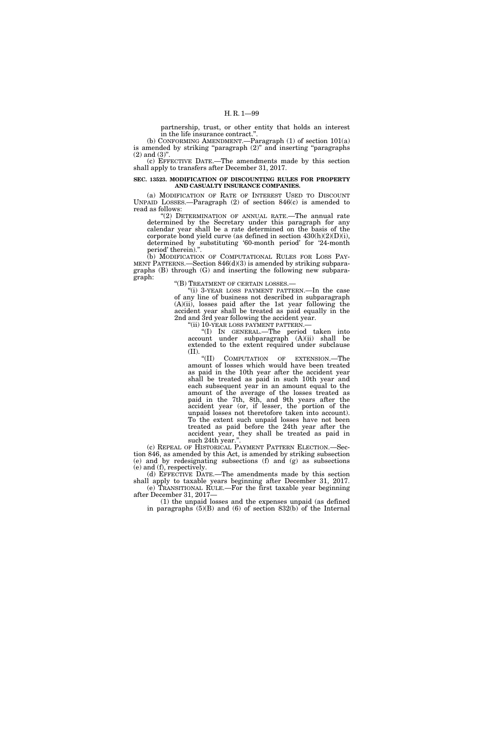partnership, trust, or other entity that holds an interest in the life insurance contract.''.

(b) CONFORMING AMENDMENT.—Paragraph (1) of section 101(a) is amended by striking ''paragraph (2)'' and inserting ''paragraphs (2) and (3)''.

(c) EFFECTIVE DATE.—The amendments made by this section shall apply to transfers after December 31, 2017.

**SEC. 13523. MODIFICATION OF DISCOUNTING RULES FOR PROPERTY AND CASUALTY INSURANCE COMPANIES.**

(a) MODIFICATION OF RATE OF INTEREST USED TO DISCOUNT UNPAID LOSSES.—Paragraph (2) of section 846(c) is amended to read as follows:

''(2) DETERMINATION OF ANNUAL RATE.—The annual rate determined by the Secretary under this paragraph for any calendar year shall be a rate determined on the basis of the corporate bond yield curve (as defined in section 430(h)(2)(D)(i), determined by substituting '60-month period' for '24-month period' therein).''.

(b) MODIFICATION OF COMPUTATIONAL RULES FOR LOSS PAYMENT PATTERNS.—Section 846(d)(3) is amended by striking subparagraphs (B) through (G) and inserting the following new subparagraph:

''(B) TREATMENT OF CERTAIN LOSSES.—

''(i) 3-YEAR LOSS PAYMENT PATTERN.—In the case of any line of business not described in subparagraph (A)(ii), losses paid after the 1st year following the accident year shall be treated as paid equally in the 2nd and 3rd year following the accident year.

''(ii) 10-YEAR LOSS PAYMENT PATTERN.—

''(I) IN GENERAL.—The period taken into account under subparagraph (A)(ii) shall be extended to the extent required under subclause (II).

''(II) COMPUTATION OF EXTENSION.—The amount of losses which would have been treated as paid in the 10th year after the accident year shall be treated as paid in such 10th year and each subsequent year in an amount equal to the amount of the average of the losses treated as paid in the 7th, 8th, and 9th years after the accident year (or, if lesser, the portion of the unpaid losses not theretofore taken into account). To the extent such unpaid losses have not been treated as paid before the 24th year after the accident year, they shall be treated as paid in such 24th year.''.

(c) REPEAL OF HISTORICAL PAYMENT PATTERN ELECTION.—Section 846, as amended by this Act, is amended by striking subsection (e) and by redesignating subsections (f) and (g) as subsections (e) and (f), respectively.

(d) EFFECTIVE DATE.—The amendments made by this section shall apply to taxable years beginning after December 31, 2017.

(e) TRANSITIONAL RULE.—For the first taxable year beginning after December 31, 2017—

(1) the unpaid losses and the expenses unpaid (as defined in paragraphs (5)(B) and (6) of section 832(b) of the Internal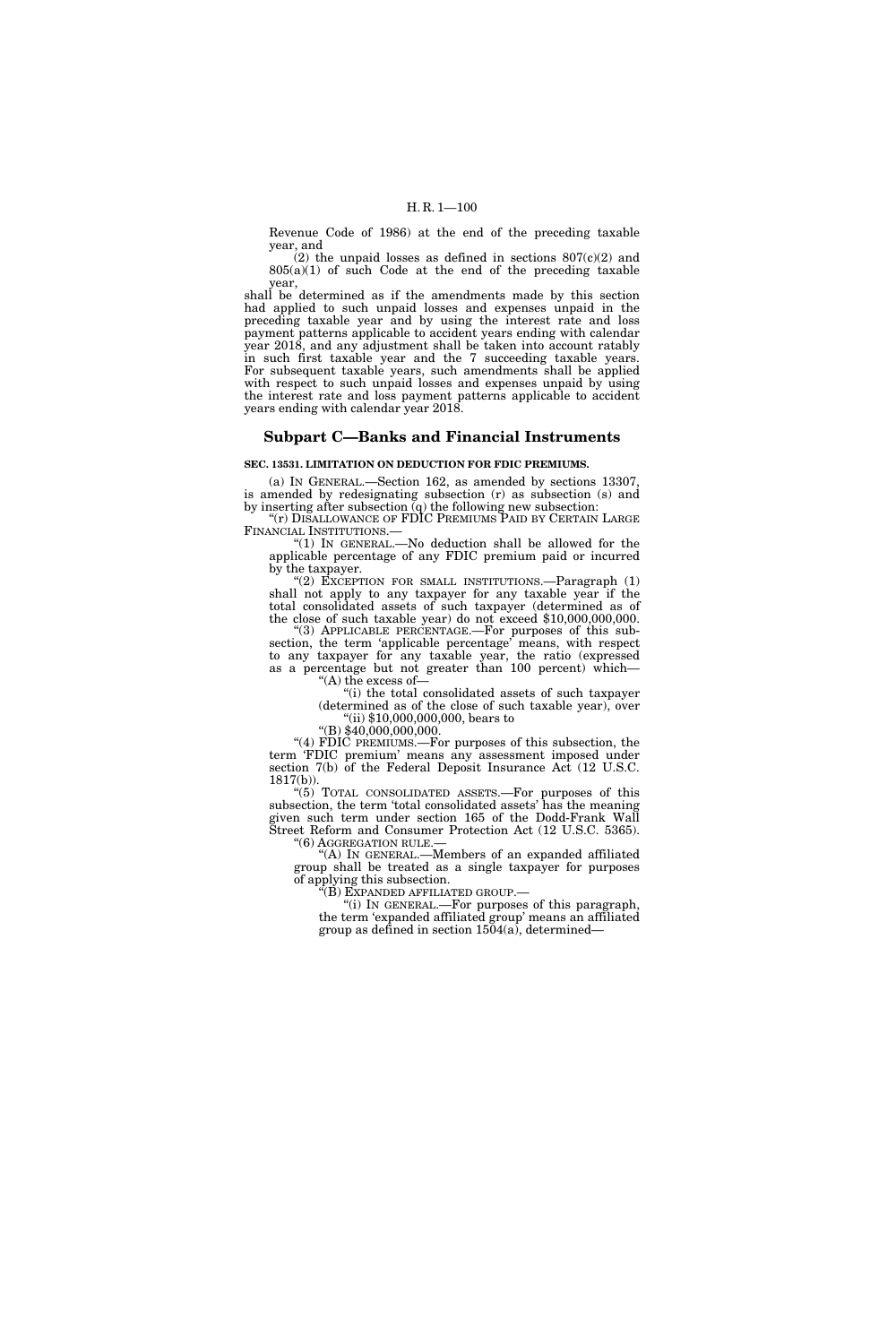Revenue Code of 1986) at the end of the preceding taxable year, and

(2) the unpaid losses as defined in sections 807(c)(2) and 805(a)(1) of such Code at the end of the preceding taxable year,

shall be determined as if the amendments made by this section had applied to such unpaid losses and expenses unpaid in the preceding taxable year and by using the interest rate and loss payment patterns applicable to accident years ending with calendar year 2018, and any adjustment shall be taken into account ratably in such first taxable year and the 7 succeeding taxable years. For subsequent taxable years, such amendments shall be applied with respect to such unpaid losses and expenses unpaid by using the interest rate and loss payment patterns applicable to accident years ending with calendar year 2018.

## Subpart C—Banks and Financial Instruments

**SEC. 13531. LIMITATION ON DEDUCTION FOR FDIC PREMIUMS.**

(a) IN GENERAL.—Section 162, as amended by sections 13307, is amended by redesignating subsection (r) as subsection (s) and by inserting after subsection (q) the following new subsection:

"(r) DISALLOWANCE OF FDIC PREMIUMS PAID BY CERTAIN LARGE FINANCIAL INSTITUTIONS.—

"(1) IN GENERAL.—No deduction shall be allowed for the applicable percentage of any FDIC premium paid or incurred by the taxpayer.

"(2) EXCEPTION FOR SMALL INSTITUTIONS.—Paragraph (1) shall not apply to any taxpayer for any taxable year if the total consolidated assets of such taxpayer (determined as of the close of such taxable year) do not exceed $10,000,000,000.

"(3) APPLICABLE PERCENTAGE.—For purposes of this subsection, the term 'applicable percentage' means, with respect to any taxpayer for any taxable year, the ratio (expressed as a percentage but not greater than 100 percent) which—

"(A) the excess of—

"(i) the total consolidated assets of such taxpayer (determined as of the close of such taxable year), over

"(ii) $10,000,000,000, bears to

"(B) $40,000,000,000.

"(4) FDIC PREMIUMS.—For purposes of this subsection, the term 'FDIC premium' means any assessment imposed under section 7(b) of the Federal Deposit Insurance Act (12 U.S.C. 1817(b)).

"(5) TOTAL CONSOLIDATED ASSETS.—For purposes of this subsection, the term 'total consolidated assets' has the meaning given such term under section 165 of the Dodd-Frank Wall Street Reform and Consumer Protection Act (12 U.S.C. 5365).

"(6) AGGREGATION RULE.—

"(A) IN GENERAL.—Members of an expanded affiliated group shall be treated as a single taxpayer for purposes of applying this subsection.

"(B) EXPANDED AFFILIATED GROUP.—

"(i) IN GENERAL.—For purposes of this paragraph, the term 'expanded affiliated group' means an affiliated group as defined in section 1504(a), determined—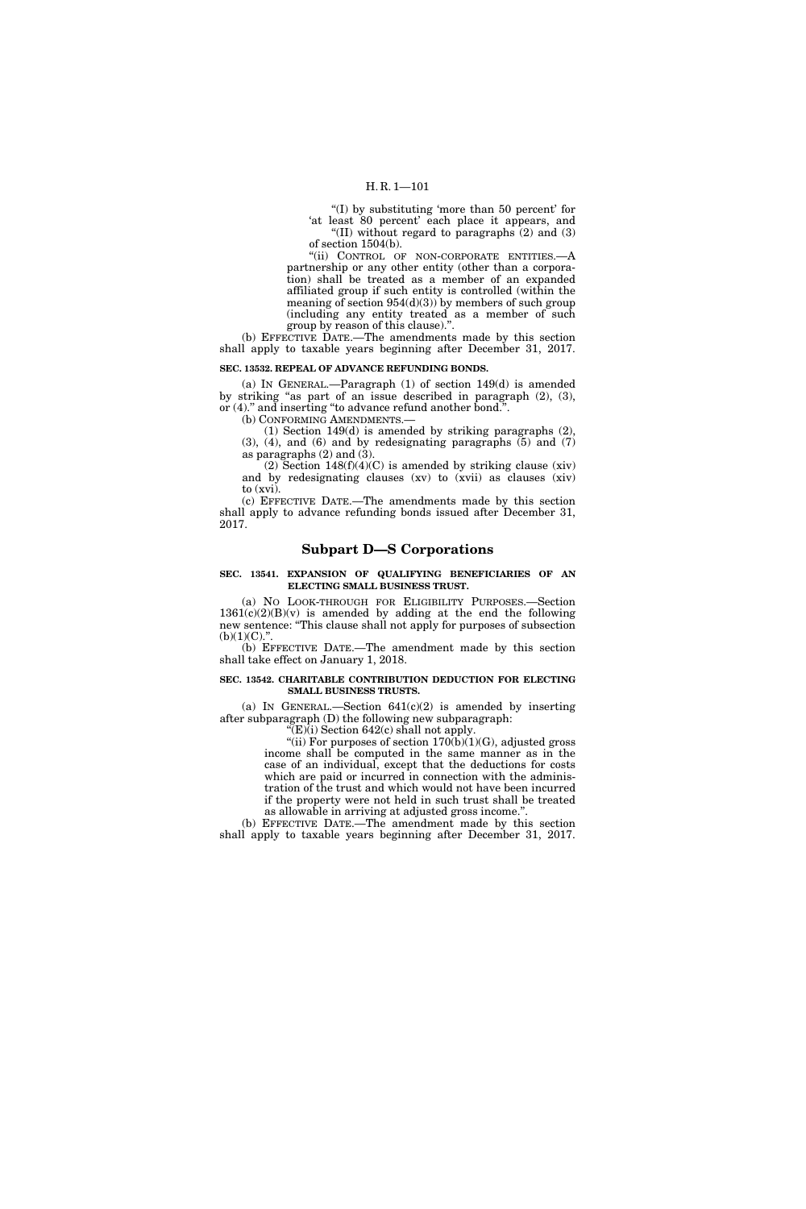"(I) by substituting 'more than 50 percent' for 'at least 80 percent' each place it appears, and

"(II) without regard to paragraphs (2) and (3) of section 1504(b).

"(ii) CONTROL OF NON-CORPORATE ENTITIES.—A partnership or any other entity (other than a corporation) shall be treated as a member of an expanded affiliated group if such entity is controlled (within the meaning of section 954(d)(3)) by members of such group (including any entity treated as a member of such group by reason of this clause).".

(b) EFFECTIVE DATE.—The amendments made by this section shall apply to taxable years beginning after December 31, 2017.

**SEC. 13532. REPEAL OF ADVANCE REFUNDING BONDS.**

(a) IN GENERAL.—Paragraph (1) of section 149(d) is amended by striking "as part of an issue described in paragraph (2), (3), or (4)." and inserting "to advance refund another bond.".

(b) CONFORMING AMENDMENTS.—

(1) Section 149(d) is amended by striking paragraphs (2), (3), (4), and (6) and by redesignating paragraphs (5) and (7) as paragraphs (2) and (3).

(2) Section 148(f)(4)(C) is amended by striking clause (xiv) and by redesignating clauses (xv) to (xvii) as clauses (xiv) to (xvi).

(c) EFFECTIVE DATE.—The amendments made by this section shall apply to advance refunding bonds issued after December 31, 2017.

## Subpart D—S Corporations

**SEC. 13541. EXPANSION OF QUALIFYING BENEFICIARIES OF AN ELECTING SMALL BUSINESS TRUST.**

(a) NO LOOK-THROUGH FOR ELIGIBILITY PURPOSES.—Section 1361(c)(2)(B)(v) is amended by adding at the end the following new sentence: "This clause shall not apply for purposes of subsection (b)(1)(C).".

(b) EFFECTIVE DATE.—The amendment made by this section shall take effect on January 1, 2018.

**SEC. 13542. CHARITABLE CONTRIBUTION DEDUCTION FOR ELECTING SMALL BUSINESS TRUSTS.**

(a) IN GENERAL.—Section 641(c)(2) is amended by inserting after subparagraph (D) the following new subparagraph:

"(E)(i) Section 642(c) shall not apply.

"(ii) For purposes of section 170(b)(1)(G), adjusted gross income shall be computed in the same manner as in the case of an individual, except that the deductions for costs which are paid or incurred in connection with the administration of the trust and which would not have been incurred if the property were not held in such trust shall be treated as allowable in arriving at adjusted gross income.".

(b) EFFECTIVE DATE.—The amendment made by this section shall apply to taxable years beginning after December 31, 2017.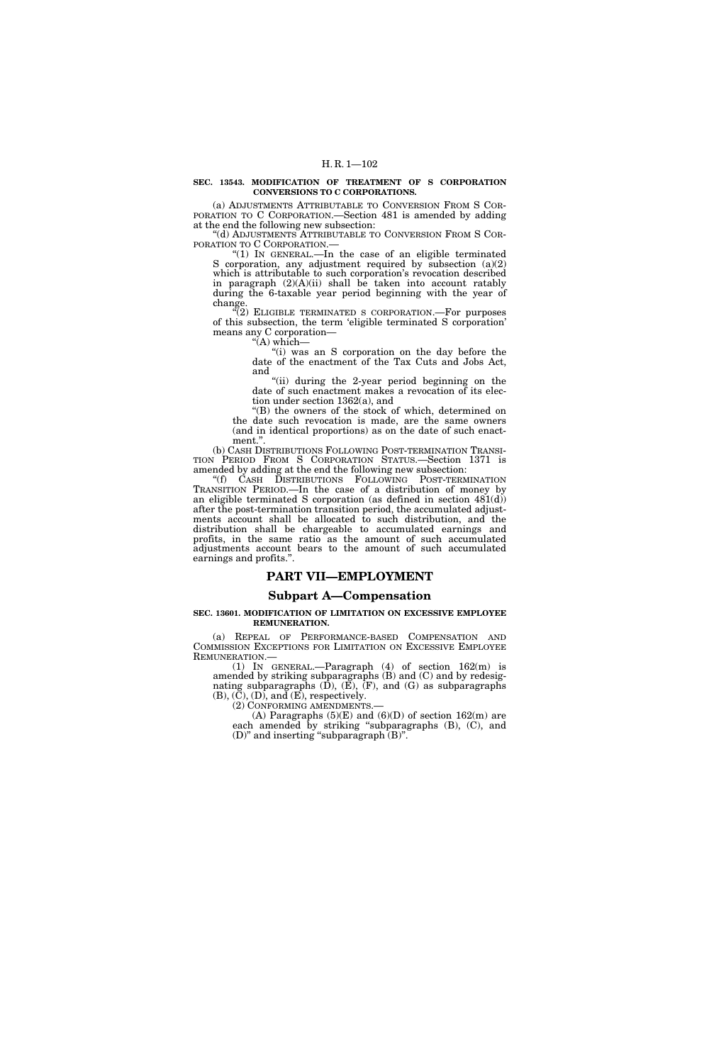**SEC. 13543. MODIFICATION OF TREATMENT OF S CORPORATION CONVERSIONS TO C CORPORATIONS.**

(a) ADJUSTMENTS ATTRIBUTABLE TO CONVERSION FROM S CORPORATION TO C CORPORATION.—Section 481 is amended by adding at the end the following new subsection:

"(d) ADJUSTMENTS ATTRIBUTABLE TO CONVERSION FROM S CORPORATION TO C CORPORATION.—

"(1) IN GENERAL.—In the case of an eligible terminated S corporation, any adjustment required by subsection (a)(2) which is attributable to such corporation's revocation described in paragraph (2)(A)(ii) shall be taken into account ratably during the 6-taxable year period beginning with the year of change.

"(2) ELIGIBLE TERMINATED S CORPORATION.—For purposes of this subsection, the term 'eligible terminated S corporation' means any C corporation—

"(A) which—

"(i) was an S corporation on the day before the date of the enactment of the Tax Cuts and Jobs Act, and

"(ii) during the 2-year period beginning on the date of such enactment makes a revocation of its election under section 1362(a), and

"(B) the owners of the stock of which, determined on the date such revocation is made, are the same owners (and in identical proportions) as on the date of such enactment.".

(b) CASH DISTRIBUTIONS FOLLOWING POST-TERMINATION TRANSITION PERIOD FROM S CORPORATION STATUS.—Section 1371 is amended by adding at the end the following new subsection:

"(f) CASH DISTRIBUTIONS FOLLOWING POST-TERMINATION TRANSITION PERIOD.—In the case of a distribution of money by an eligible terminated S corporation (as defined in section 481(d)) after the post-termination transition period, the accumulated adjustments account shall be allocated to such distribution, and the distribution shall be chargeable to accumulated earnings and profits, in the same ratio as the amount of such accumulated adjustments account bears to the amount of such accumulated earnings and profits.".

# PART VII—EMPLOYMENT

## Subpart A—Compensation

**SEC. 13601. MODIFICATION OF LIMITATION ON EXCESSIVE EMPLOYEE REMUNERATION.**

(a) REPEAL OF PERFORMANCE-BASED COMPENSATION AND COMMISSION EXCEPTIONS FOR LIMITATION ON EXCESSIVE EMPLOYEE REMUNERATION.—

(1) IN GENERAL.—Paragraph (4) of section 162(m) is amended by striking subparagraphs (B) and (C) and by redesignating subparagraphs (D), (E), (F), and (G) as subparagraphs (B), (C), (D), and (E), respectively.

(2) CONFORMING AMENDMENTS.—

(A) Paragraphs (5)(E) and (6)(D) of section 162(m) are each amended by striking "subparagraphs (B), (C), and (D)" and inserting "subparagraph (B)".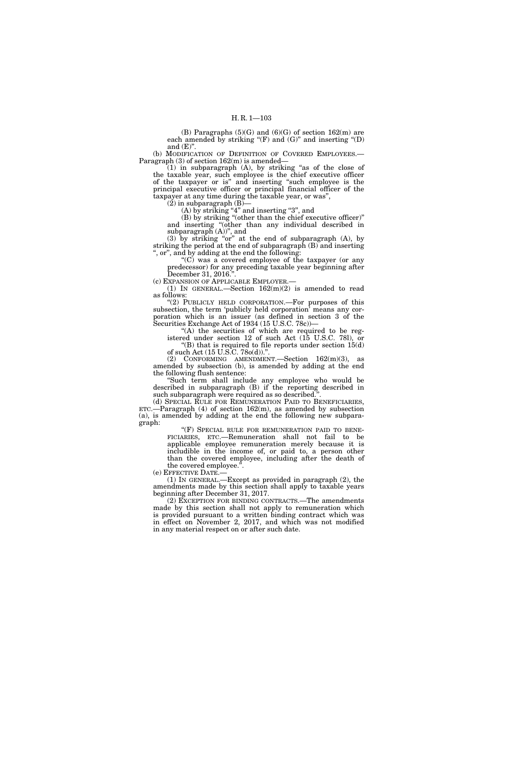(B) Paragraphs (5)(G) and (6)(G) of section 162(m) are each amended by striking "(F) and (G)" and inserting "(D) and (E)".

(b) MODIFICATION OF DEFINITION OF COVERED EMPLOYEES.—Paragraph (3) of section 162(m) is amended—

(1) in subparagraph (A), by striking "as of the close of the taxable year, such employee is the chief executive officer of the taxpayer or is" and inserting "such employee is the principal executive officer or principal financial officer of the taxpayer at any time during the taxable year, or was",

(2) in subparagraph (B)—

(A) by striking "4" and inserting "3", and

(B) by striking "(other than the chief executive officer)" and inserting "(other than any individual described in subparagraph (A))", and

(3) by striking "or" at the end of subparagraph (A), by striking the period at the end of subparagraph (B) and inserting ", or", and by adding at the end the following:

"(C) was a covered employee of the taxpayer (or any predecessor) for any preceding taxable year beginning after December 31, 2016.".

(c) EXPANSION OF APPLICABLE EMPLOYER.—

(1) IN GENERAL.—Section 162(m)(2) is amended to read as follows:

"(2) PUBLICLY HELD CORPORATION.—For purposes of this subsection, the term 'publicly held corporation' means any corporation which is an issuer (as defined in section 3 of the Securities Exchange Act of 1934 (15 U.S.C. 78c))—

"(A) the securities of which are required to be registered under section 12 of such Act (15 U.S.C. 78l), or

"(B) that is required to file reports under section 15(d) of such Act (15 U.S.C. 78o(d)).".

(2) CONFORMING AMENDMENT.—Section 162(m)(3), as amended by subsection (b), is amended by adding at the end the following flush sentence:

"Such term shall include any employee who would be described in subparagraph (B) if the reporting described in such subparagraph were required as so described.".

(d) SPECIAL RULE FOR REMUNERATION PAID TO BENEFICIARIES, ETC.—Paragraph (4) of section 162(m), as amended by subsection (a), is amended by adding at the end the following new subparagraph:

"(F) SPECIAL RULE FOR REMUNERATION PAID TO BENEFICIARIES, ETC.—Remuneration shall not fail to be applicable employee remuneration merely because it is includible in the income of, or paid to, a person other than the covered employee, including after the death of the covered employee.".

(e) EFFECTIVE DATE.—

(1) IN GENERAL.—Except as provided in paragraph (2), the amendments made by this section shall apply to taxable years beginning after December 31, 2017.

(2) EXCEPTION FOR BINDING CONTRACTS.—The amendments made by this section shall not apply to remuneration which is provided pursuant to a written binding contract which was in effect on November 2, 2017, and which was not modified in any material respect on or after such date.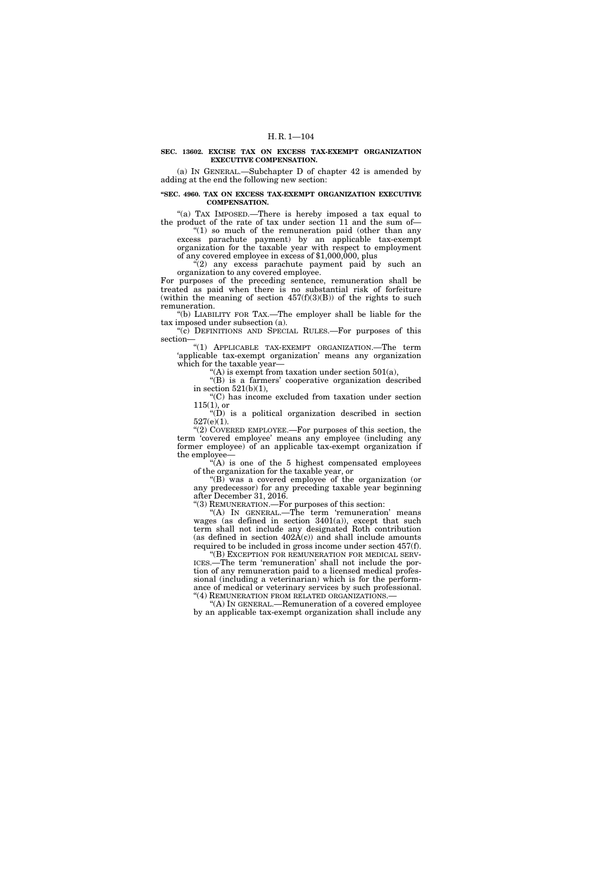**SEC. 13602. EXCISE TAX ON EXCESS TAX-EXEMPT ORGANIZATION EXECUTIVE COMPENSATION.**

(a) IN GENERAL.—Subchapter D of chapter 42 is amended by adding at the end the following new section:

**"SEC. 4960. TAX ON EXCESS TAX-EXEMPT ORGANIZATION EXECUTIVE COMPENSATION.**

"(a) TAX IMPOSED.—There is hereby imposed a tax equal to the product of the rate of tax under section 11 and the sum of—

"(1) so much of the remuneration paid (other than any excess parachute payment) by an applicable tax-exempt organization for the taxable year with respect to employment of any covered employee in excess of $1,000,000, plus

"(2) any excess parachute payment paid by such an organization to any covered employee.

For purposes of the preceding sentence, remuneration shall be treated as paid when there is no substantial risk of forfeiture (within the meaning of section 457(f)(3)(B)) of the rights to such remuneration.

"(b) LIABILITY FOR TAX.—The employer shall be liable for the tax imposed under subsection (a).

"(c) DEFINITIONS AND SPECIAL RULES.—For purposes of this section—

"(1) APPLICABLE TAX-EXEMPT ORGANIZATION.—The term 'applicable tax-exempt organization' means any organization which for the taxable year—

"(A) is exempt from taxation under section 501(a),

"(B) is a farmers' cooperative organization described in section 521(b)(1),

"(C) has income excluded from taxation under section 115(1), or

"(D) is a political organization described in section 527(e)(1).

"(2) COVERED EMPLOYEE.—For purposes of this section, the term 'covered employee' means any employee (including any former employee) of an applicable tax-exempt organization if the employee—

"(A) is one of the 5 highest compensated employees of the organization for the taxable year, or

"(B) was a covered employee of the organization (or any predecessor) for any preceding taxable year beginning after December 31, 2016.

"(3) REMUNERATION.—For purposes of this section:

"(A) IN GENERAL.—The term 'remuneration' means wages (as defined in section 3401(a)), except that such term shall not include any designated Roth contribution (as defined in section 402A(c)) and shall include amounts required to be included in gross income under section 457(f).

"(B) EXCEPTION FOR REMUNERATION FOR MEDICAL SERVICES.—The term 'remuneration' shall not include the portion of any remuneration paid to a licensed medical professional (including a veterinarian) which is for the performance of medical or veterinary services by such professional.

"(4) REMUNERATION FROM RELATED ORGANIZATIONS.—

"(A) IN GENERAL.—Remuneration of a covered employee by an applicable tax-exempt organization shall include any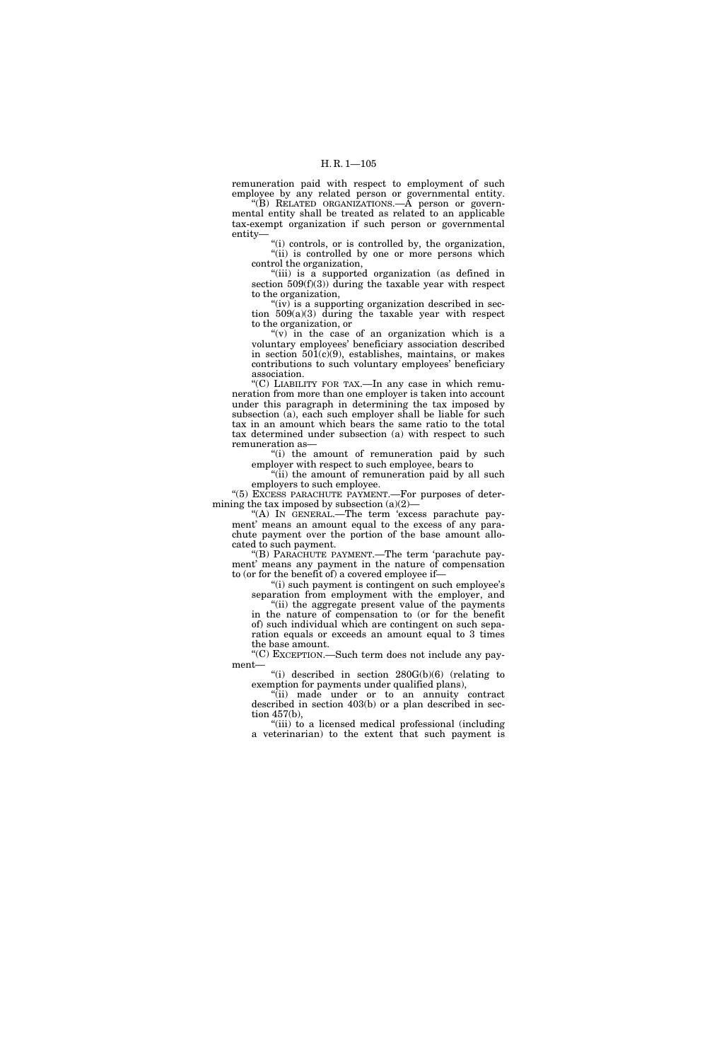remuneration paid with respect to employment of such employee by any related person or governmental entity.

"(B) RELATED ORGANIZATIONS.—A person or governmental entity shall be treated as related to an applicable tax-exempt organization if such person or governmental entity—

"(i) controls, or is controlled by, the organization,

"(ii) is controlled by one or more persons which control the organization,

"(iii) is a supported organization (as defined in section 509(f)(3)) during the taxable year with respect to the organization,

"(iv) is a supporting organization described in section 509(a)(3) during the taxable year with respect to the organization, or

"(v) in the case of an organization which is a voluntary employees' beneficiary association described in section 501(c)(9), establishes, maintains, or makes contributions to such voluntary employees' beneficiary association.

"(C) LIABILITY FOR TAX.—In any case in which remuneration from more than one employer is taken into account under this paragraph in determining the tax imposed by subsection (a), each such employer shall be liable for such tax in an amount which bears the same ratio to the total tax determined under subsection (a) with respect to such remuneration as—

"(i) the amount of remuneration paid by such employer with respect to such employee, bears to

"(ii) the amount of remuneration paid by all such employers to such employee.

"(5) EXCESS PARACHUTE PAYMENT.—For purposes of determining the tax imposed by subsection (a)(2)—

"(A) IN GENERAL.—The term 'excess parachute payment' means an amount equal to the excess of any parachute payment over the portion of the base amount allocated to such payment.

"(B) PARACHUTE PAYMENT.—The term 'parachute payment' means any payment in the nature of compensation to (or for the benefit of) a covered employee if—

"(i) such payment is contingent on such employee's separation from employment with the employer, and

"(ii) the aggregate present value of the payments in the nature of compensation to (or for the benefit of) such individual which are contingent on such separation equals or exceeds an amount equal to 3 times the base amount.

"(C) EXCEPTION.—Such term does not include any payment—

"(i) described in section 280G(b)(6) (relating to exemption for payments under qualified plans),

"(ii) made under or to an annuity contract described in section 403(b) or a plan described in section 457(b),

"(iii) to a licensed medical professional (including a veterinarian) to the extent that such payment is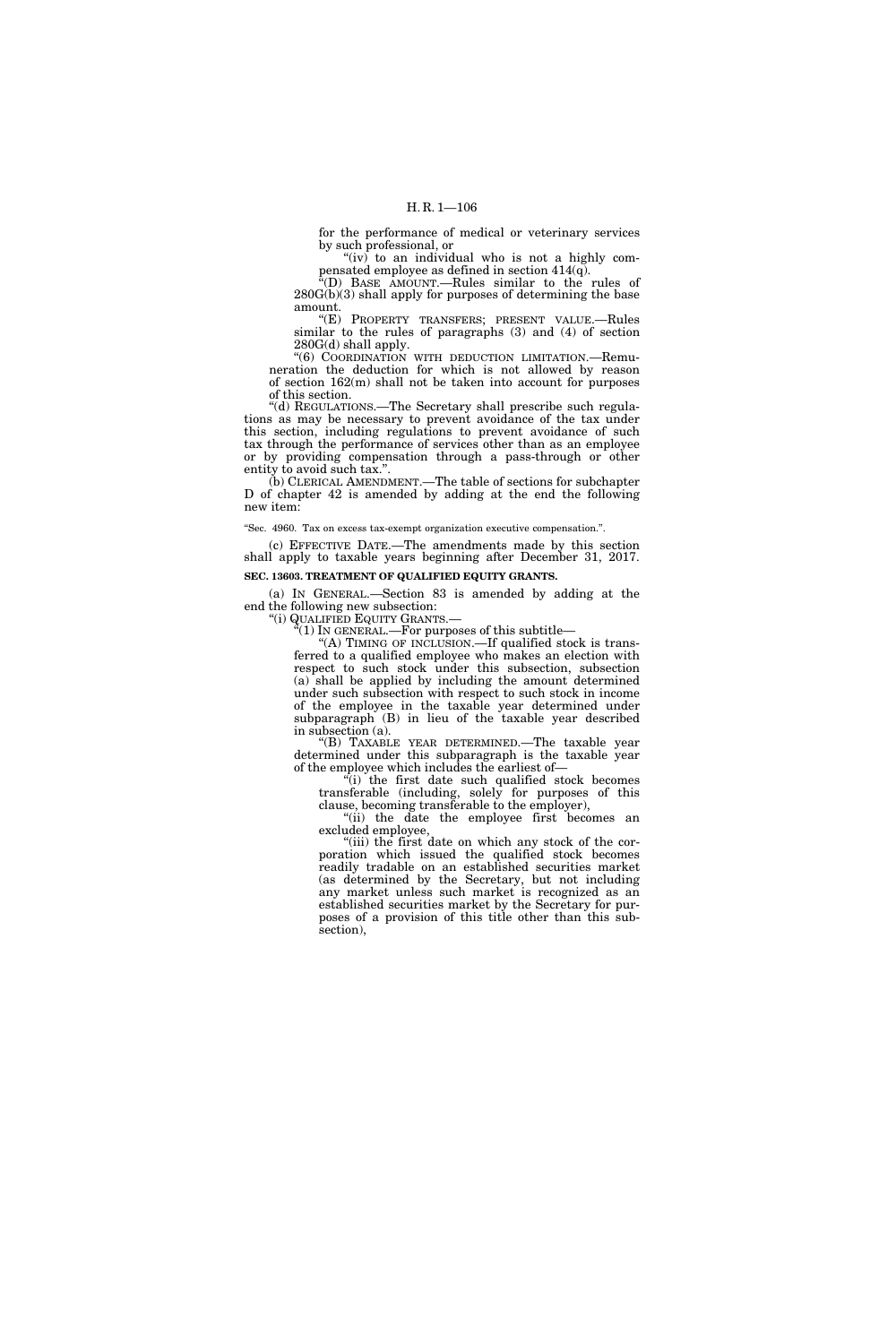for the performance of medical or veterinary services by such professional, or

"(iv) to an individual who is not a highly compensated employee as defined in section 414(q).

"(D) BASE AMOUNT.—Rules similar to the rules of 280G(b)(3) shall apply for purposes of determining the base amount.

"(E) PROPERTY TRANSFERS; PRESENT VALUE.—Rules similar to the rules of paragraphs (3) and (4) of section 280G(d) shall apply.

"(6) COORDINATION WITH DEDUCTION LIMITATION.—Remuneration the deduction for which is not allowed by reason of section 162(m) shall not be taken into account for purposes of this section.

"(d) REGULATIONS.—The Secretary shall prescribe such regulations as may be necessary to prevent avoidance of the tax under this section, including regulations to prevent avoidance of such tax through the performance of services other than as an employee or by providing compensation through a pass-through or other entity to avoid such tax.".

(b) CLERICAL AMENDMENT.—The table of sections for subchapter D of chapter 42 is amended by adding at the end the following new item:

"Sec. 4960. Tax on excess tax-exempt organization executive compensation.".

(c) EFFECTIVE DATE.—The amendments made by this section shall apply to taxable years beginning after December 31, 2017.

**SEC. 13603. TREATMENT OF QUALIFIED EQUITY GRANTS.**

(a) IN GENERAL.—Section 83 is amended by adding at the end the following new subsection:

"(i) QUALIFIED EQUITY GRANTS.—

"(1) IN GENERAL.—For purposes of this subtitle—

"(A) TIMING OF INCLUSION.—If qualified stock is transferred to a qualified employee who makes an election with respect to such stock under this subsection, subsection (a) shall be applied by including the amount determined under such subsection with respect to such stock in income of the employee in the taxable year determined under subparagraph (B) in lieu of the taxable year described in subsection (a).

"(B) TAXABLE YEAR DETERMINED.—The taxable year determined under this subparagraph is the taxable year of the employee which includes the earliest of—

"(i) the first date such qualified stock becomes transferable (including, solely for purposes of this clause, becoming transferable to the employer),

"(ii) the date the employee first becomes an excluded employee,

"(iii) the first date on which any stock of the corporation which issued the qualified stock becomes readily tradable on an established securities market (as determined by the Secretary, but not including any market unless such market is recognized as an established securities market by the Secretary for purposes of a provision of this title other than this subsection),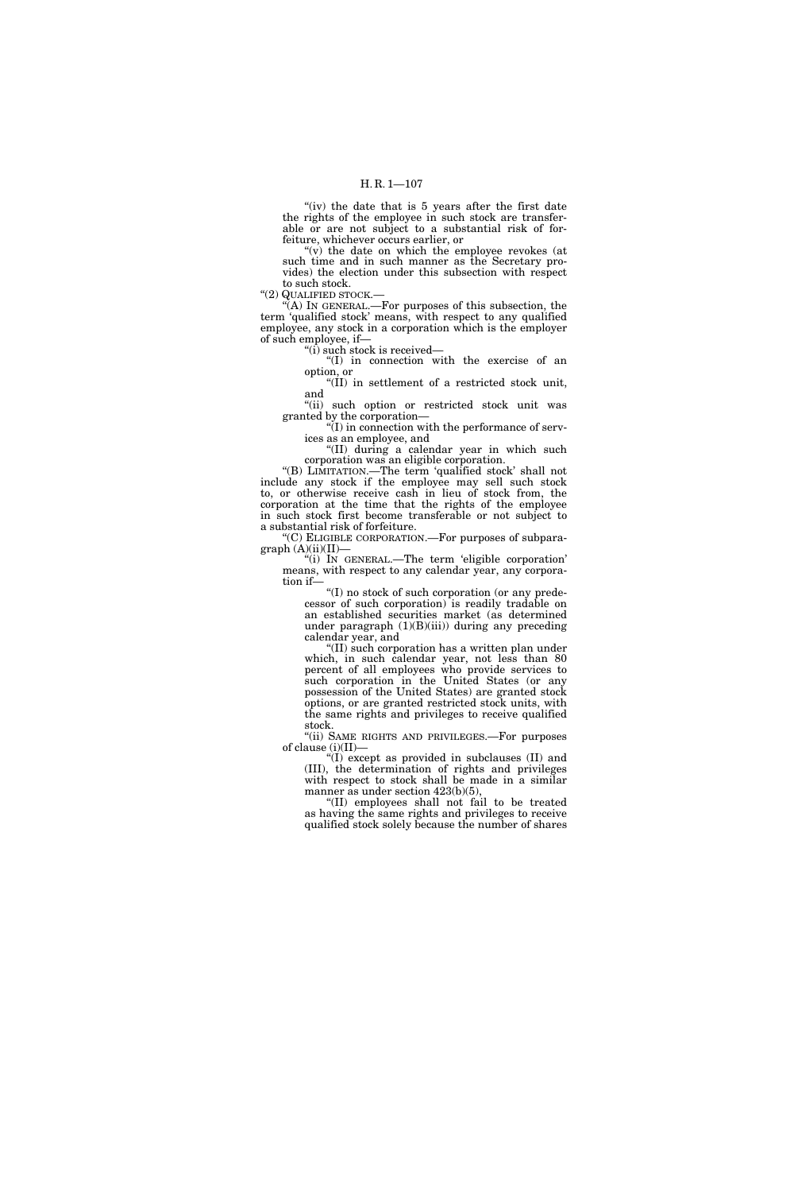"(iv) the date that is 5 years after the first date the rights of the employee in such stock are transferable or are not subject to a substantial risk of forfeiture, whichever occurs earlier, or

"(v) the date on which the employee revokes (at such time and in such manner as the Secretary provides) the election under this subsection with respect to such stock.

"(2) QUALIFIED STOCK.—

"(A) IN GENERAL.—For purposes of this subsection, the term 'qualified stock' means, with respect to any qualified employee, any stock in a corporation which is the employer of such employee, if—

"(i) such stock is received—

"(I) in connection with the exercise of an option, or

"(II) in settlement of a restricted stock unit, and

"(ii) such option or restricted stock unit was granted by the corporation—

"(I) in connection with the performance of services as an employee, and

"(II) during a calendar year in which such corporation was an eligible corporation.

"(B) LIMITATION.—The term 'qualified stock' shall not include any stock if the employee may sell such stock to, or otherwise receive cash in lieu of stock from, the corporation at the time that the rights of the employee in such stock first become transferable or not subject to a substantial risk of forfeiture.

"(C) ELIGIBLE CORPORATION.—For purposes of subparagraph (A)(ii)(II)—

"(i) IN GENERAL.—The term 'eligible corporation' means, with respect to any calendar year, any corporation if—

"(I) no stock of such corporation (or any predecessor of such corporation) is readily tradable on an established securities market (as determined under paragraph (1)(B)(iii)) during any preceding calendar year, and

"(II) such corporation has a written plan under which, in such calendar year, not less than 80 percent of all employees who provide services to such corporation in the United States (or any possession of the United States) are granted stock options, or are granted restricted stock units, with the same rights and privileges to receive qualified stock.

"(ii) SAME RIGHTS AND PRIVILEGES.—For purposes of clause (i)(II)—

"(I) except as provided in subclauses (II) and (III), the determination of rights and privileges with respect to stock shall be made in a similar manner as under section 423(b)(5),

"(II) employees shall not fail to be treated as having the same rights and privileges to receive qualified stock solely because the number of shares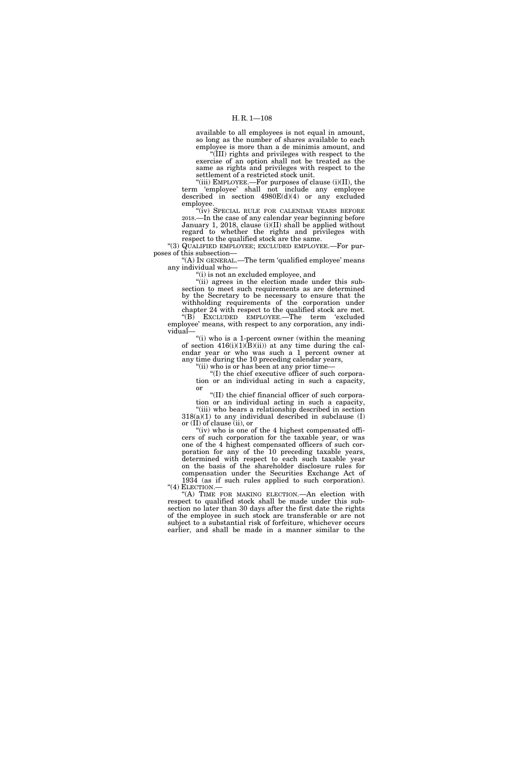available to all employees is not equal in amount, so long as the number of shares available to each employee is more than a de minimis amount, and

"(III) rights and privileges with respect to the exercise of an option shall not be treated as the same as rights and privileges with respect to the settlement of a restricted stock unit.

"(iii) EMPLOYEE.—For purposes of clause (i)(II), the term 'employee' shall not include any employee described in section 4980E(d)(4) or any excluded employee.

"(iv) SPECIAL RULE FOR CALENDAR YEARS BEFORE 2018.—In the case of any calendar year beginning before January 1, 2018, clause (i)(II) shall be applied without regard to whether the rights and privileges with respect to the qualified stock are the same.

"(3) QUALIFIED EMPLOYEE; EXCLUDED EMPLOYEE.—For purposes of this subsection—

"(A) IN GENERAL.—The term 'qualified employee' means any individual who—

"(i) is not an excluded employee, and

"(ii) agrees in the election made under this subsection to meet such requirements as are determined by the Secretary to be necessary to ensure that the withholding requirements of the corporation under chapter 24 with respect to the qualified stock are met.

"(B) EXCLUDED EMPLOYEE.—The term 'excluded employee' means, with respect to any corporation, any individual—

"(i) who is a 1-percent owner (within the meaning of section 416(i)(1)(B)(ii)) at any time during the calendar year or who was such a 1 percent owner at any time during the 10 preceding calendar years,

"(ii) who is or has been at any prior time—

"(I) the chief executive officer of such corporation or an individual acting in such a capacity, or

"(II) the chief financial officer of such corporation or an individual acting in such a capacity,

"(iii) who bears a relationship described in section 318(a)(1) to any individual described in subclause (I) or (II) of clause (ii), or

"(iv) who is one of the 4 highest compensated officers of such corporation for the taxable year, or was one of the 4 highest compensated officers of such corporation for any of the 10 preceding taxable years, determined with respect to each such taxable year on the basis of the shareholder disclosure rules for compensation under the Securities Exchange Act of 1934 (as if such rules applied to such corporation).

"(4) ELECTION.—

"(A) TIME FOR MAKING ELECTION.—An election with respect to qualified stock shall be made under this subsection no later than 30 days after the first date the rights of the employee in such stock are transferable or are not subject to a substantial risk of forfeiture, whichever occurs earlier, and shall be made in a manner similar to the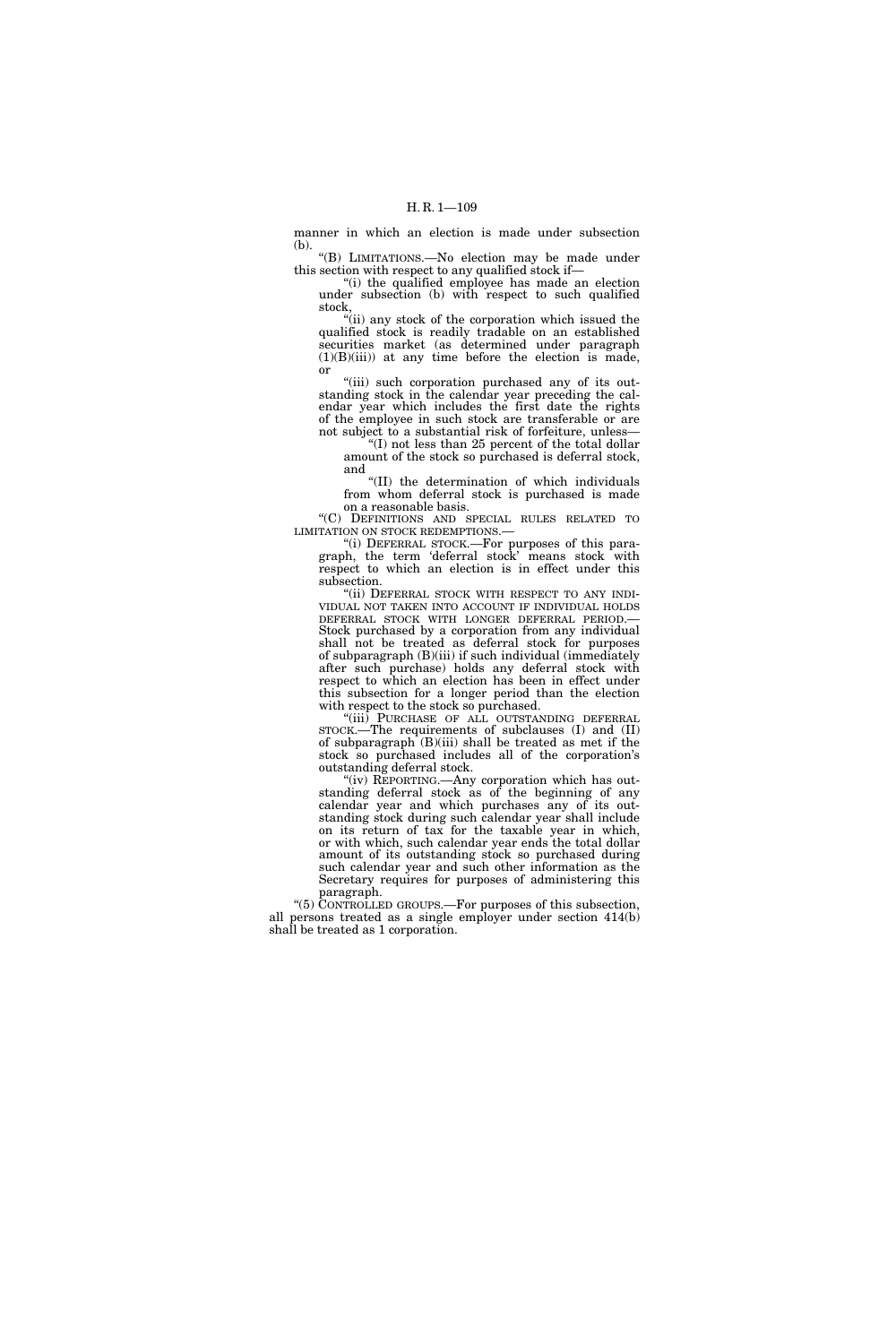manner in which an election is made under subsection (b).

"(B) LIMITATIONS.—No election may be made under this section with respect to any qualified stock if—

"(i) the qualified employee has made an election under subsection (b) with respect to such qualified stock,

"(ii) any stock of the corporation which issued the qualified stock is readily tradable on an established securities market (as determined under paragraph (1)(B)(iii)) at any time before the election is made, or

"(iii) such corporation purchased any of its outstanding stock in the calendar year preceding the calendar year which includes the first date the rights of the employee in such stock are transferable or are not subject to a substantial risk of forfeiture, unless—

"(I) not less than 25 percent of the total dollar amount of the stock so purchased is deferral stock, and

"(II) the determination of which individuals from whom deferral stock is purchased is made on a reasonable basis.

"(C) DEFINITIONS AND SPECIAL RULES RELATED TO LIMITATION ON STOCK REDEMPTIONS.—

"(i) DEFERRAL STOCK.—For purposes of this paragraph, the term 'deferral stock' means stock with respect to which an election is in effect under this subsection.

"(ii) DEFERRAL STOCK WITH RESPECT TO ANY INDIVIDUAL NOT TAKEN INTO ACCOUNT IF INDIVIDUAL HOLDS DEFERRAL STOCK WITH LONGER DEFERRAL PERIOD.—Stock purchased by a corporation from any individual shall not be treated as deferral stock for purposes of subparagraph (B)(iii) if such individual (immediately after such purchase) holds any deferral stock with respect to which an election has been in effect under this subsection for a longer period than the election with respect to the stock so purchased.

"(iii) PURCHASE OF ALL OUTSTANDING DEFERRAL STOCK.—The requirements of subclauses (I) and (II) of subparagraph (B)(iii) shall be treated as met if the stock so purchased includes all of the corporation's outstanding deferral stock.

"(iv) REPORTING.—Any corporation which has outstanding deferral stock as of the beginning of any calendar year and which purchases any of its outstanding stock during such calendar year shall include on its return of tax for the taxable year in which, or with which, such calendar year ends the total dollar amount of its outstanding stock so purchased during such calendar year and such other information as the Secretary requires for purposes of administering this paragraph.

"(5) CONTROLLED GROUPS.—For purposes of this subsection, all persons treated as a single employer under section 414(b) shall be treated as 1 corporation.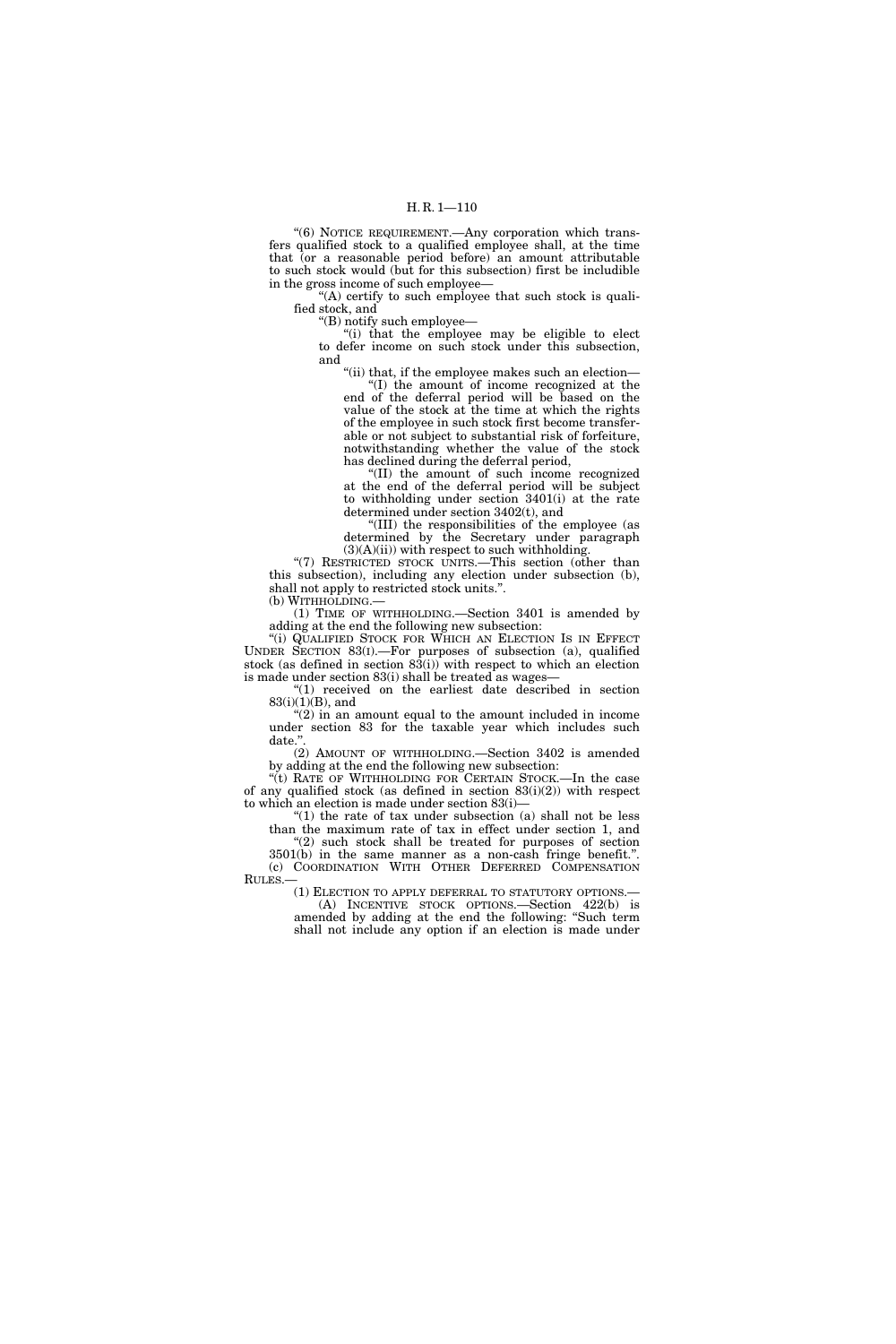"(6) NOTICE REQUIREMENT.—Any corporation which transfers qualified stock to a qualified employee shall, at the time that (or a reasonable period before) an amount attributable to such stock would (but for this subsection) first be includible in the gross income of such employee—

"(A) certify to such employee that such stock is qualified stock, and

"(B) notify such employee—

"(i) that the employee may be eligible to elect to defer income on such stock under this subsection, and

"(ii) that, if the employee makes such an election—

"(I) the amount of income recognized at the end of the deferral period will be based on the value of the stock at the time at which the rights of the employee in such stock first become transferable or not subject to substantial risk of forfeiture, notwithstanding whether the value of the stock has declined during the deferral period,

"(II) the amount of such income recognized at the end of the deferral period will be subject to withholding under section 3401(i) at the rate determined under section 3402(t), and

"(III) the responsibilities of the employee (as determined by the Secretary under paragraph (3)(A)(ii)) with respect to such withholding.

"(7) RESTRICTED STOCK UNITS.—This section (other than this subsection), including any election under subsection (b), shall not apply to restricted stock units.".

(b) WITHHOLDING.—

(1) TIME OF WITHHOLDING.—Section 3401 is amended by adding at the end the following new subsection:

"(i) QUALIFIED STOCK FOR WHICH AN ELECTION IS IN EFFECT UNDER SECTION 83(I).—For purposes of subsection (a), qualified stock (as defined in section 83(i)) with respect to which an election is made under section 83(i) shall be treated as wages—

"(1) received on the earliest date described in section 83(i)(1)(B), and

"(2) in an amount equal to the amount included in income under section 83 for the taxable year which includes such date.".

(2) AMOUNT OF WITHHOLDING.—Section 3402 is amended by adding at the end the following new subsection:

"(t) RATE OF WITHHOLDING FOR CERTAIN STOCK.—In the case of any qualified stock (as defined in section 83(i)(2)) with respect to which an election is made under section 83(i)—

"(1) the rate of tax under subsection (a) shall not be less than the maximum rate of tax in effect under section 1, and

"(2) such stock shall be treated for purposes of section 3501(b) in the same manner as a non-cash fringe benefit.".

(c) COORDINATION WITH OTHER DEFERRED COMPENSATION RULES.—

(1) ELECTION TO APPLY DEFERRAL TO STATUTORY OPTIONS.—

(A) INCENTIVE STOCK OPTIONS.—Section 422(b) is amended by adding at the end the following: "Such term shall not include any option if an election is made under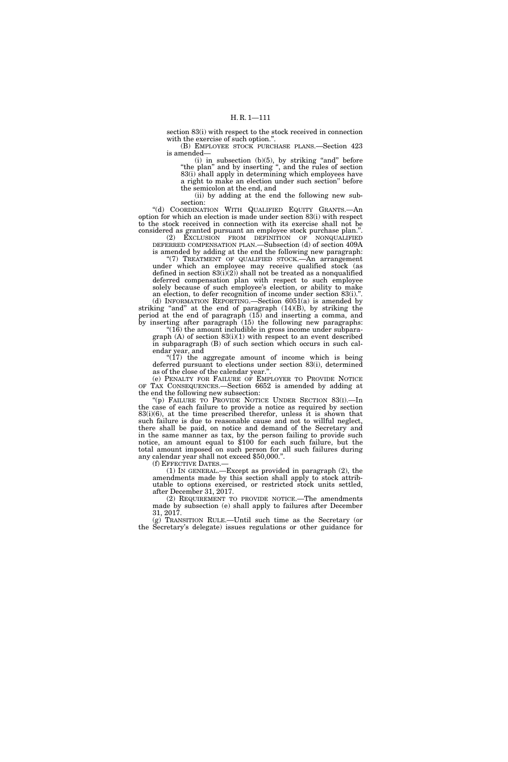section 83(i) with respect to the stock received in connection with the exercise of such option.".

(B) EMPLOYEE STOCK PURCHASE PLANS.—Section 423 is amended—

(i) in subsection (b)(5), by striking "and" before "the plan" and by inserting ", and the rules of section 83(i) shall apply in determining which employees have a right to make an election under such section" before the semicolon at the end, and

(ii) by adding at the end the following new subsection:

"(d) COORDINATION WITH QUALIFIED EQUITY GRANTS.—An option for which an election is made under section 83(i) with respect to the stock received in connection with its exercise shall not be considered as granted pursuant an employee stock purchase plan.".

(2) EXCLUSION FROM DEFINITION OF NONQUALIFIED DEFERRED COMPENSATION PLAN.—Subsection (d) of section 409A is amended by adding at the end the following new paragraph:

"(7) TREATMENT OF QUALIFIED STOCK.—An arrangement under which an employee may receive qualified stock (as defined in section 83(i)(2)) shall not be treated as a nonqualified deferred compensation plan with respect to such employee solely because of such employee's election, or ability to make an election, to defer recognition of income under section 83(i).".

(d) INFORMATION REPORTING.—Section 6051(a) is amended by striking "and" at the end of paragraph (14)(B), by striking the period at the end of paragraph (15) and inserting a comma, and by inserting after paragraph (15) the following new paragraphs:

"(16) the amount includible in gross income under subparagraph (A) of section 83(i)(1) with respect to an event described in subparagraph (B) of such section which occurs in such calendar year, and

"(17) the aggregate amount of income which is being deferred pursuant to elections under section 83(i), determined as of the close of the calendar year.".

(e) PENALTY FOR FAILURE OF EMPLOYER TO PROVIDE NOTICE OF TAX CONSEQUENCES.—Section 6652 is amended by adding at the end the following new subsection:

"(p) FAILURE TO PROVIDE NOTICE UNDER SECTION 83(I).—In the case of each failure to provide a notice as required by section 83(i)(6), at the time prescribed therefor, unless it is shown that such failure is due to reasonable cause and not to willful neglect, there shall be paid, on notice and demand of the Secretary and in the same manner as tax, by the person failing to provide such notice, an amount equal to $100 for each such failure, but the total amount imposed on such person for all such failures during any calendar year shall not exceed $50,000.".

(f) EFFECTIVE DATES.—

(1) IN GENERAL.—Except as provided in paragraph (2), the amendments made by this section shall apply to stock attributable to options exercised, or restricted stock units settled, after December 31, 2017.

(2) REQUIREMENT TO PROVIDE NOTICE.—The amendments made by subsection (e) shall apply to failures after December 31, 2017.

(g) TRANSITION RULE.—Until such time as the Secretary (or the Secretary's delegate) issues regulations or other guidance for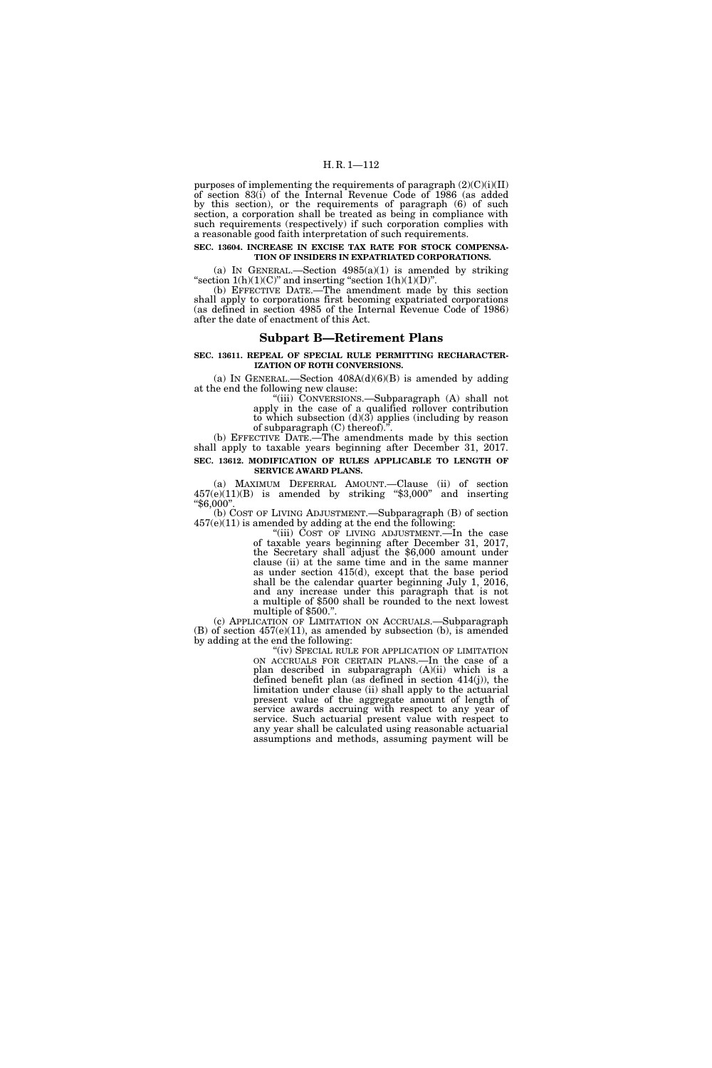purposes of implementing the requirements of paragraph (2)(C)(i)(II) of section 83(i) of the Internal Revenue Code of 1986 (as added by this section), or the requirements of paragraph (6) of such section, a corporation shall be treated as being in compliance with such requirements (respectively) if such corporation complies with a reasonable good faith interpretation of such requirements.

**SEC. 13604. INCREASE IN EXCISE TAX RATE FOR STOCK COMPENSATION OF INSIDERS IN EXPATRIATED CORPORATIONS.**

(a) IN GENERAL.—Section 4985(a)(1) is amended by striking "section 1(h)(1)(C)" and inserting "section 1(h)(1)(D)".

(b) EFFECTIVE DATE.—The amendment made by this section shall apply to corporations first becoming expatriated corporations (as defined in section 4985 of the Internal Revenue Code of 1986) after the date of enactment of this Act.

## Subpart B—Retirement Plans

**SEC. 13611. REPEAL OF SPECIAL RULE PERMITTING RECHARACTERIZATION OF ROTH CONVERSIONS.**

(a) IN GENERAL.—Section 408A(d)(6)(B) is amended by adding at the end the following new clause:

"(iii) CONVERSIONS.—Subparagraph (A) shall not apply in the case of a qualified rollover contribution to which subsection (d)(3) applies (including by reason of subparagraph (C) thereof).".

(b) EFFECTIVE DATE.—The amendments made by this section shall apply to taxable years beginning after December 31, 2017.

**SEC. 13612. MODIFICATION OF RULES APPLICABLE TO LENGTH OF SERVICE AWARD PLANS.**

(a) MAXIMUM DEFERRAL AMOUNT.—Clause (ii) of section 457(e)(11)(B) is amended by striking "$3,000" and inserting "$6,000".

(b) COST OF LIVING ADJUSTMENT.—Subparagraph (B) of section 457(e)(11) is amended by adding at the end the following:

"(iii) COST OF LIVING ADJUSTMENT.—In the case of taxable years beginning after December 31, 2017, the Secretary shall adjust the $6,000 amount under clause (ii) at the same time and in the same manner as under section 415(d), except that the base period shall be the calendar quarter beginning July 1, 2016, and any increase under this paragraph that is not a multiple of $500 shall be rounded to the next lowest multiple of $500.".

(c) APPLICATION OF LIMITATION ON ACCRUALS.—Subparagraph (B) of section 457(e)(11), as amended by subsection (b), is amended by adding at the end the following:

"(iv) SPECIAL RULE FOR APPLICATION OF LIMITATION ON ACCRUALS FOR CERTAIN PLANS.—In the case of a plan described in subparagraph (A)(ii) which is a defined benefit plan (as defined in section 414(j)), the limitation under clause (ii) shall apply to the actuarial present value of the aggregate amount of length of service awards accruing with respect to any year of service. Such actuarial present value with respect to any year shall be calculated using reasonable actuarial assumptions and methods, assuming payment will be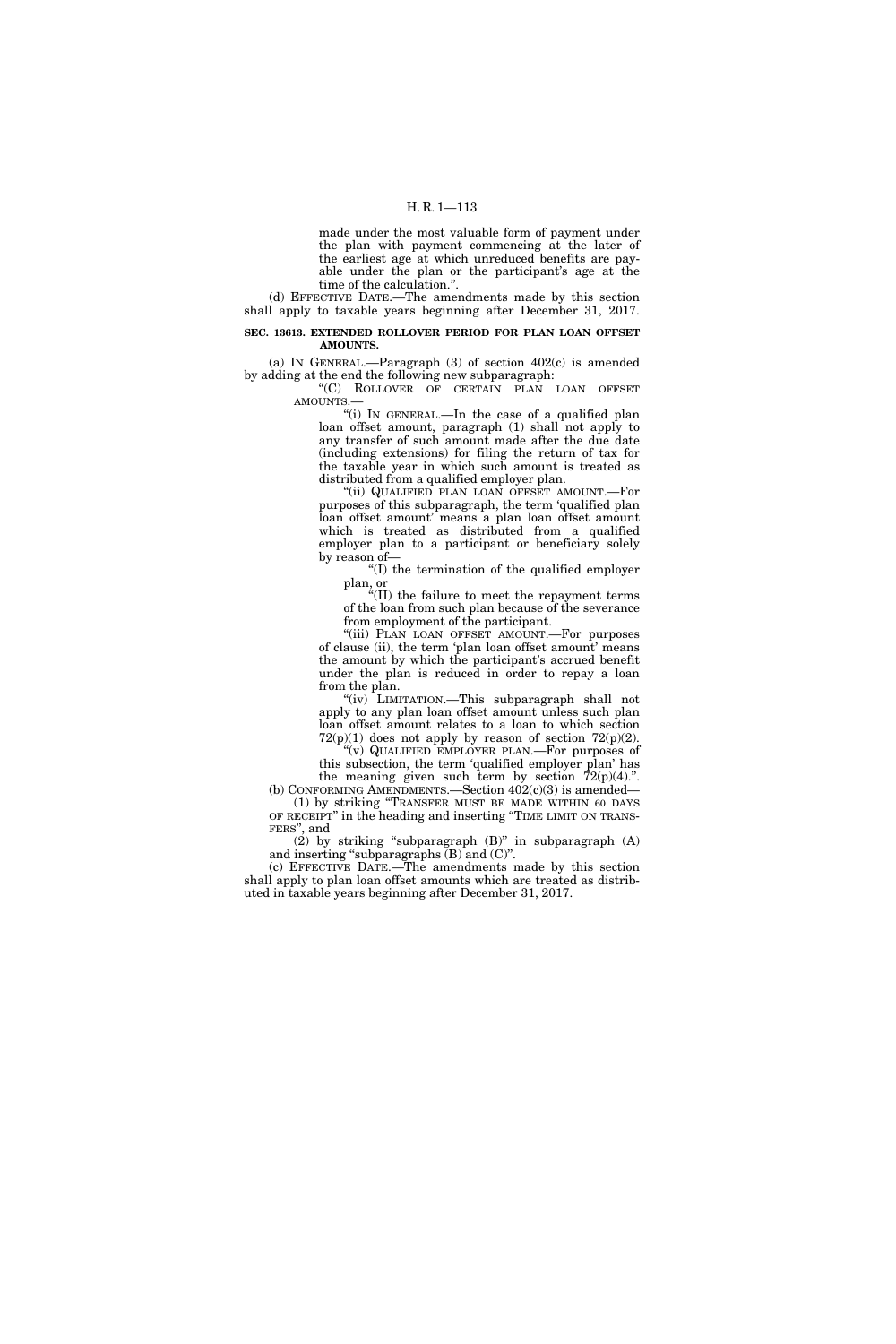made under the most valuable form of payment under the plan with payment commencing at the later of the earliest age at which unreduced benefits are payable under the plan or the participant's age at the time of the calculation.".

(d) EFFECTIVE DATE.—The amendments made by this section shall apply to taxable years beginning after December 31, 2017.

**SEC. 13613. EXTENDED ROLLOVER PERIOD FOR PLAN LOAN OFFSET AMOUNTS.**

(a) IN GENERAL.—Paragraph (3) of section 402(c) is amended by adding at the end the following new subparagraph:

"(C) ROLLOVER OF CERTAIN PLAN LOAN OFFSET AMOUNTS.—

"(i) IN GENERAL.—In the case of a qualified plan loan offset amount, paragraph (1) shall not apply to any transfer of such amount made after the due date (including extensions) for filing the return of tax for the taxable year in which such amount is treated as distributed from a qualified employer plan.

"(ii) QUALIFIED PLAN LOAN OFFSET AMOUNT.—For purposes of this subparagraph, the term 'qualified plan loan offset amount' means a plan loan offset amount which is treated as distributed from a qualified employer plan to a participant or beneficiary solely by reason of—

"(I) the termination of the qualified employer plan, or

"(II) the failure to meet the repayment terms of the loan from such plan because of the severance from employment of the participant.

"(iii) PLAN LOAN OFFSET AMOUNT.—For purposes of clause (ii), the term 'plan loan offset amount' means the amount by which the participant's accrued benefit under the plan is reduced in order to repay a loan from the plan.

"(iv) LIMITATION.—This subparagraph shall not apply to any plan loan offset amount unless such plan loan offset amount relates to a loan to which section 72(p)(1) does not apply by reason of section 72(p)(2).

"(v) QUALIFIED EMPLOYER PLAN.—For purposes of this subsection, the term 'qualified employer plan' has the meaning given such term by section 72(p)(4).".

(b) CONFORMING AMENDMENTS.—Section 402(c)(3) is amended—

(1) by striking "TRANSFER MUST BE MADE WITHIN 60 DAYS OF RECEIPT" in the heading and inserting "TIME LIMIT ON TRANSFERS", and

(2) by striking "subparagraph (B)" in subparagraph (A) and inserting "subparagraphs (B) and (C)".

(c) EFFECTIVE DATE.—The amendments made by this section shall apply to plan loan offset amounts which are treated as distributed in taxable years beginning after December 31, 2017.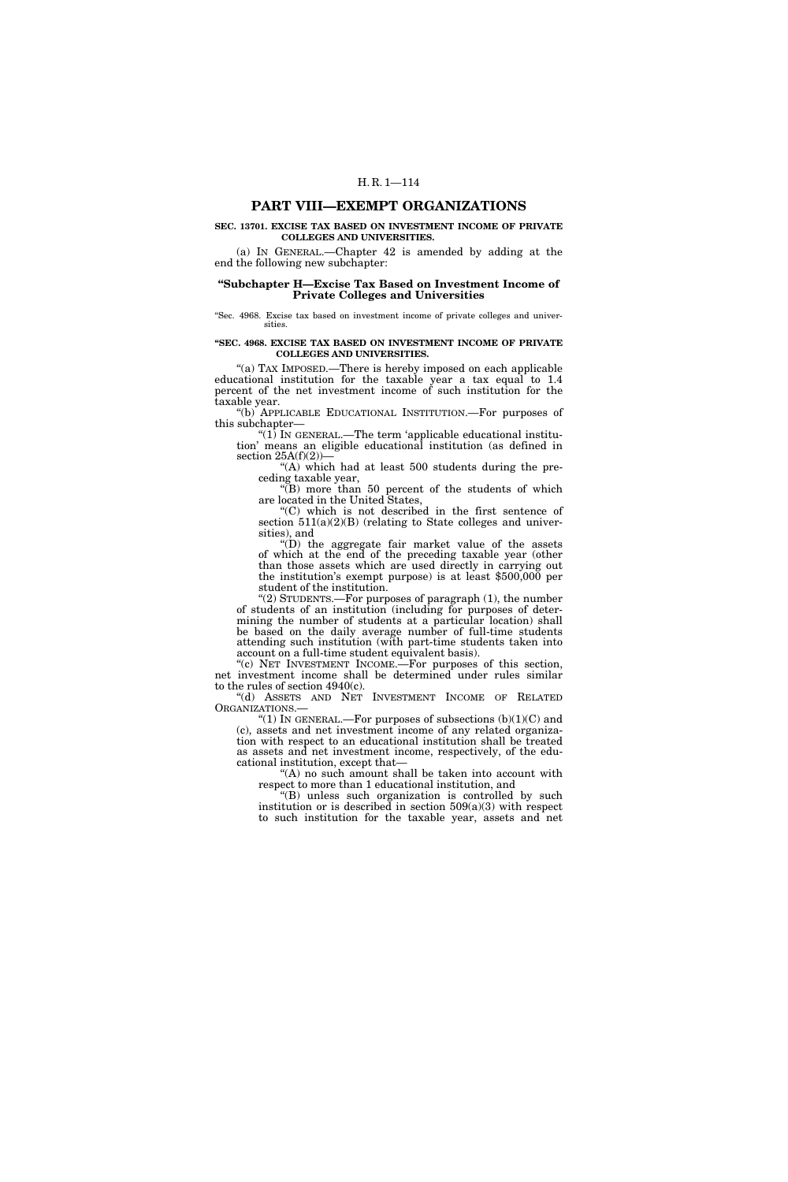## PART VIII—EXEMPT ORGANIZATIONS

**SEC. 13701. EXCISE TAX BASED ON INVESTMENT INCOME OF PRIVATE COLLEGES AND UNIVERSITIES.**

(a) IN GENERAL.—Chapter 42 is amended by adding at the end the following new subchapter:

### "Subchapter H—Excise Tax Based on Investment Income of Private Colleges and Universities

"Sec. 4968. Excise tax based on investment income of private colleges and universities.

**"SEC. 4968. EXCISE TAX BASED ON INVESTMENT INCOME OF PRIVATE COLLEGES AND UNIVERSITIES.**

"(a) TAX IMPOSED.—There is hereby imposed on each applicable educational institution for the taxable year a tax equal to 1.4 percent of the net investment income of such institution for the taxable year.

"(b) APPLICABLE EDUCATIONAL INSTITUTION.—For purposes of this subchapter—

"(1) IN GENERAL.—The term 'applicable educational institution' means an eligible educational institution (as defined in section 25A(f)(2))—

"(A) which had at least 500 students during the preceding taxable year,

"(B) more than 50 percent of the students of which are located in the United States,

"(C) which is not described in the first sentence of section 511(a)(2)(B) (relating to State colleges and universities), and

"(D) the aggregate fair market value of the assets of which at the end of the preceding taxable year (other than those assets which are used directly in carrying out the institution's exempt purpose) is at least $500,000 per student of the institution.

"(2) STUDENTS.—For purposes of paragraph (1), the number of students of an institution (including for purposes of determining the number of students at a particular location) shall be based on the daily average number of full-time students attending such institution (with part-time students taken into account on a full-time student equivalent basis).

"(c) NET INVESTMENT INCOME.—For purposes of this section, net investment income shall be determined under rules similar to the rules of section 4940(c).

"(d) ASSETS AND NET INVESTMENT INCOME OF RELATED ORGANIZATIONS.—

"(1) IN GENERAL.—For purposes of subsections (b)(1)(C) and (c), assets and net investment income of any related organization with respect to an educational institution shall be treated as assets and net investment income, respectively, of the educational institution, except that—

"(A) no such amount shall be taken into account with respect to more than 1 educational institution, and

"(B) unless such organization is controlled by such institution or is described in section 509(a)(3) with respect to such institution for the taxable year, assets and net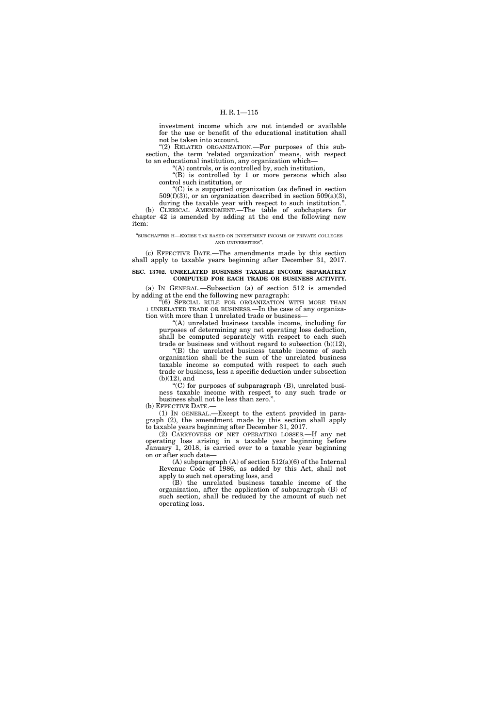investment income which are not intended or available for the use or benefit of the educational institution shall not be taken into account.

"(2) RELATED ORGANIZATION.—For purposes of this subsection, the term 'related organization' means, with respect to an educational institution, any organization which—

"(A) controls, or is controlled by, such institution,

"(B) is controlled by 1 or more persons which also control such institution, or

"(C) is a supported organization (as defined in section 509(f)(3)), or an organization described in section 509(a)(3), during the taxable year with respect to such institution.".

(b) CLERICAL AMENDMENT.—The table of subchapters for chapter 42 is amended by adding at the end the following new item:

"SUBCHAPTER H—EXCISE TAX BASED ON INVESTMENT INCOME OF PRIVATE COLLEGES AND UNIVERSITIES".

(c) EFFECTIVE DATE.—The amendments made by this section shall apply to taxable years beginning after December 31, 2017.

**SEC. 13702. UNRELATED BUSINESS TAXABLE INCOME SEPARATELY COMPUTED FOR EACH TRADE OR BUSINESS ACTIVITY.**

(a) IN GENERAL.—Subsection (a) of section 512 is amended by adding at the end the following new paragraph:

"(6) SPECIAL RULE FOR ORGANIZATION WITH MORE THAN 1 UNRELATED TRADE OR BUSINESS.—In the case of any organization with more than 1 unrelated trade or business—

"(A) unrelated business taxable income, including for purposes of determining any net operating loss deduction, shall be computed separately with respect to each such trade or business and without regard to subsection (b)(12),

"(B) the unrelated business taxable income of such organization shall be the sum of the unrelated business taxable income so computed with respect to each such trade or business, less a specific deduction under subsection (b)(12), and

"(C) for purposes of subparagraph (B), unrelated business taxable income with respect to any such trade or business shall not be less than zero.".

(b) EFFECTIVE DATE.—

(1) IN GENERAL.—Except to the extent provided in paragraph (2), the amendment made by this section shall apply to taxable years beginning after December 31, 2017.

(2) CARRYOVERS OF NET OPERATING LOSSES.—If any net operating loss arising in a taxable year beginning before January 1, 2018, is carried over to a taxable year beginning on or after such date—

(A) subparagraph (A) of section 512(a)(6) of the Internal Revenue Code of 1986, as added by this Act, shall not apply to such net operating loss, and

(B) the unrelated business taxable income of the organization, after the application of subparagraph (B) of such section, shall be reduced by the amount of such net operating loss.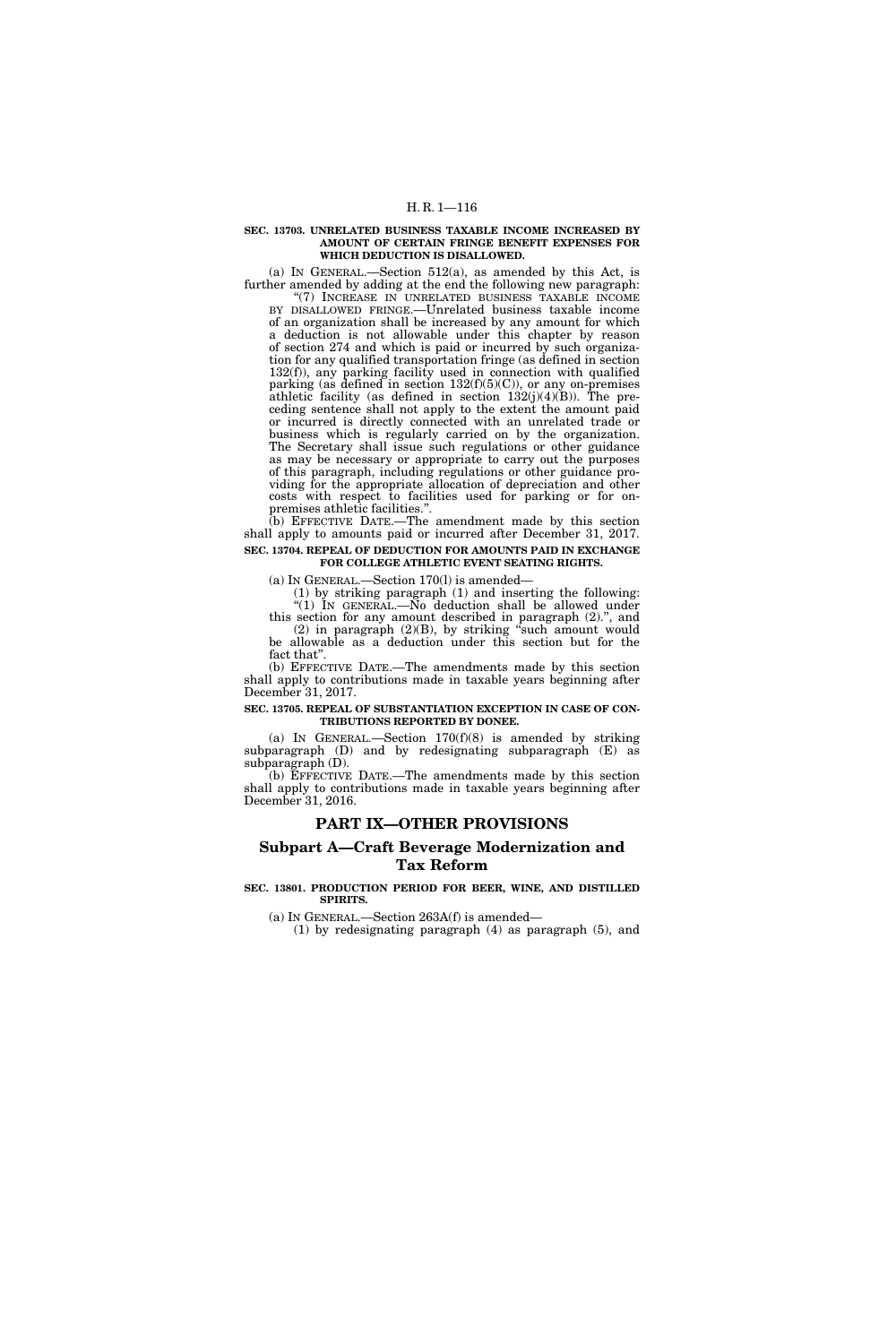**SEC. 13703. UNRELATED BUSINESS TAXABLE INCOME INCREASED BY AMOUNT OF CERTAIN FRINGE BENEFIT EXPENSES FOR WHICH DEDUCTION IS DISALLOWED.**

(a) IN GENERAL.—Section 512(a), as amended by this Act, is further amended by adding at the end the following new paragraph:

"(7) INCREASE IN UNRELATED BUSINESS TAXABLE INCOME BY DISALLOWED FRINGE.—Unrelated business taxable income of an organization shall be increased by any amount for which a deduction is not allowable under this chapter by reason of section 274 and which is paid or incurred by such organization for any qualified transportation fringe (as defined in section 132(f)), any parking facility used in connection with qualified parking (as defined in section 132(f)(5)(C)), or any on-premises athletic facility (as defined in section 132(j)(4)(B)). The preceding sentence shall not apply to the extent the amount paid or incurred is directly connected with an unrelated trade or business which is regularly carried on by the organization. The Secretary shall issue such regulations or other guidance as may be necessary or appropriate to carry out the purposes of this paragraph, including regulations or other guidance providing for the appropriate allocation of depreciation and other costs with respect to facilities used for parking or for on-premises athletic facilities.".

(b) EFFECTIVE DATE.—The amendment made by this section shall apply to amounts paid or incurred after December 31, 2017.

**SEC. 13704. REPEAL OF DEDUCTION FOR AMOUNTS PAID IN EXCHANGE FOR COLLEGE ATHLETIC EVENT SEATING RIGHTS.**

(a) IN GENERAL.—Section 170(l) is amended—

(1) by striking paragraph (1) and inserting the following:

"(1) IN GENERAL.—No deduction shall be allowed under this section for any amount described in paragraph (2).", and

(2) in paragraph (2)(B), by striking "such amount would be allowable as a deduction under this section but for the fact that".

(b) EFFECTIVE DATE.—The amendments made by this section shall apply to contributions made in taxable years beginning after December 31, 2017.

**SEC. 13705. REPEAL OF SUBSTANTIATION EXCEPTION IN CASE OF CONTRIBUTIONS REPORTED BY DONEE.**

(a) IN GENERAL.—Section 170(f)(8) is amended by striking subparagraph (D) and by redesignating subparagraph (E) as subparagraph (D).

(b) EFFECTIVE DATE.—The amendments made by this section shall apply to contributions made in taxable years beginning after December 31, 2016.

## PART IX—OTHER PROVISIONS

### Subpart A—Craft Beverage Modernization and Tax Reform

**SEC. 13801. PRODUCTION PERIOD FOR BEER, WINE, AND DISTILLED SPIRITS.**

(a) IN GENERAL.—Section 263A(f) is amended—

(1) by redesignating paragraph (4) as paragraph (5), and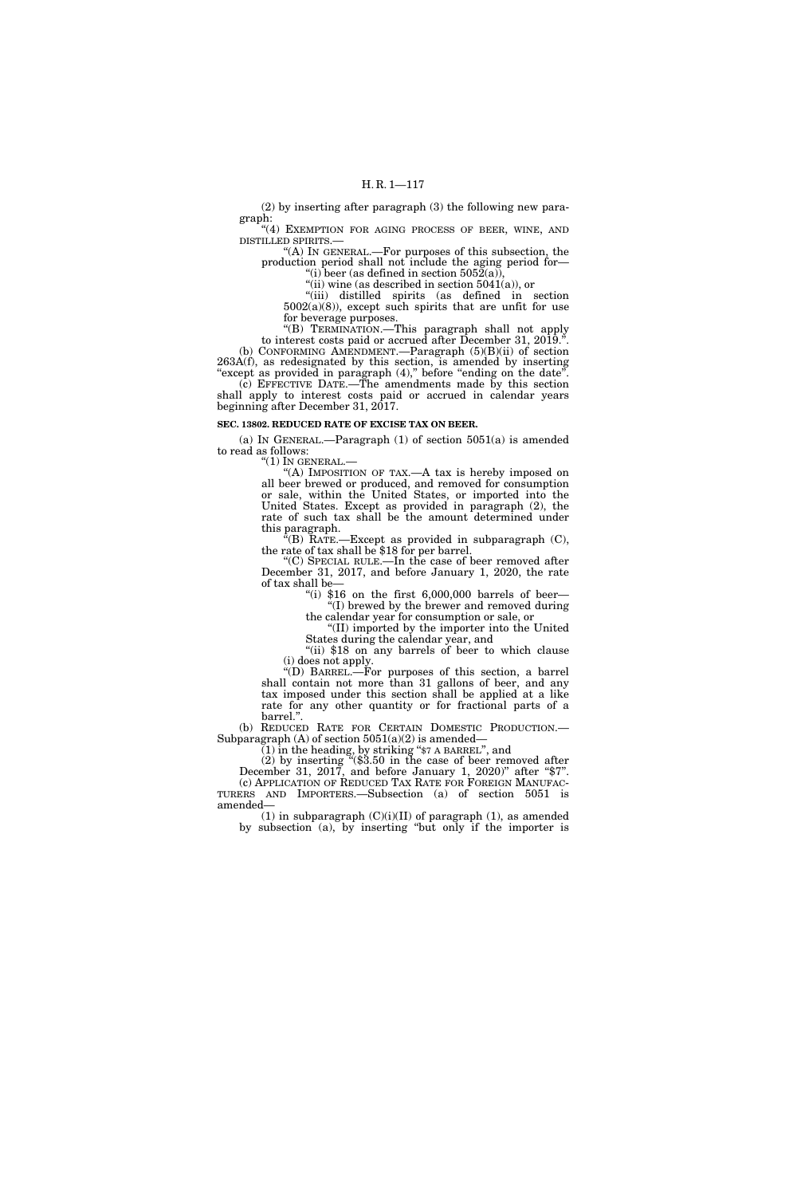(2) by inserting after paragraph (3) the following new paragraph:

"(4) EXEMPTION FOR AGING PROCESS OF BEER, WINE, AND DISTILLED SPIRITS.—

"(A) IN GENERAL.—For purposes of this subsection, the production period shall not include the aging period for—

"(i) beer (as defined in section 5052(a)),

"(ii) wine (as described in section 5041(a)), or

"(iii) distilled spirits (as defined in section 5002(a)(8)), except such spirits that are unfit for use for beverage purposes.

"(B) TERMINATION.—This paragraph shall not apply to interest costs paid or accrued after December 31, 2019.".

(b) CONFORMING AMENDMENT.—Paragraph (5)(B)(ii) of section 263A(f), as redesignated by this section, is amended by inserting "except as provided in paragraph (4)," before "ending on the date".

(c) EFFECTIVE DATE.—The amendments made by this section shall apply to interest costs paid or accrued in calendar years beginning after December 31, 2017.

**SEC. 13802. REDUCED RATE OF EXCISE TAX ON BEER.**

(a) IN GENERAL.—Paragraph (1) of section 5051(a) is amended to read as follows:

"(1) IN GENERAL.—

"(A) IMPOSITION OF TAX.—A tax is hereby imposed on all beer brewed or produced, and removed for consumption or sale, within the United States, or imported into the United States. Except as provided in paragraph (2), the rate of such tax shall be the amount determined under this paragraph.

"(B) RATE.—Except as provided in subparagraph (C), the rate of tax shall be $18 for per barrel.

"(C) SPECIAL RULE.—In the case of beer removed after December 31, 2017, and before January 1, 2020, the rate of tax shall be—

"(i) $16 on the first 6,000,000 barrels of beer—

"(I) brewed by the brewer and removed during the calendar year for consumption or sale, or

"(II) imported by the importer into the United States during the calendar year, and

"(ii) $18 on any barrels of beer to which clause (i) does not apply.

"(D) BARREL.—For purposes of this section, a barrel shall contain not more than 31 gallons of beer, and any tax imposed under this section shall be applied at a like rate for any other quantity or for fractional parts of a barrel.".

(b) REDUCED RATE FOR CERTAIN DOMESTIC PRODUCTION.—Subparagraph (A) of section 5051(a)(2) is amended—

(1) in the heading, by striking "$7 A BARREL", and

(2) by inserting "($3.50 in the case of beer removed after December 31, 2017, and before January 1, 2020)" after "$7".

(c) APPLICATION OF REDUCED TAX RATE FOR FOREIGN MANUFACTURERS AND IMPORTERS.—Subsection (a) of section 5051 is amended—

(1) in subparagraph (C)(i)(II) of paragraph (1), as amended by subsection (a), by inserting "but only if the importer is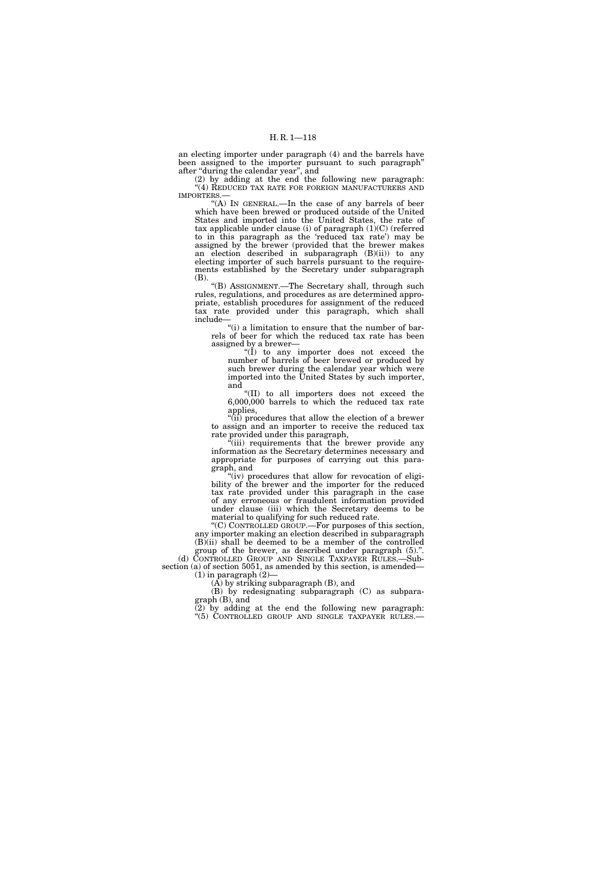an electing importer under paragraph (4) and the barrels have been assigned to the importer pursuant to such paragraph" after "during the calendar year", and

(2) by adding at the end the following new paragraph:

"(4) REDUCED TAX RATE FOR FOREIGN MANUFACTURERS AND IMPORTERS.—

"(A) IN GENERAL.—In the case of any barrels of beer which have been brewed or produced outside of the United States and imported into the United States, the rate of tax applicable under clause (i) of paragraph (1)(C) (referred to in this paragraph as the 'reduced tax rate') may be assigned by the brewer (provided that the brewer makes an election described in subparagraph (B)(ii)) to any electing importer of such barrels pursuant to the requirements established by the Secretary under subparagraph (B).

"(B) ASSIGNMENT.—The Secretary shall, through such rules, regulations, and procedures as are determined appropriate, establish procedures for assignment of the reduced tax rate provided under this paragraph, which shall include—

"(i) a limitation to ensure that the number of barrels of beer for which the reduced tax rate has been assigned by a brewer—

"(I) to any importer does not exceed the number of barrels of beer brewed or produced by such brewer during the calendar year which were imported into the United States by such importer, and

"(II) to all importers does not exceed the 6,000,000 barrels to which the reduced tax rate applies,

"(ii) procedures that allow the election of a brewer to assign and an importer to receive the reduced tax rate provided under this paragraph,

"(iii) requirements that the brewer provide any information as the Secretary determines necessary and appropriate for purposes of carrying out this paragraph, and

"(iv) procedures that allow for revocation of eligibility of the brewer and the importer for the reduced tax rate provided under this paragraph in the case of any erroneous or fraudulent information provided under clause (iii) which the Secretary deems to be material to qualifying for such reduced rate.

"(C) CONTROLLED GROUP.—For purposes of this section, any importer making an election described in subparagraph (B)(ii) shall be deemed to be a member of the controlled group of the brewer, as described under paragraph (5).".

(d) CONTROLLED GROUP AND SINGLE TAXPAYER RULES.—Subsection (a) of section 5051, as amended by this section, is amended—

(1) in paragraph (2)—

(A) by striking subparagraph (B), and

(B) by redesignating subparagraph (C) as subparagraph (B), and

(2) by adding at the end the following new paragraph:

"(5) CONTROLLED GROUP AND SINGLE TAXPAYER RULES.—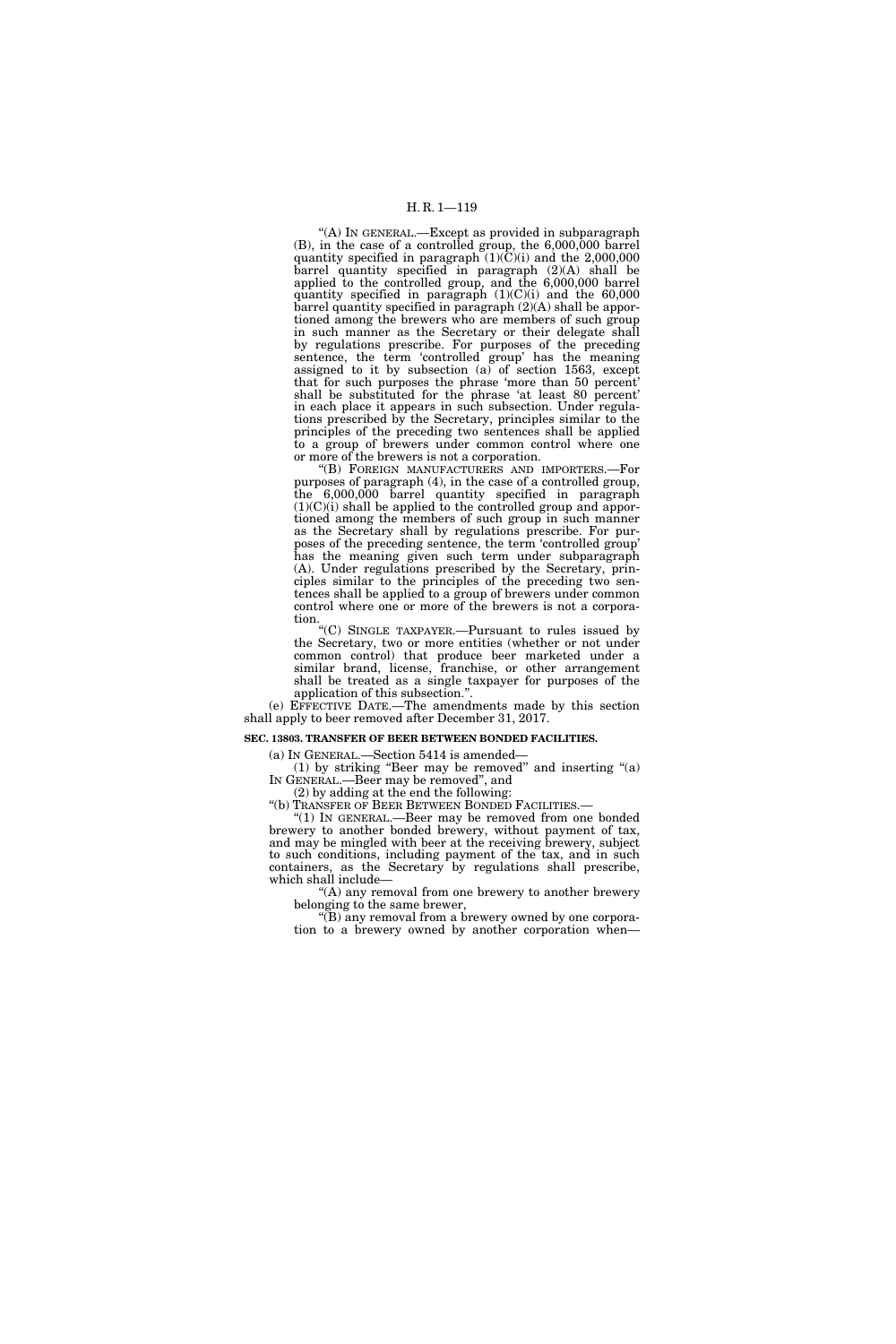"(A) IN GENERAL.—Except as provided in subparagraph (B), in the case of a controlled group, the 6,000,000 barrel quantity specified in paragraph (1)(C)(i) and the 2,000,000 barrel quantity specified in paragraph (2)(A) shall be applied to the controlled group, and the 6,000,000 barrel quantity specified in paragraph (1)(C)(i) and the 60,000 barrel quantity specified in paragraph (2)(A) shall be apportioned among the brewers who are members of such group in such manner as the Secretary or their delegate shall by regulations prescribe. For purposes of the preceding sentence, the term 'controlled group' has the meaning assigned to it by subsection (a) of section 1563, except that for such purposes the phrase 'more than 50 percent' shall be substituted for the phrase 'at least 80 percent' in each place it appears in such subsection. Under regulations prescribed by the Secretary, principles similar to the principles of the preceding two sentences shall be applied to a group of brewers under common control where one or more of the brewers is not a corporation.

"(B) FOREIGN MANUFACTURERS AND IMPORTERS.—For purposes of paragraph (4), in the case of a controlled group, the 6,000,000 barrel quantity specified in paragraph (1)(C)(i) shall be applied to the controlled group and apportioned among the members of such group in such manner as the Secretary shall by regulations prescribe. For purposes of the preceding sentence, the term 'controlled group' has the meaning given such term under subparagraph (A). Under regulations prescribed by the Secretary, principles similar to the principles of the preceding two sentences shall be applied to a group of brewers under common control where one or more of the brewers is not a corporation.

"(C) SINGLE TAXPAYER.—Pursuant to rules issued by the Secretary, two or more entities (whether or not under common control) that produce beer marketed under a similar brand, license, franchise, or other arrangement shall be treated as a single taxpayer for purposes of the application of this subsection.".

(e) EFFECTIVE DATE.—The amendments made by this section shall apply to beer removed after December 31, 2017.

**SEC. 13803. TRANSFER OF BEER BETWEEN BONDED FACILITIES.**

(a) IN GENERAL.—Section 5414 is amended—

(1) by striking "Beer may be removed" and inserting "(a) IN GENERAL.—Beer may be removed", and

(2) by adding at the end the following:

"(b) TRANSFER OF BEER BETWEEN BONDED FACILITIES.—

"(1) IN GENERAL.—Beer may be removed from one bonded brewery to another bonded brewery, without payment of tax, and may be mingled with beer at the receiving brewery, subject to such conditions, including payment of the tax, and in such containers, as the Secretary by regulations shall prescribe, which shall include—

"(A) any removal from one brewery to another brewery belonging to the same brewer,

"(B) any removal from a brewery owned by one corporation to a brewery owned by another corporation when—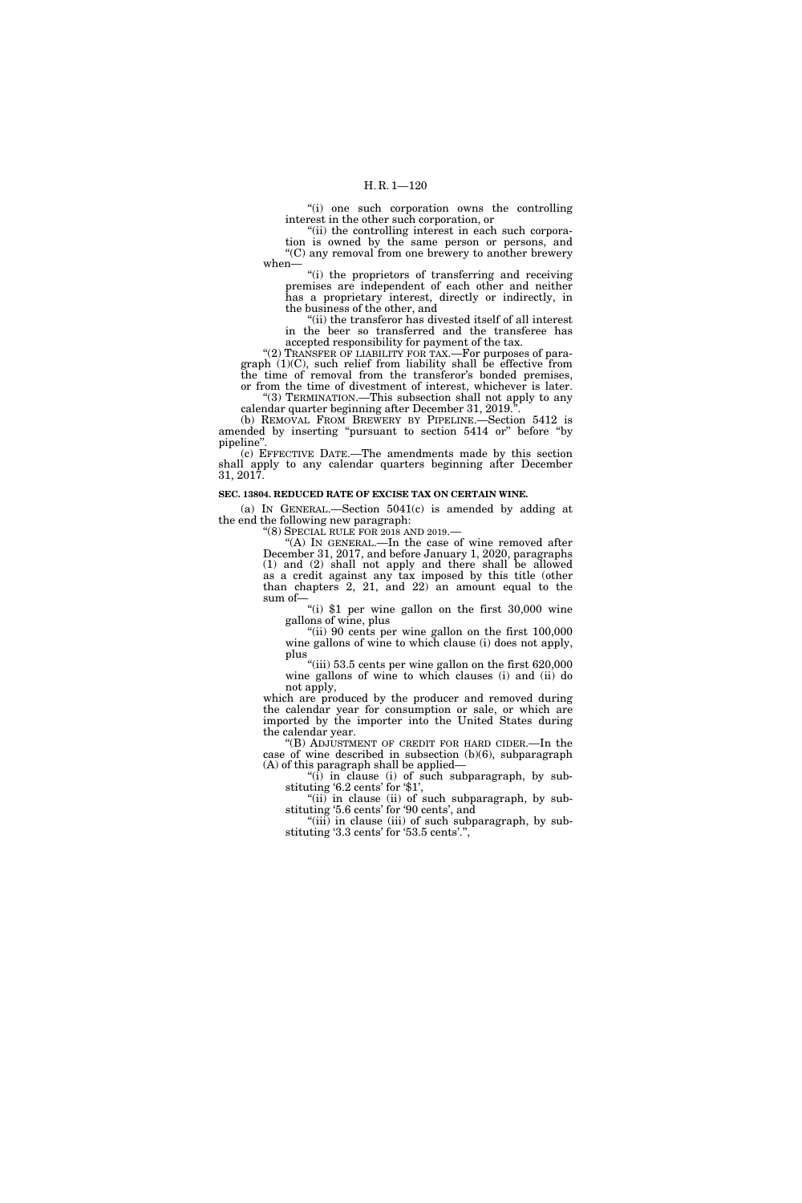"(i) one such corporation owns the controlling interest in the other such corporation, or

"(ii) the controlling interest in each such corporation is owned by the same person or persons, and

"(C) any removal from one brewery to another brewery when—

"(i) the proprietors of transferring and receiving premises are independent of each other and neither has a proprietary interest, directly or indirectly, in the business of the other, and

"(ii) the transferor has divested itself of all interest in the beer so transferred and the transferee has accepted responsibility for payment of the tax.

"(2) TRANSFER OF LIABILITY FOR TAX.—For purposes of paragraph (1)(C), such relief from liability shall be effective from the time of removal from the transferor's bonded premises, or from the time of divestment of interest, whichever is later.

"(3) TERMINATION.—This subsection shall not apply to any calendar quarter beginning after December 31, 2019.".

(b) REMOVAL FROM BREWERY BY PIPELINE.—Section 5412 is amended by inserting "pursuant to section 5414 or" before "by pipeline".

(c) EFFECTIVE DATE.—The amendments made by this section shall apply to any calendar quarters beginning after December 31, 2017.

**SEC. 13804. REDUCED RATE OF EXCISE TAX ON CERTAIN WINE.**

(a) IN GENERAL.—Section 5041(c) is amended by adding at the end the following new paragraph:

"(8) SPECIAL RULE FOR 2018 AND 2019.—

"(A) IN GENERAL.—In the case of wine removed after December 31, 2017, and before January 1, 2020, paragraphs (1) and (2) shall not apply and there shall be allowed as a credit against any tax imposed by this title (other than chapters 2, 21, and 22) an amount equal to the sum of—

"(i) $1 per wine gallon on the first 30,000 wine gallons of wine, plus

"(ii) 90 cents per wine gallon on the first 100,000 wine gallons of wine to which clause (i) does not apply, plus

"(iii) 53.5 cents per wine gallon on the first 620,000 wine gallons of wine to which clauses (i) and (ii) do not apply,

which are produced by the producer and removed during the calendar year for consumption or sale, or which are imported by the importer into the United States during the calendar year.

"(B) ADJUSTMENT OF CREDIT FOR HARD CIDER.—In the case of wine described in subsection (b)(6), subparagraph (A) of this paragraph shall be applied—

"(i) in clause (i) of such subparagraph, by substituting '6.2 cents' for '$1',

"(ii) in clause (ii) of such subparagraph, by substituting '5.6 cents' for '90 cents', and

"(iii) in clause (iii) of such subparagraph, by substituting '3.3 cents' for '53.5 cents'.",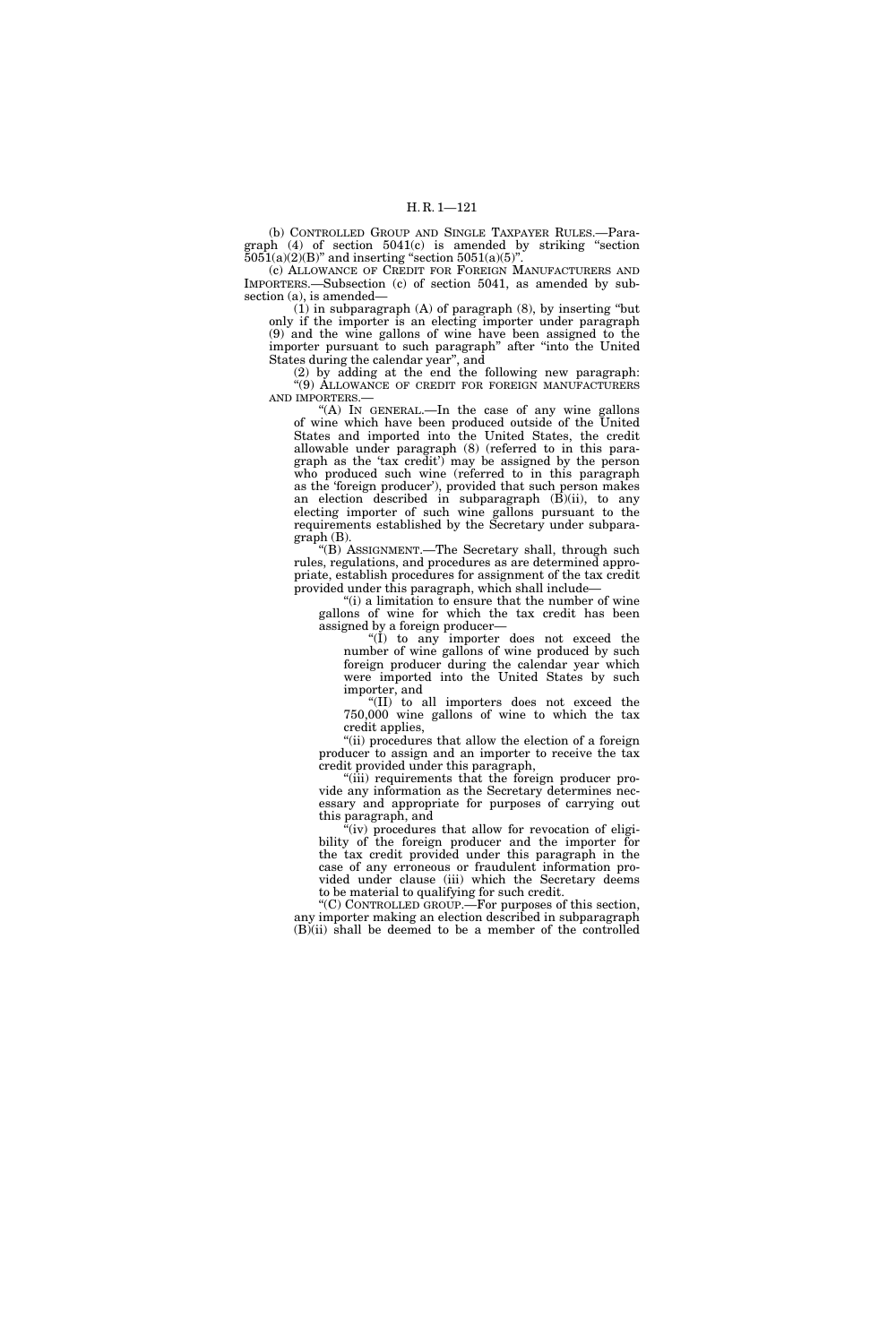(b) CONTROLLED GROUP AND SINGLE TAXPAYER RULES.—Paragraph (4) of section 5041(c) is amended by striking "section 5051(a)(2)(B)" and inserting "section 5051(a)(5)".

(c) ALLOWANCE OF CREDIT FOR FOREIGN MANUFACTURERS AND IMPORTERS.—Subsection (c) of section 5041, as amended by subsection (a), is amended—

(1) in subparagraph (A) of paragraph (8), by inserting "but only if the importer is an electing importer under paragraph (9) and the wine gallons of wine have been assigned to the importer pursuant to such paragraph" after "into the United States during the calendar year", and

(2) by adding at the end the following new paragraph:

"(9) ALLOWANCE OF CREDIT FOR FOREIGN MANUFACTURERS AND IMPORTERS.—

"(A) IN GENERAL.—In the case of any wine gallons of wine which have been produced outside of the United States and imported into the United States, the credit allowable under paragraph (8) (referred to in this paragraph as the 'tax credit') may be assigned by the person who produced such wine (referred to in this paragraph as the 'foreign producer'), provided that such person makes an election described in subparagraph (B)(ii), to any electing importer of such wine gallons pursuant to the requirements established by the Secretary under subparagraph (B).

"(B) ASSIGNMENT.—The Secretary shall, through such rules, regulations, and procedures as are determined appropriate, establish procedures for assignment of the tax credit provided under this paragraph, which shall include—

"(i) a limitation to ensure that the number of wine gallons of wine for which the tax credit has been assigned by a foreign producer—

"(I) to any importer does not exceed the number of wine gallons of wine produced by such foreign producer during the calendar year which were imported into the United States by such importer, and

"(II) to all importers does not exceed the 750,000 wine gallons of wine to which the tax credit applies,

"(ii) procedures that allow the election of a foreign producer to assign and an importer to receive the tax credit provided under this paragraph,

"(iii) requirements that the foreign producer provide any information as the Secretary determines necessary and appropriate for purposes of carrying out this paragraph, and

"(iv) procedures that allow for revocation of eligibility of the foreign producer and the importer for the tax credit provided under this paragraph in the case of any erroneous or fraudulent information provided under clause (iii) which the Secretary deems to be material to qualifying for such credit.

"(C) CONTROLLED GROUP.—For purposes of this section, any importer making an election described in subparagraph (B)(ii) shall be deemed to be a member of the controlled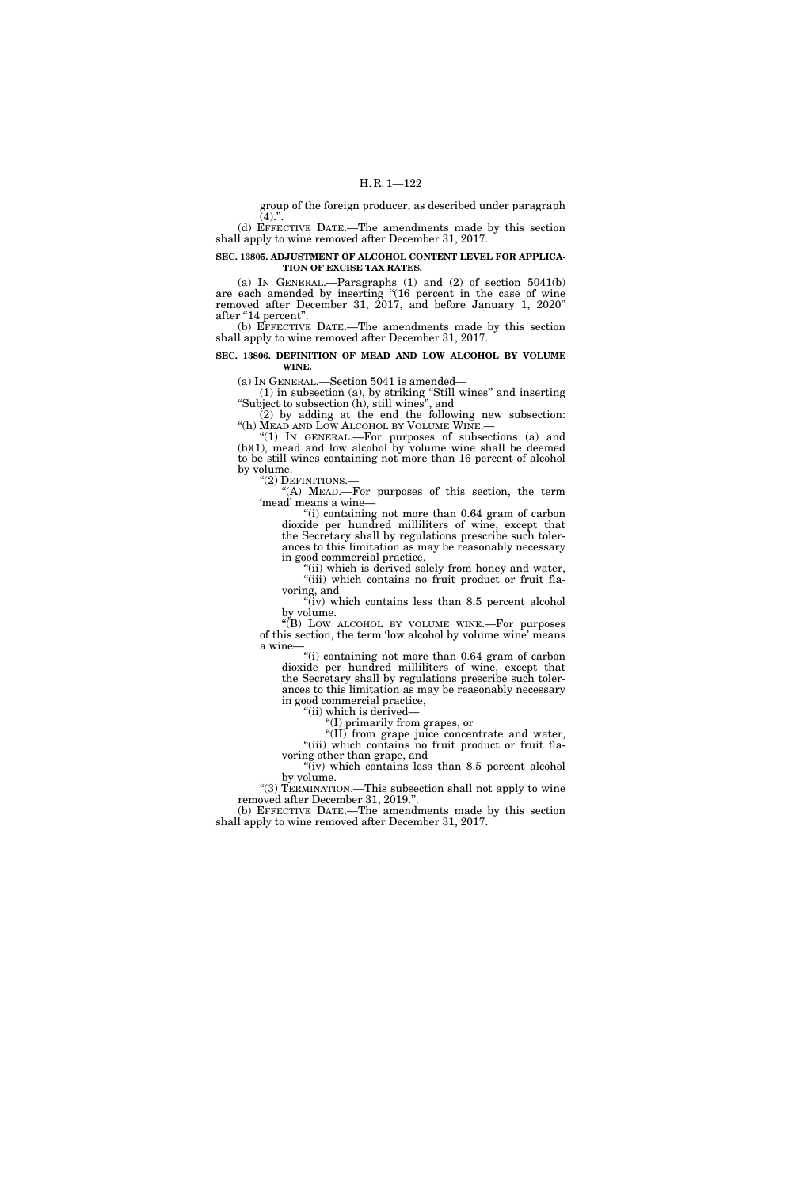group of the foreign producer, as described under paragraph (4).".

(d) EFFECTIVE DATE.—The amendments made by this section shall apply to wine removed after December 31, 2017.

**SEC. 13805. ADJUSTMENT OF ALCOHOL CONTENT LEVEL FOR APPLICATION OF EXCISE TAX RATES.**

(a) IN GENERAL.—Paragraphs (1) and (2) of section 5041(b) are each amended by inserting "(16 percent in the case of wine removed after December 31, 2017, and before January 1, 2020" after "14 percent".

(b) EFFECTIVE DATE.—The amendments made by this section shall apply to wine removed after December 31, 2017.

**SEC. 13806. DEFINITION OF MEAD AND LOW ALCOHOL BY VOLUME WINE.**

(a) IN GENERAL.—Section 5041 is amended—

(1) in subsection (a), by striking "Still wines" and inserting "Subject to subsection (h), still wines", and

(2) by adding at the end the following new subsection:

"(h) MEAD AND LOW ALCOHOL BY VOLUME WINE.—

"(1) IN GENERAL.—For purposes of subsections (a) and (b)(1), mead and low alcohol by volume wine shall be deemed to be still wines containing not more than 16 percent of alcohol by volume.

"(2) DEFINITIONS.—

"(A) MEAD.—For purposes of this section, the term 'mead' means a wine—

"(i) containing not more than 0.64 gram of carbon dioxide per hundred milliliters of wine, except that the Secretary shall by regulations prescribe such tolerances to this limitation as may be reasonably necessary in good commercial practice,

"(ii) which is derived solely from honey and water,

"(iii) which contains no fruit product or fruit flavoring, and

"(iv) which contains less than 8.5 percent alcohol by volume.

"(B) LOW ALCOHOL BY VOLUME WINE.—For purposes of this section, the term 'low alcohol by volume wine' means a wine—

"(i) containing not more than 0.64 gram of carbon dioxide per hundred milliliters of wine, except that the Secretary shall by regulations prescribe such tolerances to this limitation as may be reasonably necessary in good commercial practice,

"(ii) which is derived—

"(I) primarily from grapes, or

"(II) from grape juice concentrate and water,

"(iii) which contains no fruit product or fruit flavoring other than grape, and

"(iv) which contains less than 8.5 percent alcohol by volume.

"(3) TERMINATION.—This subsection shall not apply to wine removed after December 31, 2019.".

(b) EFFECTIVE DATE.—The amendments made by this section shall apply to wine removed after December 31, 2017.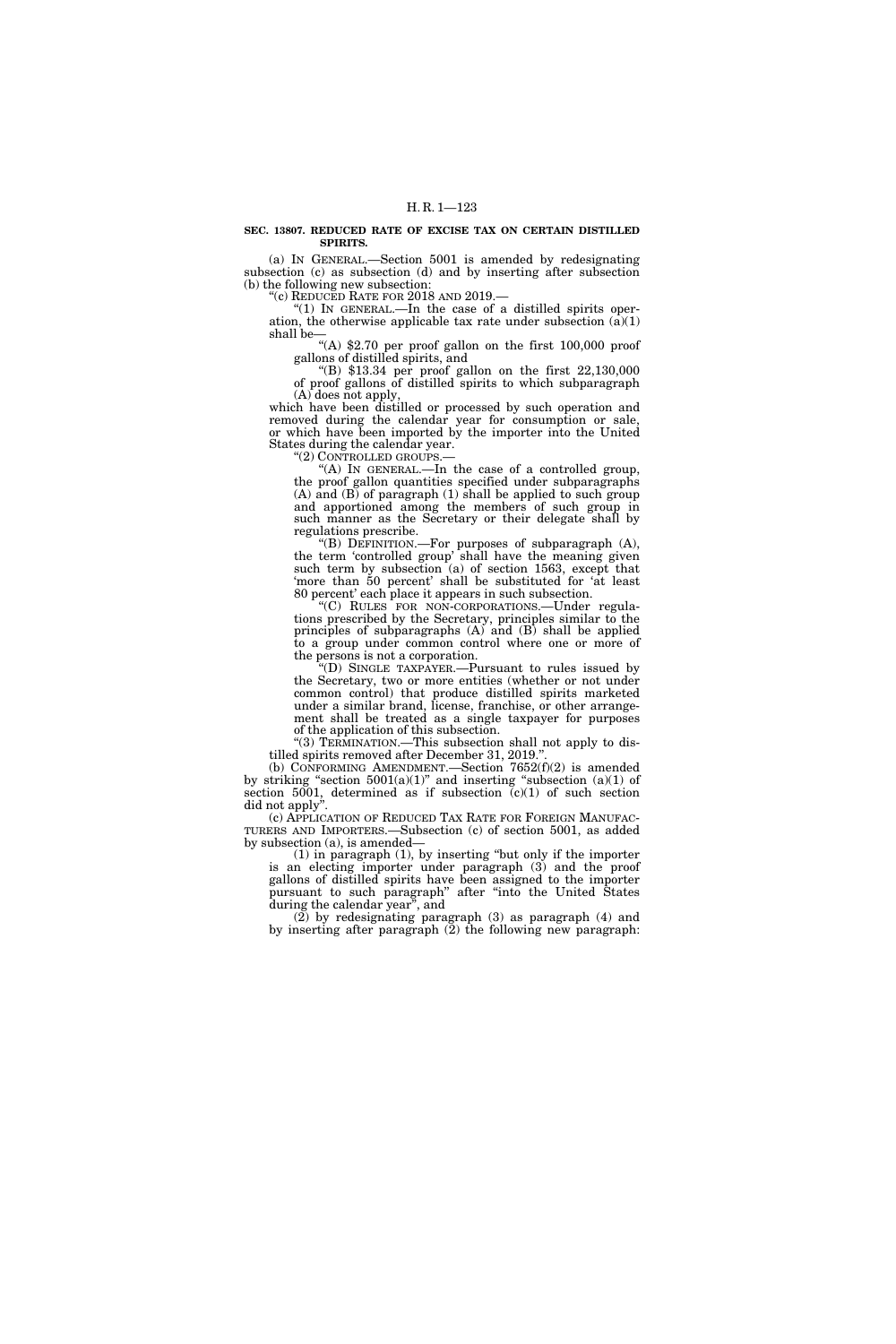**SEC. 13807. REDUCED RATE OF EXCISE TAX ON CERTAIN DISTILLED SPIRITS.**

(a) IN GENERAL.—Section 5001 is amended by redesignating subsection (c) as subsection (d) and by inserting after subsection (b) the following new subsection:

"(c) REDUCED RATE FOR 2018 AND 2019.—

"(1) IN GENERAL.—In the case of a distilled spirits operation, the otherwise applicable tax rate under subsection (a)(1) shall be—

"(A) $2.70 per proof gallon on the first 100,000 proof gallons of distilled spirits, and

"(B) $13.34 per proof gallon on the first 22,130,000 of proof gallons of distilled spirits to which subparagraph (A) does not apply,

which have been distilled or processed by such operation and removed during the calendar year for consumption or sale, or which have been imported by the importer into the United States during the calendar year.

"(2) CONTROLLED GROUPS.—

"(A) IN GENERAL.—In the case of a controlled group, the proof gallon quantities specified under subparagraphs (A) and (B) of paragraph (1) shall be applied to such group and apportioned among the members of such group in such manner as the Secretary or their delegate shall by regulations prescribe.

"(B) DEFINITION.—For purposes of subparagraph (A), the term 'controlled group' shall have the meaning given such term by subsection (a) of section 1563, except that 'more than 50 percent' shall be substituted for 'at least 80 percent' each place it appears in such subsection.

"(C) RULES FOR NON-CORPORATIONS.—Under regulations prescribed by the Secretary, principles similar to the principles of subparagraphs (A) and (B) shall be applied to a group under common control where one or more of the persons is not a corporation.

"(D) SINGLE TAXPAYER.—Pursuant to rules issued by the Secretary, two or more entities (whether or not under common control) that produce distilled spirits marketed under a similar brand, license, franchise, or other arrangement shall be treated as a single taxpayer for purposes of the application of this subsection.

"(3) TERMINATION.—This subsection shall not apply to distilled spirits removed after December 31, 2019.".

(b) CONFORMING AMENDMENT.—Section 7652(f)(2) is amended by striking "section 5001(a)(1)" and inserting "subsection (a)(1) of section 5001, determined as if subsection (c)(1) of such section did not apply".

(c) APPLICATION OF REDUCED TAX RATE FOR FOREIGN MANUFACTURERS AND IMPORTERS.—Subsection (c) of section 5001, as added by subsection (a), is amended—

(1) in paragraph (1), by inserting "but only if the importer is an electing importer under paragraph (3) and the proof gallons of distilled spirits have been assigned to the importer pursuant to such paragraph" after "into the United States during the calendar year", and

(2) by redesignating paragraph (3) as paragraph (4) and by inserting after paragraph (2) the following new paragraph: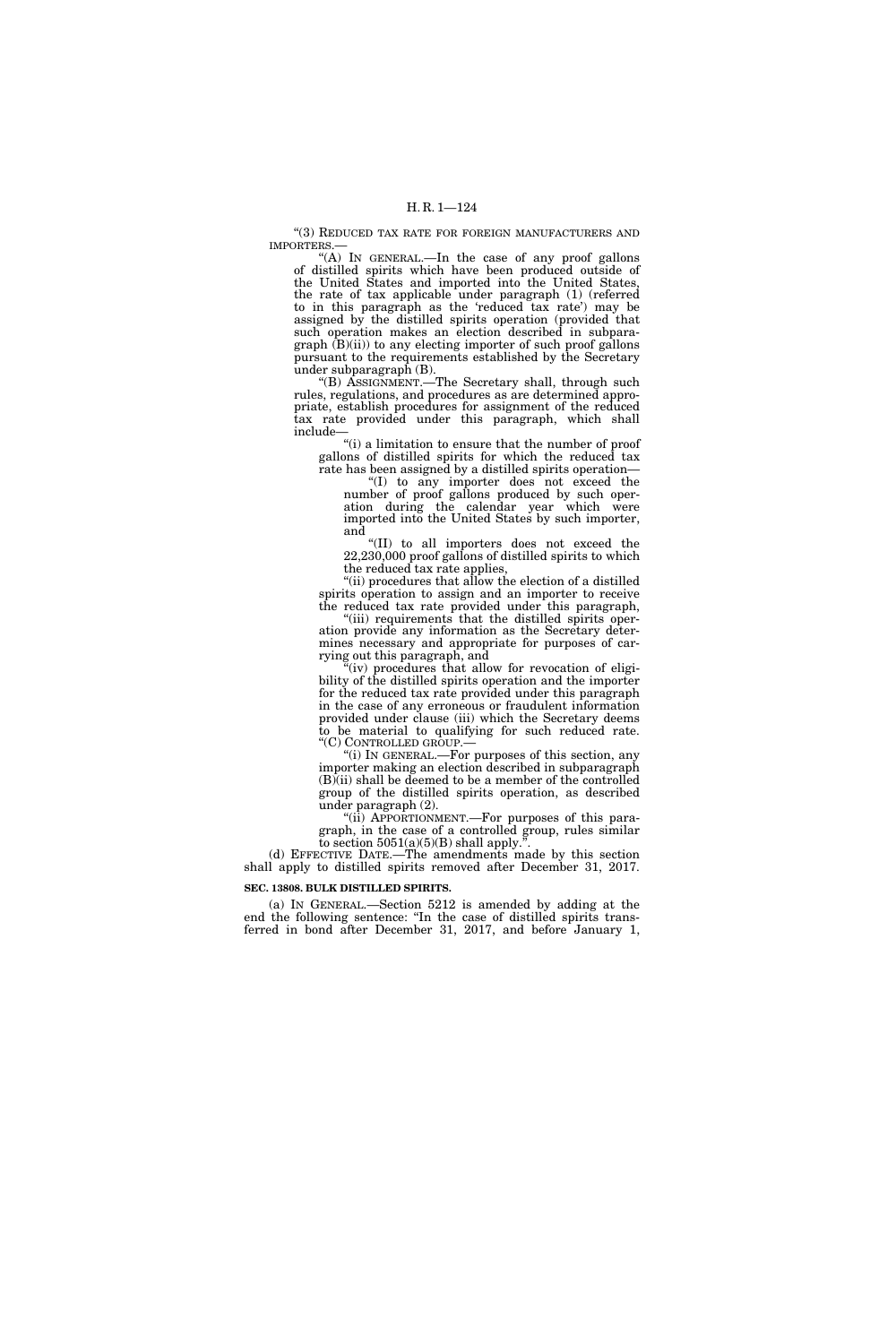"(3) REDUCED TAX RATE FOR FOREIGN MANUFACTURERS AND IMPORTERS.—

"(A) IN GENERAL.—In the case of any proof gallons of distilled spirits which have been produced outside of the United States and imported into the United States, the rate of tax applicable under paragraph (1) (referred to in this paragraph as the 'reduced tax rate') may be assigned by the distilled spirits operation (provided that such operation makes an election described in subparagraph (B)(ii)) to any electing importer of such proof gallons pursuant to the requirements established by the Secretary under subparagraph (B).

"(B) ASSIGNMENT.—The Secretary shall, through such rules, regulations, and procedures as are determined appropriate, establish procedures for assignment of the reduced tax rate provided under this paragraph, which shall include—

"(i) a limitation to ensure that the number of proof gallons of distilled spirits for which the reduced tax rate has been assigned by a distilled spirits operation—

"(I) to any importer does not exceed the number of proof gallons produced by such operation during the calendar year which were imported into the United States by such importer, and

"(II) to all importers does not exceed the 22,230,000 proof gallons of distilled spirits to which the reduced tax rate applies,

"(ii) procedures that allow the election of a distilled spirits operation to assign and an importer to receive the reduced tax rate provided under this paragraph,

"(iii) requirements that the distilled spirits operation provide any information as the Secretary determines necessary and appropriate for purposes of carrying out this paragraph, and

"(iv) procedures that allow for revocation of eligibility of the distilled spirits operation and the importer for the reduced tax rate provided under this paragraph in the case of any erroneous or fraudulent information provided under clause (iii) which the Secretary deems to be material to qualifying for such reduced rate.

"(C) CONTROLLED GROUP.—

"(i) IN GENERAL.—For purposes of this section, any importer making an election described in subparagraph (B)(ii) shall be deemed to be a member of the controlled group of the distilled spirits operation, as described under paragraph (2).

"(ii) APPORTIONMENT.—For purposes of this paragraph, in the case of a controlled group, rules similar to section 5051(a)(5)(B) shall apply.".

(d) EFFECTIVE DATE.—The amendments made by this section shall apply to distilled spirits removed after December 31, 2017.

**SEC. 13808. BULK DISTILLED SPIRITS.**

(a) IN GENERAL.—Section 5212 is amended by adding at the end the following sentence: "In the case of distilled spirits transferred in bond after December 31, 2017, and before January 1,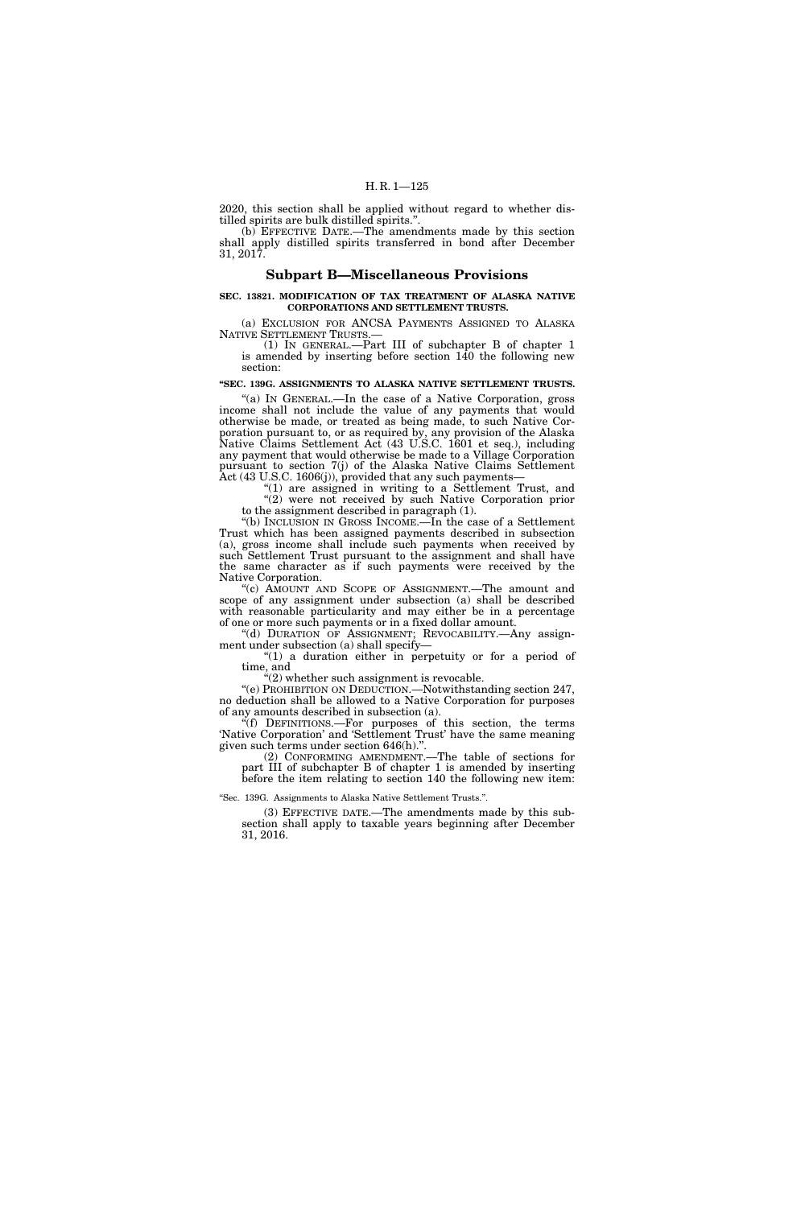2020, this section shall be applied without regard to whether distilled spirits are bulk distilled spirits.".

(b) EFFECTIVE DATE.—The amendments made by this section shall apply distilled spirits transferred in bond after December 31, 2017.

## Subpart B—Miscellaneous Provisions

**SEC. 13821. MODIFICATION OF TAX TREATMENT OF ALASKA NATIVE CORPORATIONS AND SETTLEMENT TRUSTS.**

(a) EXCLUSION FOR ANCSA PAYMENTS ASSIGNED TO ALASKA NATIVE SETTLEMENT TRUSTS.—

(1) IN GENERAL.—Part III of subchapter B of chapter 1 is amended by inserting before section 140 the following new section:

**"SEC. 139G. ASSIGNMENTS TO ALASKA NATIVE SETTLEMENT TRUSTS.**

"(a) IN GENERAL.—In the case of a Native Corporation, gross income shall not include the value of any payments that would otherwise be made, or treated as being made, to such Native Corporation pursuant to, or as required by, any provision of the Alaska Native Claims Settlement Act (43 U.S.C. 1601 et seq.), including any payment that would otherwise be made to a Village Corporation pursuant to section 7(j) of the Alaska Native Claims Settlement Act (43 U.S.C. 1606(j)), provided that any such payments—

"(1) are assigned in writing to a Settlement Trust, and

"(2) were not received by such Native Corporation prior to the assignment described in paragraph (1).

"(b) INCLUSION IN GROSS INCOME.—In the case of a Settlement Trust which has been assigned payments described in subsection (a), gross income shall include such payments when received by such Settlement Trust pursuant to the assignment and shall have the same character as if such payments were received by the Native Corporation.

"(c) AMOUNT AND SCOPE OF ASSIGNMENT.—The amount and scope of any assignment under subsection (a) shall be described with reasonable particularity and may either be in a percentage of one or more such payments or in a fixed dollar amount.

"(d) DURATION OF ASSIGNMENT; REVOCABILITY.—Any assignment under subsection (a) shall specify—

"(1) a duration either in perpetuity or for a period of time, and

"(2) whether such assignment is revocable.

"(e) PROHIBITION ON DEDUCTION.—Notwithstanding section 247, no deduction shall be allowed to a Native Corporation for purposes of any amounts described in subsection (a).

"(f) DEFINITIONS.—For purposes of this section, the terms 'Native Corporation' and 'Settlement Trust' have the same meaning given such terms under section 646(h).".

(2) CONFORMING AMENDMENT.—The table of sections for part III of subchapter B of chapter 1 is amended by inserting before the item relating to section 140 the following new item:

"Sec. 139G. Assignments to Alaska Native Settlement Trusts.".

(3) EFFECTIVE DATE.—The amendments made by this subsection shall apply to taxable years beginning after December 31, 2016.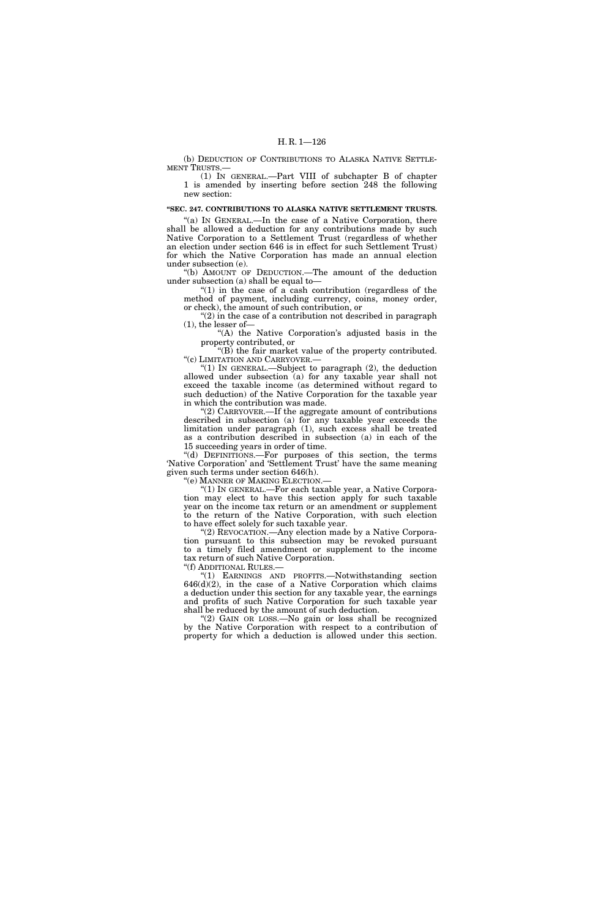(b) DEDUCTION OF CONTRIBUTIONS TO ALASKA NATIVE SETTLEMENT TRUSTS.—

(1) IN GENERAL.—Part VIII of subchapter B of chapter 1 is amended by inserting before section 248 the following new section:

**"SEC. 247. CONTRIBUTIONS TO ALASKA NATIVE SETTLEMENT TRUSTS.**

"(a) IN GENERAL.—In the case of a Native Corporation, there shall be allowed a deduction for any contributions made by such Native Corporation to a Settlement Trust (regardless of whether an election under section 646 is in effect for such Settlement Trust) for which the Native Corporation has made an annual election under subsection (e).

"(b) AMOUNT OF DEDUCTION.—The amount of the deduction under subsection (a) shall be equal to—

"(1) in the case of a cash contribution (regardless of the method of payment, including currency, coins, money order, or check), the amount of such contribution, or

"(2) in the case of a contribution not described in paragraph (1), the lesser of—

"(A) the Native Corporation's adjusted basis in the property contributed, or

"(B) the fair market value of the property contributed.

"(c) LIMITATION AND CARRYOVER.—

"(1) IN GENERAL.—Subject to paragraph (2), the deduction allowed under subsection (a) for any taxable year shall not exceed the taxable income (as determined without regard to such deduction) of the Native Corporation for the taxable year in which the contribution was made.

"(2) CARRYOVER.—If the aggregate amount of contributions described in subsection (a) for any taxable year exceeds the limitation under paragraph (1), such excess shall be treated as a contribution described in subsection (a) in each of the 15 succeeding years in order of time.

"(d) DEFINITIONS.—For purposes of this section, the terms 'Native Corporation' and 'Settlement Trust' have the same meaning given such terms under section 646(h).

"(e) MANNER OF MAKING ELECTION.—

"(1) IN GENERAL.—For each taxable year, a Native Corporation may elect to have this section apply for such taxable year on the income tax return or an amendment or supplement to the return of the Native Corporation, with such election to have effect solely for such taxable year.

"(2) REVOCATION.—Any election made by a Native Corporation pursuant to this subsection may be revoked pursuant to a timely filed amendment or supplement to the income tax return of such Native Corporation.

"(f) ADDITIONAL RULES.—

"(1) EARNINGS AND PROFITS.—Notwithstanding section 646(d)(2), in the case of a Native Corporation which claims a deduction under this section for any taxable year, the earnings and profits of such Native Corporation for such taxable year shall be reduced by the amount of such deduction.

"(2) GAIN OR LOSS.—No gain or loss shall be recognized by the Native Corporation with respect to a contribution of property for which a deduction is allowed under this section.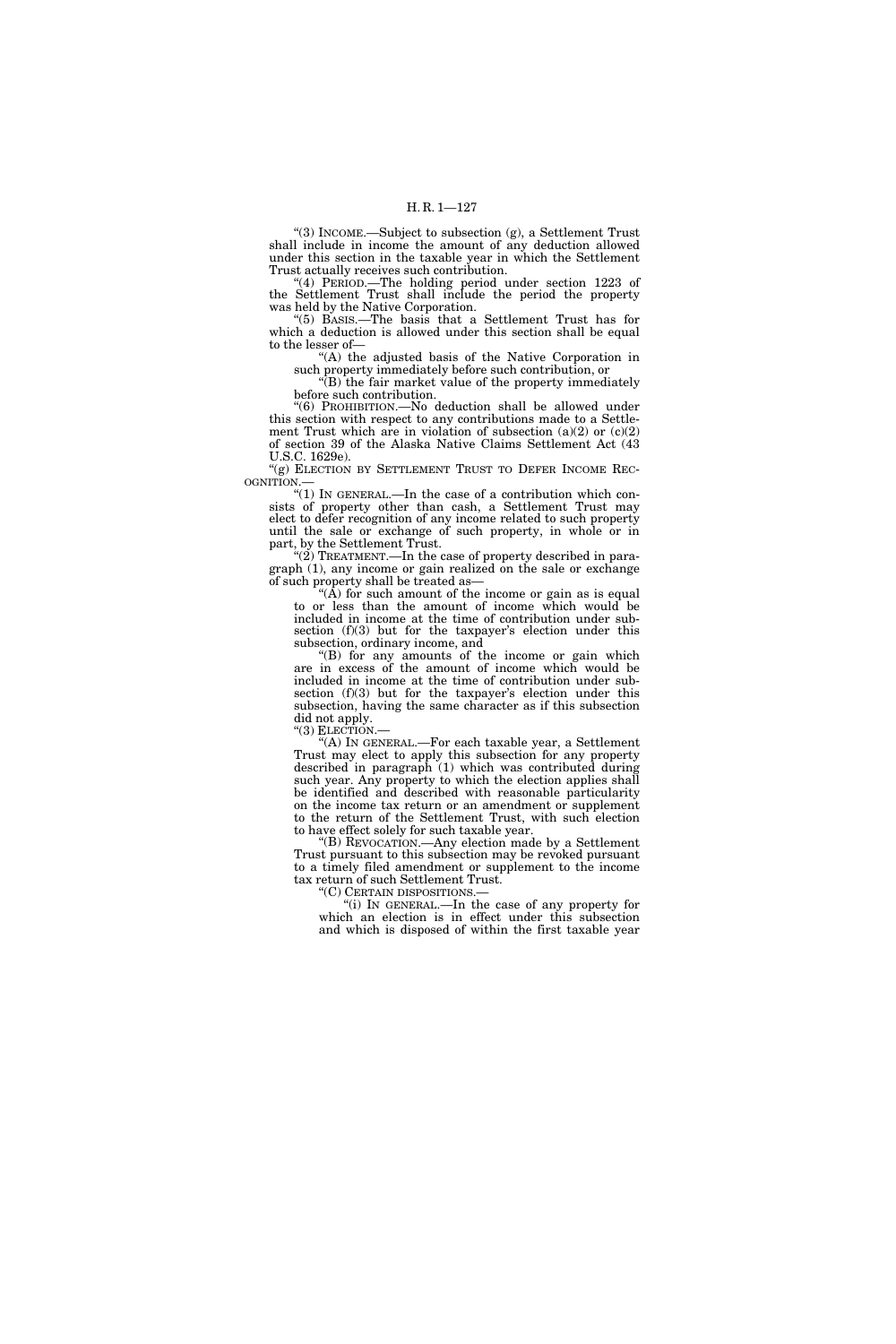"(3) INCOME.—Subject to subsection (g), a Settlement Trust shall include in income the amount of any deduction allowed under this section in the taxable year in which the Settlement Trust actually receives such contribution.

"(4) PERIOD.—The holding period under section 1223 of the Settlement Trust shall include the period the property was held by the Native Corporation.

"(5) BASIS.—The basis that a Settlement Trust has for which a deduction is allowed under this section shall be equal to the lesser of—

"(A) the adjusted basis of the Native Corporation in such property immediately before such contribution, or

"(B) the fair market value of the property immediately before such contribution.

"(6) PROHIBITION.—No deduction shall be allowed under this section with respect to any contributions made to a Settlement Trust which are in violation of subsection (a)(2) or (c)(2) of section 39 of the Alaska Native Claims Settlement Act (43 U.S.C. 1629e).

"(g) ELECTION BY SETTLEMENT TRUST TO DEFER INCOME RECOGNITION.—

"(1) IN GENERAL.—In the case of a contribution which consists of property other than cash, a Settlement Trust may elect to defer recognition of any income related to such property until the sale or exchange of such property, in whole or in part, by the Settlement Trust.

"(2) TREATMENT.—In the case of property described in paragraph (1), any income or gain realized on the sale or exchange of such property shall be treated as—

"(A) for such amount of the income or gain as is equal to or less than the amount of income which would be included in income at the time of contribution under subsection (f)(3) but for the taxpayer's election under this subsection, ordinary income, and

"(B) for any amounts of the income or gain which are in excess of the amount of income which would be included in income at the time of contribution under subsection (f)(3) but for the taxpayer's election under this subsection, having the same character as if this subsection did not apply.

"(3) ELECTION.—

"(A) IN GENERAL.—For each taxable year, a Settlement Trust may elect to apply this subsection for any property described in paragraph (1) which was contributed during such year. Any property to which the election applies shall be identified and described with reasonable particularity on the income tax return or an amendment or supplement to the return of the Settlement Trust, with such election to have effect solely for such taxable year.

"(B) REVOCATION.—Any election made by a Settlement Trust pursuant to this subsection may be revoked pursuant to a timely filed amendment or supplement to the income tax return of such Settlement Trust.

"(C) CERTAIN DISPOSITIONS.—

"(i) IN GENERAL.—In the case of any property for which an election is in effect under this subsection and which is disposed of within the first taxable year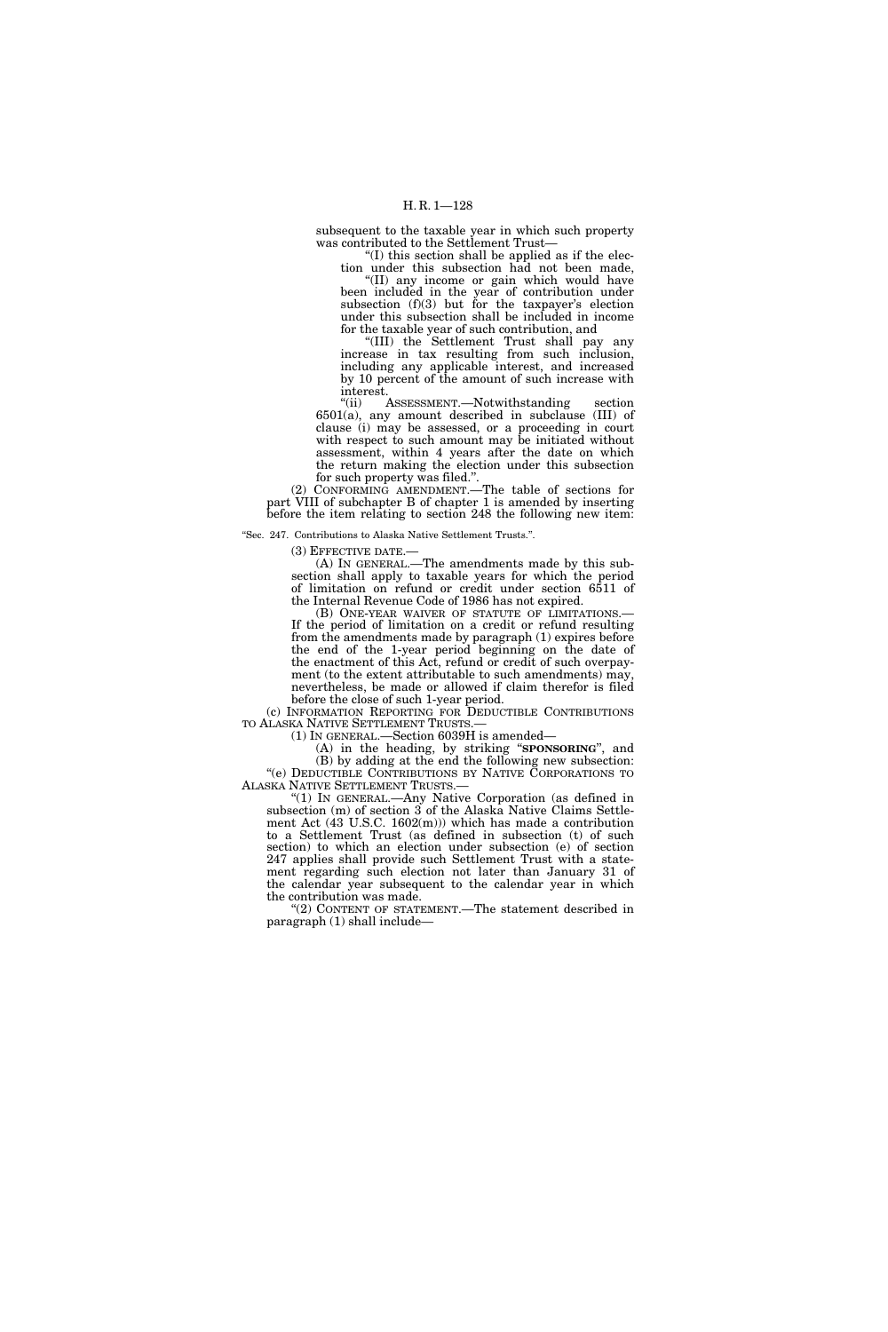subsequent to the taxable year in which such property was contributed to the Settlement Trust—

"(I) this section shall be applied as if the election under this subsection had not been made,

"(II) any income or gain which would have been included in the year of contribution under subsection (f)(3) but for the taxpayer's election under this subsection shall be included in income for the taxable year of such contribution, and

"(III) the Settlement Trust shall pay any increase in tax resulting from such inclusion, including any applicable interest, and increased by 10 percent of the amount of such increase with interest.

"(ii) ASSESSMENT.—Notwithstanding section 6501(a), any amount described in subclause (III) of clause (i) may be assessed, or a proceeding in court with respect to such amount may be initiated without assessment, within 4 years after the date on which the return making the election under this subsection for such property was filed.".

(2) CONFORMING AMENDMENT.—The table of sections for part VIII of subchapter B of chapter 1 is amended by inserting before the item relating to section 248 the following new item:

"Sec. 247. Contributions to Alaska Native Settlement Trusts.".

(3) EFFECTIVE DATE.—

(A) IN GENERAL.—The amendments made by this subsection shall apply to taxable years for which the period of limitation on refund or credit under section 6511 of the Internal Revenue Code of 1986 has not expired.

(B) ONE-YEAR WAIVER OF STATUTE OF LIMITATIONS.—If the period of limitation on a credit or refund resulting from the amendments made by paragraph (1) expires before the end of the 1-year period beginning on the date of the enactment of this Act, refund or credit of such overpayment (to the extent attributable to such amendments) may, nevertheless, be made or allowed if claim therefor is filed before the close of such 1-year period.

(c) INFORMATION REPORTING FOR DEDUCTIBLE CONTRIBUTIONS TO ALASKA NATIVE SETTLEMENT TRUSTS.—

(1) IN GENERAL.—Section 6039H is amended—

(A) in the heading, by striking "**SPONSORING**", and

(B) by adding at the end the following new subsection:

"(e) DEDUCTIBLE CONTRIBUTIONS BY NATIVE CORPORATIONS TO ALASKA NATIVE SETTLEMENT TRUSTS.—

"(1) IN GENERAL.—Any Native Corporation (as defined in subsection (m) of section 3 of the Alaska Native Claims Settlement Act (43 U.S.C. 1602(m))) which has made a contribution to a Settlement Trust (as defined in subsection (t) of such section) to which an election under subsection (e) of section 247 applies shall provide such Settlement Trust with a statement regarding such election not later than January 31 of the calendar year subsequent to the calendar year in which the contribution was made.

"(2) CONTENT OF STATEMENT.—The statement described in paragraph (1) shall include—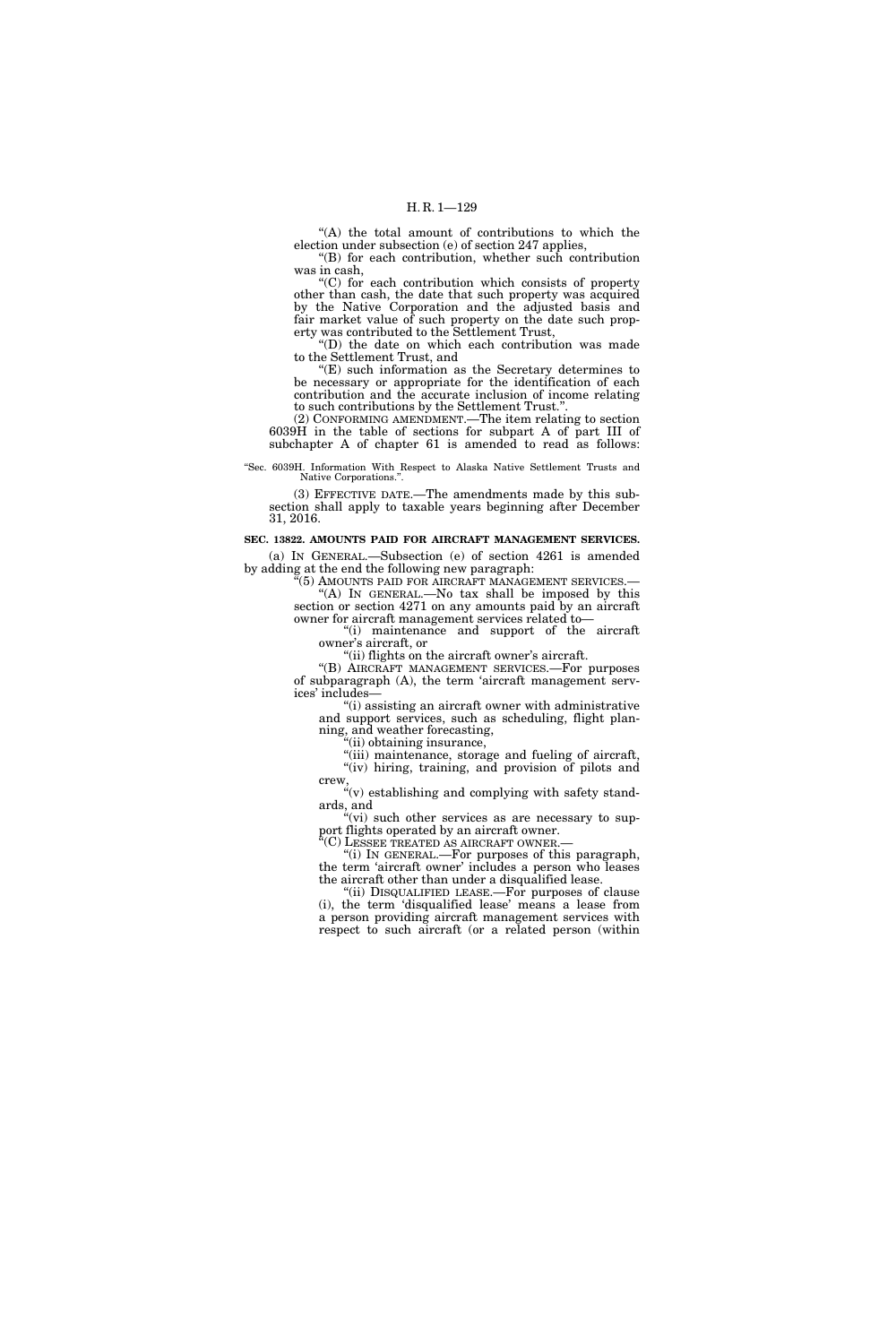"(A) the total amount of contributions to which the election under subsection (e) of section 247 applies,

"(B) for each contribution, whether such contribution was in cash,

"(C) for each contribution which consists of property other than cash, the date that such property was acquired by the Native Corporation and the adjusted basis and fair market value of such property on the date such property was contributed to the Settlement Trust,

"(D) the date on which each contribution was made to the Settlement Trust, and

"(E) such information as the Secretary determines to be necessary or appropriate for the identification of each contribution and the accurate inclusion of income relating to such contributions by the Settlement Trust.".

(2) CONFORMING AMENDMENT.—The item relating to section 6039H in the table of sections for subpart A of part III of subchapter A of chapter 61 is amended to read as follows:

"Sec. 6039H. Information With Respect to Alaska Native Settlement Trusts and Native Corporations.".

(3) EFFECTIVE DATE.—The amendments made by this subsection shall apply to taxable years beginning after December 31, 2016.

**SEC. 13822. AMOUNTS PAID FOR AIRCRAFT MANAGEMENT SERVICES.**

(a) IN GENERAL.—Subsection (e) of section 4261 is amended by adding at the end the following new paragraph:

"(5) AMOUNTS PAID FOR AIRCRAFT MANAGEMENT SERVICES.—

"(A) IN GENERAL.—No tax shall be imposed by this section or section 4271 on any amounts paid by an aircraft owner for aircraft management services related to—

"(i) maintenance and support of the aircraft owner's aircraft, or

"(ii) flights on the aircraft owner's aircraft.

"(B) AIRCRAFT MANAGEMENT SERVICES.—For purposes of subparagraph (A), the term 'aircraft management services' includes—

"(i) assisting an aircraft owner with administrative and support services, such as scheduling, flight planning, and weather forecasting,

"(ii) obtaining insurance,

"(iii) maintenance, storage and fueling of aircraft,

"(iv) hiring, training, and provision of pilots and crew,

"(v) establishing and complying with safety standards, and

"(vi) such other services as are necessary to support flights operated by an aircraft owner.

"(C) LESSEE TREATED AS AIRCRAFT OWNER.—

"(i) IN GENERAL.—For purposes of this paragraph, the term 'aircraft owner' includes a person who leases the aircraft other than under a disqualified lease.

"(ii) DISQUALIFIED LEASE.—For purposes of clause (i), the term 'disqualified lease' means a lease from a person providing aircraft management services with respect to such aircraft (or a related person (within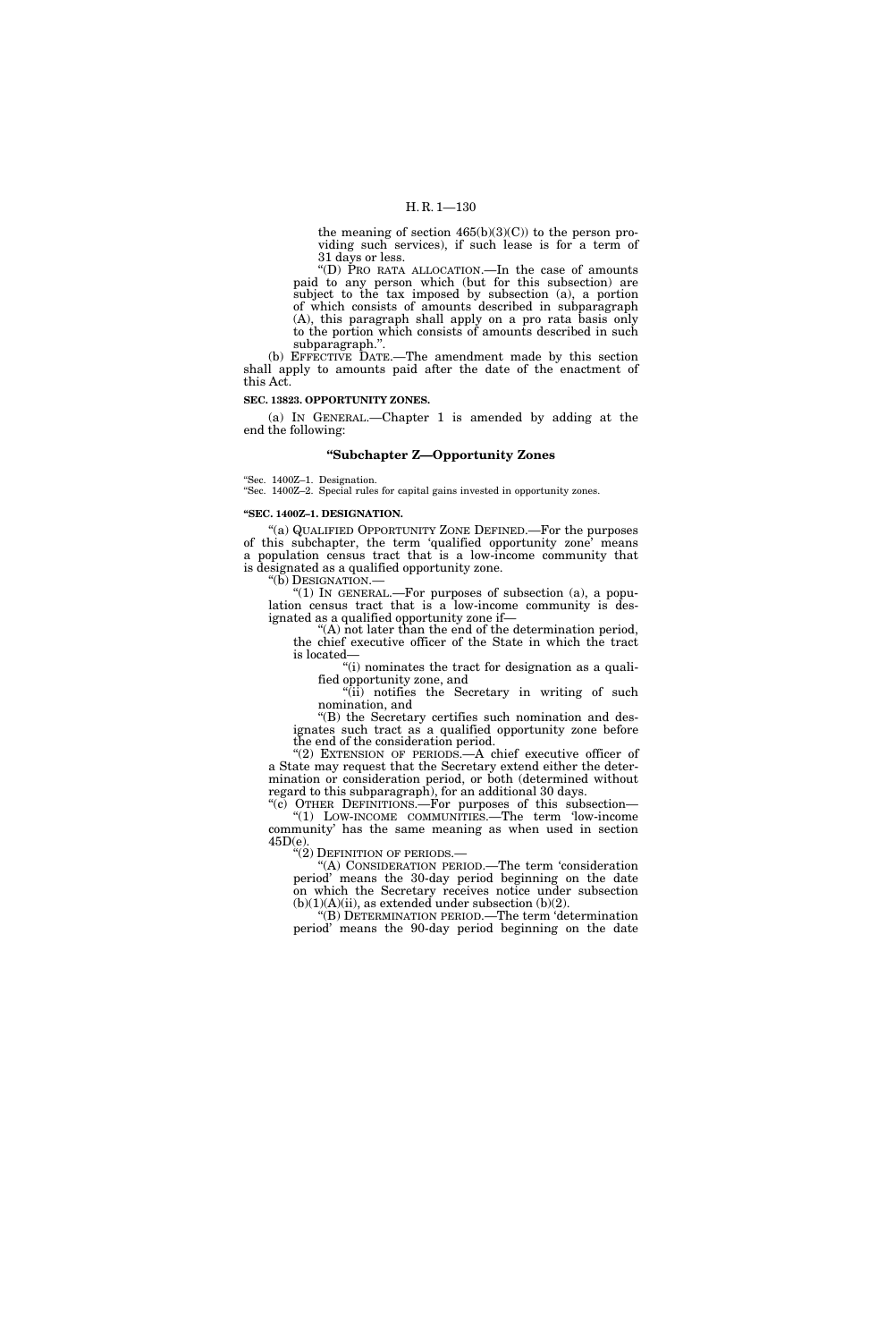the meaning of section 465(b)(3)(C)) to the person providing such services), if such lease is for a term of 31 days or less.

"(D) PRO RATA ALLOCATION.—In the case of amounts paid to any person which (but for this subsection) are subject to the tax imposed by subsection (a), a portion of which consists of amounts described in subparagraph (A), this paragraph shall apply on a pro rata basis only to the portion which consists of amounts described in such subparagraph.".

(b) EFFECTIVE DATE.—The amendment made by this section shall apply to amounts paid after the date of the enactment of this Act.

**SEC. 13823. OPPORTUNITY ZONES.**

(a) IN GENERAL.—Chapter 1 is amended by adding at the end the following:

### "Subchapter Z—Opportunity Zones

"Sec. 1400Z–1. Designation.
"Sec. 1400Z–2. Special rules for capital gains invested in opportunity zones.

**"SEC. 1400Z–1. DESIGNATION.**

"(a) QUALIFIED OPPORTUNITY ZONE DEFINED.—For the purposes of this subchapter, the term 'qualified opportunity zone' means a population census tract that is a low-income community that is designated as a qualified opportunity zone.

"(b) DESIGNATION.—

"(1) IN GENERAL.—For purposes of subsection (a), a population census tract that is a low-income community is designated as a qualified opportunity zone if—

"(A) not later than the end of the determination period, the chief executive officer of the State in which the tract is located—

"(i) nominates the tract for designation as a qualified opportunity zone, and

"(ii) notifies the Secretary in writing of such nomination, and

"(B) the Secretary certifies such nomination and designates such tract as a qualified opportunity zone before the end of the consideration period.

"(2) EXTENSION OF PERIODS.—A chief executive officer of a State may request that the Secretary extend either the determination or consideration period, or both (determined without regard to this subparagraph), for an additional 30 days.

"(c) OTHER DEFINITIONS.—For purposes of this subsection—

"(1) LOW-INCOME COMMUNITIES.—The term 'low-income community' has the same meaning as when used in section 45D(e).

"(2) DEFINITION OF PERIODS.—

"(A) CONSIDERATION PERIOD.—The term 'consideration period' means the 30-day period beginning on the date on which the Secretary receives notice under subsection (b)(1)(A)(ii), as extended under subsection (b)(2).

"(B) DETERMINATION PERIOD.—The term 'determination period' means the 90-day period beginning on the date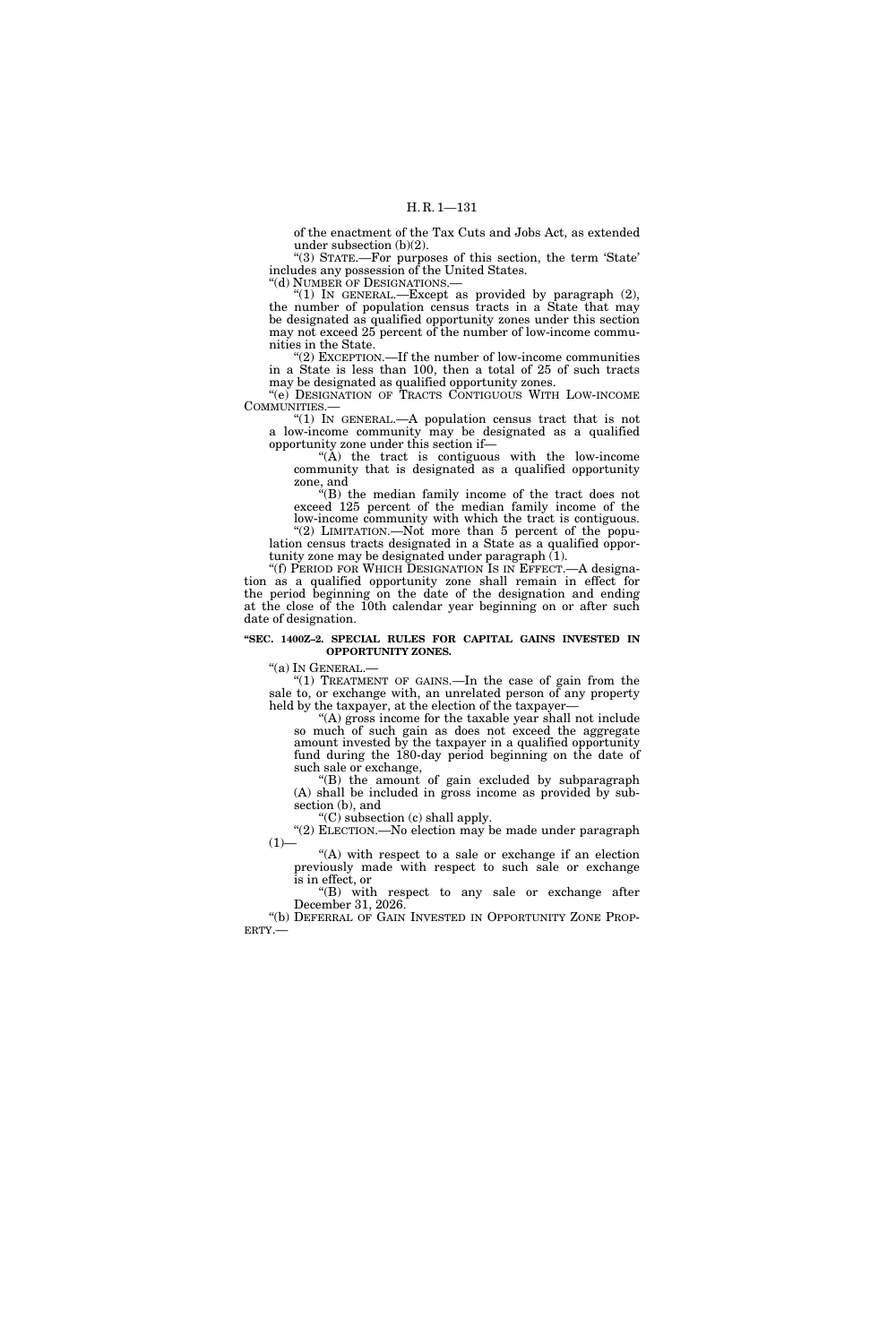of the enactment of the Tax Cuts and Jobs Act, as extended under subsection (b)(2).

"(3) STATE.—For purposes of this section, the term 'State' includes any possession of the United States.

"(d) NUMBER OF DESIGNATIONS.—

"(1) IN GENERAL.—Except as provided by paragraph (2), the number of population census tracts in a State that may be designated as qualified opportunity zones under this section may not exceed 25 percent of the number of low-income communities in the State.

"(2) EXCEPTION.—If the number of low-income communities in a State is less than 100, then a total of 25 of such tracts may be designated as qualified opportunity zones.

"(e) DESIGNATION OF TRACTS CONTIGUOUS WITH LOW-INCOME COMMUNITIES.—

"(1) IN GENERAL.—A population census tract that is not a low-income community may be designated as a qualified opportunity zone under this section if—

"(A) the tract is contiguous with the low-income community that is designated as a qualified opportunity zone, and

"(B) the median family income of the tract does not exceed 125 percent of the median family income of the low-income community with which the tract is contiguous.

"(2) LIMITATION.—Not more than 5 percent of the population census tracts designated in a State as a qualified opportunity zone may be designated under paragraph (1).

"(f) PERIOD FOR WHICH DESIGNATION IS IN EFFECT.—A designation as a qualified opportunity zone shall remain in effect for the period beginning on the date of the designation and ending at the close of the 10th calendar year beginning on or after such date of designation.

**"SEC. 1400Z–2. SPECIAL RULES FOR CAPITAL GAINS INVESTED IN OPPORTUNITY ZONES.**

"(a) IN GENERAL.—

"(1) TREATMENT OF GAINS.—In the case of gain from the sale to, or exchange with, an unrelated person of any property held by the taxpayer, at the election of the taxpayer—

"(A) gross income for the taxable year shall not include so much of such gain as does not exceed the aggregate amount invested by the taxpayer in a qualified opportunity fund during the 180-day period beginning on the date of such sale or exchange,

"(B) the amount of gain excluded by subparagraph (A) shall be included in gross income as provided by subsection (b), and

"(C) subsection (c) shall apply.

"(2) ELECTION.—No election may be made under paragraph (1)—

"(A) with respect to a sale or exchange if an election previously made with respect to such sale or exchange is in effect, or

"(B) with respect to any sale or exchange after December 31, 2026.

"(b) DEFERRAL OF GAIN INVESTED IN OPPORTUNITY ZONE PROPERTY.—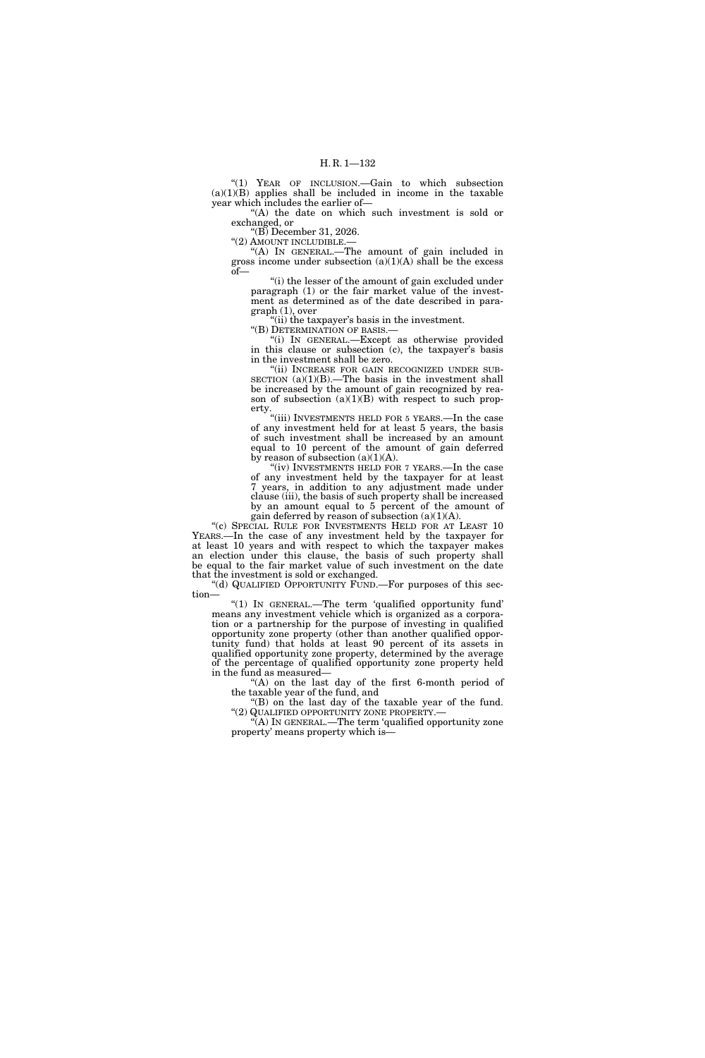"(1) YEAR OF INCLUSION.—Gain to which subsection (a)(1)(B) applies shall be included in income in the taxable year which includes the earlier of—

"(A) the date on which such investment is sold or exchanged, or

"(B) December 31, 2026.

"(2) AMOUNT INCLUDIBLE.—

"(A) IN GENERAL.—The amount of gain included in gross income under subsection (a)(1)(A) shall be the excess of—

"(i) the lesser of the amount of gain excluded under paragraph (1) or the fair market value of the investment as determined as of the date described in paragraph (1), over

"(ii) the taxpayer's basis in the investment.

"(B) DETERMINATION OF BASIS.—

"(i) IN GENERAL.—Except as otherwise provided in this clause or subsection (c), the taxpayer's basis in the investment shall be zero.

"(ii) INCREASE FOR GAIN RECOGNIZED UNDER SUBSECTION (a)(1)(B).—The basis in the investment shall be increased by the amount of gain recognized by reason of subsection (a)(1)(B) with respect to such property.

"(iii) INVESTMENTS HELD FOR 5 YEARS.—In the case of any investment held for at least 5 years, the basis of such investment shall be increased by an amount equal to 10 percent of the amount of gain deferred by reason of subsection (a)(1)(A).

"(iv) INVESTMENTS HELD FOR 7 YEARS.—In the case of any investment held by the taxpayer for at least 7 years, in addition to any adjustment made under clause (iii), the basis of such property shall be increased by an amount equal to 5 percent of the amount of gain deferred by reason of subsection (a)(1)(A).

"(c) SPECIAL RULE FOR INVESTMENTS HELD FOR AT LEAST 10 YEARS.—In the case of any investment held by the taxpayer for at least 10 years and with respect to which the taxpayer makes an election under this clause, the basis of such property shall be equal to the fair market value of such investment on the date that the investment is sold or exchanged.

"(d) QUALIFIED OPPORTUNITY FUND.—For purposes of this section—

"(1) IN GENERAL.—The term 'qualified opportunity fund' means any investment vehicle which is organized as a corporation or a partnership for the purpose of investing in qualified opportunity zone property (other than another qualified opportunity fund) that holds at least 90 percent of its assets in qualified opportunity zone property, determined by the average of the percentage of qualified opportunity zone property held in the fund as measured—

"(A) on the last day of the first 6-month period of the taxable year of the fund, and

"(B) on the last day of the taxable year of the fund.

"(2) QUALIFIED OPPORTUNITY ZONE PROPERTY.—

"(A) IN GENERAL.—The term 'qualified opportunity zone property' means property which is—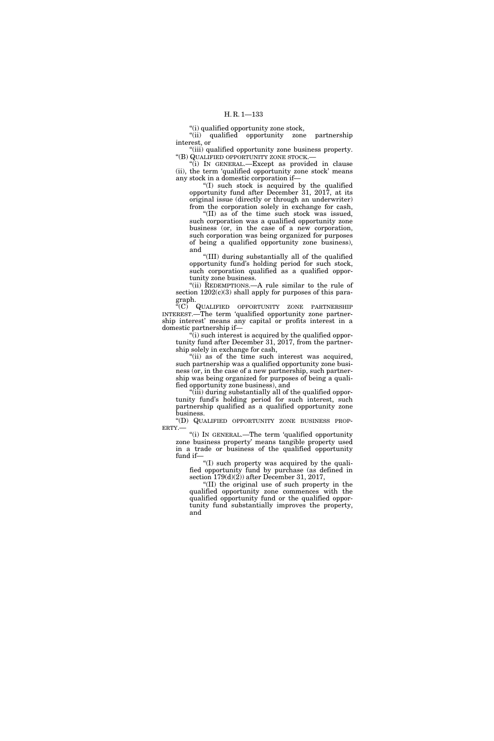"(i) qualified opportunity zone stock,

"(ii) qualified opportunity zone partnership interest, or

"(iii) qualified opportunity zone business property.

"(B) QUALIFIED OPPORTUNITY ZONE STOCK.—

"(i) IN GENERAL.—Except as provided in clause (ii), the term 'qualified opportunity zone stock' means any stock in a domestic corporation if—

"(I) such stock is acquired by the qualified opportunity fund after December 31, 2017, at its original issue (directly or through an underwriter) from the corporation solely in exchange for cash,

"(II) as of the time such stock was issued, such corporation was a qualified opportunity zone business (or, in the case of a new corporation, such corporation was being organized for purposes of being a qualified opportunity zone business), and

"(III) during substantially all of the qualified opportunity fund's holding period for such stock, such corporation qualified as a qualified opportunity zone business.

"(ii) REDEMPTIONS.—A rule similar to the rule of section 1202(c)(3) shall apply for purposes of this paragraph.

"(C) QUALIFIED OPPORTUNITY ZONE PARTNERSHIP INTEREST.—The term 'qualified opportunity zone partnership interest' means any capital or profits interest in a domestic partnership if—

"(i) such interest is acquired by the qualified opportunity fund after December 31, 2017, from the partnership solely in exchange for cash,

"(ii) as of the time such interest was acquired, such partnership was a qualified opportunity zone business (or, in the case of a new partnership, such partnership was being organized for purposes of being a qualified opportunity zone business), and

"(iii) during substantially all of the qualified opportunity fund's holding period for such interest, such partnership qualified as a qualified opportunity zone business.

"(D) QUALIFIED OPPORTUNITY ZONE BUSINESS PROPERTY.—

"(i) IN GENERAL.—The term 'qualified opportunity zone business property' means tangible property used in a trade or business of the qualified opportunity fund if—

"(I) such property was acquired by the qualified opportunity fund by purchase (as defined in section 179(d)(2)) after December 31, 2017,

"(II) the original use of such property in the qualified opportunity zone commences with the qualified opportunity fund or the qualified opportunity fund substantially improves the property, and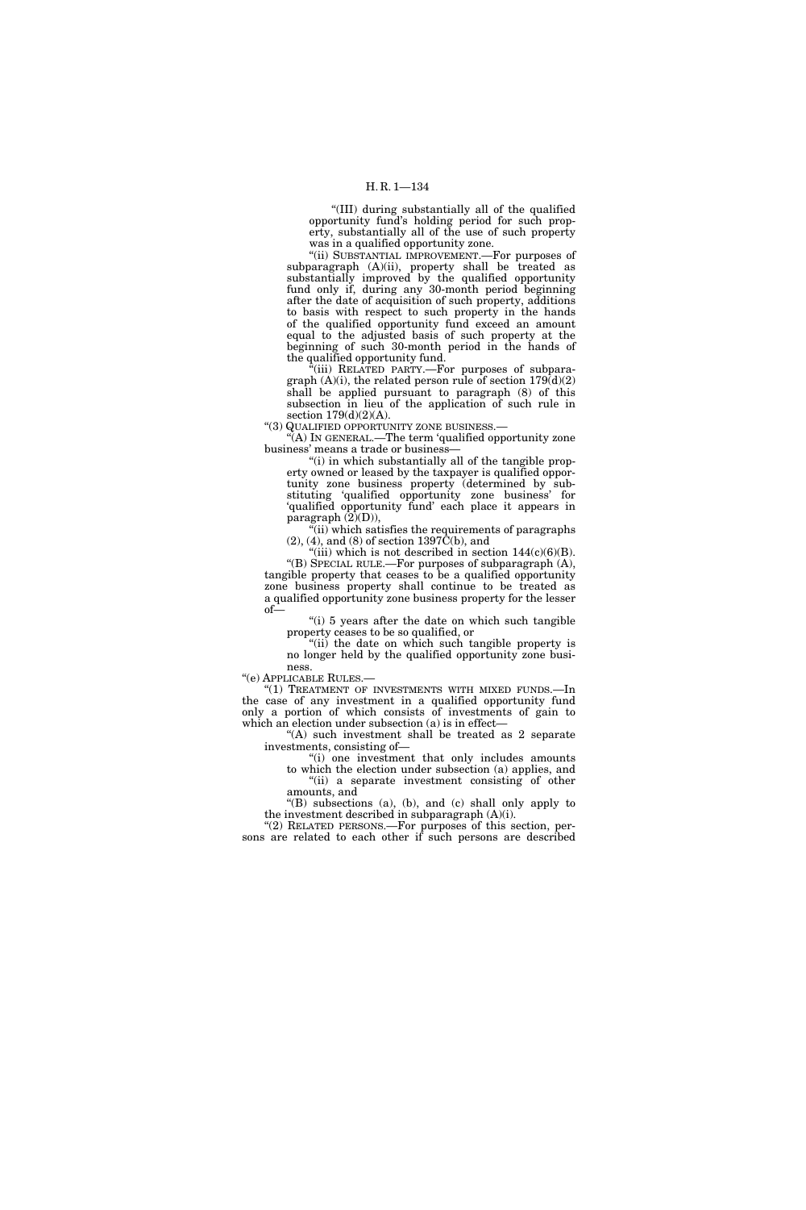"(III) during substantially all of the qualified opportunity fund's holding period for such property, substantially all of the use of such property was in a qualified opportunity zone.

"(ii) SUBSTANTIAL IMPROVEMENT.—For purposes of subparagraph (A)(ii), property shall be treated as substantially improved by the qualified opportunity fund only if, during any 30-month period beginning after the date of acquisition of such property, additions to basis with respect to such property in the hands of the qualified opportunity fund exceed an amount equal to the adjusted basis of such property at the beginning of such 30-month period in the hands of the qualified opportunity fund.

"(iii) RELATED PARTY.—For purposes of subparagraph (A)(i), the related person rule of section 179(d)(2) shall be applied pursuant to paragraph (8) of this subsection in lieu of the application of such rule in section 179(d)(2)(A).

"(3) QUALIFIED OPPORTUNITY ZONE BUSINESS.—

"(A) IN GENERAL.—The term 'qualified opportunity zone business' means a trade or business—

"(i) in which substantially all of the tangible property owned or leased by the taxpayer is qualified opportunity zone business property (determined by substituting 'qualified opportunity zone business' for 'qualified opportunity fund' each place it appears in paragraph (2)(D)),

"(ii) which satisfies the requirements of paragraphs (2), (4), and (8) of section 1397C(b), and

"(iii) which is not described in section 144(c)(6)(B).

"(B) SPECIAL RULE.—For purposes of subparagraph (A), tangible property that ceases to be a qualified opportunity zone business property shall continue to be treated as a qualified opportunity zone business property for the lesser of—

"(i) 5 years after the date on which such tangible property ceases to be so qualified, or

"(ii) the date on which such tangible property is no longer held by the qualified opportunity zone business.

"(e) APPLICABLE RULES.—

"(1) TREATMENT OF INVESTMENTS WITH MIXED FUNDS.—In the case of any investment in a qualified opportunity fund only a portion of which consists of investments of gain to which an election under subsection (a) is in effect—

"(A) such investment shall be treated as 2 separate investments, consisting of—

"(i) one investment that only includes amounts to which the election under subsection (a) applies, and

"(ii) a separate investment consisting of other amounts, and

"(B) subsections (a), (b), and (c) shall only apply to the investment described in subparagraph (A)(i).

"(2) RELATED PERSONS.—For purposes of this section, persons are related to each other if such persons are described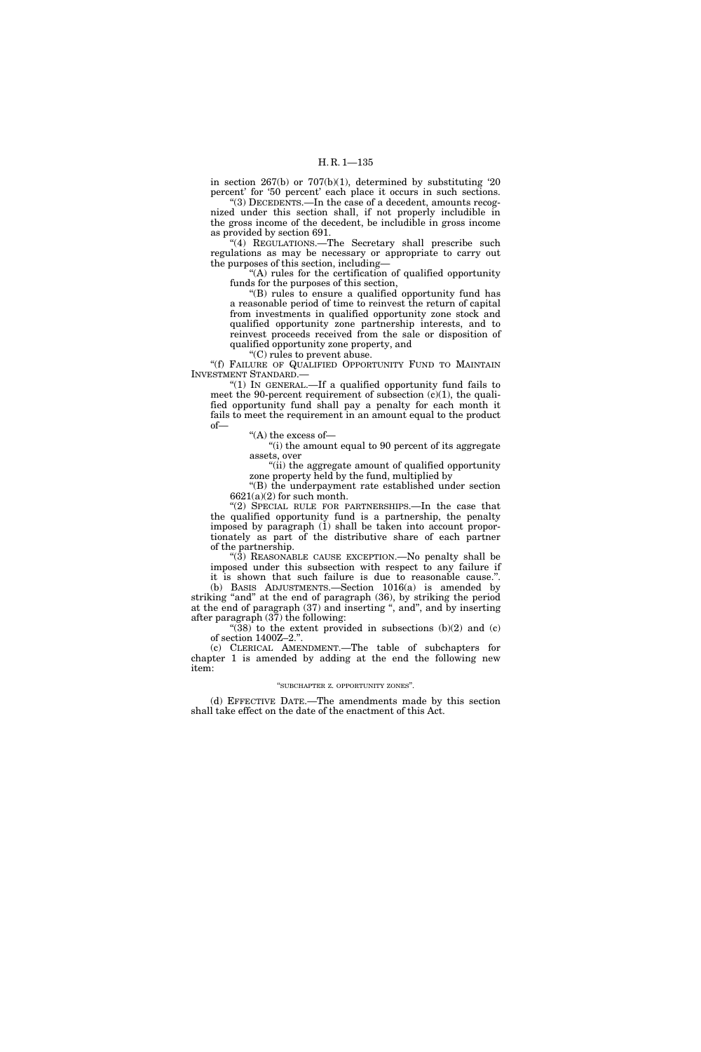in section 267(b) or 707(b)(1), determined by substituting '20 percent' for '50 percent' each place it occurs in such sections.

"(3) DECEDENTS.—In the case of a decedent, amounts recognized under this section shall, if not properly includible in the gross income of the decedent, be includible in gross income as provided by section 691.

"(4) REGULATIONS.—The Secretary shall prescribe such regulations as may be necessary or appropriate to carry out the purposes of this section, including—

"(A) rules for the certification of qualified opportunity funds for the purposes of this section,

"(B) rules to ensure a qualified opportunity fund has a reasonable period of time to reinvest the return of capital from investments in qualified opportunity zone stock and qualified opportunity zone partnership interests, and to reinvest proceeds received from the sale or disposition of qualified opportunity zone property, and

"(C) rules to prevent abuse.

"(f) FAILURE OF QUALIFIED OPPORTUNITY FUND TO MAINTAIN INVESTMENT STANDARD.—

"(1) IN GENERAL.—If a qualified opportunity fund fails to meet the 90-percent requirement of subsection (c)(1), the qualified opportunity fund shall pay a penalty for each month it fails to meet the requirement in an amount equal to the product of—

"(A) the excess of—

"(i) the amount equal to 90 percent of its aggregate assets, over

"(ii) the aggregate amount of qualified opportunity zone property held by the fund, multiplied by

"(B) the underpayment rate established under section 6621(a)(2) for such month.

"(2) SPECIAL RULE FOR PARTNERSHIPS.—In the case that the qualified opportunity fund is a partnership, the penalty imposed by paragraph (1) shall be taken into account proportionately as part of the distributive share of each partner of the partnership.

"(3) REASONABLE CAUSE EXCEPTION.—No penalty shall be imposed under this subsection with respect to any failure if it is shown that such failure is due to reasonable cause.".

(b) BASIS ADJUSTMENTS.—Section 1016(a) is amended by striking "and" at the end of paragraph (36), by striking the period at the end of paragraph (37) and inserting ", and", and by inserting after paragraph (37) the following:

"(38) to the extent provided in subsections (b)(2) and (c) of section 1400Z–2.".

(c) CLERICAL AMENDMENT.—The table of subchapters for chapter 1 is amended by adding at the end the following new item:

"SUBCHAPTER Z. OPPORTUNITY ZONES".

(d) EFFECTIVE DATE.—The amendments made by this section shall take effect on the date of the enactment of this Act.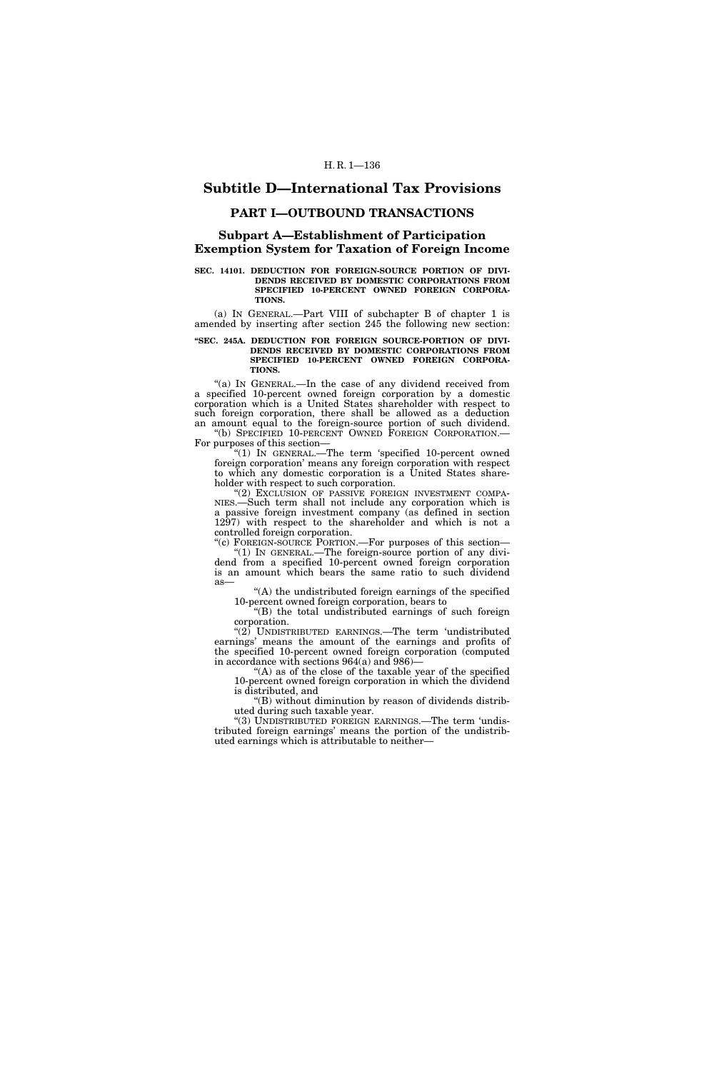# Subtitle D—International Tax Provisions

## PART I—OUTBOUND TRANSACTIONS

### Subpart A—Establishment of Participation Exemption System for Taxation of Foreign Income

**SEC. 14101. DEDUCTION FOR FOREIGN-SOURCE PORTION OF DIVIDENDS RECEIVED BY DOMESTIC CORPORATIONS FROM SPECIFIED 10-PERCENT OWNED FOREIGN CORPORATIONS.**

(a) IN GENERAL.—Part VIII of subchapter B of chapter 1 is amended by inserting after section 245 the following new section:

**"SEC. 245A. DEDUCTION FOR FOREIGN SOURCE-PORTION OF DIVIDENDS RECEIVED BY DOMESTIC CORPORATIONS FROM SPECIFIED 10-PERCENT OWNED FOREIGN CORPORATIONS.**

"(a) IN GENERAL.—In the case of any dividend received from a specified 10-percent owned foreign corporation by a domestic corporation which is a United States shareholder with respect to such foreign corporation, there shall be allowed as a deduction an amount equal to the foreign-source portion of such dividend.

"(b) SPECIFIED 10-PERCENT OWNED FOREIGN CORPORATION.—For purposes of this section—

"(1) IN GENERAL.—The term 'specified 10-percent owned foreign corporation' means any foreign corporation with respect to which any domestic corporation is a United States shareholder with respect to such corporation.

"(2) EXCLUSION OF PASSIVE FOREIGN INVESTMENT COMPANIES.—Such term shall not include any corporation which is a passive foreign investment company (as defined in section 1297) with respect to the shareholder and which is not a controlled foreign corporation.

"(c) FOREIGN-SOURCE PORTION.—For purposes of this section—

"(1) IN GENERAL.—The foreign-source portion of any dividend from a specified 10-percent owned foreign corporation is an amount which bears the same ratio to such dividend as—

"(A) the undistributed foreign earnings of the specified 10-percent owned foreign corporation, bears to

"(B) the total undistributed earnings of such foreign corporation.

"(2) UNDISTRIBUTED EARNINGS.—The term 'undistributed earnings' means the amount of the earnings and profits of the specified 10-percent owned foreign corporation (computed in accordance with sections 964(a) and 986)—

"(A) as of the close of the taxable year of the specified 10-percent owned foreign corporation in which the dividend is distributed, and

"(B) without diminution by reason of dividends distributed during such taxable year.

"(3) UNDISTRIBUTED FOREIGN EARNINGS.—The term 'undistributed foreign earnings' means the portion of the undistributed earnings which is attributable to neither—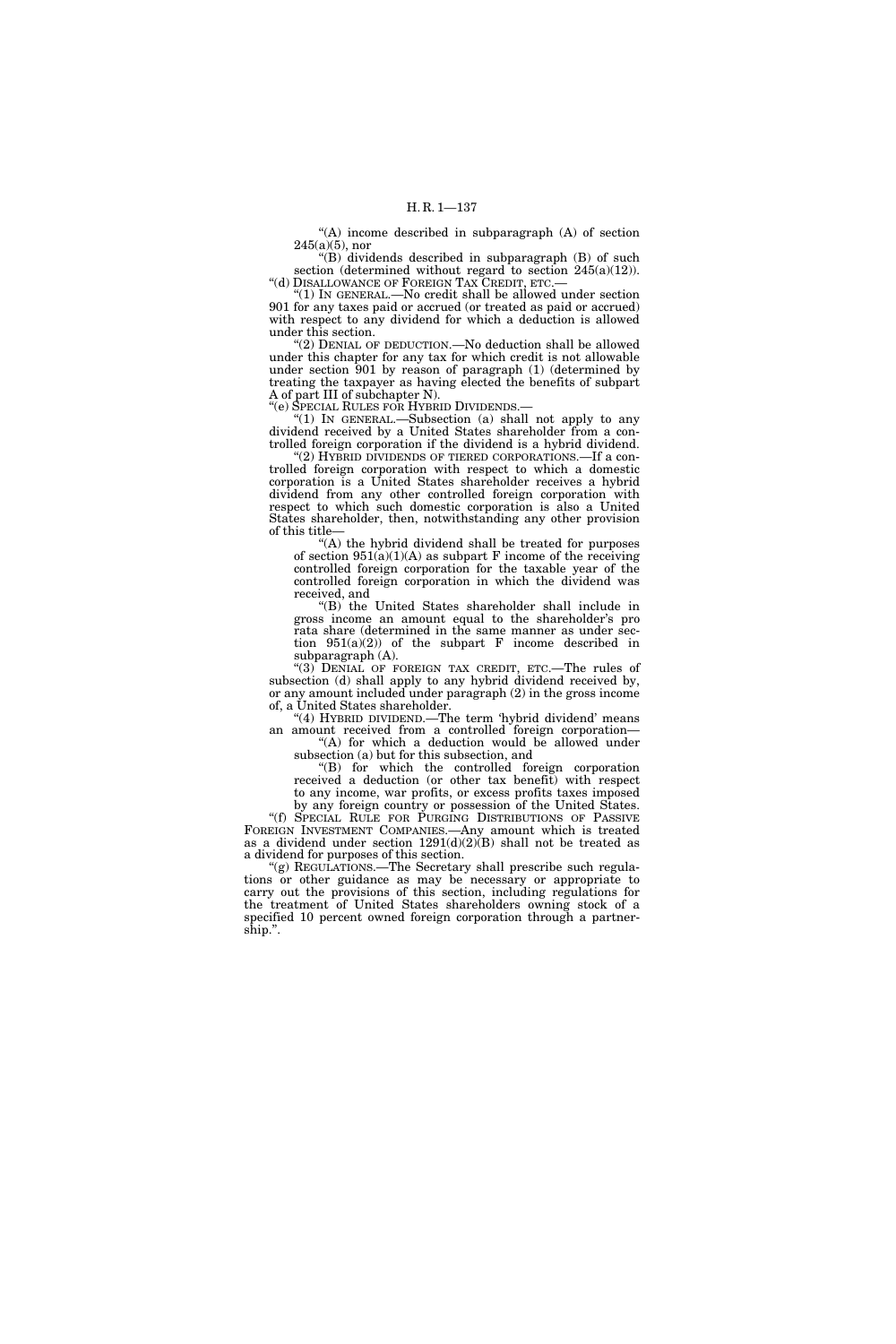"(A) income described in subparagraph (A) of section 245(a)(5), nor

"(B) dividends described in subparagraph (B) of such section (determined without regard to section 245(a)(12)).

"(d) DISALLOWANCE OF FOREIGN TAX CREDIT, ETC.—

"(1) IN GENERAL.—No credit shall be allowed under section 901 for any taxes paid or accrued (or treated as paid or accrued) with respect to any dividend for which a deduction is allowed under this section.

"(2) DENIAL OF DEDUCTION.—No deduction shall be allowed under this chapter for any tax for which credit is not allowable under section 901 by reason of paragraph (1) (determined by treating the taxpayer as having elected the benefits of subpart A of part III of subchapter N).

"(e) SPECIAL RULES FOR HYBRID DIVIDENDS.—

"(1) IN GENERAL.—Subsection (a) shall not apply to any dividend received by a United States shareholder from a controlled foreign corporation if the dividend is a hybrid dividend.

"(2) HYBRID DIVIDENDS OF TIERED CORPORATIONS.—If a controlled foreign corporation with respect to which a domestic corporation is a United States shareholder receives a hybrid dividend from any other controlled foreign corporation with respect to which such domestic corporation is also a United States shareholder, then, notwithstanding any other provision of this title—

"(A) the hybrid dividend shall be treated for purposes of section 951(a)(1)(A) as subpart F income of the receiving controlled foreign corporation for the taxable year of the controlled foreign corporation in which the dividend was received, and

"(B) the United States shareholder shall include in gross income an amount equal to the shareholder's pro rata share (determined in the same manner as under section 951(a)(2)) of the subpart F income described in subparagraph (A).

"(3) DENIAL OF FOREIGN TAX CREDIT, ETC.—The rules of subsection (d) shall apply to any hybrid dividend received by, or any amount included under paragraph (2) in the gross income of, a United States shareholder.

"(4) HYBRID DIVIDEND.—The term 'hybrid dividend' means an amount received from a controlled foreign corporation—

"(A) for which a deduction would be allowed under subsection (a) but for this subsection, and

"(B) for which the controlled foreign corporation received a deduction (or other tax benefit) with respect to any income, war profits, or excess profits taxes imposed by any foreign country or possession of the United States.

"(f) SPECIAL RULE FOR PURGING DISTRIBUTIONS OF PASSIVE FOREIGN INVESTMENT COMPANIES.—Any amount which is treated as a dividend under section 1291(d)(2)(B) shall not be treated as a dividend for purposes of this section.

"(g) REGULATIONS.—The Secretary shall prescribe such regulations or other guidance as may be necessary or appropriate to carry out the provisions of this section, including regulations for the treatment of United States shareholders owning stock of a specified 10 percent owned foreign corporation through a partnership.".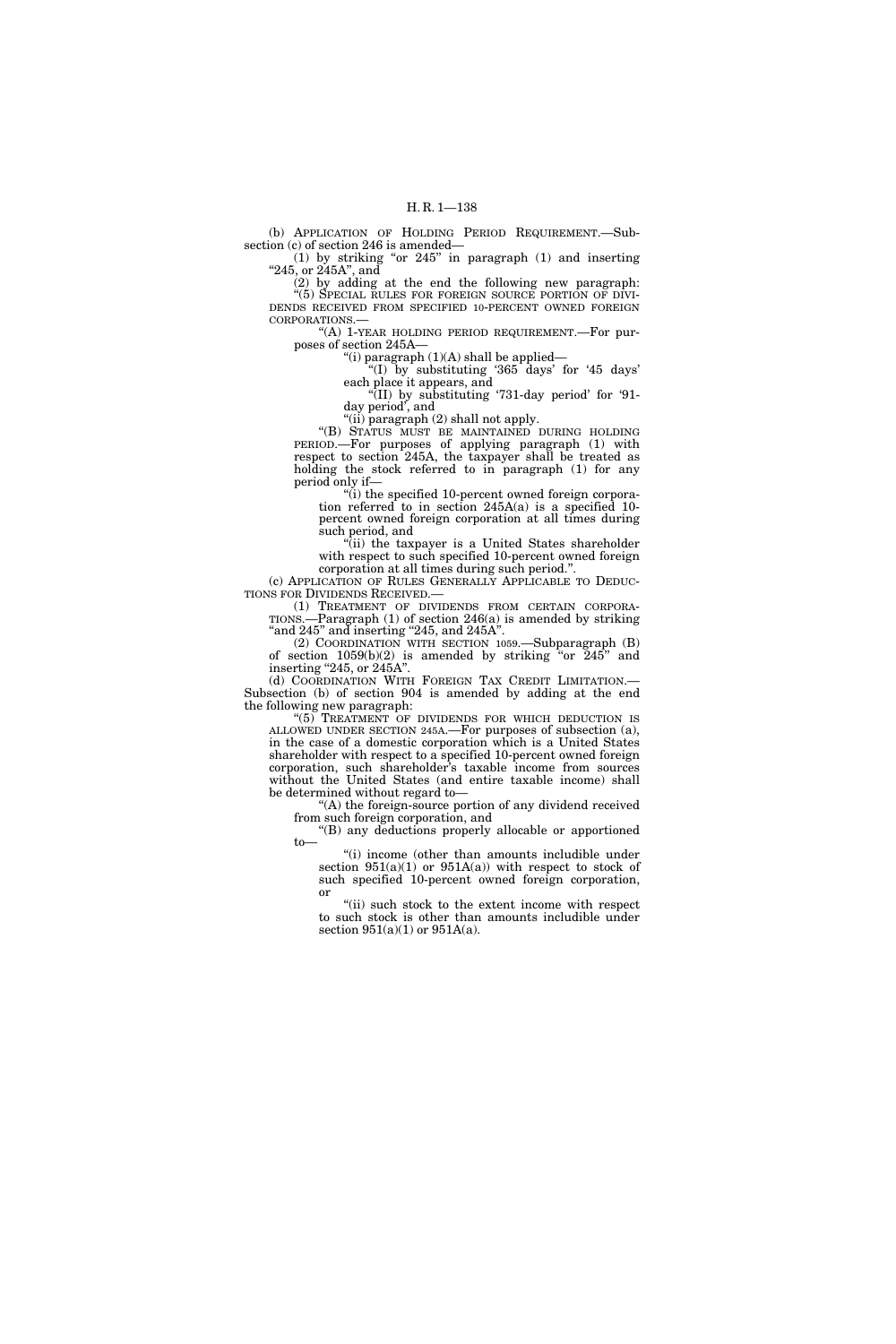(b) APPLICATION OF HOLDING PERIOD REQUIREMENT.—Subsection (c) of section 246 is amended—

(1) by striking "or 245" in paragraph (1) and inserting "245, or 245A", and

(2) by adding at the end the following new paragraph:

"(5) SPECIAL RULES FOR FOREIGN SOURCE PORTION OF DIVIDENDS RECEIVED FROM SPECIFIED 10-PERCENT OWNED FOREIGN CORPORATIONS.—

"(A) 1-YEAR HOLDING PERIOD REQUIREMENT.—For purposes of section 245A—

"(i) paragraph (1)(A) shall be applied—

"(I) by substituting '365 days' for '45 days' each place it appears, and

"(II) by substituting '731-day period' for '91-day period', and

"(ii) paragraph (2) shall not apply.

"(B) STATUS MUST BE MAINTAINED DURING HOLDING PERIOD.—For purposes of applying paragraph (1) with respect to section 245A, the taxpayer shall be treated as holding the stock referred to in paragraph (1) for any period only if—

"(i) the specified 10-percent owned foreign corporation referred to in section 245A(a) is a specified 10-percent owned foreign corporation at all times during such period, and

"(ii) the taxpayer is a United States shareholder with respect to such specified 10-percent owned foreign corporation at all times during such period.".

(c) APPLICATION OF RULES GENERALLY APPLICABLE TO DEDUCTIONS FOR DIVIDENDS RECEIVED.—

(1) TREATMENT OF DIVIDENDS FROM CERTAIN CORPORATIONS.—Paragraph (1) of section 246(a) is amended by striking "and 245" and inserting "245, and 245A".

(2) COORDINATION WITH SECTION 1059.—Subparagraph (B) of section 1059(b)(2) is amended by striking "or 245" and inserting "245, or 245A".

(d) COORDINATION WITH FOREIGN TAX CREDIT LIMITATION.—Subsection (b) of section 904 is amended by adding at the end the following new paragraph:

"(5) TREATMENT OF DIVIDENDS FOR WHICH DEDUCTION IS ALLOWED UNDER SECTION 245A.—For purposes of subsection (a), in the case of a domestic corporation which is a United States shareholder with respect to a specified 10-percent owned foreign corporation, such shareholder's taxable income from sources without the United States (and entire taxable income) shall be determined without regard to—

"(A) the foreign-source portion of any dividend received from such foreign corporation, and

"(B) any deductions properly allocable or apportioned to—

"(i) income (other than amounts includible under section 951(a)(1) or 951A(a)) with respect to stock of such specified 10-percent owned foreign corporation, or

"(ii) such stock to the extent income with respect to such stock is other than amounts includible under section 951(a)(1) or 951A(a).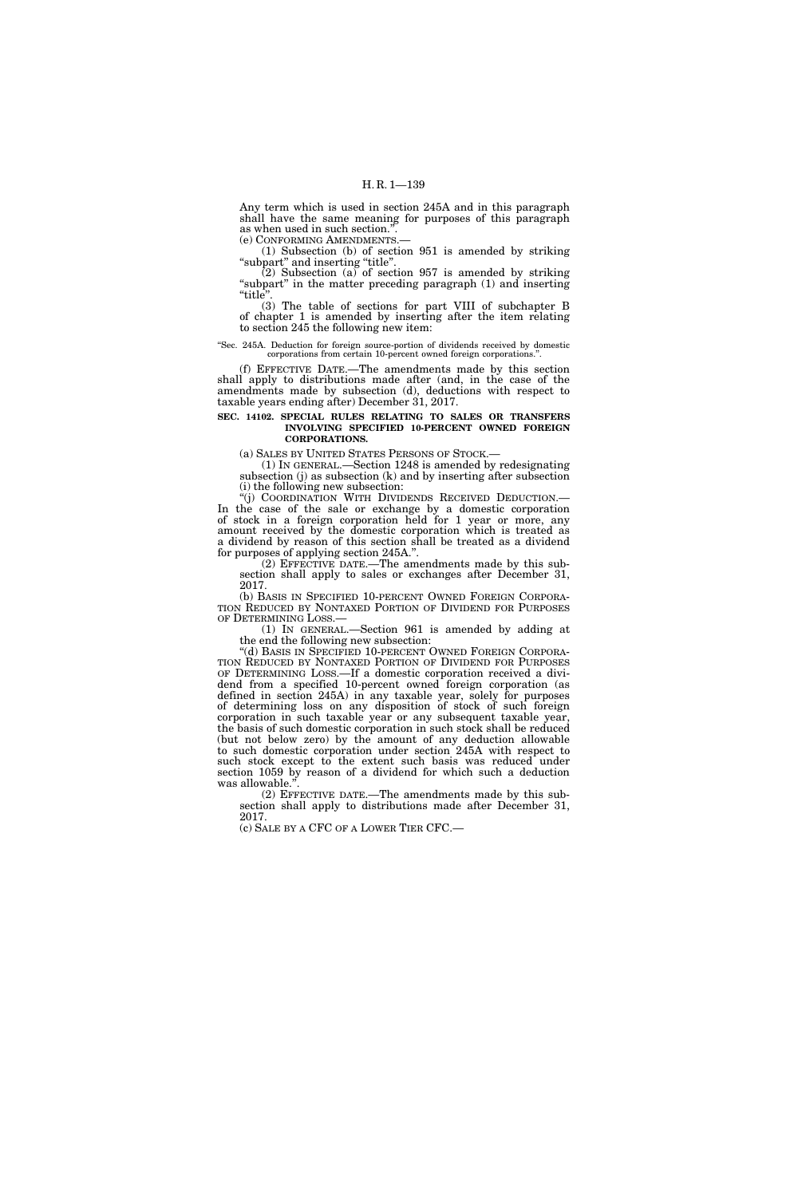Any term which is used in section 245A and in this paragraph shall have the same meaning for purposes of this paragraph as when used in such section.''.

(e) CONFORMING AMENDMENTS.—

(1) Subsection (b) of section 951 is amended by striking ''subpart'' and inserting ''title''.

(2) Subsection (a) of section 957 is amended by striking ''subpart'' in the matter preceding paragraph (1) and inserting ''title''.

(3) The table of sections for part VIII of subchapter B of chapter 1 is amended by inserting after the item relating to section 245 the following new item:

''Sec. 245A. Deduction for foreign source-portion of dividends received by domestic corporations from certain 10-percent owned foreign corporations.''.

(f) EFFECTIVE DATE.—The amendments made by this section shall apply to distributions made after (and, in the case of the amendments made by subsection (d), deductions with respect to taxable years ending after) December 31, 2017.

**SEC. 14102. SPECIAL RULES RELATING TO SALES OR TRANSFERS INVOLVING SPECIFIED 10-PERCENT OWNED FOREIGN CORPORATIONS.**

(a) SALES BY UNITED STATES PERSONS OF STOCK.—

(1) IN GENERAL.—Section 1248 is amended by redesignating subsection (j) as subsection (k) and by inserting after subsection (i) the following new subsection:

''(j) COORDINATION WITH DIVIDENDS RECEIVED DEDUCTION.—In the case of the sale or exchange by a domestic corporation of stock in a foreign corporation held for 1 year or more, any amount received by the domestic corporation which is treated as a dividend by reason of this section shall be treated as a dividend for purposes of applying section 245A.''.

(2) EFFECTIVE DATE.—The amendments made by this subsection shall apply to sales or exchanges after December 31, 2017.

(b) BASIS IN SPECIFIED 10-PERCENT OWNED FOREIGN CORPORATION REDUCED BY NONTAXED PORTION OF DIVIDEND FOR PURPOSES OF DETERMINING LOSS.—

(1) IN GENERAL.—Section 961 is amended by adding at the end the following new subsection:

''(d) BASIS IN SPECIFIED 10-PERCENT OWNED FOREIGN CORPORATION REDUCED BY NONTAXED PORTION OF DIVIDEND FOR PURPOSES OF DETERMINING LOSS.—If a domestic corporation received a dividend from a specified 10-percent owned foreign corporation (as defined in section 245A) in any taxable year, solely for purposes of determining loss on any disposition of stock of such foreign corporation in such taxable year or any subsequent taxable year, the basis of such domestic corporation in such stock shall be reduced (but not below zero) by the amount of any deduction allowable to such domestic corporation under section 245A with respect to such stock except to the extent such basis was reduced under section 1059 by reason of a dividend for which such a deduction was allowable.''.

(2) EFFECTIVE DATE.—The amendments made by this subsection shall apply to distributions made after December 31, 2017.

(c) SALE BY A CFC OF A LOWER TIER CFC.—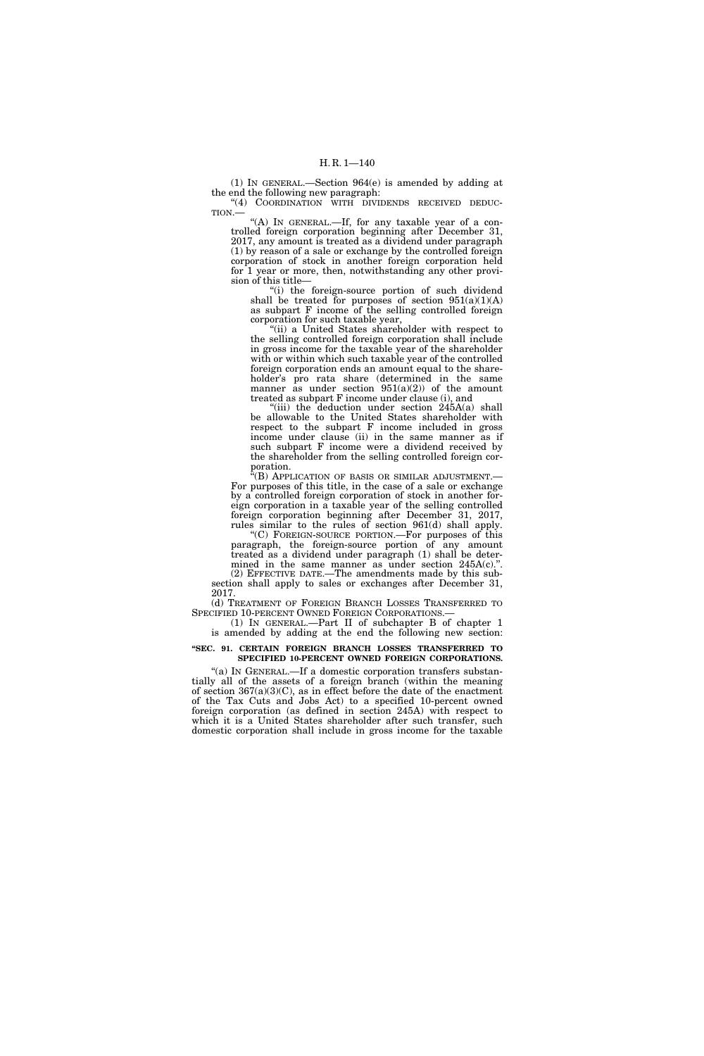(1) IN GENERAL.—Section 964(e) is amended by adding at the end the following new paragraph:

"(4) COORDINATION WITH DIVIDENDS RECEIVED DEDUCTION.—

"(A) IN GENERAL.—If, for any taxable year of a controlled foreign corporation beginning after December 31, 2017, any amount is treated as a dividend under paragraph (1) by reason of a sale or exchange by the controlled foreign corporation of stock in another foreign corporation held for 1 year or more, then, notwithstanding any other provision of this title—

"(i) the foreign-source portion of such dividend shall be treated for purposes of section 951(a)(1)(A) as subpart F income of the selling controlled foreign corporation for such taxable year,

"(ii) a United States shareholder with respect to the selling controlled foreign corporation shall include in gross income for the taxable year of the shareholder with or within which such taxable year of the controlled foreign corporation ends an amount equal to the shareholder's pro rata share (determined in the same manner as under section 951(a)(2)) of the amount treated as subpart F income under clause (i), and

"(iii) the deduction under section 245A(a) shall be allowable to the United States shareholder with respect to the subpart F income included in gross income under clause (ii) in the same manner as if such subpart F income were a dividend received by the shareholder from the selling controlled foreign corporation.

"(B) APPLICATION OF BASIS OR SIMILAR ADJUSTMENT.—For purposes of this title, in the case of a sale or exchange by a controlled foreign corporation of stock in another foreign corporation in a taxable year of the selling controlled foreign corporation beginning after December 31, 2017, rules similar to the rules of section 961(d) shall apply.

"(C) FOREIGN-SOURCE PORTION.—For purposes of this paragraph, the foreign-source portion of any amount treated as a dividend under paragraph (1) shall be determined in the same manner as under section 245A(c).".

(2) EFFECTIVE DATE.—The amendments made by this subsection shall apply to sales or exchanges after December 31, 2017.

(d) TREATMENT OF FOREIGN BRANCH LOSSES TRANSFERRED TO SPECIFIED 10-PERCENT OWNED FOREIGN CORPORATIONS.—

(1) IN GENERAL.—Part II of subchapter B of chapter 1 is amended by adding at the end the following new section:

**"SEC. 91. CERTAIN FOREIGN BRANCH LOSSES TRANSFERRED TO SPECIFIED 10-PERCENT OWNED FOREIGN CORPORATIONS.**

"(a) IN GENERAL.—If a domestic corporation transfers substantially all of the assets of a foreign branch (within the meaning of section 367(a)(3)(C), as in effect before the date of the enactment of the Tax Cuts and Jobs Act) to a specified 10-percent owned foreign corporation (as defined in section 245A) with respect to which it is a United States shareholder after such transfer, such domestic corporation shall include in gross income for the taxable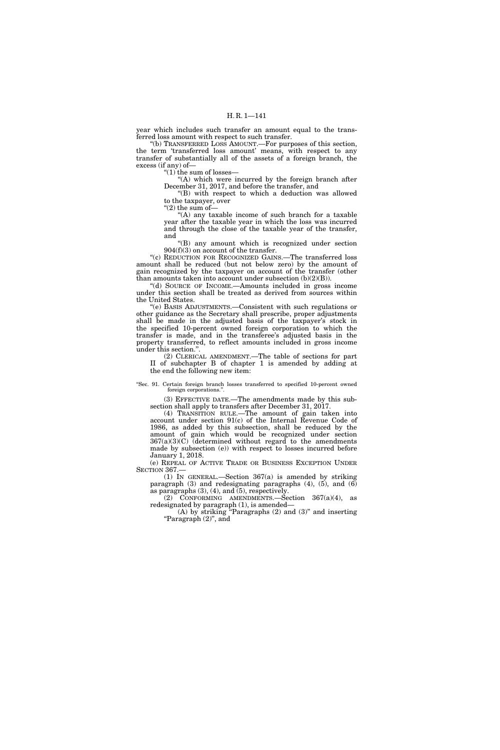year which includes such transfer an amount equal to the transferred loss amount with respect to such transfer.

"(b) TRANSFERRED LOSS AMOUNT.—For purposes of this section, the term 'transferred loss amount' means, with respect to any transfer of substantially all of the assets of a foreign branch, the excess (if any) of—

"(1) the sum of losses—

"(A) which were incurred by the foreign branch after December 31, 2017, and before the transfer, and

"(B) with respect to which a deduction was allowed to the taxpayer, over

"(2) the sum of—

"(A) any taxable income of such branch for a taxable year after the taxable year in which the loss was incurred and through the close of the taxable year of the transfer, and

"(B) any amount which is recognized under section 904(f)(3) on account of the transfer.

"(c) REDUCTION FOR RECOGNIZED GAINS.—The transferred loss amount shall be reduced (but not below zero) by the amount of gain recognized by the taxpayer on account of the transfer (other than amounts taken into account under subsection (b)(2)(B)).

"(d) SOURCE OF INCOME.—Amounts included in gross income under this section shall be treated as derived from sources within the United States.

"(e) BASIS ADJUSTMENTS.—Consistent with such regulations or other guidance as the Secretary shall prescribe, proper adjustments shall be made in the adjusted basis of the taxpayer's stock in the specified 10-percent owned foreign corporation to which the transfer is made, and in the transferee's adjusted basis in the property transferred, to reflect amounts included in gross income under this section.".

(2) CLERICAL AMENDMENT.—The table of sections for part II of subchapter B of chapter 1 is amended by adding at the end the following new item:

"Sec. 91. Certain foreign branch losses transferred to specified 10-percent owned foreign corporations.".

(3) EFFECTIVE DATE.—The amendments made by this subsection shall apply to transfers after December 31, 2017.

(4) TRANSITION RULE.—The amount of gain taken into account under section 91(c) of the Internal Revenue Code of 1986, as added by this subsection, shall be reduced by the amount of gain which would be recognized under section 367(a)(3)(C) (determined without regard to the amendments made by subsection (e)) with respect to losses incurred before January 1, 2018.

(e) REPEAL OF ACTIVE TRADE OR BUSINESS EXCEPTION UNDER SECTION 367.—

(1) IN GENERAL.—Section 367(a) is amended by striking paragraph (3) and redesignating paragraphs (4), (5), and (6) as paragraphs (3), (4), and (5), respectively.

(2) CONFORMING AMENDMENTS.—Section 367(a)(4), as redesignated by paragraph (1), is amended—

(A) by striking "Paragraphs (2) and (3)" and inserting "Paragraph (2)", and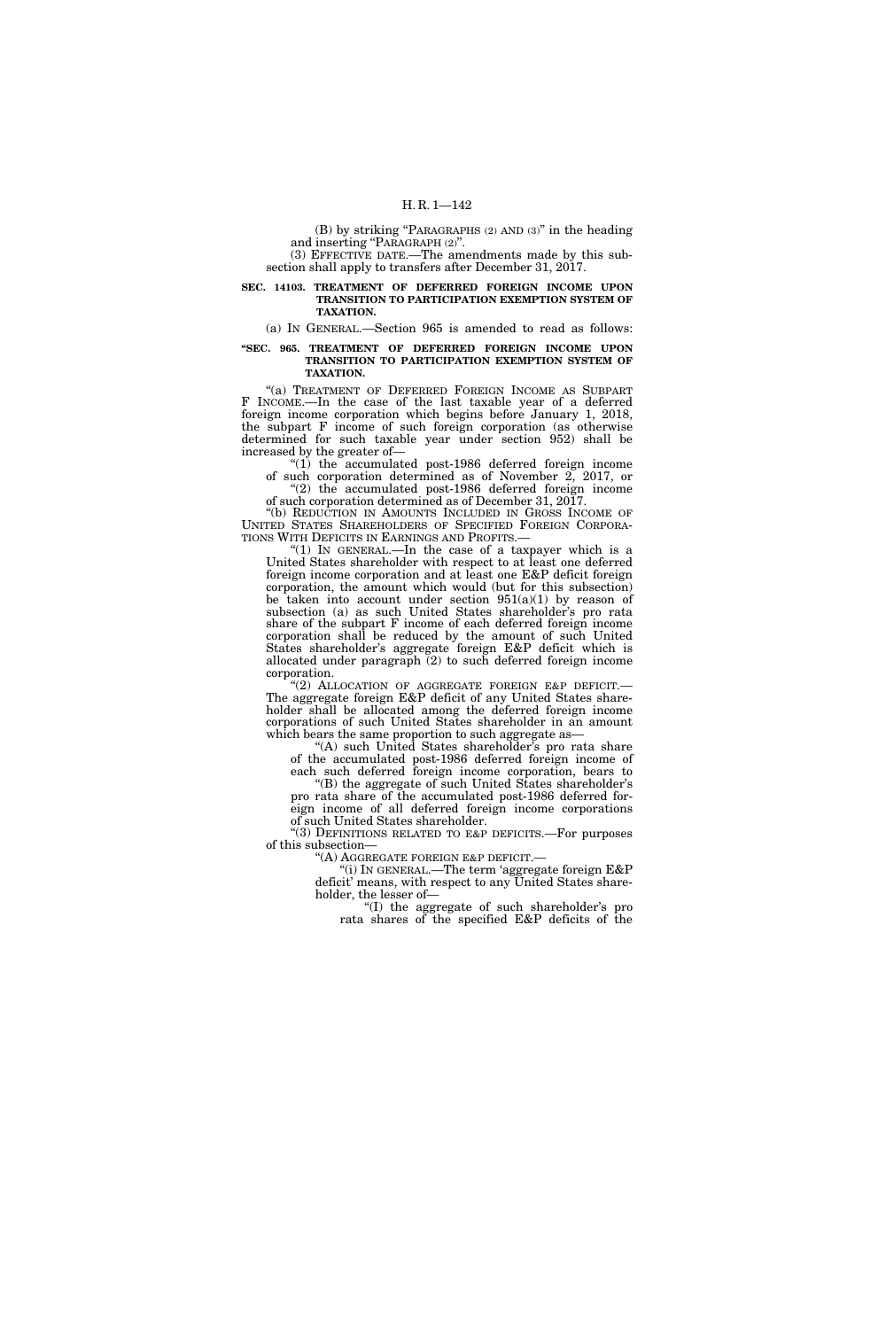(B) by striking "PARAGRAPHS (2) AND (3)" in the heading and inserting "PARAGRAPH (2)".

(3) EFFECTIVE DATE.—The amendments made by this subsection shall apply to transfers after December 31, 2017.

**SEC. 14103. TREATMENT OF DEFERRED FOREIGN INCOME UPON TRANSITION TO PARTICIPATION EXEMPTION SYSTEM OF TAXATION.**

(a) IN GENERAL.—Section 965 is amended to read as follows:

**"SEC. 965. TREATMENT OF DEFERRED FOREIGN INCOME UPON TRANSITION TO PARTICIPATION EXEMPTION SYSTEM OF TAXATION.**

"(a) TREATMENT OF DEFERRED FOREIGN INCOME AS SUBPART F INCOME.—In the case of the last taxable year of a deferred foreign income corporation which begins before January 1, 2018, the subpart F income of such foreign corporation (as otherwise determined for such taxable year under section 952) shall be increased by the greater of—

"(1) the accumulated post-1986 deferred foreign income of such corporation determined as of November 2, 2017, or

"(2) the accumulated post-1986 deferred foreign income of such corporation determined as of December 31, 2017.

"(b) REDUCTION IN AMOUNTS INCLUDED IN GROSS INCOME OF UNITED STATES SHAREHOLDERS OF SPECIFIED FOREIGN CORPORATIONS WITH DEFICITS IN EARNINGS AND PROFITS.—

"(1) IN GENERAL.—In the case of a taxpayer which is a United States shareholder with respect to at least one deferred foreign income corporation and at least one E&P deficit foreign corporation, the amount which would (but for this subsection) be taken into account under section 951(a)(1) by reason of subsection (a) as such United States shareholder's pro rata share of the subpart F income of each deferred foreign income corporation shall be reduced by the amount of such United States shareholder's aggregate foreign E&P deficit which is allocated under paragraph (2) to such deferred foreign income corporation.

"(2) ALLOCATION OF AGGREGATE FOREIGN E&P DEFICIT.—The aggregate foreign E&P deficit of any United States shareholder shall be allocated among the deferred foreign income corporations of such United States shareholder in an amount which bears the same proportion to such aggregate as—

"(A) such United States shareholder's pro rata share of the accumulated post-1986 deferred foreign income of each such deferred foreign income corporation, bears to

"(B) the aggregate of such United States shareholder's pro rata share of the accumulated post-1986 deferred foreign income of all deferred foreign income corporations of such United States shareholder.

"(3) DEFINITIONS RELATED TO E&P DEFICITS.—For purposes of this subsection—

"(A) AGGREGATE FOREIGN E&P DEFICIT.—

"(i) IN GENERAL.—The term 'aggregate foreign E&P deficit' means, with respect to any United States shareholder, the lesser of—

"(I) the aggregate of such shareholder's pro rata shares of the specified E&P deficits of the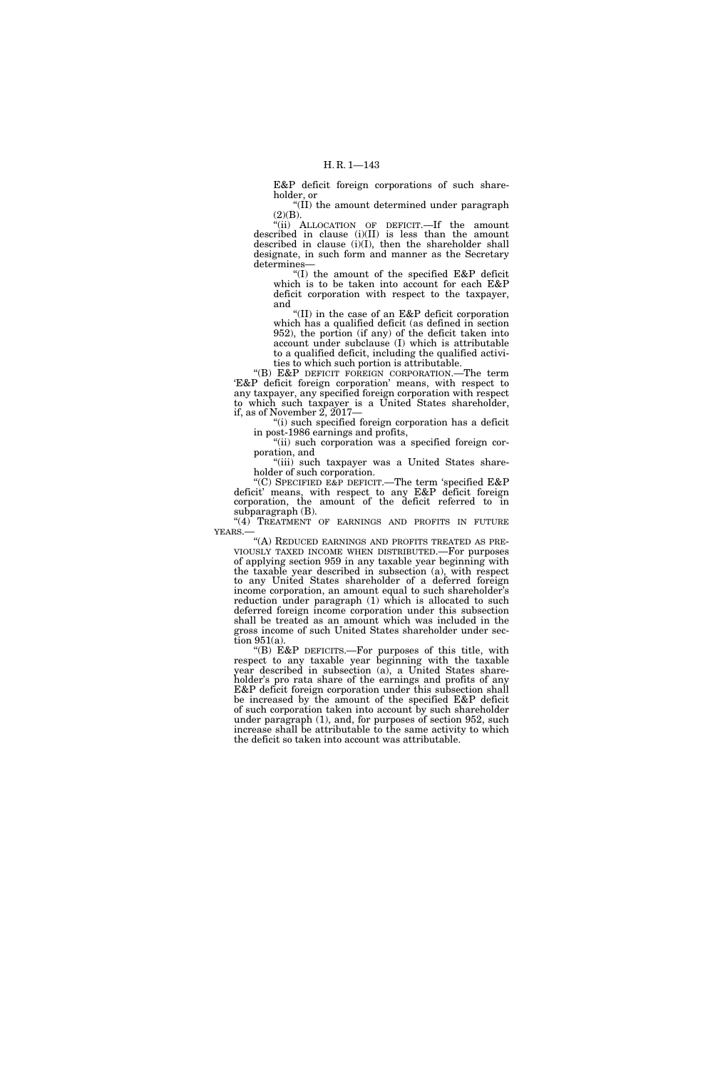E&P deficit foreign corporations of such shareholder, or

"(II) the amount determined under paragraph (2)(B).

"(ii) ALLOCATION OF DEFICIT.—If the amount described in clause (i)(II) is less than the amount described in clause (i)(I), then the shareholder shall designate, in such form and manner as the Secretary determines—

"(I) the amount of the specified E&P deficit which is to be taken into account for each E&P deficit corporation with respect to the taxpayer, and

"(II) in the case of an E&P deficit corporation which has a qualified deficit (as defined in section 952), the portion (if any) of the deficit taken into account under subclause (I) which is attributable to a qualified deficit, including the qualified activities to which such portion is attributable.

"(B) E&P DEFICIT FOREIGN CORPORATION.—The term 'E&P deficit foreign corporation' means, with respect to any taxpayer, any specified foreign corporation with respect to which such taxpayer is a United States shareholder, if, as of November 2, 2017—

"(i) such specified foreign corporation has a deficit in post-1986 earnings and profits,

"(ii) such corporation was a specified foreign corporation, and

"(iii) such taxpayer was a United States shareholder of such corporation.

"(C) SPECIFIED E&P DEFICIT.—The term 'specified E&P deficit' means, with respect to any E&P deficit foreign corporation, the amount of the deficit referred to in subparagraph (B).

"(4) TREATMENT OF EARNINGS AND PROFITS IN FUTURE YEARS.—

"(A) REDUCED EARNINGS AND PROFITS TREATED AS PREVIOUSLY TAXED INCOME WHEN DISTRIBUTED.—For purposes of applying section 959 in any taxable year beginning with the taxable year described in subsection (a), with respect to any United States shareholder of a deferred foreign income corporation, an amount equal to such shareholder's reduction under paragraph (1) which is allocated to such deferred foreign income corporation under this subsection shall be treated as an amount which was included in the gross income of such United States shareholder under section 951(a).

"(B) E&P DEFICITS.—For purposes of this title, with respect to any taxable year beginning with the taxable year described in subsection (a), a United States shareholder's pro rata share of the earnings and profits of any E&P deficit foreign corporation under this subsection shall be increased by the amount of the specified E&P deficit of such corporation taken into account by such shareholder under paragraph (1), and, for purposes of section 952, such increase shall be attributable to the same activity to which the deficit so taken into account was attributable.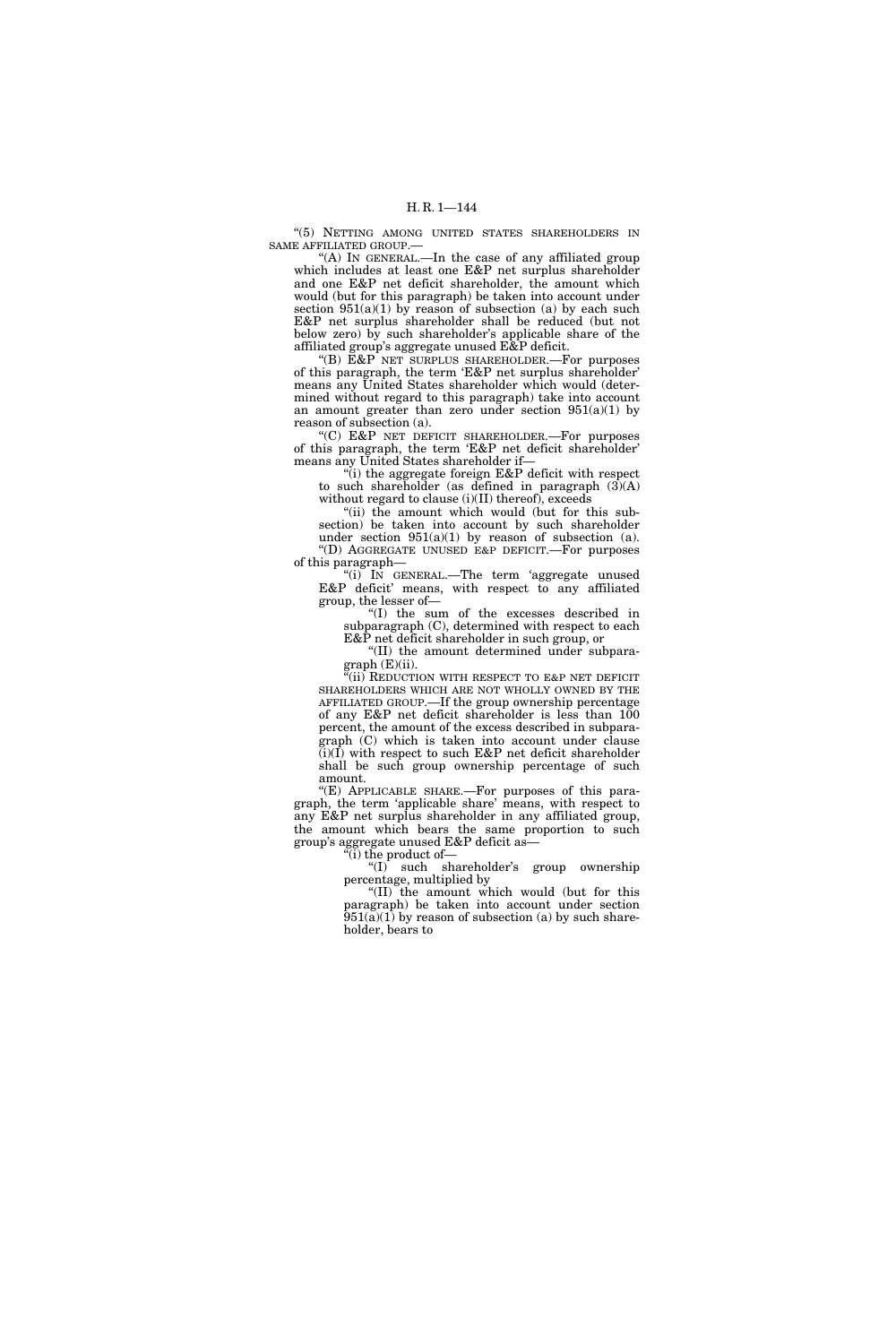"(5) NETTING AMONG UNITED STATES SHAREHOLDERS IN SAME AFFILIATED GROUP.—

"(A) IN GENERAL.—In the case of any affiliated group which includes at least one E&P net surplus shareholder and one E&P net deficit shareholder, the amount which would (but for this paragraph) be taken into account under section 951(a)(1) by reason of subsection (a) by each such E&P net surplus shareholder shall be reduced (but not below zero) by such shareholder's applicable share of the affiliated group's aggregate unused E&P deficit.

"(B) E&P NET SURPLUS SHAREHOLDER.—For purposes of this paragraph, the term 'E&P net surplus shareholder' means any United States shareholder which would (determined without regard to this paragraph) take into account an amount greater than zero under section 951(a)(1) by reason of subsection (a).

"(C) E&P NET DEFICIT SHAREHOLDER.—For purposes of this paragraph, the term 'E&P net deficit shareholder' means any United States shareholder if—

"(i) the aggregate foreign E&P deficit with respect to such shareholder (as defined in paragraph (3)(A) without regard to clause (i)(II) thereof), exceeds

"(ii) the amount which would (but for this subsection) be taken into account by such shareholder under section 951(a)(1) by reason of subsection (a).

"(D) AGGREGATE UNUSED E&P DEFICIT.—For purposes of this paragraph—

"(i) IN GENERAL.—The term 'aggregate unused E&P deficit' means, with respect to any affiliated group, the lesser of—

"(I) the sum of the excesses described in subparagraph (C), determined with respect to each E&P net deficit shareholder in such group, or

"(II) the amount determined under subparagraph (E)(ii).

"(ii) REDUCTION WITH RESPECT TO E&P NET DEFICIT SHAREHOLDERS WHICH ARE NOT WHOLLY OWNED BY THE AFFILIATED GROUP.—If the group ownership percentage of any E&P net deficit shareholder is less than 100 percent, the amount of the excess described in subparagraph (C) which is taken into account under clause (i)(I) with respect to such E&P net deficit shareholder shall be such group ownership percentage of such amount.

"(E) APPLICABLE SHARE.—For purposes of this paragraph, the term 'applicable share' means, with respect to any E&P net surplus shareholder in any affiliated group, the amount which bears the same proportion to such group's aggregate unused E&P deficit as—

"(i) the product of—

"(I) such shareholder's group ownership percentage, multiplied by

"(II) the amount which would (but for this paragraph) be taken into account under section 951(a)(1) by reason of subsection (a) by such shareholder, bears to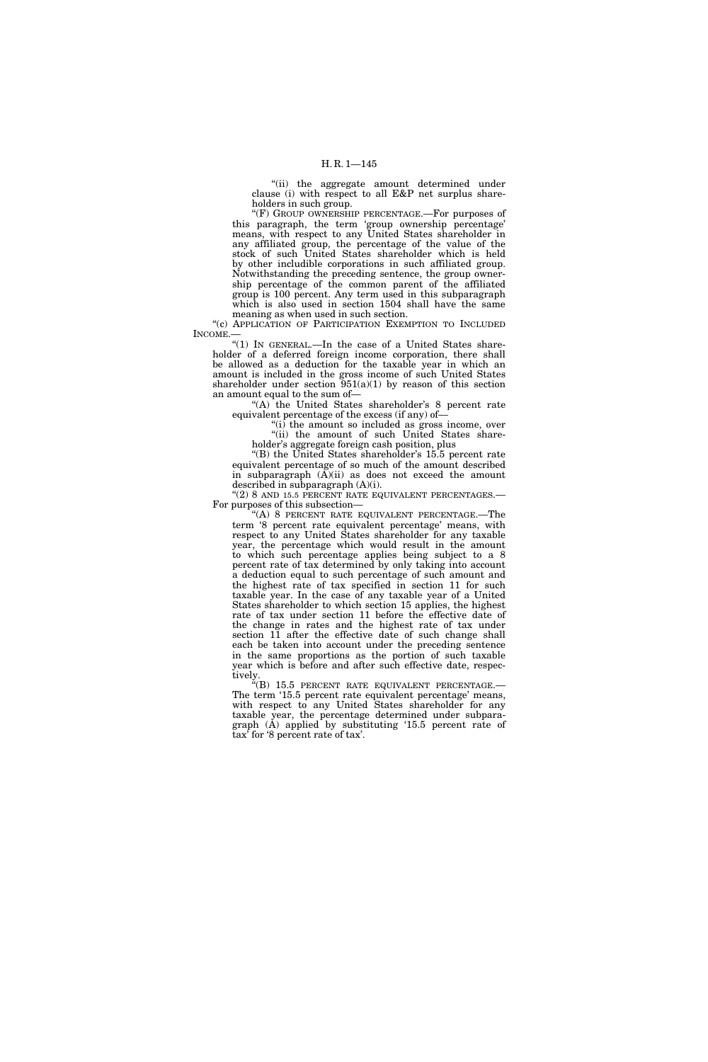"(ii) the aggregate amount determined under clause (i) with respect to all E&P net surplus shareholders in such group.

"(F) GROUP OWNERSHIP PERCENTAGE.—For purposes of this paragraph, the term 'group ownership percentage' means, with respect to any United States shareholder in any affiliated group, the percentage of the value of the stock of such United States shareholder which is held by other includible corporations in such affiliated group. Notwithstanding the preceding sentence, the group ownership percentage of the common parent of the affiliated group is 100 percent. Any term used in this subparagraph which is also used in section 1504 shall have the same meaning as when used in such section.

"(c) APPLICATION OF PARTICIPATION EXEMPTION TO INCLUDED INCOME.—

"(1) IN GENERAL.—In the case of a United States shareholder of a deferred foreign income corporation, there shall be allowed as a deduction for the taxable year in which an amount is included in the gross income of such United States shareholder under section 951(a)(1) by reason of this section an amount equal to the sum of—

"(A) the United States shareholder's 8 percent rate equivalent percentage of the excess (if any) of—

"(i) the amount so included as gross income, over

"(ii) the amount of such United States shareholder's aggregate foreign cash position, plus

"(B) the United States shareholder's 15.5 percent rate equivalent percentage of so much of the amount described in subparagraph (A)(ii) as does not exceed the amount described in subparagraph (A)(i).

"(2) 8 AND 15.5 PERCENT RATE EQUIVALENT PERCENTAGES.—For purposes of this subsection—

"(A) 8 PERCENT RATE EQUIVALENT PERCENTAGE.—The term '8 percent rate equivalent percentage' means, with respect to any United States shareholder for any taxable year, the percentage which would result in the amount to which such percentage applies being subject to a 8 percent rate of tax determined by only taking into account a deduction equal to such percentage of such amount and the highest rate of tax specified in section 11 for such taxable year. In the case of any taxable year of a United States shareholder to which section 15 applies, the highest rate of tax under section 11 before the effective date of the change in rates and the highest rate of tax under section 11 after the effective date of such change shall each be taken into account under the preceding sentence in the same proportions as the portion of such taxable year which is before and after such effective date, respectively.

"(B) 15.5 PERCENT RATE EQUIVALENT PERCENTAGE.—The term '15.5 percent rate equivalent percentage' means, with respect to any United States shareholder for any taxable year, the percentage determined under subparagraph (A) applied by substituting '15.5 percent rate of tax' for '8 percent rate of tax'.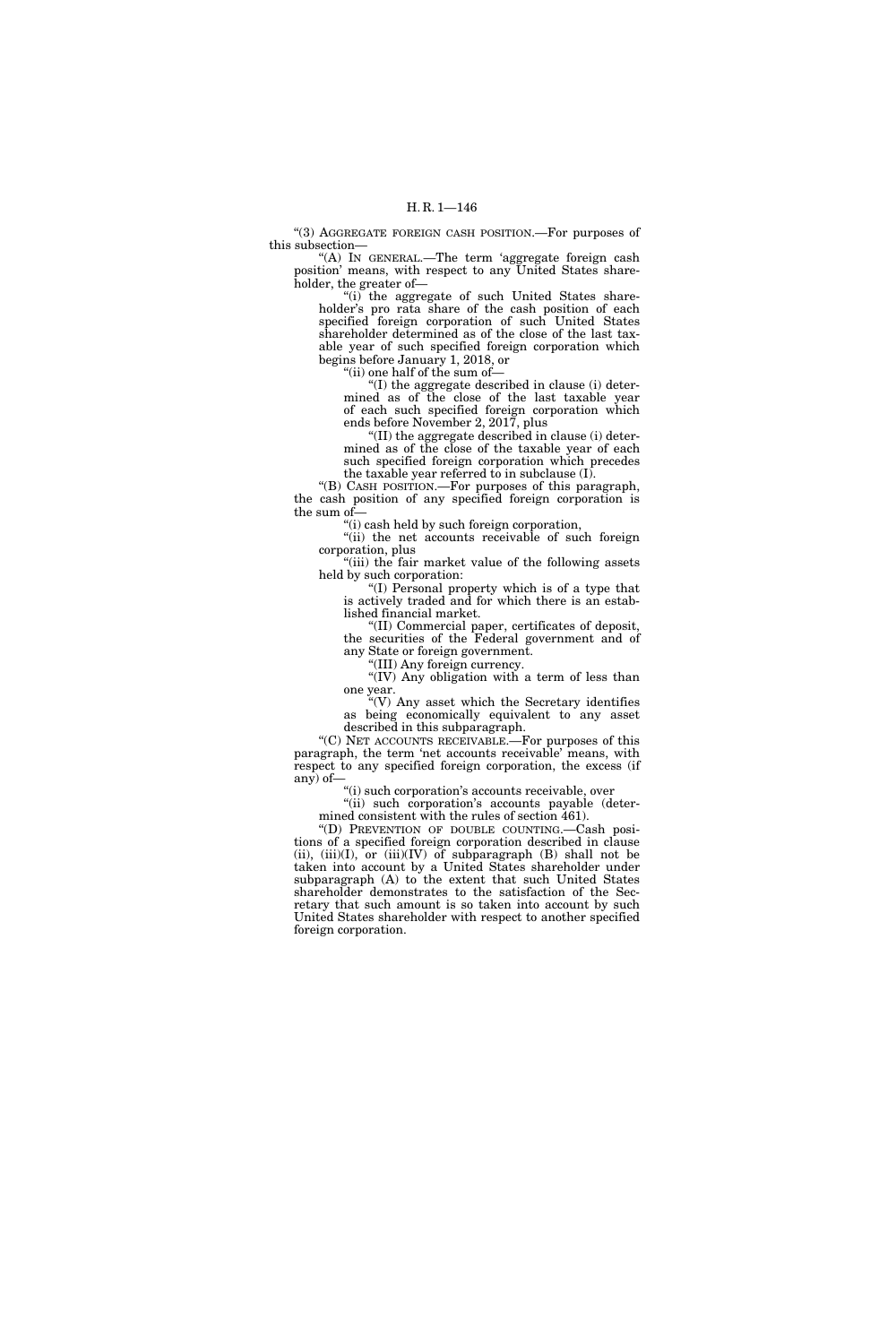"(3) AGGREGATE FOREIGN CASH POSITION.—For purposes of this subsection—

"(A) IN GENERAL.—The term 'aggregate foreign cash position' means, with respect to any United States shareholder, the greater of—

"(i) the aggregate of such United States shareholder's pro rata share of the cash position of each specified foreign corporation of such United States shareholder determined as of the close of the last taxable year of such specified foreign corporation which begins before January 1, 2018, or

"(ii) one half of the sum of—

"(I) the aggregate described in clause (i) determined as of the close of the last taxable year of each such specified foreign corporation which ends before November 2, 2017, plus

"(II) the aggregate described in clause (i) determined as of the close of the taxable year of each such specified foreign corporation which precedes the taxable year referred to in subclause (I).

"(B) CASH POSITION.—For purposes of this paragraph, the cash position of any specified foreign corporation is the sum of—

"(i) cash held by such foreign corporation,

"(ii) the net accounts receivable of such foreign corporation, plus

"(iii) the fair market value of the following assets held by such corporation:

"(I) Personal property which is of a type that is actively traded and for which there is an established financial market.

"(II) Commercial paper, certificates of deposit, the securities of the Federal government and of any State or foreign government.

"(III) Any foreign currency.

"(IV) Any obligation with a term of less than one year.

"(V) Any asset which the Secretary identifies as being economically equivalent to any asset described in this subparagraph.

"(C) NET ACCOUNTS RECEIVABLE.—For purposes of this paragraph, the term 'net accounts receivable' means, with respect to any specified foreign corporation, the excess (if any) of—

"(i) such corporation's accounts receivable, over

"(ii) such corporation's accounts payable (determined consistent with the rules of section 461).

"(D) PREVENTION OF DOUBLE COUNTING.—Cash positions of a specified foreign corporation described in clause (ii), (iii)(I), or (iii)(IV) of subparagraph (B) shall not be taken into account by a United States shareholder under subparagraph (A) to the extent that such United States shareholder demonstrates to the satisfaction of the Secretary that such amount is so taken into account by such United States shareholder with respect to another specified foreign corporation.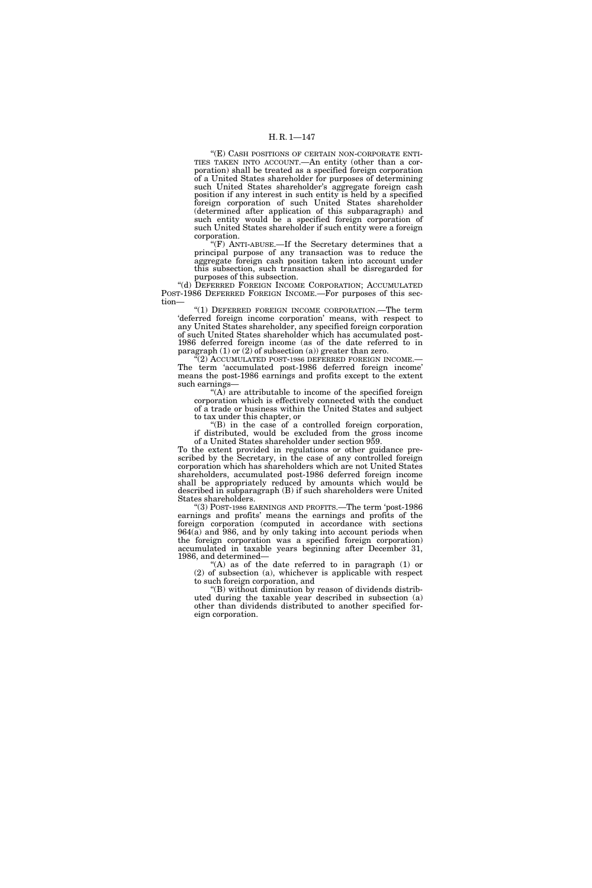"(E) CASH POSITIONS OF CERTAIN NON-CORPORATE ENTITIES TAKEN INTO ACCOUNT.—An entity (other than a corporation) shall be treated as a specified foreign corporation of a United States shareholder for purposes of determining such United States shareholder's aggregate foreign cash position if any interest in such entity is held by a specified foreign corporation of such United States shareholder (determined after application of this subparagraph) and such entity would be a specified foreign corporation of such United States shareholder if such entity were a foreign corporation.

"(F) ANTI-ABUSE.—If the Secretary determines that a principal purpose of any transaction was to reduce the aggregate foreign cash position taken into account under this subsection, such transaction shall be disregarded for purposes of this subsection.

"(d) DEFERRED FOREIGN INCOME CORPORATION; ACCUMULATED POST-1986 DEFERRED FOREIGN INCOME.—For purposes of this section—

"(1) DEFERRED FOREIGN INCOME CORPORATION.—The term 'deferred foreign income corporation' means, with respect to any United States shareholder, any specified foreign corporation of such United States shareholder which has accumulated post-1986 deferred foreign income (as of the date referred to in paragraph (1) or (2) of subsection (a)) greater than zero.

"(2) ACCUMULATED POST-1986 DEFERRED FOREIGN INCOME.—The term 'accumulated post-1986 deferred foreign income' means the post-1986 earnings and profits except to the extent such earnings—

"(A) are attributable to income of the specified foreign corporation which is effectively connected with the conduct of a trade or business within the United States and subject to tax under this chapter, or

"(B) in the case of a controlled foreign corporation, if distributed, would be excluded from the gross income of a United States shareholder under section 959.

To the extent provided in regulations or other guidance prescribed by the Secretary, in the case of any controlled foreign corporation which has shareholders which are not United States shareholders, accumulated post-1986 deferred foreign income shall be appropriately reduced by amounts which would be described in subparagraph (B) if such shareholders were United States shareholders.

"(3) POST-1986 EARNINGS AND PROFITS.—The term 'post-1986 earnings and profits' means the earnings and profits of the foreign corporation (computed in accordance with sections 964(a) and 986, and by only taking into account periods when the foreign corporation was a specified foreign corporation) accumulated in taxable years beginning after December 31, 1986, and determined—

"(A) as of the date referred to in paragraph (1) or (2) of subsection (a), whichever is applicable with respect to such foreign corporation, and

"(B) without diminution by reason of dividends distributed during the taxable year described in subsection (a) other than dividends distributed to another specified foreign corporation.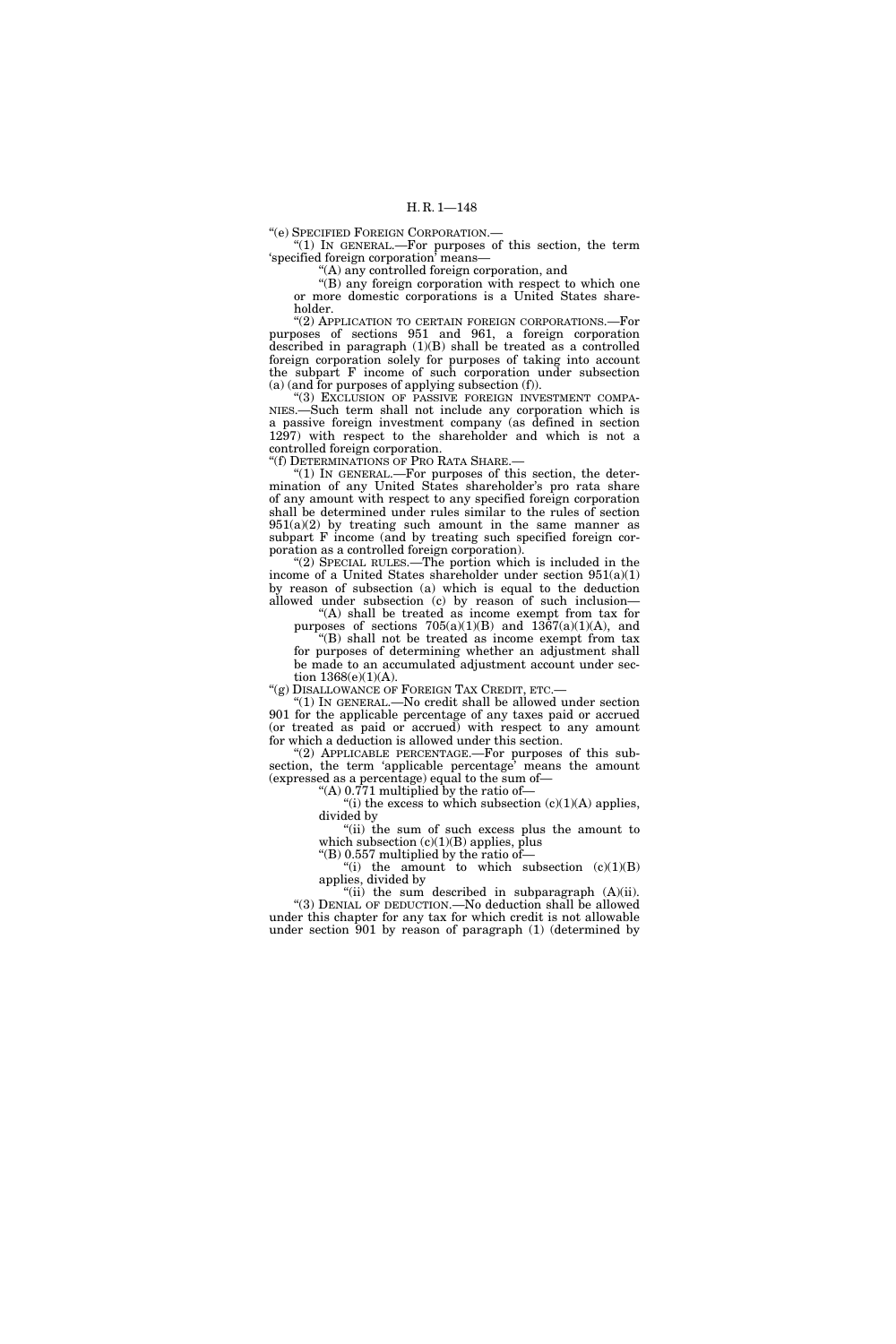"(e) SPECIFIED FOREIGN CORPORATION.—

"(1) IN GENERAL.—For purposes of this section, the term 'specified foreign corporation' means—

"(A) any controlled foreign corporation, and

"(B) any foreign corporation with respect to which one or more domestic corporations is a United States shareholder.

"(2) APPLICATION TO CERTAIN FOREIGN CORPORATIONS.—For purposes of sections 951 and 961, a foreign corporation described in paragraph (1)(B) shall be treated as a controlled foreign corporation solely for purposes of taking into account the subpart F income of such corporation under subsection (a) (and for purposes of applying subsection (f)).

"(3) EXCLUSION OF PASSIVE FOREIGN INVESTMENT COMPANIES.—Such term shall not include any corporation which is a passive foreign investment company (as defined in section 1297) with respect to the shareholder and which is not a controlled foreign corporation.

"(f) DETERMINATIONS OF PRO RATA SHARE.—

"(1) IN GENERAL.—For purposes of this section, the determination of any United States shareholder's pro rata share of any amount with respect to any specified foreign corporation shall be determined under rules similar to the rules of section 951(a)(2) by treating such amount in the same manner as subpart F income (and by treating such specified foreign corporation as a controlled foreign corporation).

"(2) SPECIAL RULES.—The portion which is included in the income of a United States shareholder under section 951(a)(1) by reason of subsection (a) which is equal to the deduction allowed under subsection (c) by reason of such inclusion—

"(A) shall be treated as income exempt from tax for purposes of sections 705(a)(1)(B) and 1367(a)(1)(A), and

"(B) shall not be treated as income exempt from tax for purposes of determining whether an adjustment shall be made to an accumulated adjustment account under section 1368(e)(1)(A).

"(g) DISALLOWANCE OF FOREIGN TAX CREDIT, ETC.—

"(1) IN GENERAL.—No credit shall be allowed under section 901 for the applicable percentage of any taxes paid or accrued (or treated as paid or accrued) with respect to any amount for which a deduction is allowed under this section.

"(2) APPLICABLE PERCENTAGE.—For purposes of this subsection, the term 'applicable percentage' means the amount (expressed as a percentage) equal to the sum of—

"(A) 0.771 multiplied by the ratio of—

"(i) the excess to which subsection (c)(1)(A) applies, divided by

"(ii) the sum of such excess plus the amount to which subsection (c)(1)(B) applies, plus

"(B) 0.557 multiplied by the ratio of—

"(i) the amount to which subsection (c)(1)(B) applies, divided by

"(ii) the sum described in subparagraph (A)(ii).

"(3) DENIAL OF DEDUCTION.—No deduction shall be allowed under this chapter for any tax for which credit is not allowable under section 901 by reason of paragraph (1) (determined by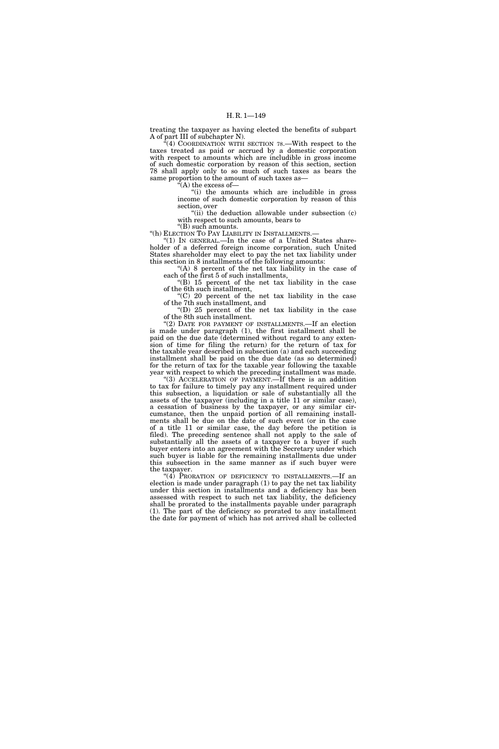treating the taxpayer as having elected the benefits of subpart A of part III of subchapter N).

"(4) COORDINATION WITH SECTION 78.—With respect to the taxes treated as paid or accrued by a domestic corporation with respect to amounts which are includible in gross income of such domestic corporation by reason of this section, section 78 shall apply only to so much of such taxes as bears the same proportion to the amount of such taxes as—

"(A) the excess of—

"(i) the amounts which are includible in gross income of such domestic corporation by reason of this section, over

"(ii) the deduction allowable under subsection (c) with respect to such amounts, bears to

"(B) such amounts.

"(h) ELECTION TO PAY LIABILITY IN INSTALLMENTS.—

"(1) IN GENERAL.—In the case of a United States shareholder of a deferred foreign income corporation, such United States shareholder may elect to pay the net tax liability under this section in 8 installments of the following amounts:

"(A) 8 percent of the net tax liability in the case of each of the first 5 of such installments,

"(B) 15 percent of the net tax liability in the case of the 6th such installment,

"(C) 20 percent of the net tax liability in the case of the 7th such installment, and

"(D) 25 percent of the net tax liability in the case of the 8th such installment.

"(2) DATE FOR PAYMENT OF INSTALLMENTS.—If an election is made under paragraph (1), the first installment shall be paid on the due date (determined without regard to any extension of time for filing the return) for the return of tax for the taxable year described in subsection (a) and each succeeding installment shall be paid on the due date (as so determined) for the return of tax for the taxable year following the taxable year with respect to which the preceding installment was made.

"(3) ACCELERATION OF PAYMENT.—If there is an addition to tax for failure to timely pay any installment required under this subsection, a liquidation or sale of substantially all the assets of the taxpayer (including in a title 11 or similar case), a cessation of business by the taxpayer, or any similar circumstance, then the unpaid portion of all remaining installments shall be due on the date of such event (or in the case of a title 11 or similar case, the day before the petition is filed). The preceding sentence shall not apply to the sale of substantially all the assets of a taxpayer to a buyer if such buyer enters into an agreement with the Secretary under which such buyer is liable for the remaining installments due under this subsection in the same manner as if such buyer were the taxpayer.

"(4) PRORATION OF DEFICIENCY TO INSTALLMENTS.—If an election is made under paragraph (1) to pay the net tax liability under this section in installments and a deficiency has been assessed with respect to such net tax liability, the deficiency shall be prorated to the installments payable under paragraph (1). The part of the deficiency so prorated to any installment the date for payment of which has not arrived shall be collected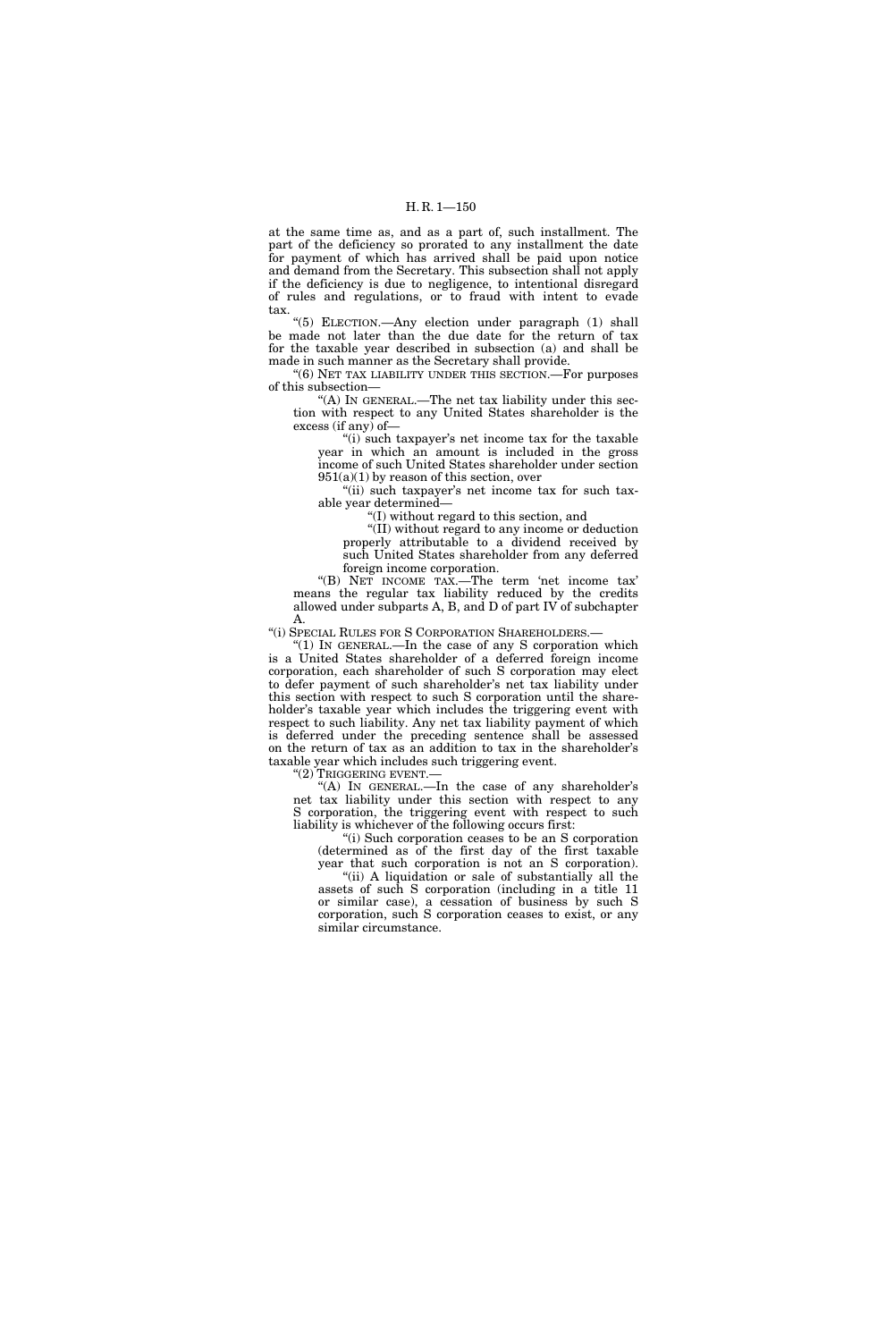at the same time as, and as a part of, such installment. The part of the deficiency so prorated to any installment the date for payment of which has arrived shall be paid upon notice and demand from the Secretary. This subsection shall not apply if the deficiency is due to negligence, to intentional disregard of rules and regulations, or to fraud with intent to evade tax.

"(5) ELECTION.—Any election under paragraph (1) shall be made not later than the due date for the return of tax for the taxable year described in subsection (a) and shall be made in such manner as the Secretary shall provide.

"(6) NET TAX LIABILITY UNDER THIS SECTION.—For purposes of this subsection—

"(A) IN GENERAL.—The net tax liability under this section with respect to any United States shareholder is the excess (if any) of—

"(i) such taxpayer's net income tax for the taxable year in which an amount is included in the gross income of such United States shareholder under section 951(a)(1) by reason of this section, over

"(ii) such taxpayer's net income tax for such taxable year determined—

"(I) without regard to this section, and

"(II) without regard to any income or deduction properly attributable to a dividend received by such United States shareholder from any deferred foreign income corporation.

"(B) NET INCOME TAX.—The term 'net income tax' means the regular tax liability reduced by the credits allowed under subparts A, B, and D of part IV of subchapter A.

"(i) SPECIAL RULES FOR S CORPORATION SHAREHOLDERS.—

"(1) IN GENERAL.—In the case of any S corporation which is a United States shareholder of a deferred foreign income corporation, each shareholder of such S corporation may elect to defer payment of such shareholder's net tax liability under this section with respect to such S corporation until the shareholder's taxable year which includes the triggering event with respect to such liability. Any net tax liability payment of which is deferred under the preceding sentence shall be assessed on the return of tax as an addition to tax in the shareholder's taxable year which includes such triggering event.

"(2) TRIGGERING EVENT.—

"(A) IN GENERAL.—In the case of any shareholder's net tax liability under this section with respect to any S corporation, the triggering event with respect to such liability is whichever of the following occurs first:

"(i) Such corporation ceases to be an S corporation (determined as of the first day of the first taxable year that such corporation is not an S corporation).

"(ii) A liquidation or sale of substantially all the assets of such S corporation (including in a title 11 or similar case), a cessation of business by such S corporation, such S corporation ceases to exist, or any similar circumstance.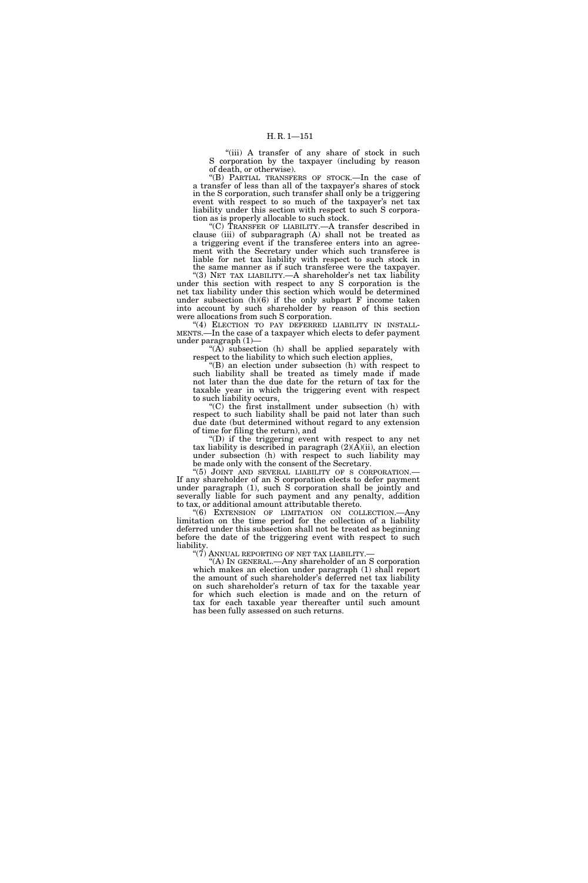"(iii) A transfer of any share of stock in such S corporation by the taxpayer (including by reason of death, or otherwise).

"(B) PARTIAL TRANSFERS OF STOCK.—In the case of a transfer of less than all of the taxpayer's shares of stock in the S corporation, such transfer shall only be a triggering event with respect to so much of the taxpayer's net tax liability under this section with respect to such S corporation as is properly allocable to such stock.

"(C) TRANSFER OF LIABILITY.—A transfer described in clause (iii) of subparagraph (A) shall not be treated as a triggering event if the transferee enters into an agreement with the Secretary under which such transferee is liable for net tax liability with respect to such stock in the same manner as if such transferee were the taxpayer.

"(3) NET TAX LIABILITY.—A shareholder's net tax liability under this section with respect to any S corporation is the net tax liability under this section which would be determined under subsection (h)(6) if the only subpart F income taken into account by such shareholder by reason of this section were allocations from such S corporation.

"(4) ELECTION TO PAY DEFERRED LIABILITY IN INSTALLMENTS.—In the case of a taxpayer which elects to defer payment under paragraph (1)—

"(A) subsection (h) shall be applied separately with respect to the liability to which such election applies,

"(B) an election under subsection (h) with respect to such liability shall be treated as timely made if made not later than the due date for the return of tax for the taxable year in which the triggering event with respect to such liability occurs,

"(C) the first installment under subsection (h) with respect to such liability shall be paid not later than such due date (but determined without regard to any extension of time for filing the return), and

"(D) if the triggering event with respect to any net tax liability is described in paragraph (2)(A)(ii), an election under subsection (h) with respect to such liability may be made only with the consent of the Secretary.

"(5) JOINT AND SEVERAL LIABILITY OF S CORPORATION.—If any shareholder of an S corporation elects to defer payment under paragraph (1), such S corporation shall be jointly and severally liable for such payment and any penalty, addition to tax, or additional amount attributable thereto.

"(6) EXTENSION OF LIMITATION ON COLLECTION.—Any limitation on the time period for the collection of a liability deferred under this subsection shall not be treated as beginning before the date of the triggering event with respect to such liability.

"(7) ANNUAL REPORTING OF NET TAX LIABILITY.—

"(A) IN GENERAL.—Any shareholder of an S corporation which makes an election under paragraph (1) shall report the amount of such shareholder's deferred net tax liability on such shareholder's return of tax for the taxable year for which such election is made and on the return of tax for each taxable year thereafter until such amount has been fully assessed on such returns.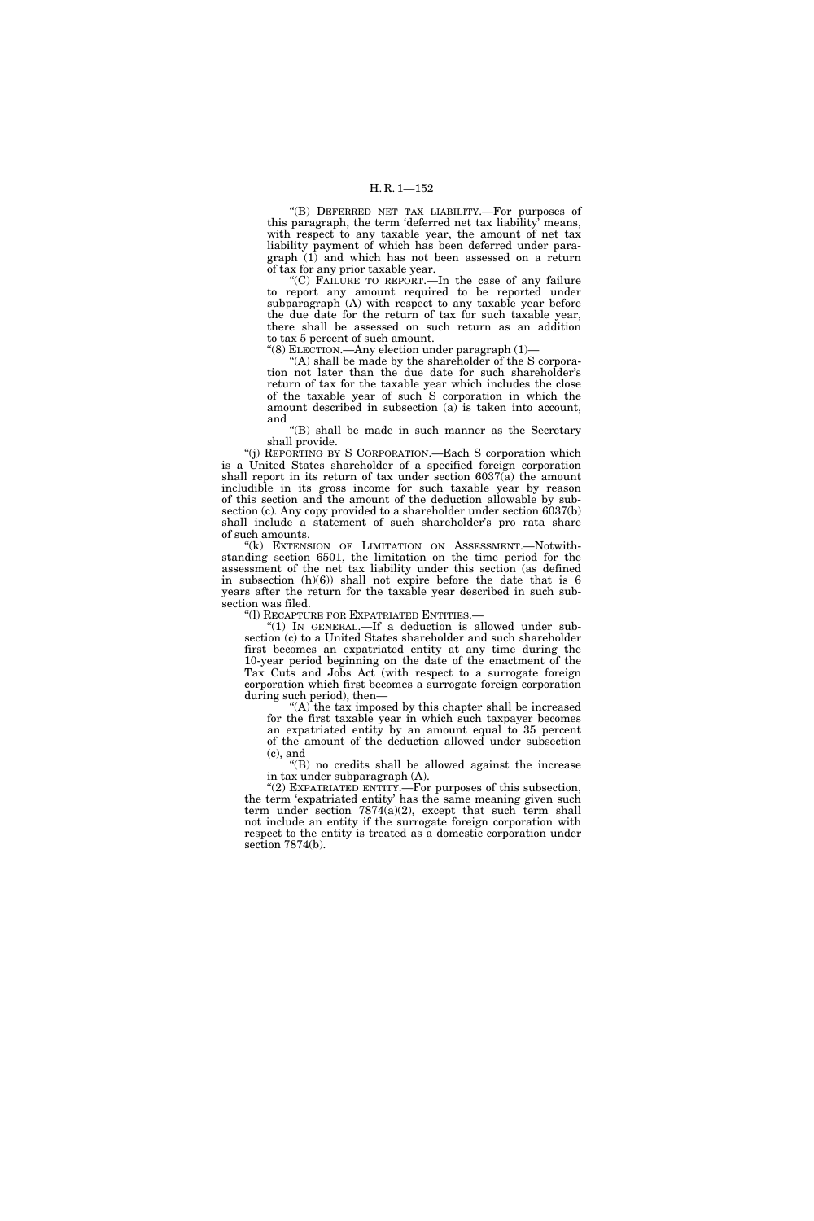"(B) DEFERRED NET TAX LIABILITY.—For purposes of this paragraph, the term 'deferred net tax liability' means, with respect to any taxable year, the amount of net tax liability payment of which has been deferred under paragraph (1) and which has not been assessed on a return of tax for any prior taxable year.

"(C) FAILURE TO REPORT.—In the case of any failure to report any amount required to be reported under subparagraph (A) with respect to any taxable year before the due date for the return of tax for such taxable year, there shall be assessed on such return as an addition to tax 5 percent of such amount.

"(8) ELECTION.—Any election under paragraph (1)—

"(A) shall be made by the shareholder of the S corporation not later than the due date for such shareholder's return of tax for the taxable year which includes the close of the taxable year of such S corporation in which the amount described in subsection (a) is taken into account, and

"(B) shall be made in such manner as the Secretary shall provide.

"(j) REPORTING BY S CORPORATION.—Each S corporation which is a United States shareholder of a specified foreign corporation shall report in its return of tax under section 6037(a) the amount includible in its gross income for such taxable year by reason of this section and the amount of the deduction allowable by subsection (c). Any copy provided to a shareholder under section 6037(b) shall include a statement of such shareholder's pro rata share of such amounts.

"(k) EXTENSION OF LIMITATION ON ASSESSMENT.—Notwithstanding section 6501, the limitation on the time period for the assessment of the net tax liability under this section (as defined in subsection (h)(6)) shall not expire before the date that is 6 years after the return for the taxable year described in such subsection was filed.

"(l) RECAPTURE FOR EXPATRIATED ENTITIES.—

"(1) IN GENERAL.—If a deduction is allowed under subsection (c) to a United States shareholder and such shareholder first becomes an expatriated entity at any time during the 10-year period beginning on the date of the enactment of the Tax Cuts and Jobs Act (with respect to a surrogate foreign corporation which first becomes a surrogate foreign corporation during such period), then—

"(A) the tax imposed by this chapter shall be increased for the first taxable year in which such taxpayer becomes an expatriated entity by an amount equal to 35 percent of the amount of the deduction allowed under subsection (c), and

"(B) no credits shall be allowed against the increase in tax under subparagraph (A).

"(2) EXPATRIATED ENTITY.—For purposes of this subsection, the term 'expatriated entity' has the same meaning given such term under section 7874(a)(2), except that such term shall not include an entity if the surrogate foreign corporation with respect to the entity is treated as a domestic corporation under section 7874(b).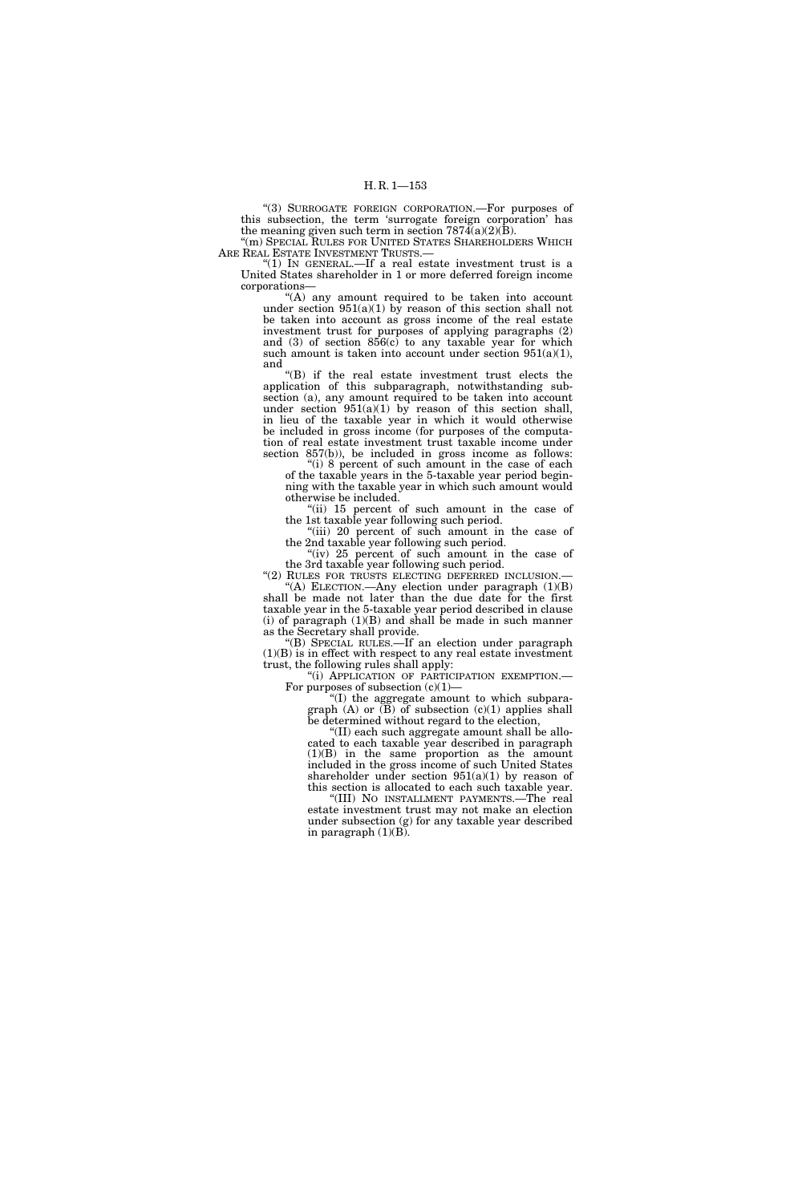"(3) SURROGATE FOREIGN CORPORATION.—For purposes of this subsection, the term 'surrogate foreign corporation' has the meaning given such term in section 7874(a)(2)(B).

"(m) SPECIAL RULES FOR UNITED STATES SHAREHOLDERS WHICH ARE REAL ESTATE INVESTMENT TRUSTS.—

"(1) IN GENERAL.—If a real estate investment trust is a United States shareholder in 1 or more deferred foreign income corporations—

"(A) any amount required to be taken into account under section 951(a)(1) by reason of this section shall not be taken into account as gross income of the real estate investment trust for purposes of applying paragraphs (2) and (3) of section 856(c) to any taxable year for which such amount is taken into account under section 951(a)(1), and

"(B) if the real estate investment trust elects the application of this subparagraph, notwithstanding subsection (a), any amount required to be taken into account under section 951(a)(1) by reason of this section shall, in lieu of the taxable year in which it would otherwise be included in gross income (for purposes of the computation of real estate investment trust taxable income under section 857(b)), be included in gross income as follows:

"(i) 8 percent of such amount in the case of each of the taxable years in the 5-taxable year period beginning with the taxable year in which such amount would otherwise be included.

"(ii) 15 percent of such amount in the case of the 1st taxable year following such period.

"(iii) 20 percent of such amount in the case of the 2nd taxable year following such period.

"(iv) 25 percent of such amount in the case of the 3rd taxable year following such period.

"(2) RULES FOR TRUSTS ELECTING DEFERRED INCLUSION.—

"(A) ELECTION.—Any election under paragraph (1)(B) shall be made not later than the due date for the first taxable year in the 5-taxable year period described in clause (i) of paragraph (1)(B) and shall be made in such manner as the Secretary shall provide.

"(B) SPECIAL RULES.—If an election under paragraph (1)(B) is in effect with respect to any real estate investment trust, the following rules shall apply:

"(i) APPLICATION OF PARTICIPATION EXEMPTION.— For purposes of subsection (c)(1)—

"(I) the aggregate amount to which subparagraph (A) or (B) of subsection (c)(1) applies shall be determined without regard to the election,

"(II) each such aggregate amount shall be allocated to each taxable year described in paragraph (1)(B) in the same proportion as the amount included in the gross income of such United States shareholder under section 951(a)(1) by reason of this section is allocated to each such taxable year.

"(III) NO INSTALLMENT PAYMENTS.—The real estate investment trust may not make an election under subsection (g) for any taxable year described in paragraph (1)(B).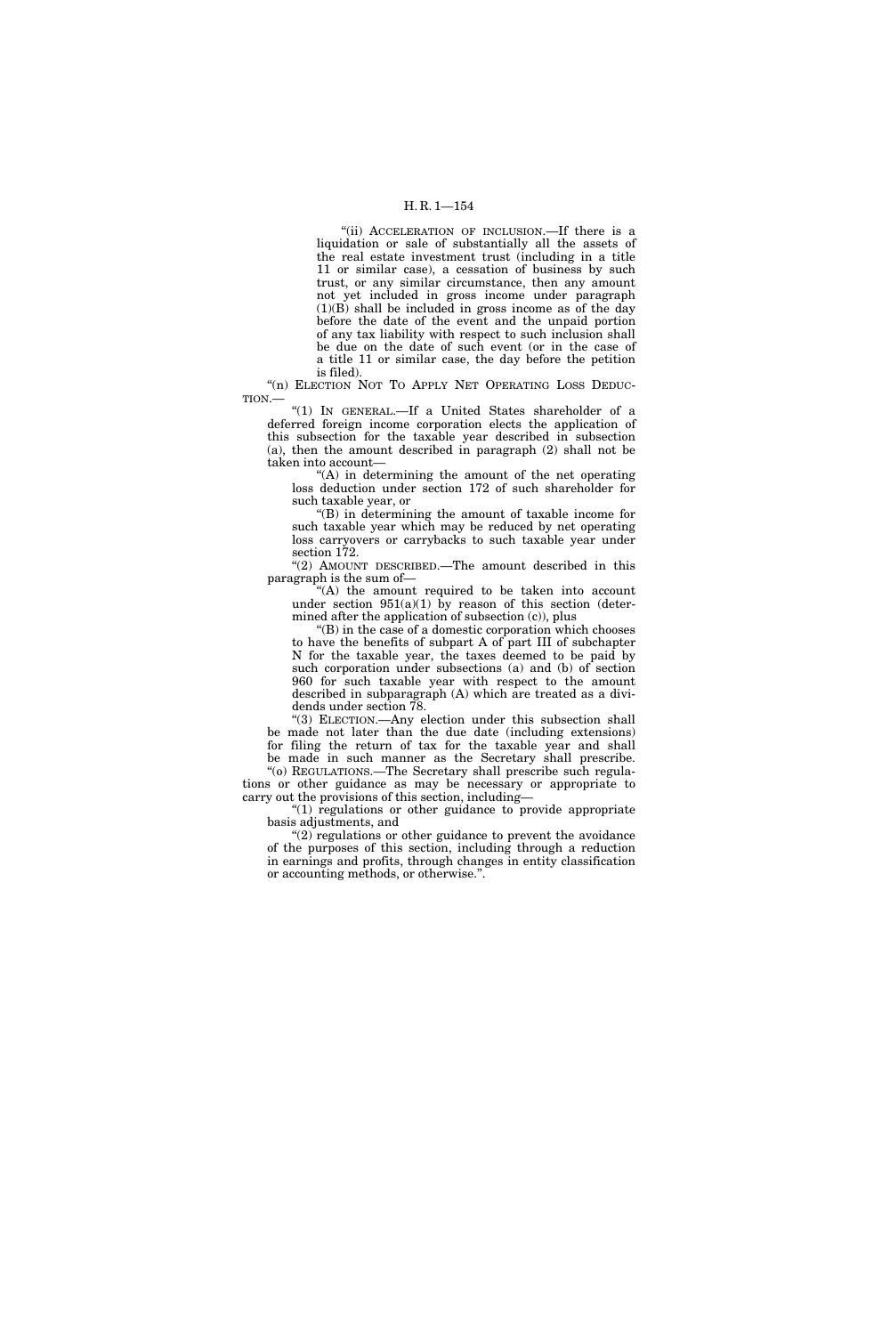"(ii) ACCELERATION OF INCLUSION.—If there is a liquidation or sale of substantially all the assets of the real estate investment trust (including in a title 11 or similar case), a cessation of business by such trust, or any similar circumstance, then any amount not yet included in gross income under paragraph (1)(B) shall be included in gross income as of the day before the date of the event and the unpaid portion of any tax liability with respect to such inclusion shall be due on the date of such event (or in the case of a title 11 or similar case, the day before the petition is filed).

"(n) ELECTION NOT TO APPLY NET OPERATING LOSS DEDUCTION.—

"(1) IN GENERAL.—If a United States shareholder of a deferred foreign income corporation elects the application of this subsection for the taxable year described in subsection (a), then the amount described in paragraph (2) shall not be taken into account—

"(A) in determining the amount of the net operating loss deduction under section 172 of such shareholder for such taxable year, or

"(B) in determining the amount of taxable income for such taxable year which may be reduced by net operating loss carryovers or carrybacks to such taxable year under section 172.

"(2) AMOUNT DESCRIBED.—The amount described in this paragraph is the sum of—

"(A) the amount required to be taken into account under section 951(a)(1) by reason of this section (determined after the application of subsection (c)), plus

"(B) in the case of a domestic corporation which chooses to have the benefits of subpart A of part III of subchapter N for the taxable year, the taxes deemed to be paid by such corporation under subsections (a) and (b) of section 960 for such taxable year with respect to the amount described in subparagraph (A) which are treated as a dividends under section 78.

"(3) ELECTION.—Any election under this subsection shall be made not later than the due date (including extensions) for filing the return of tax for the taxable year and shall be made in such manner as the Secretary shall prescribe.

"(o) REGULATIONS.—The Secretary shall prescribe such regulations or other guidance as may be necessary or appropriate to carry out the provisions of this section, including—

"(1) regulations or other guidance to provide appropriate basis adjustments, and

"(2) regulations or other guidance to prevent the avoidance of the purposes of this section, including through a reduction in earnings and profits, through changes in entity classification or accounting methods, or otherwise.".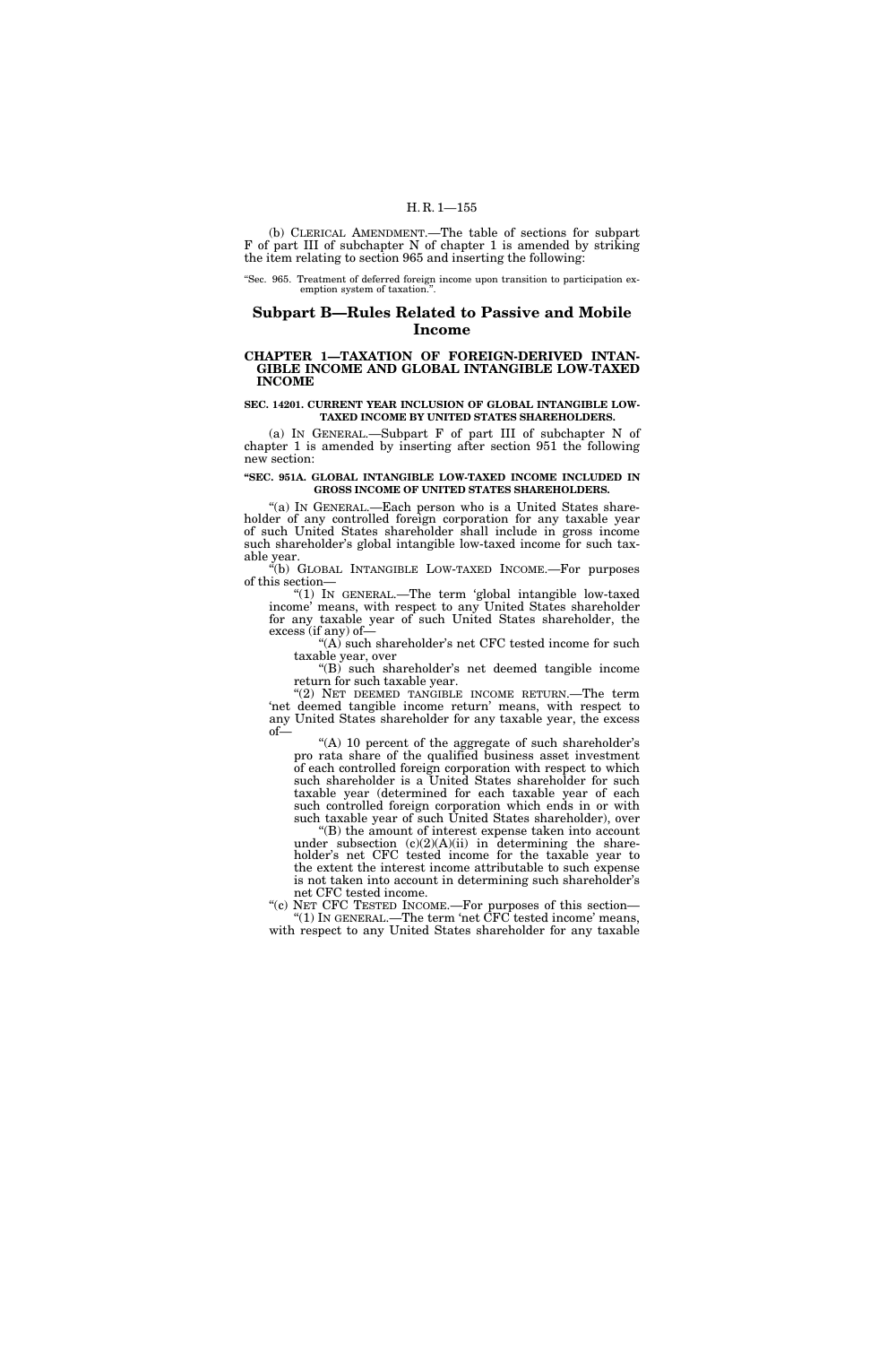(b) CLERICAL AMENDMENT.—The table of sections for subpart F of part III of subchapter N of chapter 1 is amended by striking the item relating to section 965 and inserting the following:

"Sec. 965. Treatment of deferred foreign income upon transition to participation exemption system of taxation.".

## Subpart B—Rules Related to Passive and Mobile Income

### CHAPTER 1—TAXATION OF FOREIGN-DERIVED INTANGIBLE INCOME AND GLOBAL INTANGIBLE LOW-TAXED INCOME

#### SEC. 14201. CURRENT YEAR INCLUSION OF GLOBAL INTANGIBLE LOW-TAXED INCOME BY UNITED STATES SHAREHOLDERS.

(a) IN GENERAL.—Subpart F of part III of subchapter N of chapter 1 is amended by inserting after section 951 the following new section:

**"SEC. 951A. GLOBAL INTANGIBLE LOW-TAXED INCOME INCLUDED IN GROSS INCOME OF UNITED STATES SHAREHOLDERS.**

"(a) IN GENERAL.—Each person who is a United States shareholder of any controlled foreign corporation for any taxable year of such United States shareholder shall include in gross income such shareholder's global intangible low-taxed income for such taxable year.

"(b) GLOBAL INTANGIBLE LOW-TAXED INCOME.—For purposes of this section—

"(1) IN GENERAL.—The term 'global intangible low-taxed income' means, with respect to any United States shareholder for any taxable year of such United States shareholder, the excess (if any) of—

"(A) such shareholder's net CFC tested income for such taxable year, over

"(B) such shareholder's net deemed tangible income return for such taxable year.

"(2) NET DEEMED TANGIBLE INCOME RETURN.—The term 'net deemed tangible income return' means, with respect to any United States shareholder for any taxable year, the excess of—

"(A) 10 percent of the aggregate of such shareholder's pro rata share of the qualified business asset investment of each controlled foreign corporation with respect to which such shareholder is a United States shareholder for such taxable year (determined for each taxable year of each such controlled foreign corporation which ends in or with such taxable year of such United States shareholder), over

"(B) the amount of interest expense taken into account under subsection (c)(2)(A)(ii) in determining the shareholder's net CFC tested income for the taxable year to the extent the interest income attributable to such expense is not taken into account in determining such shareholder's net CFC tested income.

"(c) NET CFC TESTED INCOME.—For purposes of this section—

"(1) IN GENERAL.—The term 'net CFC tested income' means, with respect to any United States shareholder for any taxable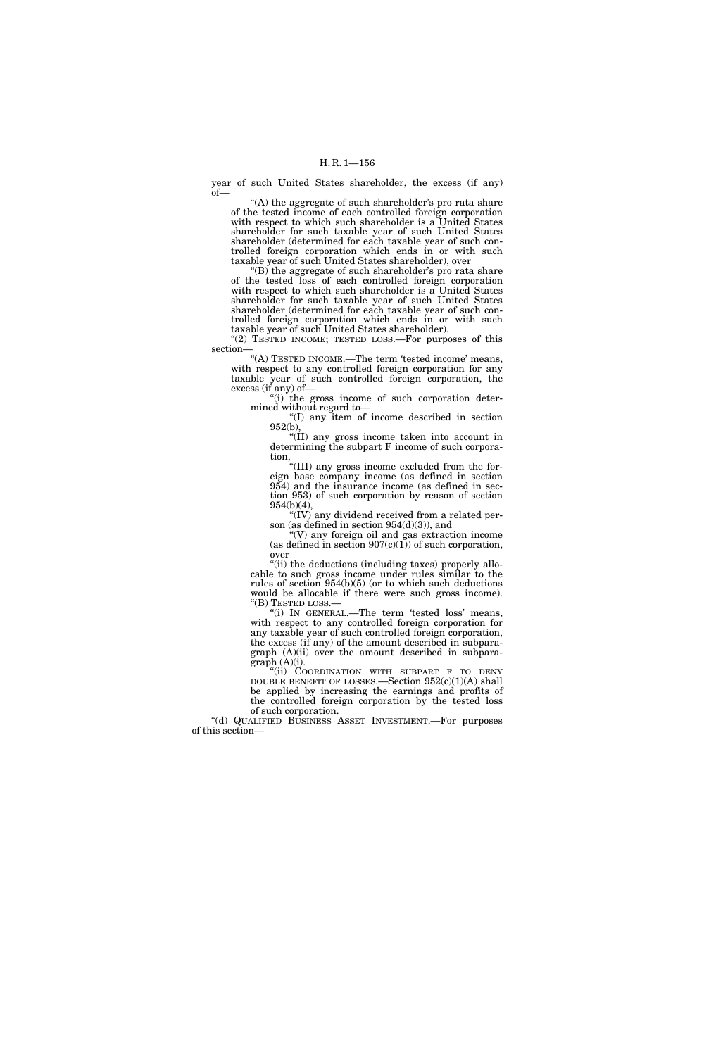year of such United States shareholder, the excess (if any) of—

"(A) the aggregate of such shareholder's pro rata share of the tested income of each controlled foreign corporation with respect to which such shareholder is a United States shareholder for such taxable year of such United States shareholder (determined for each taxable year of such controlled foreign corporation which ends in or with such taxable year of such United States shareholder), over

"(B) the aggregate of such shareholder's pro rata share of the tested loss of each controlled foreign corporation with respect to which such shareholder is a United States shareholder for such taxable year of such United States shareholder (determined for each taxable year of such controlled foreign corporation which ends in or with such taxable year of such United States shareholder).

"(2) TESTED INCOME; TESTED LOSS.—For purposes of this section—

"(A) TESTED INCOME.—The term 'tested income' means, with respect to any controlled foreign corporation for any taxable year of such controlled foreign corporation, the excess (if any) of—

"(i) the gross income of such corporation determined without regard to—

"(I) any item of income described in section 952(b),

"(II) any gross income taken into account in determining the subpart F income of such corporation,

"(III) any gross income excluded from the foreign base company income (as defined in section 954) and the insurance income (as defined in section 953) of such corporation by reason of section 954(b)(4),

"(IV) any dividend received from a related person (as defined in section 954(d)(3)), and

"(V) any foreign oil and gas extraction income (as defined in section 907(c)(1)) of such corporation, over

"(ii) the deductions (including taxes) properly allocable to such gross income under rules similar to the rules of section 954(b)(5) (or to which such deductions would be allocable if there were such gross income).

"(B) TESTED LOSS.—

"(i) IN GENERAL.—The term 'tested loss' means, with respect to any controlled foreign corporation for any taxable year of such controlled foreign corporation, the excess (if any) of the amount described in subparagraph (A)(ii) over the amount described in subparagraph (A)(i).

"(ii) COORDINATION WITH SUBPART F TO DENY DOUBLE BENEFIT OF LOSSES.—Section 952(c)(1)(A) shall be applied by increasing the earnings and profits of the controlled foreign corporation by the tested loss of such corporation.

"(d) QUALIFIED BUSINESS ASSET INVESTMENT.—For purposes of this section—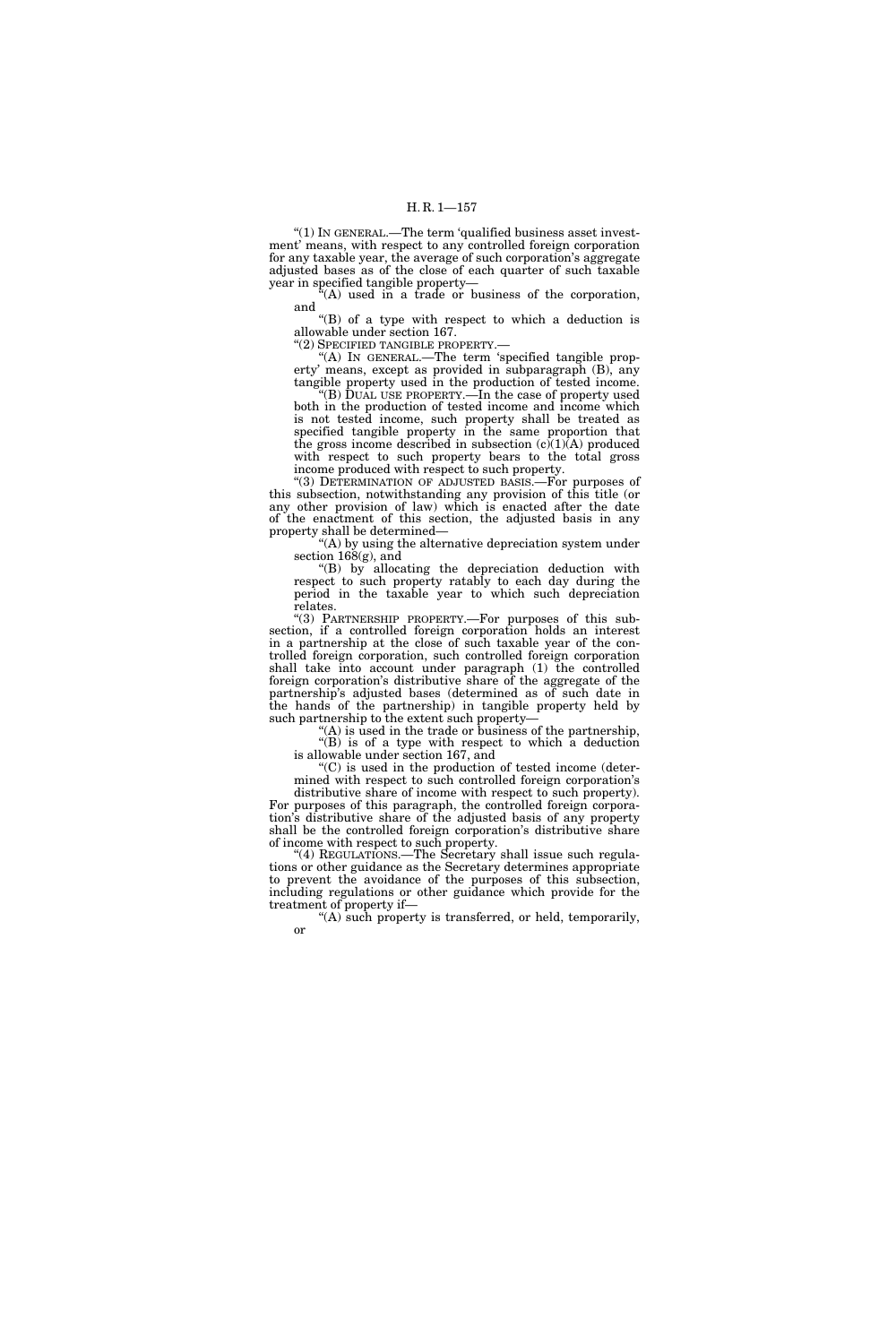"(1) IN GENERAL.—The term 'qualified business asset investment' means, with respect to any controlled foreign corporation for any taxable year, the average of such corporation's aggregate adjusted bases as of the close of each quarter of such taxable year in specified tangible property—

"(A) used in a trade or business of the corporation, and

"(B) of a type with respect to which a deduction is allowable under section 167.

"(2) SPECIFIED TANGIBLE PROPERTY.—

"(A) IN GENERAL.—The term 'specified tangible property' means, except as provided in subparagraph (B), any tangible property used in the production of tested income.

"(B) DUAL USE PROPERTY.—In the case of property used both in the production of tested income and income which is not tested income, such property shall be treated as specified tangible property in the same proportion that the gross income described in subsection (c)(1)(A) produced with respect to such property bears to the total gross income produced with respect to such property.

"(3) DETERMINATION OF ADJUSTED BASIS.—For purposes of this subsection, notwithstanding any provision of this title (or any other provision of law) which is enacted after the date of the enactment of this section, the adjusted basis in any property shall be determined—

"(A) by using the alternative depreciation system under section 168(g), and

"(B) by allocating the depreciation deduction with respect to such property ratably to each day during the period in the taxable year to which such depreciation relates.

"(3) PARTNERSHIP PROPERTY.—For purposes of this subsection, if a controlled foreign corporation holds an interest in a partnership at the close of such taxable year of the controlled foreign corporation, such controlled foreign corporation shall take into account under paragraph (1) the controlled foreign corporation's distributive share of the aggregate of the partnership's adjusted bases (determined as of such date in the hands of the partnership) in tangible property held by such partnership to the extent such property—

"(A) is used in the trade or business of the partnership,

"(B) is of a type with respect to which a deduction is allowable under section 167, and

"(C) is used in the production of tested income (determined with respect to such controlled foreign corporation's distributive share of income with respect to such property).

For purposes of this paragraph, the controlled foreign corporation's distributive share of the adjusted basis of any property shall be the controlled foreign corporation's distributive share of income with respect to such property.

"(4) REGULATIONS.—The Secretary shall issue such regulations or other guidance as the Secretary determines appropriate to prevent the avoidance of the purposes of this subsection, including regulations or other guidance which provide for the treatment of property if—

"(A) such property is transferred, or held, temporarily, or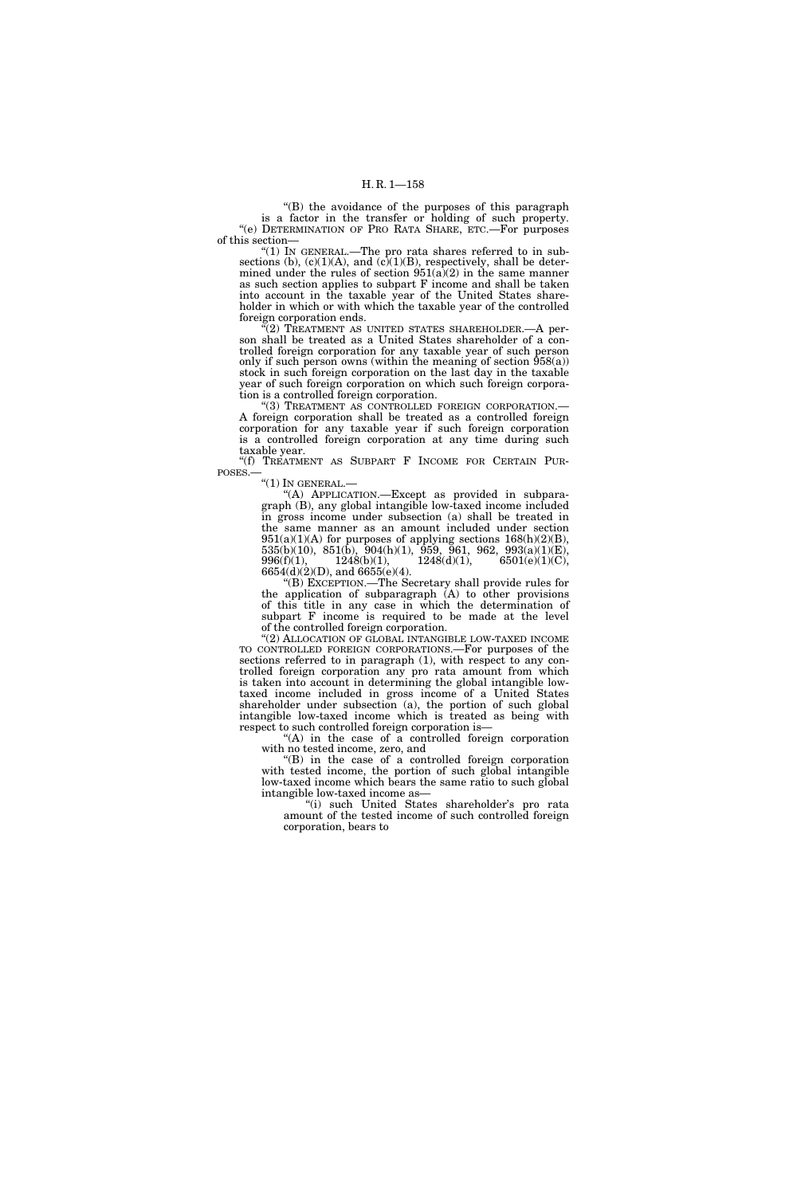"(B) the avoidance of the purposes of this paragraph is a factor in the transfer or holding of such property.

"(e) DETERMINATION OF PRO RATA SHARE, ETC.—For purposes of this section—

"(1) IN GENERAL.—The pro rata shares referred to in subsections (b), (c)(1)(A), and (c)(1)(B), respectively, shall be determined under the rules of section 951(a)(2) in the same manner as such section applies to subpart F income and shall be taken into account in the taxable year of the United States shareholder in which or with which the taxable year of the controlled foreign corporation ends.

"(2) TREATMENT AS UNITED STATES SHAREHOLDER.—A person shall be treated as a United States shareholder of a controlled foreign corporation for any taxable year of such person only if such person owns (within the meaning of section 958(a)) stock in such foreign corporation on the last day in the taxable year of such foreign corporation on which such foreign corporation is a controlled foreign corporation.

"(3) TREATMENT AS CONTROLLED FOREIGN CORPORATION.—A foreign corporation shall be treated as a controlled foreign corporation for any taxable year if such foreign corporation is a controlled foreign corporation at any time during such taxable year.

"(f) TREATMENT AS SUBPART F INCOME FOR CERTAIN PURPOSES.—

"(1) IN GENERAL.—

"(A) APPLICATION.—Except as provided in subparagraph (B), any global intangible low-taxed income included in gross income under subsection (a) shall be treated in the same manner as an amount included under section 951(a)(1)(A) for purposes of applying sections 168(h)(2)(B), 535(b)(10), 851(b), 904(h)(1), 959, 961, 962, 993(a)(1)(E), 996(f)(1), 1248(b)(1), 1248(d)(1), 6501(e)(1)(C), 6654(d)(2)(D), and 6655(e)(4).

"(B) EXCEPTION.—The Secretary shall provide rules for the application of subparagraph (A) to other provisions of this title in any case in which the determination of subpart F income is required to be made at the level of the controlled foreign corporation.

"(2) ALLOCATION OF GLOBAL INTANGIBLE LOW-TAXED INCOME TO CONTROLLED FOREIGN CORPORATIONS.—For purposes of the sections referred to in paragraph (1), with respect to any controlled foreign corporation any pro rata amount from which is taken into account in determining the global intangible low-taxed income included in gross income of a United States shareholder under subsection (a), the portion of such global intangible low-taxed income which is treated as being with respect to such controlled foreign corporation is—

"(A) in the case of a controlled foreign corporation with no tested income, zero, and

"(B) in the case of a controlled foreign corporation with tested income, the portion of such global intangible low-taxed income which bears the same ratio to such global intangible low-taxed income as—

"(i) such United States shareholder's pro rata amount of the tested income of such controlled foreign corporation, bears to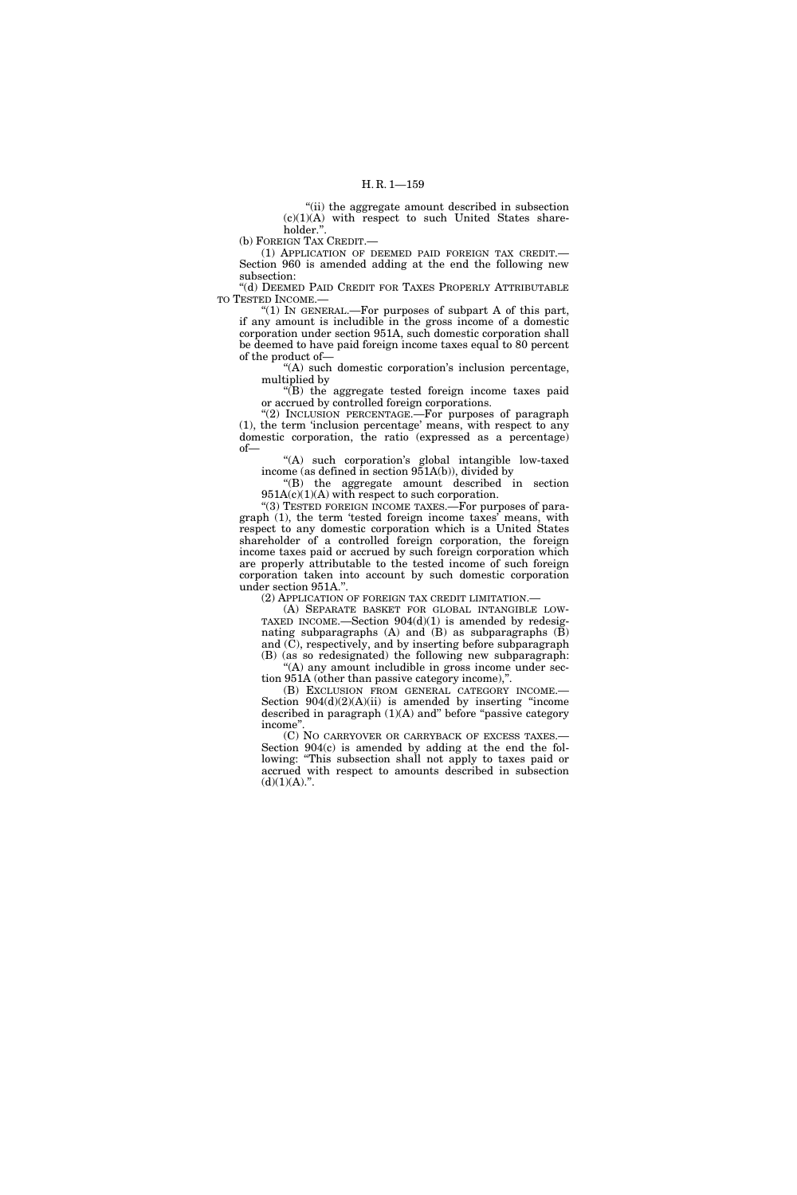"(ii) the aggregate amount described in subsection (c)(1)(A) with respect to such United States shareholder.".

(b) FOREIGN TAX CREDIT.—

(1) APPLICATION OF DEEMED PAID FOREIGN TAX CREDIT.— Section 960 is amended adding at the end the following new subsection:

"(d) DEEMED PAID CREDIT FOR TAXES PROPERLY ATTRIBUTABLE TO TESTED INCOME.—

"(1) IN GENERAL.—For purposes of subpart A of this part, if any amount is includible in the gross income of a domestic corporation under section 951A, such domestic corporation shall be deemed to have paid foreign income taxes equal to 80 percent of the product of—

"(A) such domestic corporation's inclusion percentage, multiplied by

"(B) the aggregate tested foreign income taxes paid or accrued by controlled foreign corporations.

"(2) INCLUSION PERCENTAGE.—For purposes of paragraph (1), the term 'inclusion percentage' means, with respect to any domestic corporation, the ratio (expressed as a percentage) of—

"(A) such corporation's global intangible low-taxed income (as defined in section 951A(b)), divided by

"(B) the aggregate amount described in section 951A(c)(1)(A) with respect to such corporation.

"(3) TESTED FOREIGN INCOME TAXES.—For purposes of paragraph (1), the term 'tested foreign income taxes' means, with respect to any domestic corporation which is a United States shareholder of a controlled foreign corporation, the foreign income taxes paid or accrued by such foreign corporation which are properly attributable to the tested income of such foreign corporation taken into account by such domestic corporation under section 951A.".

(2) APPLICATION OF FOREIGN TAX CREDIT LIMITATION.—

(A) SEPARATE BASKET FOR GLOBAL INTANGIBLE LOW-TAXED INCOME.—Section 904(d)(1) is amended by redesignating subparagraphs (A) and (B) as subparagraphs (B) and (C), respectively, and by inserting before subparagraph (B) (as so redesignated) the following new subparagraph:

"(A) any amount includible in gross income under section 951A (other than passive category income),".

(B) EXCLUSION FROM GENERAL CATEGORY INCOME.— Section 904(d)(2)(A)(ii) is amended by inserting "income described in paragraph (1)(A) and" before "passive category income".

(C) NO CARRYOVER OR CARRYBACK OF EXCESS TAXES.— Section 904(c) is amended by adding at the end the following: "This subsection shall not apply to taxes paid or accrued with respect to amounts described in subsection (d)(1)(A).".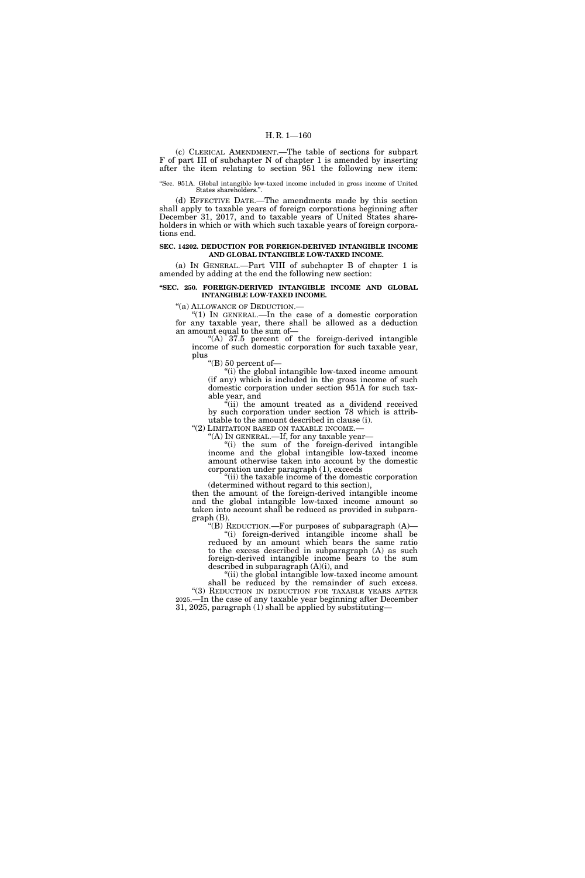(c) CLERICAL AMENDMENT.—The table of sections for subpart F of part III of subchapter N of chapter 1 is amended by inserting after the item relating to section 951 the following new item:

"Sec. 951A. Global intangible low-taxed income included in gross income of United States shareholders.".

(d) EFFECTIVE DATE.—The amendments made by this section shall apply to taxable years of foreign corporations beginning after December 31, 2017, and to taxable years of United States shareholders in which or with which such taxable years of foreign corporations end.

**SEC. 14202. DEDUCTION FOR FOREIGN-DERIVED INTANGIBLE INCOME AND GLOBAL INTANGIBLE LOW-TAXED INCOME.**

(a) IN GENERAL.—Part VIII of subchapter B of chapter 1 is amended by adding at the end the following new section:

**"SEC. 250. FOREIGN-DERIVED INTANGIBLE INCOME AND GLOBAL INTANGIBLE LOW-TAXED INCOME.**

"(a) ALLOWANCE OF DEDUCTION.—

"(1) IN GENERAL.—In the case of a domestic corporation for any taxable year, there shall be allowed as a deduction an amount equal to the sum of—

"(A) 37.5 percent of the foreign-derived intangible income of such domestic corporation for such taxable year, plus

"(B) 50 percent of—

"(i) the global intangible low-taxed income amount (if any) which is included in the gross income of such domestic corporation under section 951A for such taxable year, and

"(ii) the amount treated as a dividend received by such corporation under section 78 which is attributable to the amount described in clause (i).

"(2) LIMITATION BASED ON TAXABLE INCOME.—

"(A) IN GENERAL.—If, for any taxable year—

"(i) the sum of the foreign-derived intangible income and the global intangible low-taxed income amount otherwise taken into account by the domestic corporation under paragraph (1), exceeds

"(ii) the taxable income of the domestic corporation (determined without regard to this section),

then the amount of the foreign-derived intangible income and the global intangible low-taxed income amount so taken into account shall be reduced as provided in subparagraph (B).

"(B) REDUCTION.—For purposes of subparagraph (A)—

"(i) foreign-derived intangible income shall be reduced by an amount which bears the same ratio to the excess described in subparagraph (A) as such foreign-derived intangible income bears to the sum described in subparagraph (A)(i), and

"(ii) the global intangible low-taxed income amount shall be reduced by the remainder of such excess.

"(3) REDUCTION IN DEDUCTION FOR TAXABLE YEARS AFTER 2025.—In the case of any taxable year beginning after December 31, 2025, paragraph (1) shall be applied by substituting—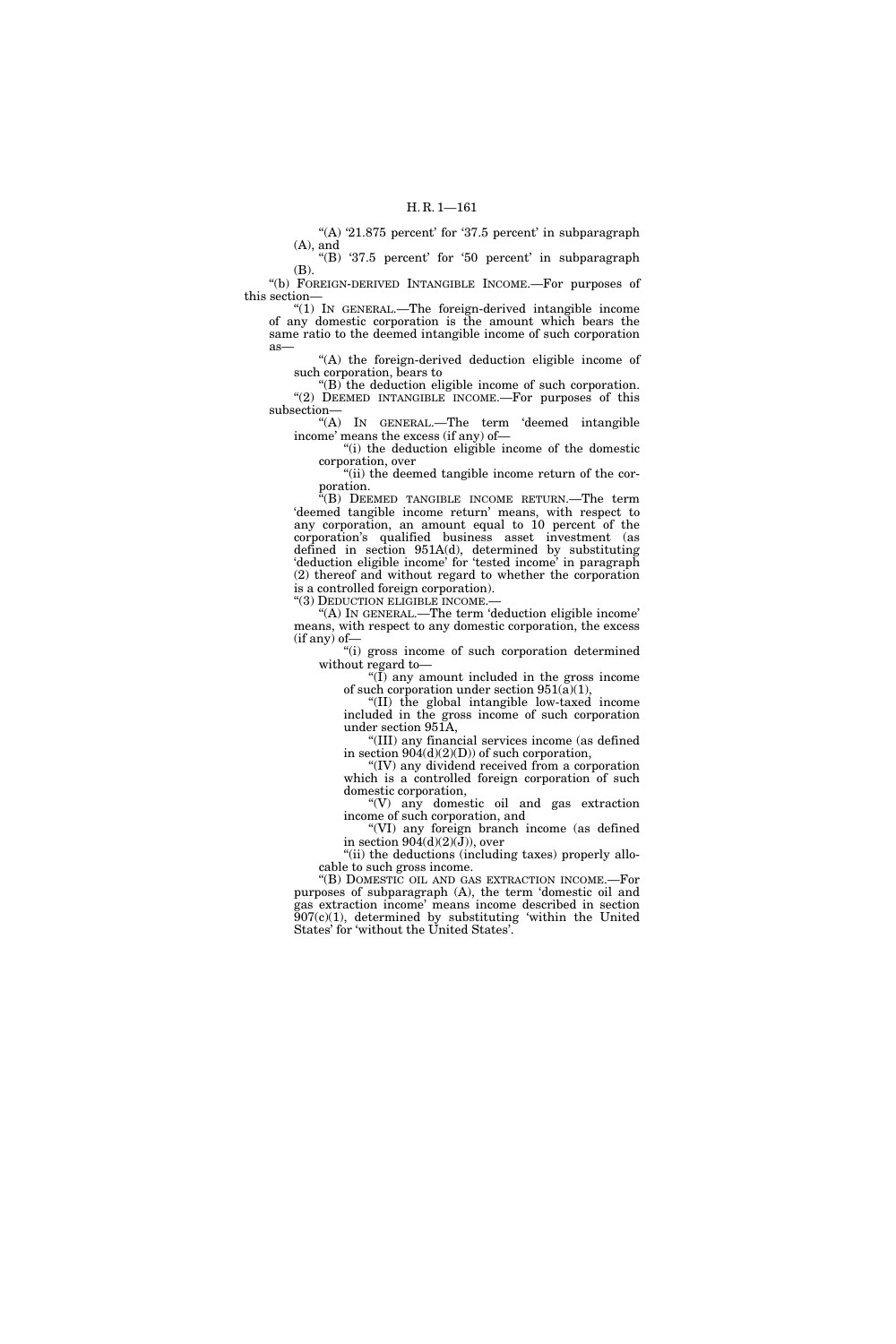"(A) '21.875 percent' for '37.5 percent' in subparagraph (A), and

"(B) '37.5 percent' for '50 percent' in subparagraph (B).

"(b) FOREIGN-DERIVED INTANGIBLE INCOME.—For purposes of this section—

"(1) IN GENERAL.—The foreign-derived intangible income of any domestic corporation is the amount which bears the same ratio to the deemed intangible income of such corporation as—

"(A) the foreign-derived deduction eligible income of such corporation, bears to

"(B) the deduction eligible income of such corporation.

"(2) DEEMED INTANGIBLE INCOME.—For purposes of this subsection—

"(A) IN GENERAL.—The term 'deemed intangible income' means the excess (if any) of—

"(i) the deduction eligible income of the domestic corporation, over

"(ii) the deemed tangible income return of the corporation.

"(B) DEEMED TANGIBLE INCOME RETURN.—The term 'deemed tangible income return' means, with respect to any corporation, an amount equal to 10 percent of the corporation's qualified business asset investment (as defined in section 951A(d), determined by substituting 'deduction eligible income' for 'tested income' in paragraph (2) thereof and without regard to whether the corporation is a controlled foreign corporation).

"(3) DEDUCTION ELIGIBLE INCOME.—

"(A) IN GENERAL.—The term 'deduction eligible income' means, with respect to any domestic corporation, the excess (if any) of—

"(i) gross income of such corporation determined without regard to—

"(I) any amount included in the gross income of such corporation under section 951(a)(1),

"(II) the global intangible low-taxed income included in the gross income of such corporation under section 951A,

"(III) any financial services income (as defined in section 904(d)(2)(D)) of such corporation,

"(IV) any dividend received from a corporation which is a controlled foreign corporation of such domestic corporation,

"(V) any domestic oil and gas extraction income of such corporation, and

"(VI) any foreign branch income (as defined in section 904(d)(2)(J)), over

"(ii) the deductions (including taxes) properly allocable to such gross income.

"(B) DOMESTIC OIL AND GAS EXTRACTION INCOME.—For purposes of subparagraph (A), the term 'domestic oil and gas extraction income' means income described in section 907(c)(1), determined by substituting 'within the United States' for 'without the United States'.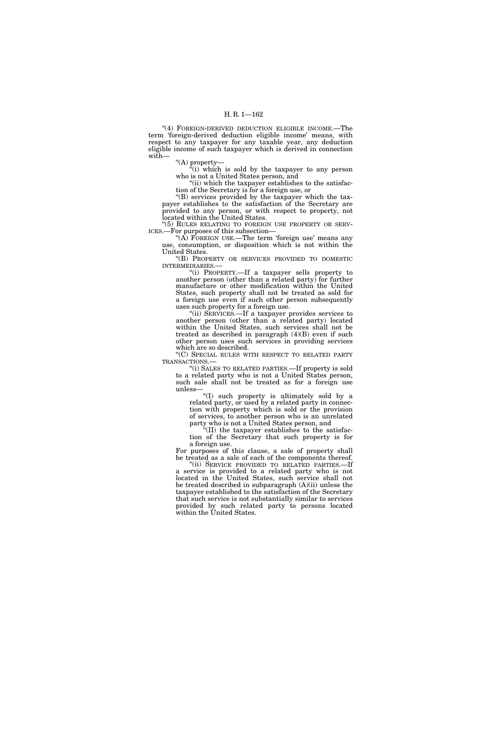"(4) FOREIGN-DERIVED DEDUCTION ELIGIBLE INCOME.—The term 'foreign-derived deduction eligible income' means, with respect to any taxpayer for any taxable year, any deduction eligible income of such taxpayer which is derived in connection with—

"(A) property—

"(i) which is sold by the taxpayer to any person who is not a United States person, and

"(ii) which the taxpayer establishes to the satisfaction of the Secretary is for a foreign use, or

"(B) services provided by the taxpayer which the taxpayer establishes to the satisfaction of the Secretary are provided to any person, or with respect to property, not located within the United States.

"(5) RULES RELATING TO FOREIGN USE PROPERTY OR SERVICES.—For purposes of this subsection—

"(A) FOREIGN USE.—The term 'foreign use' means any use, consumption, or disposition which is not within the United States.

"(B) PROPERTY OR SERVICES PROVIDED TO DOMESTIC INTERMEDIARIES.—

"(i) PROPERTY.—If a taxpayer sells property to another person (other than a related party) for further manufacture or other modification within the United States, such property shall not be treated as sold for a foreign use even if such other person subsequently uses such property for a foreign use.

"(ii) SERVICES.—If a taxpayer provides services to another person (other than a related party) located within the United States, such services shall not be treated as described in paragraph (4)(B) even if such other person uses such services in providing services which are so described.

"(C) SPECIAL RULES WITH RESPECT TO RELATED PARTY TRANSACTIONS.—

"(i) SALES TO RELATED PARTIES.—If property is sold to a related party who is not a United States person, such sale shall not be treated as for a foreign use unless—

"(I) such property is ultimately sold by a related party, or used by a related party in connection with property which is sold or the provision of services, to another person who is an unrelated party who is not a United States person, and

"(II) the taxpayer establishes to the satisfaction of the Secretary that such property is for a foreign use.

For purposes of this clause, a sale of property shall be treated as a sale of each of the components thereof.

"(ii) SERVICE PROVIDED TO RELATED PARTIES.—If a service is provided to a related party who is not located in the United States, such service shall not be treated described in subparagraph (A)(ii) unless the taxpayer established to the satisfaction of the Secretary that such service is not substantially similar to services provided by such related party to persons located within the United States.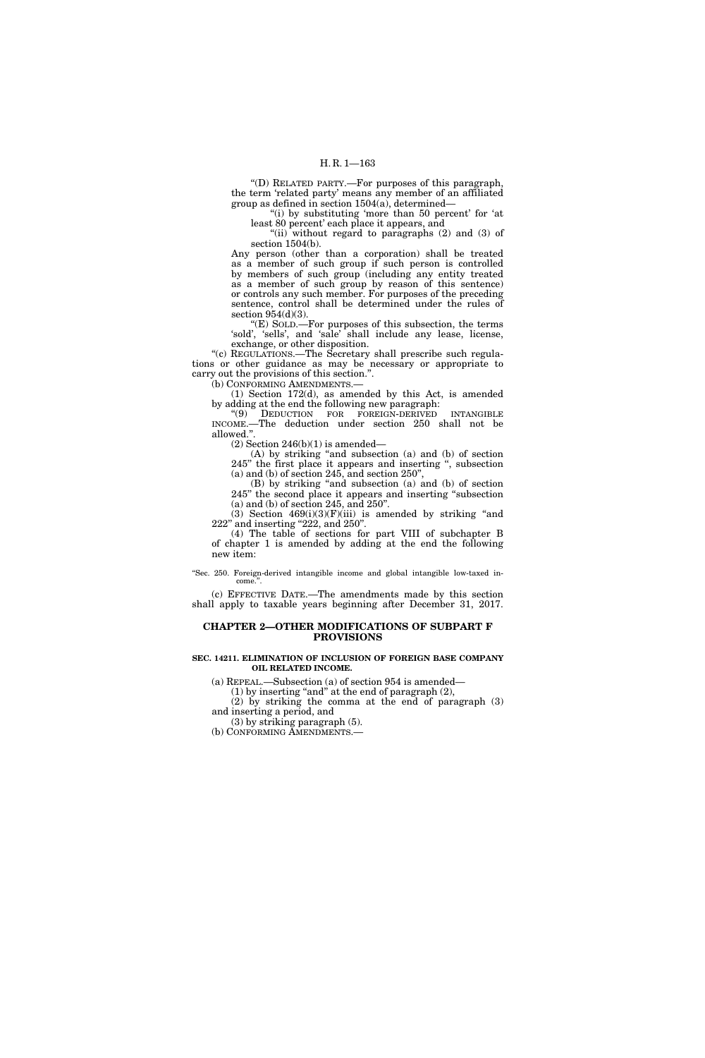"(D) RELATED PARTY.—For purposes of this paragraph, the term 'related party' means any member of an affiliated group as defined in section 1504(a), determined—

"(i) by substituting 'more than 50 percent' for 'at least 80 percent' each place it appears, and

"(ii) without regard to paragraphs (2) and (3) of section 1504(b).

Any person (other than a corporation) shall be treated as a member of such group if such person is controlled by members of such group (including any entity treated as a member of such group by reason of this sentence) or controls any such member. For purposes of the preceding sentence, control shall be determined under the rules of section 954(d)(3).

"(E) SOLD.—For purposes of this subsection, the terms 'sold', 'sells', and 'sale' shall include any lease, license, exchange, or other disposition.

"(c) REGULATIONS.—The Secretary shall prescribe such regulations or other guidance as may be necessary or appropriate to carry out the provisions of this section.".

(b) CONFORMING AMENDMENTS.—

(1) Section 172(d), as amended by this Act, is amended by adding at the end the following new paragraph:

"(9) DEDUCTION FOR FOREIGN-DERIVED INTANGIBLE INCOME.—The deduction under section 250 shall not be allowed.".

(2) Section 246(b)(1) is amended—

(A) by striking "and subsection (a) and (b) of section 245" the first place it appears and inserting ", subsection (a) and (b) of section 245, and section 250",

(B) by striking "and subsection (a) and (b) of section 245" the second place it appears and inserting "subsection (a) and (b) of section 245, and 250".

(3) Section 469(i)(3)(F)(iii) is amended by striking "and 222" and inserting "222, and 250".

(4) The table of sections for part VIII of subchapter B of chapter 1 is amended by adding at the end the following new item:

"Sec. 250. Foreign-derived intangible income and global intangible low-taxed income.".

(c) EFFECTIVE DATE.—The amendments made by this section shall apply to taxable years beginning after December 31, 2017.

## CHAPTER 2—OTHER MODIFICATIONS OF SUBPART F PROVISIONS

### SEC. 14211. ELIMINATION OF INCLUSION OF FOREIGN BASE COMPANY OIL RELATED INCOME.

(a) REPEAL.—Subsection (a) of section 954 is amended—

(1) by inserting "and" at the end of paragraph (2),

(2) by striking the comma at the end of paragraph (3) and inserting a period, and

(3) by striking paragraph (5).

(b) CONFORMING AMENDMENTS.—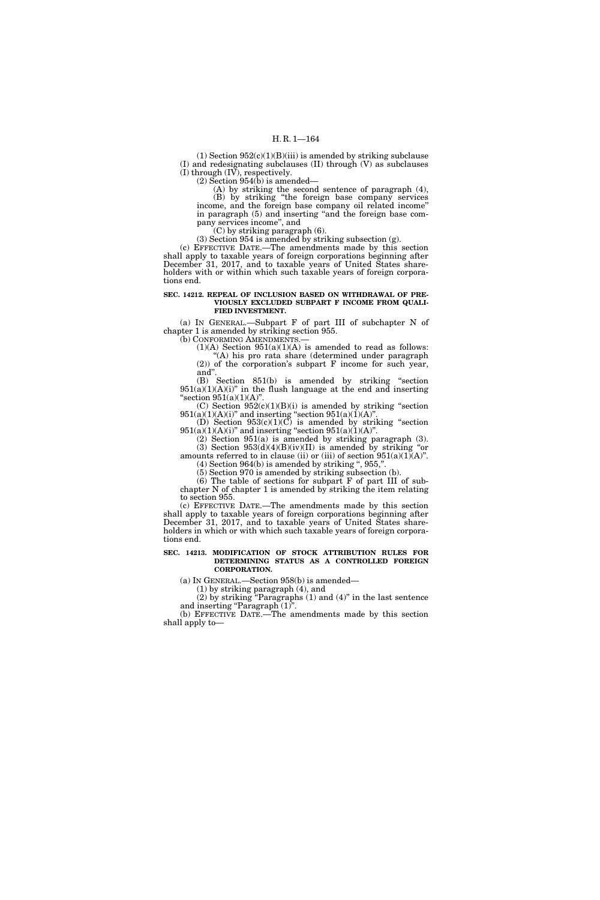(1) Section 952(c)(1)(B)(iii) is amended by striking subclause (I) and redesignating subclauses (II) through (V) as subclauses (I) through (IV), respectively.

(2) Section 954(b) is amended—

(A) by striking the second sentence of paragraph (4),

(B) by striking "the foreign base company services income, and the foreign base company oil related income" in paragraph (5) and inserting "and the foreign base company services income", and

(C) by striking paragraph (6).

(3) Section 954 is amended by striking subsection (g).

(c) EFFECTIVE DATE.—The amendments made by this section shall apply to taxable years of foreign corporations beginning after December 31, 2017, and to taxable years of United States shareholders with or within which such taxable years of foreign corporations end.

**SEC. 14212. REPEAL OF INCLUSION BASED ON WITHDRAWAL OF PREVIOUSLY EXCLUDED SUBPART F INCOME FROM QUALIFIED INVESTMENT.**

(a) IN GENERAL.—Subpart F of part III of subchapter N of chapter 1 is amended by striking section 955.

(b) CONFORMING AMENDMENTS.—

(1)(A) Section 951(a)(1)(A) is amended to read as follows:

"(A) his pro rata share (determined under paragraph (2)) of the corporation's subpart F income for such year, and".

(B) Section 851(b) is amended by striking "section 951(a)(1)(A)(i)" in the flush language at the end and inserting "section 951(a)(1)(A)".

(C) Section 952(c)(1)(B)(i) is amended by striking "section 951(a)(1)(A)(i)" and inserting "section 951(a)(1)(A)".

(D) Section 953(c)(1)(C) is amended by striking "section 951(a)(1)(A)(i)" and inserting "section 951(a)(1)(A)".

(2) Section 951(a) is amended by striking paragraph (3).

(3) Section 953(d)(4)(B)(iv)(II) is amended by striking "or amounts referred to in clause (ii) or (iii) of section 951(a)(1)(A)".

(4) Section 964(b) is amended by striking ", 955,".

(5) Section 970 is amended by striking subsection (b).

(6) The table of sections for subpart F of part III of subchapter N of chapter 1 is amended by striking the item relating to section 955.

(c) EFFECTIVE DATE.—The amendments made by this section shall apply to taxable years of foreign corporations beginning after December 31, 2017, and to taxable years of United States shareholders in which or with which such taxable years of foreign corporations end.

**SEC. 14213. MODIFICATION OF STOCK ATTRIBUTION RULES FOR DETERMINING STATUS AS A CONTROLLED FOREIGN CORPORATION.**

(a) IN GENERAL.—Section 958(b) is amended—

(1) by striking paragraph (4), and

(2) by striking "Paragraphs (1) and (4)" in the last sentence and inserting "Paragraph (1)".

(b) EFFECTIVE DATE.—The amendments made by this section shall apply to—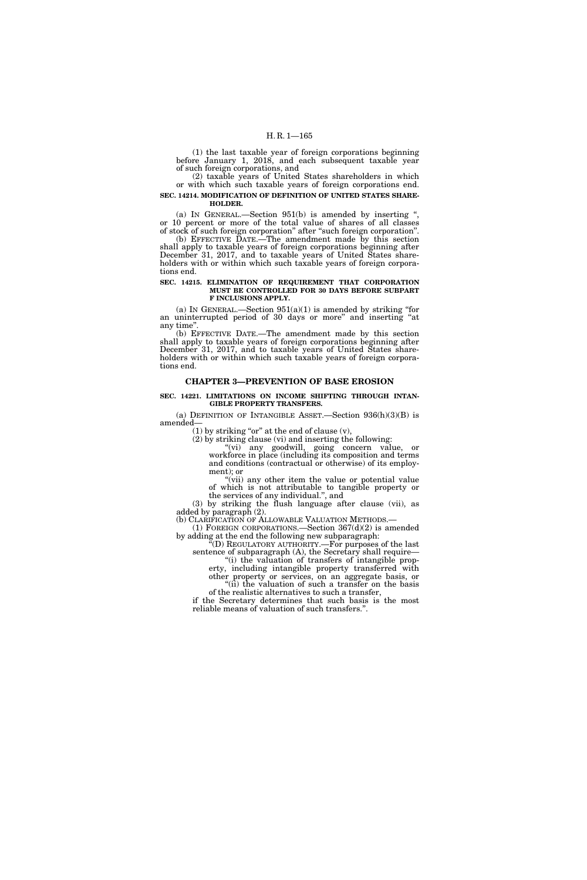(1) the last taxable year of foreign corporations beginning before January 1, 2018, and each subsequent taxable year of such foreign corporations, and

(2) taxable years of United States shareholders in which or with which such taxable years of foreign corporations end.

**SEC. 14214. MODIFICATION OF DEFINITION OF UNITED STATES SHAREHOLDER.**

(a) IN GENERAL.—Section 951(b) is amended by inserting ", or 10 percent or more of the total value of shares of all classes of stock of such foreign corporation" after "such foreign corporation".

(b) EFFECTIVE DATE.—The amendment made by this section shall apply to taxable years of foreign corporations beginning after December 31, 2017, and to taxable years of United States shareholders with or within which such taxable years of foreign corporations end.

**SEC. 14215. ELIMINATION OF REQUIREMENT THAT CORPORATION MUST BE CONTROLLED FOR 30 DAYS BEFORE SUBPART F INCLUSIONS APPLY.**

(a) IN GENERAL.—Section 951(a)(1) is amended by striking "for an uninterrupted period of 30 days or more" and inserting "at any time".

(b) EFFECTIVE DATE.—The amendment made by this section shall apply to taxable years of foreign corporations beginning after December 31, 2017, and to taxable years of United States shareholders with or within which such taxable years of foreign corporations end.

## CHAPTER 3—PREVENTION OF BASE EROSION

**SEC. 14221. LIMITATIONS ON INCOME SHIFTING THROUGH INTANGIBLE PROPERTY TRANSFERS.**

(a) DEFINITION OF INTANGIBLE ASSET.—Section 936(h)(3)(B) is amended—

(1) by striking "or" at the end of clause (v),

(2) by striking clause (vi) and inserting the following:

"(vi) any goodwill, going concern value, or workforce in place (including its composition and terms and conditions (contractual or otherwise) of its employment); or

"(vii) any other item the value or potential value of which is not attributable to tangible property or the services of any individual.", and

(3) by striking the flush language after clause (vii), as added by paragraph (2).

(b) CLARIFICATION OF ALLOWABLE VALUATION METHODS.—

(1) FOREIGN CORPORATIONS.—Section 367(d)(2) is amended by adding at the end the following new subparagraph:

"(D) REGULATORY AUTHORITY.—For purposes of the last sentence of subparagraph (A), the Secretary shall require—

"(i) the valuation of transfers of intangible property, including intangible property transferred with other property or services, on an aggregate basis, or

"(ii) the valuation of such a transfer on the basis of the realistic alternatives to such a transfer,

if the Secretary determines that such basis is the most reliable means of valuation of such transfers.".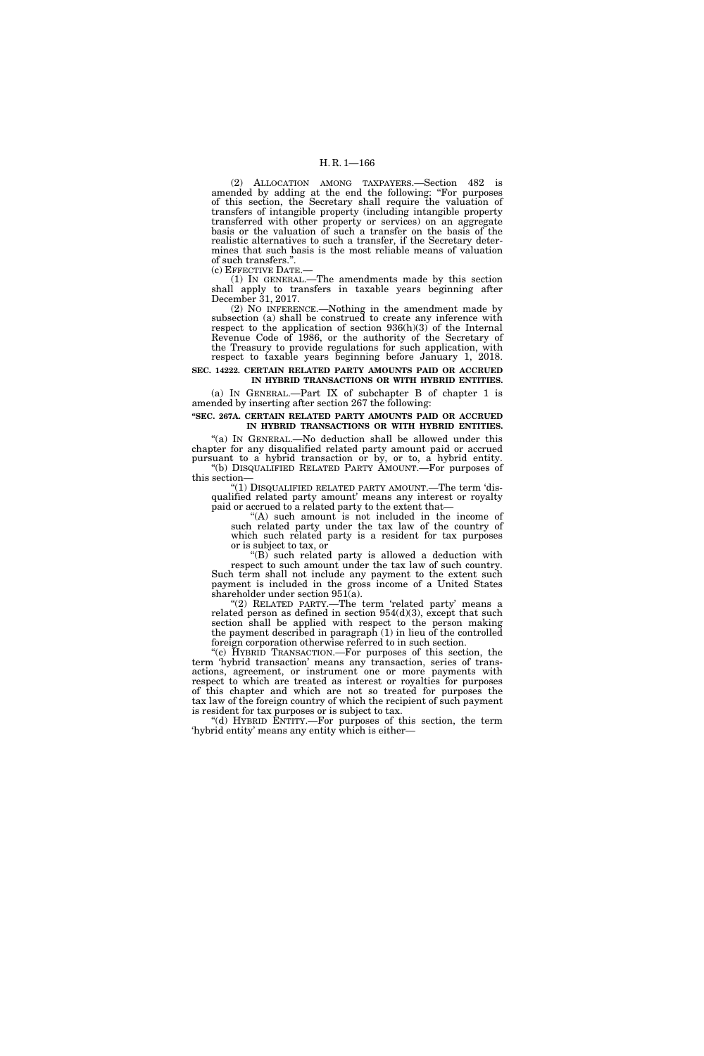(2) ALLOCATION AMONG TAXPAYERS.—Section 482 is amended by adding at the end the following: "For purposes of this section, the Secretary shall require the valuation of transfers of intangible property (including intangible property transferred with other property or services) on an aggregate basis or the valuation of such a transfer on the basis of the realistic alternatives to such a transfer, if the Secretary determines that such basis is the most reliable means of valuation of such transfers.".

(c) EFFECTIVE DATE.—

(1) IN GENERAL.—The amendments made by this section shall apply to transfers in taxable years beginning after December 31, 2017.

(2) NO INFERENCE.—Nothing in the amendment made by subsection (a) shall be construed to create any inference with respect to the application of section 936(h)(3) of the Internal Revenue Code of 1986, or the authority of the Secretary of the Treasury to provide regulations for such application, with respect to taxable years beginning before January 1, 2018.

**SEC. 14222. CERTAIN RELATED PARTY AMOUNTS PAID OR ACCRUED IN HYBRID TRANSACTIONS OR WITH HYBRID ENTITIES.**

(a) IN GENERAL.—Part IX of subchapter B of chapter 1 is amended by inserting after section 267 the following:

**"SEC. 267A. CERTAIN RELATED PARTY AMOUNTS PAID OR ACCRUED IN HYBRID TRANSACTIONS OR WITH HYBRID ENTITIES.**

"(a) IN GENERAL.—No deduction shall be allowed under this chapter for any disqualified related party amount paid or accrued pursuant to a hybrid transaction or by, or to, a hybrid entity.

"(b) DISQUALIFIED RELATED PARTY AMOUNT.—For purposes of this section—

"(1) DISQUALIFIED RELATED PARTY AMOUNT.—The term 'disqualified related party amount' means any interest or royalty paid or accrued to a related party to the extent that—

"(A) such amount is not included in the income of such related party under the tax law of the country of which such related party is a resident for tax purposes or is subject to tax, or

"(B) such related party is allowed a deduction with respect to such amount under the tax law of such country.

Such term shall not include any payment to the extent such payment is included in the gross income of a United States shareholder under section 951(a).

"(2) RELATED PARTY.—The term 'related party' means a related person as defined in section 954(d)(3), except that such section shall be applied with respect to the person making the payment described in paragraph (1) in lieu of the controlled foreign corporation otherwise referred to in such section.

"(c) HYBRID TRANSACTION.—For purposes of this section, the term 'hybrid transaction' means any transaction, series of transactions, agreement, or instrument one or more payments with respect to which are treated as interest or royalties for purposes of this chapter and which are not so treated for purposes the tax law of the foreign country of which the recipient of such payment is resident for tax purposes or is subject to tax.

"(d) HYBRID ENTITY.—For purposes of this section, the term 'hybrid entity' means any entity which is either—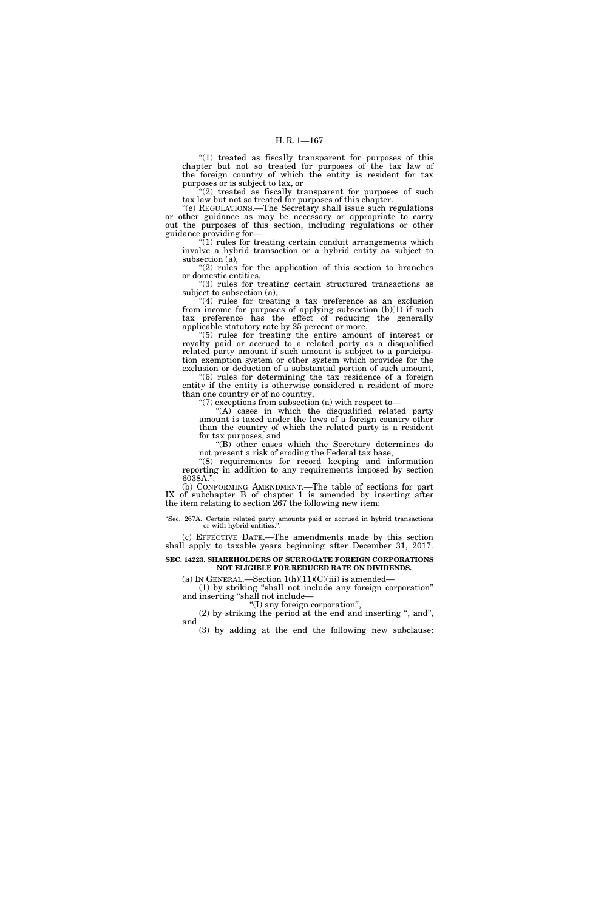"(1) treated as fiscally transparent for purposes of this chapter but not so treated for purposes of the tax law of the foreign country of which the entity is resident for tax purposes or is subject to tax, or

"(2) treated as fiscally transparent for purposes of such tax law but not so treated for purposes of this chapter.

"(e) REGULATIONS.—The Secretary shall issue such regulations or other guidance as may be necessary or appropriate to carry out the purposes of this section, including regulations or other guidance providing for—

"(1) rules for treating certain conduit arrangements which involve a hybrid transaction or a hybrid entity as subject to subsection (a),

"(2) rules for the application of this section to branches or domestic entities,

"(3) rules for treating certain structured transactions as subject to subsection (a),

"(4) rules for treating a tax preference as an exclusion from income for purposes of applying subsection (b)(1) if such tax preference has the effect of reducing the generally applicable statutory rate by 25 percent or more,

"(5) rules for treating the entire amount of interest or royalty paid or accrued to a related party as a disqualified related party amount if such amount is subject to a participation exemption system or other system which provides for the exclusion or deduction of a substantial portion of such amount,

"(6) rules for determining the tax residence of a foreign entity if the entity is otherwise considered a resident of more than one country or of no country,

"(7) exceptions from subsection (a) with respect to—

"(A) cases in which the disqualified related party amount is taxed under the laws of a foreign country other than the country of which the related party is a resident for tax purposes, and

"(B) other cases which the Secretary determines do not present a risk of eroding the Federal tax base,

"(8) requirements for record keeping and information reporting in addition to any requirements imposed by section 6038A.".

(b) CONFORMING AMENDMENT.—The table of sections for part IX of subchapter B of chapter 1 is amended by inserting after the item relating to section 267 the following new item:

"Sec. 267A. Certain related party amounts paid or accrued in hybrid transactions or with hybrid entities.".

(c) EFFECTIVE DATE.—The amendments made by this section shall apply to taxable years beginning after December 31, 2017.

**SEC. 14223. SHAREHOLDERS OF SURROGATE FOREIGN CORPORATIONS NOT ELIGIBLE FOR REDUCED RATE ON DIVIDENDS.**

(a) IN GENERAL.—Section 1(h)(11)(C)(iii) is amended—

(1) by striking "shall not include any foreign corporation" and inserting "shall not include—

"(I) any foreign corporation",

(2) by striking the period at the end and inserting ", and", and

(3) by adding at the end the following new subclause: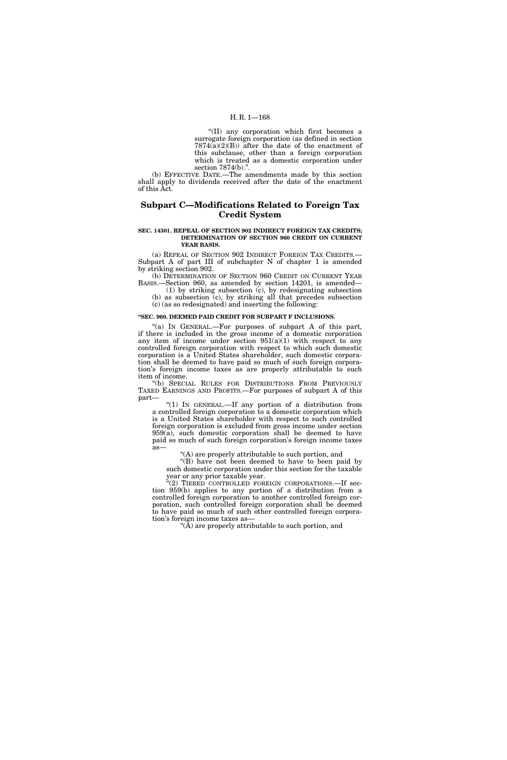"(II) any corporation which first becomes a surrogate foreign corporation (as defined in section 7874(a)(2)(B)) after the date of the enactment of this subclause, other than a foreign corporation which is treated as a domestic corporation under section 7874(b).".

(b) EFFECTIVE DATE.—The amendments made by this section shall apply to dividends received after the date of the enactment of this Act.

## Subpart C—Modifications Related to Foreign Tax Credit System

**SEC. 14301. REPEAL OF SECTION 902 INDIRECT FOREIGN TAX CREDITS; DETERMINATION OF SECTION 960 CREDIT ON CURRENT YEAR BASIS.**

(a) REPEAL OF SECTION 902 INDIRECT FOREIGN TAX CREDITS.—Subpart A of part III of subchapter N of chapter 1 is amended by striking section 902.

(b) DETERMINATION OF SECTION 960 CREDIT ON CURRENT YEAR BASIS.—Section 960, as amended by section 14201, is amended—

(1) by striking subsection (c), by redesignating subsection (b) as subsection (c), by striking all that precedes subsection (c) (as so redesignated) and inserting the following:

**"SEC. 960. DEEMED PAID CREDIT FOR SUBPART F INCLUSIONS.**

"(a) IN GENERAL.—For purposes of subpart A of this part, if there is included in the gross income of a domestic corporation any item of income under section 951(a)(1) with respect to any controlled foreign corporation with respect to which such domestic corporation is a United States shareholder, such domestic corporation shall be deemed to have paid so much of such foreign corporation's foreign income taxes as are properly attributable to such item of income.

"(b) SPECIAL RULES FOR DISTRIBUTIONS FROM PREVIOUSLY TAXED EARNINGS AND PROFITS.—For purposes of subpart A of this part—

"(1) IN GENERAL.—If any portion of a distribution from a controlled foreign corporation to a domestic corporation which is a United States shareholder with respect to such controlled foreign corporation is excluded from gross income under section 959(a), such domestic corporation shall be deemed to have paid so much of such foreign corporation's foreign income taxes as—

"(A) are properly attributable to such portion, and

"(B) have not been deemed to have to been paid by such domestic corporation under this section for the taxable year or any prior taxable year.

"(2) TIERED CONTROLLED FOREIGN CORPORATIONS.—If section 959(b) applies to any portion of a distribution from a controlled foreign corporation to another controlled foreign corporation, such controlled foreign corporation shall be deemed to have paid so much of such other controlled foreign corporation's foreign income taxes as—

"(A) are properly attributable to such portion, and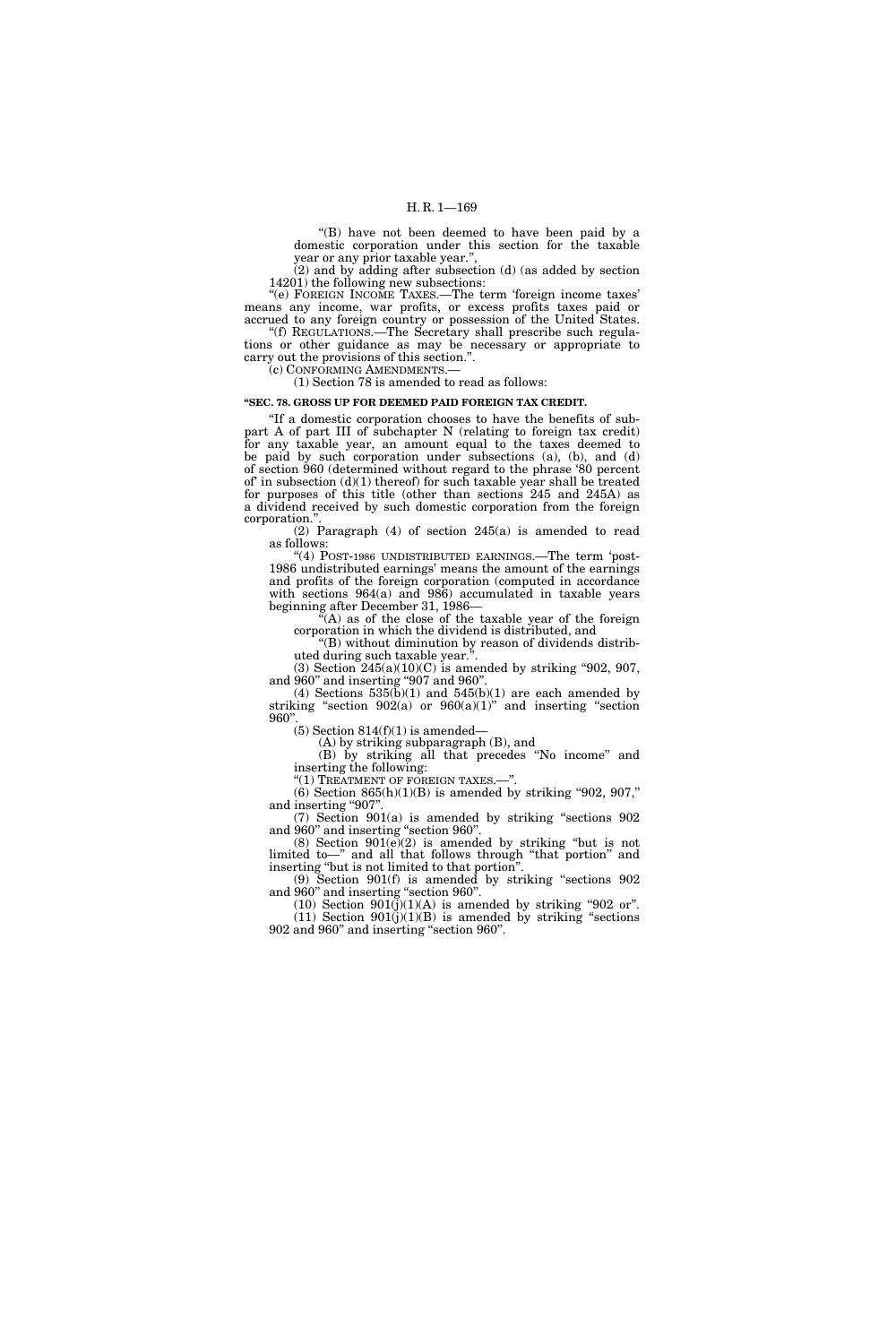"(B) have not been deemed to have been paid by a domestic corporation under this section for the taxable year or any prior taxable year.",

(2) and by adding after subsection (d) (as added by section 14201) the following new subsections:

"(e) FOREIGN INCOME TAXES.—The term 'foreign income taxes' means any income, war profits, or excess profits taxes paid or accrued to any foreign country or possession of the United States.

"(f) REGULATIONS.—The Secretary shall prescribe such regulations or other guidance as may be necessary or appropriate to carry out the provisions of this section.".

(c) CONFORMING AMENDMENTS.—

(1) Section 78 is amended to read as follows:

**"SEC. 78. GROSS UP FOR DEEMED PAID FOREIGN TAX CREDIT.**

"If a domestic corporation chooses to have the benefits of subpart A of part III of subchapter N (relating to foreign tax credit) for any taxable year, an amount equal to the taxes deemed to be paid by such corporation under subsections (a), (b), and (d) of section 960 (determined without regard to the phrase '80 percent of' in subsection (d)(1) thereof) for such taxable year shall be treated for purposes of this title (other than sections 245 and 245A) as a dividend received by such domestic corporation from the foreign corporation.".

(2) Paragraph (4) of section 245(a) is amended to read as follows:

"(4) POST-1986 UNDISTRIBUTED EARNINGS.—The term 'post-1986 undistributed earnings' means the amount of the earnings and profits of the foreign corporation (computed in accordance with sections 964(a) and 986) accumulated in taxable years beginning after December 31, 1986—

"(A) as of the close of the taxable year of the foreign corporation in which the dividend is distributed, and

"(B) without diminution by reason of dividends distributed during such taxable year.".

(3) Section 245(a)(10)(C) is amended by striking "902, 907, and 960" and inserting "907 and 960".

(4) Sections 535(b)(1) and 545(b)(1) are each amended by striking "section 902(a) or 960(a)(1)" and inserting "section 960".

(5) Section 814(f)(1) is amended—

(A) by striking subparagraph (B), and

(B) by striking all that precedes "No income" and inserting the following:

"(1) TREATMENT OF FOREIGN TAXES.—".

(6) Section 865(h)(1)(B) is amended by striking "902, 907," and inserting "907".

(7) Section 901(a) is amended by striking "sections 902 and 960" and inserting "section 960".

(8) Section 901(e)(2) is amended by striking "but is not limited to—" and all that follows through "that portion" and inserting "but is not limited to that portion".

(9) Section 901(f) is amended by striking "sections 902 and 960" and inserting "section 960".

(10) Section 901(j)(1)(A) is amended by striking "902 or".

(11) Section 901(j)(1)(B) is amended by striking "sections 902 and 960" and inserting "section 960".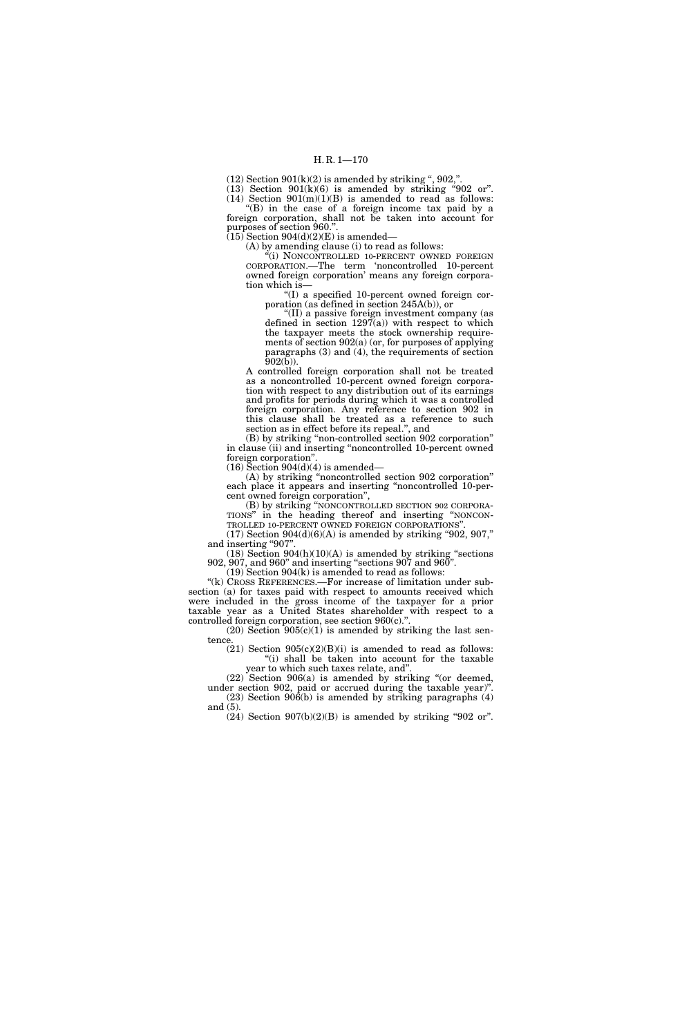(12) Section 901(k)(2) is amended by striking ", 902,".

(13) Section 901(k)(6) is amended by striking "902 or".

(14) Section 901(m)(1)(B) is amended to read as follows:

"(B) in the case of a foreign income tax paid by a foreign corporation, shall not be taken into account for purposes of section 960.".

(15) Section 904(d)(2)(E) is amended—

(A) by amending clause (i) to read as follows:

"(i) NONCONTROLLED 10-PERCENT OWNED FOREIGN CORPORATION.—The term 'noncontrolled 10-percent owned foreign corporation' means any foreign corporation which is—

"(I) a specified 10-percent owned foreign corporation (as defined in section 245A(b)), or

"(II) a passive foreign investment company (as defined in section 1297(a)) with respect to which the taxpayer meets the stock ownership requirements of section 902(a) (or, for purposes of applying paragraphs (3) and (4), the requirements of section 902(b)).

A controlled foreign corporation shall not be treated as a noncontrolled 10-percent owned foreign corporation with respect to any distribution out of its earnings and profits for periods during which it was a controlled foreign corporation. Any reference to section 902 in this clause shall be treated as a reference to such section as in effect before its repeal.", and

(B) by striking "non-controlled section 902 corporation" in clause (ii) and inserting "noncontrolled 10-percent owned foreign corporation".

(16) Section 904(d)(4) is amended—

(A) by striking "noncontrolled section 902 corporation" each place it appears and inserting "noncontrolled 10-percent owned foreign corporation",

(B) by striking "NONCONTROLLED SECTION 902 CORPORATIONS" in the heading thereof and inserting "NONCONTROLLED 10-PERCENT OWNED FOREIGN CORPORATIONS".

(17) Section 904(d)(6)(A) is amended by striking "902, 907," and inserting "907".

(18) Section 904(h)(10)(A) is amended by striking "sections 902, 907, and 960" and inserting "sections 907 and 960".

(19) Section 904(k) is amended to read as follows:

"(k) CROSS REFERENCES.—For increase of limitation under subsection (a) for taxes paid with respect to amounts received which were included in the gross income of the taxpayer for a prior taxable year as a United States shareholder with respect to a controlled foreign corporation, see section 960(c).".

(20) Section 905(c)(1) is amended by striking the last sentence.

(21) Section 905(c)(2)(B)(i) is amended to read as follows:

"(i) shall be taken into account for the taxable year to which such taxes relate, and".

(22) Section 906(a) is amended by striking "(or deemed, under section 902, paid or accrued during the taxable year)".

(23) Section 906(b) is amended by striking paragraphs (4) and (5).

(24) Section 907(b)(2)(B) is amended by striking "902 or".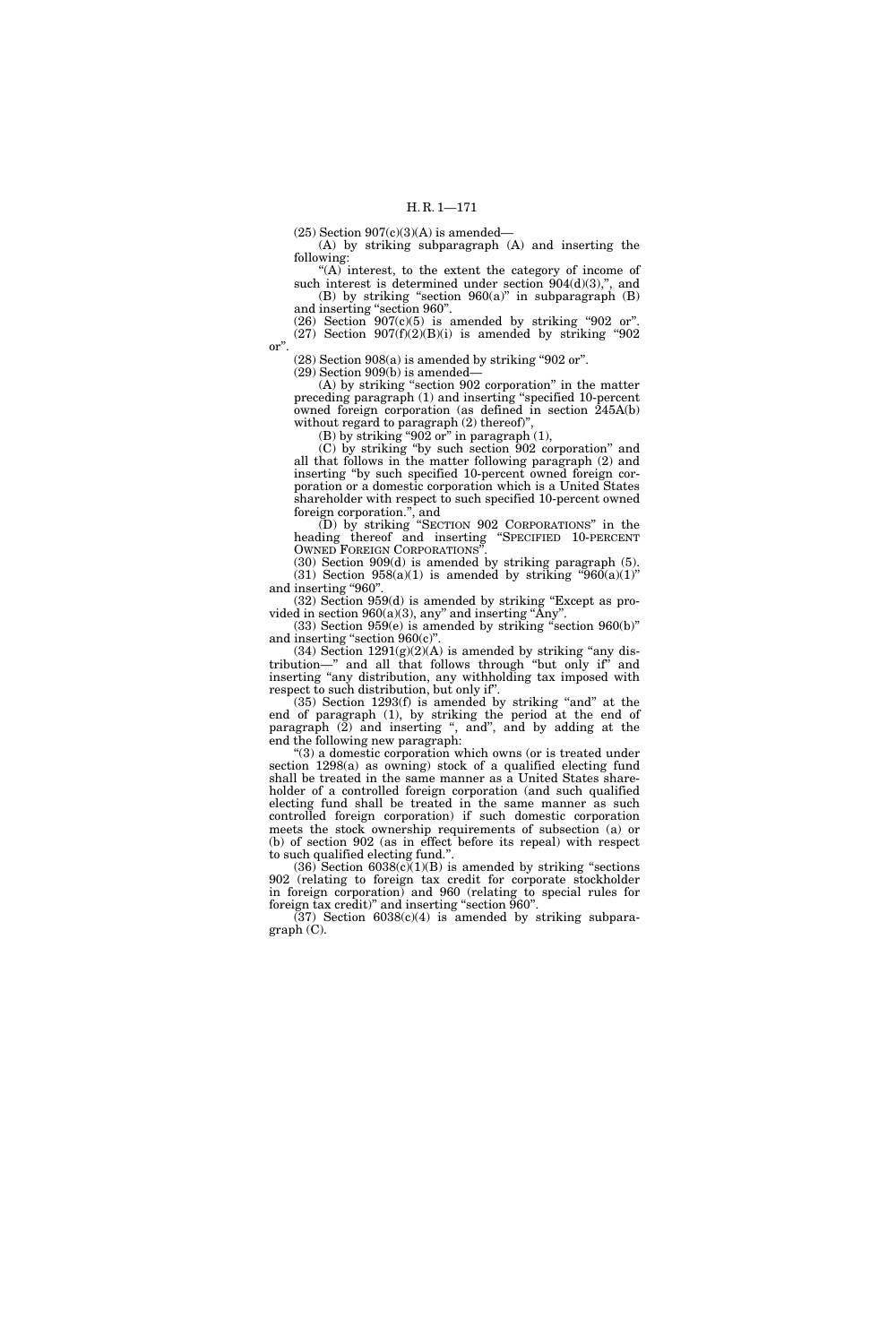(25) Section 907(c)(3)(A) is amended—

(A) by striking subparagraph (A) and inserting the following:

"(A) interest, to the extent the category of income of such interest is determined under section 904(d)(3),", and

(B) by striking "section 960(a)" in subparagraph (B) and inserting "section 960".

(26) Section 907(c)(5) is amended by striking "902 or".

(27) Section 907(f)(2)(B)(i) is amended by striking "902 or".

(28) Section 908(a) is amended by striking "902 or".

(29) Section 909(b) is amended—

(A) by striking "section 902 corporation" in the matter preceding paragraph (1) and inserting "specified 10-percent owned foreign corporation (as defined in section 245A(b) without regard to paragraph (2) thereof)",

(B) by striking "902 or" in paragraph (1),

(C) by striking "by such section 902 corporation" and all that follows in the matter following paragraph (2) and inserting "by such specified 10-percent owned foreign corporation or a domestic corporation which is a United States shareholder with respect to such specified 10-percent owned foreign corporation.", and

(D) by striking "SECTION 902 CORPORATIONS" in the heading thereof and inserting "SPECIFIED 10-PERCENT OWNED FOREIGN CORPORATIONS".

(30) Section 909(d) is amended by striking paragraph (5).

(31) Section 958(a)(1) is amended by striking "960(a)(1)" and inserting "960".

(32) Section 959(d) is amended by striking "Except as provided in section 960(a)(3), any" and inserting "Any".

(33) Section 959(e) is amended by striking "section 960(b)" and inserting "section 960(c)".

(34) Section 1291(g)(2)(A) is amended by striking "any distribution—" and all that follows through "but only if" and inserting "any distribution, any withholding tax imposed with respect to such distribution, but only if".

(35) Section 1293(f) is amended by striking "and" at the end of paragraph (1), by striking the period at the end of paragraph (2) and inserting ", and", and by adding at the end the following new paragraph:

"(3) a domestic corporation which owns (or is treated under section 1298(a) as owning) stock of a qualified electing fund shall be treated in the same manner as a United States shareholder of a controlled foreign corporation (and such qualified electing fund shall be treated in the same manner as such controlled foreign corporation) if such domestic corporation meets the stock ownership requirements of subsection (a) or (b) of section 902 (as in effect before its repeal) with respect to such qualified electing fund.".

(36) Section 6038(c)(1)(B) is amended by striking "sections 902 (relating to foreign tax credit for corporate stockholder in foreign corporation) and 960 (relating to special rules for foreign tax credit)" and inserting "section 960".

(37) Section 6038(c)(4) is amended by striking subparagraph (C).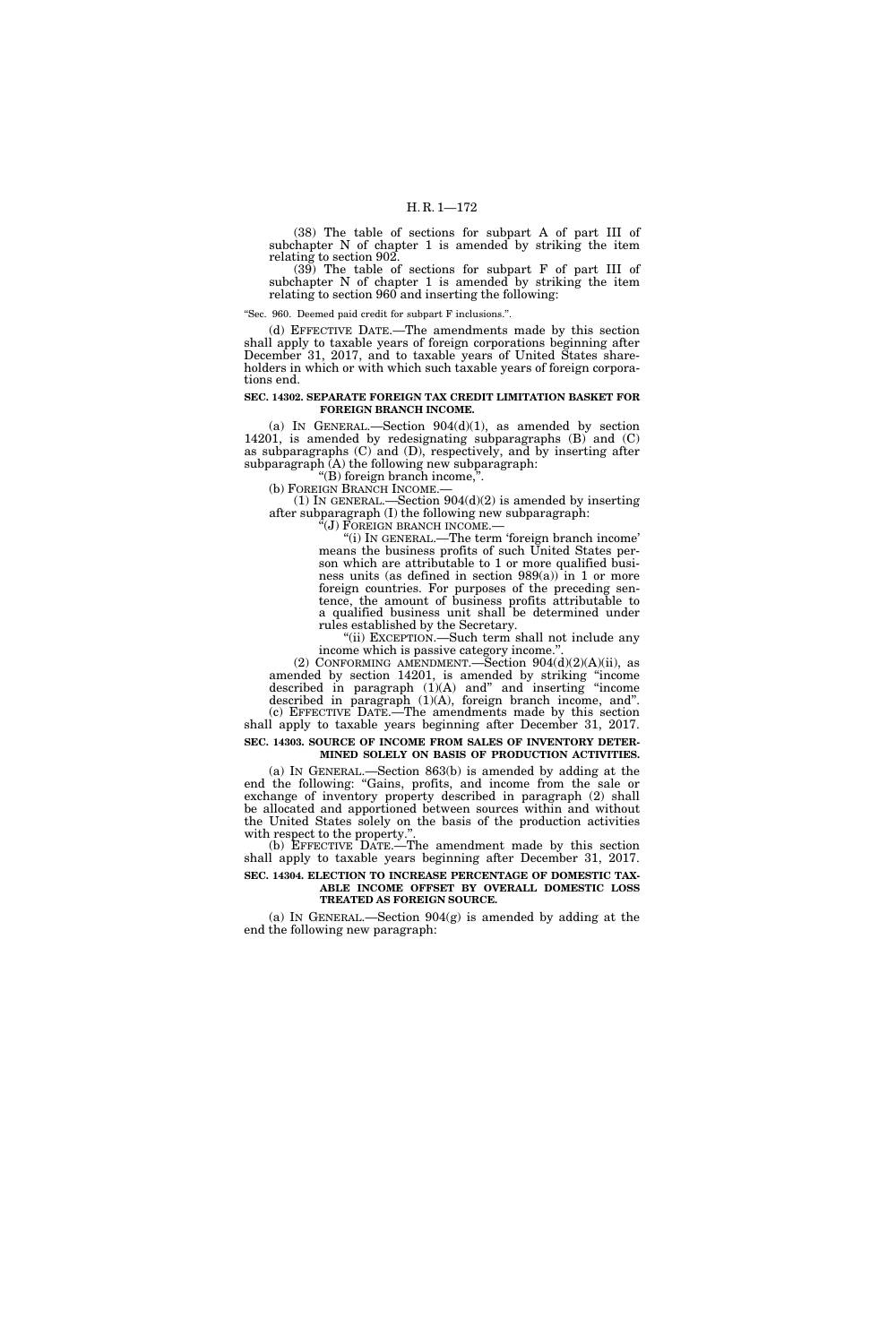(38) The table of sections for subpart A of part III of subchapter N of chapter 1 is amended by striking the item relating to section 902.

(39) The table of sections for subpart F of part III of subchapter N of chapter 1 is amended by striking the item relating to section 960 and inserting the following:

"Sec. 960. Deemed paid credit for subpart F inclusions.".

(d) EFFECTIVE DATE.—The amendments made by this section shall apply to taxable years of foreign corporations beginning after December 31, 2017, and to taxable years of United States shareholders in which or with which such taxable years of foreign corporations end.

**SEC. 14302. SEPARATE FOREIGN TAX CREDIT LIMITATION BASKET FOR FOREIGN BRANCH INCOME.**

(a) IN GENERAL.—Section 904(d)(1), as amended by section 14201, is amended by redesignating subparagraphs (B) and (C) as subparagraphs (C) and (D), respectively, and by inserting after subparagraph (A) the following new subparagraph:

"(B) foreign branch income,".

(b) FOREIGN BRANCH INCOME.—

(1) IN GENERAL.—Section 904(d)(2) is amended by inserting after subparagraph (I) the following new subparagraph:

"(J) FOREIGN BRANCH INCOME.—

"(i) IN GENERAL.—The term 'foreign branch income' means the business profits of such United States person which are attributable to 1 or more qualified business units (as defined in section 989(a)) in 1 or more foreign countries. For purposes of the preceding sentence, the amount of business profits attributable to a qualified business unit shall be determined under rules established by the Secretary.

"(ii) EXCEPTION.—Such term shall not include any income which is passive category income.".

(2) CONFORMING AMENDMENT.—Section 904(d)(2)(A)(ii), as amended by section 14201, is amended by striking "income described in paragraph (1)(A) and" and inserting "income described in paragraph (1)(A), foreign branch income, and".

(c) EFFECTIVE DATE.—The amendments made by this section shall apply to taxable years beginning after December 31, 2017.

**SEC. 14303. SOURCE OF INCOME FROM SALES OF INVENTORY DETERMINED SOLELY ON BASIS OF PRODUCTION ACTIVITIES.**

(a) IN GENERAL.—Section 863(b) is amended by adding at the end the following: "Gains, profits, and income from the sale or exchange of inventory property described in paragraph (2) shall be allocated and apportioned between sources within and without the United States solely on the basis of the production activities with respect to the property.".

(b) EFFECTIVE DATE.—The amendment made by this section shall apply to taxable years beginning after December 31, 2017.

**SEC. 14304. ELECTION TO INCREASE PERCENTAGE OF DOMESTIC TAXABLE INCOME OFFSET BY OVERALL DOMESTIC LOSS TREATED AS FOREIGN SOURCE.**

(a) IN GENERAL.—Section 904(g) is amended by adding at the end the following new paragraph: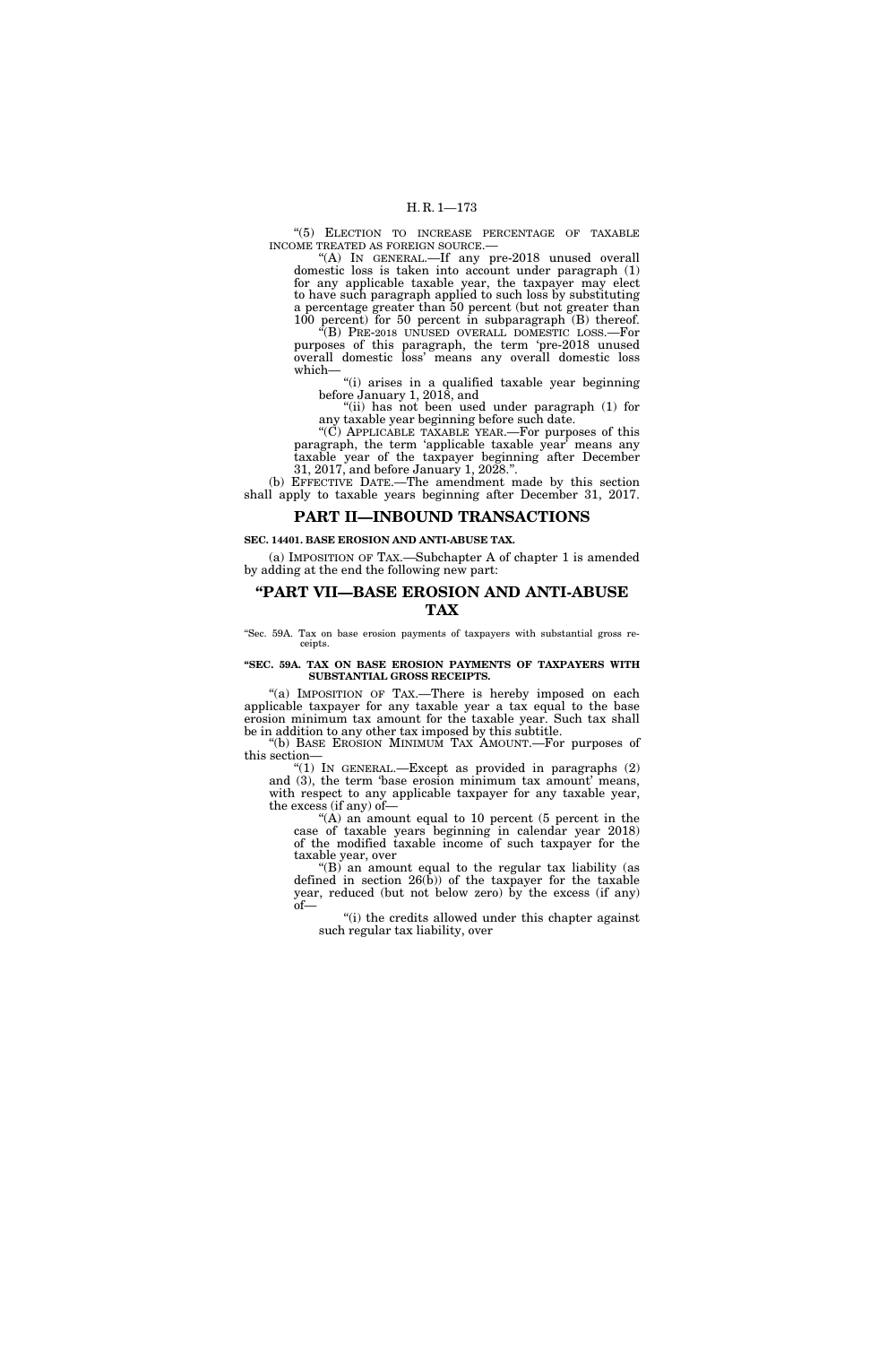"(5) ELECTION TO INCREASE PERCENTAGE OF TAXABLE INCOME TREATED AS FOREIGN SOURCE.—

"(A) IN GENERAL.—If any pre-2018 unused overall domestic loss is taken into account under paragraph (1) for any applicable taxable year, the taxpayer may elect to have such paragraph applied to such loss by substituting a percentage greater than 50 percent (but not greater than 100 percent) for 50 percent in subparagraph (B) thereof.

"(B) PRE-2018 UNUSED OVERALL DOMESTIC LOSS.—For purposes of this paragraph, the term 'pre-2018 unused overall domestic loss' means any overall domestic loss which—

"(i) arises in a qualified taxable year beginning before January 1, 2018, and

"(ii) has not been used under paragraph (1) for any taxable year beginning before such date.

"(C) APPLICABLE TAXABLE YEAR.—For purposes of this paragraph, the term 'applicable taxable year' means any taxable year of the taxpayer beginning after December 31, 2017, and before January 1, 2028.".

(b) EFFECTIVE DATE.—The amendment made by this section shall apply to taxable years beginning after December 31, 2017.

## PART II—INBOUND TRANSACTIONS

**SEC. 14401. BASE EROSION AND ANTI-ABUSE TAX.**

(a) IMPOSITION OF TAX.—Subchapter A of chapter 1 is amended by adding at the end the following new part:

## "PART VII—BASE EROSION AND ANTI-ABUSE TAX

"Sec. 59A. Tax on base erosion payments of taxpayers with substantial gross receipts.

**"SEC. 59A. TAX ON BASE EROSION PAYMENTS OF TAXPAYERS WITH SUBSTANTIAL GROSS RECEIPTS.**

"(a) IMPOSITION OF TAX.—There is hereby imposed on each applicable taxpayer for any taxable year a tax equal to the base erosion minimum tax amount for the taxable year. Such tax shall be in addition to any other tax imposed by this subtitle.

"(b) BASE EROSION MINIMUM TAX AMOUNT.—For purposes of this section—

"(1) IN GENERAL.—Except as provided in paragraphs (2) and (3), the term 'base erosion minimum tax amount' means, with respect to any applicable taxpayer for any taxable year, the excess (if any) of—

"(A) an amount equal to 10 percent (5 percent in the case of taxable years beginning in calendar year 2018) of the modified taxable income of such taxpayer for the taxable year, over

"(B) an amount equal to the regular tax liability (as defined in section 26(b)) of the taxpayer for the taxable year, reduced (but not below zero) by the excess (if any) of—

"(i) the credits allowed under this chapter against such regular tax liability, over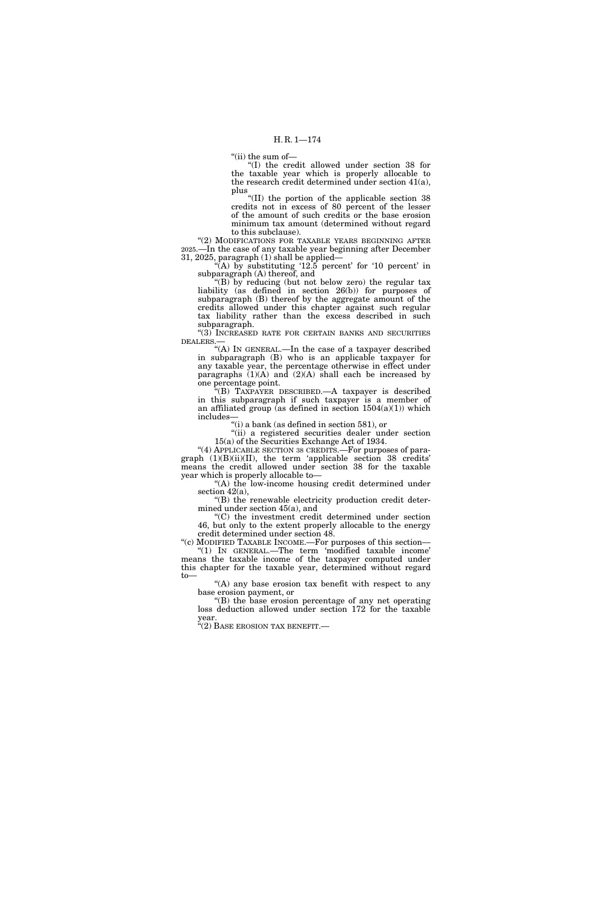"(ii) the sum of—

"(I) the credit allowed under section 38 for the taxable year which is properly allocable to the research credit determined under section 41(a), plus

"(II) the portion of the applicable section 38 credits not in excess of 80 percent of the lesser of the amount of such credits or the base erosion minimum tax amount (determined without regard to this subclause).

"(2) MODIFICATIONS FOR TAXABLE YEARS BEGINNING AFTER 2025.—In the case of any taxable year beginning after December 31, 2025, paragraph (1) shall be applied—

"(A) by substituting '12.5 percent' for '10 percent' in subparagraph (A) thereof, and

"(B) by reducing (but not below zero) the regular tax liability (as defined in section 26(b)) for purposes of subparagraph (B) thereof by the aggregate amount of the credits allowed under this chapter against such regular tax liability rather than the excess described in such subparagraph.

"(3) INCREASED RATE FOR CERTAIN BANKS AND SECURITIES DEALERS.—

"(A) IN GENERAL.—In the case of a taxpayer described in subparagraph (B) who is an applicable taxpayer for any taxable year, the percentage otherwise in effect under paragraphs (1)(A) and (2)(A) shall each be increased by one percentage point.

"(B) TAXPAYER DESCRIBED.—A taxpayer is described in this subparagraph if such taxpayer is a member of an affiliated group (as defined in section 1504(a)(1)) which includes—

"(i) a bank (as defined in section 581), or

"(ii) a registered securities dealer under section 15(a) of the Securities Exchange Act of 1934.

"(4) APPLICABLE SECTION 38 CREDITS.—For purposes of paragraph (1)(B)(ii)(II), the term 'applicable section 38 credits' means the credit allowed under section 38 for the taxable year which is properly allocable to—

"(A) the low-income housing credit determined under section 42(a),

"(B) the renewable electricity production credit determined under section 45(a), and

"(C) the investment credit determined under section 46, but only to the extent properly allocable to the energy credit determined under section 48.

"(c) MODIFIED TAXABLE INCOME.—For purposes of this section—

"(1) IN GENERAL.—The term 'modified taxable income' means the taxable income of the taxpayer computed under this chapter for the taxable year, determined without regard to—

"(A) any base erosion tax benefit with respect to any base erosion payment, or

"(B) the base erosion percentage of any net operating loss deduction allowed under section 172 for the taxable year.

"(2) BASE EROSION TAX BENEFIT.—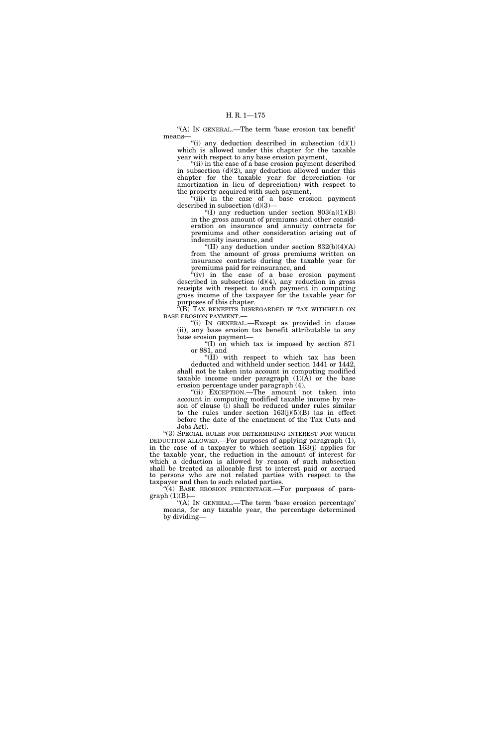"(A) IN GENERAL.—The term 'base erosion tax benefit' means—

"(i) any deduction described in subsection (d)(1) which is allowed under this chapter for the taxable year with respect to any base erosion payment,

"(ii) in the case of a base erosion payment described in subsection (d)(2), any deduction allowed under this chapter for the taxable year for depreciation (or amortization in lieu of depreciation) with respect to the property acquired with such payment,

"(iii) in the case of a base erosion payment described in subsection (d)(3)—

"(I) any reduction under section 803(a)(1)(B) in the gross amount of premiums and other consideration on insurance and annuity contracts for premiums and other consideration arising out of indemnity insurance, and

"(II) any deduction under section 832(b)(4)(A) from the amount of gross premiums written on insurance contracts during the taxable year for premiums paid for reinsurance, and

"(iv) in the case of a base erosion payment described in subsection (d)(4), any reduction in gross receipts with respect to such payment in computing gross income of the taxpayer for the taxable year for purposes of this chapter.

"(B) TAX BENEFITS DISREGARDED IF TAX WITHHELD ON BASE EROSION PAYMENT.—

"(i) IN GENERAL.—Except as provided in clause (ii), any base erosion tax benefit attributable to any base erosion payment—

"(I) on which tax is imposed by section 871 or 881, and

"(II) with respect to which tax has been deducted and withheld under section 1441 or 1442,

shall not be taken into account in computing modified taxable income under paragraph (1)(A) or the base erosion percentage under paragraph (4).

"(ii) EXCEPTION.—The amount not taken into account in computing modified taxable income by reason of clause (i) shall be reduced under rules similar to the rules under section 163(j)(5)(B) (as in effect before the date of the enactment of the Tax Cuts and Jobs Act).

"(3) SPECIAL RULES FOR DETERMINING INTEREST FOR WHICH DEDUCTION ALLOWED.—For purposes of applying paragraph (1), in the case of a taxpayer to which section 163(j) applies for the taxable year, the reduction in the amount of interest for which a deduction is allowed by reason of such subsection shall be treated as allocable first to interest paid or accrued to persons who are not related parties with respect to the taxpayer and then to such related parties.

"(4) BASE EROSION PERCENTAGE.—For purposes of paragraph (1)(B)—

"(A) IN GENERAL.—The term 'base erosion percentage' means, for any taxable year, the percentage determined by dividing—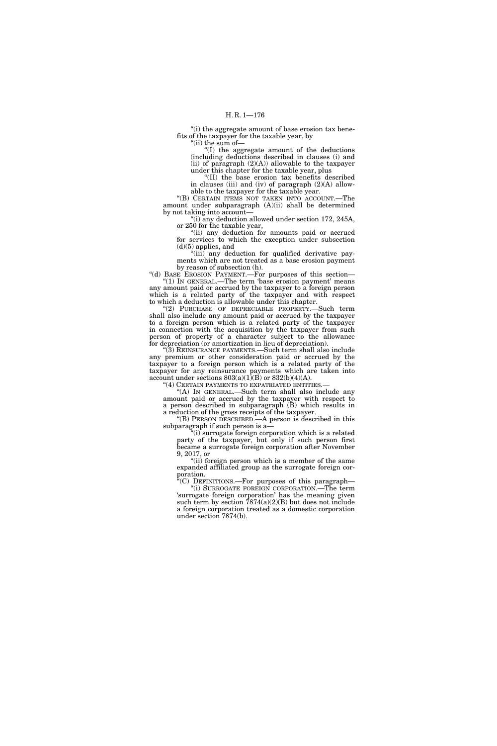"(i) the aggregate amount of base erosion tax benefits of the taxpayer for the taxable year, by

"(ii) the sum of—

"(I) the aggregate amount of the deductions (including deductions described in clauses (i) and (ii) of paragraph (2)(A)) allowable to the taxpayer under this chapter for the taxable year, plus

"(II) the base erosion tax benefits described in clauses (iii) and (iv) of paragraph (2)(A) allowable to the taxpayer for the taxable year.

"(B) CERTAIN ITEMS NOT TAKEN INTO ACCOUNT.—The amount under subparagraph (A)(ii) shall be determined by not taking into account—

"(i) any deduction allowed under section 172, 245A, or 250 for the taxable year,

"(ii) any deduction for amounts paid or accrued for services to which the exception under subsection (d)(5) applies, and

"(iii) any deduction for qualified derivative payments which are not treated as a base erosion payment by reason of subsection (h).

"(d) BASE EROSION PAYMENT.—For purposes of this section—

"(1) IN GENERAL.—The term 'base erosion payment' means any amount paid or accrued by the taxpayer to a foreign person which is a related party of the taxpayer and with respect to which a deduction is allowable under this chapter.

"(2) PURCHASE OF DEPRECIABLE PROPERTY.—Such term shall also include any amount paid or accrued by the taxpayer to a foreign person which is a related party of the taxpayer in connection with the acquisition by the taxpayer from such person of property of a character subject to the allowance for depreciation (or amortization in lieu of depreciation).

"(3) REINSURANCE PAYMENTS.—Such term shall also include any premium or other consideration paid or accrued by the taxpayer to a foreign person which is a related party of the taxpayer for any reinsurance payments which are taken into account under sections 803(a)(1)(B) or 832(b)(4)(A).

"(4) CERTAIN PAYMENTS TO EXPATRIATED ENTITIES.—

"(A) IN GENERAL.—Such term shall also include any amount paid or accrued by the taxpayer with respect to a person described in subparagraph (B) which results in a reduction of the gross receipts of the taxpayer.

"(B) PERSON DESCRIBED.—A person is described in this subparagraph if such person is a—

"(i) surrogate foreign corporation which is a related party of the taxpayer, but only if such person first became a surrogate foreign corporation after November 9, 2017, or

"(ii) foreign person which is a member of the same expanded affiliated group as the surrogate foreign corporation.

"(C) DEFINITIONS.—For purposes of this paragraph—

"(i) SURROGATE FOREIGN CORPORATION.—The term 'surrogate foreign corporation' has the meaning given such term by section 7874(a)(2)(B) but does not include a foreign corporation treated as a domestic corporation under section 7874(b).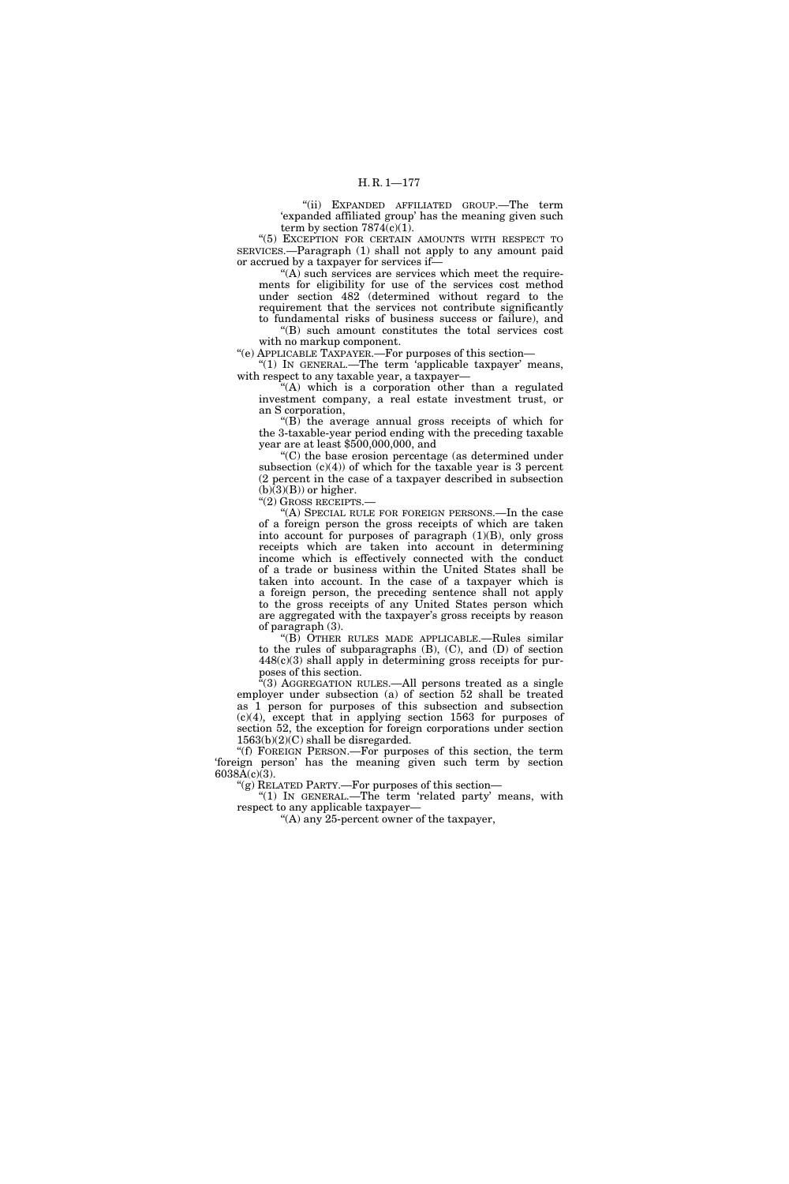"(ii) EXPANDED AFFILIATED GROUP.—The term 'expanded affiliated group' has the meaning given such term by section 7874(c)(1).

"(5) EXCEPTION FOR CERTAIN AMOUNTS WITH RESPECT TO SERVICES.—Paragraph (1) shall not apply to any amount paid or accrued by a taxpayer for services if—

"(A) such services are services which meet the requirements for eligibility for use of the services cost method under section 482 (determined without regard to the requirement that the services not contribute significantly to fundamental risks of business success or failure), and

"(B) such amount constitutes the total services cost with no markup component.

"(e) APPLICABLE TAXPAYER.—For purposes of this section—

"(1) IN GENERAL.—The term 'applicable taxpayer' means, with respect to any taxable year, a taxpayer—

"(A) which is a corporation other than a regulated investment company, a real estate investment trust, or an S corporation,

"(B) the average annual gross receipts of which for the 3-taxable-year period ending with the preceding taxable year are at least $500,000,000, and

"(C) the base erosion percentage (as determined under subsection (c)(4)) of which for the taxable year is 3 percent (2 percent in the case of a taxpayer described in subsection (b)(3)(B)) or higher.

"(2) GROSS RECEIPTS.—

"(A) SPECIAL RULE FOR FOREIGN PERSONS.—In the case of a foreign person the gross receipts of which are taken into account for purposes of paragraph (1)(B), only gross receipts which are taken into account in determining income which is effectively connected with the conduct of a trade or business within the United States shall be taken into account. In the case of a taxpayer which is a foreign person, the preceding sentence shall not apply to the gross receipts of any United States person which are aggregated with the taxpayer's gross receipts by reason of paragraph (3).

"(B) OTHER RULES MADE APPLICABLE.—Rules similar to the rules of subparagraphs (B), (C), and (D) of section 448(c)(3) shall apply in determining gross receipts for purposes of this section.

"(3) AGGREGATION RULES.—All persons treated as a single employer under subsection (a) of section 52 shall be treated as 1 person for purposes of this subsection and subsection (c)(4), except that in applying section 1563 for purposes of section 52, the exception for foreign corporations under section 1563(b)(2)(C) shall be disregarded.

"(f) FOREIGN PERSON.—For purposes of this section, the term 'foreign person' has the meaning given such term by section 6038A(c)(3).

"(g) RELATED PARTY.—For purposes of this section—

"(1) IN GENERAL.—The term 'related party' means, with respect to any applicable taxpayer—

"(A) any 25-percent owner of the taxpayer,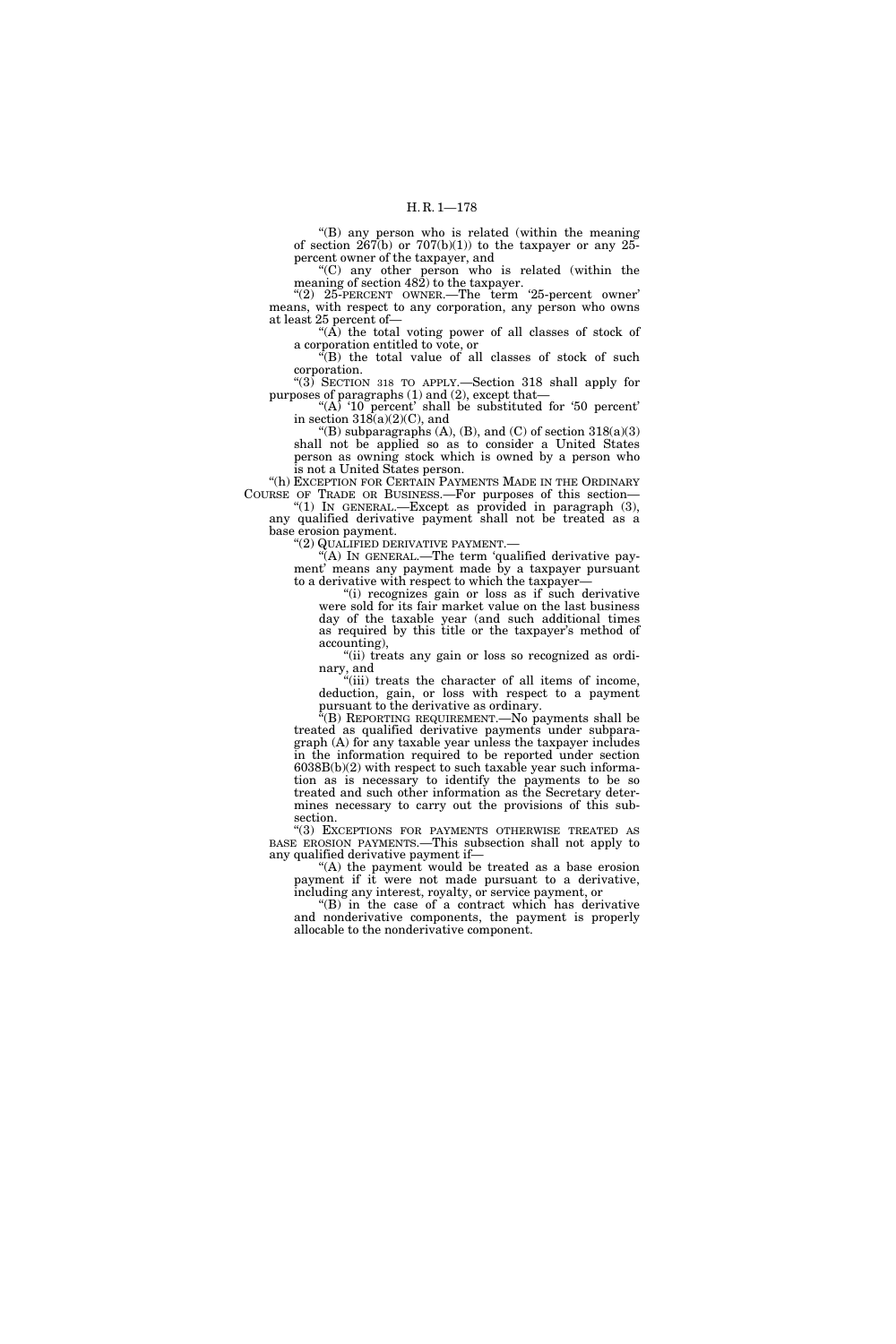"(B) any person who is related (within the meaning of section 267(b) or 707(b)(1)) to the taxpayer or any 25-percent owner of the taxpayer, and

"(C) any other person who is related (within the meaning of section 482) to the taxpayer.

"(2) 25-PERCENT OWNER.—The term '25-percent owner' means, with respect to any corporation, any person who owns at least 25 percent of—

"(A) the total voting power of all classes of stock of a corporation entitled to vote, or

"(B) the total value of all classes of stock of such corporation.

"(3) SECTION 318 TO APPLY.—Section 318 shall apply for purposes of paragraphs (1) and (2), except that—

"(A) '10 percent' shall be substituted for '50 percent' in section 318(a)(2)(C), and

"(B) subparagraphs (A), (B), and (C) of section 318(a)(3) shall not be applied so as to consider a United States person as owning stock which is owned by a person who is not a United States person.

"(h) EXCEPTION FOR CERTAIN PAYMENTS MADE IN THE ORDINARY COURSE OF TRADE OR BUSINESS.—For purposes of this section—

"(1) IN GENERAL.—Except as provided in paragraph (3), any qualified derivative payment shall not be treated as a base erosion payment.

"(2) QUALIFIED DERIVATIVE PAYMENT.—

"(A) IN GENERAL.—The term 'qualified derivative payment' means any payment made by a taxpayer pursuant to a derivative with respect to which the taxpayer—

"(i) recognizes gain or loss as if such derivative were sold for its fair market value on the last business day of the taxable year (and such additional times as required by this title or the taxpayer's method of accounting),

"(ii) treats any gain or loss so recognized as ordinary, and

"(iii) treats the character of all items of income, deduction, gain, or loss with respect to a payment pursuant to the derivative as ordinary.

"(B) REPORTING REQUIREMENT.—No payments shall be treated as qualified derivative payments under subparagraph (A) for any taxable year unless the taxpayer includes in the information required to be reported under section 6038B(b)(2) with respect to such taxable year such information as is necessary to identify the payments to be so treated and such other information as the Secretary determines necessary to carry out the provisions of this subsection.

"(3) EXCEPTIONS FOR PAYMENTS OTHERWISE TREATED AS BASE EROSION PAYMENTS.—This subsection shall not apply to any qualified derivative payment if—

"(A) the payment would be treated as a base erosion payment if it were not made pursuant to a derivative, including any interest, royalty, or service payment, or

"(B) in the case of a contract which has derivative and nonderivative components, the payment is properly allocable to the nonderivative component.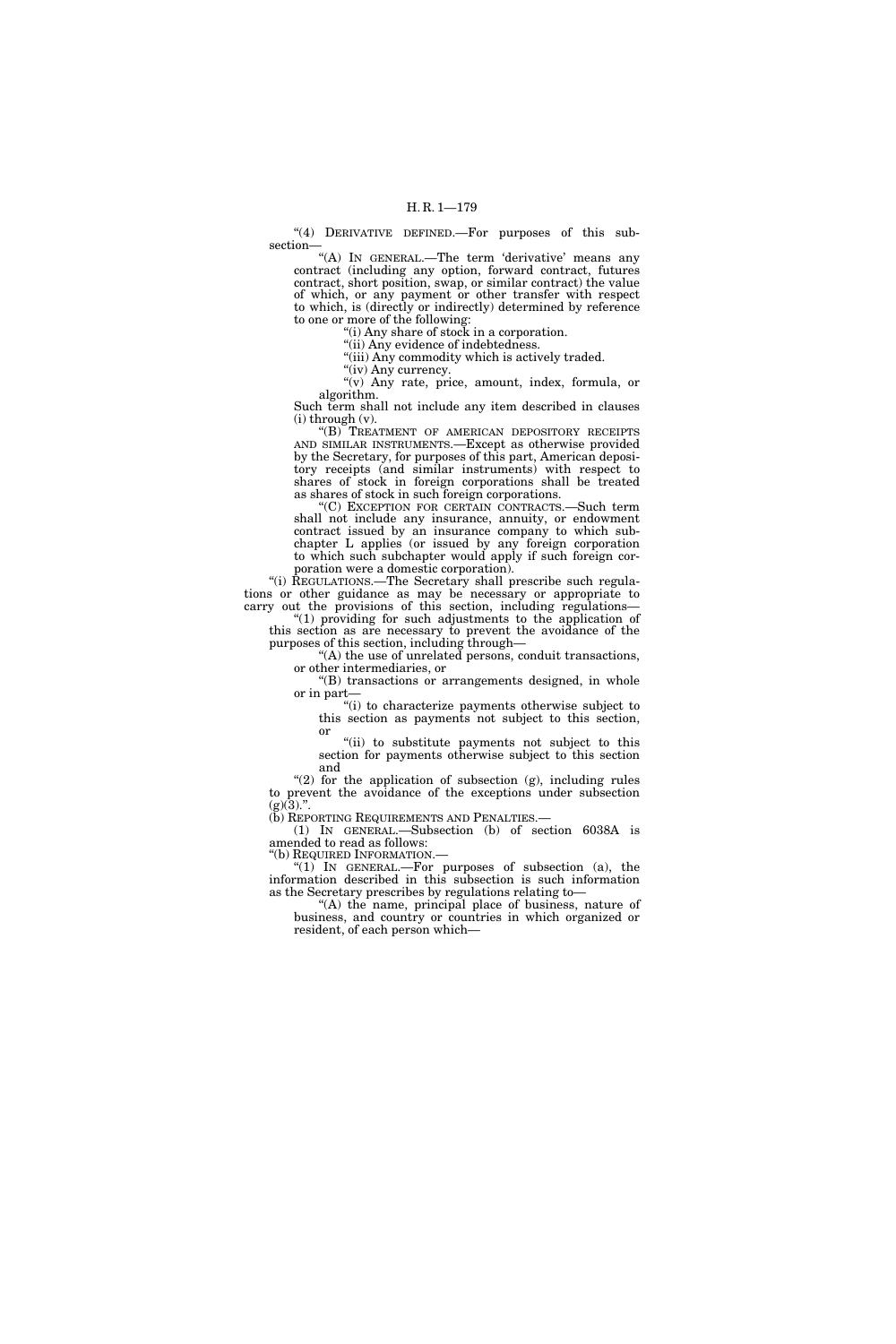"(4) DERIVATIVE DEFINED.—For purposes of this subsection—

"(A) IN GENERAL.—The term 'derivative' means any contract (including any option, forward contract, futures contract, short position, swap, or similar contract) the value of which, or any payment or other transfer with respect to which, is (directly or indirectly) determined by reference to one or more of the following:

"(i) Any share of stock in a corporation.

"(ii) Any evidence of indebtedness.

"(iii) Any commodity which is actively traded.

"(iv) Any currency.

"(v) Any rate, price, amount, index, formula, or algorithm.

Such term shall not include any item described in clauses (i) through (v).

"(B) TREATMENT OF AMERICAN DEPOSITORY RECEIPTS AND SIMILAR INSTRUMENTS.—Except as otherwise provided by the Secretary, for purposes of this part, American depository receipts (and similar instruments) with respect to shares of stock in foreign corporations shall be treated as shares of stock in such foreign corporations.

"(C) EXCEPTION FOR CERTAIN CONTRACTS.—Such term shall not include any insurance, annuity, or endowment contract issued by an insurance company to which subchapter L applies (or issued by any foreign corporation to which such subchapter would apply if such foreign corporation were a domestic corporation).

"(i) REGULATIONS.—The Secretary shall prescribe such regulations or other guidance as may be necessary or appropriate to carry out the provisions of this section, including regulations—

"(1) providing for such adjustments to the application of this section as are necessary to prevent the avoidance of the purposes of this section, including through—

"(A) the use of unrelated persons, conduit transactions, or other intermediaries, or

"(B) transactions or arrangements designed, in whole or in part—

"(i) to characterize payments otherwise subject to this section as payments not subject to this section, or

"(ii) to substitute payments not subject to this section for payments otherwise subject to this section and

"(2) for the application of subsection (g), including rules to prevent the avoidance of the exceptions under subsection (g)(3).".

(b) REPORTING REQUIREMENTS AND PENALTIES.—

(1) IN GENERAL.—Subsection (b) of section 6038A is amended to read as follows:

"(b) REQUIRED INFORMATION.—

"(1) IN GENERAL.—For purposes of subsection (a), the information described in this subsection is such information as the Secretary prescribes by regulations relating to—

"(A) the name, principal place of business, nature of business, and country or countries in which organized or resident, of each person which—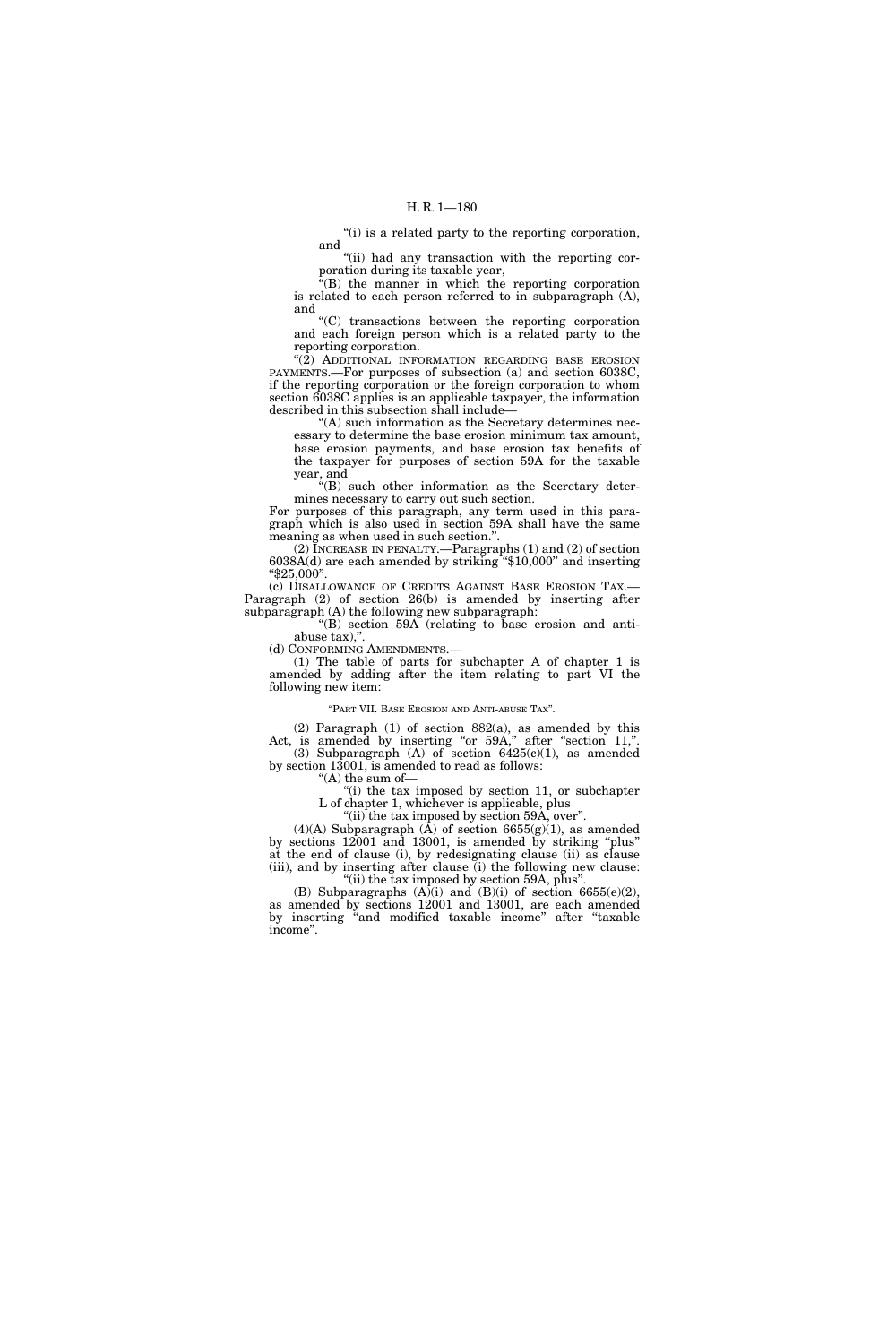"(i) is a related party to the reporting corporation, and

"(ii) had any transaction with the reporting corporation during its taxable year,

"(B) the manner in which the reporting corporation is related to each person referred to in subparagraph (A), and

"(C) transactions between the reporting corporation and each foreign person which is a related party to the reporting corporation.

"(2) ADDITIONAL INFORMATION REGARDING BASE EROSION PAYMENTS.—For purposes of subsection (a) and section 6038C, if the reporting corporation or the foreign corporation to whom section 6038C applies is an applicable taxpayer, the information described in this subsection shall include—

"(A) such information as the Secretary determines necessary to determine the base erosion minimum tax amount, base erosion payments, and base erosion tax benefits of the taxpayer for purposes of section 59A for the taxable year, and

"(B) such other information as the Secretary determines necessary to carry out such section.

For purposes of this paragraph, any term used in this paragraph which is also used in section 59A shall have the same meaning as when used in such section.".

(2) INCREASE IN PENALTY.—Paragraphs (1) and (2) of section 6038A(d) are each amended by striking "$10,000" and inserting "$25,000".

(c) DISALLOWANCE OF CREDITS AGAINST BASE EROSION TAX.—Paragraph (2) of section 26(b) is amended by inserting after subparagraph (A) the following new subparagraph:

"(B) section 59A (relating to base erosion and anti-abuse tax),".

(d) CONFORMING AMENDMENTS.—

(1) The table of parts for subchapter A of chapter 1 is amended by adding after the item relating to part VI the following new item:

"PART VII. BASE EROSION AND ANTI-ABUSE TAX".

(2) Paragraph (1) of section 882(a), as amended by this Act, is amended by inserting "or 59A," after "section 11,".

(3) Subparagraph (A) of section 6425(c)(1), as amended by section 13001, is amended to read as follows:

"(A) the sum of—

"(i) the tax imposed by section 11, or subchapter L of chapter 1, whichever is applicable, plus

"(ii) the tax imposed by section 59A, over".

(4)(A) Subparagraph (A) of section 6655(g)(1), as amended by sections 12001 and 13001, is amended by striking "plus" at the end of clause (i), by redesignating clause (ii) as clause (iii), and by inserting after clause (i) the following new clause:

"(ii) the tax imposed by section 59A, plus".

(B) Subparagraphs (A)(i) and (B)(i) of section 6655(e)(2), as amended by sections 12001 and 13001, are each amended by inserting "and modified taxable income" after "taxable income".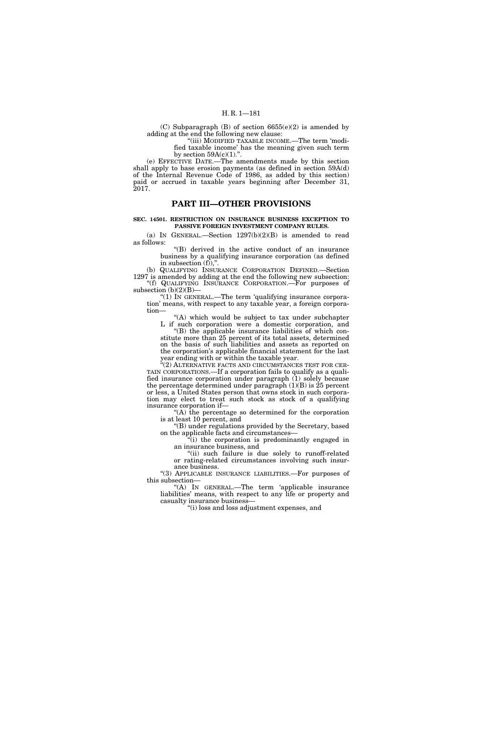(C) Subparagraph (B) of section 6655(e)(2) is amended by adding at the end the following new clause:

"(iii) MODIFIED TAXABLE INCOME.—The term 'modified taxable income' has the meaning given such term by section 59A(c)(1).".

(e) EFFECTIVE DATE.—The amendments made by this section shall apply to base erosion payments (as defined in section 59A(d) of the Internal Revenue Code of 1986, as added by this section) paid or accrued in taxable years beginning after December 31, 2017.

## PART III—OTHER PROVISIONS

**SEC. 14501. RESTRICTION ON INSURANCE BUSINESS EXCEPTION TO PASSIVE FOREIGN INVESTMENT COMPANY RULES.**

(a) IN GENERAL.—Section 1297(b)(2)(B) is amended to read as follows:

"(B) derived in the active conduct of an insurance business by a qualifying insurance corporation (as defined in subsection (f)),".

(b) QUALIFYING INSURANCE CORPORATION DEFINED.—Section 1297 is amended by adding at the end the following new subsection:

"(f) QUALIFYING INSURANCE CORPORATION.—For purposes of subsection (b)(2)(B)—

"(1) IN GENERAL.—The term 'qualifying insurance corporation' means, with respect to any taxable year, a foreign corporation—

"(A) which would be subject to tax under subchapter L if such corporation were a domestic corporation, and

"(B) the applicable insurance liabilities of which constitute more than 25 percent of its total assets, determined on the basis of such liabilities and assets as reported on the corporation's applicable financial statement for the last year ending with or within the taxable year.

"(2) ALTERNATIVE FACTS AND CIRCUMSTANCES TEST FOR CERTAIN CORPORATIONS.—If a corporation fails to qualify as a qualified insurance corporation under paragraph (1) solely because the percentage determined under paragraph (1)(B) is 25 percent or less, a United States person that owns stock in such corporation may elect to treat such stock as stock of a qualifying insurance corporation if—

"(A) the percentage so determined for the corporation is at least 10 percent, and

"(B) under regulations provided by the Secretary, based on the applicable facts and circumstances—

"(i) the corporation is predominantly engaged in an insurance business, and

"(ii) such failure is due solely to runoff-related or rating-related circumstances involving such insurance business.

"(3) APPLICABLE INSURANCE LIABILITIES.—For purposes of this subsection—

"(A) IN GENERAL.—The term 'applicable insurance liabilities' means, with respect to any life or property and casualty insurance business—

"(i) loss and loss adjustment expenses, and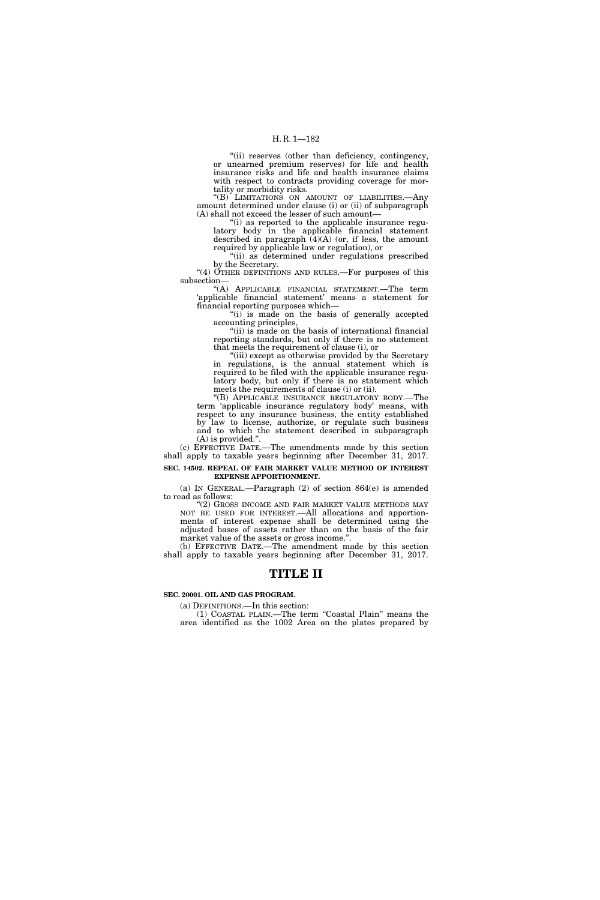"(ii) reserves (other than deficiency, contingency, or unearned premium reserves) for life and health insurance risks and life and health insurance claims with respect to contracts providing coverage for mortality or morbidity risks.

"(B) LIMITATIONS ON AMOUNT OF LIABILITIES.—Any amount determined under clause (i) or (ii) of subparagraph (A) shall not exceed the lesser of such amount—

"(i) as reported to the applicable insurance regulatory body in the applicable financial statement described in paragraph (4)(A) (or, if less, the amount required by applicable law or regulation), or

"(ii) as determined under regulations prescribed by the Secretary.

"(4) OTHER DEFINITIONS AND RULES.—For purposes of this subsection—

"(A) APPLICABLE FINANCIAL STATEMENT.—The term 'applicable financial statement' means a statement for financial reporting purposes which—

"(i) is made on the basis of generally accepted accounting principles,

"(ii) is made on the basis of international financial reporting standards, but only if there is no statement that meets the requirement of clause (i), or

"(iii) except as otherwise provided by the Secretary in regulations, is the annual statement which is required to be filed with the applicable insurance regulatory body, but only if there is no statement which meets the requirements of clause (i) or (ii).

"(B) APPLICABLE INSURANCE REGULATORY BODY.—The term 'applicable insurance regulatory body' means, with respect to any insurance business, the entity established by law to license, authorize, or regulate such business and to which the statement described in subparagraph (A) is provided.".

(c) EFFECTIVE DATE.—The amendments made by this section shall apply to taxable years beginning after December 31, 2017.

**SEC. 14502. REPEAL OF FAIR MARKET VALUE METHOD OF INTEREST EXPENSE APPORTIONMENT.**

(a) IN GENERAL.—Paragraph (2) of section 864(e) is amended to read as follows:

"(2) GROSS INCOME AND FAIR MARKET VALUE METHODS MAY NOT BE USED FOR INTEREST.—All allocations and apportionments of interest expense shall be determined using the adjusted bases of assets rather than on the basis of the fair market value of the assets or gross income.".

(b) EFFECTIVE DATE.—The amendment made by this section shall apply to taxable years beginning after December 31, 2017.

# TITLE II

**SEC. 20001. OIL AND GAS PROGRAM.**

(a) DEFINITIONS.—In this section:

(1) COASTAL PLAIN.—The term "Coastal Plain" means the area identified as the 1002 Area on the plates prepared by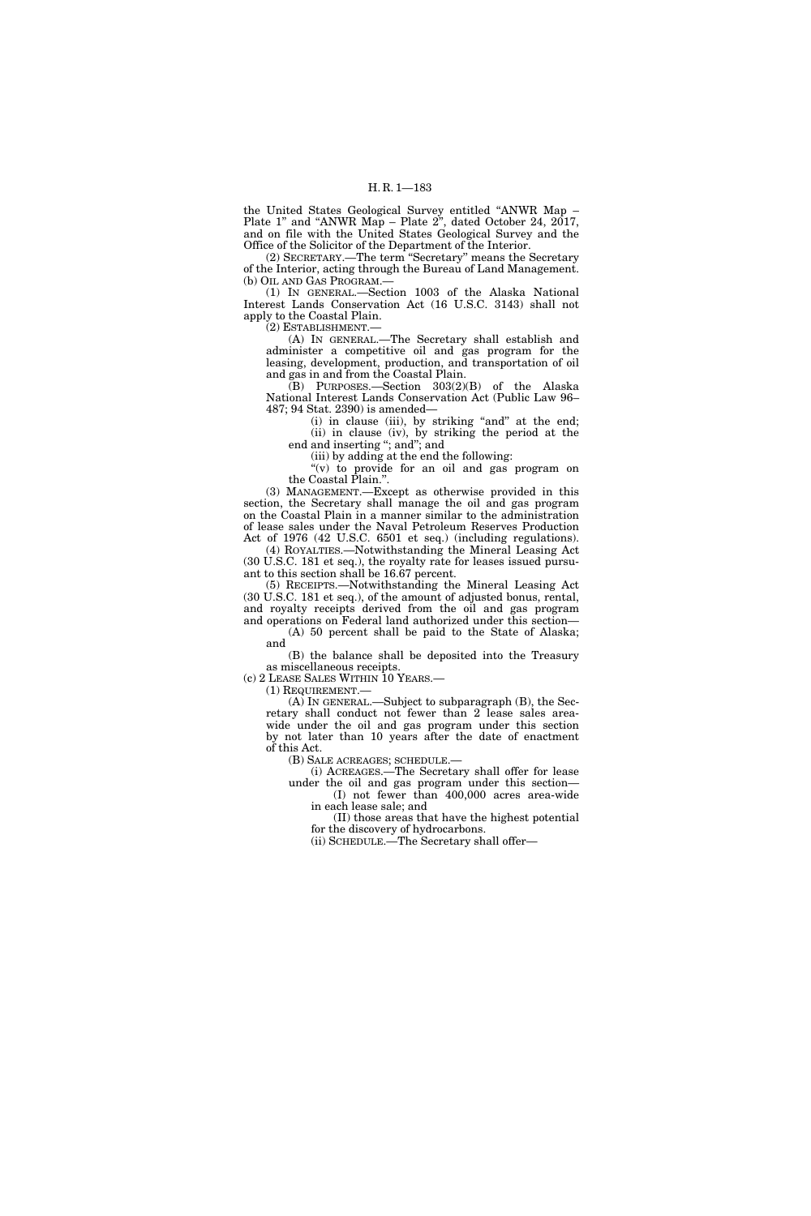the United States Geological Survey entitled "ANWR Map – Plate 1" and "ANWR Map – Plate 2", dated October 24, 2017, and on file with the United States Geological Survey and the Office of the Solicitor of the Department of the Interior.

(2) SECRETARY.—The term "Secretary" means the Secretary of the Interior, acting through the Bureau of Land Management.

(b) OIL AND GAS PROGRAM.—

(1) IN GENERAL.—Section 1003 of the Alaska National Interest Lands Conservation Act (16 U.S.C. 3143) shall not apply to the Coastal Plain.

(2) ESTABLISHMENT.—

(A) IN GENERAL.—The Secretary shall establish and administer a competitive oil and gas program for the leasing, development, production, and transportation of oil and gas in and from the Coastal Plain.

(B) PURPOSES.—Section 303(2)(B) of the Alaska National Interest Lands Conservation Act (Public Law 96–487; 94 Stat. 2390) is amended—

(i) in clause (iii), by striking "and" at the end;

(ii) in clause (iv), by striking the period at the end and inserting "; and"; and

(iii) by adding at the end the following:

"(v) to provide for an oil and gas program on the Coastal Plain.".

(3) MANAGEMENT.—Except as otherwise provided in this section, the Secretary shall manage the oil and gas program on the Coastal Plain in a manner similar to the administration of lease sales under the Naval Petroleum Reserves Production Act of 1976 (42 U.S.C. 6501 et seq.) (including regulations).

(4) ROYALTIES.—Notwithstanding the Mineral Leasing Act (30 U.S.C. 181 et seq.), the royalty rate for leases issued pursuant to this section shall be 16.67 percent.

(5) RECEIPTS.—Notwithstanding the Mineral Leasing Act (30 U.S.C. 181 et seq.), of the amount of adjusted bonus, rental, and royalty receipts derived from the oil and gas program and operations on Federal land authorized under this section—

(A) 50 percent shall be paid to the State of Alaska; and

(B) the balance shall be deposited into the Treasury as miscellaneous receipts.

(c) 2 LEASE SALES WITHIN 10 YEARS.—

(1) REQUIREMENT.—

(A) IN GENERAL.—Subject to subparagraph (B), the Secretary shall conduct not fewer than 2 lease sales area-wide under the oil and gas program under this section by not later than 10 years after the date of enactment of this Act.

(B) SALE ACREAGES; SCHEDULE.—

(i) ACREAGES.—The Secretary shall offer for lease under the oil and gas program under this section—

(I) not fewer than 400,000 acres area-wide in each lease sale; and

(II) those areas that have the highest potential for the discovery of hydrocarbons.

(ii) SCHEDULE.—The Secretary shall offer—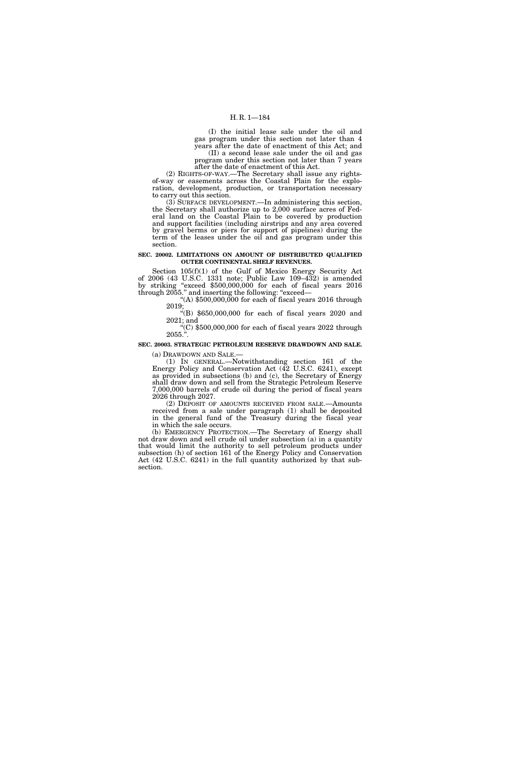(I) the initial lease sale under the oil and gas program under this section not later than 4 years after the date of enactment of this Act; and

(II) a second lease sale under the oil and gas program under this section not later than 7 years after the date of enactment of this Act.

(2) RIGHTS-OF-WAY.—The Secretary shall issue any rights-of-way or easements across the Coastal Plain for the exploration, development, production, or transportation necessary to carry out this section.

(3) SURFACE DEVELOPMENT.—In administering this section, the Secretary shall authorize up to 2,000 surface acres of Federal land on the Coastal Plain to be covered by production and support facilities (including airstrips and any area covered by gravel berms or piers for support of pipelines) during the term of the leases under the oil and gas program under this section.

**SEC. 20002. LIMITATIONS ON AMOUNT OF DISTRIBUTED QUALIFIED OUTER CONTINENTAL SHELF REVENUES.**

Section 105(f)(1) of the Gulf of Mexico Energy Security Act of 2006 (43 U.S.C. 1331 note; Public Law 109–432) is amended by striking "exceed $500,000,000 for each of fiscal years 2016 through 2055." and inserting the following: "exceed—

"(A) $500,000,000 for each of fiscal years 2016 through 2019;

"(B) $650,000,000 for each of fiscal years 2020 and 2021; and

"(C) $500,000,000 for each of fiscal years 2022 through 2055.".

**SEC. 20003. STRATEGIC PETROLEUM RESERVE DRAWDOWN AND SALE.**

(a) DRAWDOWN AND SALE.—

(1) IN GENERAL.—Notwithstanding section 161 of the Energy Policy and Conservation Act (42 U.S.C. 6241), except as provided in subsections (b) and (c), the Secretary of Energy shall draw down and sell from the Strategic Petroleum Reserve 7,000,000 barrels of crude oil during the period of fiscal years 2026 through 2027.

(2) DEPOSIT OF AMOUNTS RECEIVED FROM SALE.—Amounts received from a sale under paragraph (1) shall be deposited in the general fund of the Treasury during the fiscal year in which the sale occurs.

(b) EMERGENCY PROTECTION.—The Secretary of Energy shall not draw down and sell crude oil under subsection (a) in a quantity that would limit the authority to sell petroleum products under subsection (h) of section 161 of the Energy Policy and Conservation Act (42 U.S.C. 6241) in the full quantity authorized by that subsection.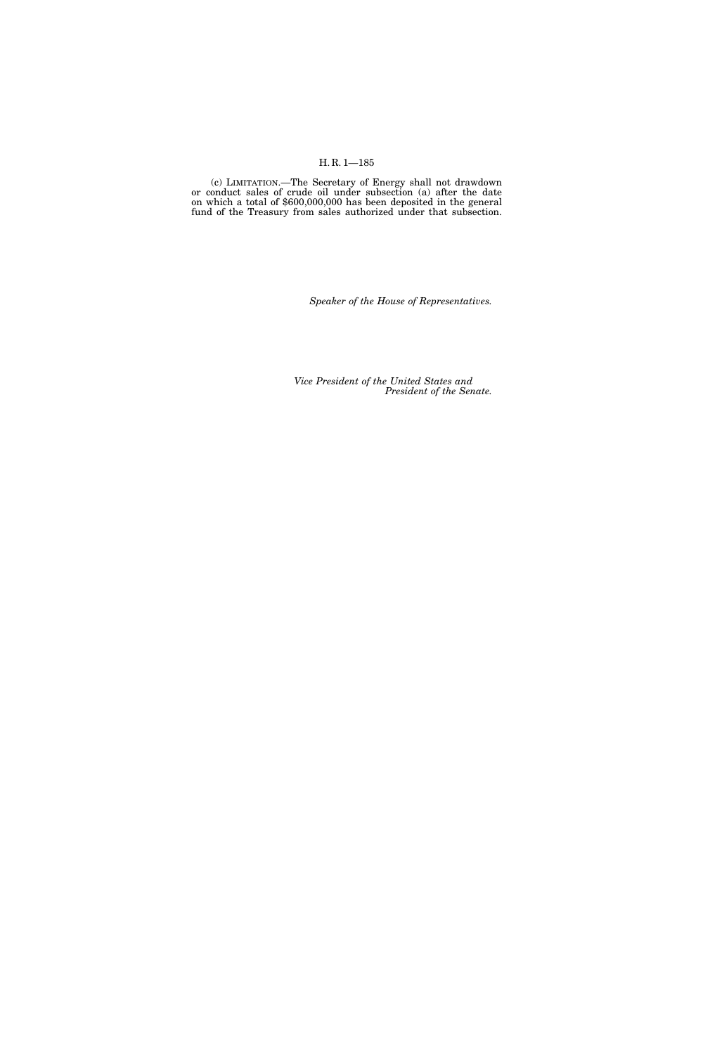(c) LIMITATION.—The Secretary of Energy shall not drawdown or conduct sales of crude oil under subsection (a) after the date on which a total of $600,000,000 has been deposited in the general fund of the Treasury from sales authorized under that subsection.

*Speaker of the House of Representatives.*

*Vice President of the United States and President of the Senate.*